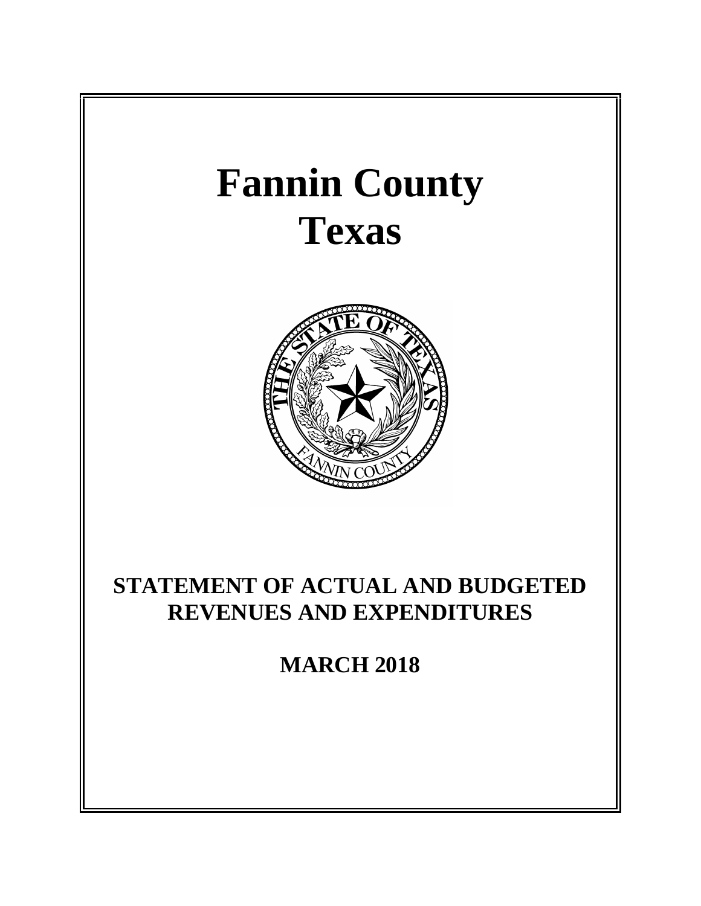# Fannin County
# Texas

## STATEMENT OF ACTUAL AND BUDGETED REVENUES AND EXPENDITURES

## MARCH 2018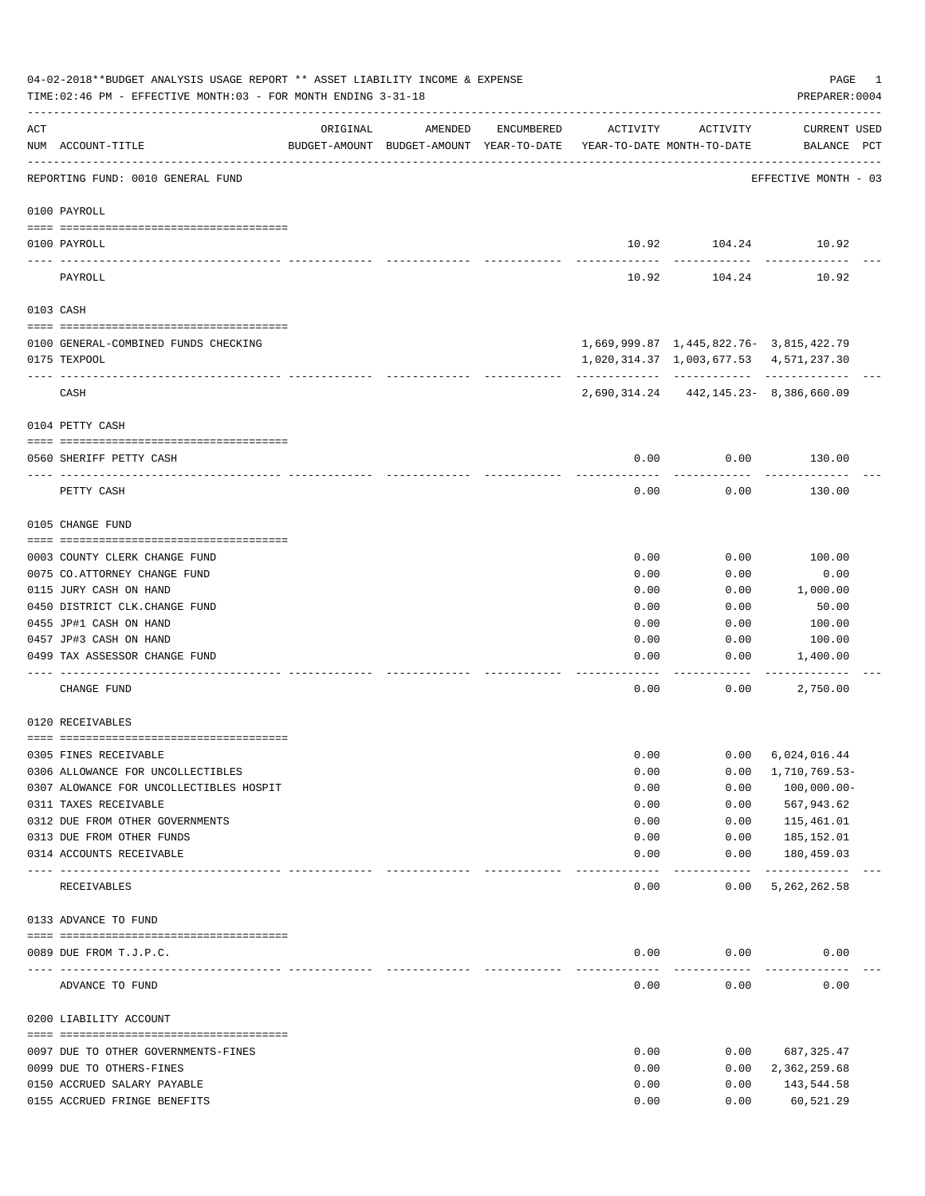04-02-2018**BUDGET ANALYSIS USAGE REPORT ** ASSET LIABILITY INCOME & EXPENSE

TIME:02:46 PM - EFFECTIVE MONTH:03 - FOR MONTH ENDING 3-31-18

PREPARER:0004

| ACT NUM | ACCOUNT-TITLE | ORIGINAL BUDGET-AMOUNT | AMENDED BUDGET-AMOUNT | ENCUMBERED YEAR-TO-DATE | ACTIVITY YEAR-TO-DATE | ACTIVITY MONTH-TO-DATE | CURRENT BALANCE | USED PCT |
|---|---|---|---|---|---|---|---|---|
| | REPORTING FUND: 0010 GENERAL FUND | | | | | | EFFECTIVE MONTH - 03 | |
| | **0100 PAYROLL** | | | | | | | |
| 0100 | PAYROLL | | | | 10.92 | 104.24 | 10.92 | |
| | PAYROLL | | | | 10.92 | 104.24 | 10.92 | |
| | **0103 CASH** | | | | | | | |
| 0100 | GENERAL-COMBINED FUNDS CHECKING | | | | 1,669,999.87 | 1,445,822.76- | 3,815,422.79 | |
| 0175 | TEXPOOL | | | | 1,020,314.37 | 1,003,677.53 | 4,571,237.30 | |
| | CASH | | | | 2,690,314.24 | 442,145.23- | 8,386,660.09 | |
| | **0104 PETTY CASH** | | | | | | | |
| 0560 | SHERIFF PETTY CASH | | | | 0.00 | 0.00 | 130.00 | |
| | PETTY CASH | | | | 0.00 | 0.00 | 130.00 | |
| | **0105 CHANGE FUND** | | | | | | | |
| 0003 | COUNTY CLERK CHANGE FUND | | | | 0.00 | 0.00 | 100.00 | |
| 0075 | CO.ATTORNEY CHANGE FUND | | | | 0.00 | 0.00 | 0.00 | |
| 0115 | JURY CASH ON HAND | | | | 0.00 | 0.00 | 1,000.00 | |
| 0450 | DISTRICT CLK.CHANGE FUND | | | | 0.00 | 0.00 | 50.00 | |
| 0455 | JP#1 CASH ON HAND | | | | 0.00 | 0.00 | 100.00 | |
| 0457 | JP#3 CASH ON HAND | | | | 0.00 | 0.00 | 100.00 | |
| 0499 | TAX ASSESSOR CHANGE FUND | | | | 0.00 | 0.00 | 1,400.00 | |
| | CHANGE FUND | | | | 0.00 | 0.00 | 2,750.00 | |
| | **0120 RECEIVABLES** | | | | | | | |
| 0305 | FINES RECEIVABLE | | | | 0.00 | 0.00 | 6,024,016.44 | |
| 0306 | ALLOWANCE FOR UNCOLLECTIBLES | | | | 0.00 | 0.00 | 1,710,769.53- | |
| 0307 | ALOWANCE FOR UNCOLLECTIBLES HOSPIT | | | | 0.00 | 0.00 | 100,000.00- | |
| 0311 | TAXES RECEIVABLE | | | | 0.00 | 0.00 | 567,943.62 | |
| 0312 | DUE FROM OTHER GOVERNMENTS | | | | 0.00 | 0.00 | 115,461.01 | |
| 0313 | DUE FROM OTHER FUNDS | | | | 0.00 | 0.00 | 185,152.01 | |
| 0314 | ACCOUNTS RECEIVABLE | | | | 0.00 | 0.00 | 180,459.03 | |
| | RECEIVABLES | | | | 0.00 | 0.00 | 5,262,262.58 | |
| | **0133 ADVANCE TO FUND** | | | | | | | |
| 0089 | DUE FROM T.J.P.C. | | | | 0.00 | 0.00 | 0.00 | |
| | ADVANCE TO FUND | | | | 0.00 | 0.00 | 0.00 | |
| | **0200 LIABILITY ACCOUNT** | | | | | | | |
| 0097 | DUE TO OTHER GOVERNMENTS-FINES | | | | 0.00 | 0.00 | 687,325.47 | |
| 0099 | DUE TO OTHERS-FINES | | | | 0.00 | 0.00 | 2,362,259.68 | |
| 0150 | ACCRUED SALARY PAYABLE | | | | 0.00 | 0.00 | 143,544.58 | |
| 0155 | ACCRUED FRINGE BENEFITS | | | | 0.00 | 0.00 | 60,521.29 | |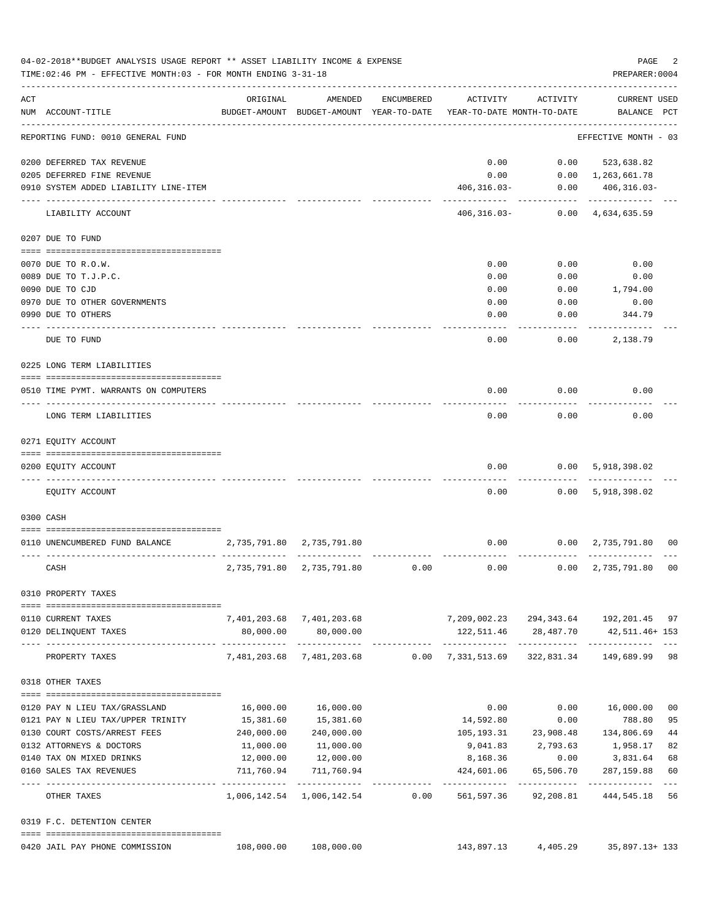04-02-2018**BUDGET ANALYSIS USAGE REPORT ** ASSET LIABILITY INCOME & EXPENSE

TIME:02:46 PM - EFFECTIVE MONTH:03 - FOR MONTH ENDING 3-31-18

PREPARER:0004

| ACT NUM | ACCOUNT-TITLE | ORIGINAL BUDGET-AMOUNT | AMENDED BUDGET-AMOUNT | ENCUMBERED YEAR-TO-DATE | ACTIVITY YEAR-TO-DATE | ACTIVITY MONTH-TO-DATE | CURRENT BALANCE | USED PCT |
|---|---|---|---|---|---|---|---|---|
| | REPORTING FUND: 0010 GENERAL FUND | | | | | | EFFECTIVE MONTH - 03 | |
| 0200 | DEFERRED TAX REVENUE | | | | 0.00 | 0.00 | 523,638.82 | |
| 0205 | DEFERRED FINE REVENUE | | | | 0.00 | 0.00 | 1,263,661.78 | |
| 0910 | SYSTEM ADDED LIABILITY LINE-ITEM | | | | 406,316.03- | 0.00 | 406,316.03- | |
| | LIABILITY ACCOUNT | | | | 406,316.03- | 0.00 | 4,634,635.59 | |
| | **0207 DUE TO FUND** | | | | | | | |
| 0070 | DUE TO R.O.W. | | | | 0.00 | 0.00 | 0.00 | |
| 0089 | DUE TO T.J.P.C. | | | | 0.00 | 0.00 | 0.00 | |
| 0090 | DUE TO CJD | | | | 0.00 | 0.00 | 1,794.00 | |
| 0970 | DUE TO OTHER GOVERNMENTS | | | | 0.00 | 0.00 | 0.00 | |
| 0990 | DUE TO OTHERS | | | | 0.00 | 0.00 | 344.79 | |
| | DUE TO FUND | | | | 0.00 | 0.00 | 2,138.79 | |
| | **0225 LONG TERM LIABILITIES** | | | | | | | |
| 0510 | TIME PYMT. WARRANTS ON COMPUTERS | | | | 0.00 | 0.00 | 0.00 | |
| | LONG TERM LIABILITIES | | | | 0.00 | 0.00 | 0.00 | |
| | **0271 EQUITY ACCOUNT** | | | | | | | |
| 0200 | EQUITY ACCOUNT | | | | 0.00 | 0.00 | 5,918,398.02 | |
| | EQUITY ACCOUNT | | | | 0.00 | 0.00 | 5,918,398.02 | |
| | **0300 CASH** | | | | | | | |
| 0110 | UNENCUMBERED FUND BALANCE | 2,735,791.80 | 2,735,791.80 | | 0.00 | 0.00 | 2,735,791.80 | 00 |
| | CASH | 2,735,791.80 | 2,735,791.80 | 0.00 | 0.00 | 0.00 | 2,735,791.80 | 00 |
| | **0310 PROPERTY TAXES** | | | | | | | |
| 0110 | CURRENT TAXES | 7,401,203.68 | 7,401,203.68 | | 7,209,002.23 | 294,343.64 | 192,201.45 | 97 |
| 0120 | DELINQUENT TAXES | 80,000.00 | 80,000.00 | | 122,511.46 | 28,487.70 | 42,511.46+ | 153 |
| | PROPERTY TAXES | 7,481,203.68 | 7,481,203.68 | 0.00 | 7,331,513.69 | 322,831.34 | 149,689.99 | 98 |
| | **0318 OTHER TAXES** | | | | | | | |
| 0120 | PAY N LIEU TAX/GRASSLAND | 16,000.00 | 16,000.00 | | 0.00 | 0.00 | 16,000.00 | 00 |
| 0121 | PAY N LIEU TAX/UPPER TRINITY | 15,381.60 | 15,381.60 | | 14,592.80 | 0.00 | 788.80 | 95 |
| 0130 | COURT COSTS/ARREST FEES | 240,000.00 | 240,000.00 | | 105,193.31 | 23,908.48 | 134,806.69 | 44 |
| 0132 | ATTORNEYS & DOCTORS | 11,000.00 | 11,000.00 | | 9,041.83 | 2,793.63 | 1,958.17 | 82 |
| 0140 | TAX ON MIXED DRINKS | 12,000.00 | 12,000.00 | | 8,168.36 | 0.00 | 3,831.64 | 68 |
| 0160 | SALES TAX REVENUES | 711,760.94 | 711,760.94 | | 424,601.06 | 65,506.70 | 287,159.88 | 60 |
| | OTHER TAXES | 1,006,142.54 | 1,006,142.54 | 0.00 | 561,597.36 | 92,208.81 | 444,545.18 | 56 |
| | **0319 F.C. DETENTION CENTER** | | | | | | | |
| 0420 | JAIL PAY PHONE COMMISSION | 108,000.00 | 108,000.00 | | 143,897.13 | 4,405.29 | 35,897.13+ | 133 |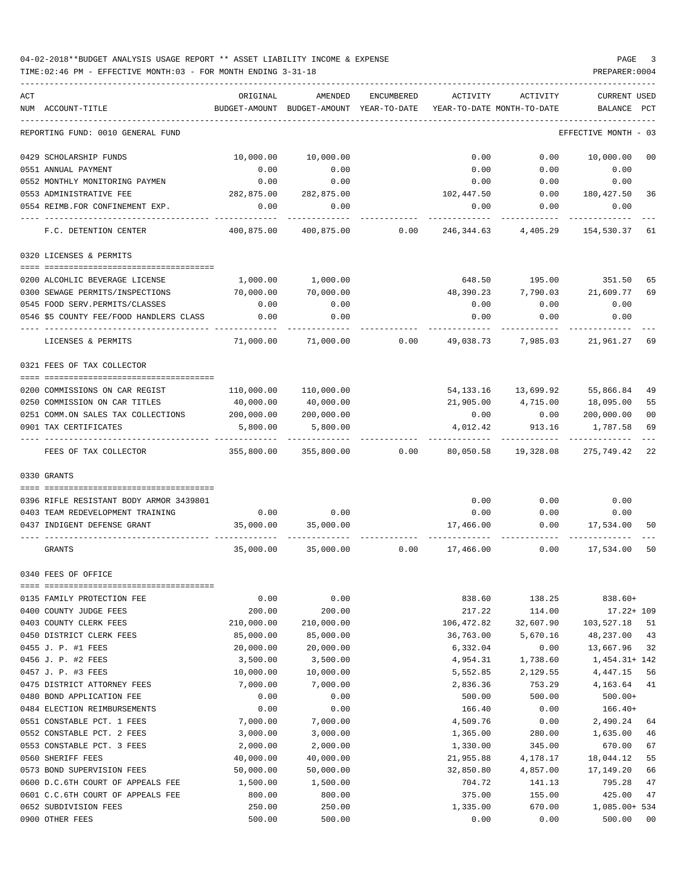04-02-2018**BUDGET ANALYSIS USAGE REPORT ** ASSET LIABILITY INCOME & EXPENSE

TIME:02:46 PM - EFFECTIVE MONTH:03 - FOR MONTH ENDING 3-31-18

PREPARER:0004

| ACT NUM | ACCOUNT-TITLE | ORIGINAL BUDGET-AMOUNT | AMENDED BUDGET-AMOUNT | ENCUMBERED YEAR-TO-DATE | ACTIVITY YEAR-TO-DATE | ACTIVITY MONTH-TO-DATE | CURRENT BALANCE | USED PCT |
|---|---|---|---|---|---|---|---|---|
| | REPORTING FUND: 0010 GENERAL FUND | | | | | | EFFECTIVE MONTH - 03 | |
| 0429 | SCHOLARSHIP FUNDS | 10,000.00 | 10,000.00 | | 0.00 | 0.00 | 10,000.00 | 00 |
| 0551 | ANNUAL PAYMENT | 0.00 | 0.00 | | 0.00 | 0.00 | 0.00 | |
| 0552 | MONTHLY MONITORING PAYMEN | 0.00 | 0.00 | | 0.00 | 0.00 | 0.00 | |
| 0553 | ADMINISTRATIVE FEE | 282,875.00 | 282,875.00 | | 102,447.50 | 0.00 | 180,427.50 | 36 |
| 0554 | REIMB.FOR CONFINEMENT EXP. | 0.00 | 0.00 | | 0.00 | 0.00 | 0.00 | |
| | F.C. DETENTION CENTER | 400,875.00 | 400,875.00 | 0.00 | 246,344.63 | 4,405.29 | 154,530.37 | 61 |
| | 0320 LICENSES & PERMITS | | | | | | | |
| 0200 | ALCOHLIC BEVERAGE LICENSE | 1,000.00 | 1,000.00 | | 648.50 | 195.00 | 351.50 | 65 |
| 0300 | SEWAGE PERMITS/INSPECTIONS | 70,000.00 | 70,000.00 | | 48,390.23 | 7,790.03 | 21,609.77 | 69 |
| 0545 | FOOD SERV.PERMITS/CLASSES | 0.00 | 0.00 | | 0.00 | 0.00 | 0.00 | |
| 0546 | $5 COUNTY FEE/FOOD HANDLERS CLASS | 0.00 | 0.00 | | 0.00 | 0.00 | 0.00 | |
| | LICENSES & PERMITS | 71,000.00 | 71,000.00 | 0.00 | 49,038.73 | 7,985.03 | 21,961.27 | 69 |
| | 0321 FEES OF TAX COLLECTOR | | | | | | | |
| 0200 | COMMISSIONS ON CAR REGIST | 110,000.00 | 110,000.00 | | 54,133.16 | 13,699.92 | 55,866.84 | 49 |
| 0250 | COMMISSION ON CAR TITLES | 40,000.00 | 40,000.00 | | 21,905.00 | 4,715.00 | 18,095.00 | 55 |
| 0251 | COMM.ON SALES TAX COLLECTIONS | 200,000.00 | 200,000.00 | | 0.00 | 0.00 | 200,000.00 | 00 |
| 0901 | TAX CERTIFICATES | 5,800.00 | 5,800.00 | | 4,012.42 | 913.16 | 1,787.58 | 69 |
| | FEES OF TAX COLLECTOR | 355,800.00 | 355,800.00 | 0.00 | 80,050.58 | 19,328.08 | 275,749.42 | 22 |
| | 0330 GRANTS | | | | | | | |
| 0396 | RIFLE RESISTANT BODY ARMOR 3439801 | | | | 0.00 | 0.00 | 0.00 | |
| 0403 | TEAM REDEVELOPMENT TRAINING | 0.00 | 0.00 | | 0.00 | 0.00 | 0.00 | |
| 0437 | INDIGENT DEFENSE GRANT | 35,000.00 | 35,000.00 | | 17,466.00 | 0.00 | 17,534.00 | 50 |
| | GRANTS | 35,000.00 | 35,000.00 | 0.00 | 17,466.00 | 0.00 | 17,534.00 | 50 |
| | 0340 FEES OF OFFICE | | | | | | | |
| 0135 | FAMILY PROTECTION FEE | 0.00 | 0.00 | | 838.60 | 138.25 | 838.60+ | |
| 0400 | COUNTY JUDGE FEES | 200.00 | 200.00 | | 217.22 | 114.00 | 17.22+ | 109 |
| 0403 | COUNTY CLERK FEES | 210,000.00 | 210,000.00 | | 106,472.82 | 32,607.90 | 103,527.18 | 51 |
| 0450 | DISTRICT CLERK FEES | 85,000.00 | 85,000.00 | | 36,763.00 | 5,670.16 | 48,237.00 | 43 |
| 0455 | J. P. #1 FEES | 20,000.00 | 20,000.00 | | 6,332.04 | 0.00 | 13,667.96 | 32 |
| 0456 | J. P. #2 FEES | 3,500.00 | 3,500.00 | | 4,954.31 | 1,738.60 | 1,454.31+ | 142 |
| 0457 | J. P. #3 FEES | 10,000.00 | 10,000.00 | | 5,552.85 | 2,129.55 | 4,447.15 | 56 |
| 0475 | DISTRICT ATTORNEY FEES | 7,000.00 | 7,000.00 | | 2,836.36 | 753.29 | 4,163.64 | 41 |
| 0480 | BOND APPLICATION FEE | 0.00 | 0.00 | | 500.00 | 500.00 | 500.00+ | |
| 0484 | ELECTION REIMBURSEMENTS | 0.00 | 0.00 | | 166.40 | 0.00 | 166.40+ | |
| 0551 | CONSTABLE PCT. 1 FEES | 7,000.00 | 7,000.00 | | 4,509.76 | 0.00 | 2,490.24 | 64 |
| 0552 | CONSTABLE PCT. 2 FEES | 3,000.00 | 3,000.00 | | 1,365.00 | 280.00 | 1,635.00 | 46 |
| 0553 | CONSTABLE PCT. 3 FEES | 2,000.00 | 2,000.00 | | 1,330.00 | 345.00 | 670.00 | 67 |
| 0560 | SHERIFF FEES | 40,000.00 | 40,000.00 | | 21,955.88 | 4,178.17 | 18,044.12 | 55 |
| 0573 | BOND SUPERVISION FEES | 50,000.00 | 50,000.00 | | 32,850.80 | 4,857.00 | 17,149.20 | 66 |
| 0600 | D.C.6TH COURT OF APPEALS FEE | 1,500.00 | 1,500.00 | | 704.72 | 141.13 | 795.28 | 47 |
| 0601 | C.C.6TH COURT OF APPEALS FEE | 800.00 | 800.00 | | 375.00 | 155.00 | 425.00 | 47 |
| 0652 | SUBDIVISION FEES | 250.00 | 250.00 | | 1,335.00 | 670.00 | 1,085.00+ | 534 |
| 0900 | OTHER FEES | 500.00 | 500.00 | | 0.00 | 0.00 | 500.00 | 00 |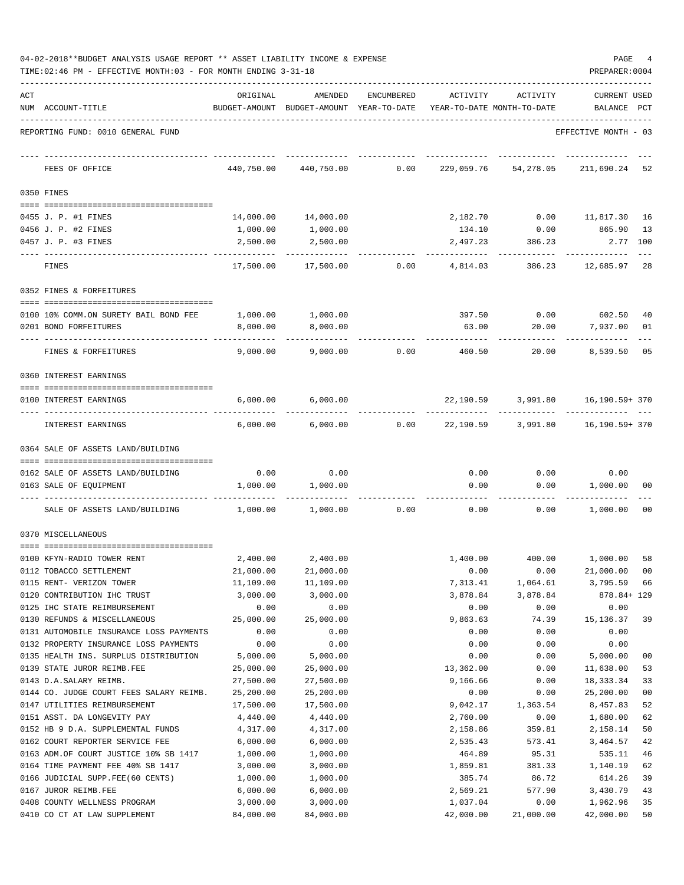04-02-2018**BUDGET ANALYSIS USAGE REPORT ** ASSET LIABILITY INCOME & EXPENSE

TIME:02:46 PM - EFFECTIVE MONTH:03 - FOR MONTH ENDING 3-31-18

PREPARER:0004

REPORTING FUND: 0010 GENERAL FUND — EFFECTIVE MONTH - 03

| ACT NUM | ACCOUNT-TITLE | ORIGINAL BUDGET-AMOUNT | AMENDED BUDGET-AMOUNT | ENCUMBERED YEAR-TO-DATE | ACTIVITY YEAR-TO-DATE | ACTIVITY MONTH-TO-DATE | CURRENT BALANCE | USED PCT |
|---|---|---|---|---|---|---|---|---|
| | FEES OF OFFICE | 440,750.00 | 440,750.00 | 0.00 | 229,059.76 | 54,278.05 | 211,690.24 | 52 |
| **0350** | **FINES** | | | | | | | |
| 0455 | J. P. #1 FINES | 14,000.00 | 14,000.00 | | 2,182.70 | 0.00 | 11,817.30 | 16 |
| 0456 | J. P. #2 FINES | 1,000.00 | 1,000.00 | | 134.10 | 0.00 | 865.90 | 13 |
| 0457 | J. P. #3 FINES | 2,500.00 | 2,500.00 | | 2,497.23 | 386.23 | 2.77 | 100 |
| | FINES | 17,500.00 | 17,500.00 | 0.00 | 4,814.03 | 386.23 | 12,685.97 | 28 |
| **0352** | **FINES & FORFEITURES** | | | | | | | |
| 0100 | 10% COMM.ON SURETY BAIL BOND FEE | 1,000.00 | 1,000.00 | | 397.50 | 0.00 | 602.50 | 40 |
| 0201 | BOND FORFEITURES | 8,000.00 | 8,000.00 | | 63.00 | 20.00 | 7,937.00 | 01 |
| | FINES & FORFEITURES | 9,000.00 | 9,000.00 | 0.00 | 460.50 | 20.00 | 8,539.50 | 05 |
| **0360** | **INTEREST EARNINGS** | | | | | | | |
| 0100 | INTEREST EARNINGS | 6,000.00 | 6,000.00 | | 22,190.59 | 3,991.80 | 16,190.59+ | 370 |
| | INTEREST EARNINGS | 6,000.00 | 6,000.00 | 0.00 | 22,190.59 | 3,991.80 | 16,190.59+ | 370 |
| **0364** | **SALE OF ASSETS LAND/BUILDING** | | | | | | | |
| 0162 | SALE OF ASSETS LAND/BUILDING | 0.00 | 0.00 | | 0.00 | 0.00 | 0.00 | |
| 0163 | SALE OF EQUIPMENT | 1,000.00 | 1,000.00 | | 0.00 | 0.00 | 1,000.00 | 00 |
| | SALE OF ASSETS LAND/BUILDING | 1,000.00 | 1,000.00 | 0.00 | 0.00 | 0.00 | 1,000.00 | 00 |
| **0370** | **MISCELLANEOUS** | | | | | | | |
| 0100 | KFYN-RADIO TOWER RENT | 2,400.00 | 2,400.00 | | 1,400.00 | 400.00 | 1,000.00 | 58 |
| 0112 | TOBACCO SETTLEMENT | 21,000.00 | 21,000.00 | | 0.00 | 0.00 | 21,000.00 | 00 |
| 0115 | RENT- VERIZON TOWER | 11,109.00 | 11,109.00 | | 7,313.41 | 1,064.61 | 3,795.59 | 66 |
| 0120 | CONTRIBUTION IHC TRUST | 3,000.00 | 3,000.00 | | 3,878.84 | 3,878.84 | 878.84+ | 129 |
| 0125 | IHC STATE REIMBURSEMENT | 0.00 | 0.00 | | 0.00 | 0.00 | 0.00 | |
| 0130 | REFUNDS & MISCELLANEOUS | 25,000.00 | 25,000.00 | | 9,863.63 | 74.39 | 15,136.37 | 39 |
| 0131 | AUTOMOBILE INSURANCE LOSS PAYMENTS | 0.00 | 0.00 | | 0.00 | 0.00 | 0.00 | |
| 0132 | PROPERTY INSURANCE LOSS PAYMENTS | 0.00 | 0.00 | | 0.00 | 0.00 | 0.00 | |
| 0135 | HEALTH INS. SURPLUS DISTRIBUTION | 5,000.00 | 5,000.00 | | 0.00 | 0.00 | 5,000.00 | 00 |
| 0139 | STATE JUROR REIMB.FEE | 25,000.00 | 25,000.00 | | 13,362.00 | 0.00 | 11,638.00 | 53 |
| 0143 | D.A.SALARY REIMB. | 27,500.00 | 27,500.00 | | 9,166.66 | 0.00 | 18,333.34 | 33 |
| 0144 | CO. JUDGE COURT FEES SALARY REIMB. | 25,200.00 | 25,200.00 | | 0.00 | 0.00 | 25,200.00 | 00 |
| 0147 | UTILITIES REIMBURSEMENT | 17,500.00 | 17,500.00 | | 9,042.17 | 1,363.54 | 8,457.83 | 52 |
| 0151 | ASST. DA LONGEVITY PAY | 4,440.00 | 4,440.00 | | 2,760.00 | 0.00 | 1,680.00 | 62 |
| 0152 | HB 9 D.A. SUPPLEMENTAL FUNDS | 4,317.00 | 4,317.00 | | 2,158.86 | 359.81 | 2,158.14 | 50 |
| 0162 | COURT REPORTER SERVICE FEE | 6,000.00 | 6,000.00 | | 2,535.43 | 573.41 | 3,464.57 | 42 |
| 0163 | ADM.OF COURT JUSTICE 10% SB 1417 | 1,000.00 | 1,000.00 | | 464.89 | 95.31 | 535.11 | 46 |
| 0164 | TIME PAYMENT FEE 40% SB 1417 | 3,000.00 | 3,000.00 | | 1,859.81 | 381.33 | 1,140.19 | 62 |
| 0166 | JUDICIAL SUPP.FEE(60 CENTS) | 1,000.00 | 1,000.00 | | 385.74 | 86.72 | 614.26 | 39 |
| 0167 | JUROR REIMB.FEE | 6,000.00 | 6,000.00 | | 2,569.21 | 577.90 | 3,430.79 | 43 |
| 0408 | COUNTY WELLNESS PROGRAM | 3,000.00 | 3,000.00 | | 1,037.04 | 0.00 | 1,962.96 | 35 |
| 0410 | CO CT AT LAW SUPPLEMENT | 84,000.00 | 84,000.00 | | 42,000.00 | 21,000.00 | 42,000.00 | 50 |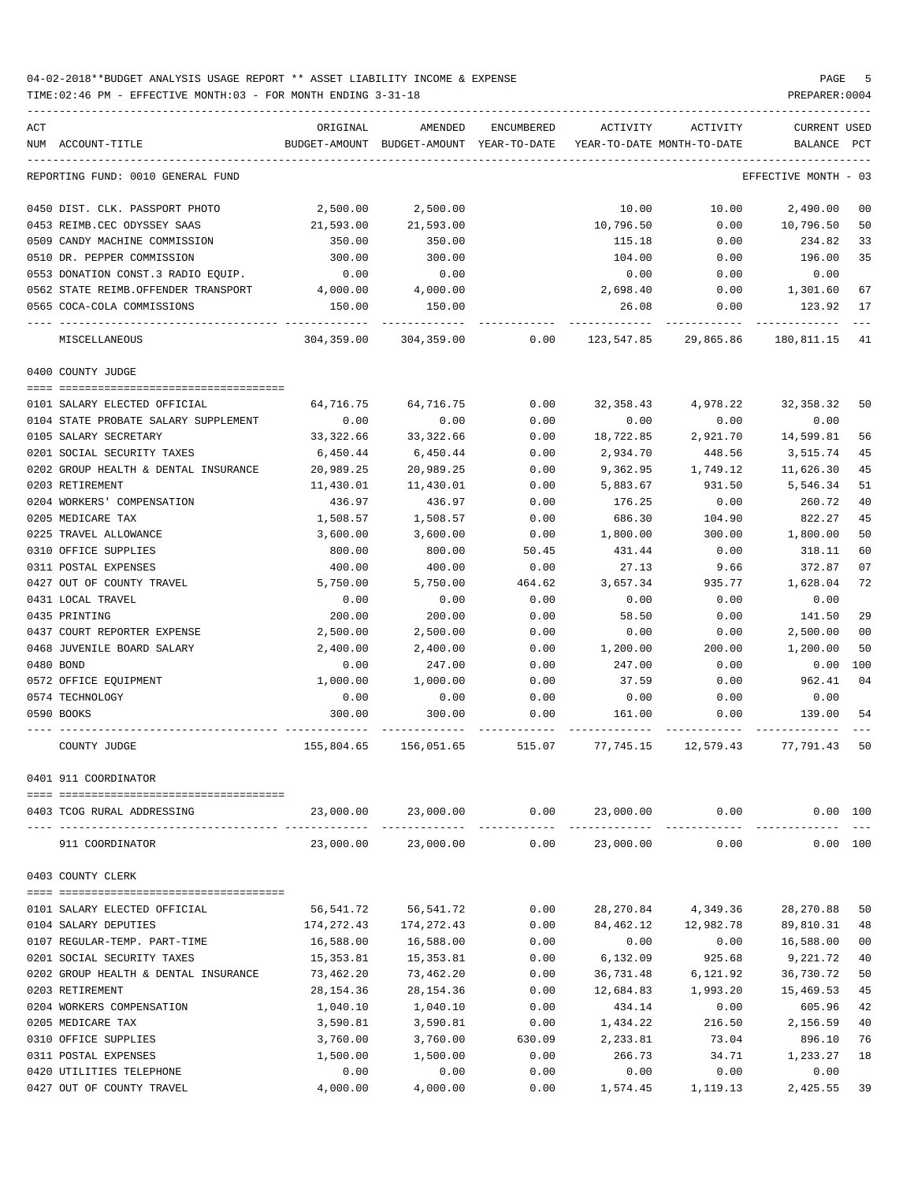04-02-2018**BUDGET ANALYSIS USAGE REPORT ** ASSET LIABILITY INCOME & EXPENSE

TIME:02:46 PM - EFFECTIVE MONTH:03 - FOR MONTH ENDING 3-31-18

PREPARER:0004

REPORTING FUND: 0010 GENERAL FUND — EFFECTIVE MONTH - 03

| ACT NUM | ACCOUNT-TITLE | ORIGINAL BUDGET-AMOUNT | AMENDED BUDGET-AMOUNT | ENCUMBERED YEAR-TO-DATE | ACTIVITY YEAR-TO-DATE | ACTIVITY MONTH-TO-DATE | CURRENT BALANCE | USED PCT |
|---|---|---|---|---|---|---|---|---|
| 0450 | DIST. CLK. PASSPORT PHOTO | 2,500.00 | 2,500.00 | | 10.00 | 10.00 | 2,490.00 | 00 |
| 0453 | REIMB.CEC ODYSSEY SAAS | 21,593.00 | 21,593.00 | | 10,796.50 | 0.00 | 10,796.50 | 50 |
| 0509 | CANDY MACHINE COMMISSION | 350.00 | 350.00 | | 115.18 | 0.00 | 234.82 | 33 |
| 0510 | DR. PEPPER COMMISSION | 300.00 | 300.00 | | 104.00 | 0.00 | 196.00 | 35 |
| 0553 | DONATION CONST.3 RADIO EQUIP. | 0.00 | 0.00 | | 0.00 | 0.00 | 0.00 | |
| 0562 | STATE REIMB.OFFENDER TRANSPORT | 4,000.00 | 4,000.00 | | 2,698.40 | 0.00 | 1,301.60 | 67 |
| 0565 | COCA-COLA COMMISSIONS | 150.00 | 150.00 | | 26.08 | 0.00 | 123.92 | 17 |
| | MISCELLANEOUS | 304,359.00 | 304,359.00 | 0.00 | 123,547.85 | 29,865.86 | 180,811.15 | 41 |
| | **0400 COUNTY JUDGE** | | | | | | | |
| 0101 | SALARY ELECTED OFFICIAL | 64,716.75 | 64,716.75 | 0.00 | 32,358.43 | 4,978.22 | 32,358.32 | 50 |
| 0104 | STATE PROBATE SALARY SUPPLEMENT | 0.00 | 0.00 | 0.00 | 0.00 | 0.00 | 0.00 | |
| 0105 | SALARY SECRETARY | 33,322.66 | 33,322.66 | 0.00 | 18,722.85 | 2,921.70 | 14,599.81 | 56 |
| 0201 | SOCIAL SECURITY TAXES | 6,450.44 | 6,450.44 | 0.00 | 2,934.70 | 448.56 | 3,515.74 | 45 |
| 0202 | GROUP HEALTH & DENTAL INSURANCE | 20,989.25 | 20,989.25 | 0.00 | 9,362.95 | 1,749.12 | 11,626.30 | 45 |
| 0203 | RETIREMENT | 11,430.01 | 11,430.01 | 0.00 | 5,883.67 | 931.50 | 5,546.34 | 51 |
| 0204 | WORKERS' COMPENSATION | 436.97 | 436.97 | 0.00 | 176.25 | 0.00 | 260.72 | 40 |
| 0205 | MEDICARE TAX | 1,508.57 | 1,508.57 | 0.00 | 686.30 | 104.90 | 822.27 | 45 |
| 0225 | TRAVEL ALLOWANCE | 3,600.00 | 3,600.00 | 0.00 | 1,800.00 | 300.00 | 1,800.00 | 50 |
| 0310 | OFFICE SUPPLIES | 800.00 | 800.00 | 50.45 | 431.44 | 0.00 | 318.11 | 60 |
| 0311 | POSTAL EXPENSES | 400.00 | 400.00 | 0.00 | 27.13 | 9.66 | 372.87 | 07 |
| 0427 | OUT OF COUNTY TRAVEL | 5,750.00 | 5,750.00 | 464.62 | 3,657.34 | 935.77 | 1,628.04 | 72 |
| 0431 | LOCAL TRAVEL | 0.00 | 0.00 | 0.00 | 0.00 | 0.00 | 0.00 | |
| 0435 | PRINTING | 200.00 | 200.00 | 0.00 | 58.50 | 0.00 | 141.50 | 29 |
| 0437 | COURT REPORTER EXPENSE | 2,500.00 | 2,500.00 | 0.00 | 0.00 | 0.00 | 2,500.00 | 00 |
| 0468 | JUVENILE BOARD SALARY | 2,400.00 | 2,400.00 | 0.00 | 1,200.00 | 200.00 | 1,200.00 | 50 |
| 0480 | BOND | 0.00 | 247.00 | 0.00 | 247.00 | 0.00 | 0.00 | 100 |
| 0572 | OFFICE EQUIPMENT | 1,000.00 | 1,000.00 | 0.00 | 37.59 | 0.00 | 962.41 | 04 |
| 0574 | TECHNOLOGY | 0.00 | 0.00 | 0.00 | 0.00 | 0.00 | 0.00 | |
| 0590 | BOOKS | 300.00 | 300.00 | 0.00 | 161.00 | 0.00 | 139.00 | 54 |
| | COUNTY JUDGE | 155,804.65 | 156,051.65 | 515.07 | 77,745.15 | 12,579.43 | 77,791.43 | 50 |
| | **0401 911 COORDINATOR** | | | | | | | |
| 0403 | TCOG RURAL ADDRESSING | 23,000.00 | 23,000.00 | 0.00 | 23,000.00 | 0.00 | 0.00 | 100 |
| | 911 COORDINATOR | 23,000.00 | 23,000.00 | 0.00 | 23,000.00 | 0.00 | 0.00 | 100 |
| | **0403 COUNTY CLERK** | | | | | | | |
| 0101 | SALARY ELECTED OFFICIAL | 56,541.72 | 56,541.72 | 0.00 | 28,270.84 | 4,349.36 | 28,270.88 | 50 |
| 0104 | SALARY DEPUTIES | 174,272.43 | 174,272.43 | 0.00 | 84,462.12 | 12,982.78 | 89,810.31 | 48 |
| 0107 | REGULAR-TEMP. PART-TIME | 16,588.00 | 16,588.00 | 0.00 | 0.00 | 0.00 | 16,588.00 | 00 |
| 0201 | SOCIAL SECURITY TAXES | 15,353.81 | 15,353.81 | 0.00 | 6,132.09 | 925.68 | 9,221.72 | 40 |
| 0202 | GROUP HEALTH & DENTAL INSURANCE | 73,462.20 | 73,462.20 | 0.00 | 36,731.48 | 6,121.92 | 36,730.72 | 50 |
| 0203 | RETIREMENT | 28,154.36 | 28,154.36 | 0.00 | 12,684.83 | 1,993.20 | 15,469.53 | 45 |
| 0204 | WORKERS COMPENSATION | 1,040.10 | 1,040.10 | 0.00 | 434.14 | 0.00 | 605.96 | 42 |
| 0205 | MEDICARE TAX | 3,590.81 | 3,590.81 | 0.00 | 1,434.22 | 216.50 | 2,156.59 | 40 |
| 0310 | OFFICE SUPPLIES | 3,760.00 | 3,760.00 | 630.09 | 2,233.81 | 73.04 | 896.10 | 76 |
| 0311 | POSTAL EXPENSES | 1,500.00 | 1,500.00 | 0.00 | 266.73 | 34.71 | 1,233.27 | 18 |
| 0420 | UTILITIES TELEPHONE | 0.00 | 0.00 | 0.00 | 0.00 | 0.00 | 0.00 | |
| 0427 | OUT OF COUNTY TRAVEL | 4,000.00 | 4,000.00 | 0.00 | 1,574.45 | 1,119.13 | 2,425.55 | 39 |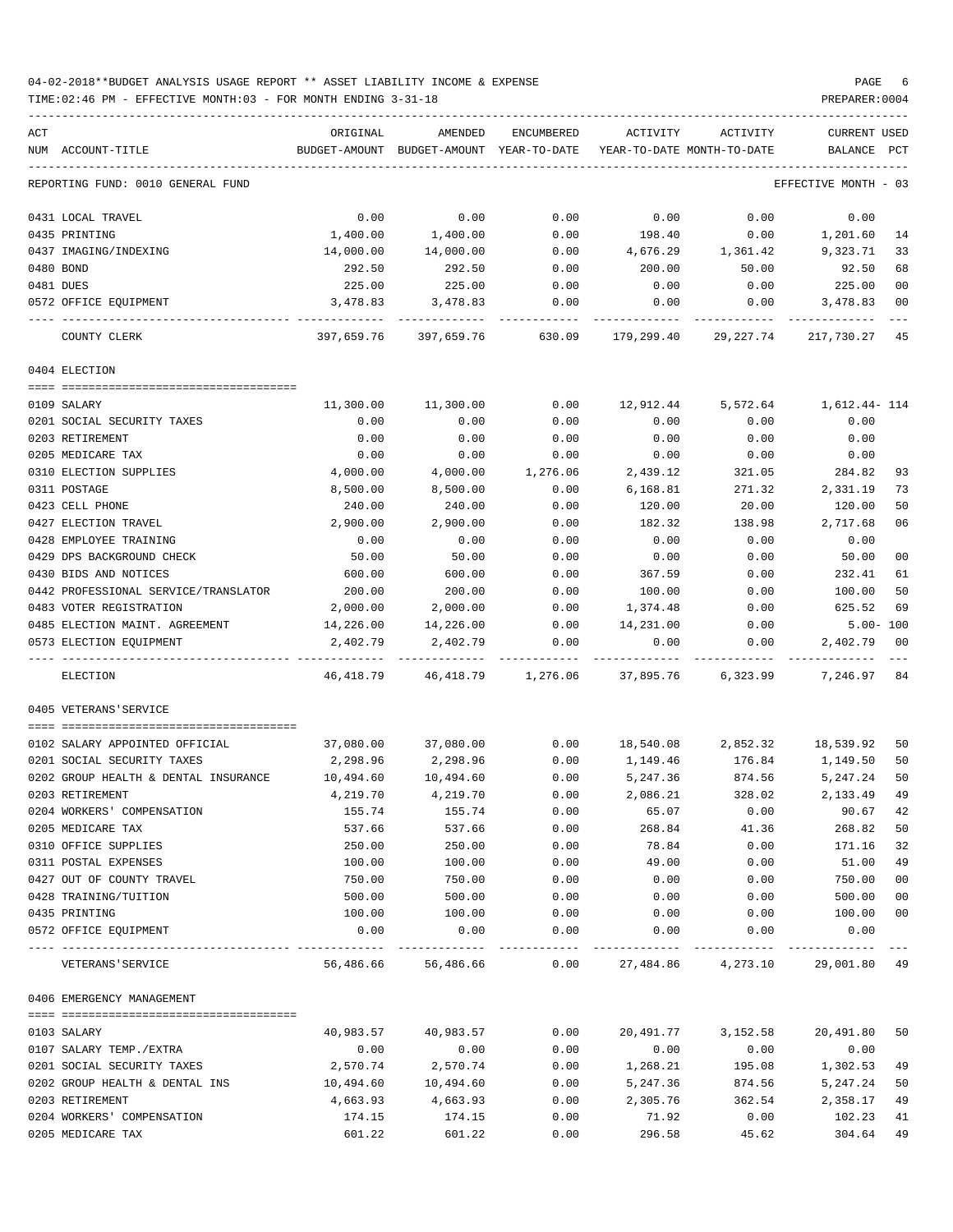04-02-2018**BUDGET ANALYSIS USAGE REPORT ** ASSET LIABILITY INCOME & EXPENSE

TIME:02:46 PM - EFFECTIVE MONTH:03 - FOR MONTH ENDING 3-31-18

PREPARER:0004

| ACT NUM | ACCOUNT-TITLE | ORIGINAL BUDGET-AMOUNT | AMENDED BUDGET-AMOUNT | ENCUMBERED YEAR-TO-DATE | ACTIVITY YEAR-TO-DATE | ACTIVITY MONTH-TO-DATE | CURRENT BALANCE | USED PCT |
|---|---|---|---|---|---|---|---|---|
| | REPORTING FUND: 0010 GENERAL FUND | | | | | | EFFECTIVE MONTH - 03 | |
| 0431 | LOCAL TRAVEL | 0.00 | 0.00 | 0.00 | 0.00 | 0.00 | 0.00 | |
| 0435 | PRINTING | 1,400.00 | 1,400.00 | 0.00 | 198.40 | 0.00 | 1,201.60 | 14 |
| 0437 | IMAGING/INDEXING | 14,000.00 | 14,000.00 | 0.00 | 4,676.29 | 1,361.42 | 9,323.71 | 33 |
| 0480 | BOND | 292.50 | 292.50 | 0.00 | 200.00 | 50.00 | 92.50 | 68 |
| 0481 | DUES | 225.00 | 225.00 | 0.00 | 0.00 | 0.00 | 225.00 | 00 |
| 0572 | OFFICE EQUIPMENT | 3,478.83 | 3,478.83 | 0.00 | 0.00 | 0.00 | 3,478.83 | 00 |
| | COUNTY CLERK | 397,659.76 | 397,659.76 | 630.09 | 179,299.40 | 29,227.74 | 217,730.27 | 45 |
| | 0404 ELECTION | | | | | | | |
| 0109 | SALARY | 11,300.00 | 11,300.00 | 0.00 | 12,912.44 | 5,572.64 | 1,612.44- | 114 |
| 0201 | SOCIAL SECURITY TAXES | 0.00 | 0.00 | 0.00 | 0.00 | 0.00 | 0.00 | |
| 0203 | RETIREMENT | 0.00 | 0.00 | 0.00 | 0.00 | 0.00 | 0.00 | |
| 0205 | MEDICARE TAX | 0.00 | 0.00 | 0.00 | 0.00 | 0.00 | 0.00 | |
| 0310 | ELECTION SUPPLIES | 4,000.00 | 4,000.00 | 1,276.06 | 2,439.12 | 321.05 | 284.82 | 93 |
| 0311 | POSTAGE | 8,500.00 | 8,500.00 | 0.00 | 6,168.81 | 271.32 | 2,331.19 | 73 |
| 0423 | CELL PHONE | 240.00 | 240.00 | 0.00 | 120.00 | 20.00 | 120.00 | 50 |
| 0427 | ELECTION TRAVEL | 2,900.00 | 2,900.00 | 0.00 | 182.32 | 138.98 | 2,717.68 | 06 |
| 0428 | EMPLOYEE TRAINING | 0.00 | 0.00 | 0.00 | 0.00 | 0.00 | 0.00 | |
| 0429 | DPS BACKGROUND CHECK | 50.00 | 50.00 | 0.00 | 0.00 | 0.00 | 50.00 | 00 |
| 0430 | BIDS AND NOTICES | 600.00 | 600.00 | 0.00 | 367.59 | 0.00 | 232.41 | 61 |
| 0442 | PROFESSIONAL SERVICE/TRANSLATOR | 200.00 | 200.00 | 0.00 | 100.00 | 0.00 | 100.00 | 50 |
| 0483 | VOTER REGISTRATION | 2,000.00 | 2,000.00 | 0.00 | 1,374.48 | 0.00 | 625.52 | 69 |
| 0485 | ELECTION MAINT. AGREEMENT | 14,226.00 | 14,226.00 | 0.00 | 14,231.00 | 0.00 | 5.00- | 100 |
| 0573 | ELECTION EQUIPMENT | 2,402.79 | 2,402.79 | 0.00 | 0.00 | 0.00 | 2,402.79 | 00 |
| | ELECTION | 46,418.79 | 46,418.79 | 1,276.06 | 37,895.76 | 6,323.99 | 7,246.97 | 84 |
| | 0405 VETERANS'SERVICE | | | | | | | |
| 0102 | SALARY APPOINTED OFFICIAL | 37,080.00 | 37,080.00 | 0.00 | 18,540.08 | 2,852.32 | 18,539.92 | 50 |
| 0201 | SOCIAL SECURITY TAXES | 2,298.96 | 2,298.96 | 0.00 | 1,149.46 | 176.84 | 1,149.50 | 50 |
| 0202 | GROUP HEALTH & DENTAL INSURANCE | 10,494.60 | 10,494.60 | 0.00 | 5,247.36 | 874.56 | 5,247.24 | 50 |
| 0203 | RETIREMENT | 4,219.70 | 4,219.70 | 0.00 | 2,086.21 | 328.02 | 2,133.49 | 49 |
| 0204 | WORKERS' COMPENSATION | 155.74 | 155.74 | 0.00 | 65.07 | 0.00 | 90.67 | 42 |
| 0205 | MEDICARE TAX | 537.66 | 537.66 | 0.00 | 268.84 | 41.36 | 268.82 | 50 |
| 0310 | OFFICE SUPPLIES | 250.00 | 250.00 | 0.00 | 78.84 | 0.00 | 171.16 | 32 |
| 0311 | POSTAL EXPENSES | 100.00 | 100.00 | 0.00 | 49.00 | 0.00 | 51.00 | 49 |
| 0427 | OUT OF COUNTY TRAVEL | 750.00 | 750.00 | 0.00 | 0.00 | 0.00 | 750.00 | 00 |
| 0428 | TRAINING/TUITION | 500.00 | 500.00 | 0.00 | 0.00 | 0.00 | 500.00 | 00 |
| 0435 | PRINTING | 100.00 | 100.00 | 0.00 | 0.00 | 0.00 | 100.00 | 00 |
| 0572 | OFFICE EQUIPMENT | 0.00 | 0.00 | 0.00 | 0.00 | 0.00 | 0.00 | |
| | VETERANS'SERVICE | 56,486.66 | 56,486.66 | 0.00 | 27,484.86 | 4,273.10 | 29,001.80 | 49 |
| | 0406 EMERGENCY MANAGEMENT | | | | | | | |
| 0103 | SALARY | 40,983.57 | 40,983.57 | 0.00 | 20,491.77 | 3,152.58 | 20,491.80 | 50 |
| 0107 | SALARY TEMP./EXTRA | 0.00 | 0.00 | 0.00 | 0.00 | 0.00 | 0.00 | |
| 0201 | SOCIAL SECURITY TAXES | 2,570.74 | 2,570.74 | 0.00 | 1,268.21 | 195.08 | 1,302.53 | 49 |
| 0202 | GROUP HEALTH & DENTAL INS | 10,494.60 | 10,494.60 | 0.00 | 5,247.36 | 874.56 | 5,247.24 | 50 |
| 0203 | RETIREMENT | 4,663.93 | 4,663.93 | 0.00 | 2,305.76 | 362.54 | 2,358.17 | 49 |
| 0204 | WORKERS' COMPENSATION | 174.15 | 174.15 | 0.00 | 71.92 | 0.00 | 102.23 | 41 |
| 0205 | MEDICARE TAX | 601.22 | 601.22 | 0.00 | 296.58 | 45.62 | 304.64 | 49 |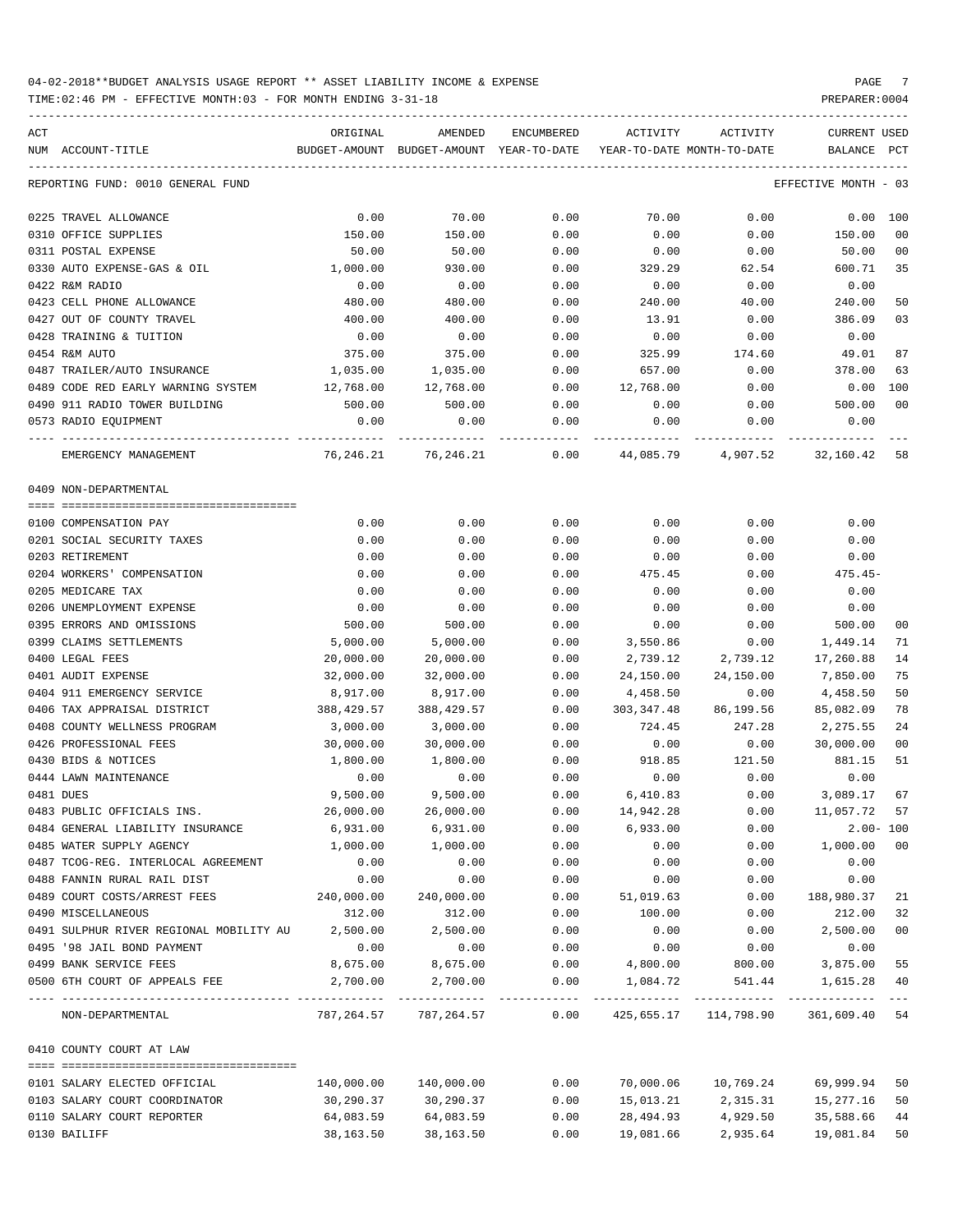04-02-2018**BUDGET ANALYSIS USAGE REPORT ** ASSET LIABILITY INCOME & EXPENSE

TIME:02:46 PM - EFFECTIVE MONTH:03 - FOR MONTH ENDING 3-31-18

PREPARER:0004

REPORTING FUND: 0010 GENERAL FUND — EFFECTIVE MONTH - 03

| ACT NUM | ACCOUNT-TITLE | ORIGINAL BUDGET-AMOUNT | AMENDED BUDGET-AMOUNT | ENCUMBERED YEAR-TO-DATE | ACTIVITY YEAR-TO-DATE | ACTIVITY MONTH-TO-DATE | CURRENT BALANCE | USED PCT |
|---|---|---|---|---|---|---|---|---|
| 0225 | TRAVEL ALLOWANCE | 0.00 | 70.00 | 0.00 | 70.00 | 0.00 | 0.00 | 100 |
| 0310 | OFFICE SUPPLIES | 150.00 | 150.00 | 0.00 | 0.00 | 0.00 | 150.00 | 00 |
| 0311 | POSTAL EXPENSE | 50.00 | 50.00 | 0.00 | 0.00 | 0.00 | 50.00 | 00 |
| 0330 | AUTO EXPENSE-GAS & OIL | 1,000.00 | 930.00 | 0.00 | 329.29 | 62.54 | 600.71 | 35 |
| 0422 | R&M RADIO | 0.00 | 0.00 | 0.00 | 0.00 | 0.00 | 0.00 | |
| 0423 | CELL PHONE ALLOWANCE | 480.00 | 480.00 | 0.00 | 240.00 | 40.00 | 240.00 | 50 |
| 0427 | OUT OF COUNTY TRAVEL | 400.00 | 400.00 | 0.00 | 13.91 | 0.00 | 386.09 | 03 |
| 0428 | TRAINING & TUITION | 0.00 | 0.00 | 0.00 | 0.00 | 0.00 | 0.00 | |
| 0454 | R&M AUTO | 375.00 | 375.00 | 0.00 | 325.99 | 174.60 | 49.01 | 87 |
| 0487 | TRAILER/AUTO INSURANCE | 1,035.00 | 1,035.00 | 0.00 | 657.00 | 0.00 | 378.00 | 63 |
| 0489 | CODE RED EARLY WARNING SYSTEM | 12,768.00 | 12,768.00 | 0.00 | 12,768.00 | 0.00 | 0.00 | 100 |
| 0490 | 911 RADIO TOWER BUILDING | 500.00 | 500.00 | 0.00 | 0.00 | 0.00 | 500.00 | 00 |
| 0573 | RADIO EQUIPMENT | 0.00 | 0.00 | 0.00 | 0.00 | 0.00 | 0.00 | |
| | EMERGENCY MANAGEMENT | 76,246.21 | 76,246.21 | 0.00 | 44,085.79 | 4,907.52 | 32,160.42 | 58 |
| | **0409 NON-DEPARTMENTAL** | | | | | | | |
| 0100 | COMPENSATION PAY | 0.00 | 0.00 | 0.00 | 0.00 | 0.00 | 0.00 | |
| 0201 | SOCIAL SECURITY TAXES | 0.00 | 0.00 | 0.00 | 0.00 | 0.00 | 0.00 | |
| 0203 | RETIREMENT | 0.00 | 0.00 | 0.00 | 0.00 | 0.00 | 0.00 | |
| 0204 | WORKERS' COMPENSATION | 0.00 | 0.00 | 0.00 | 475.45 | 0.00 | 475.45- | |
| 0205 | MEDICARE TAX | 0.00 | 0.00 | 0.00 | 0.00 | 0.00 | 0.00 | |
| 0206 | UNEMPLOYMENT EXPENSE | 0.00 | 0.00 | 0.00 | 0.00 | 0.00 | 0.00 | |
| 0395 | ERRORS AND OMISSIONS | 500.00 | 500.00 | 0.00 | 0.00 | 0.00 | 500.00 | 00 |
| 0399 | CLAIMS SETTLEMENTS | 5,000.00 | 5,000.00 | 0.00 | 3,550.86 | 0.00 | 1,449.14 | 71 |
| 0400 | LEGAL FEES | 20,000.00 | 20,000.00 | 0.00 | 2,739.12 | 2,739.12 | 17,260.88 | 14 |
| 0401 | AUDIT EXPENSE | 32,000.00 | 32,000.00 | 0.00 | 24,150.00 | 24,150.00 | 7,850.00 | 75 |
| 0404 | 911 EMERGENCY SERVICE | 8,917.00 | 8,917.00 | 0.00 | 4,458.50 | 0.00 | 4,458.50 | 50 |
| 0406 | TAX APPRAISAL DISTRICT | 388,429.57 | 388,429.57 | 0.00 | 303,347.48 | 86,199.56 | 85,082.09 | 78 |
| 0408 | COUNTY WELLNESS PROGRAM | 3,000.00 | 3,000.00 | 0.00 | 724.45 | 247.28 | 2,275.55 | 24 |
| 0426 | PROFESSIONAL FEES | 30,000.00 | 30,000.00 | 0.00 | 0.00 | 0.00 | 30,000.00 | 00 |
| 0430 | BIDS & NOTICES | 1,800.00 | 1,800.00 | 0.00 | 918.85 | 121.50 | 881.15 | 51 |
| 0444 | LAWN MAINTENANCE | 0.00 | 0.00 | 0.00 | 0.00 | 0.00 | 0.00 | |
| 0481 | DUES | 9,500.00 | 9,500.00 | 0.00 | 6,410.83 | 0.00 | 3,089.17 | 67 |
| 0483 | PUBLIC OFFICIALS INS. | 26,000.00 | 26,000.00 | 0.00 | 14,942.28 | 0.00 | 11,057.72 | 57 |
| 0484 | GENERAL LIABILITY INSURANCE | 6,931.00 | 6,931.00 | 0.00 | 6,933.00 | 0.00 | 2.00- | 100 |
| 0485 | WATER SUPPLY AGENCY | 1,000.00 | 1,000.00 | 0.00 | 0.00 | 0.00 | 1,000.00 | 00 |
| 0487 | TCOG-REG. INTERLOCAL AGREEMENT | 0.00 | 0.00 | 0.00 | 0.00 | 0.00 | 0.00 | |
| 0488 | FANNIN RURAL RAIL DIST | 0.00 | 0.00 | 0.00 | 0.00 | 0.00 | 0.00 | |
| 0489 | COURT COSTS/ARREST FEES | 240,000.00 | 240,000.00 | 0.00 | 51,019.63 | 0.00 | 188,980.37 | 21 |
| 0490 | MISCELLANEOUS | 312.00 | 312.00 | 0.00 | 100.00 | 0.00 | 212.00 | 32 |
| 0491 | SULPHUR RIVER REGIONAL MOBILITY AU | 2,500.00 | 2,500.00 | 0.00 | 0.00 | 0.00 | 2,500.00 | 00 |
| 0495 | '98 JAIL BOND PAYMENT | 0.00 | 0.00 | 0.00 | 0.00 | 0.00 | 0.00 | |
| 0499 | BANK SERVICE FEES | 8,675.00 | 8,675.00 | 0.00 | 4,800.00 | 800.00 | 3,875.00 | 55 |
| 0500 | 6TH COURT OF APPEALS FEE | 2,700.00 | 2,700.00 | 0.00 | 1,084.72 | 541.44 | 1,615.28 | 40 |
| | NON-DEPARTMENTAL | 787,264.57 | 787,264.57 | 0.00 | 425,655.17 | 114,798.90 | 361,609.40 | 54 |
| | **0410 COUNTY COURT AT LAW** | | | | | | | |
| 0101 | SALARY ELECTED OFFICIAL | 140,000.00 | 140,000.00 | 0.00 | 70,000.06 | 10,769.24 | 69,999.94 | 50 |
| 0103 | SALARY COURT COORDINATOR | 30,290.37 | 30,290.37 | 0.00 | 15,013.21 | 2,315.31 | 15,277.16 | 50 |
| 0110 | SALARY COURT REPORTER | 64,083.59 | 64,083.59 | 0.00 | 28,494.93 | 4,929.50 | 35,588.66 | 44 |
| 0130 | BAILIFF | 38,163.50 | 38,163.50 | 0.00 | 19,081.66 | 2,935.64 | 19,081.84 | 50 |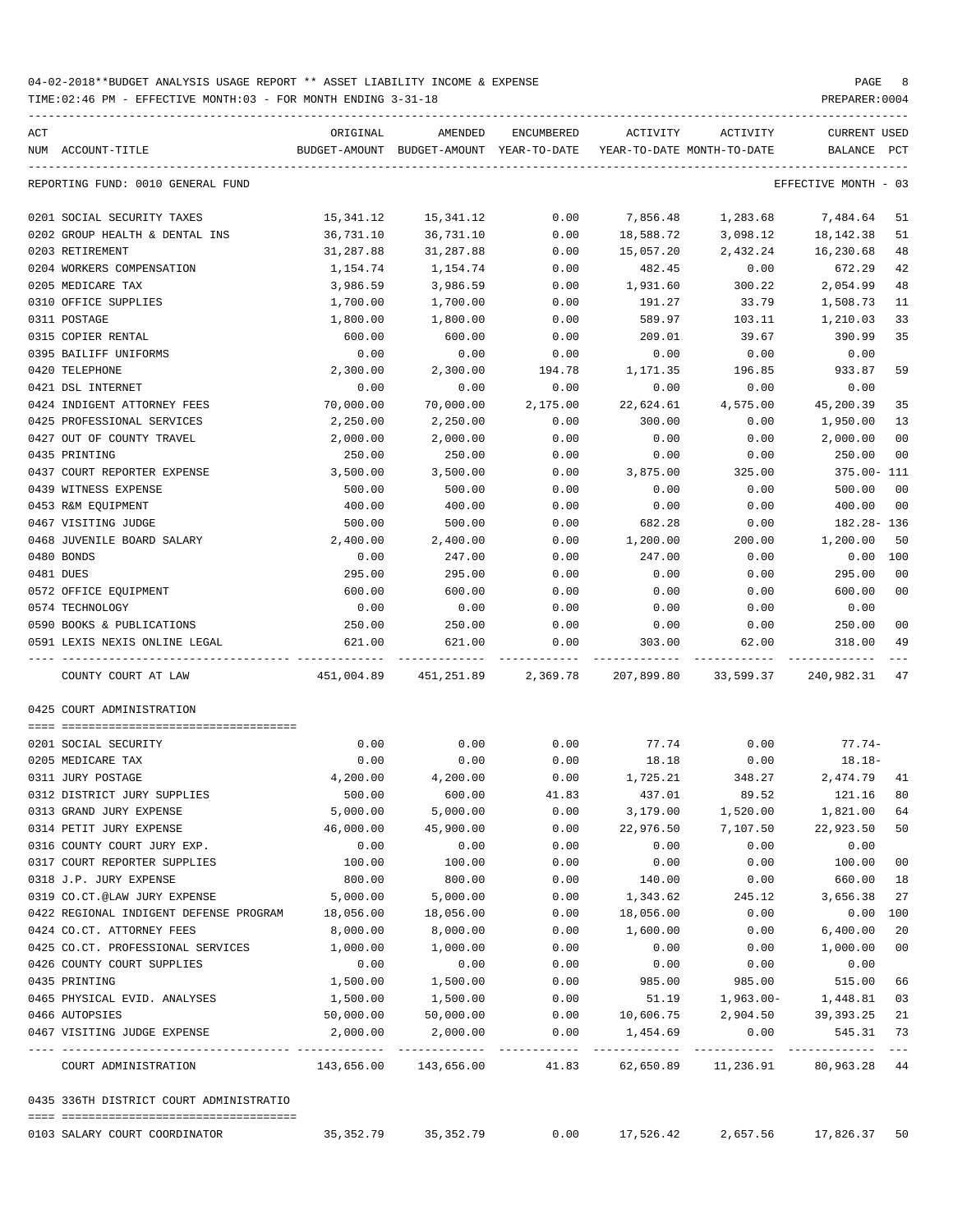04-02-2018**BUDGET ANALYSIS USAGE REPORT ** ASSET LIABILITY INCOME & EXPENSE

TIME:02:46 PM - EFFECTIVE MONTH:03 - FOR MONTH ENDING 3-31-18

PREPARER:0004

REPORTING FUND: 0010 GENERAL FUND — EFFECTIVE MONTH - 03

| ACT NUM | ACCOUNT-TITLE | ORIGINAL BUDGET-AMOUNT | AMENDED BUDGET-AMOUNT | ENCUMBERED YEAR-TO-DATE | ACTIVITY YEAR-TO-DATE | ACTIVITY MONTH-TO-DATE | CURRENT BALANCE | USED PCT |
|---|---|---|---|---|---|---|---|---|
| 0201 | SOCIAL SECURITY TAXES | 15,341.12 | 15,341.12 | 0.00 | 7,856.48 | 1,283.68 | 7,484.64 | 51 |
| 0202 | GROUP HEALTH & DENTAL INS | 36,731.10 | 36,731.10 | 0.00 | 18,588.72 | 3,098.12 | 18,142.38 | 51 |
| 0203 | RETIREMENT | 31,287.88 | 31,287.88 | 0.00 | 15,057.20 | 2,432.24 | 16,230.68 | 48 |
| 0204 | WORKERS COMPENSATION | 1,154.74 | 1,154.74 | 0.00 | 482.45 | 0.00 | 672.29 | 42 |
| 0205 | MEDICARE TAX | 3,986.59 | 3,986.59 | 0.00 | 1,931.60 | 300.22 | 2,054.99 | 48 |
| 0310 | OFFICE SUPPLIES | 1,700.00 | 1,700.00 | 0.00 | 191.27 | 33.79 | 1,508.73 | 11 |
| 0311 | POSTAGE | 1,800.00 | 1,800.00 | 0.00 | 589.97 | 103.11 | 1,210.03 | 33 |
| 0315 | COPIER RENTAL | 600.00 | 600.00 | 0.00 | 209.01 | 39.67 | 390.99 | 35 |
| 0395 | BAILIFF UNIFORMS | 0.00 | 0.00 | 0.00 | 0.00 | 0.00 | 0.00 | |
| 0420 | TELEPHONE | 2,300.00 | 2,300.00 | 194.78 | 1,171.35 | 196.85 | 933.87 | 59 |
| 0421 | DSL INTERNET | 0.00 | 0.00 | 0.00 | 0.00 | 0.00 | 0.00 | |
| 0424 | INDIGENT ATTORNEY FEES | 70,000.00 | 70,000.00 | 2,175.00 | 22,624.61 | 4,575.00 | 45,200.39 | 35 |
| 0425 | PROFESSIONAL SERVICES | 2,250.00 | 2,250.00 | 0.00 | 300.00 | 0.00 | 1,950.00 | 13 |
| 0427 | OUT OF COUNTY TRAVEL | 2,000.00 | 2,000.00 | 0.00 | 0.00 | 0.00 | 2,000.00 | 00 |
| 0435 | PRINTING | 250.00 | 250.00 | 0.00 | 0.00 | 0.00 | 250.00 | 00 |
| 0437 | COURT REPORTER EXPENSE | 3,500.00 | 3,500.00 | 0.00 | 3,875.00 | 325.00 | 375.00- | 111 |
| 0439 | WITNESS EXPENSE | 500.00 | 500.00 | 0.00 | 0.00 | 0.00 | 500.00 | 00 |
| 0453 | R&M EQUIPMENT | 400.00 | 400.00 | 0.00 | 0.00 | 0.00 | 400.00 | 00 |
| 0467 | VISITING JUDGE | 500.00 | 500.00 | 0.00 | 682.28 | 0.00 | 182.28- | 136 |
| 0468 | JUVENILE BOARD SALARY | 2,400.00 | 2,400.00 | 0.00 | 1,200.00 | 200.00 | 1,200.00 | 50 |
| 0480 | BONDS | 0.00 | 247.00 | 0.00 | 247.00 | 0.00 | 0.00 | 100 |
| 0481 | DUES | 295.00 | 295.00 | 0.00 | 0.00 | 0.00 | 295.00 | 00 |
| 0572 | OFFICE EQUIPMENT | 600.00 | 600.00 | 0.00 | 0.00 | 0.00 | 600.00 | 00 |
| 0574 | TECHNOLOGY | 0.00 | 0.00 | 0.00 | 0.00 | 0.00 | 0.00 | |
| 0590 | BOOKS & PUBLICATIONS | 250.00 | 250.00 | 0.00 | 0.00 | 0.00 | 250.00 | 00 |
| 0591 | LEXIS NEXIS ONLINE LEGAL | 621.00 | 621.00 | 0.00 | 303.00 | 62.00 | 318.00 | 49 |
| | COUNTY COURT AT LAW | 451,004.89 | 451,251.89 | 2,369.78 | 207,899.80 | 33,599.37 | 240,982.31 | 47 |

0425 COURT ADMINISTRATION

| ACT NUM | ACCOUNT-TITLE | ORIGINAL BUDGET-AMOUNT | AMENDED BUDGET-AMOUNT | ENCUMBERED YEAR-TO-DATE | ACTIVITY YEAR-TO-DATE | ACTIVITY MONTH-TO-DATE | CURRENT BALANCE | USED PCT |
|---|---|---|---|---|---|---|---|---|
| 0201 | SOCIAL SECURITY | 0.00 | 0.00 | 0.00 | 77.74 | 0.00 | 77.74- | |
| 0205 | MEDICARE TAX | 0.00 | 0.00 | 0.00 | 18.18 | 0.00 | 18.18- | |
| 0311 | JURY POSTAGE | 4,200.00 | 4,200.00 | 0.00 | 1,725.21 | 348.27 | 2,474.79 | 41 |
| 0312 | DISTRICT JURY SUPPLIES | 500.00 | 600.00 | 41.83 | 437.01 | 89.52 | 121.16 | 80 |
| 0313 | GRAND JURY EXPENSE | 5,000.00 | 5,000.00 | 0.00 | 3,179.00 | 1,520.00 | 1,821.00 | 64 |
| 0314 | PETIT JURY EXPENSE | 46,000.00 | 45,900.00 | 0.00 | 22,976.50 | 7,107.50 | 22,923.50 | 50 |
| 0316 | COUNTY COURT JURY EXP. | 0.00 | 0.00 | 0.00 | 0.00 | 0.00 | 0.00 | |
| 0317 | COURT REPORTER SUPPLIES | 100.00 | 100.00 | 0.00 | 0.00 | 0.00 | 100.00 | 00 |
| 0318 | J.P. JURY EXPENSE | 800.00 | 800.00 | 0.00 | 140.00 | 0.00 | 660.00 | 18 |
| 0319 | CO.CT.@LAW JURY EXPENSE | 5,000.00 | 5,000.00 | 0.00 | 1,343.62 | 245.12 | 3,656.38 | 27 |
| 0422 | REGIONAL INDIGENT DEFENSE PROGRAM | 18,056.00 | 18,056.00 | 0.00 | 18,056.00 | 0.00 | 0.00 | 100 |
| 0424 | CO.CT. ATTORNEY FEES | 8,000.00 | 8,000.00 | 0.00 | 1,600.00 | 0.00 | 6,400.00 | 20 |
| 0425 | CO.CT. PROFESSIONAL SERVICES | 1,000.00 | 1,000.00 | 0.00 | 0.00 | 0.00 | 1,000.00 | 00 |
| 0426 | COUNTY COURT SUPPLIES | 0.00 | 0.00 | 0.00 | 0.00 | 0.00 | 0.00 | |
| 0435 | PRINTING | 1,500.00 | 1,500.00 | 0.00 | 985.00 | 985.00 | 515.00 | 66 |
| 0465 | PHYSICAL EVID. ANALYSES | 1,500.00 | 1,500.00 | 0.00 | 51.19 | 1,963.00- | 1,448.81 | 03 |
| 0466 | AUTOPSIES | 50,000.00 | 50,000.00 | 0.00 | 10,606.75 | 2,904.50 | 39,393.25 | 21 |
| 0467 | VISITING JUDGE EXPENSE | 2,000.00 | 2,000.00 | 0.00 | 1,454.69 | 0.00 | 545.31 | 73 |
| | COURT ADMINISTRATION | 143,656.00 | 143,656.00 | 41.83 | 62,650.89 | 11,236.91 | 80,963.28 | 44 |

0435 336TH DISTRICT COURT ADMINISTRATIO

| ACT NUM | ACCOUNT-TITLE | ORIGINAL BUDGET-AMOUNT | AMENDED BUDGET-AMOUNT | ENCUMBERED YEAR-TO-DATE | ACTIVITY YEAR-TO-DATE | ACTIVITY MONTH-TO-DATE | CURRENT BALANCE | USED PCT |
|---|---|---|---|---|---|---|---|---|
| 0103 | SALARY COURT COORDINATOR | 35,352.79 | 35,352.79 | 0.00 | 17,526.42 | 2,657.56 | 17,826.37 | 50 |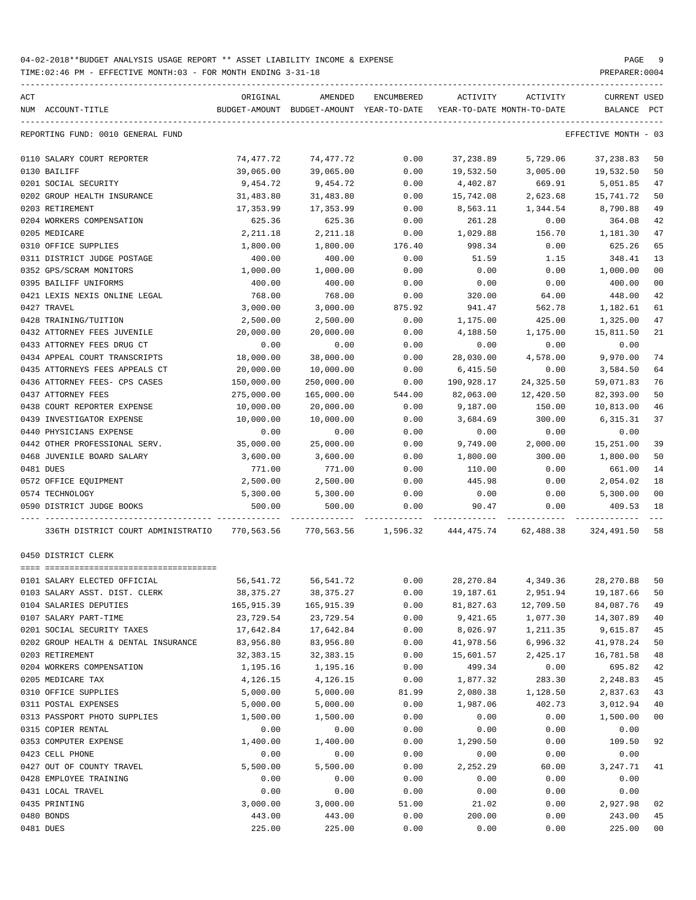04-02-2018**BUDGET ANALYSIS USAGE REPORT ** ASSET LIABILITY INCOME & EXPENSE

TIME:02:46 PM - EFFECTIVE MONTH:03 - FOR MONTH ENDING 3-31-18

PREPARER:0004

REPORTING FUND: 0010 GENERAL FUND — EFFECTIVE MONTH - 03

| ACT NUM | ACCOUNT-TITLE | ORIGINAL BUDGET-AMOUNT | AMENDED BUDGET-AMOUNT | ENCUMBERED YEAR-TO-DATE | ACTIVITY YEAR-TO-DATE | ACTIVITY MONTH-TO-DATE | CURRENT BALANCE | USED PCT |
|---|---|---|---|---|---|---|---|---|
| 0110 | SALARY COURT REPORTER | 74,477.72 | 74,477.72 | 0.00 | 37,238.89 | 5,729.06 | 37,238.83 | 50 |
| 0130 | BAILIFF | 39,065.00 | 39,065.00 | 0.00 | 19,532.50 | 3,005.00 | 19,532.50 | 50 |
| 0201 | SOCIAL SECURITY | 9,454.72 | 9,454.72 | 0.00 | 4,402.87 | 669.91 | 5,051.85 | 47 |
| 0202 | GROUP HEALTH INSURANCE | 31,483.80 | 31,483.80 | 0.00 | 15,742.08 | 2,623.68 | 15,741.72 | 50 |
| 0203 | RETIREMENT | 17,353.99 | 17,353.99 | 0.00 | 8,563.11 | 1,344.54 | 8,790.88 | 49 |
| 0204 | WORKERS COMPENSATION | 625.36 | 625.36 | 0.00 | 261.28 | 0.00 | 364.08 | 42 |
| 0205 | MEDICARE | 2,211.18 | 2,211.18 | 0.00 | 1,029.88 | 156.70 | 1,181.30 | 47 |
| 0310 | OFFICE SUPPLIES | 1,800.00 | 1,800.00 | 176.40 | 998.34 | 0.00 | 625.26 | 65 |
| 0311 | DISTRICT JUDGE POSTAGE | 400.00 | 400.00 | 0.00 | 51.59 | 1.15 | 348.41 | 13 |
| 0352 | GPS/SCRAM MONITORS | 1,000.00 | 1,000.00 | 0.00 | 0.00 | 0.00 | 1,000.00 | 00 |
| 0395 | BAILIFF UNIFORMS | 400.00 | 400.00 | 0.00 | 0.00 | 0.00 | 400.00 | 00 |
| 0421 | LEXIS NEXIS ONLINE LEGAL | 768.00 | 768.00 | 0.00 | 320.00 | 64.00 | 448.00 | 42 |
| 0427 | TRAVEL | 3,000.00 | 3,000.00 | 875.92 | 941.47 | 562.78 | 1,182.61 | 61 |
| 0428 | TRAINING/TUITION | 2,500.00 | 2,500.00 | 0.00 | 1,175.00 | 425.00 | 1,325.00 | 47 |
| 0432 | ATTORNEY FEES JUVENILE | 20,000.00 | 20,000.00 | 0.00 | 4,188.50 | 1,175.00 | 15,811.50 | 21 |
| 0433 | ATTORNEY FEES DRUG CT | 0.00 | 0.00 | 0.00 | 0.00 | 0.00 | 0.00 | |
| 0434 | APPEAL COURT TRANSCRIPTS | 18,000.00 | 38,000.00 | 0.00 | 28,030.00 | 4,578.00 | 9,970.00 | 74 |
| 0435 | ATTORNEYS FEES APPEALS CT | 20,000.00 | 10,000.00 | 0.00 | 6,415.50 | 0.00 | 3,584.50 | 64 |
| 0436 | ATTORNEY FEES- CPS CASES | 150,000.00 | 250,000.00 | 0.00 | 190,928.17 | 24,325.50 | 59,071.83 | 76 |
| 0437 | ATTORNEY FEES | 275,000.00 | 165,000.00 | 544.00 | 82,063.00 | 12,420.50 | 82,393.00 | 50 |
| 0438 | COURT REPORTER EXPENSE | 10,000.00 | 20,000.00 | 0.00 | 9,187.00 | 150.00 | 10,813.00 | 46 |
| 0439 | INVESTIGATOR EXPENSE | 10,000.00 | 10,000.00 | 0.00 | 3,684.69 | 300.00 | 6,315.31 | 37 |
| 0440 | PHYSICIANS EXPENSE | 0.00 | 0.00 | 0.00 | 0.00 | 0.00 | 0.00 | |
| 0442 | OTHER PROFESSIONAL SERV. | 35,000.00 | 25,000.00 | 0.00 | 9,749.00 | 2,000.00 | 15,251.00 | 39 |
| 0468 | JUVENILE BOARD SALARY | 3,600.00 | 3,600.00 | 0.00 | 1,800.00 | 300.00 | 1,800.00 | 50 |
| 0481 | DUES | 771.00 | 771.00 | 0.00 | 110.00 | 0.00 | 661.00 | 14 |
| 0572 | OFFICE EQUIPMENT | 2,500.00 | 2,500.00 | 0.00 | 445.98 | 0.00 | 2,054.02 | 18 |
| 0574 | TECHNOLOGY | 5,300.00 | 5,300.00 | 0.00 | 0.00 | 0.00 | 5,300.00 | 00 |
| 0590 | DISTRICT JUDGE BOOKS | 500.00 | 500.00 | 0.00 | 90.47 | 0.00 | 409.53 | 18 |
| | 336TH DISTRICT COURT ADMINISTRATIO | 770,563.56 | 770,563.56 | 1,596.32 | 444,475.74 | 62,488.38 | 324,491.50 | 58 |

0450 DISTRICT CLERK

| ACT NUM | ACCOUNT-TITLE | ORIGINAL BUDGET-AMOUNT | AMENDED BUDGET-AMOUNT | ENCUMBERED YEAR-TO-DATE | ACTIVITY YEAR-TO-DATE | ACTIVITY MONTH-TO-DATE | CURRENT BALANCE | USED PCT |
|---|---|---|---|---|---|---|---|---|
| 0101 | SALARY ELECTED OFFICIAL | 56,541.72 | 56,541.72 | 0.00 | 28,270.84 | 4,349.36 | 28,270.88 | 50 |
| 0103 | SALARY ASST. DIST. CLERK | 38,375.27 | 38,375.27 | 0.00 | 19,187.61 | 2,951.94 | 19,187.66 | 50 |
| 0104 | SALARIES DEPUTIES | 165,915.39 | 165,915.39 | 0.00 | 81,827.63 | 12,709.50 | 84,087.76 | 49 |
| 0107 | SALARY PART-TIME | 23,729.54 | 23,729.54 | 0.00 | 9,421.65 | 1,077.30 | 14,307.89 | 40 |
| 0201 | SOCIAL SECURITY TAXES | 17,642.84 | 17,642.84 | 0.00 | 8,026.97 | 1,211.35 | 9,615.87 | 45 |
| 0202 | GROUP HEALTH & DENTAL INSURANCE | 83,956.80 | 83,956.80 | 0.00 | 41,978.56 | 6,996.32 | 41,978.24 | 50 |
| 0203 | RETIREMENT | 32,383.15 | 32,383.15 | 0.00 | 15,601.57 | 2,425.17 | 16,781.58 | 48 |
| 0204 | WORKERS COMPENSATION | 1,195.16 | 1,195.16 | 0.00 | 499.34 | 0.00 | 695.82 | 42 |
| 0205 | MEDICARE TAX | 4,126.15 | 4,126.15 | 0.00 | 1,877.32 | 283.30 | 2,248.83 | 45 |
| 0310 | OFFICE SUPPLIES | 5,000.00 | 5,000.00 | 81.99 | 2,080.38 | 1,128.50 | 2,837.63 | 43 |
| 0311 | POSTAL EXPENSES | 5,000.00 | 5,000.00 | 0.00 | 1,987.06 | 402.73 | 3,012.94 | 40 |
| 0313 | PASSPORT PHOTO SUPPLIES | 1,500.00 | 1,500.00 | 0.00 | 0.00 | 0.00 | 1,500.00 | 00 |
| 0315 | COPIER RENTAL | 0.00 | 0.00 | 0.00 | 0.00 | 0.00 | 0.00 | |
| 0353 | COMPUTER EXPENSE | 1,400.00 | 1,400.00 | 0.00 | 1,290.50 | 0.00 | 109.50 | 92 |
| 0423 | CELL PHONE | 0.00 | 0.00 | 0.00 | 0.00 | 0.00 | 0.00 | |
| 0427 | OUT OF COUNTY TRAVEL | 5,500.00 | 5,500.00 | 0.00 | 2,252.29 | 60.00 | 3,247.71 | 41 |
| 0428 | EMPLOYEE TRAINING | 0.00 | 0.00 | 0.00 | 0.00 | 0.00 | 0.00 | |
| 0431 | LOCAL TRAVEL | 0.00 | 0.00 | 0.00 | 0.00 | 0.00 | 0.00 | |
| 0435 | PRINTING | 3,000.00 | 3,000.00 | 51.00 | 21.02 | 0.00 | 2,927.98 | 02 |
| 0480 | BONDS | 443.00 | 443.00 | 0.00 | 200.00 | 0.00 | 243.00 | 45 |
| 0481 | DUES | 225.00 | 225.00 | 0.00 | 0.00 | 0.00 | 225.00 | 00 |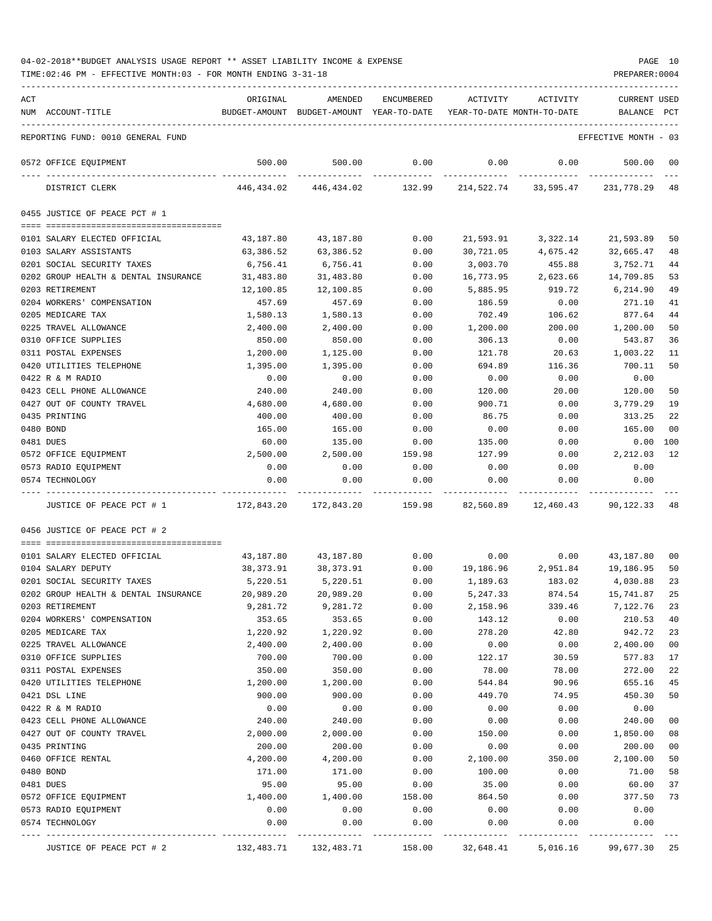04-02-2018**BUDGET ANALYSIS USAGE REPORT ** ASSET LIABILITY INCOME & EXPENSE

TIME:02:46 PM - EFFECTIVE MONTH:03 - FOR MONTH ENDING 3-31-18

PREPARER:0004

REPORTING FUND: 0010 GENERAL FUND — EFFECTIVE MONTH - 03

| ACT NUM | ACCOUNT-TITLE | ORIGINAL BUDGET-AMOUNT | AMENDED BUDGET-AMOUNT | ENCUMBERED YEAR-TO-DATE | ACTIVITY YEAR-TO-DATE | ACTIVITY MONTH-TO-DATE | CURRENT BALANCE | USED PCT |
|---|---|---|---|---|---|---|---|---|
| 0572 | OFFICE EQUIPMENT | 500.00 | 500.00 | 0.00 | 0.00 | 0.00 | 500.00 | 00 |
| | DISTRICT CLERK | 446,434.02 | 446,434.02 | 132.99 | 214,522.74 | 33,595.47 | 231,778.29 | 48 |

## 0455 JUSTICE OF PEACE PCT # 1

| ACT NUM | ACCOUNT-TITLE | ORIGINAL BUDGET-AMOUNT | AMENDED BUDGET-AMOUNT | ENCUMBERED YEAR-TO-DATE | ACTIVITY YEAR-TO-DATE | ACTIVITY MONTH-TO-DATE | CURRENT BALANCE | USED PCT |
|---|---|---|---|---|---|---|---|---|
| 0101 | SALARY ELECTED OFFICIAL | 43,187.80 | 43,187.80 | 0.00 | 21,593.91 | 3,322.14 | 21,593.89 | 50 |
| 0103 | SALARY ASSISTANTS | 63,386.52 | 63,386.52 | 0.00 | 30,721.05 | 4,675.42 | 32,665.47 | 48 |
| 0201 | SOCIAL SECURITY TAXES | 6,756.41 | 6,756.41 | 0.00 | 3,003.70 | 455.88 | 3,752.71 | 44 |
| 0202 | GROUP HEALTH & DENTAL INSURANCE | 31,483.80 | 31,483.80 | 0.00 | 16,773.95 | 2,623.66 | 14,709.85 | 53 |
| 0203 | RETIREMENT | 12,100.85 | 12,100.85 | 0.00 | 5,885.95 | 919.72 | 6,214.90 | 49 |
| 0204 | WORKERS' COMPENSATION | 457.69 | 457.69 | 0.00 | 186.59 | 0.00 | 271.10 | 41 |
| 0205 | MEDICARE TAX | 1,580.13 | 1,580.13 | 0.00 | 702.49 | 106.62 | 877.64 | 44 |
| 0225 | TRAVEL ALLOWANCE | 2,400.00 | 2,400.00 | 0.00 | 1,200.00 | 200.00 | 1,200.00 | 50 |
| 0310 | OFFICE SUPPLIES | 850.00 | 850.00 | 0.00 | 306.13 | 0.00 | 543.87 | 36 |
| 0311 | POSTAL EXPENSES | 1,200.00 | 1,125.00 | 0.00 | 121.78 | 20.63 | 1,003.22 | 11 |
| 0420 | UTILITIES TELEPHONE | 1,395.00 | 1,395.00 | 0.00 | 694.89 | 116.36 | 700.11 | 50 |
| 0422 | R & M RADIO | 0.00 | 0.00 | 0.00 | 0.00 | 0.00 | 0.00 | |
| 0423 | CELL PHONE ALLOWANCE | 240.00 | 240.00 | 0.00 | 120.00 | 20.00 | 120.00 | 50 |
| 0427 | OUT OF COUNTY TRAVEL | 4,680.00 | 4,680.00 | 0.00 | 900.71 | 0.00 | 3,779.29 | 19 |
| 0435 | PRINTING | 400.00 | 400.00 | 0.00 | 86.75 | 0.00 | 313.25 | 22 |
| 0480 | BOND | 165.00 | 165.00 | 0.00 | 0.00 | 0.00 | 165.00 | 00 |
| 0481 | DUES | 60.00 | 135.00 | 0.00 | 135.00 | 0.00 | 0.00 | 100 |
| 0572 | OFFICE EQUIPMENT | 2,500.00 | 2,500.00 | 159.98 | 127.99 | 0.00 | 2,212.03 | 12 |
| 0573 | RADIO EQUIPMENT | 0.00 | 0.00 | 0.00 | 0.00 | 0.00 | 0.00 | |
| 0574 | TECHNOLOGY | 0.00 | 0.00 | 0.00 | 0.00 | 0.00 | 0.00 | |
| | JUSTICE OF PEACE PCT # 1 | 172,843.20 | 172,843.20 | 159.98 | 82,560.89 | 12,460.43 | 90,122.33 | 48 |

## 0456 JUSTICE OF PEACE PCT # 2

| ACT NUM | ACCOUNT-TITLE | ORIGINAL BUDGET-AMOUNT | AMENDED BUDGET-AMOUNT | ENCUMBERED YEAR-TO-DATE | ACTIVITY YEAR-TO-DATE | ACTIVITY MONTH-TO-DATE | CURRENT BALANCE | USED PCT |
|---|---|---|---|---|---|---|---|---|
| 0101 | SALARY ELECTED OFFICIAL | 43,187.80 | 43,187.80 | 0.00 | 0.00 | 0.00 | 43,187.80 | 00 |
| 0104 | SALARY DEPUTY | 38,373.91 | 38,373.91 | 0.00 | 19,186.96 | 2,951.84 | 19,186.95 | 50 |
| 0201 | SOCIAL SECURITY TAXES | 5,220.51 | 5,220.51 | 0.00 | 1,189.63 | 183.02 | 4,030.88 | 23 |
| 0202 | GROUP HEALTH & DENTAL INSURANCE | 20,989.20 | 20,989.20 | 0.00 | 5,247.33 | 874.54 | 15,741.87 | 25 |
| 0203 | RETIREMENT | 9,281.72 | 9,281.72 | 0.00 | 2,158.96 | 339.46 | 7,122.76 | 23 |
| 0204 | WORKERS' COMPENSATION | 353.65 | 353.65 | 0.00 | 143.12 | 0.00 | 210.53 | 40 |
| 0205 | MEDICARE TAX | 1,220.92 | 1,220.92 | 0.00 | 278.20 | 42.80 | 942.72 | 23 |
| 0225 | TRAVEL ALLOWANCE | 2,400.00 | 2,400.00 | 0.00 | 0.00 | 0.00 | 2,400.00 | 00 |
| 0310 | OFFICE SUPPLIES | 700.00 | 700.00 | 0.00 | 122.17 | 30.59 | 577.83 | 17 |
| 0311 | POSTAL EXPENSES | 350.00 | 350.00 | 0.00 | 78.00 | 78.00 | 272.00 | 22 |
| 0420 | UTILITIES TELEPHONE | 1,200.00 | 1,200.00 | 0.00 | 544.84 | 90.96 | 655.16 | 45 |
| 0421 | DSL LINE | 900.00 | 900.00 | 0.00 | 449.70 | 74.95 | 450.30 | 50 |
| 0422 | R & M RADIO | 0.00 | 0.00 | 0.00 | 0.00 | 0.00 | 0.00 | |
| 0423 | CELL PHONE ALLOWANCE | 240.00 | 240.00 | 0.00 | 0.00 | 0.00 | 240.00 | 00 |
| 0427 | OUT OF COUNTY TRAVEL | 2,000.00 | 2,000.00 | 0.00 | 150.00 | 0.00 | 1,850.00 | 08 |
| 0435 | PRINTING | 200.00 | 200.00 | 0.00 | 0.00 | 0.00 | 200.00 | 00 |
| 0460 | OFFICE RENTAL | 4,200.00 | 4,200.00 | 0.00 | 2,100.00 | 350.00 | 2,100.00 | 50 |
| 0480 | BOND | 171.00 | 171.00 | 0.00 | 100.00 | 0.00 | 71.00 | 58 |
| 0481 | DUES | 95.00 | 95.00 | 0.00 | 35.00 | 0.00 | 60.00 | 37 |
| 0572 | OFFICE EQUIPMENT | 1,400.00 | 1,400.00 | 158.00 | 864.50 | 0.00 | 377.50 | 73 |
| 0573 | RADIO EQUIPMENT | 0.00 | 0.00 | 0.00 | 0.00 | 0.00 | 0.00 | |
| 0574 | TECHNOLOGY | 0.00 | 0.00 | 0.00 | 0.00 | 0.00 | 0.00 | |
| | JUSTICE OF PEACE PCT # 2 | 132,483.71 | 132,483.71 | 158.00 | 32,648.41 | 5,016.16 | 99,677.30 | 25 |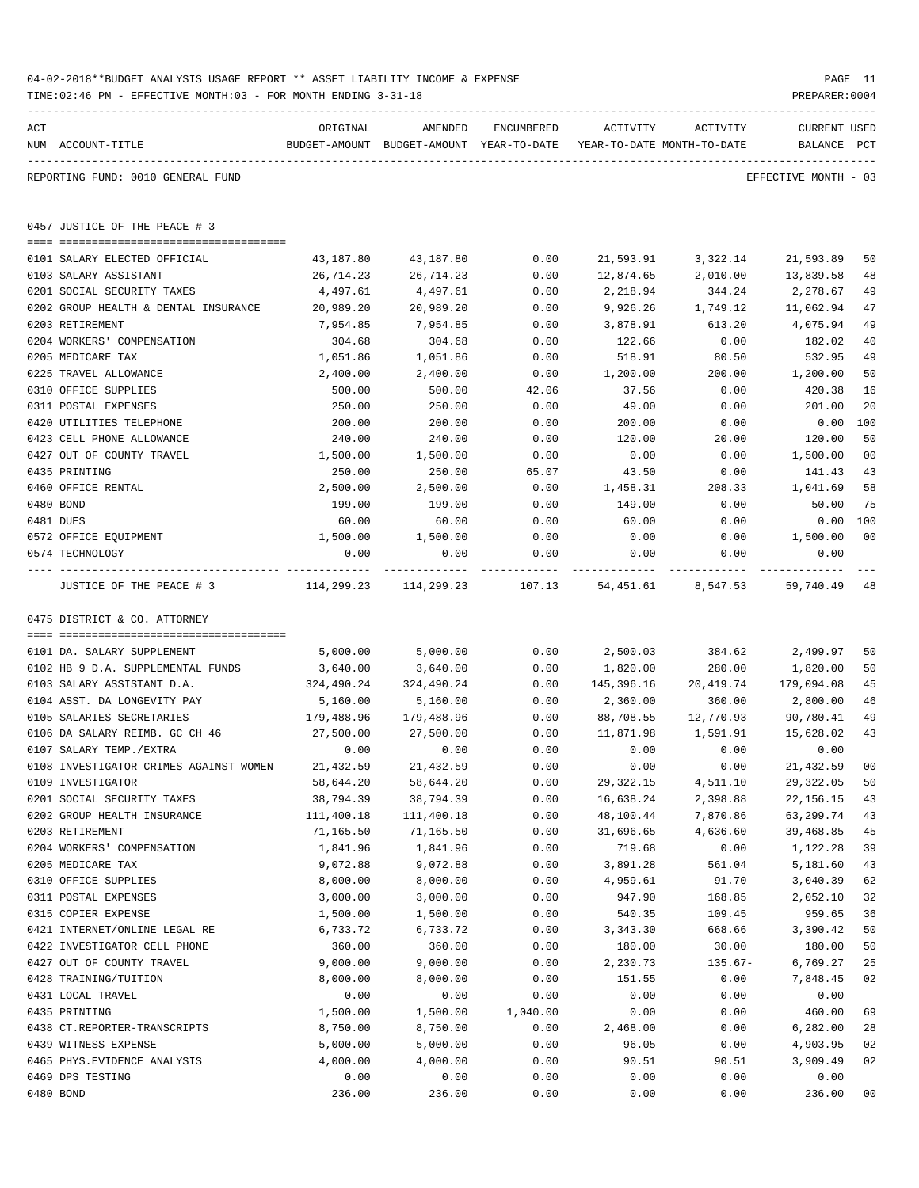04-02-2018**BUDGET ANALYSIS USAGE REPORT ** ASSET LIABILITY INCOME & EXPENSE

TIME:02:46 PM - EFFECTIVE MONTH:03 - FOR MONTH ENDING 3-31-18

PREPARER:0004

REPORTING FUND: 0010 GENERAL FUND — EFFECTIVE MONTH - 03

## 0457 JUSTICE OF THE PEACE # 3

| ACT NUM | ACCOUNT-TITLE | ORIGINAL BUDGET-AMOUNT | AMENDED BUDGET-AMOUNT | ENCUMBERED YEAR-TO-DATE | ACTIVITY YEAR-TO-DATE | ACTIVITY MONTH-TO-DATE | CURRENT BALANCE | USED PCT |
|---|---|---|---|---|---|---|---|---|
| 0101 | SALARY ELECTED OFFICIAL | 43,187.80 | 43,187.80 | 0.00 | 21,593.91 | 3,322.14 | 21,593.89 | 50 |
| 0103 | SALARY ASSISTANT | 26,714.23 | 26,714.23 | 0.00 | 12,874.65 | 2,010.00 | 13,839.58 | 48 |
| 0201 | SOCIAL SECURITY TAXES | 4,497.61 | 4,497.61 | 0.00 | 2,218.94 | 344.24 | 2,278.67 | 49 |
| 0202 | GROUP HEALTH & DENTAL INSURANCE | 20,989.20 | 20,989.20 | 0.00 | 9,926.26 | 1,749.12 | 11,062.94 | 47 |
| 0203 | RETIREMENT | 7,954.85 | 7,954.85 | 0.00 | 3,878.91 | 613.20 | 4,075.94 | 49 |
| 0204 | WORKERS' COMPENSATION | 304.68 | 304.68 | 0.00 | 122.66 | 0.00 | 182.02 | 40 |
| 0205 | MEDICARE TAX | 1,051.86 | 1,051.86 | 0.00 | 518.91 | 80.50 | 532.95 | 49 |
| 0225 | TRAVEL ALLOWANCE | 2,400.00 | 2,400.00 | 0.00 | 1,200.00 | 200.00 | 1,200.00 | 50 |
| 0310 | OFFICE SUPPLIES | 500.00 | 500.00 | 42.06 | 37.56 | 0.00 | 420.38 | 16 |
| 0311 | POSTAL EXPENSES | 250.00 | 250.00 | 0.00 | 49.00 | 0.00 | 201.00 | 20 |
| 0420 | UTILITIES TELEPHONE | 200.00 | 200.00 | 0.00 | 200.00 | 0.00 | 0.00 | 100 |
| 0423 | CELL PHONE ALLOWANCE | 240.00 | 240.00 | 0.00 | 120.00 | 20.00 | 120.00 | 50 |
| 0427 | OUT OF COUNTY TRAVEL | 1,500.00 | 1,500.00 | 0.00 | 0.00 | 0.00 | 1,500.00 | 00 |
| 0435 | PRINTING | 250.00 | 250.00 | 65.07 | 43.50 | 0.00 | 141.43 | 43 |
| 0460 | OFFICE RENTAL | 2,500.00 | 2,500.00 | 0.00 | 1,458.31 | 208.33 | 1,041.69 | 58 |
| 0480 | BOND | 199.00 | 199.00 | 0.00 | 149.00 | 0.00 | 50.00 | 75 |
| 0481 | DUES | 60.00 | 60.00 | 0.00 | 60.00 | 0.00 | 0.00 | 100 |
| 0572 | OFFICE EQUIPMENT | 1,500.00 | 1,500.00 | 0.00 | 0.00 | 0.00 | 1,500.00 | 00 |
| 0574 | TECHNOLOGY | 0.00 | 0.00 | 0.00 | 0.00 | 0.00 | 0.00 | |
| | JUSTICE OF THE PEACE # 3 | 114,299.23 | 114,299.23 | 107.13 | 54,451.61 | 8,547.53 | 59,740.49 | 48 |

## 0475 DISTRICT & CO. ATTORNEY

| ACT NUM | ACCOUNT-TITLE | ORIGINAL BUDGET-AMOUNT | AMENDED BUDGET-AMOUNT | ENCUMBERED YEAR-TO-DATE | ACTIVITY YEAR-TO-DATE | ACTIVITY MONTH-TO-DATE | CURRENT BALANCE | USED PCT |
|---|---|---|---|---|---|---|---|---|
| 0101 | DA. SALARY SUPPLEMENT | 5,000.00 | 5,000.00 | 0.00 | 2,500.03 | 384.62 | 2,499.97 | 50 |
| 0102 | HB 9 D.A. SUPPLEMENTAL FUNDS | 3,640.00 | 3,640.00 | 0.00 | 1,820.00 | 280.00 | 1,820.00 | 50 |
| 0103 | SALARY ASSISTANT D.A. | 324,490.24 | 324,490.24 | 0.00 | 145,396.16 | 20,419.74 | 179,094.08 | 45 |
| 0104 | ASST. DA LONGEVITY PAY | 5,160.00 | 5,160.00 | 0.00 | 2,360.00 | 360.00 | 2,800.00 | 46 |
| 0105 | SALARIES SECRETARIES | 179,488.96 | 179,488.96 | 0.00 | 88,708.55 | 12,770.93 | 90,780.41 | 49 |
| 0106 | DA SALARY REIMB. GC CH 46 | 27,500.00 | 27,500.00 | 0.00 | 11,871.98 | 1,591.91 | 15,628.02 | 43 |
| 0107 | SALARY TEMP./EXTRA | 0.00 | 0.00 | 0.00 | 0.00 | 0.00 | 0.00 | |
| 0108 | INVESTIGATOR CRIMES AGAINST WOMEN | 21,432.59 | 21,432.59 | 0.00 | 0.00 | 0.00 | 21,432.59 | 00 |
| 0109 | INVESTIGATOR | 58,644.20 | 58,644.20 | 0.00 | 29,322.15 | 4,511.10 | 29,322.05 | 50 |
| 0201 | SOCIAL SECURITY TAXES | 38,794.39 | 38,794.39 | 0.00 | 16,638.24 | 2,398.88 | 22,156.15 | 43 |
| 0202 | GROUP HEALTH INSURANCE | 111,400.18 | 111,400.18 | 0.00 | 48,100.44 | 7,870.86 | 63,299.74 | 43 |
| 0203 | RETIREMENT | 71,165.50 | 71,165.50 | 0.00 | 31,696.65 | 4,636.60 | 39,468.85 | 45 |
| 0204 | WORKERS' COMPENSATION | 1,841.96 | 1,841.96 | 0.00 | 719.68 | 0.00 | 1,122.28 | 39 |
| 0205 | MEDICARE TAX | 9,072.88 | 9,072.88 | 0.00 | 3,891.28 | 561.04 | 5,181.60 | 43 |
| 0310 | OFFICE SUPPLIES | 8,000.00 | 8,000.00 | 0.00 | 4,959.61 | 91.70 | 3,040.39 | 62 |
| 0311 | POSTAL EXPENSES | 3,000.00 | 3,000.00 | 0.00 | 947.90 | 168.85 | 2,052.10 | 32 |
| 0315 | COPIER EXPENSE | 1,500.00 | 1,500.00 | 0.00 | 540.35 | 109.45 | 959.65 | 36 |
| 0421 | INTERNET/ONLINE LEGAL RE | 6,733.72 | 6,733.72 | 0.00 | 3,343.30 | 668.66 | 3,390.42 | 50 |
| 0422 | INVESTIGATOR CELL PHONE | 360.00 | 360.00 | 0.00 | 180.00 | 30.00 | 180.00 | 50 |
| 0427 | OUT OF COUNTY TRAVEL | 9,000.00 | 9,000.00 | 0.00 | 2,230.73 | 135.67- | 6,769.27 | 25 |
| 0428 | TRAINING/TUITION | 8,000.00 | 8,000.00 | 0.00 | 151.55 | 0.00 | 7,848.45 | 02 |
| 0431 | LOCAL TRAVEL | 0.00 | 0.00 | 0.00 | 0.00 | 0.00 | 0.00 | |
| 0435 | PRINTING | 1,500.00 | 1,500.00 | 1,040.00 | 0.00 | 0.00 | 460.00 | 69 |
| 0438 | CT.REPORTER-TRANSCRIPTS | 8,750.00 | 8,750.00 | 0.00 | 2,468.00 | 0.00 | 6,282.00 | 28 |
| 0439 | WITNESS EXPENSE | 5,000.00 | 5,000.00 | 0.00 | 96.05 | 0.00 | 4,903.95 | 02 |
| 0465 | PHYS.EVIDENCE ANALYSIS | 4,000.00 | 4,000.00 | 0.00 | 90.51 | 90.51 | 3,909.49 | 02 |
| 0469 | DPS TESTING | 0.00 | 0.00 | 0.00 | 0.00 | 0.00 | 0.00 | |
| 0480 | BOND | 236.00 | 236.00 | 0.00 | 0.00 | 0.00 | 236.00 | 00 |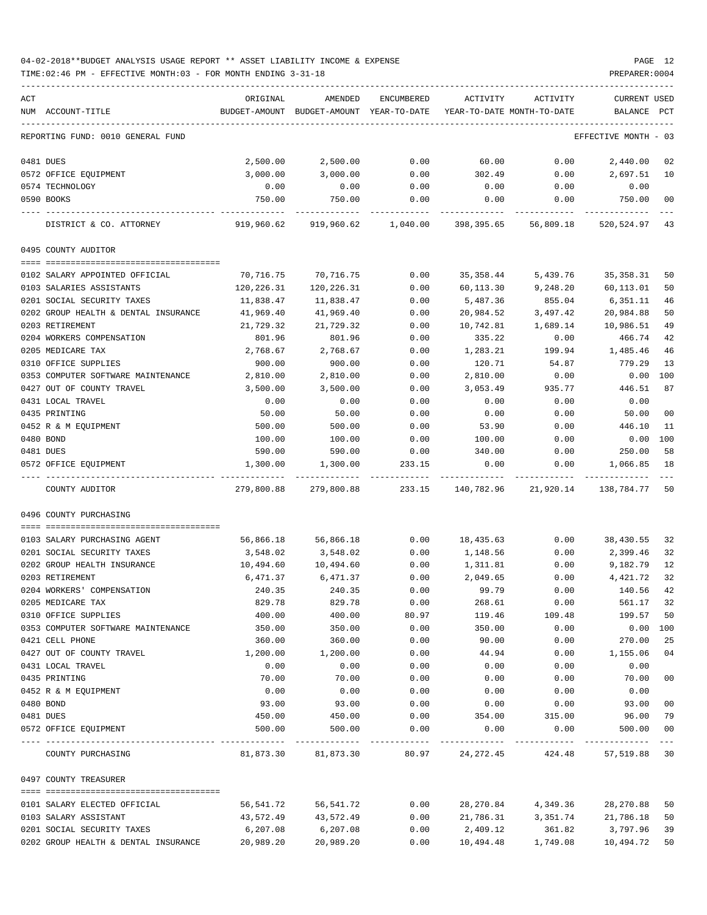04-02-2018**BUDGET ANALYSIS USAGE REPORT ** ASSET LIABILITY INCOME & EXPENSE

TIME:02:46 PM - EFFECTIVE MONTH:03 - FOR MONTH ENDING 3-31-18

PREPARER:0004

| ACT NUM | ACCOUNT-TITLE | ORIGINAL BUDGET-AMOUNT | AMENDED BUDGET-AMOUNT | ENCUMBERED YEAR-TO-DATE | ACTIVITY YEAR-TO-DATE | ACTIVITY MONTH-TO-DATE | CURRENT BALANCE | USED PCT |
|---|---|---|---|---|---|---|---|---|
| | REPORTING FUND: 0010 GENERAL FUND | | | | | | EFFECTIVE MONTH - 03 | |
| 0481 | DUES | 2,500.00 | 2,500.00 | 0.00 | 60.00 | 0.00 | 2,440.00 | 02 |
| 0572 | OFFICE EQUIPMENT | 3,000.00 | 3,000.00 | 0.00 | 302.49 | 0.00 | 2,697.51 | 10 |
| 0574 | TECHNOLOGY | 0.00 | 0.00 | 0.00 | 0.00 | 0.00 | 0.00 | |
| 0590 | BOOKS | 750.00 | 750.00 | 0.00 | 0.00 | 0.00 | 750.00 | 00 |
| | DISTRICT & CO. ATTORNEY | 919,960.62 | 919,960.62 | 1,040.00 | 398,395.65 | 56,809.18 | 520,524.97 | 43 |
| | **0495 COUNTY AUDITOR** | | | | | | | |
| 0102 | SALARY APPOINTED OFFICIAL | 70,716.75 | 70,716.75 | 0.00 | 35,358.44 | 5,439.76 | 35,358.31 | 50 |
| 0103 | SALARIES ASSISTANTS | 120,226.31 | 120,226.31 | 0.00 | 60,113.30 | 9,248.20 | 60,113.01 | 50 |
| 0201 | SOCIAL SECURITY TAXES | 11,838.47 | 11,838.47 | 0.00 | 5,487.36 | 855.04 | 6,351.11 | 46 |
| 0202 | GROUP HEALTH & DENTAL INSURANCE | 41,969.40 | 41,969.40 | 0.00 | 20,984.52 | 3,497.42 | 20,984.88 | 50 |
| 0203 | RETIREMENT | 21,729.32 | 21,729.32 | 0.00 | 10,742.81 | 1,689.14 | 10,986.51 | 49 |
| 0204 | WORKERS COMPENSATION | 801.96 | 801.96 | 0.00 | 335.22 | 0.00 | 466.74 | 42 |
| 0205 | MEDICARE TAX | 2,768.67 | 2,768.67 | 0.00 | 1,283.21 | 199.94 | 1,485.46 | 46 |
| 0310 | OFFICE SUPPLIES | 900.00 | 900.00 | 0.00 | 120.71 | 54.87 | 779.29 | 13 |
| 0353 | COMPUTER SOFTWARE MAINTENANCE | 2,810.00 | 2,810.00 | 0.00 | 2,810.00 | 0.00 | 0.00 | 100 |
| 0427 | OUT OF COUNTY TRAVEL | 3,500.00 | 3,500.00 | 0.00 | 3,053.49 | 935.77 | 446.51 | 87 |
| 0431 | LOCAL TRAVEL | 0.00 | 0.00 | 0.00 | 0.00 | 0.00 | 0.00 | |
| 0435 | PRINTING | 50.00 | 50.00 | 0.00 | 0.00 | 0.00 | 50.00 | 00 |
| 0452 | R & M EQUIPMENT | 500.00 | 500.00 | 0.00 | 53.90 | 0.00 | 446.10 | 11 |
| 0480 | BOND | 100.00 | 100.00 | 0.00 | 100.00 | 0.00 | 0.00 | 100 |
| 0481 | DUES | 590.00 | 590.00 | 0.00 | 340.00 | 0.00 | 250.00 | 58 |
| 0572 | OFFICE EQUIPMENT | 1,300.00 | 1,300.00 | 233.15 | 0.00 | 0.00 | 1,066.85 | 18 |
| | COUNTY AUDITOR | 279,800.88 | 279,800.88 | 233.15 | 140,782.96 | 21,920.14 | 138,784.77 | 50 |
| | **0496 COUNTY PURCHASING** | | | | | | | |
| 0103 | SALARY PURCHASING AGENT | 56,866.18 | 56,866.18 | 0.00 | 18,435.63 | 0.00 | 38,430.55 | 32 |
| 0201 | SOCIAL SECURITY TAXES | 3,548.02 | 3,548.02 | 0.00 | 1,148.56 | 0.00 | 2,399.46 | 32 |
| 0202 | GROUP HEALTH INSURANCE | 10,494.60 | 10,494.60 | 0.00 | 1,311.81 | 0.00 | 9,182.79 | 12 |
| 0203 | RETIREMENT | 6,471.37 | 6,471.37 | 0.00 | 2,049.65 | 0.00 | 4,421.72 | 32 |
| 0204 | WORKERS' COMPENSATION | 240.35 | 240.35 | 0.00 | 99.79 | 0.00 | 140.56 | 42 |
| 0205 | MEDICARE TAX | 829.78 | 829.78 | 0.00 | 268.61 | 0.00 | 561.17 | 32 |
| 0310 | OFFICE SUPPLIES | 400.00 | 400.00 | 80.97 | 119.46 | 109.48 | 199.57 | 50 |
| 0353 | COMPUTER SOFTWARE MAINTENANCE | 350.00 | 350.00 | 0.00 | 350.00 | 0.00 | 0.00 | 100 |
| 0421 | CELL PHONE | 360.00 | 360.00 | 0.00 | 90.00 | 0.00 | 270.00 | 25 |
| 0427 | OUT OF COUNTY TRAVEL | 1,200.00 | 1,200.00 | 0.00 | 44.94 | 0.00 | 1,155.06 | 04 |
| 0431 | LOCAL TRAVEL | 0.00 | 0.00 | 0.00 | 0.00 | 0.00 | 0.00 | |
| 0435 | PRINTING | 70.00 | 70.00 | 0.00 | 0.00 | 0.00 | 70.00 | 00 |
| 0452 | R & M EQUIPMENT | 0.00 | 0.00 | 0.00 | 0.00 | 0.00 | 0.00 | |
| 0480 | BOND | 93.00 | 93.00 | 0.00 | 0.00 | 0.00 | 93.00 | 00 |
| 0481 | DUES | 450.00 | 450.00 | 0.00 | 354.00 | 315.00 | 96.00 | 79 |
| 0572 | OFFICE EQUIPMENT | 500.00 | 500.00 | 0.00 | 0.00 | 0.00 | 500.00 | 00 |
| | COUNTY PURCHASING | 81,873.30 | 81,873.30 | 80.97 | 24,272.45 | 424.48 | 57,519.88 | 30 |
| | **0497 COUNTY TREASURER** | | | | | | | |
| 0101 | SALARY ELECTED OFFICIAL | 56,541.72 | 56,541.72 | 0.00 | 28,270.84 | 4,349.36 | 28,270.88 | 50 |
| 0103 | SALARY ASSISTANT | 43,572.49 | 43,572.49 | 0.00 | 21,786.31 | 3,351.74 | 21,786.18 | 50 |
| 0201 | SOCIAL SECURITY TAXES | 6,207.08 | 6,207.08 | 0.00 | 2,409.12 | 361.82 | 3,797.96 | 39 |
| 0202 | GROUP HEALTH & DENTAL INSURANCE | 20,989.20 | 20,989.20 | 0.00 | 10,494.48 | 1,749.08 | 10,494.72 | 50 |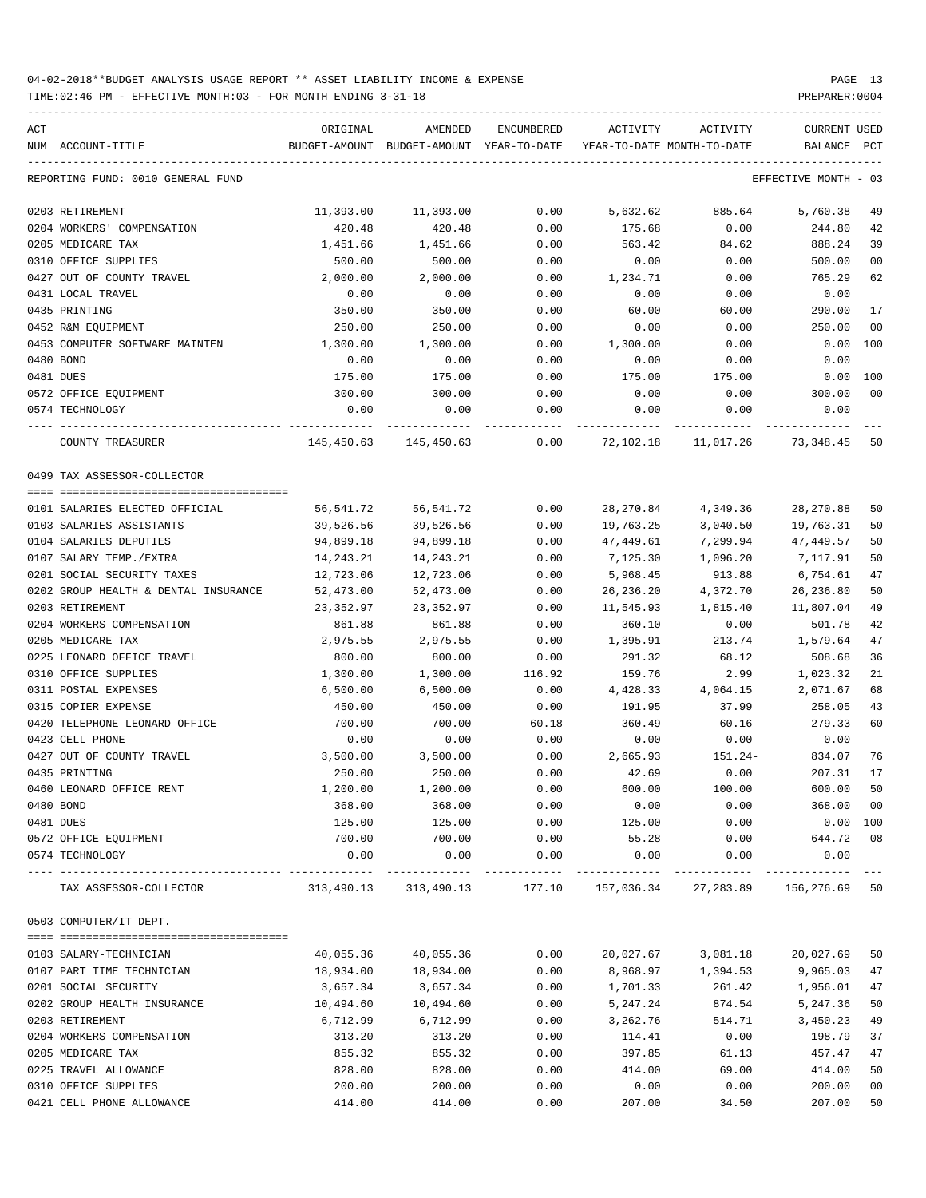04-02-2018**BUDGET ANALYSIS USAGE REPORT ** ASSET LIABILITY INCOME & EXPENSE

TIME:02:46 PM - EFFECTIVE MONTH:03 - FOR MONTH ENDING 3-31-18

PREPARER:0004

| ACT NUM | ACCOUNT-TITLE | ORIGINAL BUDGET-AMOUNT | AMENDED BUDGET-AMOUNT | ENCUMBERED YEAR-TO-DATE | ACTIVITY YEAR-TO-DATE | ACTIVITY MONTH-TO-DATE | CURRENT BALANCE | USED PCT |
|---|---|---|---|---|---|---|---|---|
| REPORTING FUND: 0010 GENERAL FUND | | | | | | | EFFECTIVE MONTH - 03 | |
| 0203 | RETIREMENT | 11,393.00 | 11,393.00 | 0.00 | 5,632.62 | 885.64 | 5,760.38 | 49 |
| 0204 | WORKERS' COMPENSATION | 420.48 | 420.48 | 0.00 | 175.68 | 0.00 | 244.80 | 42 |
| 0205 | MEDICARE TAX | 1,451.66 | 1,451.66 | 0.00 | 563.42 | 84.62 | 888.24 | 39 |
| 0310 | OFFICE SUPPLIES | 500.00 | 500.00 | 0.00 | 0.00 | 0.00 | 500.00 | 00 |
| 0427 | OUT OF COUNTY TRAVEL | 2,000.00 | 2,000.00 | 0.00 | 1,234.71 | 0.00 | 765.29 | 62 |
| 0431 | LOCAL TRAVEL | 0.00 | 0.00 | 0.00 | 0.00 | 0.00 | 0.00 | |
| 0435 | PRINTING | 350.00 | 350.00 | 0.00 | 60.00 | 60.00 | 290.00 | 17 |
| 0452 | R&M EQUIPMENT | 250.00 | 250.00 | 0.00 | 0.00 | 0.00 | 250.00 | 00 |
| 0453 | COMPUTER SOFTWARE MAINTEN | 1,300.00 | 1,300.00 | 0.00 | 1,300.00 | 0.00 | 0.00 | 100 |
| 0480 | BOND | 0.00 | 0.00 | 0.00 | 0.00 | 0.00 | 0.00 | |
| 0481 | DUES | 175.00 | 175.00 | 0.00 | 175.00 | 175.00 | 0.00 | 100 |
| 0572 | OFFICE EQUIPMENT | 300.00 | 300.00 | 0.00 | 0.00 | 0.00 | 300.00 | 00 |
| 0574 | TECHNOLOGY | 0.00 | 0.00 | 0.00 | 0.00 | 0.00 | 0.00 | |
| | COUNTY TREASURER | 145,450.63 | 145,450.63 | 0.00 | 72,102.18 | 11,017.26 | 73,348.45 | 50 |
| 0499 | TAX ASSESSOR-COLLECTOR | | | | | | | |
| 0101 | SALARIES ELECTED OFFICIAL | 56,541.72 | 56,541.72 | 0.00 | 28,270.84 | 4,349.36 | 28,270.88 | 50 |
| 0103 | SALARIES ASSISTANTS | 39,526.56 | 39,526.56 | 0.00 | 19,763.25 | 3,040.50 | 19,763.31 | 50 |
| 0104 | SALARIES DEPUTIES | 94,899.18 | 94,899.18 | 0.00 | 47,449.61 | 7,299.94 | 47,449.57 | 50 |
| 0107 | SALARY TEMP./EXTRA | 14,243.21 | 14,243.21 | 0.00 | 7,125.30 | 1,096.20 | 7,117.91 | 50 |
| 0201 | SOCIAL SECURITY TAXES | 12,723.06 | 12,723.06 | 0.00 | 5,968.45 | 913.88 | 6,754.61 | 47 |
| 0202 | GROUP HEALTH & DENTAL INSURANCE | 52,473.00 | 52,473.00 | 0.00 | 26,236.20 | 4,372.70 | 26,236.80 | 50 |
| 0203 | RETIREMENT | 23,352.97 | 23,352.97 | 0.00 | 11,545.93 | 1,815.40 | 11,807.04 | 49 |
| 0204 | WORKERS COMPENSATION | 861.88 | 861.88 | 0.00 | 360.10 | 0.00 | 501.78 | 42 |
| 0205 | MEDICARE TAX | 2,975.55 | 2,975.55 | 0.00 | 1,395.91 | 213.74 | 1,579.64 | 47 |
| 0225 | LEONARD OFFICE TRAVEL | 800.00 | 800.00 | 0.00 | 291.32 | 68.12 | 508.68 | 36 |
| 0310 | OFFICE SUPPLIES | 1,300.00 | 1,300.00 | 116.92 | 159.76 | 2.99 | 1,023.32 | 21 |
| 0311 | POSTAL EXPENSES | 6,500.00 | 6,500.00 | 0.00 | 4,428.33 | 4,064.15 | 2,071.67 | 68 |
| 0315 | COPIER EXPENSE | 450.00 | 450.00 | 0.00 | 191.95 | 37.99 | 258.05 | 43 |
| 0420 | TELEPHONE LEONARD OFFICE | 700.00 | 700.00 | 60.18 | 360.49 | 60.16 | 279.33 | 60 |
| 0423 | CELL PHONE | 0.00 | 0.00 | 0.00 | 0.00 | 0.00 | 0.00 | |
| 0427 | OUT OF COUNTY TRAVEL | 3,500.00 | 3,500.00 | 0.00 | 2,665.93 | 151.24- | 834.07 | 76 |
| 0435 | PRINTING | 250.00 | 250.00 | 0.00 | 42.69 | 0.00 | 207.31 | 17 |
| 0460 | LEONARD OFFICE RENT | 1,200.00 | 1,200.00 | 0.00 | 600.00 | 100.00 | 600.00 | 50 |
| 0480 | BOND | 368.00 | 368.00 | 0.00 | 0.00 | 0.00 | 368.00 | 00 |
| 0481 | DUES | 125.00 | 125.00 | 0.00 | 125.00 | 0.00 | 0.00 | 100 |
| 0572 | OFFICE EQUIPMENT | 700.00 | 700.00 | 0.00 | 55.28 | 0.00 | 644.72 | 08 |
| 0574 | TECHNOLOGY | 0.00 | 0.00 | 0.00 | 0.00 | 0.00 | 0.00 | |
| | TAX ASSESSOR-COLLECTOR | 313,490.13 | 313,490.13 | 177.10 | 157,036.34 | 27,283.89 | 156,276.69 | 50 |
| 0503 | COMPUTER/IT DEPT. | | | | | | | |
| 0103 | SALARY-TECHNICIAN | 40,055.36 | 40,055.36 | 0.00 | 20,027.67 | 3,081.18 | 20,027.69 | 50 |
| 0107 | PART TIME TECHNICIAN | 18,934.00 | 18,934.00 | 0.00 | 8,968.97 | 1,394.53 | 9,965.03 | 47 |
| 0201 | SOCIAL SECURITY | 3,657.34 | 3,657.34 | 0.00 | 1,701.33 | 261.42 | 1,956.01 | 47 |
| 0202 | GROUP HEALTH INSURANCE | 10,494.60 | 10,494.60 | 0.00 | 5,247.24 | 874.54 | 5,247.36 | 50 |
| 0203 | RETIREMENT | 6,712.99 | 6,712.99 | 0.00 | 3,262.76 | 514.71 | 3,450.23 | 49 |
| 0204 | WORKERS COMPENSATION | 313.20 | 313.20 | 0.00 | 114.41 | 0.00 | 198.79 | 37 |
| 0205 | MEDICARE TAX | 855.32 | 855.32 | 0.00 | 397.85 | 61.13 | 457.47 | 47 |
| 0225 | TRAVEL ALLOWANCE | 828.00 | 828.00 | 0.00 | 414.00 | 69.00 | 414.00 | 50 |
| 0310 | OFFICE SUPPLIES | 200.00 | 200.00 | 0.00 | 0.00 | 0.00 | 200.00 | 00 |
| 0421 | CELL PHONE ALLOWANCE | 414.00 | 414.00 | 0.00 | 207.00 | 34.50 | 207.00 | 50 |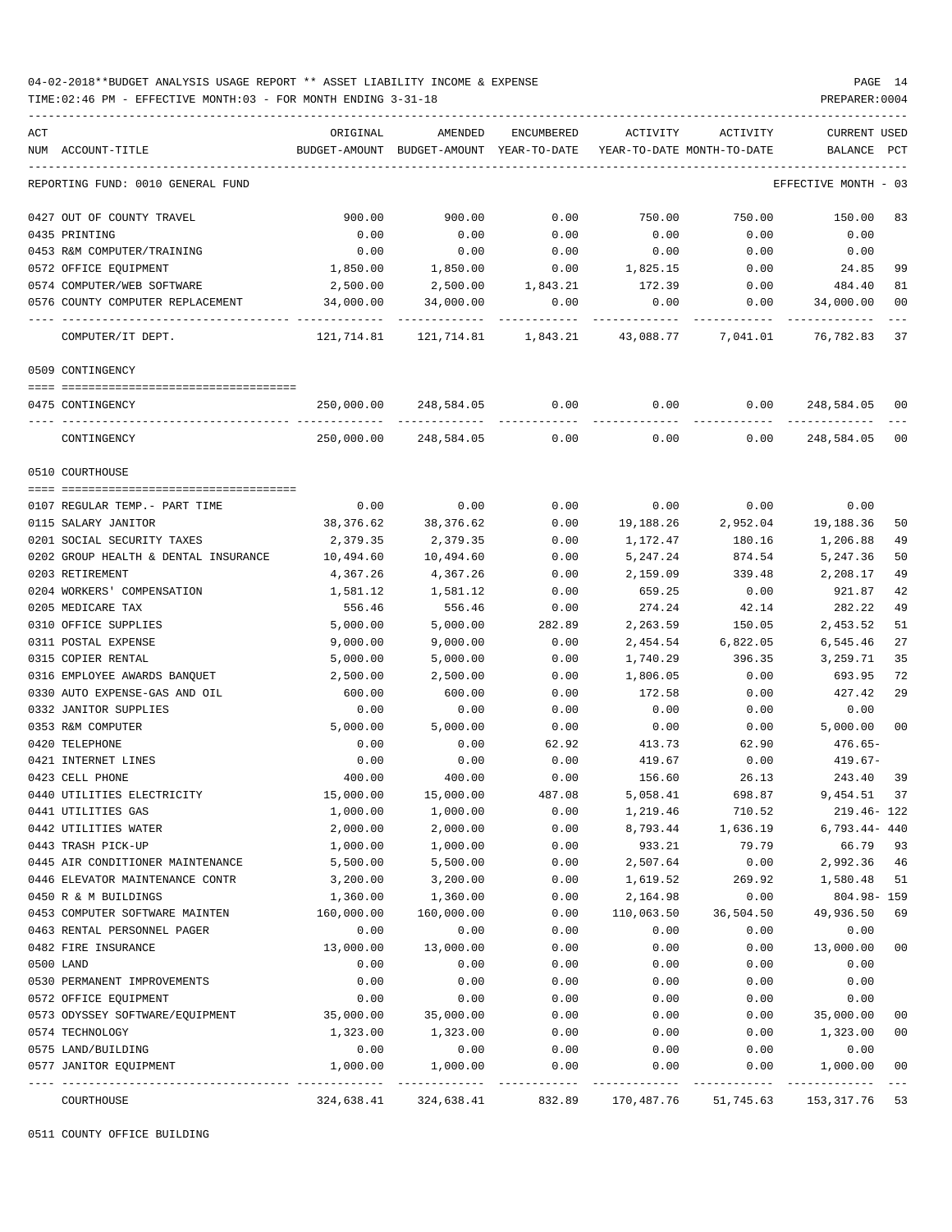04-02-2018**BUDGET ANALYSIS USAGE REPORT ** ASSET LIABILITY INCOME & EXPENSE

TIME:02:46 PM - EFFECTIVE MONTH:03 - FOR MONTH ENDING 3-31-18

PREPARER:0004

| ACT NUM | ACCOUNT-TITLE | ORIGINAL BUDGET-AMOUNT | AMENDED BUDGET-AMOUNT | ENCUMBERED YEAR-TO-DATE | ACTIVITY YEAR-TO-DATE | ACTIVITY MONTH-TO-DATE | CURRENT BALANCE | USED PCT |
|---|---|---|---|---|---|---|---|---|
| | REPORTING FUND: 0010 GENERAL FUND | | | | | | EFFECTIVE MONTH - 03 | |
| 0427 | OUT OF COUNTY TRAVEL | 900.00 | 900.00 | 0.00 | 750.00 | 750.00 | 150.00 | 83 |
| 0435 | PRINTING | 0.00 | 0.00 | 0.00 | 0.00 | 0.00 | 0.00 | |
| 0453 | R&M COMPUTER/TRAINING | 0.00 | 0.00 | 0.00 | 0.00 | 0.00 | 0.00 | |
| 0572 | OFFICE EQUIPMENT | 1,850.00 | 1,850.00 | 0.00 | 1,825.15 | 0.00 | 24.85 | 99 |
| 0574 | COMPUTER/WEB SOFTWARE | 2,500.00 | 2,500.00 | 1,843.21 | 172.39 | 0.00 | 484.40 | 81 |
| 0576 | COUNTY COMPUTER REPLACEMENT | 34,000.00 | 34,000.00 | 0.00 | 0.00 | 0.00 | 34,000.00 | 00 |
| | COMPUTER/IT DEPT. | 121,714.81 | 121,714.81 | 1,843.21 | 43,088.77 | 7,041.01 | 76,782.83 | 37 |
| | 0509 CONTINGENCY | | | | | | | |
| 0475 | CONTINGENCY | 250,000.00 | 248,584.05 | 0.00 | 0.00 | 0.00 | 248,584.05 | 00 |
| | CONTINGENCY | 250,000.00 | 248,584.05 | 0.00 | 0.00 | 0.00 | 248,584.05 | 00 |
| | 0510 COURTHOUSE | | | | | | | |
| 0107 | REGULAR TEMP.- PART TIME | 0.00 | 0.00 | 0.00 | 0.00 | 0.00 | 0.00 | |
| 0115 | SALARY JANITOR | 38,376.62 | 38,376.62 | 0.00 | 19,188.26 | 2,952.04 | 19,188.36 | 50 |
| 0201 | SOCIAL SECURITY TAXES | 2,379.35 | 2,379.35 | 0.00 | 1,172.47 | 180.16 | 1,206.88 | 49 |
| 0202 | GROUP HEALTH & DENTAL INSURANCE | 10,494.60 | 10,494.60 | 0.00 | 5,247.24 | 874.54 | 5,247.36 | 50 |
| 0203 | RETIREMENT | 4,367.26 | 4,367.26 | 0.00 | 2,159.09 | 339.48 | 2,208.17 | 49 |
| 0204 | WORKERS' COMPENSATION | 1,581.12 | 1,581.12 | 0.00 | 659.25 | 0.00 | 921.87 | 42 |
| 0205 | MEDICARE TAX | 556.46 | 556.46 | 0.00 | 274.24 | 42.14 | 282.22 | 49 |
| 0310 | OFFICE SUPPLIES | 5,000.00 | 5,000.00 | 282.89 | 2,263.59 | 150.05 | 2,453.52 | 51 |
| 0311 | POSTAL EXPENSE | 9,000.00 | 9,000.00 | 0.00 | 2,454.54 | 6,822.05 | 6,545.46 | 27 |
| 0315 | COPIER RENTAL | 5,000.00 | 5,000.00 | 0.00 | 1,740.29 | 396.35 | 3,259.71 | 35 |
| 0316 | EMPLOYEE AWARDS BANQUET | 2,500.00 | 2,500.00 | 0.00 | 1,806.05 | 0.00 | 693.95 | 72 |
| 0330 | AUTO EXPENSE-GAS AND OIL | 600.00 | 600.00 | 0.00 | 172.58 | 0.00 | 427.42 | 29 |
| 0332 | JANITOR SUPPLIES | 0.00 | 0.00 | 0.00 | 0.00 | 0.00 | 0.00 | |
| 0353 | R&M COMPUTER | 5,000.00 | 5,000.00 | 0.00 | 0.00 | 0.00 | 5,000.00 | 00 |
| 0420 | TELEPHONE | 0.00 | 0.00 | 62.92 | 413.73 | 62.90 | 476.65- | |
| 0421 | INTERNET LINES | 0.00 | 0.00 | 0.00 | 419.67 | 0.00 | 419.67- | |
| 0423 | CELL PHONE | 400.00 | 400.00 | 0.00 | 156.60 | 26.13 | 243.40 | 39 |
| 0440 | UTILITIES ELECTRICITY | 15,000.00 | 15,000.00 | 487.08 | 5,058.41 | 698.87 | 9,454.51 | 37 |
| 0441 | UTILITIES GAS | 1,000.00 | 1,000.00 | 0.00 | 1,219.46 | 710.52 | 219.46- | 122 |
| 0442 | UTILITIES WATER | 2,000.00 | 2,000.00 | 0.00 | 8,793.44 | 1,636.19 | 6,793.44- | 440 |
| 0443 | TRASH PICK-UP | 1,000.00 | 1,000.00 | 0.00 | 933.21 | 79.79 | 66.79 | 93 |
| 0445 | AIR CONDITIONER MAINTENANCE | 5,500.00 | 5,500.00 | 0.00 | 2,507.64 | 0.00 | 2,992.36 | 46 |
| 0446 | ELEVATOR MAINTENANCE CONTR | 3,200.00 | 3,200.00 | 0.00 | 1,619.52 | 269.92 | 1,580.48 | 51 |
| 0450 | R & M BUILDINGS | 1,360.00 | 1,360.00 | 0.00 | 2,164.98 | 0.00 | 804.98- | 159 |
| 0453 | COMPUTER SOFTWARE MAINTEN | 160,000.00 | 160,000.00 | 0.00 | 110,063.50 | 36,504.50 | 49,936.50 | 69 |
| 0463 | RENTAL PERSONNEL PAGER | 0.00 | 0.00 | 0.00 | 0.00 | 0.00 | 0.00 | |
| 0482 | FIRE INSURANCE | 13,000.00 | 13,000.00 | 0.00 | 0.00 | 0.00 | 13,000.00 | 00 |
| 0500 | LAND | 0.00 | 0.00 | 0.00 | 0.00 | 0.00 | 0.00 | |
| 0530 | PERMANENT IMPROVEMENTS | 0.00 | 0.00 | 0.00 | 0.00 | 0.00 | 0.00 | |
| 0572 | OFFICE EQUIPMENT | 0.00 | 0.00 | 0.00 | 0.00 | 0.00 | 0.00 | |
| 0573 | ODYSSEY SOFTWARE/EQUIPMENT | 35,000.00 | 35,000.00 | 0.00 | 0.00 | 0.00 | 35,000.00 | 00 |
| 0574 | TECHNOLOGY | 1,323.00 | 1,323.00 | 0.00 | 0.00 | 0.00 | 1,323.00 | 00 |
| 0575 | LAND/BUILDING | 0.00 | 0.00 | 0.00 | 0.00 | 0.00 | 0.00 | |
| 0577 | JANITOR EQUIPMENT | 1,000.00 | 1,000.00 | 0.00 | 0.00 | 0.00 | 1,000.00 | 00 |
| | COURTHOUSE | 324,638.41 | 324,638.41 | 832.89 | 170,487.76 | 51,745.63 | 153,317.76 | 53 |

0511 COUNTY OFFICE BUILDING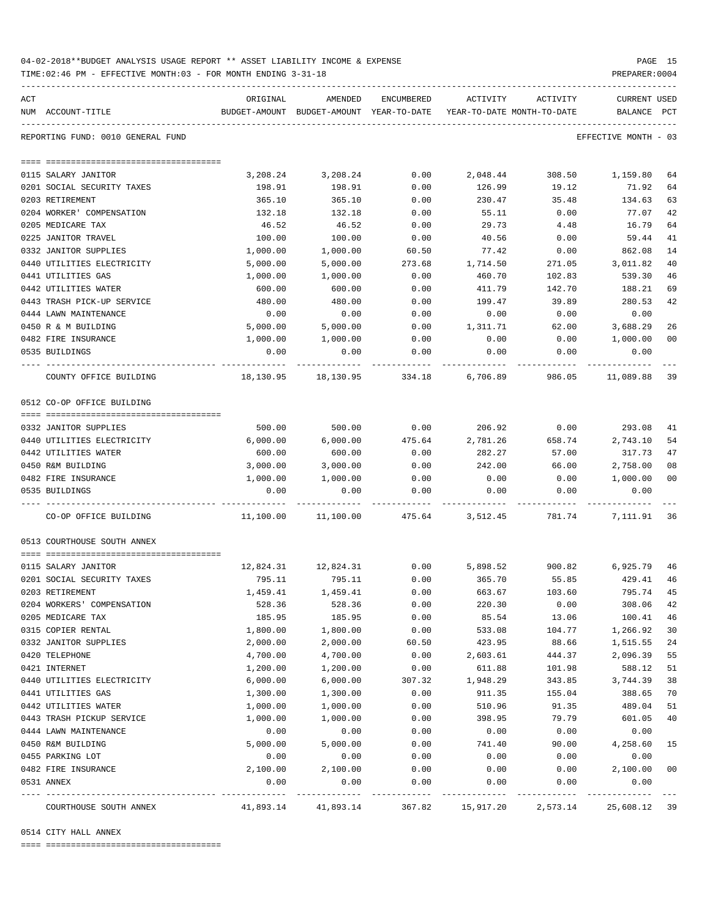04-02-2018**BUDGET ANALYSIS USAGE REPORT ** ASSET LIABILITY INCOME & EXPENSE

TIME:02:46 PM - EFFECTIVE MONTH:03 - FOR MONTH ENDING 3-31-18

PREPARER:0004

REPORTING FUND: 0010 GENERAL FUND — EFFECTIVE MONTH - 03

| ACT NUM | ACCOUNT-TITLE | ORIGINAL BUDGET-AMOUNT | AMENDED BUDGET-AMOUNT | ENCUMBERED YEAR-TO-DATE | ACTIVITY YEAR-TO-DATE | ACTIVITY MONTH-TO-DATE | CURRENT BALANCE | USED PCT |
|---|---|---|---|---|---|---|---|---|
| 0115 | SALARY JANITOR | 3,208.24 | 3,208.24 | 0.00 | 2,048.44 | 308.50 | 1,159.80 | 64 |
| 0201 | SOCIAL SECURITY TAXES | 198.91 | 198.91 | 0.00 | 126.99 | 19.12 | 71.92 | 64 |
| 0203 | RETIREMENT | 365.10 | 365.10 | 0.00 | 230.47 | 35.48 | 134.63 | 63 |
| 0204 | WORKER' COMPENSATION | 132.18 | 132.18 | 0.00 | 55.11 | 0.00 | 77.07 | 42 |
| 0205 | MEDICARE TAX | 46.52 | 46.52 | 0.00 | 29.73 | 4.48 | 16.79 | 64 |
| 0225 | JANITOR TRAVEL | 100.00 | 100.00 | 0.00 | 40.56 | 0.00 | 59.44 | 41 |
| 0332 | JANITOR SUPPLIES | 1,000.00 | 1,000.00 | 60.50 | 77.42 | 0.00 | 862.08 | 14 |
| 0440 | UTILITIES ELECTRICITY | 5,000.00 | 5,000.00 | 273.68 | 1,714.50 | 271.05 | 3,011.82 | 40 |
| 0441 | UTILITIES GAS | 1,000.00 | 1,000.00 | 0.00 | 460.70 | 102.83 | 539.30 | 46 |
| 0442 | UTILITIES WATER | 600.00 | 600.00 | 0.00 | 411.79 | 142.70 | 188.21 | 69 |
| 0443 | TRASH PICK-UP SERVICE | 480.00 | 480.00 | 0.00 | 199.47 | 39.89 | 280.53 | 42 |
| 0444 | LAWN MAINTENANCE | 0.00 | 0.00 | 0.00 | 0.00 | 0.00 | 0.00 | |
| 0450 | R & M BUILDING | 5,000.00 | 5,000.00 | 0.00 | 1,311.71 | 62.00 | 3,688.29 | 26 |
| 0482 | FIRE INSURANCE | 1,000.00 | 1,000.00 | 0.00 | 0.00 | 0.00 | 1,000.00 | 00 |
| 0535 | BUILDINGS | 0.00 | 0.00 | 0.00 | 0.00 | 0.00 | 0.00 | |
| | COUNTY OFFICE BUILDING | 18,130.95 | 18,130.95 | 334.18 | 6,706.89 | 986.05 | 11,089.88 | 39 |

0512 CO-OP OFFICE BUILDING

| ACT NUM | ACCOUNT-TITLE | ORIGINAL BUDGET-AMOUNT | AMENDED BUDGET-AMOUNT | ENCUMBERED YEAR-TO-DATE | ACTIVITY YEAR-TO-DATE | ACTIVITY MONTH-TO-DATE | CURRENT BALANCE | USED PCT |
|---|---|---|---|---|---|---|---|---|
| 0332 | JANITOR SUPPLIES | 500.00 | 500.00 | 0.00 | 206.92 | 0.00 | 293.08 | 41 |
| 0440 | UTILITIES ELECTRICITY | 6,000.00 | 6,000.00 | 475.64 | 2,781.26 | 658.74 | 2,743.10 | 54 |
| 0442 | UTILITIES WATER | 600.00 | 600.00 | 0.00 | 282.27 | 57.00 | 317.73 | 47 |
| 0450 | R&M BUILDING | 3,000.00 | 3,000.00 | 0.00 | 242.00 | 66.00 | 2,758.00 | 08 |
| 0482 | FIRE INSURANCE | 1,000.00 | 1,000.00 | 0.00 | 0.00 | 0.00 | 1,000.00 | 00 |
| 0535 | BUILDINGS | 0.00 | 0.00 | 0.00 | 0.00 | 0.00 | 0.00 | |
| | CO-OP OFFICE BUILDING | 11,100.00 | 11,100.00 | 475.64 | 3,512.45 | 781.74 | 7,111.91 | 36 |

0513 COURTHOUSE SOUTH ANNEX

| ACT NUM | ACCOUNT-TITLE | ORIGINAL BUDGET-AMOUNT | AMENDED BUDGET-AMOUNT | ENCUMBERED YEAR-TO-DATE | ACTIVITY YEAR-TO-DATE | ACTIVITY MONTH-TO-DATE | CURRENT BALANCE | USED PCT |
|---|---|---|---|---|---|---|---|---|
| 0115 | SALARY JANITOR | 12,824.31 | 12,824.31 | 0.00 | 5,898.52 | 900.82 | 6,925.79 | 46 |
| 0201 | SOCIAL SECURITY TAXES | 795.11 | 795.11 | 0.00 | 365.70 | 55.85 | 429.41 | 46 |
| 0203 | RETIREMENT | 1,459.41 | 1,459.41 | 0.00 | 663.67 | 103.60 | 795.74 | 45 |
| 0204 | WORKERS' COMPENSATION | 528.36 | 528.36 | 0.00 | 220.30 | 0.00 | 308.06 | 42 |
| 0205 | MEDICARE TAX | 185.95 | 185.95 | 0.00 | 85.54 | 13.06 | 100.41 | 46 |
| 0315 | COPIER RENTAL | 1,800.00 | 1,800.00 | 0.00 | 533.08 | 104.77 | 1,266.92 | 30 |
| 0332 | JANITOR SUPPLIES | 2,000.00 | 2,000.00 | 60.50 | 423.95 | 88.66 | 1,515.55 | 24 |
| 0420 | TELEPHONE | 4,700.00 | 4,700.00 | 0.00 | 2,603.61 | 444.37 | 2,096.39 | 55 |
| 0421 | INTERNET | 1,200.00 | 1,200.00 | 0.00 | 611.88 | 101.98 | 588.12 | 51 |
| 0440 | UTILITIES ELECTRICITY | 6,000.00 | 6,000.00 | 307.32 | 1,948.29 | 343.85 | 3,744.39 | 38 |
| 0441 | UTILITIES GAS | 1,300.00 | 1,300.00 | 0.00 | 911.35 | 155.04 | 388.65 | 70 |
| 0442 | UTILITIES WATER | 1,000.00 | 1,000.00 | 0.00 | 510.96 | 91.35 | 489.04 | 51 |
| 0443 | TRASH PICKUP SERVICE | 1,000.00 | 1,000.00 | 0.00 | 398.95 | 79.79 | 601.05 | 40 |
| 0444 | LAWN MAINTENANCE | 0.00 | 0.00 | 0.00 | 0.00 | 0.00 | 0.00 | |
| 0450 | R&M BUILDING | 5,000.00 | 5,000.00 | 0.00 | 741.40 | 90.00 | 4,258.60 | 15 |
| 0455 | PARKING LOT | 0.00 | 0.00 | 0.00 | 0.00 | 0.00 | 0.00 | |
| 0482 | FIRE INSURANCE | 2,100.00 | 2,100.00 | 0.00 | 0.00 | 0.00 | 2,100.00 | 00 |
| 0531 | ANNEX | 0.00 | 0.00 | 0.00 | 0.00 | 0.00 | 0.00 | |
| | COURTHOUSE SOUTH ANNEX | 41,893.14 | 41,893.14 | 367.82 | 15,917.20 | 2,573.14 | 25,608.12 | 39 |

0514 CITY HALL ANNEX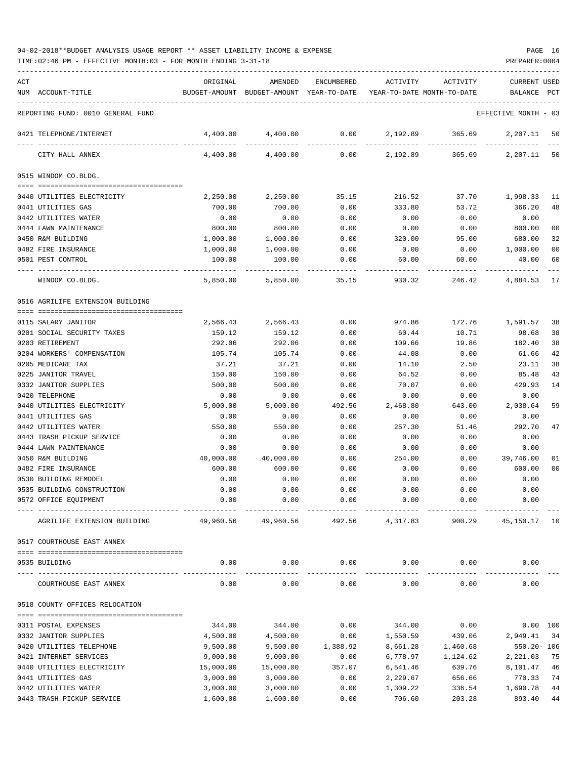04-02-2018**BUDGET ANALYSIS USAGE REPORT ** ASSET LIABILITY INCOME & EXPENSE

TIME:02:46 PM - EFFECTIVE MONTH:03 - FOR MONTH ENDING 3-31-18

PREPARER:0004

REPORTING FUND: 0010 GENERAL FUND — EFFECTIVE MONTH - 03

| ACT NUM | ACCOUNT-TITLE | ORIGINAL BUDGET-AMOUNT | AMENDED BUDGET-AMOUNT | ENCUMBERED YEAR-TO-DATE | ACTIVITY YEAR-TO-DATE | ACTIVITY MONTH-TO-DATE | CURRENT BALANCE | USED PCT |
|---|---|---|---|---|---|---|---|---|
| 0421 | TELEPHONE/INTERNET | 4,400.00 | 4,400.00 | 0.00 | 2,192.89 | 365.69 | 2,207.11 | 50 |
| | CITY HALL ANNEX | 4,400.00 | 4,400.00 | 0.00 | 2,192.89 | 365.69 | 2,207.11 | 50 |
| **0515** | **WINDOM CO.BLDG.** | | | | | | | |
| 0440 | UTILITIES ELECTRICITY | 2,250.00 | 2,250.00 | 35.15 | 216.52 | 37.70 | 1,998.33 | 11 |
| 0441 | UTILITIES GAS | 700.00 | 700.00 | 0.00 | 333.80 | 53.72 | 366.20 | 48 |
| 0442 | UTILITIES WATER | 0.00 | 0.00 | 0.00 | 0.00 | 0.00 | 0.00 | |
| 0444 | LAWN MAINTENANCE | 800.00 | 800.00 | 0.00 | 0.00 | 0.00 | 800.00 | 00 |
| 0450 | R&M BUILDING | 1,000.00 | 1,000.00 | 0.00 | 320.00 | 95.00 | 680.00 | 32 |
| 0482 | FIRE INSURANCE | 1,000.00 | 1,000.00 | 0.00 | 0.00 | 0.00 | 1,000.00 | 00 |
| 0501 | PEST CONTROL | 100.00 | 100.00 | 0.00 | 60.00 | 60.00 | 40.00 | 60 |
| | WINDOM CO.BLDG. | 5,850.00 | 5,850.00 | 35.15 | 930.32 | 246.42 | 4,884.53 | 17 |
| **0516** | **AGRILIFE EXTENSION BUILDING** | | | | | | | |
| 0115 | SALARY JANITOR | 2,566.43 | 2,566.43 | 0.00 | 974.86 | 172.76 | 1,591.57 | 38 |
| 0201 | SOCIAL SECURITY TAXES | 159.12 | 159.12 | 0.00 | 60.44 | 10.71 | 98.68 | 38 |
| 0203 | RETIREMENT | 292.06 | 292.06 | 0.00 | 109.66 | 19.86 | 182.40 | 38 |
| 0204 | WORKERS' COMPENSATION | 105.74 | 105.74 | 0.00 | 44.08 | 0.00 | 61.66 | 42 |
| 0205 | MEDICARE TAX | 37.21 | 37.21 | 0.00 | 14.10 | 2.50 | 23.11 | 38 |
| 0225 | JANITOR TRAVEL | 150.00 | 150.00 | 0.00 | 64.52 | 0.00 | 85.48 | 43 |
| 0332 | JANITOR SUPPLIES | 500.00 | 500.00 | 0.00 | 70.07 | 0.00 | 429.93 | 14 |
| 0420 | TELEPHONE | 0.00 | 0.00 | 0.00 | 0.00 | 0.00 | 0.00 | |
| 0440 | UTILITIES ELECTRICITY | 5,000.00 | 5,000.00 | 492.56 | 2,468.80 | 643.00 | 2,038.64 | 59 |
| 0441 | UTILITIES GAS | 0.00 | 0.00 | 0.00 | 0.00 | 0.00 | 0.00 | |
| 0442 | UTILITIES WATER | 550.00 | 550.00 | 0.00 | 257.30 | 51.46 | 292.70 | 47 |
| 0443 | TRASH PICKUP SERVICE | 0.00 | 0.00 | 0.00 | 0.00 | 0.00 | 0.00 | |
| 0444 | LAWN MAINTENANCE | 0.00 | 0.00 | 0.00 | 0.00 | 0.00 | 0.00 | |
| 0450 | R&M BUILDING | 40,000.00 | 40,000.00 | 0.00 | 254.00 | 0.00 | 39,746.00 | 01 |
| 0482 | FIRE INSURANCE | 600.00 | 600.00 | 0.00 | 0.00 | 0.00 | 600.00 | 00 |
| 0530 | BUILDING REMODEL | 0.00 | 0.00 | 0.00 | 0.00 | 0.00 | 0.00 | |
| 0535 | BUILDING CONSTRUCTION | 0.00 | 0.00 | 0.00 | 0.00 | 0.00 | 0.00 | |
| 0572 | OFFICE EQUIPMENT | 0.00 | 0.00 | 0.00 | 0.00 | 0.00 | 0.00 | |
| | AGRILIFE EXTENSION BUILDING | 49,960.56 | 49,960.56 | 492.56 | 4,317.83 | 900.29 | 45,150.17 | 10 |
| **0517** | **COURTHOUSE EAST ANNEX** | | | | | | | |
| 0535 | BUILDING | 0.00 | 0.00 | 0.00 | 0.00 | 0.00 | 0.00 | |
| | COURTHOUSE EAST ANNEX | 0.00 | 0.00 | 0.00 | 0.00 | 0.00 | 0.00 | |
| **0518** | **COUNTY OFFICES RELOCATION** | | | | | | | |
| 0311 | POSTAL EXPENSES | 344.00 | 344.00 | 0.00 | 344.00 | 0.00 | 0.00 | 100 |
| 0332 | JANITOR SUPPLIES | 4,500.00 | 4,500.00 | 0.00 | 1,550.59 | 439.06 | 2,949.41 | 34 |
| 0420 | UTILITIES TELEPHONE | 9,500.00 | 9,500.00 | 1,388.92 | 8,661.28 | 1,460.68 | 550.20- | 106 |
| 0421 | INTERNET SERVICES | 9,000.00 | 9,000.00 | 0.00 | 6,778.97 | 1,124.62 | 2,221.03 | 75 |
| 0440 | UTILITIES ELECTRICITY | 15,000.00 | 15,000.00 | 357.07 | 6,541.46 | 639.76 | 8,101.47 | 46 |
| 0441 | UTILITIES GAS | 3,000.00 | 3,000.00 | 0.00 | 2,229.67 | 656.66 | 770.33 | 74 |
| 0442 | UTILITIES WATER | 3,000.00 | 3,000.00 | 0.00 | 1,309.22 | 336.54 | 1,690.78 | 44 |
| 0443 | TRASH PICKUP SERVICE | 1,600.00 | 1,600.00 | 0.00 | 706.60 | 203.28 | 893.40 | 44 |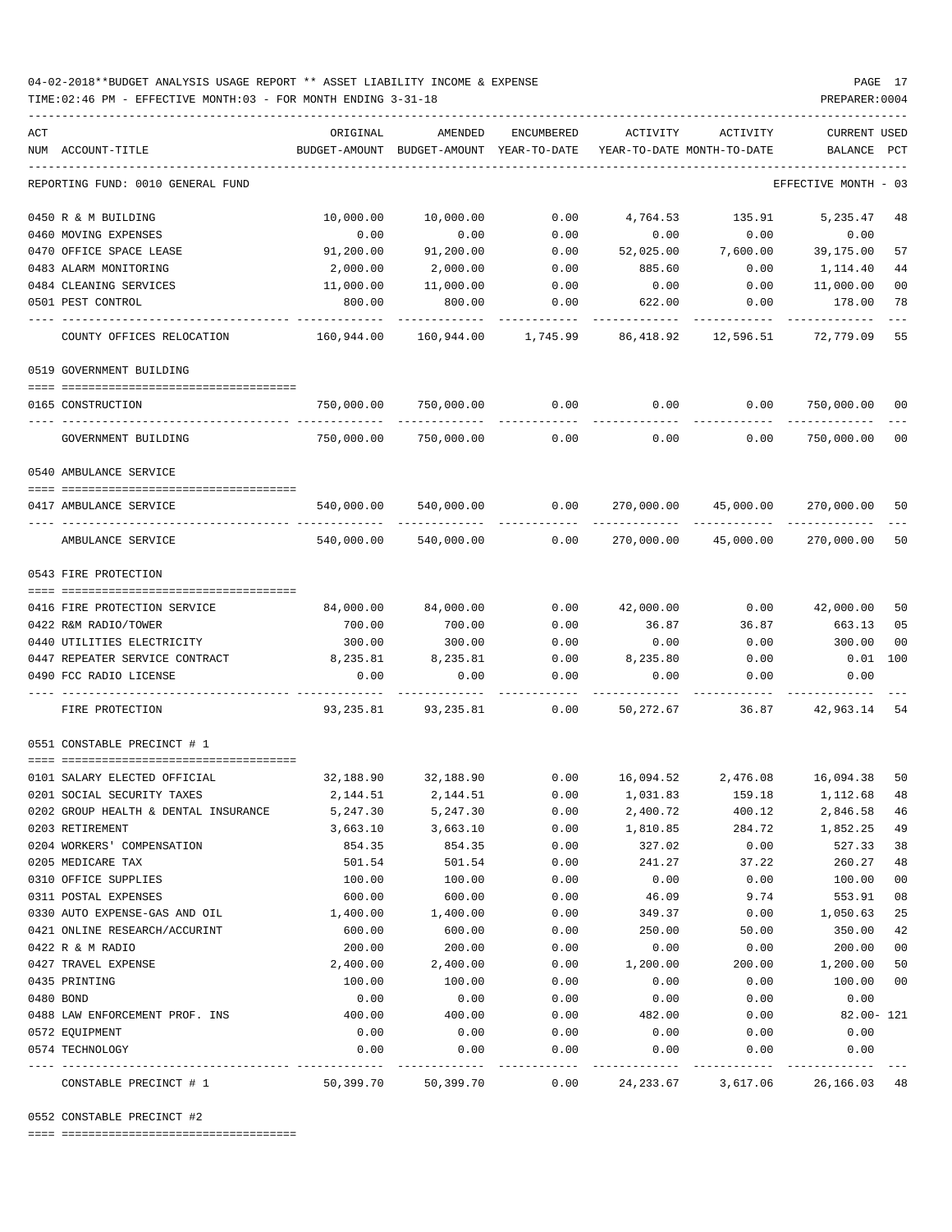04-02-2018**BUDGET ANALYSIS USAGE REPORT ** ASSET LIABILITY INCOME & EXPENSE

TIME:02:46 PM - EFFECTIVE MONTH:03 - FOR MONTH ENDING 3-31-18

PREPARER:0004

REPORTING FUND: 0010 GENERAL FUND — EFFECTIVE MONTH - 03

| ACT NUM | ACCOUNT-TITLE | ORIGINAL BUDGET-AMOUNT | AMENDED BUDGET-AMOUNT | ENCUMBERED YEAR-TO-DATE | ACTIVITY YEAR-TO-DATE | ACTIVITY MONTH-TO-DATE | CURRENT BALANCE | USED PCT |
|---|---|---|---|---|---|---|---|---|
| 0450 | R & M BUILDING | 10,000.00 | 10,000.00 | 0.00 | 4,764.53 | 135.91 | 5,235.47 | 48 |
| 0460 | MOVING EXPENSES | 0.00 | 0.00 | 0.00 | 0.00 | 0.00 | 0.00 | |
| 0470 | OFFICE SPACE LEASE | 91,200.00 | 91,200.00 | 0.00 | 52,025.00 | 7,600.00 | 39,175.00 | 57 |
| 0483 | ALARM MONITORING | 2,000.00 | 2,000.00 | 0.00 | 885.60 | 0.00 | 1,114.40 | 44 |
| 0484 | CLEANING SERVICES | 11,000.00 | 11,000.00 | 0.00 | 0.00 | 0.00 | 11,000.00 | 00 |
| 0501 | PEST CONTROL | 800.00 | 800.00 | 0.00 | 622.00 | 0.00 | 178.00 | 78 |
| | COUNTY OFFICES RELOCATION | 160,944.00 | 160,944.00 | 1,745.99 | 86,418.92 | 12,596.51 | 72,779.09 | 55 |
| | **0519 GOVERNMENT BUILDING** | | | | | | | |
| 0165 | CONSTRUCTION | 750,000.00 | 750,000.00 | 0.00 | 0.00 | 0.00 | 750,000.00 | 00 |
| | GOVERNMENT BUILDING | 750,000.00 | 750,000.00 | 0.00 | 0.00 | 0.00 | 750,000.00 | 00 |
| | **0540 AMBULANCE SERVICE** | | | | | | | |
| 0417 | AMBULANCE SERVICE | 540,000.00 | 540,000.00 | 0.00 | 270,000.00 | 45,000.00 | 270,000.00 | 50 |
| | AMBULANCE SERVICE | 540,000.00 | 540,000.00 | 0.00 | 270,000.00 | 45,000.00 | 270,000.00 | 50 |
| | **0543 FIRE PROTECTION** | | | | | | | |
| 0416 | FIRE PROTECTION SERVICE | 84,000.00 | 84,000.00 | 0.00 | 42,000.00 | 0.00 | 42,000.00 | 50 |
| 0422 | R&M RADIO/TOWER | 700.00 | 700.00 | 0.00 | 36.87 | 36.87 | 663.13 | 05 |
| 0440 | UTILITIES ELECTRICITY | 300.00 | 300.00 | 0.00 | 0.00 | 0.00 | 300.00 | 00 |
| 0447 | REPEATER SERVICE CONTRACT | 8,235.81 | 8,235.81 | 0.00 | 8,235.80 | 0.00 | 0.01 | 100 |
| 0490 | FCC RADIO LICENSE | 0.00 | 0.00 | 0.00 | 0.00 | 0.00 | 0.00 | |
| | FIRE PROTECTION | 93,235.81 | 93,235.81 | 0.00 | 50,272.67 | 36.87 | 42,963.14 | 54 |
| | **0551 CONSTABLE PRECINCT # 1** | | | | | | | |
| 0101 | SALARY ELECTED OFFICIAL | 32,188.90 | 32,188.90 | 0.00 | 16,094.52 | 2,476.08 | 16,094.38 | 50 |
| 0201 | SOCIAL SECURITY TAXES | 2,144.51 | 2,144.51 | 0.00 | 1,031.83 | 159.18 | 1,112.68 | 48 |
| 0202 | GROUP HEALTH & DENTAL INSURANCE | 5,247.30 | 5,247.30 | 0.00 | 2,400.72 | 400.12 | 2,846.58 | 46 |
| 0203 | RETIREMENT | 3,663.10 | 3,663.10 | 0.00 | 1,810.85 | 284.72 | 1,852.25 | 49 |
| 0204 | WORKERS' COMPENSATION | 854.35 | 854.35 | 0.00 | 327.02 | 0.00 | 527.33 | 38 |
| 0205 | MEDICARE TAX | 501.54 | 501.54 | 0.00 | 241.27 | 37.22 | 260.27 | 48 |
| 0310 | OFFICE SUPPLIES | 100.00 | 100.00 | 0.00 | 0.00 | 0.00 | 100.00 | 00 |
| 0311 | POSTAL EXPENSES | 600.00 | 600.00 | 0.00 | 46.09 | 9.74 | 553.91 | 08 |
| 0330 | AUTO EXPENSE-GAS AND OIL | 1,400.00 | 1,400.00 | 0.00 | 349.37 | 0.00 | 1,050.63 | 25 |
| 0421 | ONLINE RESEARCH/ACCURINT | 600.00 | 600.00 | 0.00 | 250.00 | 50.00 | 350.00 | 42 |
| 0422 | R & M RADIO | 200.00 | 200.00 | 0.00 | 0.00 | 0.00 | 200.00 | 00 |
| 0427 | TRAVEL EXPENSE | 2,400.00 | 2,400.00 | 0.00 | 1,200.00 | 200.00 | 1,200.00 | 50 |
| 0435 | PRINTING | 100.00 | 100.00 | 0.00 | 0.00 | 0.00 | 100.00 | 00 |
| 0480 | BOND | 0.00 | 0.00 | 0.00 | 0.00 | 0.00 | 0.00 | |
| 0488 | LAW ENFORCEMENT PROF. INS | 400.00 | 400.00 | 0.00 | 482.00 | 0.00 | 82.00- | 121 |
| 0572 | EQUIPMENT | 0.00 | 0.00 | 0.00 | 0.00 | 0.00 | 0.00 | |
| 0574 | TECHNOLOGY | 0.00 | 0.00 | 0.00 | 0.00 | 0.00 | 0.00 | |
| | CONSTABLE PRECINCT # 1 | 50,399.70 | 50,399.70 | 0.00 | 24,233.67 | 3,617.06 | 26,166.03 | 48 |

0552 CONSTABLE PRECINCT #2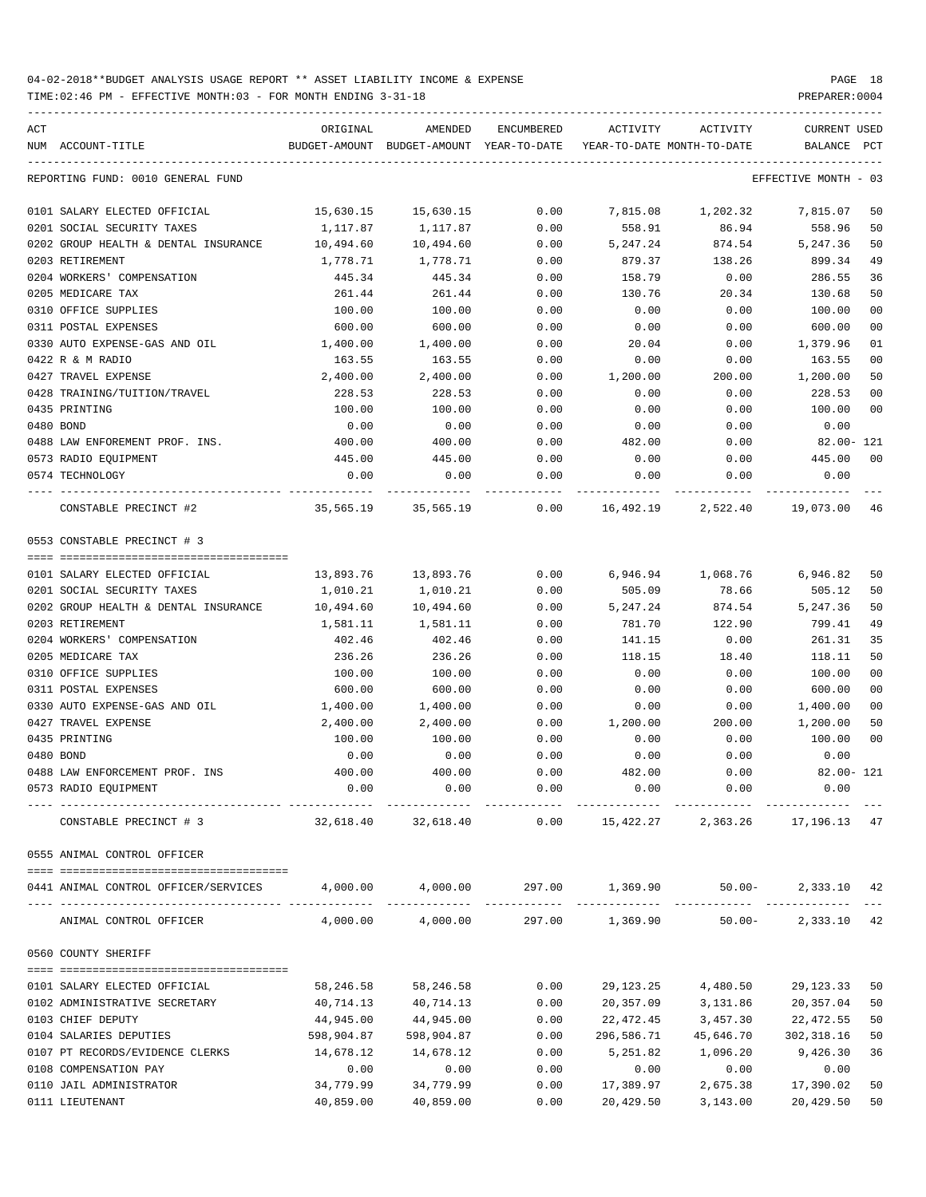04-02-2018**BUDGET ANALYSIS USAGE REPORT ** ASSET LIABILITY INCOME & EXPENSE

TIME:02:46 PM - EFFECTIVE MONTH:03 - FOR MONTH ENDING 3-31-18

PREPARER:0004

| ACT NUM | ACCOUNT-TITLE | ORIGINAL BUDGET-AMOUNT | AMENDED BUDGET-AMOUNT | ENCUMBERED YEAR-TO-DATE | ACTIVITY YEAR-TO-DATE | ACTIVITY MONTH-TO-DATE | CURRENT BALANCE | USED PCT |
|---|---|---|---|---|---|---|---|---|

REPORTING FUND: 0010 GENERAL FUND — EFFECTIVE MONTH - 03

| ACT NUM | ACCOUNT-TITLE | ORIGINAL BUDGET-AMOUNT | AMENDED BUDGET-AMOUNT | ENCUMBERED YEAR-TO-DATE | ACTIVITY YEAR-TO-DATE | ACTIVITY MONTH-TO-DATE | CURRENT BALANCE | USED PCT |
|---|---|---|---|---|---|---|---|---|
| 0101 | SALARY ELECTED OFFICIAL | 15,630.15 | 15,630.15 | 0.00 | 7,815.08 | 1,202.32 | 7,815.07 | 50 |
| 0201 | SOCIAL SECURITY TAXES | 1,117.87 | 1,117.87 | 0.00 | 558.91 | 86.94 | 558.96 | 50 |
| 0202 | GROUP HEALTH & DENTAL INSURANCE | 10,494.60 | 10,494.60 | 0.00 | 5,247.24 | 874.54 | 5,247.36 | 50 |
| 0203 | RETIREMENT | 1,778.71 | 1,778.71 | 0.00 | 879.37 | 138.26 | 899.34 | 49 |
| 0204 | WORKERS' COMPENSATION | 445.34 | 445.34 | 0.00 | 158.79 | 0.00 | 286.55 | 36 |
| 0205 | MEDICARE TAX | 261.44 | 261.44 | 0.00 | 130.76 | 20.34 | 130.68 | 50 |
| 0310 | OFFICE SUPPLIES | 100.00 | 100.00 | 0.00 | 0.00 | 0.00 | 100.00 | 00 |
| 0311 | POSTAL EXPENSES | 600.00 | 600.00 | 0.00 | 0.00 | 0.00 | 600.00 | 00 |
| 0330 | AUTO EXPENSE-GAS AND OIL | 1,400.00 | 1,400.00 | 0.00 | 20.04 | 0.00 | 1,379.96 | 01 |
| 0422 | R & M RADIO | 163.55 | 163.55 | 0.00 | 0.00 | 0.00 | 163.55 | 00 |
| 0427 | TRAVEL EXPENSE | 2,400.00 | 2,400.00 | 0.00 | 1,200.00 | 200.00 | 1,200.00 | 50 |
| 0428 | TRAINING/TUITION/TRAVEL | 228.53 | 228.53 | 0.00 | 0.00 | 0.00 | 228.53 | 00 |
| 0435 | PRINTING | 100.00 | 100.00 | 0.00 | 0.00 | 0.00 | 100.00 | 00 |
| 0480 | BOND | 0.00 | 0.00 | 0.00 | 0.00 | 0.00 | 0.00 | |
| 0488 | LAW ENFOREMENT PROF. INS. | 400.00 | 400.00 | 0.00 | 482.00 | 0.00 | 82.00- | 121 |
| 0573 | RADIO EQUIPMENT | 445.00 | 445.00 | 0.00 | 0.00 | 0.00 | 445.00 | 00 |
| 0574 | TECHNOLOGY | 0.00 | 0.00 | 0.00 | 0.00 | 0.00 | 0.00 | |
| | CONSTABLE PRECINCT #2 | 35,565.19 | 35,565.19 | 0.00 | 16,492.19 | 2,522.40 | 19,073.00 | 46 |

0553 CONSTABLE PRECINCT # 3

| ACT NUM | ACCOUNT-TITLE | ORIGINAL BUDGET-AMOUNT | AMENDED BUDGET-AMOUNT | ENCUMBERED YEAR-TO-DATE | ACTIVITY YEAR-TO-DATE | ACTIVITY MONTH-TO-DATE | CURRENT BALANCE | USED PCT |
|---|---|---|---|---|---|---|---|---|
| 0101 | SALARY ELECTED OFFICIAL | 13,893.76 | 13,893.76 | 0.00 | 6,946.94 | 1,068.76 | 6,946.82 | 50 |
| 0201 | SOCIAL SECURITY TAXES | 1,010.21 | 1,010.21 | 0.00 | 505.09 | 78.66 | 505.12 | 50 |
| 0202 | GROUP HEALTH & DENTAL INSURANCE | 10,494.60 | 10,494.60 | 0.00 | 5,247.24 | 874.54 | 5,247.36 | 50 |
| 0203 | RETIREMENT | 1,581.11 | 1,581.11 | 0.00 | 781.70 | 122.90 | 799.41 | 49 |
| 0204 | WORKERS' COMPENSATION | 402.46 | 402.46 | 0.00 | 141.15 | 0.00 | 261.31 | 35 |
| 0205 | MEDICARE TAX | 236.26 | 236.26 | 0.00 | 118.15 | 18.40 | 118.11 | 50 |
| 0310 | OFFICE SUPPLIES | 100.00 | 100.00 | 0.00 | 0.00 | 0.00 | 100.00 | 00 |
| 0311 | POSTAL EXPENSES | 600.00 | 600.00 | 0.00 | 0.00 | 0.00 | 600.00 | 00 |
| 0330 | AUTO EXPENSE-GAS AND OIL | 1,400.00 | 1,400.00 | 0.00 | 0.00 | 0.00 | 1,400.00 | 00 |
| 0427 | TRAVEL EXPENSE | 2,400.00 | 2,400.00 | 0.00 | 1,200.00 | 200.00 | 1,200.00 | 50 |
| 0435 | PRINTING | 100.00 | 100.00 | 0.00 | 0.00 | 0.00 | 100.00 | 00 |
| 0480 | BOND | 0.00 | 0.00 | 0.00 | 0.00 | 0.00 | 0.00 | |
| 0488 | LAW ENFORCEMENT PROF. INS | 400.00 | 400.00 | 0.00 | 482.00 | 0.00 | 82.00- | 121 |
| 0573 | RADIO EQUIPMENT | 0.00 | 0.00 | 0.00 | 0.00 | 0.00 | 0.00 | |
| | CONSTABLE PRECINCT # 3 | 32,618.40 | 32,618.40 | 0.00 | 15,422.27 | 2,363.26 | 17,196.13 | 47 |

0555 ANIMAL CONTROL OFFICER

| ACT NUM | ACCOUNT-TITLE | ORIGINAL BUDGET-AMOUNT | AMENDED BUDGET-AMOUNT | ENCUMBERED YEAR-TO-DATE | ACTIVITY YEAR-TO-DATE | ACTIVITY MONTH-TO-DATE | CURRENT BALANCE | USED PCT |
|---|---|---|---|---|---|---|---|---|
| 0441 | ANIMAL CONTROL OFFICER/SERVICES | 4,000.00 | 4,000.00 | 297.00 | 1,369.90 | 50.00- | 2,333.10 | 42 |
| | ANIMAL CONTROL OFFICER | 4,000.00 | 4,000.00 | 297.00 | 1,369.90 | 50.00- | 2,333.10 | 42 |

0560 COUNTY SHERIFF

| ACT NUM | ACCOUNT-TITLE | ORIGINAL BUDGET-AMOUNT | AMENDED BUDGET-AMOUNT | ENCUMBERED YEAR-TO-DATE | ACTIVITY YEAR-TO-DATE | ACTIVITY MONTH-TO-DATE | CURRENT BALANCE | USED PCT |
|---|---|---|---|---|---|---|---|---|
| 0101 | SALARY ELECTED OFFICIAL | 58,246.58 | 58,246.58 | 0.00 | 29,123.25 | 4,480.50 | 29,123.33 | 50 |
| 0102 | ADMINISTRATIVE SECRETARY | 40,714.13 | 40,714.13 | 0.00 | 20,357.09 | 3,131.86 | 20,357.04 | 50 |
| 0103 | CHIEF DEPUTY | 44,945.00 | 44,945.00 | 0.00 | 22,472.45 | 3,457.30 | 22,472.55 | 50 |
| 0104 | SALARIES DEPUTIES | 598,904.87 | 598,904.87 | 0.00 | 296,586.71 | 45,646.70 | 302,318.16 | 50 |
| 0107 | PT RECORDS/EVIDENCE CLERKS | 14,678.12 | 14,678.12 | 0.00 | 5,251.82 | 1,096.20 | 9,426.30 | 36 |
| 0108 | COMPENSATION PAY | 0.00 | 0.00 | 0.00 | 0.00 | 0.00 | 0.00 | |
| 0110 | JAIL ADMINISTRATOR | 34,779.99 | 34,779.99 | 0.00 | 17,389.97 | 2,675.38 | 17,390.02 | 50 |
| 0111 | LIEUTENANT | 40,859.00 | 40,859.00 | 0.00 | 20,429.50 | 3,143.00 | 20,429.50 | 50 |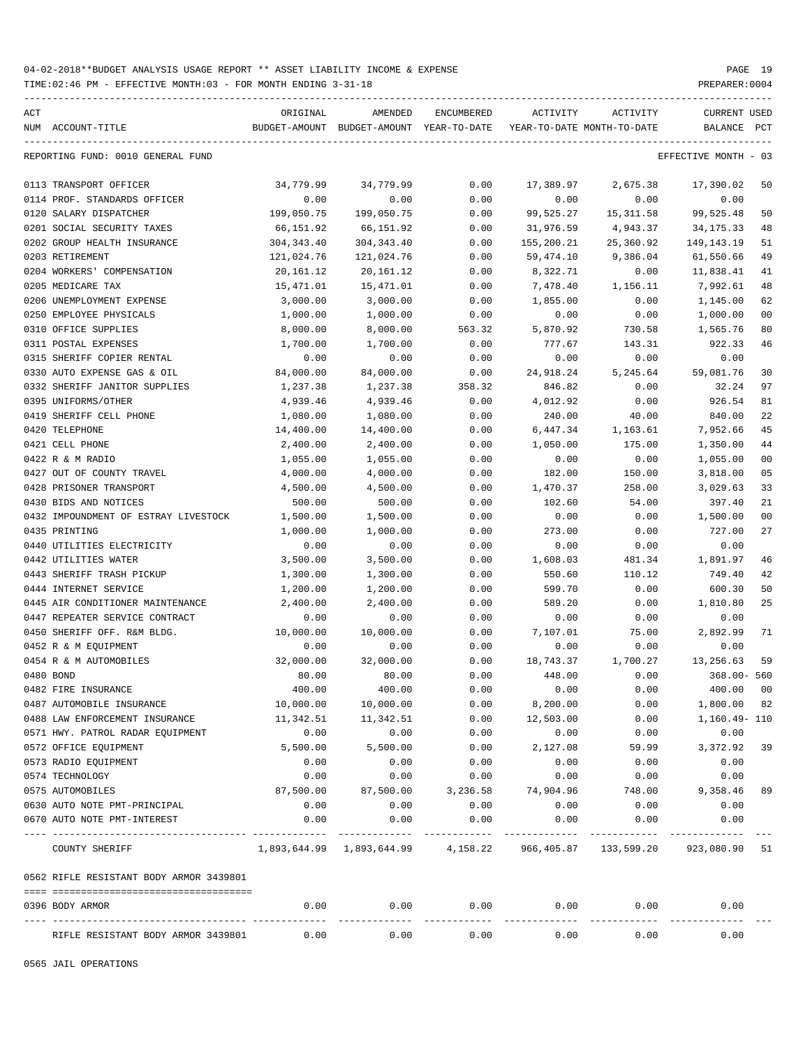04-02-2018**BUDGET ANALYSIS USAGE REPORT ** ASSET LIABILITY INCOME & EXPENSE

TIME:02:46 PM - EFFECTIVE MONTH:03 - FOR MONTH ENDING 3-31-18

PREPARER:0004

REPORTING FUND: 0010 GENERAL FUND — EFFECTIVE MONTH - 03

| ACT NUM | ACCOUNT-TITLE | ORIGINAL BUDGET-AMOUNT | AMENDED BUDGET-AMOUNT | ENCUMBERED YEAR-TO-DATE | ACTIVITY YEAR-TO-DATE | ACTIVITY MONTH-TO-DATE | CURRENT BALANCE | USED PCT |
|---|---|---|---|---|---|---|---|---|
| 0113 | TRANSPORT OFFICER | 34,779.99 | 34,779.99 | 0.00 | 17,389.97 | 2,675.38 | 17,390.02 | 50 |
| 0114 | PROF. STANDARDS OFFICER | 0.00 | 0.00 | 0.00 | 0.00 | 0.00 | 0.00 | |
| 0120 | SALARY DISPATCHER | 199,050.75 | 199,050.75 | 0.00 | 99,525.27 | 15,311.58 | 99,525.48 | 50 |
| 0201 | SOCIAL SECURITY TAXES | 66,151.92 | 66,151.92 | 0.00 | 31,976.59 | 4,943.37 | 34,175.33 | 48 |
| 0202 | GROUP HEALTH INSURANCE | 304,343.40 | 304,343.40 | 0.00 | 155,200.21 | 25,360.92 | 149,143.19 | 51 |
| 0203 | RETIREMENT | 121,024.76 | 121,024.76 | 0.00 | 59,474.10 | 9,386.04 | 61,550.66 | 49 |
| 0204 | WORKERS' COMPENSATION | 20,161.12 | 20,161.12 | 0.00 | 8,322.71 | 0.00 | 11,838.41 | 41 |
| 0205 | MEDICARE TAX | 15,471.01 | 15,471.01 | 0.00 | 7,478.40 | 1,156.11 | 7,992.61 | 48 |
| 0206 | UNEMPLOYMENT EXPENSE | 3,000.00 | 3,000.00 | 0.00 | 1,855.00 | 0.00 | 1,145.00 | 62 |
| 0250 | EMPLOYEE PHYSICALS | 1,000.00 | 1,000.00 | 0.00 | 0.00 | 0.00 | 1,000.00 | 00 |
| 0310 | OFFICE SUPPLIES | 8,000.00 | 8,000.00 | 563.32 | 5,870.92 | 730.58 | 1,565.76 | 80 |
| 0311 | POSTAL EXPENSES | 1,700.00 | 1,700.00 | 0.00 | 777.67 | 143.31 | 922.33 | 46 |
| 0315 | SHERIFF COPIER RENTAL | 0.00 | 0.00 | 0.00 | 0.00 | 0.00 | 0.00 | |
| 0330 | AUTO EXPENSE GAS & OIL | 84,000.00 | 84,000.00 | 0.00 | 24,918.24 | 5,245.64 | 59,081.76 | 30 |
| 0332 | SHERIFF JANITOR SUPPLIES | 1,237.38 | 1,237.38 | 358.32 | 846.82 | 0.00 | 32.24 | 97 |
| 0395 | UNIFORMS/OTHER | 4,939.46 | 4,939.46 | 0.00 | 4,012.92 | 0.00 | 926.54 | 81 |
| 0419 | SHERIFF CELL PHONE | 1,080.00 | 1,080.00 | 0.00 | 240.00 | 40.00 | 840.00 | 22 |
| 0420 | TELEPHONE | 14,400.00 | 14,400.00 | 0.00 | 6,447.34 | 1,163.61 | 7,952.66 | 45 |
| 0421 | CELL PHONE | 2,400.00 | 2,400.00 | 0.00 | 1,050.00 | 175.00 | 1,350.00 | 44 |
| 0422 | R & M RADIO | 1,055.00 | 1,055.00 | 0.00 | 0.00 | 0.00 | 1,055.00 | 00 |
| 0427 | OUT OF COUNTY TRAVEL | 4,000.00 | 4,000.00 | 0.00 | 182.00 | 150.00 | 3,818.00 | 05 |
| 0428 | PRISONER TRANSPORT | 4,500.00 | 4,500.00 | 0.00 | 1,470.37 | 258.00 | 3,029.63 | 33 |
| 0430 | BIDS AND NOTICES | 500.00 | 500.00 | 0.00 | 102.60 | 54.00 | 397.40 | 21 |
| 0432 | IMPOUNDMENT OF ESTRAY LIVESTOCK | 1,500.00 | 1,500.00 | 0.00 | 0.00 | 0.00 | 1,500.00 | 00 |
| 0435 | PRINTING | 1,000.00 | 1,000.00 | 0.00 | 273.00 | 0.00 | 727.00 | 27 |
| 0440 | UTILITIES ELECTRICITY | 0.00 | 0.00 | 0.00 | 0.00 | 0.00 | 0.00 | |
| 0442 | UTILITIES WATER | 3,500.00 | 3,500.00 | 0.00 | 1,608.03 | 481.34 | 1,891.97 | 46 |
| 0443 | SHERIFF TRASH PICKUP | 1,300.00 | 1,300.00 | 0.00 | 550.60 | 110.12 | 749.40 | 42 |
| 0444 | INTERNET SERVICE | 1,200.00 | 1,200.00 | 0.00 | 599.70 | 0.00 | 600.30 | 50 |
| 0445 | AIR CONDITIONER MAINTENANCE | 2,400.00 | 2,400.00 | 0.00 | 589.20 | 0.00 | 1,810.80 | 25 |
| 0447 | REPEATER SERVICE CONTRACT | 0.00 | 0.00 | 0.00 | 0.00 | 0.00 | 0.00 | |
| 0450 | SHERIFF OFF. R&M BLDG. | 10,000.00 | 10,000.00 | 0.00 | 7,107.01 | 75.00 | 2,892.99 | 71 |
| 0452 | R & M EQUIPMENT | 0.00 | 0.00 | 0.00 | 0.00 | 0.00 | 0.00 | |
| 0454 | R & M AUTOMOBILES | 32,000.00 | 32,000.00 | 0.00 | 18,743.37 | 1,700.27 | 13,256.63 | 59 |
| 0480 | BOND | 80.00 | 80.00 | 0.00 | 448.00 | 0.00 | 368.00- | 560 |
| 0482 | FIRE INSURANCE | 400.00 | 400.00 | 0.00 | 0.00 | 0.00 | 400.00 | 00 |
| 0487 | AUTOMOBILE INSURANCE | 10,000.00 | 10,000.00 | 0.00 | 8,200.00 | 0.00 | 1,800.00 | 82 |
| 0488 | LAW ENFORCEMENT INSURANCE | 11,342.51 | 11,342.51 | 0.00 | 12,503.00 | 0.00 | 1,160.49- | 110 |
| 0571 | HWY. PATROL RADAR EQUIPMENT | 0.00 | 0.00 | 0.00 | 0.00 | 0.00 | 0.00 | |
| 0572 | OFFICE EQUIPMENT | 5,500.00 | 5,500.00 | 0.00 | 2,127.08 | 59.99 | 3,372.92 | 39 |
| 0573 | RADIO EQUIPMENT | 0.00 | 0.00 | 0.00 | 0.00 | 0.00 | 0.00 | |
| 0574 | TECHNOLOGY | 0.00 | 0.00 | 0.00 | 0.00 | 0.00 | 0.00 | |
| 0575 | AUTOMOBILES | 87,500.00 | 87,500.00 | 3,236.58 | 74,904.96 | 748.00 | 9,358.46 | 89 |
| 0630 | AUTO NOTE PMT-PRINCIPAL | 0.00 | 0.00 | 0.00 | 0.00 | 0.00 | 0.00 | |
| 0670 | AUTO NOTE PMT-INTEREST | 0.00 | 0.00 | 0.00 | 0.00 | 0.00 | 0.00 | |
| | COUNTY SHERIFF | 1,893,644.99 | 1,893,644.99 | 4,158.22 | 966,405.87 | 133,599.20 | 923,080.90 | 51 |

0562 RIFLE RESISTANT BODY ARMOR 3439801

| ACT NUM | ACCOUNT-TITLE | ORIGINAL BUDGET-AMOUNT | AMENDED BUDGET-AMOUNT | ENCUMBERED YEAR-TO-DATE | ACTIVITY YEAR-TO-DATE | ACTIVITY MONTH-TO-DATE | CURRENT BALANCE | USED PCT |
|---|---|---|---|---|---|---|---|---|
| 0396 | BODY ARMOR | 0.00 | 0.00 | 0.00 | 0.00 | 0.00 | 0.00 | |
| | RIFLE RESISTANT BODY ARMOR 3439801 | 0.00 | 0.00 | 0.00 | 0.00 | 0.00 | 0.00 | |

0565 JAIL OPERATIONS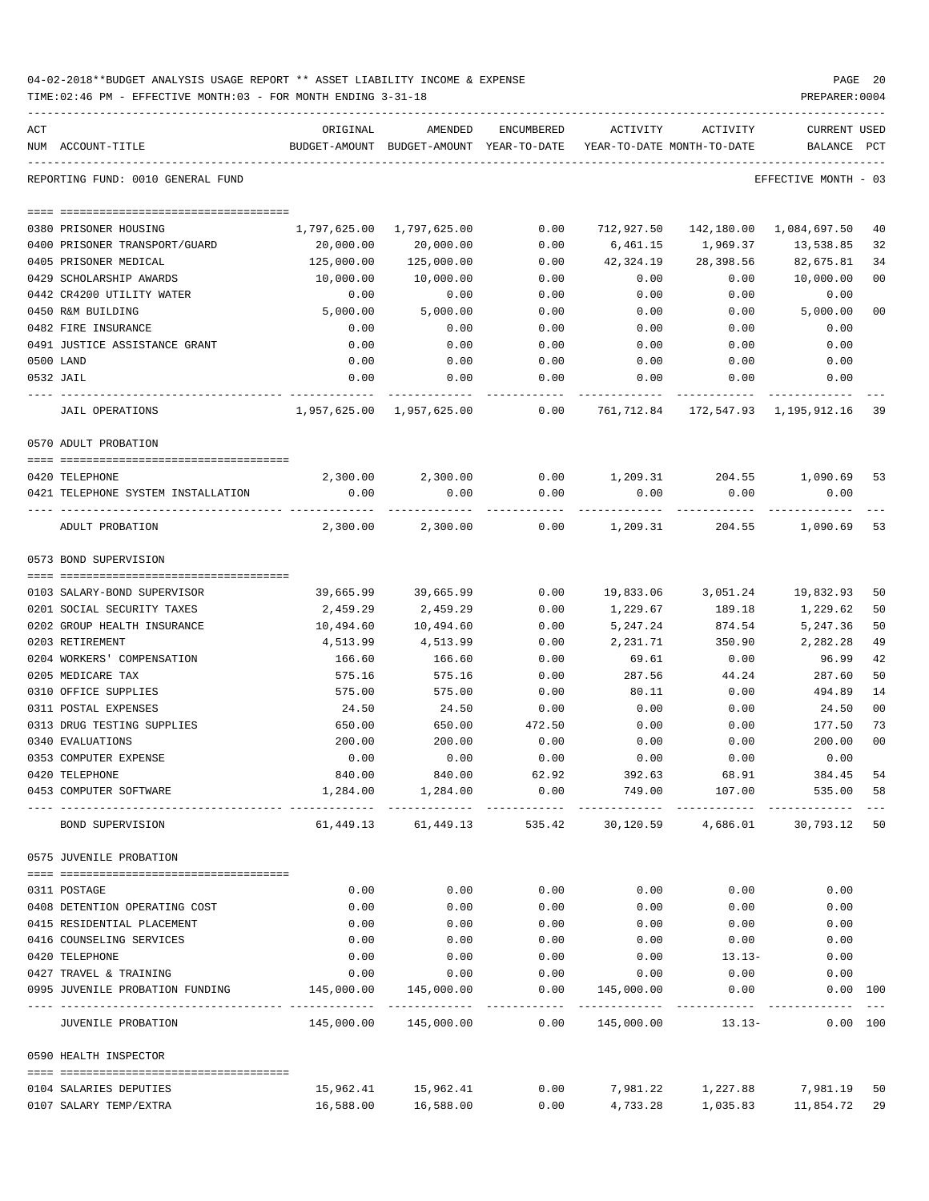04-02-2018**BUDGET ANALYSIS USAGE REPORT ** ASSET LIABILITY INCOME & EXPENSE

TIME:02:46 PM - EFFECTIVE MONTH:03 - FOR MONTH ENDING 3-31-18

PREPARER:0004

REPORTING FUND: 0010 GENERAL FUND — EFFECTIVE MONTH - 03

| ACT NUM | ACCOUNT-TITLE | ORIGINAL BUDGET-AMOUNT | AMENDED BUDGET-AMOUNT | ENCUMBERED YEAR-TO-DATE | ACTIVITY YEAR-TO-DATE | ACTIVITY MONTH-TO-DATE | CURRENT BALANCE | USED PCT |
|---|---|---|---|---|---|---|---|---|
| 0380 | PRISONER HOUSING | 1,797,625.00 | 1,797,625.00 | 0.00 | 712,927.50 | 142,180.00 | 1,084,697.50 | 40 |
| 0400 | PRISONER TRANSPORT/GUARD | 20,000.00 | 20,000.00 | 0.00 | 6,461.15 | 1,969.37 | 13,538.85 | 32 |
| 0405 | PRISONER MEDICAL | 125,000.00 | 125,000.00 | 0.00 | 42,324.19 | 28,398.56 | 82,675.81 | 34 |
| 0429 | SCHOLARSHIP AWARDS | 10,000.00 | 10,000.00 | 0.00 | 0.00 | 0.00 | 10,000.00 | 00 |
| 0442 | CR4200 UTILITY WATER | 0.00 | 0.00 | 0.00 | 0.00 | 0.00 | 0.00 | |
| 0450 | R&M BUILDING | 5,000.00 | 5,000.00 | 0.00 | 0.00 | 0.00 | 5,000.00 | 00 |
| 0482 | FIRE INSURANCE | 0.00 | 0.00 | 0.00 | 0.00 | 0.00 | 0.00 | |
| 0491 | JUSTICE ASSISTANCE GRANT | 0.00 | 0.00 | 0.00 | 0.00 | 0.00 | 0.00 | |
| 0500 | LAND | 0.00 | 0.00 | 0.00 | 0.00 | 0.00 | 0.00 | |
| 0532 | JAIL | 0.00 | 0.00 | 0.00 | 0.00 | 0.00 | 0.00 | |
| | JAIL OPERATIONS | 1,957,625.00 | 1,957,625.00 | 0.00 | 761,712.84 | 172,547.93 | 1,195,912.16 | 39 |
| | **0570 ADULT PROBATION** | | | | | | | |
| 0420 | TELEPHONE | 2,300.00 | 2,300.00 | 0.00 | 1,209.31 | 204.55 | 1,090.69 | 53 |
| 0421 | TELEPHONE SYSTEM INSTALLATION | 0.00 | 0.00 | 0.00 | 0.00 | 0.00 | 0.00 | |
| | ADULT PROBATION | 2,300.00 | 2,300.00 | 0.00 | 1,209.31 | 204.55 | 1,090.69 | 53 |
| | **0573 BOND SUPERVISION** | | | | | | | |
| 0103 | SALARY-BOND SUPERVISOR | 39,665.99 | 39,665.99 | 0.00 | 19,833.06 | 3,051.24 | 19,832.93 | 50 |
| 0201 | SOCIAL SECURITY TAXES | 2,459.29 | 2,459.29 | 0.00 | 1,229.67 | 189.18 | 1,229.62 | 50 |
| 0202 | GROUP HEALTH INSURANCE | 10,494.60 | 10,494.60 | 0.00 | 5,247.24 | 874.54 | 5,247.36 | 50 |
| 0203 | RETIREMENT | 4,513.99 | 4,513.99 | 0.00 | 2,231.71 | 350.90 | 2,282.28 | 49 |
| 0204 | WORKERS' COMPENSATION | 166.60 | 166.60 | 0.00 | 69.61 | 0.00 | 96.99 | 42 |
| 0205 | MEDICARE TAX | 575.16 | 575.16 | 0.00 | 287.56 | 44.24 | 287.60 | 50 |
| 0310 | OFFICE SUPPLIES | 575.00 | 575.00 | 0.00 | 80.11 | 0.00 | 494.89 | 14 |
| 0311 | POSTAL EXPENSES | 24.50 | 24.50 | 0.00 | 0.00 | 0.00 | 24.50 | 00 |
| 0313 | DRUG TESTING SUPPLIES | 650.00 | 650.00 | 472.50 | 0.00 | 0.00 | 177.50 | 73 |
| 0340 | EVALUATIONS | 200.00 | 200.00 | 0.00 | 0.00 | 0.00 | 200.00 | 00 |
| 0353 | COMPUTER EXPENSE | 0.00 | 0.00 | 0.00 | 0.00 | 0.00 | 0.00 | |
| 0420 | TELEPHONE | 840.00 | 840.00 | 62.92 | 392.63 | 68.91 | 384.45 | 54 |
| 0453 | COMPUTER SOFTWARE | 1,284.00 | 1,284.00 | 0.00 | 749.00 | 107.00 | 535.00 | 58 |
| | BOND SUPERVISION | 61,449.13 | 61,449.13 | 535.42 | 30,120.59 | 4,686.01 | 30,793.12 | 50 |
| | **0575 JUVENILE PROBATION** | | | | | | | |
| 0311 | POSTAGE | 0.00 | 0.00 | 0.00 | 0.00 | 0.00 | 0.00 | |
| 0408 | DETENTION OPERATING COST | 0.00 | 0.00 | 0.00 | 0.00 | 0.00 | 0.00 | |
| 0415 | RESIDENTIAL PLACEMENT | 0.00 | 0.00 | 0.00 | 0.00 | 0.00 | 0.00 | |
| 0416 | COUNSELING SERVICES | 0.00 | 0.00 | 0.00 | 0.00 | 0.00 | 0.00 | |
| 0420 | TELEPHONE | 0.00 | 0.00 | 0.00 | 0.00 | 13.13- | 0.00 | |
| 0427 | TRAVEL & TRAINING | 0.00 | 0.00 | 0.00 | 0.00 | 0.00 | 0.00 | |
| 0995 | JUVENILE PROBATION FUNDING | 145,000.00 | 145,000.00 | 0.00 | 145,000.00 | 0.00 | 0.00 | 100 |
| | JUVENILE PROBATION | 145,000.00 | 145,000.00 | 0.00 | 145,000.00 | 13.13- | 0.00 | 100 |
| | **0590 HEALTH INSPECTOR** | | | | | | | |
| 0104 | SALARIES DEPUTIES | 15,962.41 | 15,962.41 | 0.00 | 7,981.22 | 1,227.88 | 7,981.19 | 50 |
| 0107 | SALARY TEMP/EXTRA | 16,588.00 | 16,588.00 | 0.00 | 4,733.28 | 1,035.83 | 11,854.72 | 29 |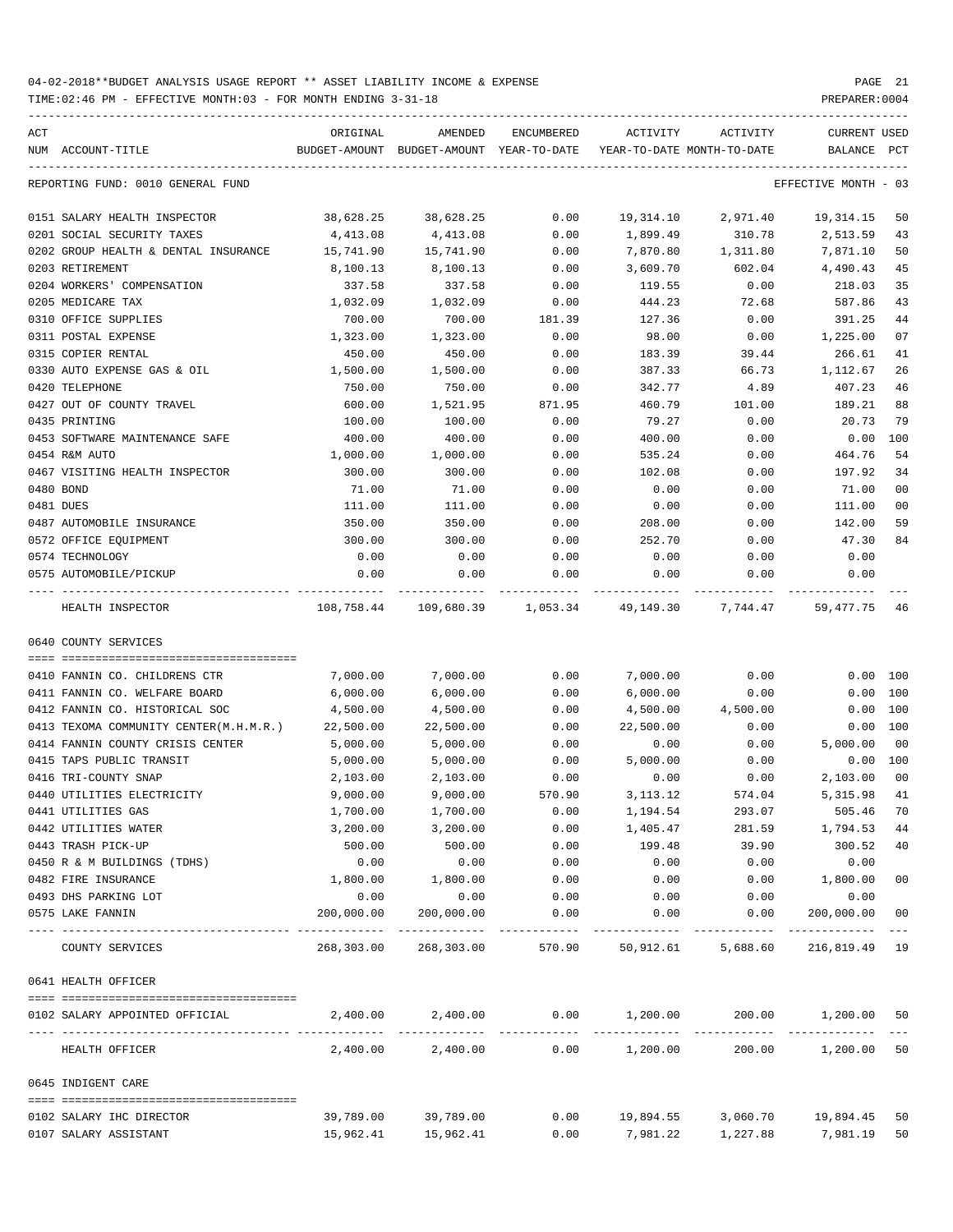04-02-2018**BUDGET ANALYSIS USAGE REPORT ** ASSET LIABILITY INCOME & EXPENSE

TIME:02:46 PM - EFFECTIVE MONTH:03 - FOR MONTH ENDING 3-31-18

REPORTING FUND: 0010 GENERAL FUND — EFFECTIVE MONTH - 03

| ACT NUM | ACCOUNT-TITLE | ORIGINAL BUDGET-AMOUNT | AMENDED BUDGET-AMOUNT | ENCUMBERED YEAR-TO-DATE | ACTIVITY YEAR-TO-DATE | ACTIVITY MONTH-TO-DATE | CURRENT BALANCE | USED PCT |
|---|---|---|---|---|---|---|---|---|
| 0151 | SALARY HEALTH INSPECTOR | 38,628.25 | 38,628.25 | 0.00 | 19,314.10 | 2,971.40 | 19,314.15 | 50 |
| 0201 | SOCIAL SECURITY TAXES | 4,413.08 | 4,413.08 | 0.00 | 1,899.49 | 310.78 | 2,513.59 | 43 |
| 0202 | GROUP HEALTH & DENTAL INSURANCE | 15,741.90 | 15,741.90 | 0.00 | 7,870.80 | 1,311.80 | 7,871.10 | 50 |
| 0203 | RETIREMENT | 8,100.13 | 8,100.13 | 0.00 | 3,609.70 | 602.04 | 4,490.43 | 45 |
| 0204 | WORKERS' COMPENSATION | 337.58 | 337.58 | 0.00 | 119.55 | 0.00 | 218.03 | 35 |
| 0205 | MEDICARE TAX | 1,032.09 | 1,032.09 | 0.00 | 444.23 | 72.68 | 587.86 | 43 |
| 0310 | OFFICE SUPPLIES | 700.00 | 700.00 | 181.39 | 127.36 | 0.00 | 391.25 | 44 |
| 0311 | POSTAL EXPENSE | 1,323.00 | 1,323.00 | 0.00 | 98.00 | 0.00 | 1,225.00 | 07 |
| 0315 | COPIER RENTAL | 450.00 | 450.00 | 0.00 | 183.39 | 39.44 | 266.61 | 41 |
| 0330 | AUTO EXPENSE GAS & OIL | 1,500.00 | 1,500.00 | 0.00 | 387.33 | 66.73 | 1,112.67 | 26 |
| 0420 | TELEPHONE | 750.00 | 750.00 | 0.00 | 342.77 | 4.89 | 407.23 | 46 |
| 0427 | OUT OF COUNTY TRAVEL | 600.00 | 1,521.95 | 871.95 | 460.79 | 101.00 | 189.21 | 88 |
| 0435 | PRINTING | 100.00 | 100.00 | 0.00 | 79.27 | 0.00 | 20.73 | 79 |
| 0453 | SOFTWARE MAINTENANCE SAFE | 400.00 | 400.00 | 0.00 | 400.00 | 0.00 | 0.00 | 100 |
| 0454 | R&M AUTO | 1,000.00 | 1,000.00 | 0.00 | 535.24 | 0.00 | 464.76 | 54 |
| 0467 | VISITING HEALTH INSPECTOR | 300.00 | 300.00 | 0.00 | 102.08 | 0.00 | 197.92 | 34 |
| 0480 | BOND | 71.00 | 71.00 | 0.00 | 0.00 | 0.00 | 71.00 | 00 |
| 0481 | DUES | 111.00 | 111.00 | 0.00 | 0.00 | 0.00 | 111.00 | 00 |
| 0487 | AUTOMOBILE INSURANCE | 350.00 | 350.00 | 0.00 | 208.00 | 0.00 | 142.00 | 59 |
| 0572 | OFFICE EQUIPMENT | 300.00 | 300.00 | 0.00 | 252.70 | 0.00 | 47.30 | 84 |
| 0574 | TECHNOLOGY | 0.00 | 0.00 | 0.00 | 0.00 | 0.00 | 0.00 | |
| 0575 | AUTOMOBILE/PICKUP | 0.00 | 0.00 | 0.00 | 0.00 | 0.00 | 0.00 | |
| | HEALTH INSPECTOR | 108,758.44 | 109,680.39 | 1,053.34 | 49,149.30 | 7,744.47 | 59,477.75 | 46 |

0640 COUNTY SERVICES

| ACT NUM | ACCOUNT-TITLE | ORIGINAL BUDGET-AMOUNT | AMENDED BUDGET-AMOUNT | ENCUMBERED YEAR-TO-DATE | ACTIVITY YEAR-TO-DATE | ACTIVITY MONTH-TO-DATE | CURRENT BALANCE | USED PCT |
|---|---|---|---|---|---|---|---|---|
| 0410 | FANNIN CO. CHILDRENS CTR | 7,000.00 | 7,000.00 | 0.00 | 7,000.00 | 0.00 | 0.00 | 100 |
| 0411 | FANNIN CO. WELFARE BOARD | 6,000.00 | 6,000.00 | 0.00 | 6,000.00 | 0.00 | 0.00 | 100 |
| 0412 | FANNIN CO. HISTORICAL SOC | 4,500.00 | 4,500.00 | 0.00 | 4,500.00 | 4,500.00 | 0.00 | 100 |
| 0413 | TEXOMA COMMUNITY CENTER(M.H.M.R.) | 22,500.00 | 22,500.00 | 0.00 | 22,500.00 | 0.00 | 0.00 | 100 |
| 0414 | FANNIN COUNTY CRISIS CENTER | 5,000.00 | 5,000.00 | 0.00 | 0.00 | 0.00 | 5,000.00 | 00 |
| 0415 | TAPS PUBLIC TRANSIT | 5,000.00 | 5,000.00 | 0.00 | 5,000.00 | 0.00 | 0.00 | 100 |
| 0416 | TRI-COUNTY SNAP | 2,103.00 | 2,103.00 | 0.00 | 0.00 | 0.00 | 2,103.00 | 00 |
| 0440 | UTILITIES ELECTRICITY | 9,000.00 | 9,000.00 | 570.90 | 3,113.12 | 574.04 | 5,315.98 | 41 |
| 0441 | UTILITIES GAS | 1,700.00 | 1,700.00 | 0.00 | 1,194.54 | 293.07 | 505.46 | 70 |
| 0442 | UTILITIES WATER | 3,200.00 | 3,200.00 | 0.00 | 1,405.47 | 281.59 | 1,794.53 | 44 |
| 0443 | TRASH PICK-UP | 500.00 | 500.00 | 0.00 | 199.48 | 39.90 | 300.52 | 40 |
| 0450 | R & M BUILDINGS (TDHS) | 0.00 | 0.00 | 0.00 | 0.00 | 0.00 | 0.00 | |
| 0482 | FIRE INSURANCE | 1,800.00 | 1,800.00 | 0.00 | 0.00 | 0.00 | 1,800.00 | 00 |
| 0493 | DHS PARKING LOT | 0.00 | 0.00 | 0.00 | 0.00 | 0.00 | 0.00 | |
| 0575 | LAKE FANNIN | 200,000.00 | 200,000.00 | 0.00 | 0.00 | 0.00 | 200,000.00 | 00 |
| | COUNTY SERVICES | 268,303.00 | 268,303.00 | 570.90 | 50,912.61 | 5,688.60 | 216,819.49 | 19 |

0641 HEALTH OFFICER

| ACT NUM | ACCOUNT-TITLE | ORIGINAL BUDGET-AMOUNT | AMENDED BUDGET-AMOUNT | ENCUMBERED YEAR-TO-DATE | ACTIVITY YEAR-TO-DATE | ACTIVITY MONTH-TO-DATE | CURRENT BALANCE | USED PCT |
|---|---|---|---|---|---|---|---|---|
| 0102 | SALARY APPOINTED OFFICIAL | 2,400.00 | 2,400.00 | 0.00 | 1,200.00 | 200.00 | 1,200.00 | 50 |
| | HEALTH OFFICER | 2,400.00 | 2,400.00 | 0.00 | 1,200.00 | 200.00 | 1,200.00 | 50 |

0645 INDIGENT CARE

| ACT NUM | ACCOUNT-TITLE | ORIGINAL BUDGET-AMOUNT | AMENDED BUDGET-AMOUNT | ENCUMBERED YEAR-TO-DATE | ACTIVITY YEAR-TO-DATE | ACTIVITY MONTH-TO-DATE | CURRENT BALANCE | USED PCT |
|---|---|---|---|---|---|---|---|---|
| 0102 | SALARY IHC DIRECTOR | 39,789.00 | 39,789.00 | 0.00 | 19,894.55 | 3,060.70 | 19,894.45 | 50 |
| 0107 | SALARY ASSISTANT | 15,962.41 | 15,962.41 | 0.00 | 7,981.22 | 1,227.88 | 7,981.19 | 50 |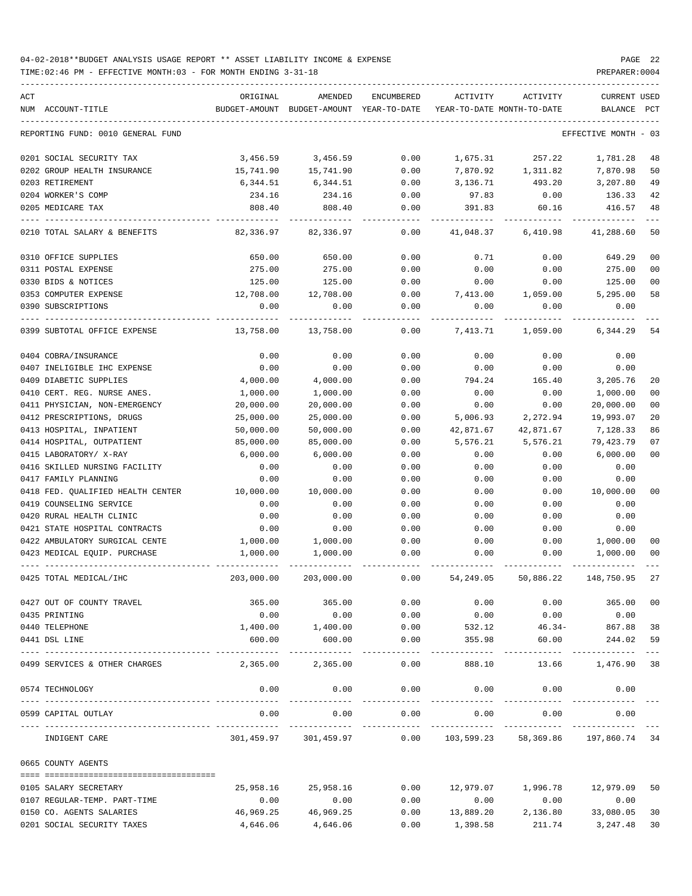04-02-2018**BUDGET ANALYSIS USAGE REPORT ** ASSET LIABILITY INCOME & EXPENSE

TIME:02:46 PM - EFFECTIVE MONTH:03 - FOR MONTH ENDING 3-31-18

PREPARER:0004

| ACT NUM | ACCOUNT-TITLE | ORIGINAL BUDGET-AMOUNT | AMENDED BUDGET-AMOUNT | ENCUMBERED YEAR-TO-DATE | ACTIVITY YEAR-TO-DATE | ACTIVITY MONTH-TO-DATE | CURRENT BALANCE | USED PCT |
|---|---|---|---|---|---|---|---|---|
| | REPORTING FUND: 0010 GENERAL FUND | | | | | | EFFECTIVE MONTH - 03 | |
| 0201 | SOCIAL SECURITY TAX | 3,456.59 | 3,456.59 | 0.00 | 1,675.31 | 257.22 | 1,781.28 | 48 |
| 0202 | GROUP HEALTH INSURANCE | 15,741.90 | 15,741.90 | 0.00 | 7,870.92 | 1,311.82 | 7,870.98 | 50 |
| 0203 | RETIREMENT | 6,344.51 | 6,344.51 | 0.00 | 3,136.71 | 493.20 | 3,207.80 | 49 |
| 0204 | WORKER'S COMP | 234.16 | 234.16 | 0.00 | 97.83 | 0.00 | 136.33 | 42 |
| 0205 | MEDICARE TAX | 808.40 | 808.40 | 0.00 | 391.83 | 60.16 | 416.57 | 48 |
| 0210 | TOTAL SALARY & BENEFITS | 82,336.97 | 82,336.97 | 0.00 | 41,048.37 | 6,410.98 | 41,288.60 | 50 |
| 0310 | OFFICE SUPPLIES | 650.00 | 650.00 | 0.00 | 0.71 | 0.00 | 649.29 | 00 |
| 0311 | POSTAL EXPENSE | 275.00 | 275.00 | 0.00 | 0.00 | 0.00 | 275.00 | 00 |
| 0330 | BIDS & NOTICES | 125.00 | 125.00 | 0.00 | 0.00 | 0.00 | 125.00 | 00 |
| 0353 | COMPUTER EXPENSE | 12,708.00 | 12,708.00 | 0.00 | 7,413.00 | 1,059.00 | 5,295.00 | 58 |
| 0390 | SUBSCRIPTIONS | 0.00 | 0.00 | 0.00 | 0.00 | 0.00 | 0.00 | |
| 0399 | SUBTOTAL OFFICE EXPENSE | 13,758.00 | 13,758.00 | 0.00 | 7,413.71 | 1,059.00 | 6,344.29 | 54 |
| 0404 | COBRA/INSURANCE | 0.00 | 0.00 | 0.00 | 0.00 | 0.00 | 0.00 | |
| 0407 | INELIGIBLE IHC EXPENSE | 0.00 | 0.00 | 0.00 | 0.00 | 0.00 | 0.00 | |
| 0409 | DIABETIC SUPPLIES | 4,000.00 | 4,000.00 | 0.00 | 794.24 | 165.40 | 3,205.76 | 20 |
| 0410 | CERT. REG. NURSE ANES. | 1,000.00 | 1,000.00 | 0.00 | 0.00 | 0.00 | 1,000.00 | 00 |
| 0411 | PHYSICIAN, NON-EMERGENCY | 20,000.00 | 20,000.00 | 0.00 | 0.00 | 0.00 | 20,000.00 | 00 |
| 0412 | PRESCRIPTIONS, DRUGS | 25,000.00 | 25,000.00 | 0.00 | 5,006.93 | 2,272.94 | 19,993.07 | 20 |
| 0413 | HOSPITAL, INPATIENT | 50,000.00 | 50,000.00 | 0.00 | 42,871.67 | 42,871.67 | 7,128.33 | 86 |
| 0414 | HOSPITAL, OUTPATIENT | 85,000.00 | 85,000.00 | 0.00 | 5,576.21 | 5,576.21 | 79,423.79 | 07 |
| 0415 | LABORATORY/ X-RAY | 6,000.00 | 6,000.00 | 0.00 | 0.00 | 0.00 | 6,000.00 | 00 |
| 0416 | SKILLED NURSING FACILITY | 0.00 | 0.00 | 0.00 | 0.00 | 0.00 | 0.00 | |
| 0417 | FAMILY PLANNING | 0.00 | 0.00 | 0.00 | 0.00 | 0.00 | 0.00 | |
| 0418 | FED. QUALIFIED HEALTH CENTER | 10,000.00 | 10,000.00 | 0.00 | 0.00 | 0.00 | 10,000.00 | 00 |
| 0419 | COUNSELING SERVICE | 0.00 | 0.00 | 0.00 | 0.00 | 0.00 | 0.00 | |
| 0420 | RURAL HEALTH CLINIC | 0.00 | 0.00 | 0.00 | 0.00 | 0.00 | 0.00 | |
| 0421 | STATE HOSPITAL CONTRACTS | 0.00 | 0.00 | 0.00 | 0.00 | 0.00 | 0.00 | |
| 0422 | AMBULATORY SURGICAL CENTE | 1,000.00 | 1,000.00 | 0.00 | 0.00 | 0.00 | 1,000.00 | 00 |
| 0423 | MEDICAL EQUIP. PURCHASE | 1,000.00 | 1,000.00 | 0.00 | 0.00 | 0.00 | 1,000.00 | 00 |
| 0425 | TOTAL MEDICAL/IHC | 203,000.00 | 203,000.00 | 0.00 | 54,249.05 | 50,886.22 | 148,750.95 | 27 |
| 0427 | OUT OF COUNTY TRAVEL | 365.00 | 365.00 | 0.00 | 0.00 | 0.00 | 365.00 | 00 |
| 0435 | PRINTING | 0.00 | 0.00 | 0.00 | 0.00 | 0.00 | 0.00 | |
| 0440 | TELEPHONE | 1,400.00 | 1,400.00 | 0.00 | 532.12 | 46.34- | 867.88 | 38 |
| 0441 | DSL LINE | 600.00 | 600.00 | 0.00 | 355.98 | 60.00 | 244.02 | 59 |
| 0499 | SERVICES & OTHER CHARGES | 2,365.00 | 2,365.00 | 0.00 | 888.10 | 13.66 | 1,476.90 | 38 |
| 0574 | TECHNOLOGY | 0.00 | 0.00 | 0.00 | 0.00 | 0.00 | 0.00 | |
| 0599 | CAPITAL OUTLAY | 0.00 | 0.00 | 0.00 | 0.00 | 0.00 | 0.00 | |
| | INDIGENT CARE | 301,459.97 | 301,459.97 | 0.00 | 103,599.23 | 58,369.86 | 197,860.74 | 34 |
| 0665 | COUNTY AGENTS | | | | | | | |
| 0105 | SALARY SECRETARY | 25,958.16 | 25,958.16 | 0.00 | 12,979.07 | 1,996.78 | 12,979.09 | 50 |
| 0107 | REGULAR-TEMP. PART-TIME | 0.00 | 0.00 | 0.00 | 0.00 | 0.00 | 0.00 | |
| 0150 | CO. AGENTS SALARIES | 46,969.25 | 46,969.25 | 0.00 | 13,889.20 | 2,136.80 | 33,080.05 | 30 |
| 0201 | SOCIAL SECURITY TAXES | 4,646.06 | 4,646.06 | 0.00 | 1,398.58 | 211.74 | 3,247.48 | 30 |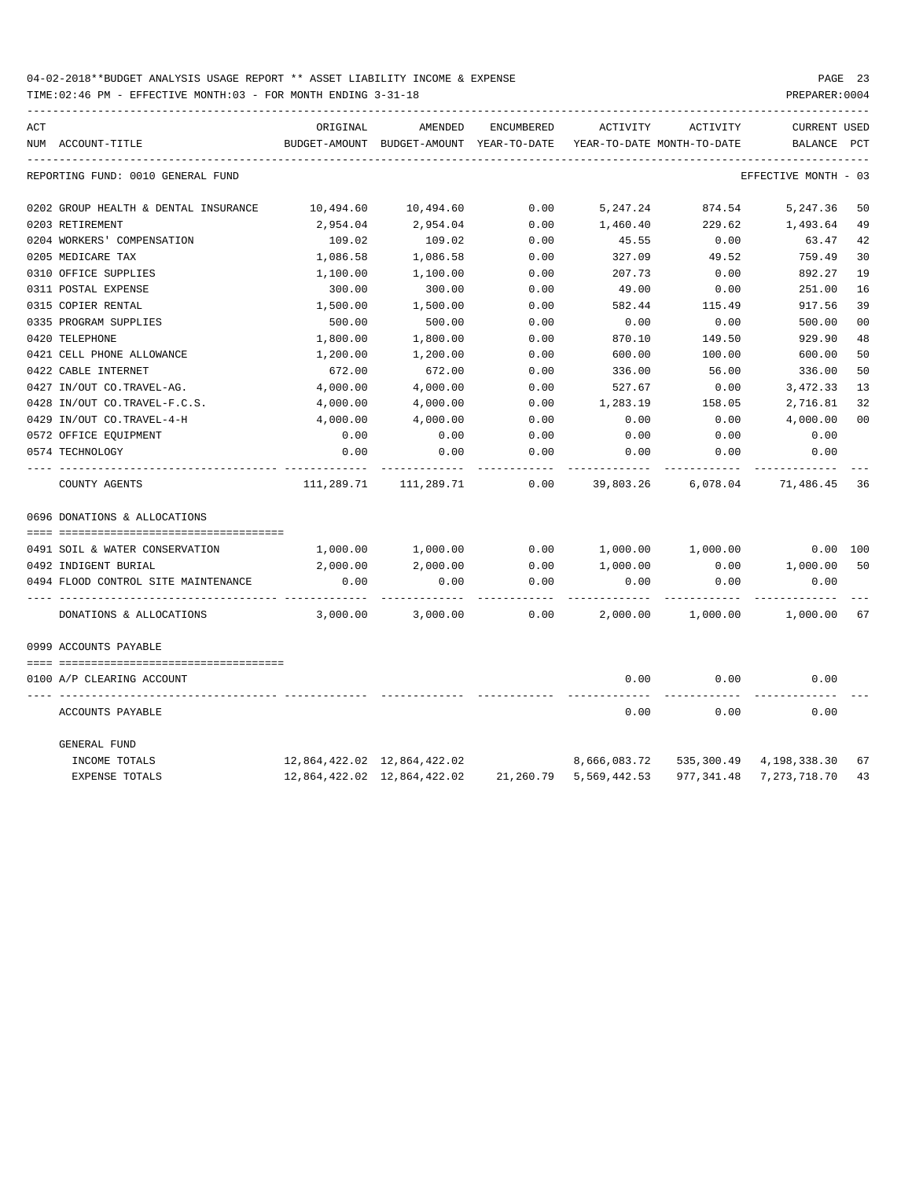04-02-2018**BUDGET ANALYSIS USAGE REPORT ** ASSET LIABILITY INCOME & EXPENSE

TIME:02:46 PM - EFFECTIVE MONTH:03 - FOR MONTH ENDING 3-31-18

PREPARER:0004

REPORTING FUND: 0010 GENERAL FUND — EFFECTIVE MONTH - 03

| ACT NUM | ACCOUNT-TITLE | ORIGINAL BUDGET-AMOUNT | AMENDED BUDGET-AMOUNT | ENCUMBERED YEAR-TO-DATE | ACTIVITY YEAR-TO-DATE | ACTIVITY MONTH-TO-DATE | CURRENT BALANCE | USED PCT |
|---|---|---|---|---|---|---|---|---|
| 0202 | GROUP HEALTH & DENTAL INSURANCE | 10,494.60 | 10,494.60 | 0.00 | 5,247.24 | 874.54 | 5,247.36 | 50 |
| 0203 | RETIREMENT | 2,954.04 | 2,954.04 | 0.00 | 1,460.40 | 229.62 | 1,493.64 | 49 |
| 0204 | WORKERS' COMPENSATION | 109.02 | 109.02 | 0.00 | 45.55 | 0.00 | 63.47 | 42 |
| 0205 | MEDICARE TAX | 1,086.58 | 1,086.58 | 0.00 | 327.09 | 49.52 | 759.49 | 30 |
| 0310 | OFFICE SUPPLIES | 1,100.00 | 1,100.00 | 0.00 | 207.73 | 0.00 | 892.27 | 19 |
| 0311 | POSTAL EXPENSE | 300.00 | 300.00 | 0.00 | 49.00 | 0.00 | 251.00 | 16 |
| 0315 | COPIER RENTAL | 1,500.00 | 1,500.00 | 0.00 | 582.44 | 115.49 | 917.56 | 39 |
| 0335 | PROGRAM SUPPLIES | 500.00 | 500.00 | 0.00 | 0.00 | 0.00 | 500.00 | 00 |
| 0420 | TELEPHONE | 1,800.00 | 1,800.00 | 0.00 | 870.10 | 149.50 | 929.90 | 48 |
| 0421 | CELL PHONE ALLOWANCE | 1,200.00 | 1,200.00 | 0.00 | 600.00 | 100.00 | 600.00 | 50 |
| 0422 | CABLE INTERNET | 672.00 | 672.00 | 0.00 | 336.00 | 56.00 | 336.00 | 50 |
| 0427 | IN/OUT CO.TRAVEL-AG. | 4,000.00 | 4,000.00 | 0.00 | 527.67 | 0.00 | 3,472.33 | 13 |
| 0428 | IN/OUT CO.TRAVEL-F.C.S. | 4,000.00 | 4,000.00 | 0.00 | 1,283.19 | 158.05 | 2,716.81 | 32 |
| 0429 | IN/OUT CO.TRAVEL-4-H | 4,000.00 | 4,000.00 | 0.00 | 0.00 | 0.00 | 4,000.00 | 00 |
| 0572 | OFFICE EQUIPMENT | 0.00 | 0.00 | 0.00 | 0.00 | 0.00 | 0.00 | |
| 0574 | TECHNOLOGY | 0.00 | 0.00 | 0.00 | 0.00 | 0.00 | 0.00 | |
| | COUNTY AGENTS | 111,289.71 | 111,289.71 | 0.00 | 39,803.26 | 6,078.04 | 71,486.45 | 36 |
| | **0696 DONATIONS & ALLOCATIONS** | | | | | | | |
| 0491 | SOIL & WATER CONSERVATION | 1,000.00 | 1,000.00 | 0.00 | 1,000.00 | 1,000.00 | 0.00 | 100 |
| 0492 | INDIGENT BURIAL | 2,000.00 | 2,000.00 | 0.00 | 1,000.00 | 0.00 | 1,000.00 | 50 |
| 0494 | FLOOD CONTROL SITE MAINTENANCE | 0.00 | 0.00 | 0.00 | 0.00 | 0.00 | 0.00 | |
| | DONATIONS & ALLOCATIONS | 3,000.00 | 3,000.00 | 0.00 | 2,000.00 | 1,000.00 | 1,000.00 | 67 |
| | **0999 ACCOUNTS PAYABLE** | | | | | | | |
| 0100 | A/P CLEARING ACCOUNT | | | | 0.00 | 0.00 | 0.00 | |
| | ACCOUNTS PAYABLE | | | | 0.00 | 0.00 | 0.00 | |
| | GENERAL FUND | | | | | | | |
| | INCOME TOTALS | 12,864,422.02 | 12,864,422.02 | | 8,666,083.72 | 535,300.49 | 4,198,338.30 | 67 |
| | EXPENSE TOTALS | 12,864,422.02 | 12,864,422.02 | 21,260.79 | 5,569,442.53 | 977,341.48 | 7,273,718.70 | 43 |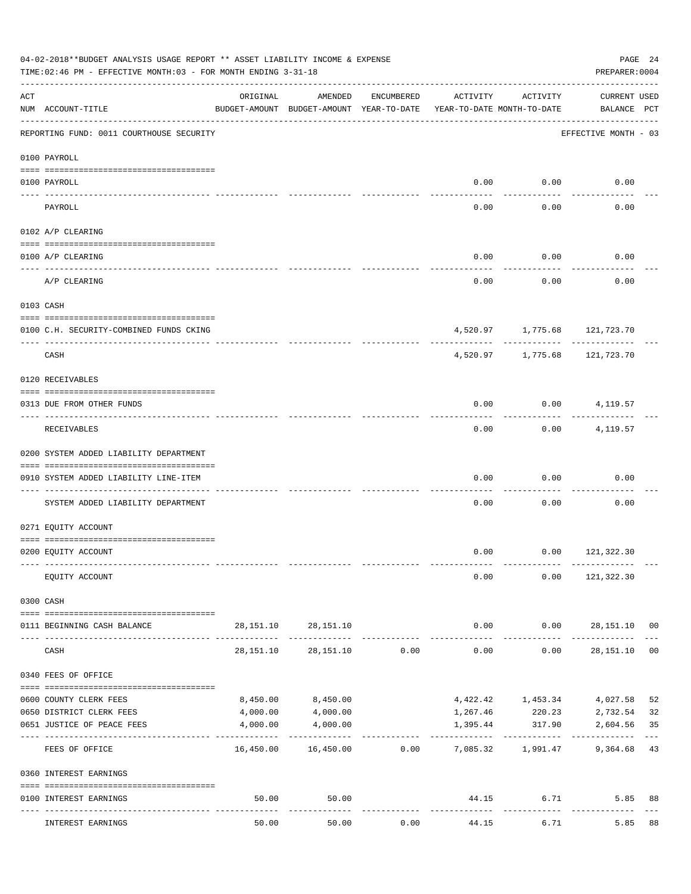04-02-2018**BUDGET ANALYSIS USAGE REPORT ** ASSET LIABILITY INCOME & EXPENSE

TIME:02:46 PM - EFFECTIVE MONTH:03 - FOR MONTH ENDING 3-31-18

PREPARER:0004

REPORTING FUND: 0011 COURTHOUSE SECURITY — EFFECTIVE MONTH - 03

| ACT NUM | ACCOUNT-TITLE | ORIGINAL BUDGET-AMOUNT | AMENDED BUDGET-AMOUNT | ENCUMBERED YEAR-TO-DATE | ACTIVITY YEAR-TO-DATE | ACTIVITY MONTH-TO-DATE | CURRENT BALANCE | USED PCT |
|---|---|---|---|---|---|---|---|---|
| | **0100 PAYROLL** | | | | | | | |
| 0100 | PAYROLL | | | | 0.00 | 0.00 | 0.00 | |
| | PAYROLL | | | | 0.00 | 0.00 | 0.00 | |
| | **0102 A/P CLEARING** | | | | | | | |
| 0100 | A/P CLEARING | | | | 0.00 | 0.00 | 0.00 | |
| | A/P CLEARING | | | | 0.00 | 0.00 | 0.00 | |
| | **0103 CASH** | | | | | | | |
| 0100 | C.H. SECURITY-COMBINED FUNDS CKING | | | | 4,520.97 | 1,775.68 | 121,723.70 | |
| | CASH | | | | 4,520.97 | 1,775.68 | 121,723.70 | |
| | **0120 RECEIVABLES** | | | | | | | |
| 0313 | DUE FROM OTHER FUNDS | | | | 0.00 | 0.00 | 4,119.57 | |
| | RECEIVABLES | | | | 0.00 | 0.00 | 4,119.57 | |
| | **0200 SYSTEM ADDED LIABILITY DEPARTMENT** | | | | | | | |
| 0910 | SYSTEM ADDED LIABILITY LINE-ITEM | | | | 0.00 | 0.00 | 0.00 | |
| | SYSTEM ADDED LIABILITY DEPARTMENT | | | | 0.00 | 0.00 | 0.00 | |
| | **0271 EQUITY ACCOUNT** | | | | | | | |
| 0200 | EQUITY ACCOUNT | | | | 0.00 | 0.00 | 121,322.30 | |
| | EQUITY ACCOUNT | | | | 0.00 | 0.00 | 121,322.30 | |
| | **0300 CASH** | | | | | | | |
| 0111 | BEGINNING CASH BALANCE | 28,151.10 | 28,151.10 | | 0.00 | 0.00 | 28,151.10 | 00 |
| | CASH | 28,151.10 | 28,151.10 | 0.00 | 0.00 | 0.00 | 28,151.10 | 00 |
| | **0340 FEES OF OFFICE** | | | | | | | |
| 0600 | COUNTY CLERK FEES | 8,450.00 | 8,450.00 | | 4,422.42 | 1,453.34 | 4,027.58 | 52 |
| 0650 | DISTRICT CLERK FEES | 4,000.00 | 4,000.00 | | 1,267.46 | 220.23 | 2,732.54 | 32 |
| 0651 | JUSTICE OF PEACE FEES | 4,000.00 | 4,000.00 | | 1,395.44 | 317.90 | 2,604.56 | 35 |
| | FEES OF OFFICE | 16,450.00 | 16,450.00 | 0.00 | 7,085.32 | 1,991.47 | 9,364.68 | 43 |
| | **0360 INTEREST EARNINGS** | | | | | | | |
| 0100 | INTEREST EARNINGS | 50.00 | 50.00 | | 44.15 | 6.71 | 5.85 | 88 |
| | INTEREST EARNINGS | 50.00 | 50.00 | 0.00 | 44.15 | 6.71 | 5.85 | 88 |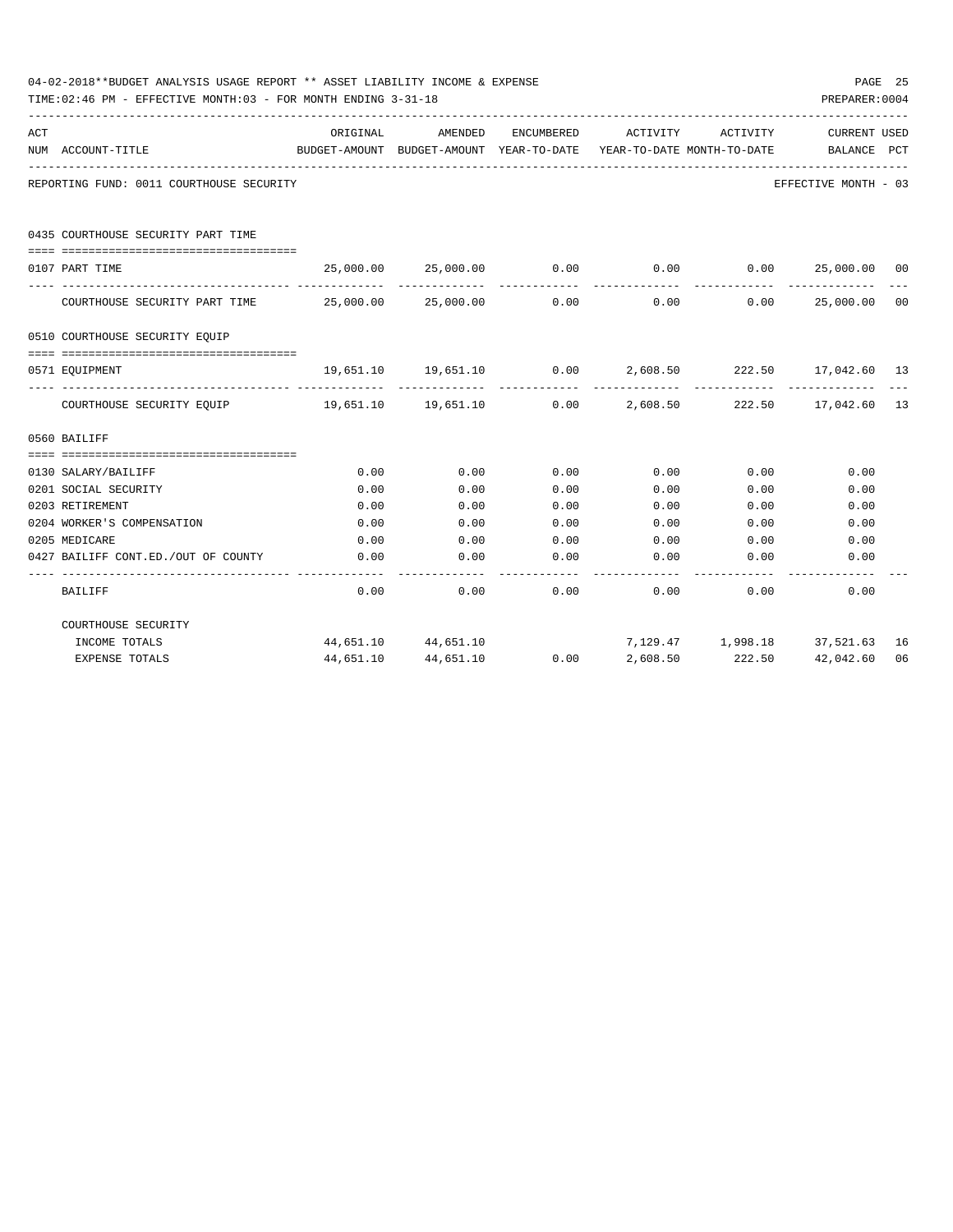04-02-2018**BUDGET ANALYSIS USAGE REPORT ** ASSET LIABILITY INCOME & EXPENSE

TIME:02:46 PM - EFFECTIVE MONTH:03 - FOR MONTH ENDING 3-31-18

PREPARER:0004

| ACT NUM | ACCOUNT-TITLE | ORIGINAL BUDGET-AMOUNT | AMENDED BUDGET-AMOUNT | ENCUMBERED YEAR-TO-DATE | ACTIVITY YEAR-TO-DATE | ACTIVITY MONTH-TO-DATE | CURRENT BALANCE | USED PCT |
|---|---|---|---|---|---|---|---|---|
| | REPORTING FUND: 0011 COURTHOUSE SECURITY | | | | | | EFFECTIVE MONTH - 03 | |
| | 0435 COURTHOUSE SECURITY PART TIME | | | | | | | |
| 0107 | PART TIME | 25,000.00 | 25,000.00 | 0.00 | 0.00 | 0.00 | 25,000.00 | 00 |
| | COURTHOUSE SECURITY PART TIME | 25,000.00 | 25,000.00 | 0.00 | 0.00 | 0.00 | 25,000.00 | 00 |
| | 0510 COURTHOUSE SECURITY EQUIP | | | | | | | |
| 0571 | EQUIPMENT | 19,651.10 | 19,651.10 | 0.00 | 2,608.50 | 222.50 | 17,042.60 | 13 |
| | COURTHOUSE SECURITY EQUIP | 19,651.10 | 19,651.10 | 0.00 | 2,608.50 | 222.50 | 17,042.60 | 13 |
| | 0560 BAILIFF | | | | | | | |
| 0130 | SALARY/BAILIFF | 0.00 | 0.00 | 0.00 | 0.00 | 0.00 | 0.00 | |
| 0201 | SOCIAL SECURITY | 0.00 | 0.00 | 0.00 | 0.00 | 0.00 | 0.00 | |
| 0203 | RETIREMENT | 0.00 | 0.00 | 0.00 | 0.00 | 0.00 | 0.00 | |
| 0204 | WORKER'S COMPENSATION | 0.00 | 0.00 | 0.00 | 0.00 | 0.00 | 0.00 | |
| 0205 | MEDICARE | 0.00 | 0.00 | 0.00 | 0.00 | 0.00 | 0.00 | |
| 0427 | BAILIFF CONT.ED./OUT OF COUNTY | 0.00 | 0.00 | 0.00 | 0.00 | 0.00 | 0.00 | |
| | BAILIFF | 0.00 | 0.00 | 0.00 | 0.00 | 0.00 | 0.00 | |
| | COURTHOUSE SECURITY | | | | | | | |
| | INCOME TOTALS | 44,651.10 | 44,651.10 | | 7,129.47 | 1,998.18 | 37,521.63 | 16 |
| | EXPENSE TOTALS | 44,651.10 | 44,651.10 | 0.00 | 2,608.50 | 222.50 | 42,042.60 | 06 |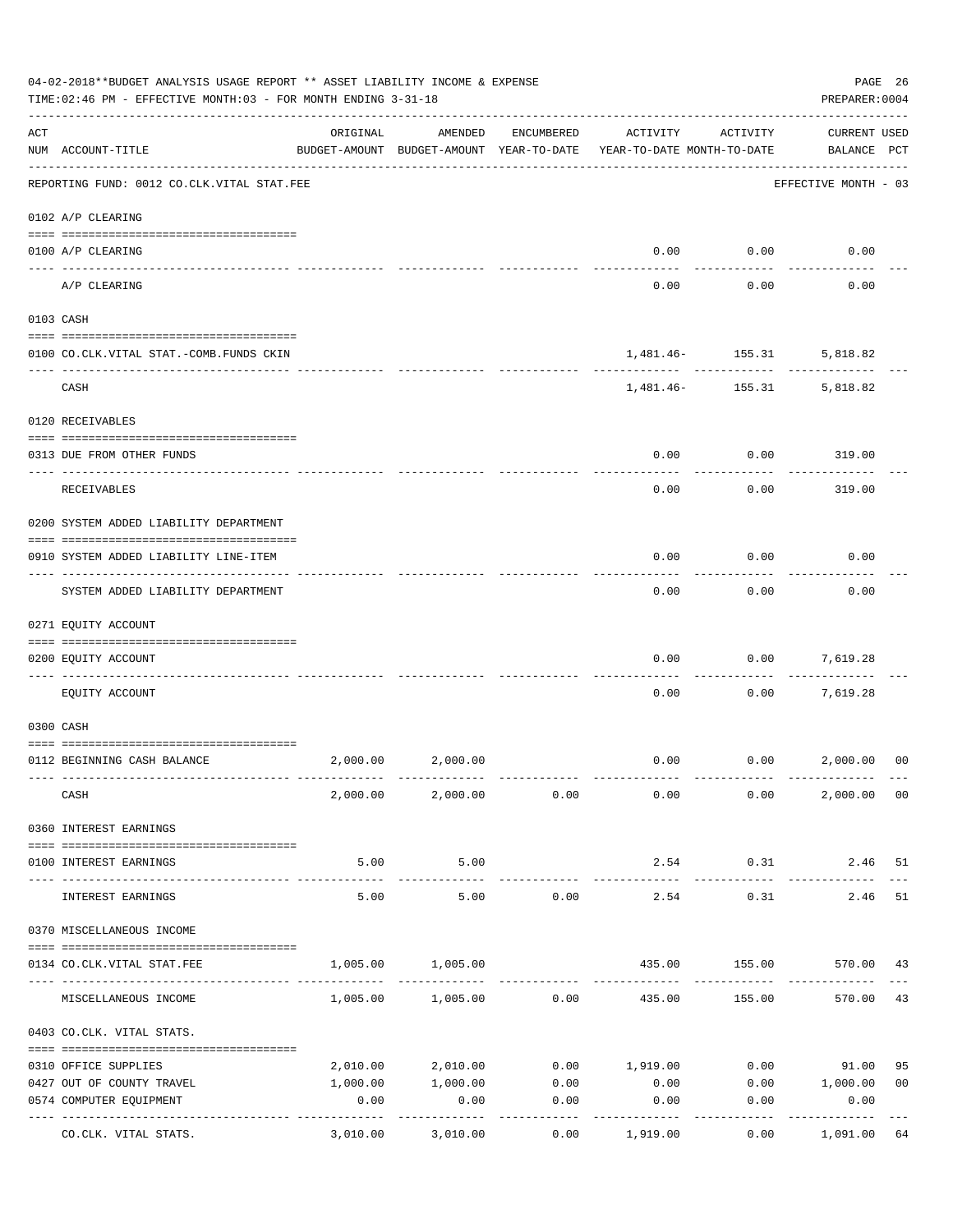04-02-2018**BUDGET ANALYSIS USAGE REPORT ** ASSET LIABILITY INCOME & EXPENSE

TIME:02:46 PM - EFFECTIVE MONTH:03 - FOR MONTH ENDING 3-31-18

PREPARER:0004

| ACT NUM | ACCOUNT-TITLE | ORIGINAL BUDGET-AMOUNT | AMENDED BUDGET-AMOUNT | ENCUMBERED YEAR-TO-DATE | ACTIVITY YEAR-TO-DATE | ACTIVITY MONTH-TO-DATE | CURRENT BALANCE | USED PCT |
|---|---|---|---|---|---|---|---|---|
| | REPORTING FUND: 0012 CO.CLK.VITAL STAT.FEE | | | | | | EFFECTIVE MONTH - 03 | |
| | 0102 A/P CLEARING | | | | | | | |
| 0100 | A/P CLEARING | | | | 0.00 | 0.00 | 0.00 | |
| | A/P CLEARING | | | | 0.00 | 0.00 | 0.00 | |
| | 0103 CASH | | | | | | | |
| 0100 | CO.CLK.VITAL STAT.-COMB.FUNDS CKIN | | | | 1,481.46- | 155.31 | 5,818.82 | |
| | CASH | | | | 1,481.46- | 155.31 | 5,818.82 | |
| | 0120 RECEIVABLES | | | | | | | |
| 0313 | DUE FROM OTHER FUNDS | | | | 0.00 | 0.00 | 319.00 | |
| | RECEIVABLES | | | | 0.00 | 0.00 | 319.00 | |
| | 0200 SYSTEM ADDED LIABILITY DEPARTMENT | | | | | | | |
| 0910 | SYSTEM ADDED LIABILITY LINE-ITEM | | | | 0.00 | 0.00 | 0.00 | |
| | SYSTEM ADDED LIABILITY DEPARTMENT | | | | 0.00 | 0.00 | 0.00 | |
| | 0271 EQUITY ACCOUNT | | | | | | | |
| 0200 | EQUITY ACCOUNT | | | | 0.00 | 0.00 | 7,619.28 | |
| | EQUITY ACCOUNT | | | | 0.00 | 0.00 | 7,619.28 | |
| | 0300 CASH | | | | | | | |
| 0112 | BEGINNING CASH BALANCE | 2,000.00 | 2,000.00 | | 0.00 | 0.00 | 2,000.00 | 00 |
| | CASH | 2,000.00 | 2,000.00 | 0.00 | 0.00 | 0.00 | 2,000.00 | 00 |
| | 0360 INTEREST EARNINGS | | | | | | | |
| 0100 | INTEREST EARNINGS | 5.00 | 5.00 | | 2.54 | 0.31 | 2.46 | 51 |
| | INTEREST EARNINGS | 5.00 | 5.00 | 0.00 | 2.54 | 0.31 | 2.46 | 51 |
| | 0370 MISCELLANEOUS INCOME | | | | | | | |
| 0134 | CO.CLK.VITAL STAT.FEE | 1,005.00 | 1,005.00 | | 435.00 | 155.00 | 570.00 | 43 |
| | MISCELLANEOUS INCOME | 1,005.00 | 1,005.00 | 0.00 | 435.00 | 155.00 | 570.00 | 43 |
| | 0403 CO.CLK. VITAL STATS. | | | | | | | |
| 0310 | OFFICE SUPPLIES | 2,010.00 | 2,010.00 | 0.00 | 1,919.00 | 0.00 | 91.00 | 95 |
| 0427 | OUT OF COUNTY TRAVEL | 1,000.00 | 1,000.00 | 0.00 | 0.00 | 0.00 | 1,000.00 | 00 |
| 0574 | COMPUTER EQUIPMENT | 0.00 | 0.00 | 0.00 | 0.00 | 0.00 | 0.00 | |
| | CO.CLK. VITAL STATS. | 3,010.00 | 3,010.00 | 0.00 | 1,919.00 | 0.00 | 1,091.00 | 64 |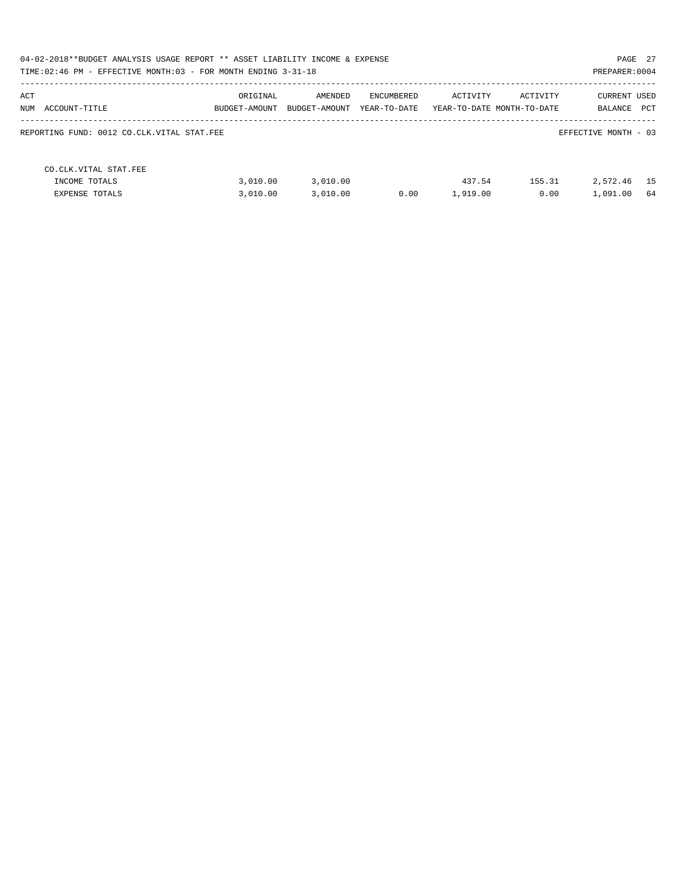04-02-2018**BUDGET ANALYSIS USAGE REPORT ** ASSET LIABILITY INCOME & EXPENSE

TIME:02:46 PM - EFFECTIVE MONTH:03 - FOR MONTH ENDING 3-31-18

PREPARER:0004

| ACT NUM | ACCOUNT-TITLE | ORIGINAL BUDGET-AMOUNT | AMENDED BUDGET-AMOUNT | ENCUMBERED YEAR-TO-DATE | ACTIVITY YEAR-TO-DATE | ACTIVITY MONTH-TO-DATE | CURRENT BALANCE | USED PCT |
|---|---|---|---|---|---|---|---|---|

REPORTING FUND: 0012 CO.CLK.VITAL STAT.FEE

EFFECTIVE MONTH - 03

| ACT NUM | ACCOUNT-TITLE | ORIGINAL BUDGET-AMOUNT | AMENDED BUDGET-AMOUNT | ENCUMBERED YEAR-TO-DATE | ACTIVITY YEAR-TO-DATE | ACTIVITY MONTH-TO-DATE | CURRENT BALANCE | USED PCT |
|---|---|---|---|---|---|---|---|---|
| | CO.CLK.VITAL STAT.FEE | | | | | | | |
| | INCOME TOTALS | 3,010.00 | 3,010.00 | | 437.54 | 155.31 | 2,572.46 | 15 |
| | EXPENSE TOTALS | 3,010.00 | 3,010.00 | 0.00 | 1,919.00 | 0.00 | 1,091.00 | 64 |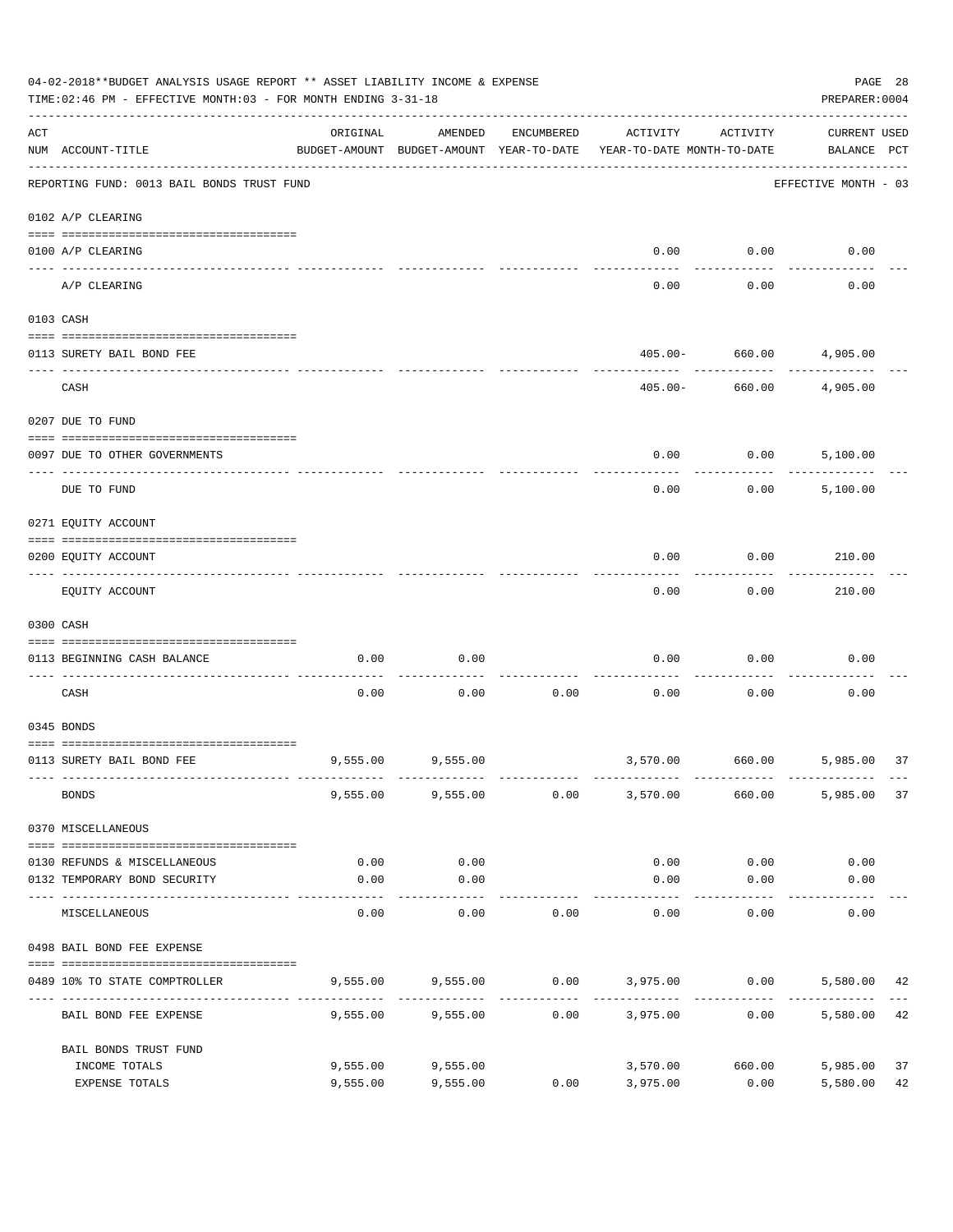04-02-2018**BUDGET ANALYSIS USAGE REPORT ** ASSET LIABILITY INCOME & EXPENSE

TIME:02:46 PM - EFFECTIVE MONTH:03 - FOR MONTH ENDING 3-31-18

PREPARER:0004

REPORTING FUND: 0013 BAIL BONDS TRUST FUND — EFFECTIVE MONTH - 03

| ACT NUM | ACCOUNT-TITLE | ORIGINAL BUDGET-AMOUNT | AMENDED BUDGET-AMOUNT | ENCUMBERED YEAR-TO-DATE | ACTIVITY YEAR-TO-DATE | ACTIVITY MONTH-TO-DATE | CURRENT USED BALANCE | PCT |
|---|---|---|---|---|---|---|---|---|
| 0102 | A/P CLEARING | | | | | | | |
| 0100 | A/P CLEARING | | | | 0.00 | 0.00 | 0.00 | |
| | A/P CLEARING | | | | 0.00 | 0.00 | 0.00 | |
| 0103 | CASH | | | | | | | |
| 0113 | SURETY BAIL BOND FEE | | | | 405.00- | 660.00 | 4,905.00 | |
| | CASH | | | | 405.00- | 660.00 | 4,905.00 | |
| 0207 | DUE TO FUND | | | | | | | |
| 0097 | DUE TO OTHER GOVERNMENTS | | | | 0.00 | 0.00 | 5,100.00 | |
| | DUE TO FUND | | | | 0.00 | 0.00 | 5,100.00 | |
| 0271 | EQUITY ACCOUNT | | | | | | | |
| 0200 | EQUITY ACCOUNT | | | | 0.00 | 0.00 | 210.00 | |
| | EQUITY ACCOUNT | | | | 0.00 | 0.00 | 210.00 | |
| 0300 | CASH | | | | | | | |
| 0113 | BEGINNING CASH BALANCE | 0.00 | 0.00 | | 0.00 | 0.00 | 0.00 | |
| | CASH | 0.00 | 0.00 | 0.00 | 0.00 | 0.00 | 0.00 | |
| 0345 | BONDS | | | | | | | |
| 0113 | SURETY BAIL BOND FEE | 9,555.00 | 9,555.00 | | 3,570.00 | 660.00 | 5,985.00 | 37 |
| | BONDS | 9,555.00 | 9,555.00 | 0.00 | 3,570.00 | 660.00 | 5,985.00 | 37 |
| 0370 | MISCELLANEOUS | | | | | | | |
| 0130 | REFUNDS & MISCELLANEOUS | 0.00 | 0.00 | | 0.00 | 0.00 | 0.00 | |
| 0132 | TEMPORARY BOND SECURITY | 0.00 | 0.00 | | 0.00 | 0.00 | 0.00 | |
| | MISCELLANEOUS | 0.00 | 0.00 | 0.00 | 0.00 | 0.00 | 0.00 | |
| 0498 | BAIL BOND FEE EXPENSE | | | | | | | |
| 0489 | 10% TO STATE COMPTROLLER | 9,555.00 | 9,555.00 | 0.00 | 3,975.00 | 0.00 | 5,580.00 | 42 |
| | BAIL BOND FEE EXPENSE | 9,555.00 | 9,555.00 | 0.00 | 3,975.00 | 0.00 | 5,580.00 | 42 |
| | BAIL BONDS TRUST FUND | | | | | | | |
| | INCOME TOTALS | 9,555.00 | 9,555.00 | | 3,570.00 | 660.00 | 5,985.00 | 37 |
| | EXPENSE TOTALS | 9,555.00 | 9,555.00 | 0.00 | 3,975.00 | 0.00 | 5,580.00 | 42 |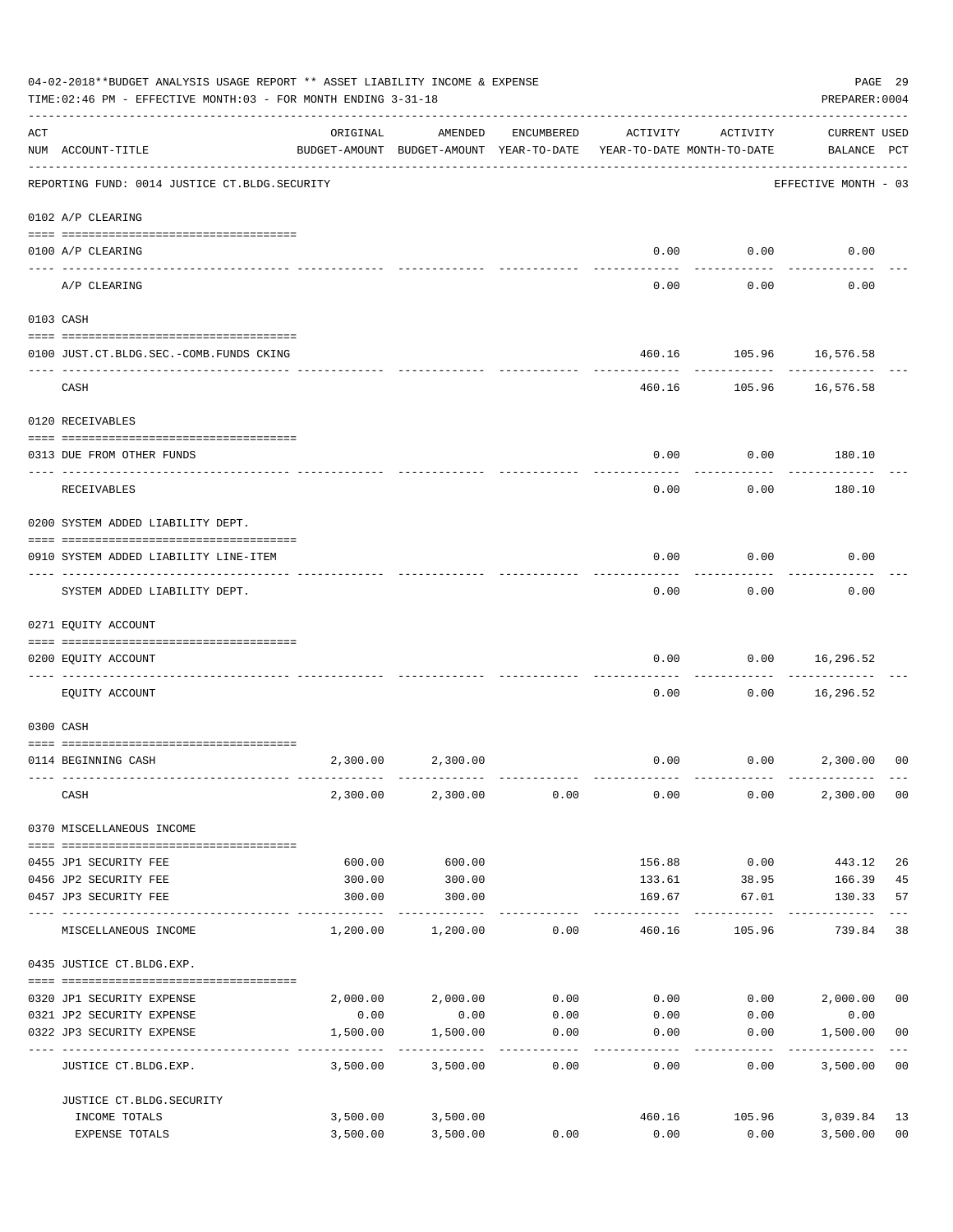04-02-2018**BUDGET ANALYSIS USAGE REPORT ** ASSET LIABILITY INCOME & EXPENSE

TIME:02:46 PM - EFFECTIVE MONTH:03 - FOR MONTH ENDING 3-31-18

PREPARER:0004

| ACT NUM | ACCOUNT-TITLE | ORIGINAL BUDGET-AMOUNT | AMENDED BUDGET-AMOUNT | ENCUMBERED YEAR-TO-DATE | ACTIVITY YEAR-TO-DATE | ACTIVITY MONTH-TO-DATE | CURRENT BALANCE | USED PCT |
|---|---|---|---|---|---|---|---|---|
| | REPORTING FUND: 0014 JUSTICE CT.BLDG.SECURITY | | | | | | EFFECTIVE MONTH - 03 | |
| | 0102 A/P CLEARING | | | | | | | |
| 0100 | A/P CLEARING | | | | 0.00 | 0.00 | 0.00 | |
| | A/P CLEARING | | | | 0.00 | 0.00 | 0.00 | |
| | 0103 CASH | | | | | | | |
| 0100 | JUST.CT.BLDG.SEC.-COMB.FUNDS CKING | | | | 460.16 | 105.96 | 16,576.58 | |
| | CASH | | | | 460.16 | 105.96 | 16,576.58 | |
| | 0120 RECEIVABLES | | | | | | | |
| 0313 | DUE FROM OTHER FUNDS | | | | 0.00 | 0.00 | 180.10 | |
| | RECEIVABLES | | | | 0.00 | 0.00 | 180.10 | |
| | 0200 SYSTEM ADDED LIABILITY DEPT. | | | | | | | |
| 0910 | SYSTEM ADDED LIABILITY LINE-ITEM | | | | 0.00 | 0.00 | 0.00 | |
| | SYSTEM ADDED LIABILITY DEPT. | | | | 0.00 | 0.00 | 0.00 | |
| | 0271 EQUITY ACCOUNT | | | | | | | |
| 0200 | EQUITY ACCOUNT | | | | 0.00 | 0.00 | 16,296.52 | |
| | EQUITY ACCOUNT | | | | 0.00 | 0.00 | 16,296.52 | |
| | 0300 CASH | | | | | | | |
| 0114 | BEGINNING CASH | 2,300.00 | 2,300.00 | | 0.00 | 0.00 | 2,300.00 | 00 |
| | CASH | 2,300.00 | 2,300.00 | 0.00 | 0.00 | 0.00 | 2,300.00 | 00 |
| | 0370 MISCELLANEOUS INCOME | | | | | | | |
| 0455 | JP1 SECURITY FEE | 600.00 | 600.00 | | 156.88 | 0.00 | 443.12 | 26 |
| 0456 | JP2 SECURITY FEE | 300.00 | 300.00 | | 133.61 | 38.95 | 166.39 | 45 |
| 0457 | JP3 SECURITY FEE | 300.00 | 300.00 | | 169.67 | 67.01 | 130.33 | 57 |
| | MISCELLANEOUS INCOME | 1,200.00 | 1,200.00 | 0.00 | 460.16 | 105.96 | 739.84 | 38 |
| | 0435 JUSTICE CT.BLDG.EXP. | | | | | | | |
| 0320 | JP1 SECURITY EXPENSE | 2,000.00 | 2,000.00 | 0.00 | 0.00 | 0.00 | 2,000.00 | 00 |
| 0321 | JP2 SECURITY EXPENSE | 0.00 | 0.00 | 0.00 | 0.00 | 0.00 | 0.00 | |
| 0322 | JP3 SECURITY EXPENSE | 1,500.00 | 1,500.00 | 0.00 | 0.00 | 0.00 | 1,500.00 | 00 |
| | JUSTICE CT.BLDG.EXP. | 3,500.00 | 3,500.00 | 0.00 | 0.00 | 0.00 | 3,500.00 | 00 |
| | JUSTICE CT.BLDG.SECURITY | | | | | | | |
| | INCOME TOTALS | 3,500.00 | 3,500.00 | | 460.16 | 105.96 | 3,039.84 | 13 |
| | EXPENSE TOTALS | 3,500.00 | 3,500.00 | 0.00 | 0.00 | 0.00 | 3,500.00 | 00 |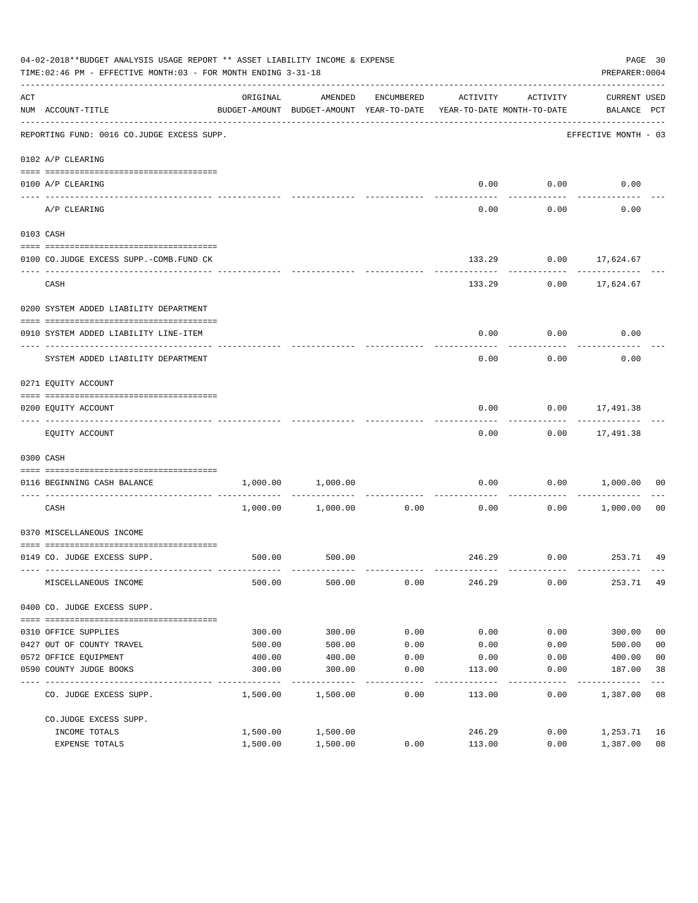04-02-2018**BUDGET ANALYSIS USAGE REPORT ** ASSET LIABILITY INCOME & EXPENSE

TIME:02:46 PM - EFFECTIVE MONTH:03 - FOR MONTH ENDING 3-31-18

PREPARER:0004

REPORTING FUND: 0016 CO.JUDGE EXCESS SUPP. — EFFECTIVE MONTH - 03

| ACT NUM | ACCOUNT-TITLE | ORIGINAL BUDGET-AMOUNT | AMENDED BUDGET-AMOUNT | ENCUMBERED YEAR-TO-DATE | ACTIVITY YEAR-TO-DATE | ACTIVITY MONTH-TO-DATE | CURRENT BALANCE | USED PCT |
|---|---|---|---|---|---|---|---|---|
| | **0102 A/P CLEARING** | | | | | | | |
| 0100 | A/P CLEARING | | | | 0.00 | 0.00 | 0.00 | |
| | A/P CLEARING | | | | 0.00 | 0.00 | 0.00 | |
| | **0103 CASH** | | | | | | | |
| 0100 | CO.JUDGE EXCESS SUPP.-COMB.FUND CK | | | | 133.29 | 0.00 | 17,624.67 | |
| | CASH | | | | 133.29 | 0.00 | 17,624.67 | |
| | **0200 SYSTEM ADDED LIABILITY DEPARTMENT** | | | | | | | |
| 0910 | SYSTEM ADDED LIABILITY LINE-ITEM | | | | 0.00 | 0.00 | 0.00 | |
| | SYSTEM ADDED LIABILITY DEPARTMENT | | | | 0.00 | 0.00 | 0.00 | |
| | **0271 EQUITY ACCOUNT** | | | | | | | |
| 0200 | EQUITY ACCOUNT | | | | 0.00 | 0.00 | 17,491.38 | |
| | EQUITY ACCOUNT | | | | 0.00 | 0.00 | 17,491.38 | |
| | **0300 CASH** | | | | | | | |
| 0116 | BEGINNING CASH BALANCE | 1,000.00 | 1,000.00 | | 0.00 | 0.00 | 1,000.00 | 00 |
| | CASH | 1,000.00 | 1,000.00 | 0.00 | 0.00 | 0.00 | 1,000.00 | 00 |
| | **0370 MISCELLANEOUS INCOME** | | | | | | | |
| 0149 | CO. JUDGE EXCESS SUPP. | 500.00 | 500.00 | | 246.29 | 0.00 | 253.71 | 49 |
| | MISCELLANEOUS INCOME | 500.00 | 500.00 | 0.00 | 246.29 | 0.00 | 253.71 | 49 |
| | **0400 CO. JUDGE EXCESS SUPP.** | | | | | | | |
| 0310 | OFFICE SUPPLIES | 300.00 | 300.00 | 0.00 | 0.00 | 0.00 | 300.00 | 00 |
| 0427 | OUT OF COUNTY TRAVEL | 500.00 | 500.00 | 0.00 | 0.00 | 0.00 | 500.00 | 00 |
| 0572 | OFFICE EQUIPMENT | 400.00 | 400.00 | 0.00 | 0.00 | 0.00 | 400.00 | 00 |
| 0590 | COUNTY JUDGE BOOKS | 300.00 | 300.00 | 0.00 | 113.00 | 0.00 | 187.00 | 38 |
| | CO. JUDGE EXCESS SUPP. | 1,500.00 | 1,500.00 | 0.00 | 113.00 | 0.00 | 1,387.00 | 08 |
| | **CO.JUDGE EXCESS SUPP.** | | | | | | | |
| | INCOME TOTALS | 1,500.00 | 1,500.00 | | 246.29 | 0.00 | 1,253.71 | 16 |
| | EXPENSE TOTALS | 1,500.00 | 1,500.00 | 0.00 | 113.00 | 0.00 | 1,387.00 | 08 |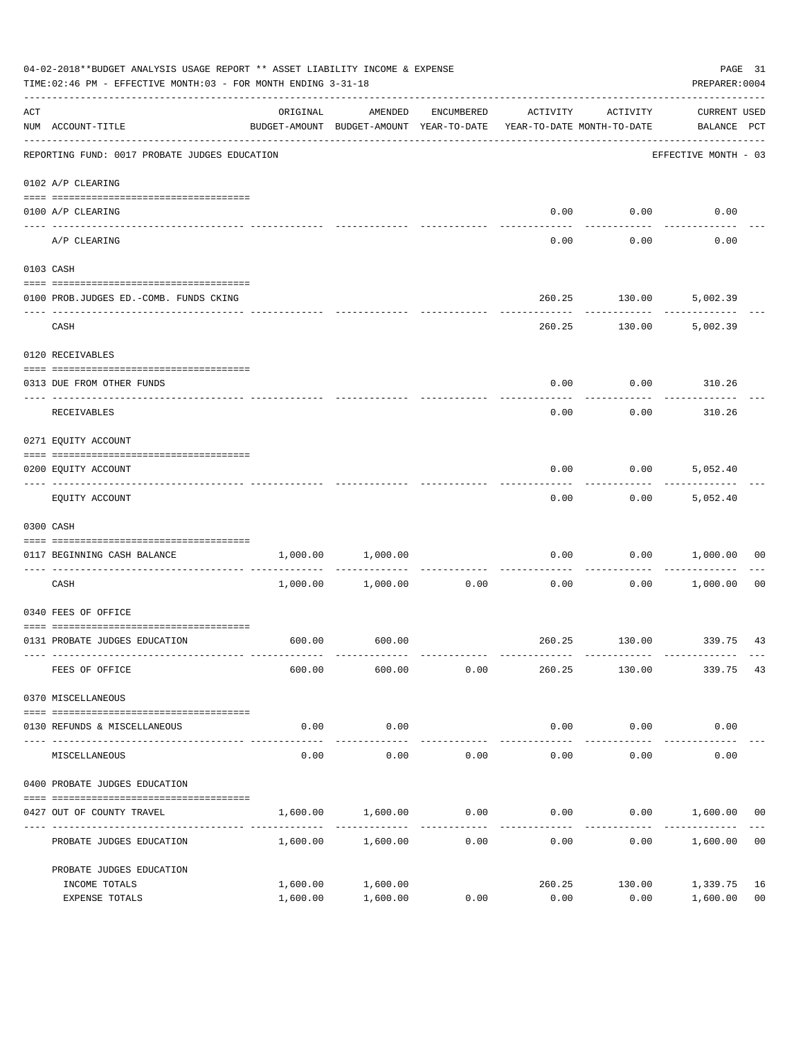04-02-2018**BUDGET ANALYSIS USAGE REPORT ** ASSET LIABILITY INCOME & EXPENSE

TIME:02:46 PM - EFFECTIVE MONTH:03 - FOR MONTH ENDING 3-31-18

PREPARER:0004

| ACT NUM | ACCOUNT-TITLE | ORIGINAL BUDGET-AMOUNT | AMENDED BUDGET-AMOUNT | ENCUMBERED YEAR-TO-DATE | ACTIVITY YEAR-TO-DATE | ACTIVITY MONTH-TO-DATE | CURRENT USED BALANCE | PCT |
|---|---|---|---|---|---|---|---|---|
| | REPORTING FUND: 0017 PROBATE JUDGES EDUCATION | | | | | | EFFECTIVE MONTH - 03 | |
| | 0102 A/P CLEARING | | | | | | | |
| 0100 | A/P CLEARING | | | | 0.00 | 0.00 | 0.00 | |
| | A/P CLEARING | | | | 0.00 | 0.00 | 0.00 | |
| | 0103 CASH | | | | | | | |
| 0100 | PROB.JUDGES ED.-COMB. FUNDS CKING | | | | 260.25 | 130.00 | 5,002.39 | |
| | CASH | | | | 260.25 | 130.00 | 5,002.39 | |
| | 0120 RECEIVABLES | | | | | | | |
| 0313 | DUE FROM OTHER FUNDS | | | | 0.00 | 0.00 | 310.26 | |
| | RECEIVABLES | | | | 0.00 | 0.00 | 310.26 | |
| | 0271 EQUITY ACCOUNT | | | | | | | |
| 0200 | EQUITY ACCOUNT | | | | 0.00 | 0.00 | 5,052.40 | |
| | EQUITY ACCOUNT | | | | 0.00 | 0.00 | 5,052.40 | |
| | 0300 CASH | | | | | | | |
| 0117 | BEGINNING CASH BALANCE | 1,000.00 | 1,000.00 | | 0.00 | 0.00 | 1,000.00 | 00 |
| | CASH | 1,000.00 | 1,000.00 | 0.00 | 0.00 | 0.00 | 1,000.00 | 00 |
| | 0340 FEES OF OFFICE | | | | | | | |
| 0131 | PROBATE JUDGES EDUCATION | 600.00 | 600.00 | | 260.25 | 130.00 | 339.75 | 43 |
| | FEES OF OFFICE | 600.00 | 600.00 | 0.00 | 260.25 | 130.00 | 339.75 | 43 |
| | 0370 MISCELLANEOUS | | | | | | | |
| 0130 | REFUNDS & MISCELLANEOUS | 0.00 | 0.00 | | 0.00 | 0.00 | 0.00 | |
| | MISCELLANEOUS | 0.00 | 0.00 | 0.00 | 0.00 | 0.00 | 0.00 | |
| | 0400 PROBATE JUDGES EDUCATION | | | | | | | |
| 0427 | OUT OF COUNTY TRAVEL | 1,600.00 | 1,600.00 | 0.00 | 0.00 | 0.00 | 1,600.00 | 00 |
| | PROBATE JUDGES EDUCATION | 1,600.00 | 1,600.00 | 0.00 | 0.00 | 0.00 | 1,600.00 | 00 |
| | PROBATE JUDGES EDUCATION | | | | | | | |
| | INCOME TOTALS | 1,600.00 | 1,600.00 | | 260.25 | 130.00 | 1,339.75 | 16 |
| | EXPENSE TOTALS | 1,600.00 | 1,600.00 | 0.00 | 0.00 | 0.00 | 1,600.00 | 00 |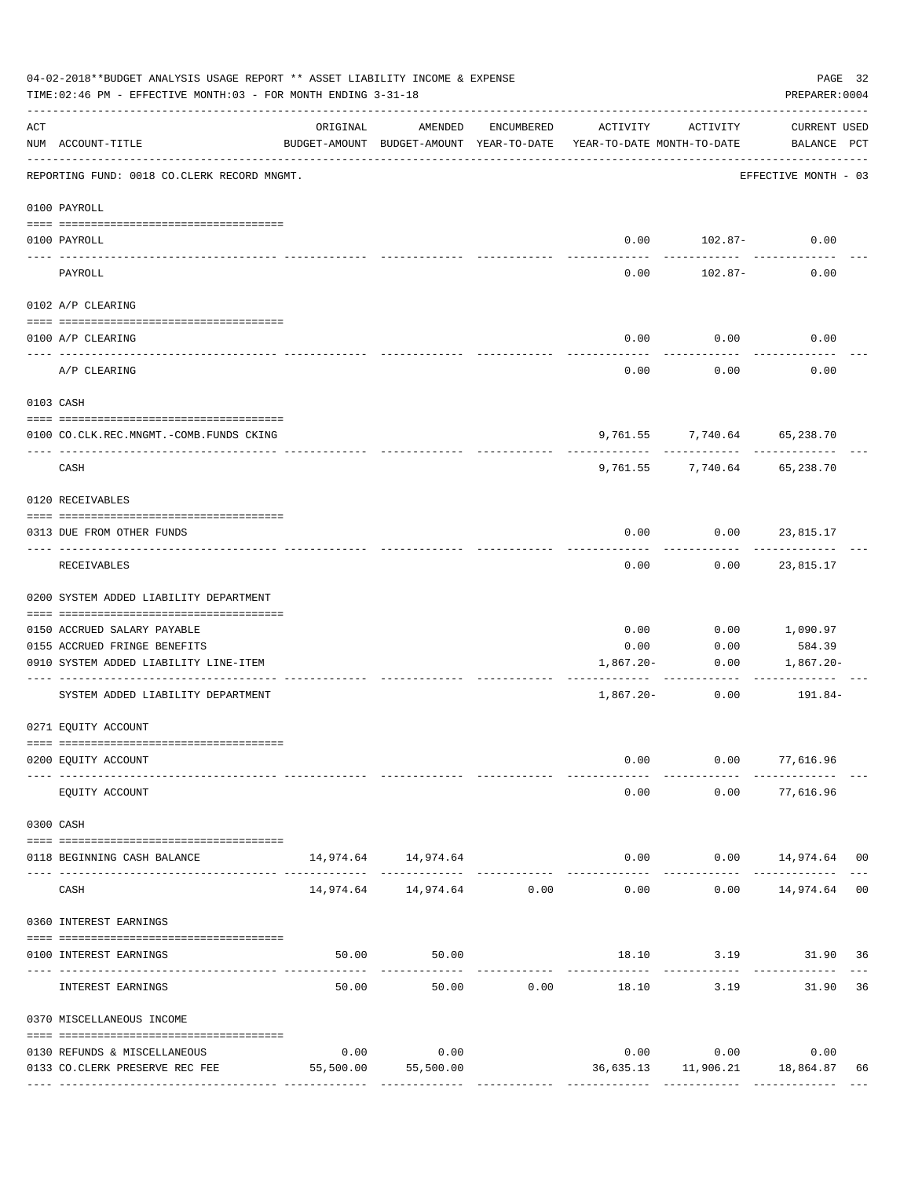04-02-2018**BUDGET ANALYSIS USAGE REPORT ** ASSET LIABILITY INCOME & EXPENSE

TIME:02:46 PM - EFFECTIVE MONTH:03 - FOR MONTH ENDING 3-31-18

PREPARER:0004

REPORTING FUND: 0018 CO.CLERK RECORD MNGMT. — EFFECTIVE MONTH - 03

| ACT NUM | ACCOUNT-TITLE | ORIGINAL BUDGET-AMOUNT | AMENDED BUDGET-AMOUNT | ENCUMBERED YEAR-TO-DATE | ACTIVITY YEAR-TO-DATE | ACTIVITY MONTH-TO-DATE | CURRENT BALANCE | USED PCT |
|---|---|---|---|---|---|---|---|---|
| **0100** | **PAYROLL** | | | | | | | |
| 0100 | PAYROLL | | | | 0.00 | 102.87- | 0.00 | |
| | PAYROLL | | | | 0.00 | 102.87- | 0.00 | |
| **0102** | **A/P CLEARING** | | | | | | | |
| 0100 | A/P CLEARING | | | | 0.00 | 0.00 | 0.00 | |
| | A/P CLEARING | | | | 0.00 | 0.00 | 0.00 | |
| **0103** | **CASH** | | | | | | | |
| 0100 | CO.CLK.REC.MNGMT.-COMB.FUNDS CKING | | | | 9,761.55 | 7,740.64 | 65,238.70 | |
| | CASH | | | | 9,761.55 | 7,740.64 | 65,238.70 | |
| **0120** | **RECEIVABLES** | | | | | | | |
| 0313 | DUE FROM OTHER FUNDS | | | | 0.00 | 0.00 | 23,815.17 | |
| | RECEIVABLES | | | | 0.00 | 0.00 | 23,815.17 | |
| **0200** | **SYSTEM ADDED LIABILITY DEPARTMENT** | | | | | | | |
| 0150 | ACCRUED SALARY PAYABLE | | | | 0.00 | 0.00 | 1,090.97 | |
| 0155 | ACCRUED FRINGE BENEFITS | | | | 0.00 | 0.00 | 584.39 | |
| 0910 | SYSTEM ADDED LIABILITY LINE-ITEM | | | | 1,867.20- | 0.00 | 1,867.20- | |
| | SYSTEM ADDED LIABILITY DEPARTMENT | | | | 1,867.20- | 0.00 | 191.84- | |
| **0271** | **EQUITY ACCOUNT** | | | | | | | |
| 0200 | EQUITY ACCOUNT | | | | 0.00 | 0.00 | 77,616.96 | |
| | EQUITY ACCOUNT | | | | 0.00 | 0.00 | 77,616.96 | |
| **0300** | **CASH** | | | | | | | |
| 0118 | BEGINNING CASH BALANCE | 14,974.64 | 14,974.64 | | 0.00 | 0.00 | 14,974.64 | 00 |
| | CASH | 14,974.64 | 14,974.64 | 0.00 | 0.00 | 0.00 | 14,974.64 | 00 |
| **0360** | **INTEREST EARNINGS** | | | | | | | |
| 0100 | INTEREST EARNINGS | 50.00 | 50.00 | | 18.10 | 3.19 | 31.90 | 36 |
| | INTEREST EARNINGS | 50.00 | 50.00 | 0.00 | 18.10 | 3.19 | 31.90 | 36 |
| **0370** | **MISCELLANEOUS INCOME** | | | | | | | |
| 0130 | REFUNDS & MISCELLANEOUS | 0.00 | 0.00 | | 0.00 | 0.00 | 0.00 | |
| 0133 | CO.CLERK PRESERVE REC FEE | 55,500.00 | 55,500.00 | | 36,635.13 | 11,906.21 | 18,864.87 | 66 |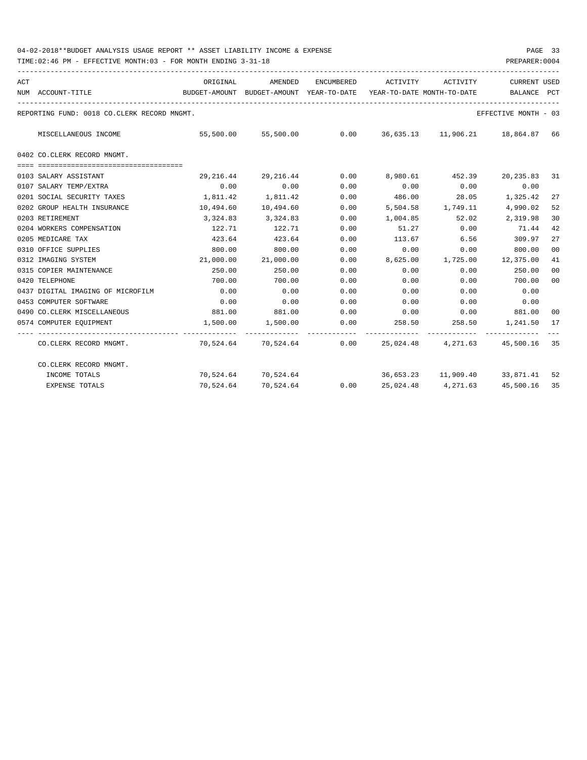04-02-2018**BUDGET ANALYSIS USAGE REPORT ** ASSET LIABILITY INCOME & EXPENSE

TIME:02:46 PM - EFFECTIVE MONTH:03 - FOR MONTH ENDING 3-31-18

PREPARER:0004

REPORTING FUND: 0018 CO.CLERK RECORD MNGMT.

EFFECTIVE MONTH - 03

| ACT NUM | ACCOUNT-TITLE | ORIGINAL BUDGET-AMOUNT | AMENDED BUDGET-AMOUNT | ENCUMBERED YEAR-TO-DATE | ACTIVITY YEAR-TO-DATE | ACTIVITY MONTH-TO-DATE | CURRENT BALANCE | USED PCT |
|---|---|---|---|---|---|---|---|---|
| | MISCELLANEOUS INCOME | 55,500.00 | 55,500.00 | 0.00 | 36,635.13 | 11,906.21 | 18,864.87 | 66 |
| | **0402 CO.CLERK RECORD MNGMT.** | | | | | | | |
| 0103 | SALARY ASSISTANT | 29,216.44 | 29,216.44 | 0.00 | 8,980.61 | 452.39 | 20,235.83 | 31 |
| 0107 | SALARY TEMP/EXTRA | 0.00 | 0.00 | 0.00 | 0.00 | 0.00 | 0.00 | |
| 0201 | SOCIAL SECURITY TAXES | 1,811.42 | 1,811.42 | 0.00 | 486.00 | 28.05 | 1,325.42 | 27 |
| 0202 | GROUP HEALTH INSURANCE | 10,494.60 | 10,494.60 | 0.00 | 5,504.58 | 1,749.11 | 4,990.02 | 52 |
| 0203 | RETIREMENT | 3,324.83 | 3,324.83 | 0.00 | 1,004.85 | 52.02 | 2,319.98 | 30 |
| 0204 | WORKERS COMPENSATION | 122.71 | 122.71 | 0.00 | 51.27 | 0.00 | 71.44 | 42 |
| 0205 | MEDICARE TAX | 423.64 | 423.64 | 0.00 | 113.67 | 6.56 | 309.97 | 27 |
| 0310 | OFFICE SUPPLIES | 800.00 | 800.00 | 0.00 | 0.00 | 0.00 | 800.00 | 00 |
| 0312 | IMAGING SYSTEM | 21,000.00 | 21,000.00 | 0.00 | 8,625.00 | 1,725.00 | 12,375.00 | 41 |
| 0315 | COPIER MAINTENANCE | 250.00 | 250.00 | 0.00 | 0.00 | 0.00 | 250.00 | 00 |
| 0420 | TELEPHONE | 700.00 | 700.00 | 0.00 | 0.00 | 0.00 | 700.00 | 00 |
| 0437 | DIGITAL IMAGING OF MICROFILM | 0.00 | 0.00 | 0.00 | 0.00 | 0.00 | 0.00 | |
| 0453 | COMPUTER SOFTWARE | 0.00 | 0.00 | 0.00 | 0.00 | 0.00 | 0.00 | |
| 0490 | CO.CLERK MISCELLANEOUS | 881.00 | 881.00 | 0.00 | 0.00 | 0.00 | 881.00 | 00 |
| 0574 | COMPUTER EQUIPMENT | 1,500.00 | 1,500.00 | 0.00 | 258.50 | 258.50 | 1,241.50 | 17 |
| | CO.CLERK RECORD MNGMT. | 70,524.64 | 70,524.64 | 0.00 | 25,024.48 | 4,271.63 | 45,500.16 | 35 |
| | **CO.CLERK RECORD MNGMT.** | | | | | | | |
| | INCOME TOTALS | 70,524.64 | 70,524.64 | | 36,653.23 | 11,909.40 | 33,871.41 | 52 |
| | EXPENSE TOTALS | 70,524.64 | 70,524.64 | 0.00 | 25,024.48 | 4,271.63 | 45,500.16 | 35 |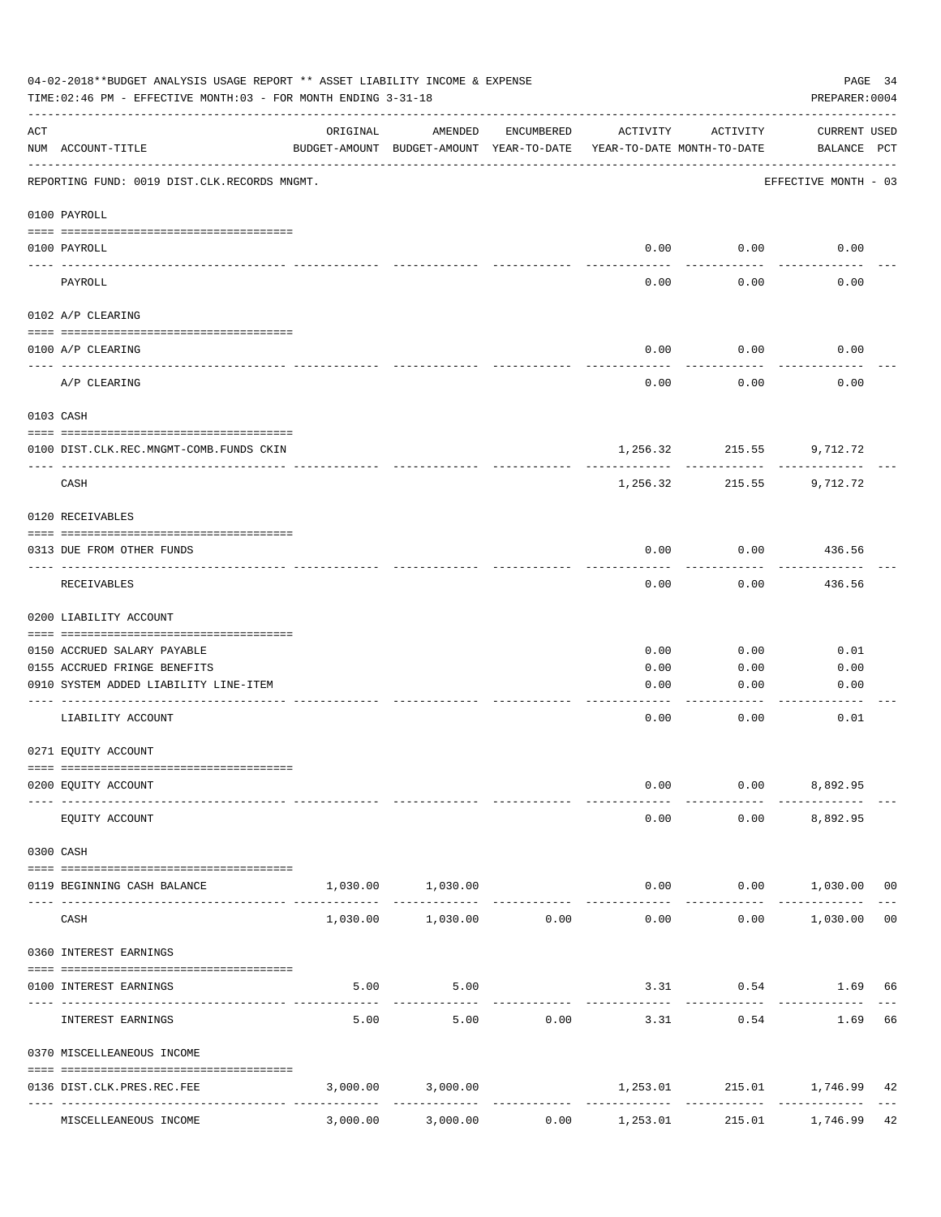04-02-2018**BUDGET ANALYSIS USAGE REPORT ** ASSET LIABILITY INCOME & EXPENSE

TIME:02:46 PM - EFFECTIVE MONTH:03 - FOR MONTH ENDING 3-31-18

PREPARER:0004

REPORTING FUND: 0019 DIST.CLK.RECORDS MNGMT. EFFECTIVE MONTH - 03

| ACT NUM | ACCOUNT-TITLE | ORIGINAL BUDGET-AMOUNT | AMENDED BUDGET-AMOUNT | ENCUMBERED YEAR-TO-DATE | ACTIVITY YEAR-TO-DATE | ACTIVITY MONTH-TO-DATE | CURRENT BALANCE | USED PCT |
|---|---|---|---|---|---|---|---|---|
| | **0100 PAYROLL** | | | | | | | |
| 0100 | PAYROLL | | | | 0.00 | 0.00 | 0.00 | |
| | PAYROLL | | | | 0.00 | 0.00 | 0.00 | |
| | **0102 A/P CLEARING** | | | | | | | |
| 0100 | A/P CLEARING | | | | 0.00 | 0.00 | 0.00 | |
| | A/P CLEARING | | | | 0.00 | 0.00 | 0.00 | |
| | **0103 CASH** | | | | | | | |
| 0100 | DIST.CLK.REC.MNGMT-COMB.FUNDS CKIN | | | | 1,256.32 | 215.55 | 9,712.72 | |
| | CASH | | | | 1,256.32 | 215.55 | 9,712.72 | |
| | **0120 RECEIVABLES** | | | | | | | |
| 0313 | DUE FROM OTHER FUNDS | | | | 0.00 | 0.00 | 436.56 | |
| | RECEIVABLES | | | | 0.00 | 0.00 | 436.56 | |
| | **0200 LIABILITY ACCOUNT** | | | | | | | |
| 0150 | ACCRUED SALARY PAYABLE | | | | 0.00 | 0.00 | 0.01 | |
| 0155 | ACCRUED FRINGE BENEFITS | | | | 0.00 | 0.00 | 0.00 | |
| 0910 | SYSTEM ADDED LIABILITY LINE-ITEM | | | | 0.00 | 0.00 | 0.00 | |
| | LIABILITY ACCOUNT | | | | 0.00 | 0.00 | 0.01 | |
| | **0271 EQUITY ACCOUNT** | | | | | | | |
| 0200 | EQUITY ACCOUNT | | | | 0.00 | 0.00 | 8,892.95 | |
| | EQUITY ACCOUNT | | | | 0.00 | 0.00 | 8,892.95 | |
| | **0300 CASH** | | | | | | | |
| 0119 | BEGINNING CASH BALANCE | 1,030.00 | 1,030.00 | | 0.00 | 0.00 | 1,030.00 | 00 |
| | CASH | 1,030.00 | 1,030.00 | 0.00 | 0.00 | 0.00 | 1,030.00 | 00 |
| | **0360 INTEREST EARNINGS** | | | | | | | |
| 0100 | INTEREST EARNINGS | 5.00 | 5.00 | | 3.31 | 0.54 | 1.69 | 66 |
| | INTEREST EARNINGS | 5.00 | 5.00 | 0.00 | 3.31 | 0.54 | 1.69 | 66 |
| | **0370 MISCELLANEOUS INCOME** | | | | | | | |
| 0136 | DIST.CLK.PRES.REC.FEE | 3,000.00 | 3,000.00 | | 1,253.01 | 215.01 | 1,746.99 | 42 |
| | MISCELLANEOUS INCOME | 3,000.00 | 3,000.00 | 0.00 | 1,253.01 | 215.01 | 1,746.99 | 42 |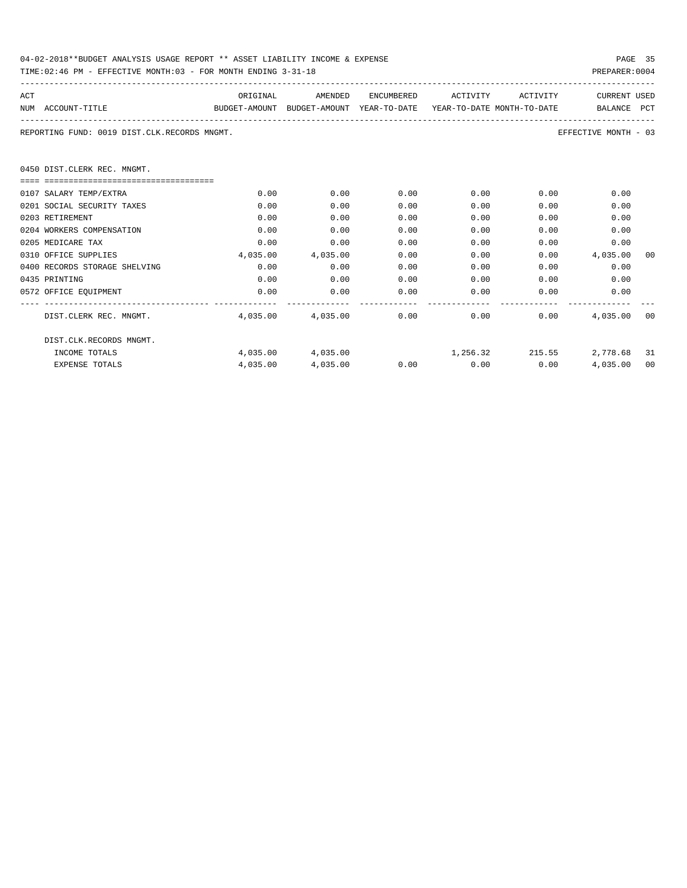04-02-2018**BUDGET ANALYSIS USAGE REPORT ** ASSET LIABILITY INCOME & EXPENSE

TIME:02:46 PM - EFFECTIVE MONTH:03 - FOR MONTH ENDING 3-31-18

PREPARER:0004

REPORTING FUND: 0019 DIST.CLK.RECORDS MNGMT.

EFFECTIVE MONTH - 03

| ACT NUM | ACCOUNT-TITLE | ORIGINAL BUDGET-AMOUNT | AMENDED BUDGET-AMOUNT | ENCUMBERED YEAR-TO-DATE | ACTIVITY YEAR-TO-DATE | ACTIVITY MONTH-TO-DATE | CURRENT BALANCE | USED PCT |
|---|---|---|---|---|---|---|---|---|
| | 0450 DIST.CLERK REC. MNGMT. | | | | | | | |
| 0107 | SALARY TEMP/EXTRA | 0.00 | 0.00 | 0.00 | 0.00 | 0.00 | 0.00 | |
| 0201 | SOCIAL SECURITY TAXES | 0.00 | 0.00 | 0.00 | 0.00 | 0.00 | 0.00 | |
| 0203 | RETIREMENT | 0.00 | 0.00 | 0.00 | 0.00 | 0.00 | 0.00 | |
| 0204 | WORKERS COMPENSATION | 0.00 | 0.00 | 0.00 | 0.00 | 0.00 | 0.00 | |
| 0205 | MEDICARE TAX | 0.00 | 0.00 | 0.00 | 0.00 | 0.00 | 0.00 | |
| 0310 | OFFICE SUPPLIES | 4,035.00 | 4,035.00 | 0.00 | 0.00 | 0.00 | 4,035.00 | 00 |
| 0400 | RECORDS STORAGE SHELVING | 0.00 | 0.00 | 0.00 | 0.00 | 0.00 | 0.00 | |
| 0435 | PRINTING | 0.00 | 0.00 | 0.00 | 0.00 | 0.00 | 0.00 | |
| 0572 | OFFICE EQUIPMENT | 0.00 | 0.00 | 0.00 | 0.00 | 0.00 | 0.00 | |
| | DIST.CLERK REC. MNGMT. | 4,035.00 | 4,035.00 | 0.00 | 0.00 | 0.00 | 4,035.00 | 00 |
| | DIST.CLK.RECORDS MNGMT. | | | | | | | |
| | INCOME TOTALS | 4,035.00 | 4,035.00 | | 1,256.32 | 215.55 | 2,778.68 | 31 |
| | EXPENSE TOTALS | 4,035.00 | 4,035.00 | 0.00 | 0.00 | 0.00 | 4,035.00 | 00 |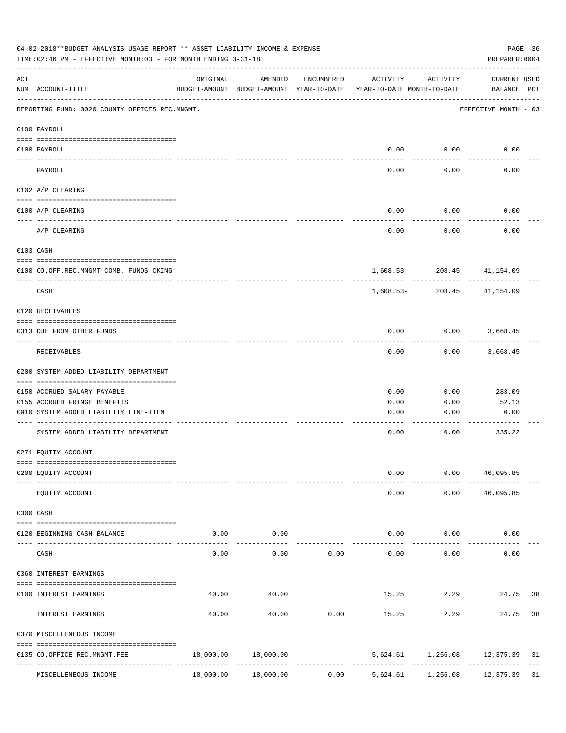04-02-2018**BUDGET ANALYSIS USAGE REPORT ** ASSET LIABILITY INCOME & EXPENSE

TIME:02:46 PM - EFFECTIVE MONTH:03 - FOR MONTH ENDING 3-31-18

PREPARER:0004

| ACT NUM | ACCOUNT-TITLE | ORIGINAL BUDGET-AMOUNT | AMENDED BUDGET-AMOUNT | ENCUMBERED YEAR-TO-DATE | ACTIVITY YEAR-TO-DATE | ACTIVITY MONTH-TO-DATE | CURRENT BALANCE | USED PCT |
|---|---|---|---|---|---|---|---|---|
| | REPORTING FUND: 0020 COUNTY OFFICES REC.MNGMT. | | | | | | EFFECTIVE MONTH - 03 | |
| | **0100 PAYROLL** | | | | | | | |
| 0100 | PAYROLL | | | | 0.00 | 0.00 | 0.00 | |
| | PAYROLL | | | | 0.00 | 0.00 | 0.00 | |
| | **0102 A/P CLEARING** | | | | | | | |
| 0100 | A/P CLEARING | | | | 0.00 | 0.00 | 0.00 | |
| | A/P CLEARING | | | | 0.00 | 0.00 | 0.00 | |
| | **0103 CASH** | | | | | | | |
| 0100 | CO.OFF.REC.MNGMT-COMB. FUNDS CKING | | | | 1,608.53- | 208.45 | 41,154.09 | |
| | CASH | | | | 1,608.53- | 208.45 | 41,154.09 | |
| | **0120 RECEIVABLES** | | | | | | | |
| 0313 | DUE FROM OTHER FUNDS | | | | 0.00 | 0.00 | 3,668.45 | |
| | RECEIVABLES | | | | 0.00 | 0.00 | 3,668.45 | |
| | **0200 SYSTEM ADDED LIABILITY DEPARTMENT** | | | | | | | |
| 0150 | ACCRUED SALARY PAYABLE | | | | 0.00 | 0.00 | 283.09 | |
| 0155 | ACCRUED FRINGE BENEFITS | | | | 0.00 | 0.00 | 52.13 | |
| 0910 | SYSTEM ADDED LIABILITY LINE-ITEM | | | | 0.00 | 0.00 | 0.00 | |
| | SYSTEM ADDED LIABILITY DEPARTMENT | | | | 0.00 | 0.00 | 335.22 | |
| | **0271 EQUITY ACCOUNT** | | | | | | | |
| 0200 | EQUITY ACCOUNT | | | | 0.00 | 0.00 | 46,095.85 | |
| | EQUITY ACCOUNT | | | | 0.00 | 0.00 | 46,095.85 | |
| | **0300 CASH** | | | | | | | |
| 0120 | BEGINNING CASH BALANCE | 0.00 | 0.00 | | 0.00 | 0.00 | 0.00 | |
| | CASH | 0.00 | 0.00 | 0.00 | 0.00 | 0.00 | 0.00 | |
| | **0360 INTEREST EARNINGS** | | | | | | | |
| 0100 | INTEREST EARNINGS | 40.00 | 40.00 | | 15.25 | 2.29 | 24.75 | 38 |
| | INTEREST EARNINGS | 40.00 | 40.00 | 0.00 | 15.25 | 2.29 | 24.75 | 38 |
| | **0370 MISCELLENEOUS INCOME** | | | | | | | |
| 0135 | CO.OFFICE REC.MNGMT.FEE | 18,000.00 | 18,000.00 | | 5,624.61 | 1,256.08 | 12,375.39 | 31 |
| | MISCELLENEOUS INCOME | 18,000.00 | 18,000.00 | 0.00 | 5,624.61 | 1,256.08 | 12,375.39 | 31 |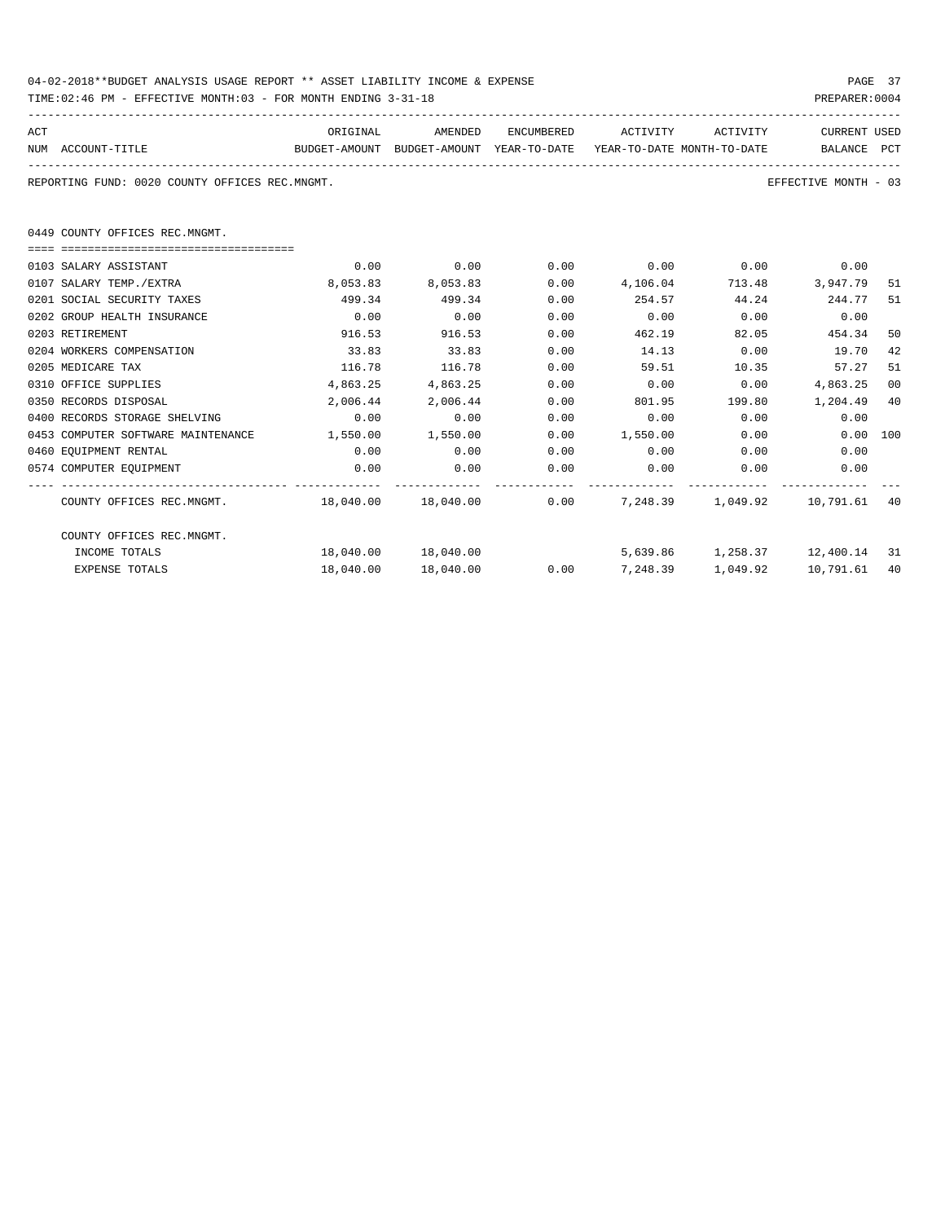04-02-2018**BUDGET ANALYSIS USAGE REPORT ** ASSET LIABILITY INCOME & EXPENSE

TIME:02:46 PM - EFFECTIVE MONTH:03 - FOR MONTH ENDING 3-31-18

PREPARER:0004

REPORTING FUND: 0020 COUNTY OFFICES REC.MNGMT.

EFFECTIVE MONTH - 03

0449 COUNTY OFFICES REC.MNGMT.

| ACT NUM | ACCOUNT-TITLE | ORIGINAL BUDGET-AMOUNT | AMENDED BUDGET-AMOUNT | ENCUMBERED YEAR-TO-DATE | ACTIVITY YEAR-TO-DATE | ACTIVITY MONTH-TO-DATE | CURRENT BALANCE | USED PCT |
|---|---|---|---|---|---|---|---|---|
| 0103 | SALARY ASSISTANT | 0.00 | 0.00 | 0.00 | 0.00 | 0.00 | 0.00 | |
| 0107 | SALARY TEMP./EXTRA | 8,053.83 | 8,053.83 | 0.00 | 4,106.04 | 713.48 | 3,947.79 | 51 |
| 0201 | SOCIAL SECURITY TAXES | 499.34 | 499.34 | 0.00 | 254.57 | 44.24 | 244.77 | 51 |
| 0202 | GROUP HEALTH INSURANCE | 0.00 | 0.00 | 0.00 | 0.00 | 0.00 | 0.00 | |
| 0203 | RETIREMENT | 916.53 | 916.53 | 0.00 | 462.19 | 82.05 | 454.34 | 50 |
| 0204 | WORKERS COMPENSATION | 33.83 | 33.83 | 0.00 | 14.13 | 0.00 | 19.70 | 42 |
| 0205 | MEDICARE TAX | 116.78 | 116.78 | 0.00 | 59.51 | 10.35 | 57.27 | 51 |
| 0310 | OFFICE SUPPLIES | 4,863.25 | 4,863.25 | 0.00 | 0.00 | 0.00 | 4,863.25 | 00 |
| 0350 | RECORDS DISPOSAL | 2,006.44 | 2,006.44 | 0.00 | 801.95 | 199.80 | 1,204.49 | 40 |
| 0400 | RECORDS STORAGE SHELVING | 0.00 | 0.00 | 0.00 | 0.00 | 0.00 | 0.00 | |
| 0453 | COMPUTER SOFTWARE MAINTENANCE | 1,550.00 | 1,550.00 | 0.00 | 1,550.00 | 0.00 | 0.00 | 100 |
| 0460 | EQUIPMENT RENTAL | 0.00 | 0.00 | 0.00 | 0.00 | 0.00 | 0.00 | |
| 0574 | COMPUTER EQUIPMENT | 0.00 | 0.00 | 0.00 | 0.00 | 0.00 | 0.00 | |
| | COUNTY OFFICES REC.MNGMT. | 18,040.00 | 18,040.00 | 0.00 | 7,248.39 | 1,049.92 | 10,791.61 | 40 |
| | COUNTY OFFICES REC.MNGMT. | | | | | | | |
| | INCOME TOTALS | 18,040.00 | 18,040.00 | | 5,639.86 | 1,258.37 | 12,400.14 | 31 |
| | EXPENSE TOTALS | 18,040.00 | 18,040.00 | 0.00 | 7,248.39 | 1,049.92 | 10,791.61 | 40 |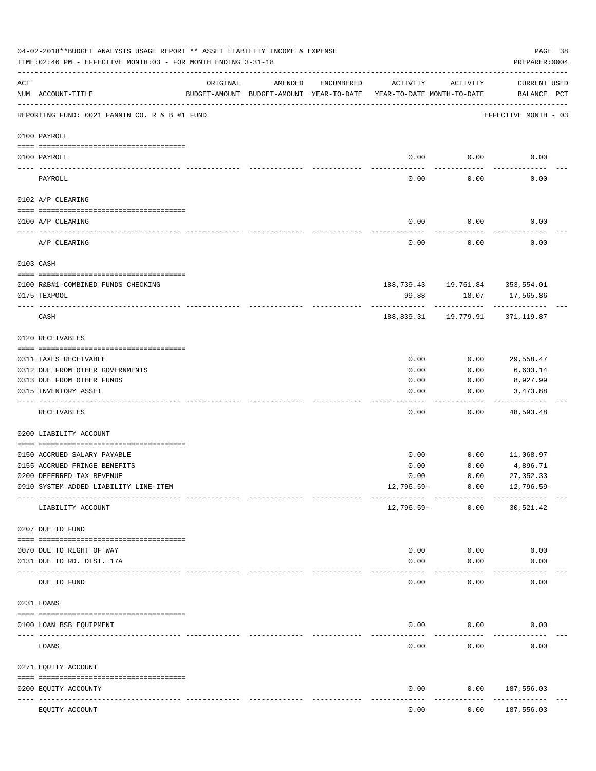04-02-2018**BUDGET ANALYSIS USAGE REPORT ** ASSET LIABILITY INCOME & EXPENSE

TIME:02:46 PM - EFFECTIVE MONTH:03 - FOR MONTH ENDING 3-31-18

PREPARER:0004

| ACT NUM | ACCOUNT-TITLE | ORIGINAL BUDGET-AMOUNT | AMENDED BUDGET-AMOUNT | ENCUMBERED YEAR-TO-DATE | ACTIVITY YEAR-TO-DATE | ACTIVITY MONTH-TO-DATE | CURRENT BALANCE | USED PCT |
|---|---|---|---|---|---|---|---|---|

REPORTING FUND: 0021 FANNIN CO. R & B #1 FUND

EFFECTIVE MONTH - 03

| ACT NUM | ACCOUNT-TITLE | ORIGINAL BUDGET-AMOUNT | AMENDED BUDGET-AMOUNT | ENCUMBERED YEAR-TO-DATE | ACTIVITY YEAR-TO-DATE | ACTIVITY MONTH-TO-DATE | CURRENT BALANCE | USED PCT |
|---|---|---|---|---|---|---|---|---|
| **0100 PAYROLL** | | | | | | | | |
| 0100 | PAYROLL | | | | 0.00 | 0.00 | 0.00 | |
| | PAYROLL | | | | 0.00 | 0.00 | 0.00 | |
| **0102 A/P CLEARING** | | | | | | | | |
| 0100 | A/P CLEARING | | | | 0.00 | 0.00 | 0.00 | |
| | A/P CLEARING | | | | 0.00 | 0.00 | 0.00 | |
| **0103 CASH** | | | | | | | | |
| 0100 | R&B#1-COMBINED FUNDS CHECKING | | | | 188,739.43 | 19,761.84 | 353,554.01 | |
| 0175 | TEXPOOL | | | | 99.88 | 18.07 | 17,565.86 | |
| | CASH | | | | 188,839.31 | 19,779.91 | 371,119.87 | |
| **0120 RECEIVABLES** | | | | | | | | |
| 0311 | TAXES RECEIVABLE | | | | 0.00 | 0.00 | 29,558.47 | |
| 0312 | DUE FROM OTHER GOVERNMENTS | | | | 0.00 | 0.00 | 6,633.14 | |
| 0313 | DUE FROM OTHER FUNDS | | | | 0.00 | 0.00 | 8,927.99 | |
| 0315 | INVENTORY ASSET | | | | 0.00 | 0.00 | 3,473.88 | |
| | RECEIVABLES | | | | 0.00 | 0.00 | 48,593.48 | |
| **0200 LIABILITY ACCOUNT** | | | | | | | | |
| 0150 | ACCRUED SALARY PAYABLE | | | | 0.00 | 0.00 | 11,068.97 | |
| 0155 | ACCRUED FRINGE BENEFITS | | | | 0.00 | 0.00 | 4,896.71 | |
| 0200 | DEFERRED TAX REVENUE | | | | 0.00 | 0.00 | 27,352.33 | |
| 0910 | SYSTEM ADDED LIABILITY LINE-ITEM | | | | 12,796.59- | 0.00 | 12,796.59- | |
| | LIABILITY ACCOUNT | | | | 12,796.59- | 0.00 | 30,521.42 | |
| **0207 DUE TO FUND** | | | | | | | | |
| 0070 | DUE TO RIGHT OF WAY | | | | 0.00 | 0.00 | 0.00 | |
| 0131 | DUE TO RD. DIST. 17A | | | | 0.00 | 0.00 | 0.00 | |
| | DUE TO FUND | | | | 0.00 | 0.00 | 0.00 | |
| **0231 LOANS** | | | | | | | | |
| 0100 | LOAN BSB EQUIPMENT | | | | 0.00 | 0.00 | 0.00 | |
| | LOANS | | | | 0.00 | 0.00 | 0.00 | |
| **0271 EQUITY ACCOUNT** | | | | | | | | |
| 0200 | EQUITY ACCOUNTY | | | | 0.00 | 0.00 | 187,556.03 | |
| | EQUITY ACCOUNT | | | | 0.00 | 0.00 | 187,556.03 | |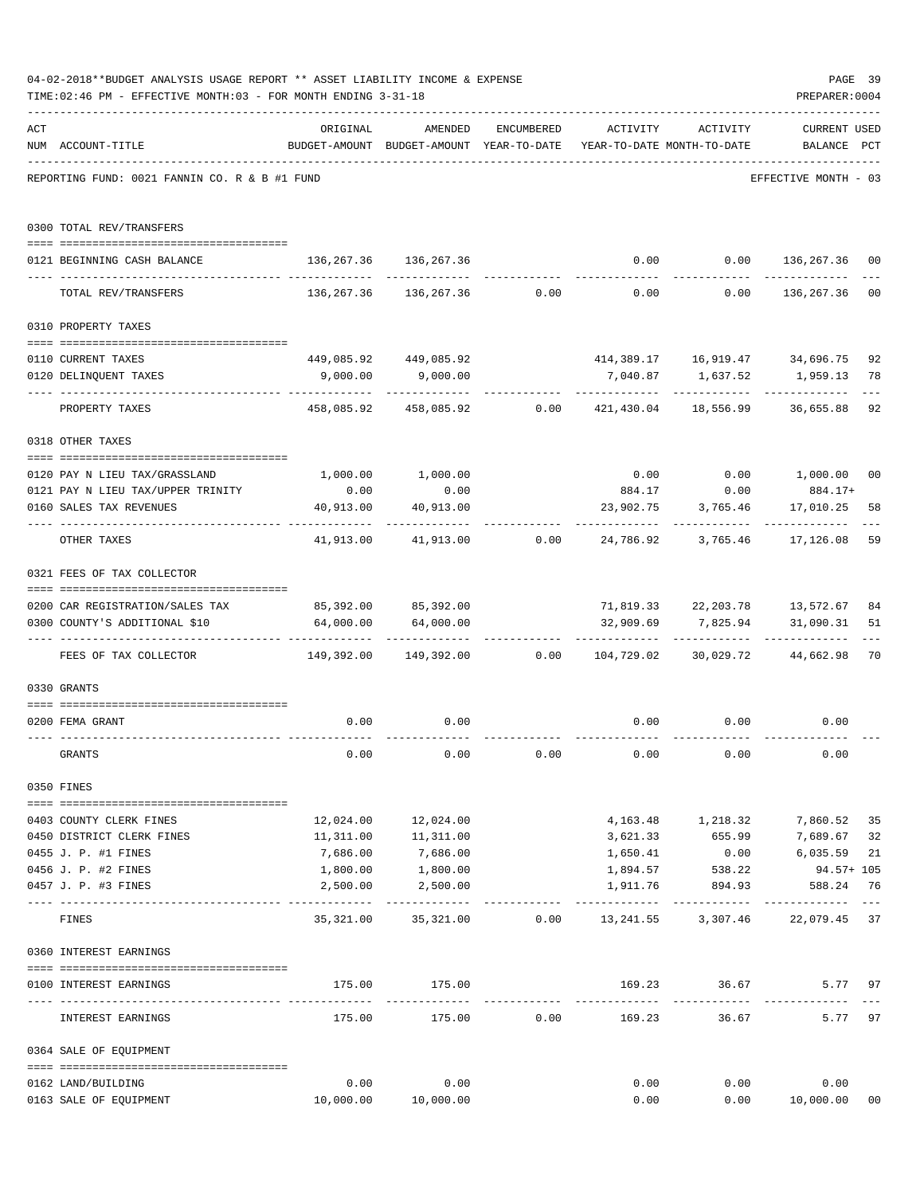04-02-2018**BUDGET ANALYSIS USAGE REPORT ** ASSET LIABILITY INCOME & EXPENSE

TIME:02:46 PM - EFFECTIVE MONTH:03 - FOR MONTH ENDING 3-31-18

PREPARER:0004

REPORTING FUND: 0021 FANNIN CO. R & B #1 FUND

EFFECTIVE MONTH - 03

| ACT NUM | ACCOUNT-TITLE | ORIGINAL BUDGET-AMOUNT | AMENDED BUDGET-AMOUNT | ENCUMBERED YEAR-TO-DATE | ACTIVITY YEAR-TO-DATE | ACTIVITY MONTH-TO-DATE | CURRENT BALANCE | USED PCT |
|---|---|---|---|---|---|---|---|---|
| 0300 | TOTAL REV/TRANSFERS | | | | | | | |
| 0121 | BEGINNING CASH BALANCE | 136,267.36 | 136,267.36 | | 0.00 | 0.00 | 136,267.36 | 00 |
| | TOTAL REV/TRANSFERS | 136,267.36 | 136,267.36 | 0.00 | 0.00 | 0.00 | 136,267.36 | 00 |
| 0310 | PROPERTY TAXES | | | | | | | |
| 0110 | CURRENT TAXES | 449,085.92 | 449,085.92 | | 414,389.17 | 16,919.47 | 34,696.75 | 92 |
| 0120 | DELINQUENT TAXES | 9,000.00 | 9,000.00 | | 7,040.87 | 1,637.52 | 1,959.13 | 78 |
| | PROPERTY TAXES | 458,085.92 | 458,085.92 | 0.00 | 421,430.04 | 18,556.99 | 36,655.88 | 92 |
| 0318 | OTHER TAXES | | | | | | | |
| 0120 | PAY N LIEU TAX/GRASSLAND | 1,000.00 | 1,000.00 | | 0.00 | 0.00 | 1,000.00 | 00 |
| 0121 | PAY N LIEU TAX/UPPER TRINITY | 0.00 | 0.00 | | 884.17 | 0.00 | 884.17+ | |
| 0160 | SALES TAX REVENUES | 40,913.00 | 40,913.00 | | 23,902.75 | 3,765.46 | 17,010.25 | 58 |
| | OTHER TAXES | 41,913.00 | 41,913.00 | 0.00 | 24,786.92 | 3,765.46 | 17,126.08 | 59 |
| 0321 | FEES OF TAX COLLECTOR | | | | | | | |
| 0200 | CAR REGISTRATION/SALES TAX | 85,392.00 | 85,392.00 | | 71,819.33 | 22,203.78 | 13,572.67 | 84 |
| 0300 | COUNTY'S ADDITIONAL $10 | 64,000.00 | 64,000.00 | | 32,909.69 | 7,825.94 | 31,090.31 | 51 |
| | FEES OF TAX COLLECTOR | 149,392.00 | 149,392.00 | 0.00 | 104,729.02 | 30,029.72 | 44,662.98 | 70 |
| 0330 | GRANTS | | | | | | | |
| 0200 | FEMA GRANT | 0.00 | 0.00 | | 0.00 | 0.00 | 0.00 | |
| | GRANTS | 0.00 | 0.00 | 0.00 | 0.00 | 0.00 | 0.00 | |
| 0350 | FINES | | | | | | | |
| 0403 | COUNTY CLERK FINES | 12,024.00 | 12,024.00 | | 4,163.48 | 1,218.32 | 7,860.52 | 35 |
| 0450 | DISTRICT CLERK FINES | 11,311.00 | 11,311.00 | | 3,621.33 | 655.99 | 7,689.67 | 32 |
| 0455 | J. P. #1 FINES | 7,686.00 | 7,686.00 | | 1,650.41 | 0.00 | 6,035.59 | 21 |
| 0456 | J. P. #2 FINES | 1,800.00 | 1,800.00 | | 1,894.57 | 538.22 | 94.57+ | 105 |
| 0457 | J. P. #3 FINES | 2,500.00 | 2,500.00 | | 1,911.76 | 894.93 | 588.24 | 76 |
| | FINES | 35,321.00 | 35,321.00 | 0.00 | 13,241.55 | 3,307.46 | 22,079.45 | 37 |
| 0360 | INTEREST EARNINGS | | | | | | | |
| 0100 | INTEREST EARNINGS | 175.00 | 175.00 | | 169.23 | 36.67 | 5.77 | 97 |
| | INTEREST EARNINGS | 175.00 | 175.00 | 0.00 | 169.23 | 36.67 | 5.77 | 97 |
| 0364 | SALE OF EQUIPMENT | | | | | | | |
| 0162 | LAND/BUILDING | 0.00 | 0.00 | | 0.00 | 0.00 | 0.00 | |
| 0163 | SALE OF EQUIPMENT | 10,000.00 | 10,000.00 | | 0.00 | 0.00 | 10,000.00 | 00 |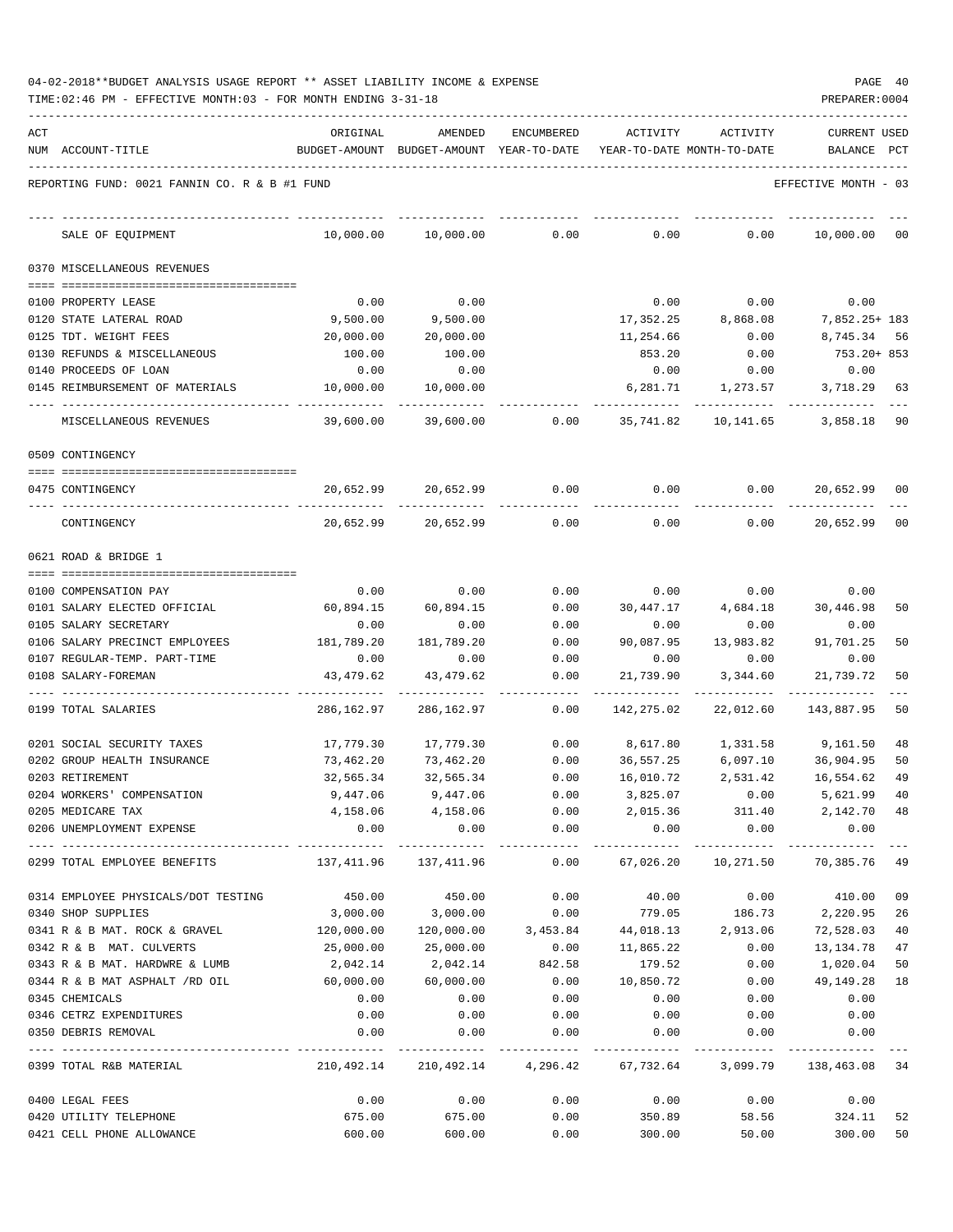04-02-2018**BUDGET ANALYSIS USAGE REPORT ** ASSET LIABILITY INCOME & EXPENSE

TIME:02:46 PM - EFFECTIVE MONTH:03 - FOR MONTH ENDING 3-31-18

PREPARER:0004

REPORTING FUND: 0021 FANNIN CO. R & B #1 FUND — EFFECTIVE MONTH - 03

| ACT NUM | ACCOUNT-TITLE | ORIGINAL BUDGET-AMOUNT | AMENDED BUDGET-AMOUNT | ENCUMBERED YEAR-TO-DATE | ACTIVITY YEAR-TO-DATE | ACTIVITY MONTH-TO-DATE | CURRENT BALANCE | USED PCT |
|---|---|---|---|---|---|---|---|---|
| | SALE OF EQUIPMENT | 10,000.00 | 10,000.00 | 0.00 | 0.00 | 0.00 | 10,000.00 | 00 |
| | **0370 MISCELLANEOUS REVENUES** | | | | | | | |
| 0100 | PROPERTY LEASE | 0.00 | 0.00 | | 0.00 | 0.00 | 0.00 | |
| 0120 | STATE LATERAL ROAD | 9,500.00 | 9,500.00 | | 17,352.25 | 8,868.08 | 7,852.25+ | 183 |
| 0125 | TDT. WEIGHT FEES | 20,000.00 | 20,000.00 | | 11,254.66 | 0.00 | 8,745.34 | 56 |
| 0130 | REFUNDS & MISCELLANEOUS | 100.00 | 100.00 | | 853.20 | 0.00 | 753.20+ | 853 |
| 0140 | PROCEEDS OF LOAN | 0.00 | 0.00 | | 0.00 | 0.00 | 0.00 | |
| 0145 | REIMBURSEMENT OF MATERIALS | 10,000.00 | 10,000.00 | | 6,281.71 | 1,273.57 | 3,718.29 | 63 |
| | MISCELLANEOUS REVENUES | 39,600.00 | 39,600.00 | 0.00 | 35,741.82 | 10,141.65 | 3,858.18 | 90 |
| | **0509 CONTINGENCY** | | | | | | | |
| 0475 | CONTINGENCY | 20,652.99 | 20,652.99 | 0.00 | 0.00 | 0.00 | 20,652.99 | 00 |
| | CONTINGENCY | 20,652.99 | 20,652.99 | 0.00 | 0.00 | 0.00 | 20,652.99 | 00 |
| | **0621 ROAD & BRIDGE 1** | | | | | | | |
| 0100 | COMPENSATION PAY | 0.00 | 0.00 | 0.00 | 0.00 | 0.00 | 0.00 | |
| 0101 | SALARY ELECTED OFFICIAL | 60,894.15 | 60,894.15 | 0.00 | 30,447.17 | 4,684.18 | 30,446.98 | 50 |
| 0105 | SALARY SECRETARY | 0.00 | 0.00 | 0.00 | 0.00 | 0.00 | 0.00 | |
| 0106 | SALARY PRECINCT EMPLOYEES | 181,789.20 | 181,789.20 | 0.00 | 90,087.95 | 13,983.82 | 91,701.25 | 50 |
| 0107 | REGULAR-TEMP. PART-TIME | 0.00 | 0.00 | 0.00 | 0.00 | 0.00 | 0.00 | |
| 0108 | SALARY-FOREMAN | 43,479.62 | 43,479.62 | 0.00 | 21,739.90 | 3,344.60 | 21,739.72 | 50 |
| 0199 | TOTAL SALARIES | 286,162.97 | 286,162.97 | 0.00 | 142,275.02 | 22,012.60 | 143,887.95 | 50 |
| 0201 | SOCIAL SECURITY TAXES | 17,779.30 | 17,779.30 | 0.00 | 8,617.80 | 1,331.58 | 9,161.50 | 48 |
| 0202 | GROUP HEALTH INSURANCE | 73,462.20 | 73,462.20 | 0.00 | 36,557.25 | 6,097.10 | 36,904.95 | 50 |
| 0203 | RETIREMENT | 32,565.34 | 32,565.34 | 0.00 | 16,010.72 | 2,531.42 | 16,554.62 | 49 |
| 0204 | WORKERS' COMPENSATION | 9,447.06 | 9,447.06 | 0.00 | 3,825.07 | 0.00 | 5,621.99 | 40 |
| 0205 | MEDICARE TAX | 4,158.06 | 4,158.06 | 0.00 | 2,015.36 | 311.40 | 2,142.70 | 48 |
| 0206 | UNEMPLOYMENT EXPENSE | 0.00 | 0.00 | 0.00 | 0.00 | 0.00 | 0.00 | |
| 0299 | TOTAL EMPLOYEE BENEFITS | 137,411.96 | 137,411.96 | 0.00 | 67,026.20 | 10,271.50 | 70,385.76 | 49 |
| 0314 | EMPLOYEE PHYSICALS/DOT TESTING | 450.00 | 450.00 | 0.00 | 40.00 | 0.00 | 410.00 | 09 |
| 0340 | SHOP SUPPLIES | 3,000.00 | 3,000.00 | 0.00 | 779.05 | 186.73 | 2,220.95 | 26 |
| 0341 | R & B MAT. ROCK & GRAVEL | 120,000.00 | 120,000.00 | 3,453.84 | 44,018.13 | 2,913.06 | 72,528.03 | 40 |
| 0342 | R & B MAT. CULVERTS | 25,000.00 | 25,000.00 | 0.00 | 11,865.22 | 0.00 | 13,134.78 | 47 |
| 0343 | R & B MAT. HARDWRE & LUMB | 2,042.14 | 2,042.14 | 842.58 | 179.52 | 0.00 | 1,020.04 | 50 |
| 0344 | R & B MAT ASPHALT /RD OIL | 60,000.00 | 60,000.00 | 0.00 | 10,850.72 | 0.00 | 49,149.28 | 18 |
| 0345 | CHEMICALS | 0.00 | 0.00 | 0.00 | 0.00 | 0.00 | 0.00 | |
| 0346 | CETRZ EXPENDITURES | 0.00 | 0.00 | 0.00 | 0.00 | 0.00 | 0.00 | |
| 0350 | DEBRIS REMOVAL | 0.00 | 0.00 | 0.00 | 0.00 | 0.00 | 0.00 | |
| 0399 | TOTAL R&B MATERIAL | 210,492.14 | 210,492.14 | 4,296.42 | 67,732.64 | 3,099.79 | 138,463.08 | 34 |
| 0400 | LEGAL FEES | 0.00 | 0.00 | 0.00 | 0.00 | 0.00 | 0.00 | |
| 0420 | UTILITY TELEPHONE | 675.00 | 675.00 | 0.00 | 350.89 | 58.56 | 324.11 | 52 |
| 0421 | CELL PHONE ALLOWANCE | 600.00 | 600.00 | 0.00 | 300.00 | 50.00 | 300.00 | 50 |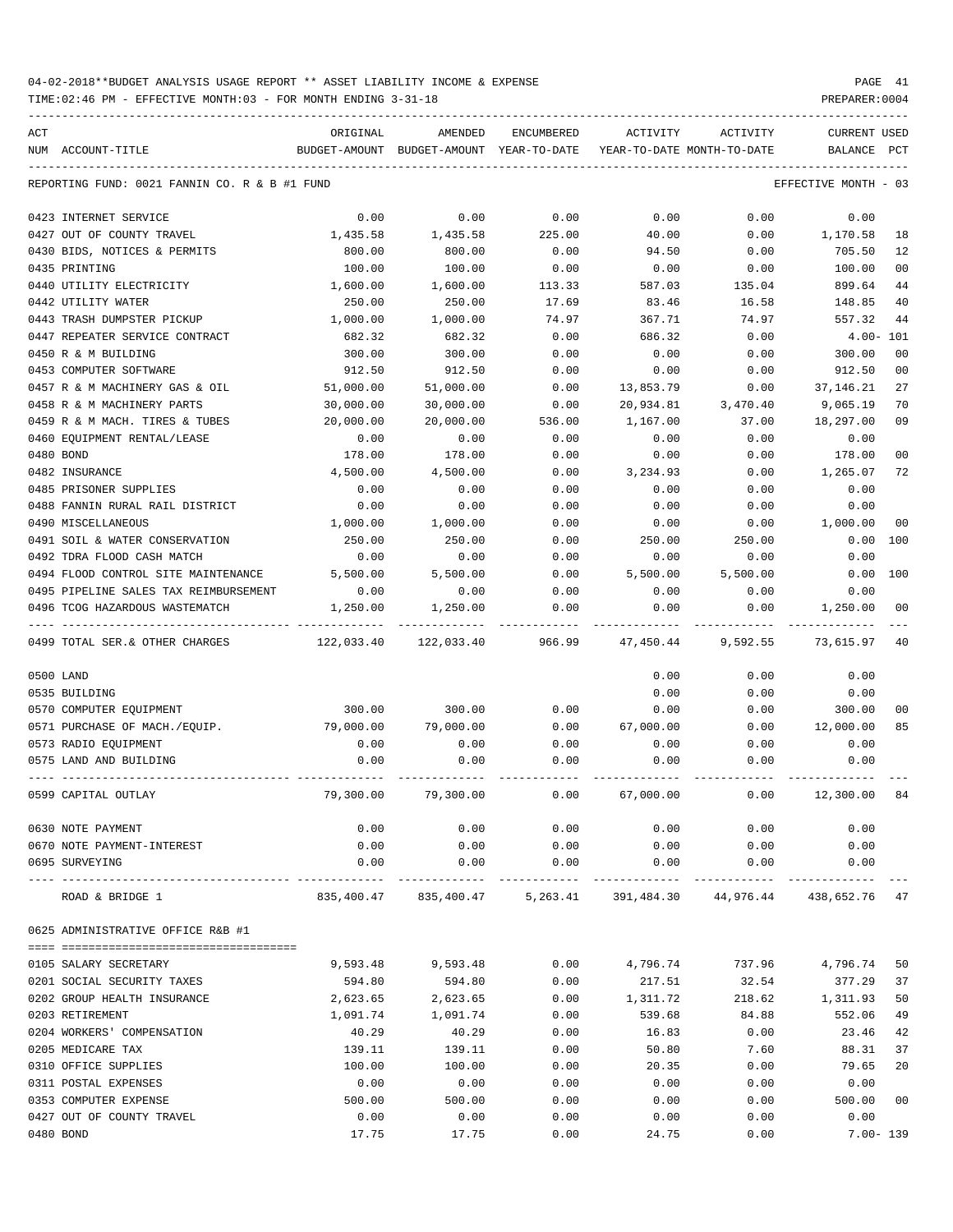04-02-2018**BUDGET ANALYSIS USAGE REPORT ** ASSET LIABILITY INCOME & EXPENSE

TIME:02:46 PM - EFFECTIVE MONTH:03 - FOR MONTH ENDING 3-31-18

PREPARER:0004

| ACT NUM | ACCOUNT-TITLE | ORIGINAL BUDGET-AMOUNT | AMENDED BUDGET-AMOUNT | ENCUMBERED YEAR-TO-DATE | ACTIVITY YEAR-TO-DATE | ACTIVITY MONTH-TO-DATE | CURRENT BALANCE | USED PCT |
|---|---|---|---|---|---|---|---|---|
| | REPORTING FUND: 0021 FANNIN CO. R & B #1 FUND | | | | | | EFFECTIVE MONTH - 03 | |
| 0423 | INTERNET SERVICE | 0.00 | 0.00 | 0.00 | 0.00 | 0.00 | 0.00 | |
| 0427 | OUT OF COUNTY TRAVEL | 1,435.58 | 1,435.58 | 225.00 | 40.00 | 0.00 | 1,170.58 | 18 |
| 0430 | BIDS, NOTICES & PERMITS | 800.00 | 800.00 | 0.00 | 94.50 | 0.00 | 705.50 | 12 |
| 0435 | PRINTING | 100.00 | 100.00 | 0.00 | 0.00 | 0.00 | 100.00 | 00 |
| 0440 | UTILITY ELECTRICITY | 1,600.00 | 1,600.00 | 113.33 | 587.03 | 135.04 | 899.64 | 44 |
| 0442 | UTILITY WATER | 250.00 | 250.00 | 17.69 | 83.46 | 16.58 | 148.85 | 40 |
| 0443 | TRASH DUMPSTER PICKUP | 1,000.00 | 1,000.00 | 74.97 | 367.71 | 74.97 | 557.32 | 44 |
| 0447 | REPEATER SERVICE CONTRACT | 682.32 | 682.32 | 0.00 | 686.32 | 0.00 | 4.00- | 101 |
| 0450 | R & M BUILDING | 300.00 | 300.00 | 0.00 | 0.00 | 0.00 | 300.00 | 00 |
| 0453 | COMPUTER SOFTWARE | 912.50 | 912.50 | 0.00 | 0.00 | 0.00 | 912.50 | 00 |
| 0457 | R & M MACHINERY GAS & OIL | 51,000.00 | 51,000.00 | 0.00 | 13,853.79 | 0.00 | 37,146.21 | 27 |
| 0458 | R & M MACHINERY PARTS | 30,000.00 | 30,000.00 | 0.00 | 20,934.81 | 3,470.40 | 9,065.19 | 70 |
| 0459 | R & M MACH. TIRES & TUBES | 20,000.00 | 20,000.00 | 536.00 | 1,167.00 | 37.00 | 18,297.00 | 09 |
| 0460 | EQUIPMENT RENTAL/LEASE | 0.00 | 0.00 | 0.00 | 0.00 | 0.00 | 0.00 | |
| 0480 | BOND | 178.00 | 178.00 | 0.00 | 0.00 | 0.00 | 178.00 | 00 |
| 0482 | INSURANCE | 4,500.00 | 4,500.00 | 0.00 | 3,234.93 | 0.00 | 1,265.07 | 72 |
| 0485 | PRISONER SUPPLIES | 0.00 | 0.00 | 0.00 | 0.00 | 0.00 | 0.00 | |
| 0488 | FANNIN RURAL RAIL DISTRICT | 0.00 | 0.00 | 0.00 | 0.00 | 0.00 | 0.00 | |
| 0490 | MISCELLANEOUS | 1,000.00 | 1,000.00 | 0.00 | 0.00 | 0.00 | 1,000.00 | 00 |
| 0491 | SOIL & WATER CONSERVATION | 250.00 | 250.00 | 0.00 | 250.00 | 250.00 | 0.00 | 100 |
| 0492 | TDRA FLOOD CASH MATCH | 0.00 | 0.00 | 0.00 | 0.00 | 0.00 | 0.00 | |
| 0494 | FLOOD CONTROL SITE MAINTENANCE | 5,500.00 | 5,500.00 | 0.00 | 5,500.00 | 5,500.00 | 0.00 | 100 |
| 0495 | PIPELINE SALES TAX REIMBURSEMENT | 0.00 | 0.00 | 0.00 | 0.00 | 0.00 | 0.00 | |
| 0496 | TCOG HAZARDOUS WASTEMATCH | 1,250.00 | 1,250.00 | 0.00 | 0.00 | 0.00 | 1,250.00 | 00 |
| 0499 | TOTAL SER.& OTHER CHARGES | 122,033.40 | 122,033.40 | 966.99 | 47,450.44 | 9,592.55 | 73,615.97 | 40 |
| 0500 | LAND | | | | 0.00 | 0.00 | 0.00 | |
| 0535 | BUILDING | | | | 0.00 | 0.00 | 0.00 | |
| 0570 | COMPUTER EQUIPMENT | 300.00 | 300.00 | 0.00 | 0.00 | 0.00 | 300.00 | 00 |
| 0571 | PURCHASE OF MACH./EQUIP. | 79,000.00 | 79,000.00 | 0.00 | 67,000.00 | 0.00 | 12,000.00 | 85 |
| 0573 | RADIO EQUIPMENT | 0.00 | 0.00 | 0.00 | 0.00 | 0.00 | 0.00 | |
| 0575 | LAND AND BUILDING | 0.00 | 0.00 | 0.00 | 0.00 | 0.00 | 0.00 | |
| 0599 | CAPITAL OUTLAY | 79,300.00 | 79,300.00 | 0.00 | 67,000.00 | 0.00 | 12,300.00 | 84 |
| 0630 | NOTE PAYMENT | 0.00 | 0.00 | 0.00 | 0.00 | 0.00 | 0.00 | |
| 0670 | NOTE PAYMENT-INTEREST | 0.00 | 0.00 | 0.00 | 0.00 | 0.00 | 0.00 | |
| 0695 | SURVEYING | 0.00 | 0.00 | 0.00 | 0.00 | 0.00 | 0.00 | |
| | ROAD & BRIDGE 1 | 835,400.47 | 835,400.47 | 5,263.41 | 391,484.30 | 44,976.44 | 438,652.76 | 47 |
| | 0625 ADMINISTRATIVE OFFICE R&B #1 | | | | | | | |
| 0105 | SALARY SECRETARY | 9,593.48 | 9,593.48 | 0.00 | 4,796.74 | 737.96 | 4,796.74 | 50 |
| 0201 | SOCIAL SECURITY TAXES | 594.80 | 594.80 | 0.00 | 217.51 | 32.54 | 377.29 | 37 |
| 0202 | GROUP HEALTH INSURANCE | 2,623.65 | 2,623.65 | 0.00 | 1,311.72 | 218.62 | 1,311.93 | 50 |
| 0203 | RETIREMENT | 1,091.74 | 1,091.74 | 0.00 | 539.68 | 84.88 | 552.06 | 49 |
| 0204 | WORKERS' COMPENSATION | 40.29 | 40.29 | 0.00 | 16.83 | 0.00 | 23.46 | 42 |
| 0205 | MEDICARE TAX | 139.11 | 139.11 | 0.00 | 50.80 | 7.60 | 88.31 | 37 |
| 0310 | OFFICE SUPPLIES | 100.00 | 100.00 | 0.00 | 20.35 | 0.00 | 79.65 | 20 |
| 0311 | POSTAL EXPENSES | 0.00 | 0.00 | 0.00 | 0.00 | 0.00 | 0.00 | |
| 0353 | COMPUTER EXPENSE | 500.00 | 500.00 | 0.00 | 0.00 | 0.00 | 500.00 | 00 |
| 0427 | OUT OF COUNTY TRAVEL | 0.00 | 0.00 | 0.00 | 0.00 | 0.00 | 0.00 | |
| 0480 | BOND | 17.75 | 17.75 | 0.00 | 24.75 | 0.00 | 7.00- | 139 |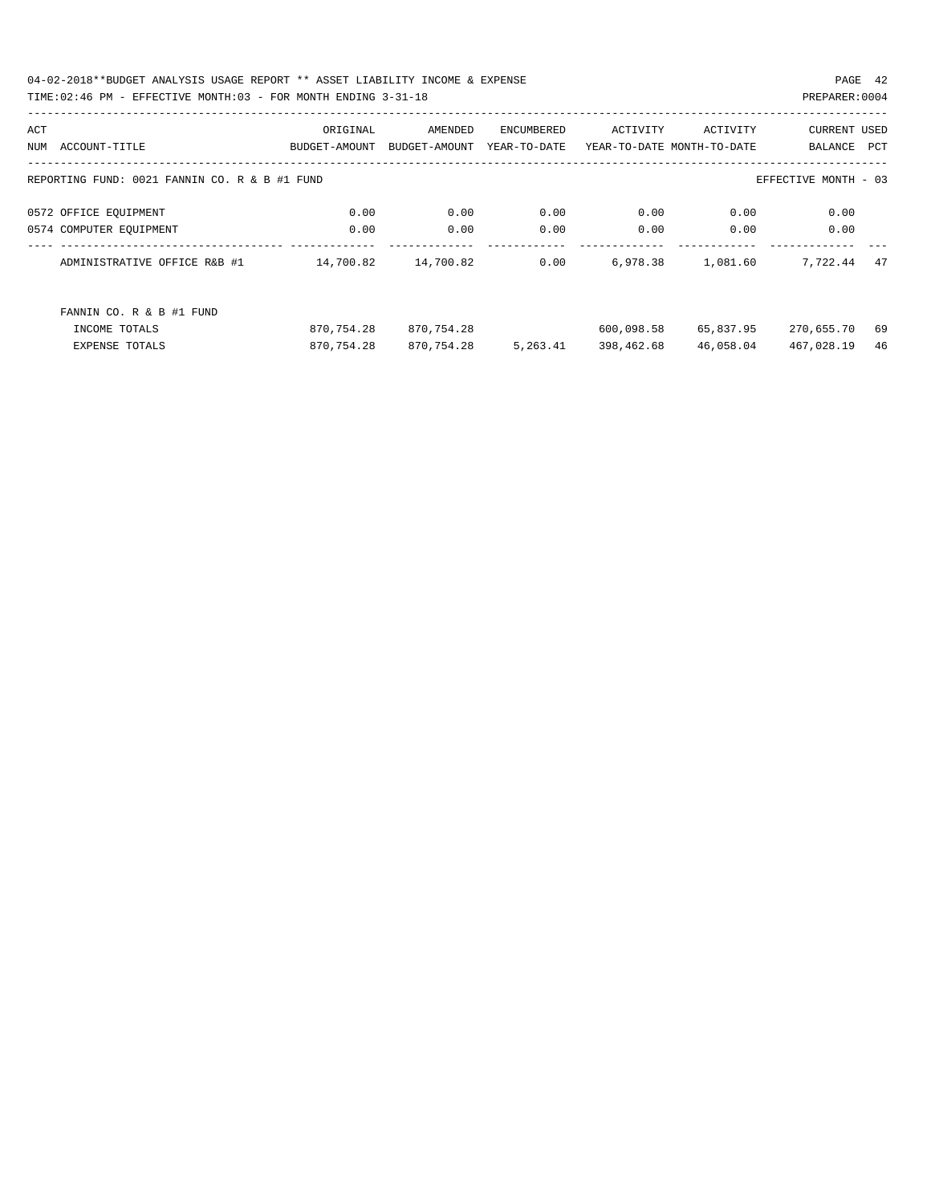REPORTING FUND: 0021 FANNIN CO. R & B #1 FUND

EFFECTIVE MONTH - 03

| ACT NUM | ACCOUNT-TITLE | ORIGINAL BUDGET-AMOUNT | AMENDED BUDGET-AMOUNT | ENCUMBERED YEAR-TO-DATE | ACTIVITY YEAR-TO-DATE | ACTIVITY MONTH-TO-DATE | CURRENT BALANCE | USED PCT |
|---|---|---|---|---|---|---|---|---|
| 0572 | OFFICE EQUIPMENT | 0.00 | 0.00 | 0.00 | 0.00 | 0.00 | 0.00 | |
| 0574 | COMPUTER EQUIPMENT | 0.00 | 0.00 | 0.00 | 0.00 | 0.00 | 0.00 | |
| | ADMINISTRATIVE OFFICE R&B #1 | 14,700.82 | 14,700.82 | 0.00 | 6,978.38 | 1,081.60 | 7,722.44 | 47 |
| | FANNIN CO. R & B #1 FUND | | | | | | | |
| | INCOME TOTALS | 870,754.28 | 870,754.28 | | 600,098.58 | 65,837.95 | 270,655.70 | 69 |
| | EXPENSE TOTALS | 870,754.28 | 870,754.28 | 5,263.41 | 398,462.68 | 46,058.04 | 467,028.19 | 46 |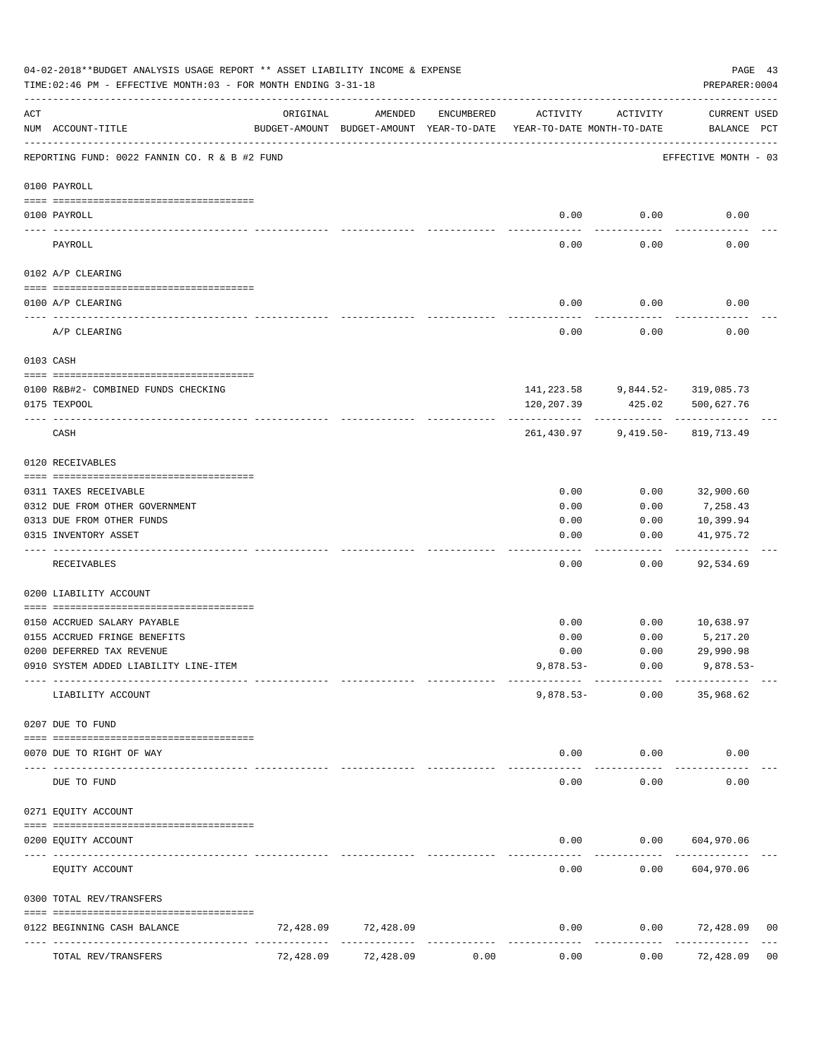04-02-2018**BUDGET ANALYSIS USAGE REPORT ** ASSET LIABILITY INCOME & EXPENSE

TIME:02:46 PM - EFFECTIVE MONTH:03 - FOR MONTH ENDING 3-31-18

PREPARER:0004

| ACT NUM | ACCOUNT-TITLE | ORIGINAL BUDGET-AMOUNT | AMENDED BUDGET-AMOUNT | ENCUMBERED YEAR-TO-DATE | ACTIVITY YEAR-TO-DATE | ACTIVITY MONTH-TO-DATE | CURRENT USED BALANCE | PCT |
|---|---|---|---|---|---|---|---|---|
| | REPORTING FUND: 0022 FANNIN CO. R & B #2 FUND | | | | | | EFFECTIVE MONTH - 03 | |
| | **0100 PAYROLL** | | | | | | | |
| 0100 | PAYROLL | | | | 0.00 | 0.00 | 0.00 | |
| | PAYROLL | | | | 0.00 | 0.00 | 0.00 | |
| | **0102 A/P CLEARING** | | | | | | | |
| 0100 | A/P CLEARING | | | | 0.00 | 0.00 | 0.00 | |
| | A/P CLEARING | | | | 0.00 | 0.00 | 0.00 | |
| | **0103 CASH** | | | | | | | |
| 0100 | R&B#2- COMBINED FUNDS CHECKING | | | | 141,223.58 | 9,844.52- | 319,085.73 | |
| 0175 | TEXPOOL | | | | 120,207.39 | 425.02 | 500,627.76 | |
| | CASH | | | | 261,430.97 | 9,419.50- | 819,713.49 | |
| | **0120 RECEIVABLES** | | | | | | | |
| 0311 | TAXES RECEIVABLE | | | | 0.00 | 0.00 | 32,900.60 | |
| 0312 | DUE FROM OTHER GOVERNMENT | | | | 0.00 | 0.00 | 7,258.43 | |
| 0313 | DUE FROM OTHER FUNDS | | | | 0.00 | 0.00 | 10,399.94 | |
| 0315 | INVENTORY ASSET | | | | 0.00 | 0.00 | 41,975.72 | |
| | RECEIVABLES | | | | 0.00 | 0.00 | 92,534.69 | |
| | **0200 LIABILITY ACCOUNT** | | | | | | | |
| 0150 | ACCRUED SALARY PAYABLE | | | | 0.00 | 0.00 | 10,638.97 | |
| 0155 | ACCRUED FRINGE BENEFITS | | | | 0.00 | 0.00 | 5,217.20 | |
| 0200 | DEFERRED TAX REVENUE | | | | 0.00 | 0.00 | 29,990.98 | |
| 0910 | SYSTEM ADDED LIABILITY LINE-ITEM | | | | 9,878.53- | 0.00 | 9,878.53- | |
| | LIABILITY ACCOUNT | | | | 9,878.53- | 0.00 | 35,968.62 | |
| | **0207 DUE TO FUND** | | | | | | | |
| 0070 | DUE TO RIGHT OF WAY | | | | 0.00 | 0.00 | 0.00 | |
| | DUE TO FUND | | | | 0.00 | 0.00 | 0.00 | |
| | **0271 EQUITY ACCOUNT** | | | | | | | |
| 0200 | EQUITY ACCOUNT | | | | 0.00 | 0.00 | 604,970.06 | |
| | EQUITY ACCOUNT | | | | 0.00 | 0.00 | 604,970.06 | |
| | **0300 TOTAL REV/TRANSFERS** | | | | | | | |
| 0122 | BEGINNING CASH BALANCE | 72,428.09 | 72,428.09 | | 0.00 | 0.00 | 72,428.09 | 00 |
| | TOTAL REV/TRANSFERS | 72,428.09 | 72,428.09 | 0.00 | 0.00 | 0.00 | 72,428.09 | 00 |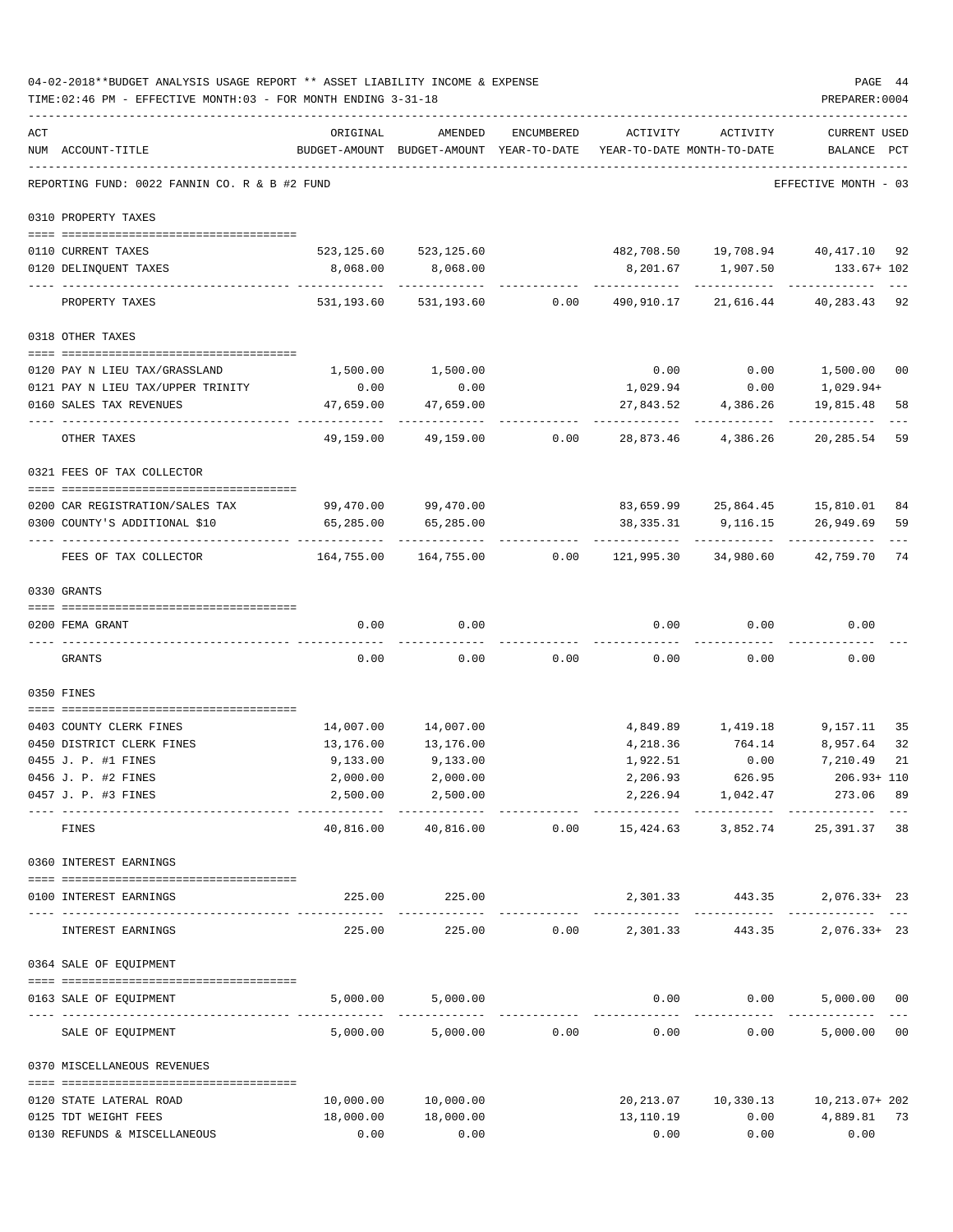04-02-2018**BUDGET ANALYSIS USAGE REPORT ** ASSET LIABILITY INCOME & EXPENSE

TIME:02:46 PM - EFFECTIVE MONTH:03 - FOR MONTH ENDING 3-31-18

PREPARER:0004

| ACT NUM | ACCOUNT-TITLE | ORIGINAL BUDGET-AMOUNT | AMENDED BUDGET-AMOUNT | ENCUMBERED YEAR-TO-DATE | ACTIVITY YEAR-TO-DATE | ACTIVITY MONTH-TO-DATE | CURRENT USED BALANCE | PCT |
|---|---|---|---|---|---|---|---|---|

REPORTING FUND: 0022 FANNIN CO. R & B #2 FUND — EFFECTIVE MONTH - 03

**0310 PROPERTY TAXES**

| ACT NUM | ACCOUNT-TITLE | ORIGINAL BUDGET-AMOUNT | AMENDED BUDGET-AMOUNT | ENCUMBERED YEAR-TO-DATE | ACTIVITY YEAR-TO-DATE | ACTIVITY MONTH-TO-DATE | CURRENT USED BALANCE | PCT |
|---|---|---|---|---|---|---|---|---|
| 0110 | CURRENT TAXES | 523,125.60 | 523,125.60 | | 482,708.50 | 19,708.94 | 40,417.10 | 92 |
| 0120 | DELINQUENT TAXES | 8,068.00 | 8,068.00 | | 8,201.67 | 1,907.50 | 133.67+ | 102 |
| | PROPERTY TAXES | 531,193.60 | 531,193.60 | 0.00 | 490,910.17 | 21,616.44 | 40,283.43 | 92 |

**0318 OTHER TAXES**

| ACT NUM | ACCOUNT-TITLE | ORIGINAL BUDGET-AMOUNT | AMENDED BUDGET-AMOUNT | ENCUMBERED YEAR-TO-DATE | ACTIVITY YEAR-TO-DATE | ACTIVITY MONTH-TO-DATE | CURRENT USED BALANCE | PCT |
|---|---|---|---|---|---|---|---|---|
| 0120 | PAY N LIEU TAX/GRASSLAND | 1,500.00 | 1,500.00 | | 0.00 | 0.00 | 1,500.00 | 00 |
| 0121 | PAY N LIEU TAX/UPPER TRINITY | 0.00 | 0.00 | | 1,029.94 | 0.00 | 1,029.94+ | |
| 0160 | SALES TAX REVENUES | 47,659.00 | 47,659.00 | | 27,843.52 | 4,386.26 | 19,815.48 | 58 |
| | OTHER TAXES | 49,159.00 | 49,159.00 | 0.00 | 28,873.46 | 4,386.26 | 20,285.54 | 59 |

**0321 FEES OF TAX COLLECTOR**

| ACT NUM | ACCOUNT-TITLE | ORIGINAL BUDGET-AMOUNT | AMENDED BUDGET-AMOUNT | ENCUMBERED YEAR-TO-DATE | ACTIVITY YEAR-TO-DATE | ACTIVITY MONTH-TO-DATE | CURRENT USED BALANCE | PCT |
|---|---|---|---|---|---|---|---|---|
| 0200 | CAR REGISTRATION/SALES TAX | 99,470.00 | 99,470.00 | | 83,659.99 | 25,864.45 | 15,810.01 | 84 |
| 0300 | COUNTY'S ADDITIONAL $10 | 65,285.00 | 65,285.00 | | 38,335.31 | 9,116.15 | 26,949.69 | 59 |
| | FEES OF TAX COLLECTOR | 164,755.00 | 164,755.00 | 0.00 | 121,995.30 | 34,980.60 | 42,759.70 | 74 |

**0330 GRANTS**

| ACT NUM | ACCOUNT-TITLE | ORIGINAL BUDGET-AMOUNT | AMENDED BUDGET-AMOUNT | ENCUMBERED YEAR-TO-DATE | ACTIVITY YEAR-TO-DATE | ACTIVITY MONTH-TO-DATE | CURRENT USED BALANCE | PCT |
|---|---|---|---|---|---|---|---|---|
| 0200 | FEMA GRANT | 0.00 | 0.00 | | 0.00 | 0.00 | 0.00 | |
| | GRANTS | 0.00 | 0.00 | 0.00 | 0.00 | 0.00 | 0.00 | |

**0350 FINES**

| ACT NUM | ACCOUNT-TITLE | ORIGINAL BUDGET-AMOUNT | AMENDED BUDGET-AMOUNT | ENCUMBERED YEAR-TO-DATE | ACTIVITY YEAR-TO-DATE | ACTIVITY MONTH-TO-DATE | CURRENT USED BALANCE | PCT |
|---|---|---|---|---|---|---|---|---|
| 0403 | COUNTY CLERK FINES | 14,007.00 | 14,007.00 | | 4,849.89 | 1,419.18 | 9,157.11 | 35 |
| 0450 | DISTRICT CLERK FINES | 13,176.00 | 13,176.00 | | 4,218.36 | 764.14 | 8,957.64 | 32 |
| 0455 | J. P. #1 FINES | 9,133.00 | 9,133.00 | | 1,922.51 | 0.00 | 7,210.49 | 21 |
| 0456 | J. P. #2 FINES | 2,000.00 | 2,000.00 | | 2,206.93 | 626.95 | 206.93+ | 110 |
| 0457 | J. P. #3 FINES | 2,500.00 | 2,500.00 | | 2,226.94 | 1,042.47 | 273.06 | 89 |
| | FINES | 40,816.00 | 40,816.00 | 0.00 | 15,424.63 | 3,852.74 | 25,391.37 | 38 |

**0360 INTEREST EARNINGS**

| ACT NUM | ACCOUNT-TITLE | ORIGINAL BUDGET-AMOUNT | AMENDED BUDGET-AMOUNT | ENCUMBERED YEAR-TO-DATE | ACTIVITY YEAR-TO-DATE | ACTIVITY MONTH-TO-DATE | CURRENT USED BALANCE | PCT |
|---|---|---|---|---|---|---|---|---|
| 0100 | INTEREST EARNINGS | 225.00 | 225.00 | | 2,301.33 | 443.35 | 2,076.33+ | 23 |
| | INTEREST EARNINGS | 225.00 | 225.00 | 0.00 | 2,301.33 | 443.35 | 2,076.33+ | 23 |

**0364 SALE OF EQUIPMENT**

| ACT NUM | ACCOUNT-TITLE | ORIGINAL BUDGET-AMOUNT | AMENDED BUDGET-AMOUNT | ENCUMBERED YEAR-TO-DATE | ACTIVITY YEAR-TO-DATE | ACTIVITY MONTH-TO-DATE | CURRENT USED BALANCE | PCT |
|---|---|---|---|---|---|---|---|---|
| 0163 | SALE OF EQUIPMENT | 5,000.00 | 5,000.00 | | 0.00 | 0.00 | 5,000.00 | 00 |
| | SALE OF EQUIPMENT | 5,000.00 | 5,000.00 | 0.00 | 0.00 | 0.00 | 5,000.00 | 00 |

**0370 MISCELLANEOUS REVENUES**

| ACT NUM | ACCOUNT-TITLE | ORIGINAL BUDGET-AMOUNT | AMENDED BUDGET-AMOUNT | ENCUMBERED YEAR-TO-DATE | ACTIVITY YEAR-TO-DATE | ACTIVITY MONTH-TO-DATE | CURRENT USED BALANCE | PCT |
|---|---|---|---|---|---|---|---|---|
| 0120 | STATE LATERAL ROAD | 10,000.00 | 10,000.00 | | 20,213.07 | 10,330.13 | 10,213.07+ | 202 |
| 0125 | TDT WEIGHT FEES | 18,000.00 | 18,000.00 | | 13,110.19 | 0.00 | 4,889.81 | 73 |
| 0130 | REFUNDS & MISCELLANEOUS | 0.00 | 0.00 | | 0.00 | 0.00 | 0.00 | |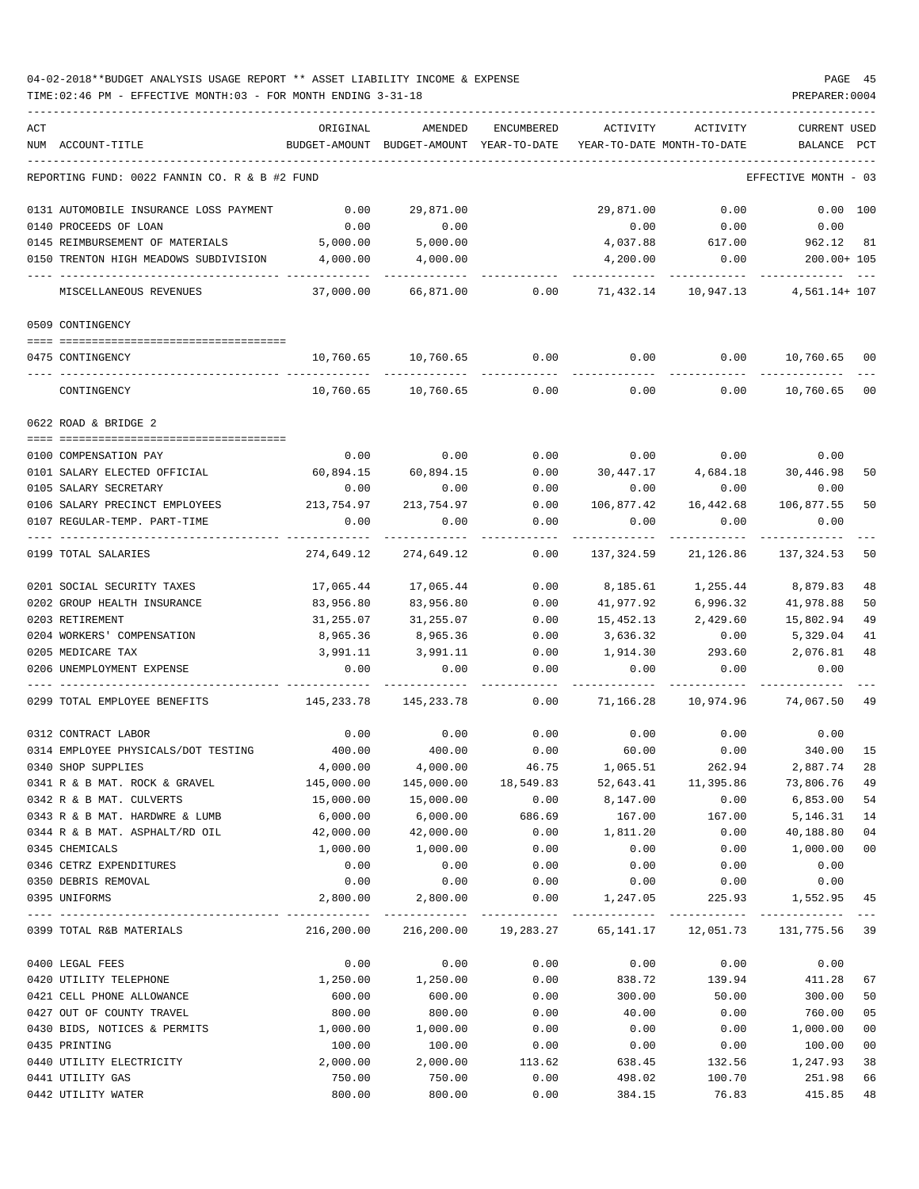04-02-2018**BUDGET ANALYSIS USAGE REPORT ** ASSET LIABILITY INCOME & EXPENSE

TIME:02:46 PM - EFFECTIVE MONTH:03 - FOR MONTH ENDING 3-31-18

PREPARER:0004

| ACT NUM | ACCOUNT-TITLE | ORIGINAL BUDGET-AMOUNT | AMENDED BUDGET-AMOUNT | ENCUMBERED YEAR-TO-DATE | ACTIVITY YEAR-TO-DATE | ACTIVITY MONTH-TO-DATE | CURRENT USED BALANCE | PCT |
|---|---|---|---|---|---|---|---|---|
| | REPORTING FUND: 0022 FANNIN CO. R & B #2 FUND | | | | | | EFFECTIVE MONTH - 03 | |
| 0131 | AUTOMOBILE INSURANCE LOSS PAYMENT | 0.00 | 29,871.00 | | 29,871.00 | 0.00 | 0.00 | 100 |
| 0140 | PROCEEDS OF LOAN | 0.00 | 0.00 | | 0.00 | 0.00 | 0.00 | |
| 0145 | REIMBURSEMENT OF MATERIALS | 5,000.00 | 5,000.00 | | 4,037.88 | 617.00 | 962.12 | 81 |
| 0150 | TRENTON HIGH MEADOWS SUBDIVISION | 4,000.00 | 4,000.00 | | 4,200.00 | 0.00 | 200.00+ | 105 |
| | MISCELLANEOUS REVENUES | 37,000.00 | 66,871.00 | 0.00 | 71,432.14 | 10,947.13 | 4,561.14+ | 107 |
| | 0509 CONTINGENCY | | | | | | | |
| 0475 | CONTINGENCY | 10,760.65 | 10,760.65 | 0.00 | 0.00 | 0.00 | 10,760.65 | 00 |
| | CONTINGENCY | 10,760.65 | 10,760.65 | 0.00 | 0.00 | 0.00 | 10,760.65 | 00 |
| | 0622 ROAD & BRIDGE 2 | | | | | | | |
| 0100 | COMPENSATION PAY | 0.00 | 0.00 | 0.00 | 0.00 | 0.00 | 0.00 | |
| 0101 | SALARY ELECTED OFFICIAL | 60,894.15 | 60,894.15 | 0.00 | 30,447.17 | 4,684.18 | 30,446.98 | 50 |
| 0105 | SALARY SECRETARY | 0.00 | 0.00 | 0.00 | 0.00 | 0.00 | 0.00 | |
| 0106 | SALARY PRECINCT EMPLOYEES | 213,754.97 | 213,754.97 | 0.00 | 106,877.42 | 16,442.68 | 106,877.55 | 50 |
| 0107 | REGULAR-TEMP. PART-TIME | 0.00 | 0.00 | 0.00 | 0.00 | 0.00 | 0.00 | |
| 0199 | TOTAL SALARIES | 274,649.12 | 274,649.12 | 0.00 | 137,324.59 | 21,126.86 | 137,324.53 | 50 |
| 0201 | SOCIAL SECURITY TAXES | 17,065.44 | 17,065.44 | 0.00 | 8,185.61 | 1,255.44 | 8,879.83 | 48 |
| 0202 | GROUP HEALTH INSURANCE | 83,956.80 | 83,956.80 | 0.00 | 41,977.92 | 6,996.32 | 41,978.88 | 50 |
| 0203 | RETIREMENT | 31,255.07 | 31,255.07 | 0.00 | 15,452.13 | 2,429.60 | 15,802.94 | 49 |
| 0204 | WORKERS' COMPENSATION | 8,965.36 | 8,965.36 | 0.00 | 3,636.32 | 0.00 | 5,329.04 | 41 |
| 0205 | MEDICARE TAX | 3,991.11 | 3,991.11 | 0.00 | 1,914.30 | 293.60 | 2,076.81 | 48 |
| 0206 | UNEMPLOYMENT EXPENSE | 0.00 | 0.00 | 0.00 | 0.00 | 0.00 | 0.00 | |
| 0299 | TOTAL EMPLOYEE BENEFITS | 145,233.78 | 145,233.78 | 0.00 | 71,166.28 | 10,974.96 | 74,067.50 | 49 |
| 0312 | CONTRACT LABOR | 0.00 | 0.00 | 0.00 | 0.00 | 0.00 | 0.00 | |
| 0314 | EMPLOYEE PHYSICALS/DOT TESTING | 400.00 | 400.00 | 0.00 | 60.00 | 0.00 | 340.00 | 15 |
| 0340 | SHOP SUPPLIES | 4,000.00 | 4,000.00 | 46.75 | 1,065.51 | 262.94 | 2,887.74 | 28 |
| 0341 | R & B MAT. ROCK & GRAVEL | 145,000.00 | 145,000.00 | 18,549.83 | 52,643.41 | 11,395.86 | 73,806.76 | 49 |
| 0342 | R & B MAT. CULVERTS | 15,000.00 | 15,000.00 | 0.00 | 8,147.00 | 0.00 | 6,853.00 | 54 |
| 0343 | R & B MAT. HARDWRE & LUMB | 6,000.00 | 6,000.00 | 686.69 | 167.00 | 167.00 | 5,146.31 | 14 |
| 0344 | R & B MAT. ASPHALT/RD OIL | 42,000.00 | 42,000.00 | 0.00 | 1,811.20 | 0.00 | 40,188.80 | 04 |
| 0345 | CHEMICALS | 1,000.00 | 1,000.00 | 0.00 | 0.00 | 0.00 | 1,000.00 | 00 |
| 0346 | CETRZ EXPENDITURES | 0.00 | 0.00 | 0.00 | 0.00 | 0.00 | 0.00 | |
| 0350 | DEBRIS REMOVAL | 0.00 | 0.00 | 0.00 | 0.00 | 0.00 | 0.00 | |
| 0395 | UNIFORMS | 2,800.00 | 2,800.00 | 0.00 | 1,247.05 | 225.93 | 1,552.95 | 45 |
| 0399 | TOTAL R&B MATERIALS | 216,200.00 | 216,200.00 | 19,283.27 | 65,141.17 | 12,051.73 | 131,775.56 | 39 |
| 0400 | LEGAL FEES | 0.00 | 0.00 | 0.00 | 0.00 | 0.00 | 0.00 | |
| 0420 | UTILITY TELEPHONE | 1,250.00 | 1,250.00 | 0.00 | 838.72 | 139.94 | 411.28 | 67 |
| 0421 | CELL PHONE ALLOWANCE | 600.00 | 600.00 | 0.00 | 300.00 | 50.00 | 300.00 | 50 |
| 0427 | OUT OF COUNTY TRAVEL | 800.00 | 800.00 | 0.00 | 40.00 | 0.00 | 760.00 | 05 |
| 0430 | BIDS, NOTICES & PERMITS | 1,000.00 | 1,000.00 | 0.00 | 0.00 | 0.00 | 1,000.00 | 00 |
| 0435 | PRINTING | 100.00 | 100.00 | 0.00 | 0.00 | 0.00 | 100.00 | 00 |
| 0440 | UTILITY ELECTRICITY | 2,000.00 | 2,000.00 | 113.62 | 638.45 | 132.56 | 1,247.93 | 38 |
| 0441 | UTILITY GAS | 750.00 | 750.00 | 0.00 | 498.02 | 100.70 | 251.98 | 66 |
| 0442 | UTILITY WATER | 800.00 | 800.00 | 0.00 | 384.15 | 76.83 | 415.85 | 48 |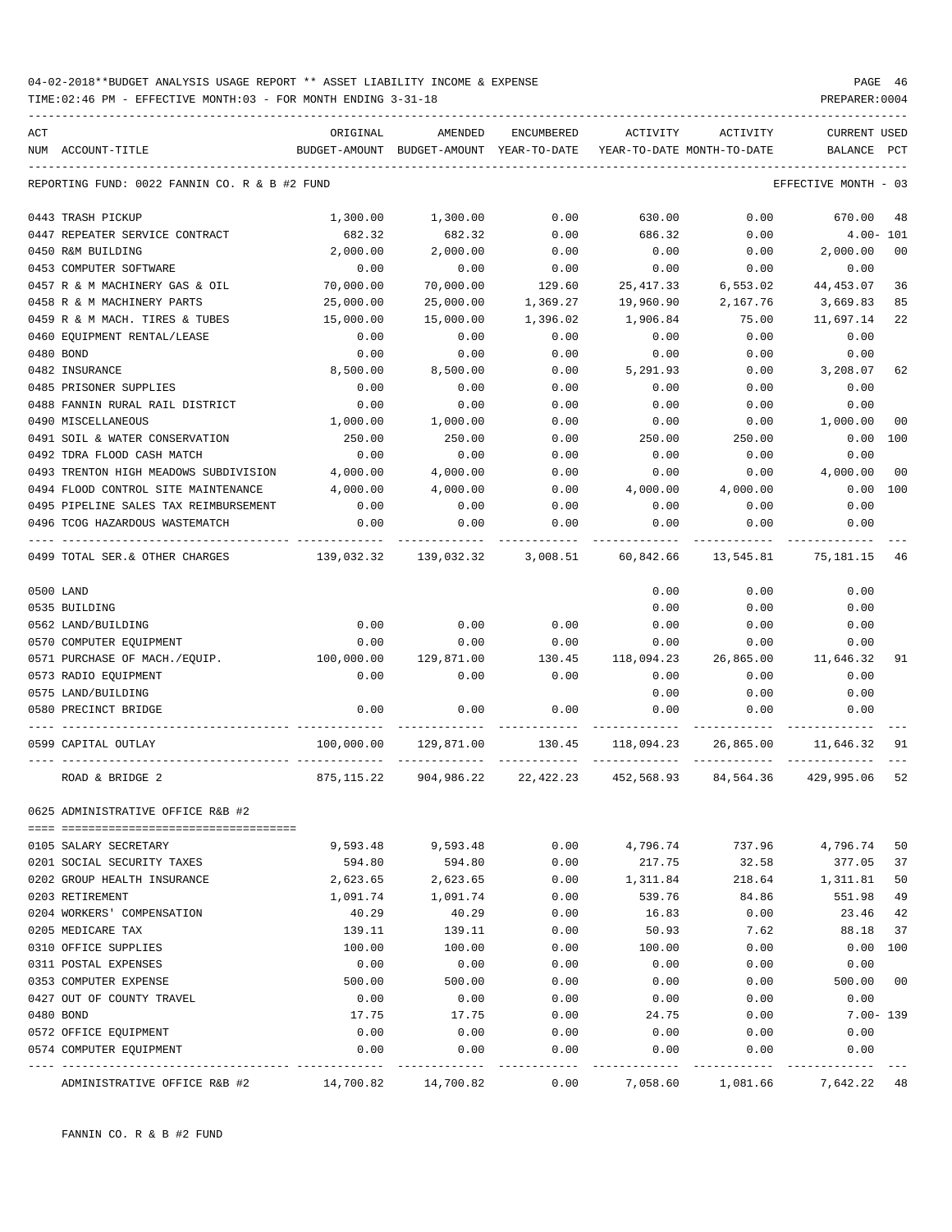04-02-2018**BUDGET ANALYSIS USAGE REPORT ** ASSET LIABILITY INCOME & EXPENSE

TIME:02:46 PM - EFFECTIVE MONTH:03 - FOR MONTH ENDING 3-31-18

REPORTING FUND: 0022 FANNIN CO. R & B #2 FUND — EFFECTIVE MONTH - 03

| ACT NUM | ACCOUNT-TITLE | ORIGINAL BUDGET-AMOUNT | AMENDED BUDGET-AMOUNT | ENCUMBERED YEAR-TO-DATE | ACTIVITY YEAR-TO-DATE | ACTIVITY MONTH-TO-DATE | CURRENT BALANCE | USED PCT |
|---|---|---|---|---|---|---|---|---|
| 0443 | TRASH PICKUP | 1,300.00 | 1,300.00 | 0.00 | 630.00 | 0.00 | 670.00 | 48 |
| 0447 | REPEATER SERVICE CONTRACT | 682.32 | 682.32 | 0.00 | 686.32 | 0.00 | 4.00- | 101 |
| 0450 | R&M BUILDING | 2,000.00 | 2,000.00 | 0.00 | 0.00 | 0.00 | 2,000.00 | 00 |
| 0453 | COMPUTER SOFTWARE | 0.00 | 0.00 | 0.00 | 0.00 | 0.00 | 0.00 | |
| 0457 | R & M MACHINERY GAS & OIL | 70,000.00 | 70,000.00 | 129.60 | 25,417.33 | 6,553.02 | 44,453.07 | 36 |
| 0458 | R & M MACHINERY PARTS | 25,000.00 | 25,000.00 | 1,369.27 | 19,960.90 | 2,167.76 | 3,669.83 | 85 |
| 0459 | R & M MACH. TIRES & TUBES | 15,000.00 | 15,000.00 | 1,396.02 | 1,906.84 | 75.00 | 11,697.14 | 22 |
| 0460 | EQUIPMENT RENTAL/LEASE | 0.00 | 0.00 | 0.00 | 0.00 | 0.00 | 0.00 | |
| 0480 | BOND | 0.00 | 0.00 | 0.00 | 0.00 | 0.00 | 0.00 | |
| 0482 | INSURANCE | 8,500.00 | 8,500.00 | 0.00 | 5,291.93 | 0.00 | 3,208.07 | 62 |
| 0485 | PRISONER SUPPLIES | 0.00 | 0.00 | 0.00 | 0.00 | 0.00 | 0.00 | |
| 0488 | FANNIN RURAL RAIL DISTRICT | 0.00 | 0.00 | 0.00 | 0.00 | 0.00 | 0.00 | |
| 0490 | MISCELLANEOUS | 1,000.00 | 1,000.00 | 0.00 | 0.00 | 0.00 | 1,000.00 | 00 |
| 0491 | SOIL & WATER CONSERVATION | 250.00 | 250.00 | 0.00 | 250.00 | 250.00 | 0.00 | 100 |
| 0492 | TDRA FLOOD CASH MATCH | 0.00 | 0.00 | 0.00 | 0.00 | 0.00 | 0.00 | |
| 0493 | TRENTON HIGH MEADOWS SUBDIVISION | 4,000.00 | 4,000.00 | 0.00 | 0.00 | 0.00 | 4,000.00 | 00 |
| 0494 | FLOOD CONTROL SITE MAINTENANCE | 4,000.00 | 4,000.00 | 0.00 | 4,000.00 | 4,000.00 | 0.00 | 100 |
| 0495 | PIPELINE SALES TAX REIMBURSEMENT | 0.00 | 0.00 | 0.00 | 0.00 | 0.00 | 0.00 | |
| 0496 | TCOG HAZARDOUS WASTEMATCH | 0.00 | 0.00 | 0.00 | 0.00 | 0.00 | 0.00 | |
| 0499 | TOTAL SER.& OTHER CHARGES | 139,032.32 | 139,032.32 | 3,008.51 | 60,842.66 | 13,545.81 | 75,181.15 | 46 |
| 0500 | LAND | | | | 0.00 | 0.00 | 0.00 | |
| 0535 | BUILDING | | | | 0.00 | 0.00 | 0.00 | |
| 0562 | LAND/BUILDING | 0.00 | 0.00 | 0.00 | 0.00 | 0.00 | 0.00 | |
| 0570 | COMPUTER EQUIPMENT | 0.00 | 0.00 | 0.00 | 0.00 | 0.00 | 0.00 | |
| 0571 | PURCHASE OF MACH./EQUIP. | 100,000.00 | 129,871.00 | 130.45 | 118,094.23 | 26,865.00 | 11,646.32 | 91 |
| 0573 | RADIO EQUIPMENT | 0.00 | 0.00 | 0.00 | 0.00 | 0.00 | 0.00 | |
| 0575 | LAND/BUILDING | | | | 0.00 | 0.00 | 0.00 | |
| 0580 | PRECINCT BRIDGE | 0.00 | 0.00 | 0.00 | 0.00 | 0.00 | 0.00 | |
| 0599 | CAPITAL OUTLAY | 100,000.00 | 129,871.00 | 130.45 | 118,094.23 | 26,865.00 | 11,646.32 | 91 |
| | ROAD & BRIDGE 2 | 875,115.22 | 904,986.22 | 22,422.23 | 452,568.93 | 84,564.36 | 429,995.06 | 52 |

0625 ADMINISTRATIVE OFFICE R&B #2

| ACT NUM | ACCOUNT-TITLE | ORIGINAL BUDGET-AMOUNT | AMENDED BUDGET-AMOUNT | ENCUMBERED YEAR-TO-DATE | ACTIVITY YEAR-TO-DATE | ACTIVITY MONTH-TO-DATE | CURRENT BALANCE | USED PCT |
|---|---|---|---|---|---|---|---|---|
| 0105 | SALARY SECRETARY | 9,593.48 | 9,593.48 | 0.00 | 4,796.74 | 737.96 | 4,796.74 | 50 |
| 0201 | SOCIAL SECURITY TAXES | 594.80 | 594.80 | 0.00 | 217.75 | 32.58 | 377.05 | 37 |
| 0202 | GROUP HEALTH INSURANCE | 2,623.65 | 2,623.65 | 0.00 | 1,311.84 | 218.64 | 1,311.81 | 50 |
| 0203 | RETIREMENT | 1,091.74 | 1,091.74 | 0.00 | 539.76 | 84.86 | 551.98 | 49 |
| 0204 | WORKERS' COMPENSATION | 40.29 | 40.29 | 0.00 | 16.83 | 0.00 | 23.46 | 42 |
| 0205 | MEDICARE TAX | 139.11 | 139.11 | 0.00 | 50.93 | 7.62 | 88.18 | 37 |
| 0310 | OFFICE SUPPLIES | 100.00 | 100.00 | 0.00 | 100.00 | 0.00 | 0.00 | 100 |
| 0311 | POSTAL EXPENSES | 0.00 | 0.00 | 0.00 | 0.00 | 0.00 | 0.00 | |
| 0353 | COMPUTER EXPENSE | 500.00 | 500.00 | 0.00 | 0.00 | 0.00 | 500.00 | 00 |
| 0427 | OUT OF COUNTY TRAVEL | 0.00 | 0.00 | 0.00 | 0.00 | 0.00 | 0.00 | |
| 0480 | BOND | 17.75 | 17.75 | 0.00 | 24.75 | 0.00 | 7.00- | 139 |
| 0572 | OFFICE EQUIPMENT | 0.00 | 0.00 | 0.00 | 0.00 | 0.00 | 0.00 | |
| 0574 | COMPUTER EQUIPMENT | 0.00 | 0.00 | 0.00 | 0.00 | 0.00 | 0.00 | |
| | ADMINISTRATIVE OFFICE R&B #2 | 14,700.82 | 14,700.82 | 0.00 | 7,058.60 | 1,081.66 | 7,642.22 | 48 |

FANNIN CO. R & B #2 FUND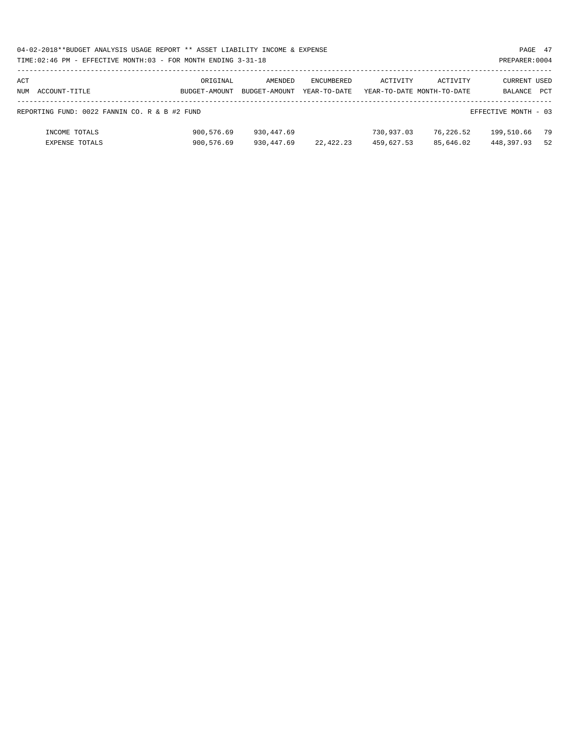| ACT NUM | ACCOUNT-TITLE | ORIGINAL BUDGET-AMOUNT | AMENDED BUDGET-AMOUNT | ENCUMBERED YEAR-TO-DATE | ACTIVITY YEAR-TO-DATE | ACTIVITY MONTH-TO-DATE | CURRENT BALANCE | USED PCT |
|---|---|---|---|---|---|---|---|---|
| REPORTING FUND: 0022 FANNIN CO. R & B #2 FUND | | | | | | | EFFECTIVE MONTH - 03 | |
| | INCOME TOTALS | 900,576.69 | 930,447.69 | | 730,937.03 | 76,226.52 | 199,510.66 | 79 |
| | EXPENSE TOTALS | 900,576.69 | 930,447.69 | 22,422.23 | 459,627.53 | 85,646.02 | 448,397.93 | 52 |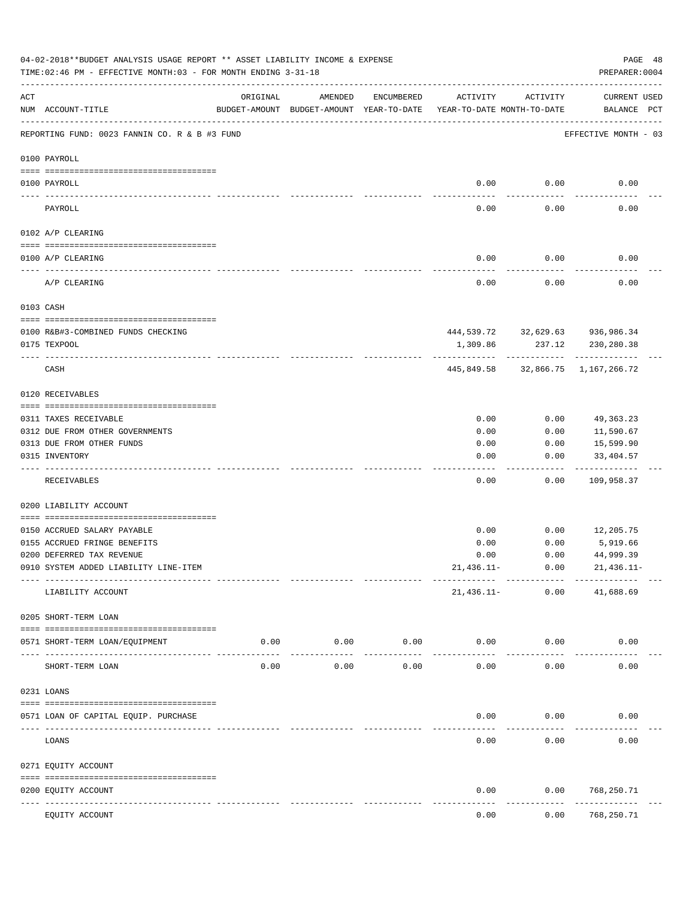04-02-2018**BUDGET ANALYSIS USAGE REPORT ** ASSET LIABILITY INCOME & EXPENSE

TIME:02:46 PM - EFFECTIVE MONTH:03 - FOR MONTH ENDING 3-31-18

PREPARER:0004

REPORTING FUND: 0023 FANNIN CO. R & B #3 FUND — EFFECTIVE MONTH - 03

| ACT NUM | ACCOUNT-TITLE | ORIGINAL BUDGET-AMOUNT | AMENDED BUDGET-AMOUNT | ENCUMBERED YEAR-TO-DATE | ACTIVITY YEAR-TO-DATE | ACTIVITY MONTH-TO-DATE | CURRENT USED BALANCE | PCT |
|---|---|---|---|---|---|---|---|---|
| | **0100 PAYROLL** | | | | | | | |
| 0100 | PAYROLL | | | | 0.00 | 0.00 | 0.00 | |
| | PAYROLL | | | | 0.00 | 0.00 | 0.00 | |
| | **0102 A/P CLEARING** | | | | | | | |
| 0100 | A/P CLEARING | | | | 0.00 | 0.00 | 0.00 | |
| | A/P CLEARING | | | | 0.00 | 0.00 | 0.00 | |
| | **0103 CASH** | | | | | | | |
| 0100 | R&B#3-COMBINED FUNDS CHECKING | | | | 444,539.72 | 32,629.63 | 936,986.34 | |
| 0175 | TEXPOOL | | | | 1,309.86 | 237.12 | 230,280.38 | |
| | CASH | | | | 445,849.58 | 32,866.75 | 1,167,266.72 | |
| | **0120 RECEIVABLES** | | | | | | | |
| 0311 | TAXES RECEIVABLE | | | | 0.00 | 0.00 | 49,363.23 | |
| 0312 | DUE FROM OTHER GOVERNMENTS | | | | 0.00 | 0.00 | 11,590.67 | |
| 0313 | DUE FROM OTHER FUNDS | | | | 0.00 | 0.00 | 15,599.90 | |
| 0315 | INVENTORY | | | | 0.00 | 0.00 | 33,404.57 | |
| | RECEIVABLES | | | | 0.00 | 0.00 | 109,958.37 | |
| | **0200 LIABILITY ACCOUNT** | | | | | | | |
| 0150 | ACCRUED SALARY PAYABLE | | | | 0.00 | 0.00 | 12,205.75 | |
| 0155 | ACCRUED FRINGE BENEFITS | | | | 0.00 | 0.00 | 5,919.66 | |
| 0200 | DEFERRED TAX REVENUE | | | | 0.00 | 0.00 | 44,999.39 | |
| 0910 | SYSTEM ADDED LIABILITY LINE-ITEM | | | | 21,436.11- | 0.00 | 21,436.11- | |
| | LIABILITY ACCOUNT | | | | 21,436.11- | 0.00 | 41,688.69 | |
| | **0205 SHORT-TERM LOAN** | | | | | | | |
| 0571 | SHORT-TERM LOAN/EQUIPMENT | 0.00 | 0.00 | 0.00 | 0.00 | 0.00 | 0.00 | |
| | SHORT-TERM LOAN | 0.00 | 0.00 | 0.00 | 0.00 | 0.00 | 0.00 | |
| | **0231 LOANS** | | | | | | | |
| 0571 | LOAN OF CAPITAL EQUIP. PURCHASE | | | | 0.00 | 0.00 | 0.00 | |
| | LOANS | | | | 0.00 | 0.00 | 0.00 | |
| | **0271 EQUITY ACCOUNT** | | | | | | | |
| 0200 | EQUITY ACCOUNT | | | | 0.00 | 0.00 | 768,250.71 | |
| | EQUITY ACCOUNT | | | | 0.00 | 0.00 | 768,250.71 | |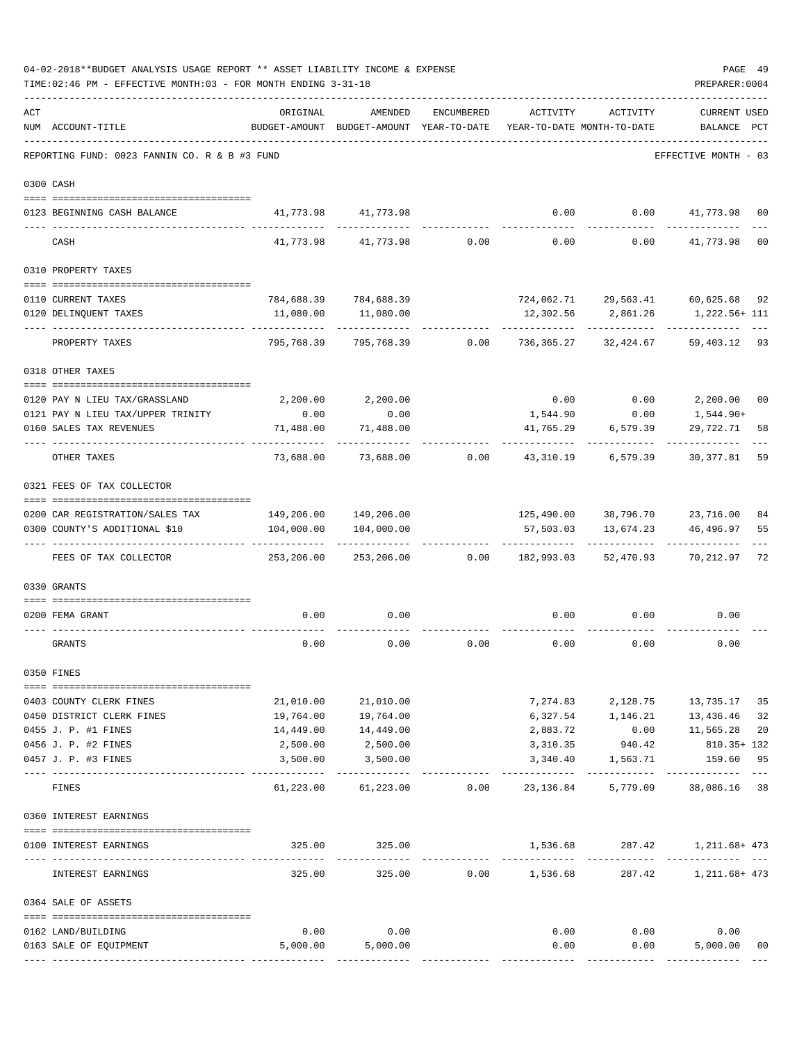04-02-2018**BUDGET ANALYSIS USAGE REPORT ** ASSET LIABILITY INCOME & EXPENSE

TIME:02:46 PM - EFFECTIVE MONTH:03 - FOR MONTH ENDING 3-31-18

PREPARER:0004

REPORTING FUND: 0023 FANNIN CO. R & B #3 FUND — EFFECTIVE MONTH - 03

| ACT NUM | ACCOUNT-TITLE | ORIGINAL BUDGET-AMOUNT | AMENDED BUDGET-AMOUNT | ENCUMBERED YEAR-TO-DATE | ACTIVITY YEAR-TO-DATE | ACTIVITY MONTH-TO-DATE | CURRENT BALANCE | USED PCT |
|---|---|---|---|---|---|---|---|---|
| | **0300 CASH** | | | | | | | |
| 0123 | BEGINNING CASH BALANCE | 41,773.98 | 41,773.98 | | 0.00 | 0.00 | 41,773.98 | 00 |
| | CASH | 41,773.98 | 41,773.98 | 0.00 | 0.00 | 0.00 | 41,773.98 | 00 |
| | **0310 PROPERTY TAXES** | | | | | | | |
| 0110 | CURRENT TAXES | 784,688.39 | 784,688.39 | | 724,062.71 | 29,563.41 | 60,625.68 | 92 |
| 0120 | DELINQUENT TAXES | 11,080.00 | 11,080.00 | | 12,302.56 | 2,861.26 | 1,222.56+ | 111 |
| | PROPERTY TAXES | 795,768.39 | 795,768.39 | 0.00 | 736,365.27 | 32,424.67 | 59,403.12 | 93 |
| | **0318 OTHER TAXES** | | | | | | | |
| 0120 | PAY N LIEU TAX/GRASSLAND | 2,200.00 | 2,200.00 | | 0.00 | 0.00 | 2,200.00 | 00 |
| 0121 | PAY N LIEU TAX/UPPER TRINITY | 0.00 | 0.00 | | 1,544.90 | 0.00 | 1,544.90+ | |
| 0160 | SALES TAX REVENUES | 71,488.00 | 71,488.00 | | 41,765.29 | 6,579.39 | 29,722.71 | 58 |
| | OTHER TAXES | 73,688.00 | 73,688.00 | 0.00 | 43,310.19 | 6,579.39 | 30,377.81 | 59 |
| | **0321 FEES OF TAX COLLECTOR** | | | | | | | |
| 0200 | CAR REGISTRATION/SALES TAX | 149,206.00 | 149,206.00 | | 125,490.00 | 38,796.70 | 23,716.00 | 84 |
| 0300 | COUNTY'S ADDITIONAL $10 | 104,000.00 | 104,000.00 | | 57,503.03 | 13,674.23 | 46,496.97 | 55 |
| | FEES OF TAX COLLECTOR | 253,206.00 | 253,206.00 | 0.00 | 182,993.03 | 52,470.93 | 70,212.97 | 72 |
| | **0330 GRANTS** | | | | | | | |
| 0200 | FEMA GRANT | 0.00 | 0.00 | | 0.00 | 0.00 | 0.00 | |
| | GRANTS | 0.00 | 0.00 | 0.00 | 0.00 | 0.00 | 0.00 | |
| | **0350 FINES** | | | | | | | |
| 0403 | COUNTY CLERK FINES | 21,010.00 | 21,010.00 | | 7,274.83 | 2,128.75 | 13,735.17 | 35 |
| 0450 | DISTRICT CLERK FINES | 19,764.00 | 19,764.00 | | 6,327.54 | 1,146.21 | 13,436.46 | 32 |
| 0455 | J. P. #1 FINES | 14,449.00 | 14,449.00 | | 2,883.72 | 0.00 | 11,565.28 | 20 |
| 0456 | J. P. #2 FINES | 2,500.00 | 2,500.00 | | 3,310.35 | 940.42 | 810.35+ | 132 |
| 0457 | J. P. #3 FINES | 3,500.00 | 3,500.00 | | 3,340.40 | 1,563.71 | 159.60 | 95 |
| | FINES | 61,223.00 | 61,223.00 | 0.00 | 23,136.84 | 5,779.09 | 38,086.16 | 38 |
| | **0360 INTEREST EARNINGS** | | | | | | | |
| 0100 | INTEREST EARNINGS | 325.00 | 325.00 | | 1,536.68 | 287.42 | 1,211.68+ | 473 |
| | INTEREST EARNINGS | 325.00 | 325.00 | 0.00 | 1,536.68 | 287.42 | 1,211.68+ | 473 |
| | **0364 SALE OF ASSETS** | | | | | | | |
| 0162 | LAND/BUILDING | 0.00 | 0.00 | | 0.00 | 0.00 | 0.00 | |
| 0163 | SALE OF EQUIPMENT | 5,000.00 | 5,000.00 | | 0.00 | 0.00 | 5,000.00 | 00 |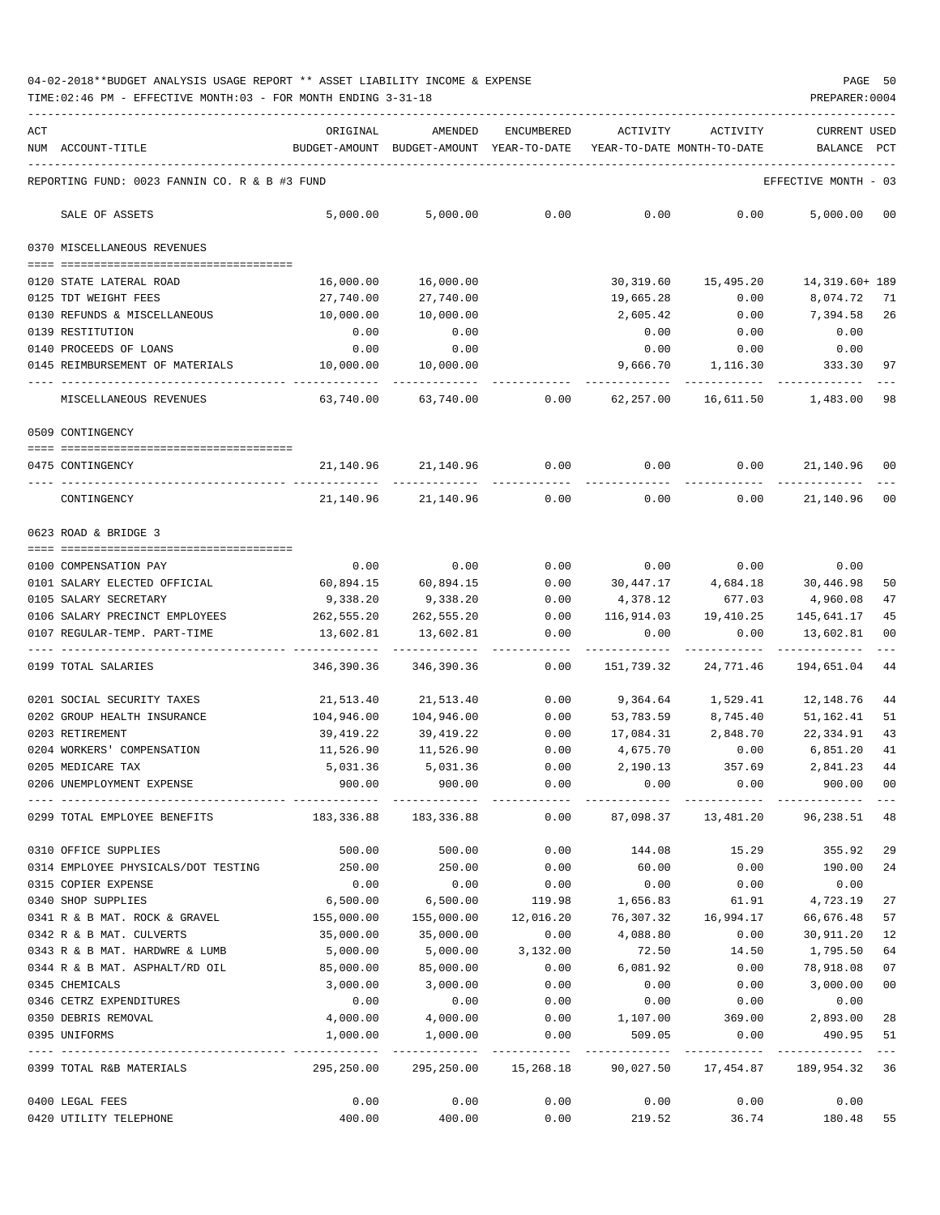04-02-2018**BUDGET ANALYSIS USAGE REPORT ** ASSET LIABILITY INCOME & EXPENSE

TIME:02:46 PM - EFFECTIVE MONTH:03 - FOR MONTH ENDING 3-31-18

PREPARER:0004

| ACT NUM | ACCOUNT-TITLE | ORIGINAL BUDGET-AMOUNT | AMENDED BUDGET-AMOUNT | ENCUMBERED YEAR-TO-DATE | ACTIVITY YEAR-TO-DATE | ACTIVITY MONTH-TO-DATE | CURRENT USED BALANCE | PCT |
|---|---|---|---|---|---|---|---|---|
| | REPORTING FUND: 0023 FANNIN CO. R & B #3 FUND | | | | | | EFFECTIVE MONTH - 03 | |
| | SALE OF ASSETS | 5,000.00 | 5,000.00 | 0.00 | 0.00 | 0.00 | 5,000.00 | 00 |
| | 0370 MISCELLANEOUS REVENUES | | | | | | | |
| 0120 | STATE LATERAL ROAD | 16,000.00 | 16,000.00 | | 30,319.60 | 15,495.20 | 14,319.60+ | 189 |
| 0125 | TDT WEIGHT FEES | 27,740.00 | 27,740.00 | | 19,665.28 | 0.00 | 8,074.72 | 71 |
| 0130 | REFUNDS & MISCELLANEOUS | 10,000.00 | 10,000.00 | | 2,605.42 | 0.00 | 7,394.58 | 26 |
| 0139 | RESTITUTION | 0.00 | 0.00 | | 0.00 | 0.00 | 0.00 | |
| 0140 | PROCEEDS OF LOANS | 0.00 | 0.00 | | 0.00 | 0.00 | 0.00 | |
| 0145 | REIMBURSEMENT OF MATERIALS | 10,000.00 | 10,000.00 | | 9,666.70 | 1,116.30 | 333.30 | 97 |
| | MISCELLANEOUS REVENUES | 63,740.00 | 63,740.00 | 0.00 | 62,257.00 | 16,611.50 | 1,483.00 | 98 |
| | 0509 CONTINGENCY | | | | | | | |
| 0475 | CONTINGENCY | 21,140.96 | 21,140.96 | 0.00 | 0.00 | 0.00 | 21,140.96 | 00 |
| | CONTINGENCY | 21,140.96 | 21,140.96 | 0.00 | 0.00 | 0.00 | 21,140.96 | 00 |
| | 0623 ROAD & BRIDGE 3 | | | | | | | |
| 0100 | COMPENSATION PAY | 0.00 | 0.00 | 0.00 | 0.00 | 0.00 | 0.00 | |
| 0101 | SALARY ELECTED OFFICIAL | 60,894.15 | 60,894.15 | 0.00 | 30,447.17 | 4,684.18 | 30,446.98 | 50 |
| 0105 | SALARY SECRETARY | 9,338.20 | 9,338.20 | 0.00 | 4,378.12 | 677.03 | 4,960.08 | 47 |
| 0106 | SALARY PRECINCT EMPLOYEES | 262,555.20 | 262,555.20 | 0.00 | 116,914.03 | 19,410.25 | 145,641.17 | 45 |
| 0107 | REGULAR-TEMP. PART-TIME | 13,602.81 | 13,602.81 | 0.00 | 0.00 | 0.00 | 13,602.81 | 00 |
| 0199 | TOTAL SALARIES | 346,390.36 | 346,390.36 | 0.00 | 151,739.32 | 24,771.46 | 194,651.04 | 44 |
| 0201 | SOCIAL SECURITY TAXES | 21,513.40 | 21,513.40 | 0.00 | 9,364.64 | 1,529.41 | 12,148.76 | 44 |
| 0202 | GROUP HEALTH INSURANCE | 104,946.00 | 104,946.00 | 0.00 | 53,783.59 | 8,745.40 | 51,162.41 | 51 |
| 0203 | RETIREMENT | 39,419.22 | 39,419.22 | 0.00 | 17,084.31 | 2,848.70 | 22,334.91 | 43 |
| 0204 | WORKERS' COMPENSATION | 11,526.90 | 11,526.90 | 0.00 | 4,675.70 | 0.00 | 6,851.20 | 41 |
| 0205 | MEDICARE TAX | 5,031.36 | 5,031.36 | 0.00 | 2,190.13 | 357.69 | 2,841.23 | 44 |
| 0206 | UNEMPLOYMENT EXPENSE | 900.00 | 900.00 | 0.00 | 0.00 | 0.00 | 900.00 | 00 |
| 0299 | TOTAL EMPLOYEE BENEFITS | 183,336.88 | 183,336.88 | 0.00 | 87,098.37 | 13,481.20 | 96,238.51 | 48 |
| 0310 | OFFICE SUPPLIES | 500.00 | 500.00 | 0.00 | 144.08 | 15.29 | 355.92 | 29 |
| 0314 | EMPLOYEE PHYSICALS/DOT TESTING | 250.00 | 250.00 | 0.00 | 60.00 | 0.00 | 190.00 | 24 |
| 0315 | COPIER EXPENSE | 0.00 | 0.00 | 0.00 | 0.00 | 0.00 | 0.00 | |
| 0340 | SHOP SUPPLIES | 6,500.00 | 6,500.00 | 119.98 | 1,656.83 | 61.91 | 4,723.19 | 27 |
| 0341 | R & B MAT. ROCK & GRAVEL | 155,000.00 | 155,000.00 | 12,016.20 | 76,307.32 | 16,994.17 | 66,676.48 | 57 |
| 0342 | R & B MAT. CULVERTS | 35,000.00 | 35,000.00 | 0.00 | 4,088.80 | 0.00 | 30,911.20 | 12 |
| 0343 | R & B MAT. HARDWRE & LUMB | 5,000.00 | 5,000.00 | 3,132.00 | 72.50 | 14.50 | 1,795.50 | 64 |
| 0344 | R & B MAT. ASPHALT/RD OIL | 85,000.00 | 85,000.00 | 0.00 | 6,081.92 | 0.00 | 78,918.08 | 07 |
| 0345 | CHEMICALS | 3,000.00 | 3,000.00 | 0.00 | 0.00 | 0.00 | 3,000.00 | 00 |
| 0346 | CETRZ EXPENDITURES | 0.00 | 0.00 | 0.00 | 0.00 | 0.00 | 0.00 | |
| 0350 | DEBRIS REMOVAL | 4,000.00 | 4,000.00 | 0.00 | 1,107.00 | 369.00 | 2,893.00 | 28 |
| 0395 | UNIFORMS | 1,000.00 | 1,000.00 | 0.00 | 509.05 | 0.00 | 490.95 | 51 |
| 0399 | TOTAL R&B MATERIALS | 295,250.00 | 295,250.00 | 15,268.18 | 90,027.50 | 17,454.87 | 189,954.32 | 36 |
| 0400 | LEGAL FEES | 0.00 | 0.00 | 0.00 | 0.00 | 0.00 | 0.00 | |
| 0420 | UTILITY TELEPHONE | 400.00 | 400.00 | 0.00 | 219.52 | 36.74 | 180.48 | 55 |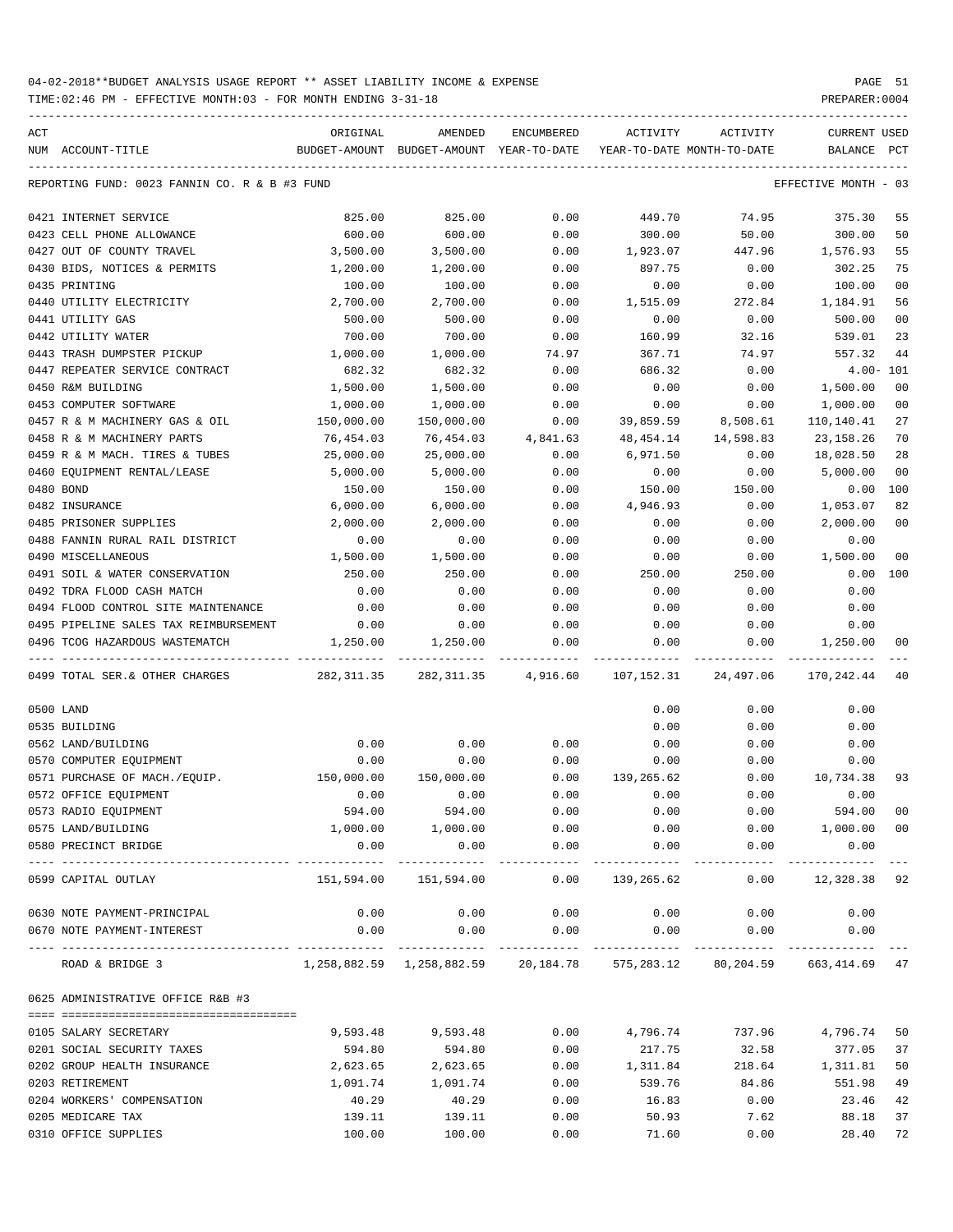04-02-2018**BUDGET ANALYSIS USAGE REPORT ** ASSET LIABILITY INCOME & EXPENSE

TIME:02:46 PM - EFFECTIVE MONTH:03 - FOR MONTH ENDING 3-31-18

PREPARER:0004

REPORTING FUND: 0023 FANNIN CO. R & B #3 FUND — EFFECTIVE MONTH - 03

| ACT NUM | ACCOUNT-TITLE | ORIGINAL BUDGET-AMOUNT | AMENDED BUDGET-AMOUNT | ENCUMBERED YEAR-TO-DATE | ACTIVITY YEAR-TO-DATE | ACTIVITY MONTH-TO-DATE | CURRENT BALANCE | USED PCT |
|---|---|---|---|---|---|---|---|---|
| 0421 | INTERNET SERVICE | 825.00 | 825.00 | 0.00 | 449.70 | 74.95 | 375.30 | 55 |
| 0423 | CELL PHONE ALLOWANCE | 600.00 | 600.00 | 0.00 | 300.00 | 50.00 | 300.00 | 50 |
| 0427 | OUT OF COUNTY TRAVEL | 3,500.00 | 3,500.00 | 0.00 | 1,923.07 | 447.96 | 1,576.93 | 55 |
| 0430 | BIDS, NOTICES & PERMITS | 1,200.00 | 1,200.00 | 0.00 | 897.75 | 0.00 | 302.25 | 75 |
| 0435 | PRINTING | 100.00 | 100.00 | 0.00 | 0.00 | 0.00 | 100.00 | 00 |
| 0440 | UTILITY ELECTRICITY | 2,700.00 | 2,700.00 | 0.00 | 1,515.09 | 272.84 | 1,184.91 | 56 |
| 0441 | UTILITY GAS | 500.00 | 500.00 | 0.00 | 0.00 | 0.00 | 500.00 | 00 |
| 0442 | UTILITY WATER | 700.00 | 700.00 | 0.00 | 160.99 | 32.16 | 539.01 | 23 |
| 0443 | TRASH DUMPSTER PICKUP | 1,000.00 | 1,000.00 | 74.97 | 367.71 | 74.97 | 557.32 | 44 |
| 0447 | REPEATER SERVICE CONTRACT | 682.32 | 682.32 | 0.00 | 686.32 | 0.00 | 4.00- | 101 |
| 0450 | R&M BUILDING | 1,500.00 | 1,500.00 | 0.00 | 0.00 | 0.00 | 1,500.00 | 00 |
| 0453 | COMPUTER SOFTWARE | 1,000.00 | 1,000.00 | 0.00 | 0.00 | 0.00 | 1,000.00 | 00 |
| 0457 | R & M MACHINERY GAS & OIL | 150,000.00 | 150,000.00 | 0.00 | 39,859.59 | 8,508.61 | 110,140.41 | 27 |
| 0458 | R & M MACHINERY PARTS | 76,454.03 | 76,454.03 | 4,841.63 | 48,454.14 | 14,598.83 | 23,158.26 | 70 |
| 0459 | R & M MACH. TIRES & TUBES | 25,000.00 | 25,000.00 | 0.00 | 6,971.50 | 0.00 | 18,028.50 | 28 |
| 0460 | EQUIPMENT RENTAL/LEASE | 5,000.00 | 5,000.00 | 0.00 | 0.00 | 0.00 | 5,000.00 | 00 |
| 0480 | BOND | 150.00 | 150.00 | 0.00 | 150.00 | 150.00 | 0.00 | 100 |
| 0482 | INSURANCE | 6,000.00 | 6,000.00 | 0.00 | 4,946.93 | 0.00 | 1,053.07 | 82 |
| 0485 | PRISONER SUPPLIES | 2,000.00 | 2,000.00 | 0.00 | 0.00 | 0.00 | 2,000.00 | 00 |
| 0488 | FANNIN RURAL RAIL DISTRICT | 0.00 | 0.00 | 0.00 | 0.00 | 0.00 | 0.00 | |
| 0490 | MISCELLANEOUS | 1,500.00 | 1,500.00 | 0.00 | 0.00 | 0.00 | 1,500.00 | 00 |
| 0491 | SOIL & WATER CONSERVATION | 250.00 | 250.00 | 0.00 | 250.00 | 250.00 | 0.00 | 100 |
| 0492 | TDRA FLOOD CASH MATCH | 0.00 | 0.00 | 0.00 | 0.00 | 0.00 | 0.00 | |
| 0494 | FLOOD CONTROL SITE MAINTENANCE | 0.00 | 0.00 | 0.00 | 0.00 | 0.00 | 0.00 | |
| 0495 | PIPELINE SALES TAX REIMBURSEMENT | 0.00 | 0.00 | 0.00 | 0.00 | 0.00 | 0.00 | |
| 0496 | TCOG HAZARDOUS WASTEMATCH | 1,250.00 | 1,250.00 | 0.00 | 0.00 | 0.00 | 1,250.00 | 00 |
| 0499 | TOTAL SER.& OTHER CHARGES | 282,311.35 | 282,311.35 | 4,916.60 | 107,152.31 | 24,497.06 | 170,242.44 | 40 |
| 0500 | LAND | | | | 0.00 | 0.00 | 0.00 | |
| 0535 | BUILDING | | | | 0.00 | 0.00 | 0.00 | |
| 0562 | LAND/BUILDING | 0.00 | 0.00 | 0.00 | 0.00 | 0.00 | 0.00 | |
| 0570 | COMPUTER EQUIPMENT | 0.00 | 0.00 | 0.00 | 0.00 | 0.00 | 0.00 | |
| 0571 | PURCHASE OF MACH./EQUIP. | 150,000.00 | 150,000.00 | 0.00 | 139,265.62 | 0.00 | 10,734.38 | 93 |
| 0572 | OFFICE EQUIPMENT | 0.00 | 0.00 | 0.00 | 0.00 | 0.00 | 0.00 | |
| 0573 | RADIO EQUIPMENT | 594.00 | 594.00 | 0.00 | 0.00 | 0.00 | 594.00 | 00 |
| 0575 | LAND/BUILDING | 1,000.00 | 1,000.00 | 0.00 | 0.00 | 0.00 | 1,000.00 | 00 |
| 0580 | PRECINCT BRIDGE | 0.00 | 0.00 | 0.00 | 0.00 | 0.00 | 0.00 | |
| 0599 | CAPITAL OUTLAY | 151,594.00 | 151,594.00 | 0.00 | 139,265.62 | 0.00 | 12,328.38 | 92 |
| 0630 | NOTE PAYMENT-PRINCIPAL | 0.00 | 0.00 | 0.00 | 0.00 | 0.00 | 0.00 | |
| 0670 | NOTE PAYMENT-INTEREST | 0.00 | 0.00 | 0.00 | 0.00 | 0.00 | 0.00 | |
| | ROAD & BRIDGE 3 | 1,258,882.59 | 1,258,882.59 | 20,184.78 | 575,283.12 | 80,204.59 | 663,414.69 | 47 |

0625 ADMINISTRATIVE OFFICE R&B #3

| ACT NUM | ACCOUNT-TITLE | ORIGINAL BUDGET-AMOUNT | AMENDED BUDGET-AMOUNT | ENCUMBERED YEAR-TO-DATE | ACTIVITY YEAR-TO-DATE | ACTIVITY MONTH-TO-DATE | CURRENT BALANCE | USED PCT |
|---|---|---|---|---|---|---|---|---|
| 0105 | SALARY SECRETARY | 9,593.48 | 9,593.48 | 0.00 | 4,796.74 | 737.96 | 4,796.74 | 50 |
| 0201 | SOCIAL SECURITY TAXES | 594.80 | 594.80 | 0.00 | 217.75 | 32.58 | 377.05 | 37 |
| 0202 | GROUP HEALTH INSURANCE | 2,623.65 | 2,623.65 | 0.00 | 1,311.84 | 218.64 | 1,311.81 | 50 |
| 0203 | RETIREMENT | 1,091.74 | 1,091.74 | 0.00 | 539.76 | 84.86 | 551.98 | 49 |
| 0204 | WORKERS' COMPENSATION | 40.29 | 40.29 | 0.00 | 16.83 | 0.00 | 23.46 | 42 |
| 0205 | MEDICARE TAX | 139.11 | 139.11 | 0.00 | 50.93 | 7.62 | 88.18 | 37 |
| 0310 | OFFICE SUPPLIES | 100.00 | 100.00 | 0.00 | 71.60 | 0.00 | 28.40 | 72 |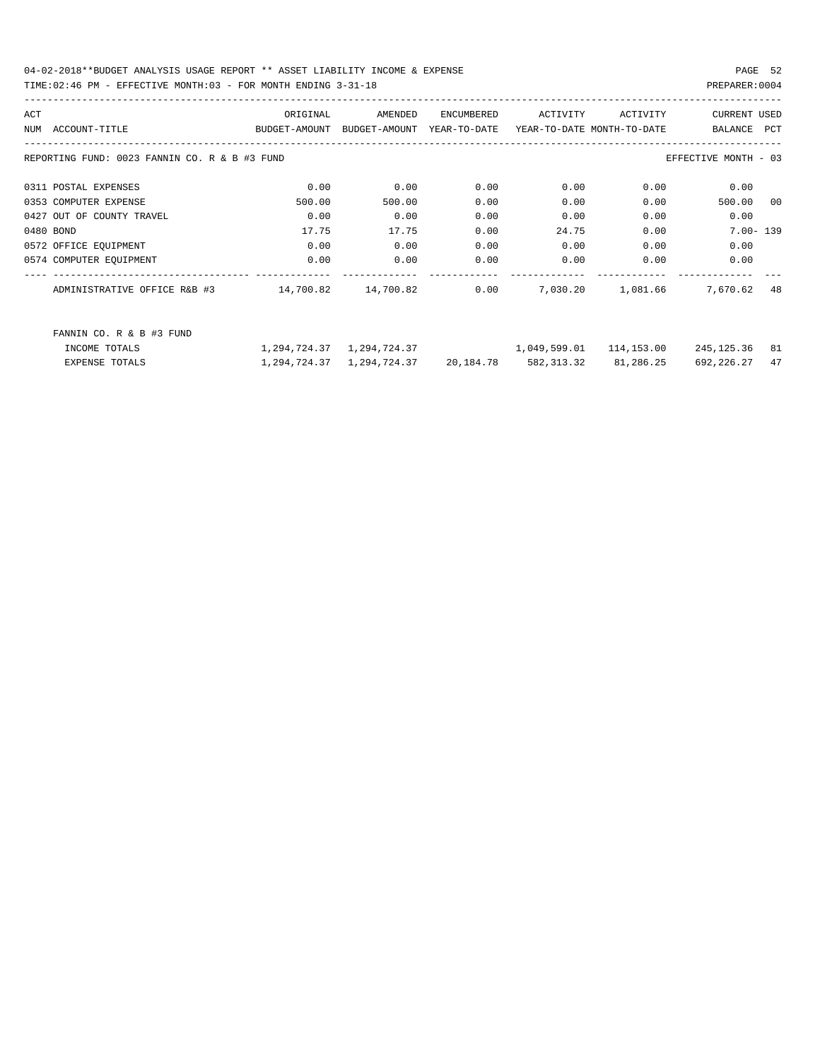04-02-2018**BUDGET ANALYSIS USAGE REPORT ** ASSET LIABILITY INCOME & EXPENSE

TIME:02:46 PM - EFFECTIVE MONTH:03 - FOR MONTH ENDING 3-31-18

PREPARER:0004

| ACT NUM | ACCOUNT-TITLE | ORIGINAL BUDGET-AMOUNT | AMENDED BUDGET-AMOUNT | ENCUMBERED YEAR-TO-DATE | ACTIVITY YEAR-TO-DATE | ACTIVITY MONTH-TO-DATE | CURRENT BALANCE | USED PCT |
|---|---|---|---|---|---|---|---|---|
| REPORTING FUND: 0023 FANNIN CO. R & B #3 FUND | | | | | | | EFFECTIVE MONTH - 03 | |
| 0311 | POSTAL EXPENSES | 0.00 | 0.00 | 0.00 | 0.00 | 0.00 | 0.00 | |
| 0353 | COMPUTER EXPENSE | 500.00 | 500.00 | 0.00 | 0.00 | 0.00 | 500.00 | 00 |
| 0427 | OUT OF COUNTY TRAVEL | 0.00 | 0.00 | 0.00 | 0.00 | 0.00 | 0.00 | |
| 0480 | BOND | 17.75 | 17.75 | 0.00 | 24.75 | 0.00 | 7.00- | 139 |
| 0572 | OFFICE EQUIPMENT | 0.00 | 0.00 | 0.00 | 0.00 | 0.00 | 0.00 | |
| 0574 | COMPUTER EQUIPMENT | 0.00 | 0.00 | 0.00 | 0.00 | 0.00 | 0.00 | |
| | ADMINISTRATIVE OFFICE R&B #3 | 14,700.82 | 14,700.82 | 0.00 | 7,030.20 | 1,081.66 | 7,670.62 | 48 |
| | FANNIN CO. R & B #3 FUND | | | | | | | |
| | INCOME TOTALS | 1,294,724.37 | 1,294,724.37 | | 1,049,599.01 | 114,153.00 | 245,125.36 | 81 |
| | EXPENSE TOTALS | 1,294,724.37 | 1,294,724.37 | 20,184.78 | 582,313.32 | 81,286.25 | 692,226.27 | 47 |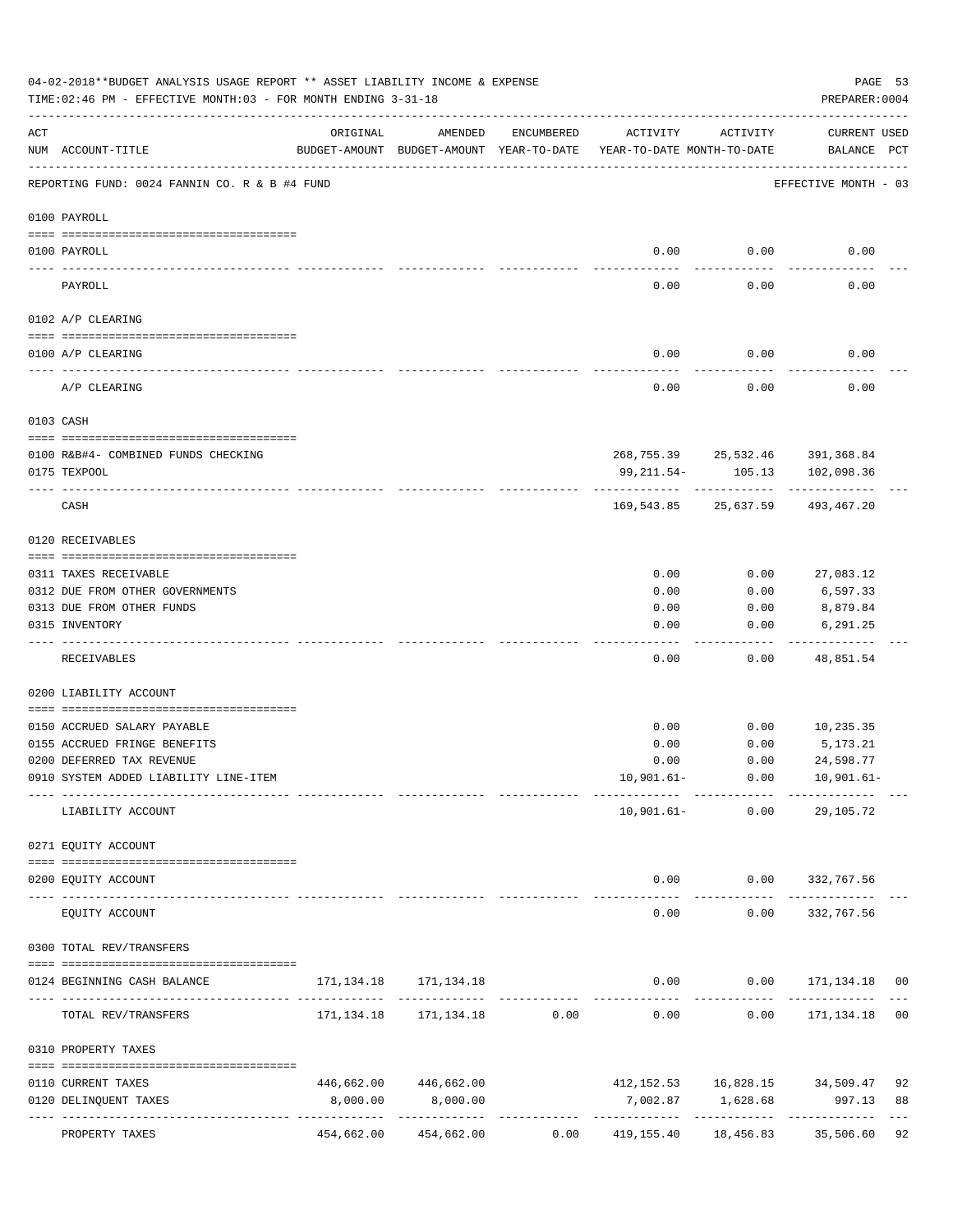04-02-2018**BUDGET ANALYSIS USAGE REPORT ** ASSET LIABILITY INCOME & EXPENSE

TIME:02:46 PM - EFFECTIVE MONTH:03 - FOR MONTH ENDING 3-31-18

PREPARER:0004

| ACT NUM | ACCOUNT-TITLE | ORIGINAL BUDGET-AMOUNT | AMENDED BUDGET-AMOUNT | ENCUMBERED YEAR-TO-DATE | ACTIVITY YEAR-TO-DATE | ACTIVITY MONTH-TO-DATE | CURRENT BALANCE | USED PCT |
|---|---|---|---|---|---|---|---|---|
| | REPORTING FUND: 0024 FANNIN CO. R & B #4 FUND | | | | | | EFFECTIVE MONTH - 03 | |
| | 0100 PAYROLL | | | | | | | |
| 0100 | PAYROLL | | | | 0.00 | 0.00 | 0.00 | |
| | PAYROLL | | | | 0.00 | 0.00 | 0.00 | |
| | 0102 A/P CLEARING | | | | | | | |
| 0100 | A/P CLEARING | | | | 0.00 | 0.00 | 0.00 | |
| | A/P CLEARING | | | | 0.00 | 0.00 | 0.00 | |
| | 0103 CASH | | | | | | | |
| 0100 | R&B#4- COMBINED FUNDS CHECKING | | | | 268,755.39 | 25,532.46 | 391,368.84 | |
| 0175 | TEXPOOL | | | | 99,211.54- | 105.13 | 102,098.36 | |
| | CASH | | | | 169,543.85 | 25,637.59 | 493,467.20 | |
| | 0120 RECEIVABLES | | | | | | | |
| 0311 | TAXES RECEIVABLE | | | | 0.00 | 0.00 | 27,083.12 | |
| 0312 | DUE FROM OTHER GOVERNMENTS | | | | 0.00 | 0.00 | 6,597.33 | |
| 0313 | DUE FROM OTHER FUNDS | | | | 0.00 | 0.00 | 8,879.84 | |
| 0315 | INVENTORY | | | | 0.00 | 0.00 | 6,291.25 | |
| | RECEIVABLES | | | | 0.00 | 0.00 | 48,851.54 | |
| | 0200 LIABILITY ACCOUNT | | | | | | | |
| 0150 | ACCRUED SALARY PAYABLE | | | | 0.00 | 0.00 | 10,235.35 | |
| 0155 | ACCRUED FRINGE BENEFITS | | | | 0.00 | 0.00 | 5,173.21 | |
| 0200 | DEFERRED TAX REVENUE | | | | 0.00 | 0.00 | 24,598.77 | |
| 0910 | SYSTEM ADDED LIABILITY LINE-ITEM | | | | 10,901.61- | 0.00 | 10,901.61- | |
| | LIABILITY ACCOUNT | | | | 10,901.61- | 0.00 | 29,105.72 | |
| | 0271 EQUITY ACCOUNT | | | | | | | |
| 0200 | EQUITY ACCOUNT | | | | 0.00 | 0.00 | 332,767.56 | |
| | EQUITY ACCOUNT | | | | 0.00 | 0.00 | 332,767.56 | |
| | 0300 TOTAL REV/TRANSFERS | | | | | | | |
| 0124 | BEGINNING CASH BALANCE | 171,134.18 | 171,134.18 | | 0.00 | 0.00 | 171,134.18 | 00 |
| | TOTAL REV/TRANSFERS | 171,134.18 | 171,134.18 | 0.00 | 0.00 | 0.00 | 171,134.18 | 00 |
| | 0310 PROPERTY TAXES | | | | | | | |
| 0110 | CURRENT TAXES | 446,662.00 | 446,662.00 | | 412,152.53 | 16,828.15 | 34,509.47 | 92 |
| 0120 | DELINQUENT TAXES | 8,000.00 | 8,000.00 | | 7,002.87 | 1,628.68 | 997.13 | 88 |
| | PROPERTY TAXES | 454,662.00 | 454,662.00 | 0.00 | 419,155.40 | 18,456.83 | 35,506.60 | 92 |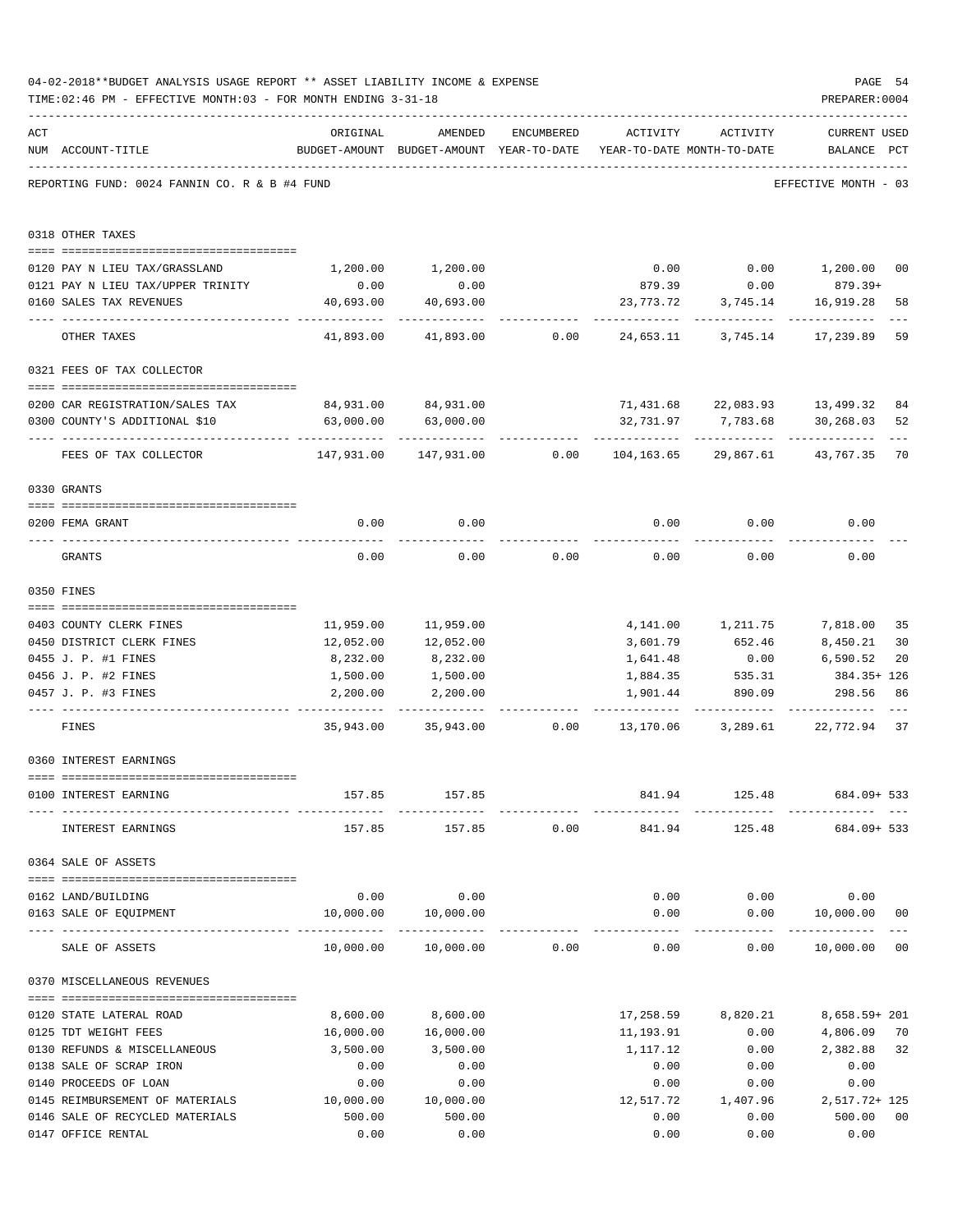04-02-2018**BUDGET ANALYSIS USAGE REPORT ** ASSET LIABILITY INCOME & EXPENSE

TIME:02:46 PM - EFFECTIVE MONTH:03 - FOR MONTH ENDING 3-31-18

PREPARER:0004

REPORTING FUND: 0024 FANNIN CO. R & B #4 FUND

EFFECTIVE MONTH - 03

| ACT NUM | ACCOUNT-TITLE | ORIGINAL BUDGET-AMOUNT | AMENDED BUDGET-AMOUNT | ENCUMBERED YEAR-TO-DATE | ACTIVITY YEAR-TO-DATE | ACTIVITY MONTH-TO-DATE | CURRENT USED BALANCE | PCT |
|---|---|---|---|---|---|---|---|---|
| | **0318 OTHER TAXES** | | | | | | | |
| 0120 | PAY N LIEU TAX/GRASSLAND | 1,200.00 | 1,200.00 | | 0.00 | 0.00 | 1,200.00 | 00 |
| 0121 | PAY N LIEU TAX/UPPER TRINITY | 0.00 | 0.00 | | 879.39 | 0.00 | 879.39+ | |
| 0160 | SALES TAX REVENUES | 40,693.00 | 40,693.00 | | 23,773.72 | 3,745.14 | 16,919.28 | 58 |
| | OTHER TAXES | 41,893.00 | 41,893.00 | 0.00 | 24,653.11 | 3,745.14 | 17,239.89 | 59 |
| | **0321 FEES OF TAX COLLECTOR** | | | | | | | |
| 0200 | CAR REGISTRATION/SALES TAX | 84,931.00 | 84,931.00 | | 71,431.68 | 22,083.93 | 13,499.32 | 84 |
| 0300 | COUNTY'S ADDITIONAL $10 | 63,000.00 | 63,000.00 | | 32,731.97 | 7,783.68 | 30,268.03 | 52 |
| | FEES OF TAX COLLECTOR | 147,931.00 | 147,931.00 | 0.00 | 104,163.65 | 29,867.61 | 43,767.35 | 70 |
| | **0330 GRANTS** | | | | | | | |
| 0200 | FEMA GRANT | 0.00 | 0.00 | | 0.00 | 0.00 | 0.00 | |
| | GRANTS | 0.00 | 0.00 | 0.00 | 0.00 | 0.00 | 0.00 | |
| | **0350 FINES** | | | | | | | |
| 0403 | COUNTY CLERK FINES | 11,959.00 | 11,959.00 | | 4,141.00 | 1,211.75 | 7,818.00 | 35 |
| 0450 | DISTRICT CLERK FINES | 12,052.00 | 12,052.00 | | 3,601.79 | 652.46 | 8,450.21 | 30 |
| 0455 | J. P. #1 FINES | 8,232.00 | 8,232.00 | | 1,641.48 | 0.00 | 6,590.52 | 20 |
| 0456 | J. P. #2 FINES | 1,500.00 | 1,500.00 | | 1,884.35 | 535.31 | 384.35+ | 126 |
| 0457 | J. P. #3 FINES | 2,200.00 | 2,200.00 | | 1,901.44 | 890.09 | 298.56 | 86 |
| | FINES | 35,943.00 | 35,943.00 | 0.00 | 13,170.06 | 3,289.61 | 22,772.94 | 37 |
| | **0360 INTEREST EARNINGS** | | | | | | | |
| 0100 | INTEREST EARNING | 157.85 | 157.85 | | 841.94 | 125.48 | 684.09+ | 533 |
| | INTEREST EARNINGS | 157.85 | 157.85 | 0.00 | 841.94 | 125.48 | 684.09+ | 533 |
| | **0364 SALE OF ASSETS** | | | | | | | |
| 0162 | LAND/BUILDING | 0.00 | 0.00 | | 0.00 | 0.00 | 0.00 | |
| 0163 | SALE OF EQUIPMENT | 10,000.00 | 10,000.00 | | 0.00 | 0.00 | 10,000.00 | 00 |
| | SALE OF ASSETS | 10,000.00 | 10,000.00 | 0.00 | 0.00 | 0.00 | 10,000.00 | 00 |
| | **0370 MISCELLANEOUS REVENUES** | | | | | | | |
| 0120 | STATE LATERAL ROAD | 8,600.00 | 8,600.00 | | 17,258.59 | 8,820.21 | 8,658.59+ | 201 |
| 0125 | TDT WEIGHT FEES | 16,000.00 | 16,000.00 | | 11,193.91 | 0.00 | 4,806.09 | 70 |
| 0130 | REFUNDS & MISCELLANEOUS | 3,500.00 | 3,500.00 | | 1,117.12 | 0.00 | 2,382.88 | 32 |
| 0138 | SALE OF SCRAP IRON | 0.00 | 0.00 | | 0.00 | 0.00 | 0.00 | |
| 0140 | PROCEEDS OF LOAN | 0.00 | 0.00 | | 0.00 | 0.00 | 0.00 | |
| 0145 | REIMBURSEMENT OF MATERIALS | 10,000.00 | 10,000.00 | | 12,517.72 | 1,407.96 | 2,517.72+ | 125 |
| 0146 | SALE OF RECYCLED MATERIALS | 500.00 | 500.00 | | 0.00 | 0.00 | 500.00 | 00 |
| 0147 | OFFICE RENTAL | 0.00 | 0.00 | | 0.00 | 0.00 | 0.00 | |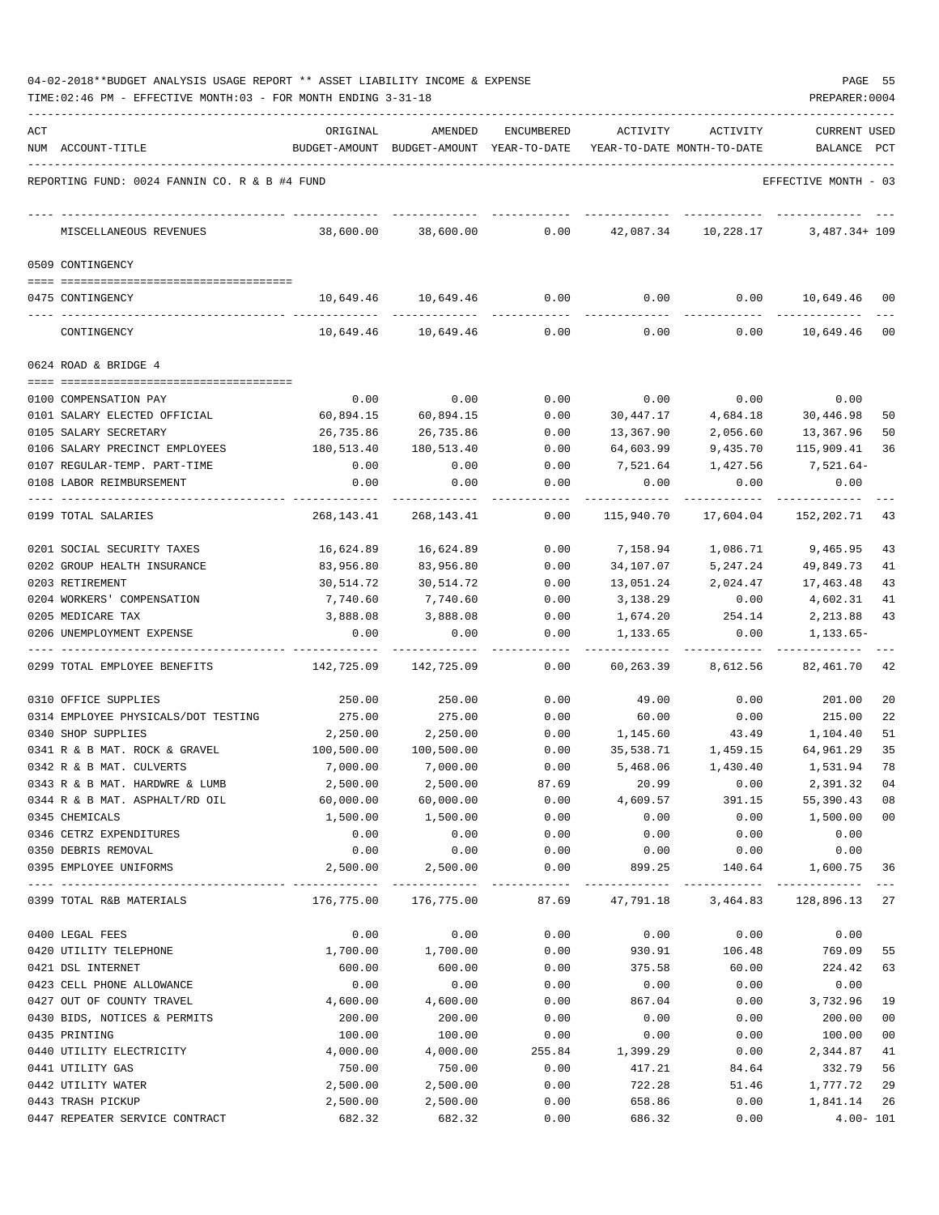04-02-2018**BUDGET ANALYSIS USAGE REPORT ** ASSET LIABILITY INCOME & EXPENSE

TIME:02:46 PM - EFFECTIVE MONTH:03 - FOR MONTH ENDING 3-31-18

PREPARER:0004

| ACT NUM | ACCOUNT-TITLE | ORIGINAL BUDGET-AMOUNT | AMENDED BUDGET-AMOUNT | ENCUMBERED YEAR-TO-DATE | ACTIVITY YEAR-TO-DATE | ACTIVITY MONTH-TO-DATE | CURRENT USED BALANCE | PCT |
|---|---|---|---|---|---|---|---|---|

REPORTING FUND: 0024 FANNIN CO. R & B #4 FUND — EFFECTIVE MONTH - 03

| ACT NUM | ACCOUNT-TITLE | ORIGINAL BUDGET-AMOUNT | AMENDED BUDGET-AMOUNT | ENCUMBERED YEAR-TO-DATE | ACTIVITY YEAR-TO-DATE | ACTIVITY MONTH-TO-DATE | CURRENT USED BALANCE | PCT |
|---|---|---|---|---|---|---|---|---|
| | MISCELLANEOUS REVENUES | 38,600.00 | 38,600.00 | 0.00 | 42,087.34 | 10,228.17 | 3,487.34+ | 109 |
| | **0509 CONTINGENCY** | | | | | | | |
| 0475 | CONTINGENCY | 10,649.46 | 10,649.46 | 0.00 | 0.00 | 0.00 | 10,649.46 | 00 |
| | CONTINGENCY | 10,649.46 | 10,649.46 | 0.00 | 0.00 | 0.00 | 10,649.46 | 00 |
| | **0624 ROAD & BRIDGE 4** | | | | | | | |
| 0100 | COMPENSATION PAY | 0.00 | 0.00 | 0.00 | 0.00 | 0.00 | 0.00 | |
| 0101 | SALARY ELECTED OFFICIAL | 60,894.15 | 60,894.15 | 0.00 | 30,447.17 | 4,684.18 | 30,446.98 | 50 |
| 0105 | SALARY SECRETARY | 26,735.86 | 26,735.86 | 0.00 | 13,367.90 | 2,056.60 | 13,367.96 | 50 |
| 0106 | SALARY PRECINCT EMPLOYEES | 180,513.40 | 180,513.40 | 0.00 | 64,603.99 | 9,435.70 | 115,909.41 | 36 |
| 0107 | REGULAR-TEMP. PART-TIME | 0.00 | 0.00 | 0.00 | 7,521.64 | 1,427.56 | 7,521.64- | |
| 0108 | LABOR REIMBURSEMENT | 0.00 | 0.00 | 0.00 | 0.00 | 0.00 | 0.00 | |
| 0199 | TOTAL SALARIES | 268,143.41 | 268,143.41 | 0.00 | 115,940.70 | 17,604.04 | 152,202.71 | 43 |
| 0201 | SOCIAL SECURITY TAXES | 16,624.89 | 16,624.89 | 0.00 | 7,158.94 | 1,086.71 | 9,465.95 | 43 |
| 0202 | GROUP HEALTH INSURANCE | 83,956.80 | 83,956.80 | 0.00 | 34,107.07 | 5,247.24 | 49,849.73 | 41 |
| 0203 | RETIREMENT | 30,514.72 | 30,514.72 | 0.00 | 13,051.24 | 2,024.47 | 17,463.48 | 43 |
| 0204 | WORKERS' COMPENSATION | 7,740.60 | 7,740.60 | 0.00 | 3,138.29 | 0.00 | 4,602.31 | 41 |
| 0205 | MEDICARE TAX | 3,888.08 | 3,888.08 | 0.00 | 1,674.20 | 254.14 | 2,213.88 | 43 |
| 0206 | UNEMPLOYMENT EXPENSE | 0.00 | 0.00 | 0.00 | 1,133.65 | 0.00 | 1,133.65- | |
| 0299 | TOTAL EMPLOYEE BENEFITS | 142,725.09 | 142,725.09 | 0.00 | 60,263.39 | 8,612.56 | 82,461.70 | 42 |
| 0310 | OFFICE SUPPLIES | 250.00 | 250.00 | 0.00 | 49.00 | 0.00 | 201.00 | 20 |
| 0314 | EMPLOYEE PHYSICALS/DOT TESTING | 275.00 | 275.00 | 0.00 | 60.00 | 0.00 | 215.00 | 22 |
| 0340 | SHOP SUPPLIES | 2,250.00 | 2,250.00 | 0.00 | 1,145.60 | 43.49 | 1,104.40 | 51 |
| 0341 | R & B MAT. ROCK & GRAVEL | 100,500.00 | 100,500.00 | 0.00 | 35,538.71 | 1,459.15 | 64,961.29 | 35 |
| 0342 | R & B MAT. CULVERTS | 7,000.00 | 7,000.00 | 0.00 | 5,468.06 | 1,430.40 | 1,531.94 | 78 |
| 0343 | R & B MAT. HARDWRE & LUMB | 2,500.00 | 2,500.00 | 87.69 | 20.99 | 0.00 | 2,391.32 | 04 |
| 0344 | R & B MAT. ASPHALT/RD OIL | 60,000.00 | 60,000.00 | 0.00 | 4,609.57 | 391.15 | 55,390.43 | 08 |
| 0345 | CHEMICALS | 1,500.00 | 1,500.00 | 0.00 | 0.00 | 0.00 | 1,500.00 | 00 |
| 0346 | CETRZ EXPENDITURES | 0.00 | 0.00 | 0.00 | 0.00 | 0.00 | 0.00 | |
| 0350 | DEBRIS REMOVAL | 0.00 | 0.00 | 0.00 | 0.00 | 0.00 | 0.00 | |
| 0395 | EMPLOYEE UNIFORMS | 2,500.00 | 2,500.00 | 0.00 | 899.25 | 140.64 | 1,600.75 | 36 |
| 0399 | TOTAL R&B MATERIALS | 176,775.00 | 176,775.00 | 87.69 | 47,791.18 | 3,464.83 | 128,896.13 | 27 |
| 0400 | LEGAL FEES | 0.00 | 0.00 | 0.00 | 0.00 | 0.00 | 0.00 | |
| 0420 | UTILITY TELEPHONE | 1,700.00 | 1,700.00 | 0.00 | 930.91 | 106.48 | 769.09 | 55 |
| 0421 | DSL INTERNET | 600.00 | 600.00 | 0.00 | 375.58 | 60.00 | 224.42 | 63 |
| 0423 | CELL PHONE ALLOWANCE | 0.00 | 0.00 | 0.00 | 0.00 | 0.00 | 0.00 | |
| 0427 | OUT OF COUNTY TRAVEL | 4,600.00 | 4,600.00 | 0.00 | 867.04 | 0.00 | 3,732.96 | 19 |
| 0430 | BIDS, NOTICES & PERMITS | 200.00 | 200.00 | 0.00 | 0.00 | 0.00 | 200.00 | 00 |
| 0435 | PRINTING | 100.00 | 100.00 | 0.00 | 0.00 | 0.00 | 100.00 | 00 |
| 0440 | UTILITY ELECTRICITY | 4,000.00 | 4,000.00 | 255.84 | 1,399.29 | 0.00 | 2,344.87 | 41 |
| 0441 | UTILITY GAS | 750.00 | 750.00 | 0.00 | 417.21 | 84.64 | 332.79 | 56 |
| 0442 | UTILITY WATER | 2,500.00 | 2,500.00 | 0.00 | 722.28 | 51.46 | 1,777.72 | 29 |
| 0443 | TRASH PICKUP | 2,500.00 | 2,500.00 | 0.00 | 658.86 | 0.00 | 1,841.14 | 26 |
| 0447 | REPEATER SERVICE CONTRACT | 682.32 | 682.32 | 0.00 | 686.32 | 0.00 | 4.00- | 101 |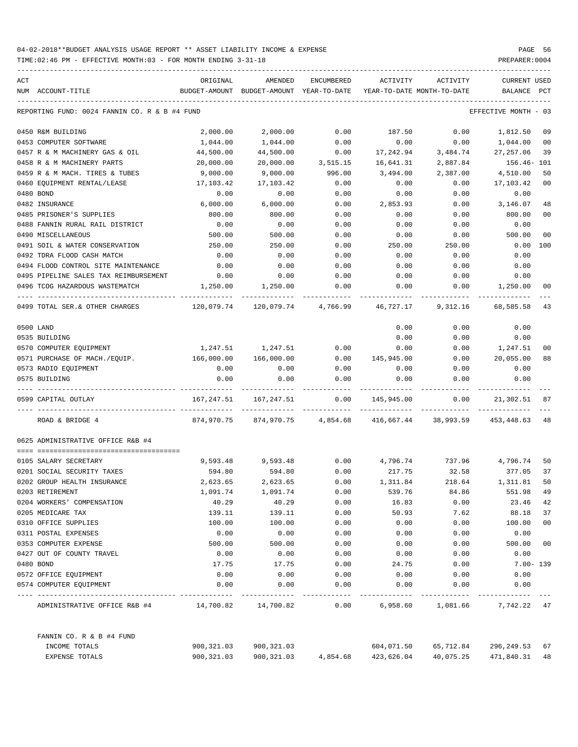04-02-2018**BUDGET ANALYSIS USAGE REPORT ** ASSET LIABILITY INCOME & EXPENSE

TIME:02:46 PM - EFFECTIVE MONTH:03 - FOR MONTH ENDING 3-31-18

PREPARER:0004

REPORTING FUND: 0024 FANNIN CO. R & B #4 FUND — EFFECTIVE MONTH - 03

| ACT NUM | ACCOUNT-TITLE | ORIGINAL BUDGET-AMOUNT | AMENDED BUDGET-AMOUNT | ENCUMBERED YEAR-TO-DATE | ACTIVITY YEAR-TO-DATE | ACTIVITY MONTH-TO-DATE | CURRENT BALANCE | USED PCT |
|---|---|---|---|---|---|---|---|---|
| 0450 | R&M BUILDING | 2,000.00 | 2,000.00 | 0.00 | 187.50 | 0.00 | 1,812.50 | 09 |
| 0453 | COMPUTER SOFTWARE | 1,044.00 | 1,044.00 | 0.00 | 0.00 | 0.00 | 1,044.00 | 00 |
| 0457 | R & M MACHINERY GAS & OIL | 44,500.00 | 44,500.00 | 0.00 | 17,242.94 | 3,484.74 | 27,257.06 | 39 |
| 0458 | R & M MACHINERY PARTS | 20,000.00 | 20,000.00 | 3,515.15 | 16,641.31 | 2,887.84 | 156.46- | 101 |
| 0459 | R & M MACH. TIRES & TUBES | 9,000.00 | 9,000.00 | 996.00 | 3,494.00 | 2,387.00 | 4,510.00 | 50 |
| 0460 | EQUIPMENT RENTAL/LEASE | 17,103.42 | 17,103.42 | 0.00 | 0.00 | 0.00 | 17,103.42 | 00 |
| 0480 | BOND | 0.00 | 0.00 | 0.00 | 0.00 | 0.00 | 0.00 | |
| 0482 | INSURANCE | 6,000.00 | 6,000.00 | 0.00 | 2,853.93 | 0.00 | 3,146.07 | 48 |
| 0485 | PRISONER'S SUPPLIES | 800.00 | 800.00 | 0.00 | 0.00 | 0.00 | 800.00 | 00 |
| 0488 | FANNIN RURAL RAIL DISTRICT | 0.00 | 0.00 | 0.00 | 0.00 | 0.00 | 0.00 | |
| 0490 | MISCELLANEOUS | 500.00 | 500.00 | 0.00 | 0.00 | 0.00 | 500.00 | 00 |
| 0491 | SOIL & WATER CONSERVATION | 250.00 | 250.00 | 0.00 | 250.00 | 250.00 | 0.00 | 100 |
| 0492 | TDRA FLOOD CASH MATCH | 0.00 | 0.00 | 0.00 | 0.00 | 0.00 | 0.00 | |
| 0494 | FLOOD CONTROL SITE MAINTENANCE | 0.00 | 0.00 | 0.00 | 0.00 | 0.00 | 0.00 | |
| 0495 | PIPELINE SALES TAX REIMBURSEMENT | 0.00 | 0.00 | 0.00 | 0.00 | 0.00 | 0.00 | |
| 0496 | TCOG HAZARDOUS WASTEMATCH | 1,250.00 | 1,250.00 | 0.00 | 0.00 | 0.00 | 1,250.00 | 00 |
| 0499 | TOTAL SER.& OTHER CHARGES | 120,079.74 | 120,079.74 | 4,766.99 | 46,727.17 | 9,312.16 | 68,585.58 | 43 |
| 0500 | LAND | | | | 0.00 | 0.00 | 0.00 | |
| 0535 | BUILDING | | | | 0.00 | 0.00 | 0.00 | |
| 0570 | COMPUTER EQUIPMENT | 1,247.51 | 1,247.51 | 0.00 | 0.00 | 0.00 | 1,247.51 | 00 |
| 0571 | PURCHASE OF MACH./EQUIP. | 166,000.00 | 166,000.00 | 0.00 | 145,945.00 | 0.00 | 20,055.00 | 88 |
| 0573 | RADIO EQUIPMENT | 0.00 | 0.00 | 0.00 | 0.00 | 0.00 | 0.00 | |
| 0575 | BUILDING | 0.00 | 0.00 | 0.00 | 0.00 | 0.00 | 0.00 | |
| 0599 | CAPITAL OUTLAY | 167,247.51 | 167,247.51 | 0.00 | 145,945.00 | 0.00 | 21,302.51 | 87 |
| | ROAD & BRIDGE 4 | 874,970.75 | 874,970.75 | 4,854.68 | 416,667.44 | 38,993.59 | 453,448.63 | 48 |

0625 ADMINISTRATIVE OFFICE R&B #4

| ACT NUM | ACCOUNT-TITLE | ORIGINAL BUDGET-AMOUNT | AMENDED BUDGET-AMOUNT | ENCUMBERED YEAR-TO-DATE | ACTIVITY YEAR-TO-DATE | ACTIVITY MONTH-TO-DATE | CURRENT BALANCE | USED PCT |
|---|---|---|---|---|---|---|---|---|
| 0105 | SALARY SECRETARY | 9,593.48 | 9,593.48 | 0.00 | 4,796.74 | 737.96 | 4,796.74 | 50 |
| 0201 | SOCIAL SECURITY TAXES | 594.80 | 594.80 | 0.00 | 217.75 | 32.58 | 377.05 | 37 |
| 0202 | GROUP HEALTH INSURANCE | 2,623.65 | 2,623.65 | 0.00 | 1,311.84 | 218.64 | 1,311.81 | 50 |
| 0203 | RETIREMENT | 1,091.74 | 1,091.74 | 0.00 | 539.76 | 84.86 | 551.98 | 49 |
| 0204 | WORKERS' COMPENSATION | 40.29 | 40.29 | 0.00 | 16.83 | 0.00 | 23.46 | 42 |
| 0205 | MEDICARE TAX | 139.11 | 139.11 | 0.00 | 50.93 | 7.62 | 88.18 | 37 |
| 0310 | OFFICE SUPPLIES | 100.00 | 100.00 | 0.00 | 0.00 | 0.00 | 100.00 | 00 |
| 0311 | POSTAL EXPENSES | 0.00 | 0.00 | 0.00 | 0.00 | 0.00 | 0.00 | |
| 0353 | COMPUTER EXPENSE | 500.00 | 500.00 | 0.00 | 0.00 | 0.00 | 500.00 | 00 |
| 0427 | OUT OF COUNTY TRAVEL | 0.00 | 0.00 | 0.00 | 0.00 | 0.00 | 0.00 | |
| 0480 | BOND | 17.75 | 17.75 | 0.00 | 24.75 | 0.00 | 7.00- | 139 |
| 0572 | OFFICE EQUIPMENT | 0.00 | 0.00 | 0.00 | 0.00 | 0.00 | 0.00 | |
| 0574 | COMPUTER EQUIPMENT | 0.00 | 0.00 | 0.00 | 0.00 | 0.00 | 0.00 | |
| | ADMINISTRATIVE OFFICE R&B #4 | 14,700.82 | 14,700.82 | 0.00 | 6,958.60 | 1,081.66 | 7,742.22 | 47 |

FANNIN CO. R & B #4 FUND

| | ORIGINAL BUDGET-AMOUNT | AMENDED BUDGET-AMOUNT | ENCUMBERED YEAR-TO-DATE | ACTIVITY YEAR-TO-DATE | ACTIVITY MONTH-TO-DATE | CURRENT BALANCE | USED PCT |
|---|---|---|---|---|---|---|---|
| INCOME TOTALS | 900,321.03 | 900,321.03 | | 604,071.50 | 65,712.84 | 296,249.53 | 67 |
| EXPENSE TOTALS | 900,321.03 | 900,321.03 | 4,854.68 | 423,626.04 | 40,075.25 | 471,840.31 | 48 |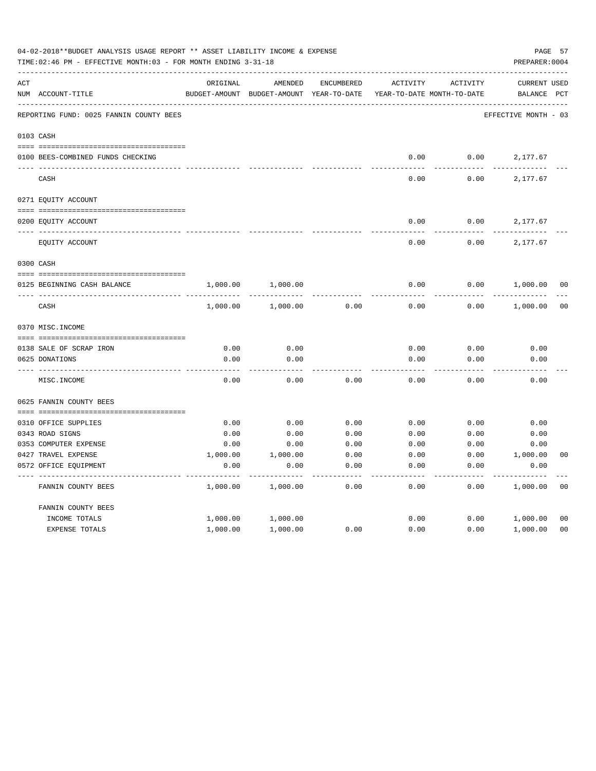04-02-2018**BUDGET ANALYSIS USAGE REPORT ** ASSET LIABILITY INCOME & EXPENSE

TIME:02:46 PM - EFFECTIVE MONTH:03 - FOR MONTH ENDING 3-31-18

PREPARER:0004

| ACT NUM | ACCOUNT-TITLE | ORIGINAL BUDGET-AMOUNT | AMENDED BUDGET-AMOUNT | ENCUMBERED YEAR-TO-DATE | ACTIVITY YEAR-TO-DATE | ACTIVITY MONTH-TO-DATE | CURRENT BALANCE | USED PCT |
|---|---|---|---|---|---|---|---|---|
| | REPORTING FUND: 0025 FANNIN COUNTY BEES | | | | | | EFFECTIVE MONTH - 03 | |
| 0103 | CASH | | | | | | | |
| 0100 | BEES-COMBINED FUNDS CHECKING | | | | 0.00 | 0.00 | 2,177.67 | |
| | CASH | | | | 0.00 | 0.00 | 2,177.67 | |
| 0271 | EQUITY ACCOUNT | | | | | | | |
| 0200 | EQUITY ACCOUNT | | | | 0.00 | 0.00 | 2,177.67 | |
| | EQUITY ACCOUNT | | | | 0.00 | 0.00 | 2,177.67 | |
| 0300 | CASH | | | | | | | |
| 0125 | BEGINNING CASH BALANCE | 1,000.00 | 1,000.00 | | 0.00 | 0.00 | 1,000.00 | 00 |
| | CASH | 1,000.00 | 1,000.00 | 0.00 | 0.00 | 0.00 | 1,000.00 | 00 |
| 0370 | MISC.INCOME | | | | | | | |
| 0138 | SALE OF SCRAP IRON | 0.00 | 0.00 | | 0.00 | 0.00 | 0.00 | |
| 0625 | DONATIONS | 0.00 | 0.00 | | 0.00 | 0.00 | 0.00 | |
| | MISC.INCOME | 0.00 | 0.00 | 0.00 | 0.00 | 0.00 | 0.00 | |
| 0625 | FANNIN COUNTY BEES | | | | | | | |
| 0310 | OFFICE SUPPLIES | 0.00 | 0.00 | 0.00 | 0.00 | 0.00 | 0.00 | |
| 0343 | ROAD SIGNS | 0.00 | 0.00 | 0.00 | 0.00 | 0.00 | 0.00 | |
| 0353 | COMPUTER EXPENSE | 0.00 | 0.00 | 0.00 | 0.00 | 0.00 | 0.00 | |
| 0427 | TRAVEL EXPENSE | 1,000.00 | 1,000.00 | 0.00 | 0.00 | 0.00 | 1,000.00 | 00 |
| 0572 | OFFICE EQUIPMENT | 0.00 | 0.00 | 0.00 | 0.00 | 0.00 | 0.00 | |
| | FANNIN COUNTY BEES | 1,000.00 | 1,000.00 | 0.00 | 0.00 | 0.00 | 1,000.00 | 00 |
| | FANNIN COUNTY BEES | | | | | | | |
| | INCOME TOTALS | 1,000.00 | 1,000.00 | | 0.00 | 0.00 | 1,000.00 | 00 |
| | EXPENSE TOTALS | 1,000.00 | 1,000.00 | 0.00 | 0.00 | 0.00 | 1,000.00 | 00 |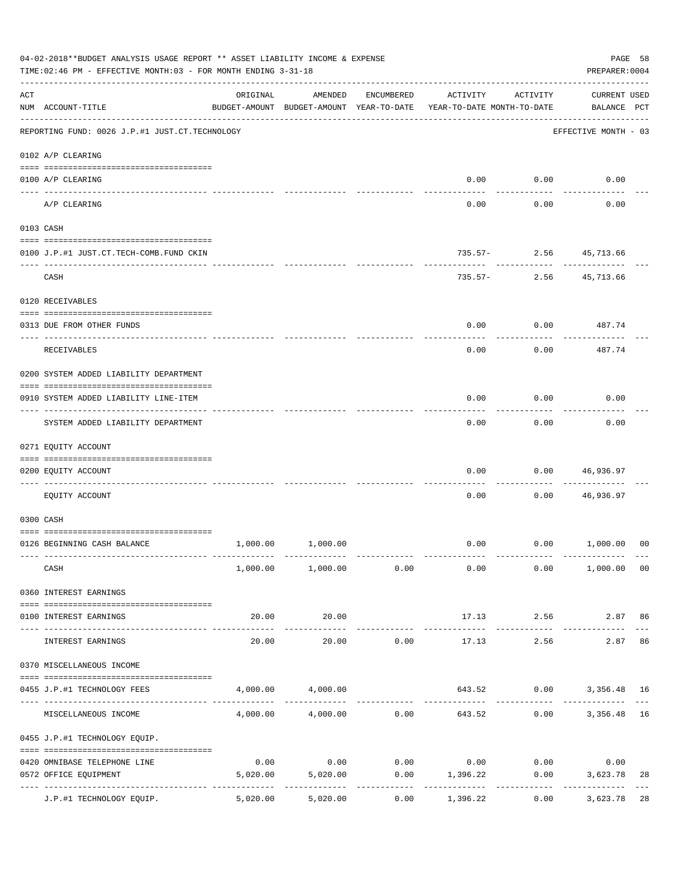04-02-2018**BUDGET ANALYSIS USAGE REPORT ** ASSET LIABILITY INCOME & EXPENSE

TIME:02:46 PM - EFFECTIVE MONTH:03 - FOR MONTH ENDING 3-31-18

PREPARER:0004

REPORTING FUND: 0026 J.P.#1 JUST.CT.TECHNOLOGY — EFFECTIVE MONTH - 03

| ACT NUM | ACCOUNT-TITLE | ORIGINAL BUDGET-AMOUNT | AMENDED BUDGET-AMOUNT | ENCUMBERED YEAR-TO-DATE | ACTIVITY YEAR-TO-DATE | ACTIVITY MONTH-TO-DATE | CURRENT USED BALANCE | PCT |
|---|---|---|---|---|---|---|---|---|
| | **0102 A/P CLEARING** | | | | | | | |
| 0100 | A/P CLEARING | | | | 0.00 | 0.00 | 0.00 | |
| | A/P CLEARING | | | | 0.00 | 0.00 | 0.00 | |
| | **0103 CASH** | | | | | | | |
| 0100 | J.P.#1 JUST.CT.TECH-COMB.FUND CKIN | | | | 735.57- | 2.56 | 45,713.66 | |
| | CASH | | | | 735.57- | 2.56 | 45,713.66 | |
| | **0120 RECEIVABLES** | | | | | | | |
| 0313 | DUE FROM OTHER FUNDS | | | | 0.00 | 0.00 | 487.74 | |
| | RECEIVABLES | | | | 0.00 | 0.00 | 487.74 | |
| | **0200 SYSTEM ADDED LIABILITY DEPARTMENT** | | | | | | | |
| 0910 | SYSTEM ADDED LIABILITY LINE-ITEM | | | | 0.00 | 0.00 | 0.00 | |
| | SYSTEM ADDED LIABILITY DEPARTMENT | | | | 0.00 | 0.00 | 0.00 | |
| | **0271 EQUITY ACCOUNT** | | | | | | | |
| 0200 | EQUITY ACCOUNT | | | | 0.00 | 0.00 | 46,936.97 | |
| | EQUITY ACCOUNT | | | | 0.00 | 0.00 | 46,936.97 | |
| | **0300 CASH** | | | | | | | |
| 0126 | BEGINNING CASH BALANCE | 1,000.00 | 1,000.00 | | 0.00 | 0.00 | 1,000.00 | 00 |
| | CASH | 1,000.00 | 1,000.00 | 0.00 | 0.00 | 0.00 | 1,000.00 | 00 |
| | **0360 INTEREST EARNINGS** | | | | | | | |
| 0100 | INTEREST EARNINGS | 20.00 | 20.00 | | 17.13 | 2.56 | 2.87 | 86 |
| | INTEREST EARNINGS | 20.00 | 20.00 | 0.00 | 17.13 | 2.56 | 2.87 | 86 |
| | **0370 MISCELLANEOUS INCOME** | | | | | | | |
| 0455 | J.P.#1 TECHNOLOGY FEES | 4,000.00 | 4,000.00 | | 643.52 | 0.00 | 3,356.48 | 16 |
| | MISCELLANEOUS INCOME | 4,000.00 | 4,000.00 | 0.00 | 643.52 | 0.00 | 3,356.48 | 16 |
| | **0455 J.P.#1 TECHNOLOGY EQUIP.** | | | | | | | |
| 0420 | OMNIBASE TELEPHONE LINE | 0.00 | 0.00 | 0.00 | 0.00 | 0.00 | 0.00 | |
| 0572 | OFFICE EQUIPMENT | 5,020.00 | 5,020.00 | 0.00 | 1,396.22 | 0.00 | 3,623.78 | 28 |
| | J.P.#1 TECHNOLOGY EQUIP. | 5,020.00 | 5,020.00 | 0.00 | 1,396.22 | 0.00 | 3,623.78 | 28 |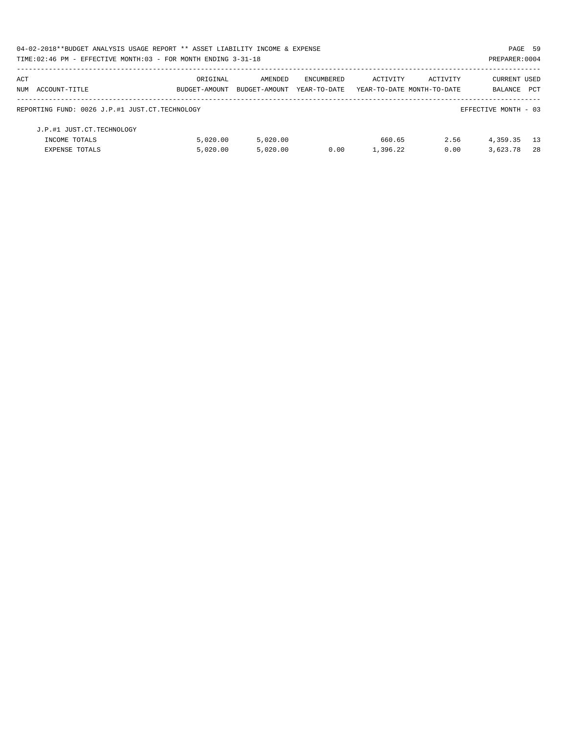04-02-2018**BUDGET ANALYSIS USAGE REPORT ** ASSET LIABILITY INCOME & EXPENSE

TIME:02:46 PM - EFFECTIVE MONTH:03 - FOR MONTH ENDING 3-31-18

PREPARER:0004

| ACT NUM | ACCOUNT-TITLE | ORIGINAL BUDGET-AMOUNT | AMENDED BUDGET-AMOUNT | ENCUMBERED YEAR-TO-DATE | ACTIVITY YEAR-TO-DATE | ACTIVITY MONTH-TO-DATE | CURRENT BALANCE | USED PCT |
|---|---|---|---|---|---|---|---|---|

REPORTING FUND: 0026 J.P.#1 JUST.CT.TECHNOLOGY

EFFECTIVE MONTH - 03

| ACT NUM | ACCOUNT-TITLE | ORIGINAL BUDGET-AMOUNT | AMENDED BUDGET-AMOUNT | ENCUMBERED YEAR-TO-DATE | ACTIVITY YEAR-TO-DATE | ACTIVITY MONTH-TO-DATE | CURRENT BALANCE | USED PCT |
|---|---|---|---|---|---|---|---|---|
| | J.P.#1 JUST.CT.TECHNOLOGY | | | | | | | |
| | INCOME TOTALS | 5,020.00 | 5,020.00 | | 660.65 | 2.56 | 4,359.35 | 13 |
| | EXPENSE TOTALS | 5,020.00 | 5,020.00 | 0.00 | 1,396.22 | 0.00 | 3,623.78 | 28 |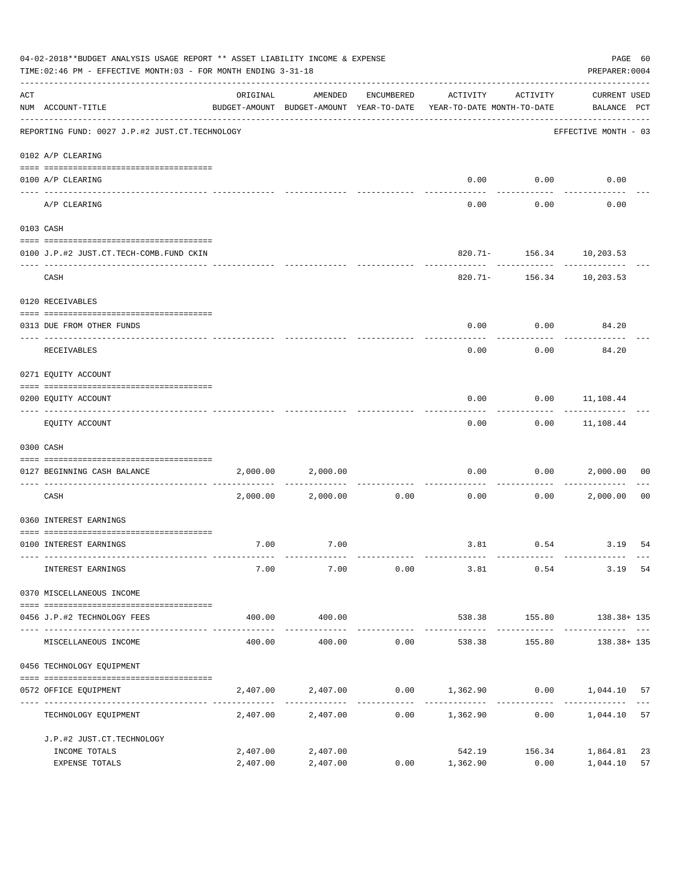04-02-2018**BUDGET ANALYSIS USAGE REPORT ** ASSET LIABILITY INCOME & EXPENSE

TIME:02:46 PM - EFFECTIVE MONTH:03 - FOR MONTH ENDING 3-31-18

PREPARER:0004

| ACT NUM | ACCOUNT-TITLE | ORIGINAL BUDGET-AMOUNT | AMENDED BUDGET-AMOUNT | ENCUMBERED YEAR-TO-DATE | ACTIVITY YEAR-TO-DATE | ACTIVITY MONTH-TO-DATE | CURRENT USED BALANCE | PCT |
|---|---|---|---|---|---|---|---|---|
| | REPORTING FUND: 0027 J.P.#2 JUST.CT.TECHNOLOGY | | | | | | EFFECTIVE MONTH - 03 | |
| | 0102 A/P CLEARING | | | | | | | |
| 0100 | A/P CLEARING | | | | 0.00 | 0.00 | 0.00 | |
| | A/P CLEARING | | | | 0.00 | 0.00 | 0.00 | |
| | 0103 CASH | | | | | | | |
| 0100 | J.P.#2 JUST.CT.TECH-COMB.FUND CKIN | | | | 820.71- | 156.34 | 10,203.53 | |
| | CASH | | | | 820.71- | 156.34 | 10,203.53 | |
| | 0120 RECEIVABLES | | | | | | | |
| 0313 | DUE FROM OTHER FUNDS | | | | 0.00 | 0.00 | 84.20 | |
| | RECEIVABLES | | | | 0.00 | 0.00 | 84.20 | |
| | 0271 EQUITY ACCOUNT | | | | | | | |
| 0200 | EQUITY ACCOUNT | | | | 0.00 | 0.00 | 11,108.44 | |
| | EQUITY ACCOUNT | | | | 0.00 | 0.00 | 11,108.44 | |
| | 0300 CASH | | | | | | | |
| 0127 | BEGINNING CASH BALANCE | 2,000.00 | 2,000.00 | | 0.00 | 0.00 | 2,000.00 | 00 |
| | CASH | 2,000.00 | 2,000.00 | 0.00 | 0.00 | 0.00 | 2,000.00 | 00 |
| | 0360 INTEREST EARNINGS | | | | | | | |
| 0100 | INTEREST EARNINGS | 7.00 | 7.00 | | 3.81 | 0.54 | 3.19 | 54 |
| | INTEREST EARNINGS | 7.00 | 7.00 | 0.00 | 3.81 | 0.54 | 3.19 | 54 |
| | 0370 MISCELLANEOUS INCOME | | | | | | | |
| 0456 | J.P.#2 TECHNOLOGY FEES | 400.00 | 400.00 | | 538.38 | 155.80 | 138.38+ | 135 |
| | MISCELLANEOUS INCOME | 400.00 | 400.00 | 0.00 | 538.38 | 155.80 | 138.38+ | 135 |
| | 0456 TECHNOLOGY EQUIPMENT | | | | | | | |
| 0572 | OFFICE EQUIPMENT | 2,407.00 | 2,407.00 | 0.00 | 1,362.90 | 0.00 | 1,044.10 | 57 |
| | TECHNOLOGY EQUIPMENT | 2,407.00 | 2,407.00 | 0.00 | 1,362.90 | 0.00 | 1,044.10 | 57 |
| | J.P.#2 JUST.CT.TECHNOLOGY | | | | | | | |
| | INCOME TOTALS | 2,407.00 | 2,407.00 | | 542.19 | 156.34 | 1,864.81 | 23 |
| | EXPENSE TOTALS | 2,407.00 | 2,407.00 | 0.00 | 1,362.90 | 0.00 | 1,044.10 | 57 |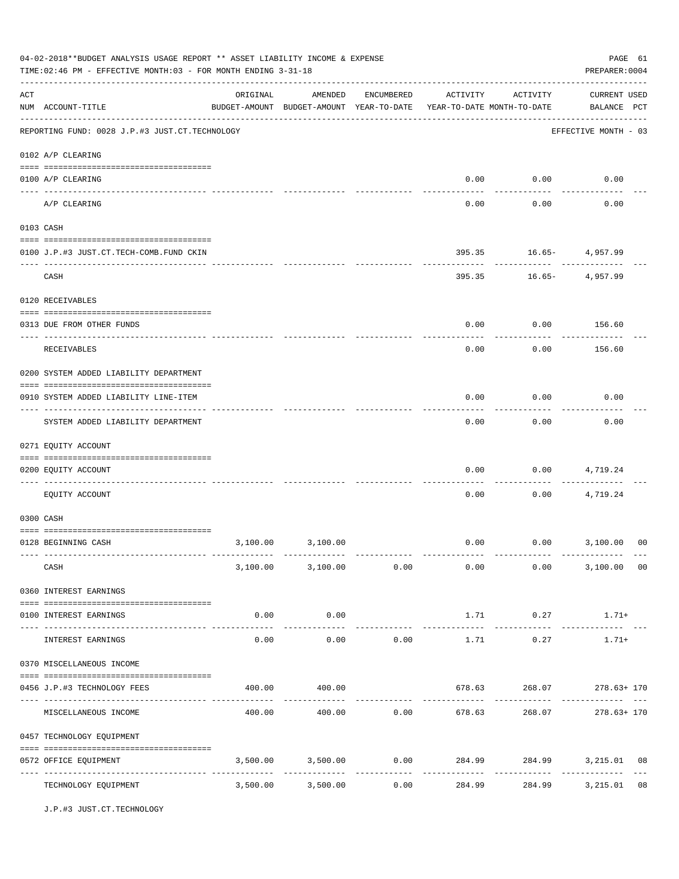04-02-2018**BUDGET ANALYSIS USAGE REPORT ** ASSET LIABILITY INCOME & EXPENSE

TIME:02:46 PM - EFFECTIVE MONTH:03 - FOR MONTH ENDING 3-31-18

PREPARER:0004

| ACT NUM | ACCOUNT-TITLE | ORIGINAL BUDGET-AMOUNT | AMENDED BUDGET-AMOUNT | ENCUMBERED YEAR-TO-DATE | ACTIVITY YEAR-TO-DATE | ACTIVITY MONTH-TO-DATE | CURRENT BALANCE | USED PCT |
|---|---|---|---|---|---|---|---|---|
| | REPORTING FUND: 0028 J.P.#3 JUST.CT.TECHNOLOGY | | | | | | EFFECTIVE MONTH - 03 | |
| | **0102 A/P CLEARING** | | | | | | | |
| 0100 | A/P CLEARING | | | | 0.00 | 0.00 | 0.00 | |
| | A/P CLEARING | | | | 0.00 | 0.00 | 0.00 | |
| | **0103 CASH** | | | | | | | |
| 0100 | J.P.#3 JUST.CT.TECH-COMB.FUND CKIN | | | | 395.35 | 16.65- | 4,957.99 | |
| | CASH | | | | 395.35 | 16.65- | 4,957.99 | |
| | **0120 RECEIVABLES** | | | | | | | |
| 0313 | DUE FROM OTHER FUNDS | | | | 0.00 | 0.00 | 156.60 | |
| | RECEIVABLES | | | | 0.00 | 0.00 | 156.60 | |
| | **0200 SYSTEM ADDED LIABILITY DEPARTMENT** | | | | | | | |
| 0910 | SYSTEM ADDED LIABILITY LINE-ITEM | | | | 0.00 | 0.00 | 0.00 | |
| | SYSTEM ADDED LIABILITY DEPARTMENT | | | | 0.00 | 0.00 | 0.00 | |
| | **0271 EQUITY ACCOUNT** | | | | | | | |
| 0200 | EQUITY ACCOUNT | | | | 0.00 | 0.00 | 4,719.24 | |
| | EQUITY ACCOUNT | | | | 0.00 | 0.00 | 4,719.24 | |
| | **0300 CASH** | | | | | | | |
| 0128 | BEGINNING CASH | 3,100.00 | 3,100.00 | | 0.00 | 0.00 | 3,100.00 | 00 |
| | CASH | 3,100.00 | 3,100.00 | 0.00 | 0.00 | 0.00 | 3,100.00 | 00 |
| | **0360 INTEREST EARNINGS** | | | | | | | |
| 0100 | INTEREST EARNINGS | 0.00 | 0.00 | | 1.71 | 0.27 | 1.71+ | |
| | INTEREST EARNINGS | 0.00 | 0.00 | 0.00 | 1.71 | 0.27 | 1.71+ | |
| | **0370 MISCELLANEOUS INCOME** | | | | | | | |
| 0456 | J.P.#3 TECHNOLOGY FEES | 400.00 | 400.00 | | 678.63 | 268.07 | 278.63+ | 170 |
| | MISCELLANEOUS INCOME | 400.00 | 400.00 | 0.00 | 678.63 | 268.07 | 278.63+ | 170 |
| | **0457 TECHNOLOGY EQUIPMENT** | | | | | | | |
| 0572 | OFFICE EQUIPMENT | 3,500.00 | 3,500.00 | 0.00 | 284.99 | 284.99 | 3,215.01 | 08 |
| | TECHNOLOGY EQUIPMENT | 3,500.00 | 3,500.00 | 0.00 | 284.99 | 284.99 | 3,215.01 | 08 |

J.P.#3 JUST.CT.TECHNOLOGY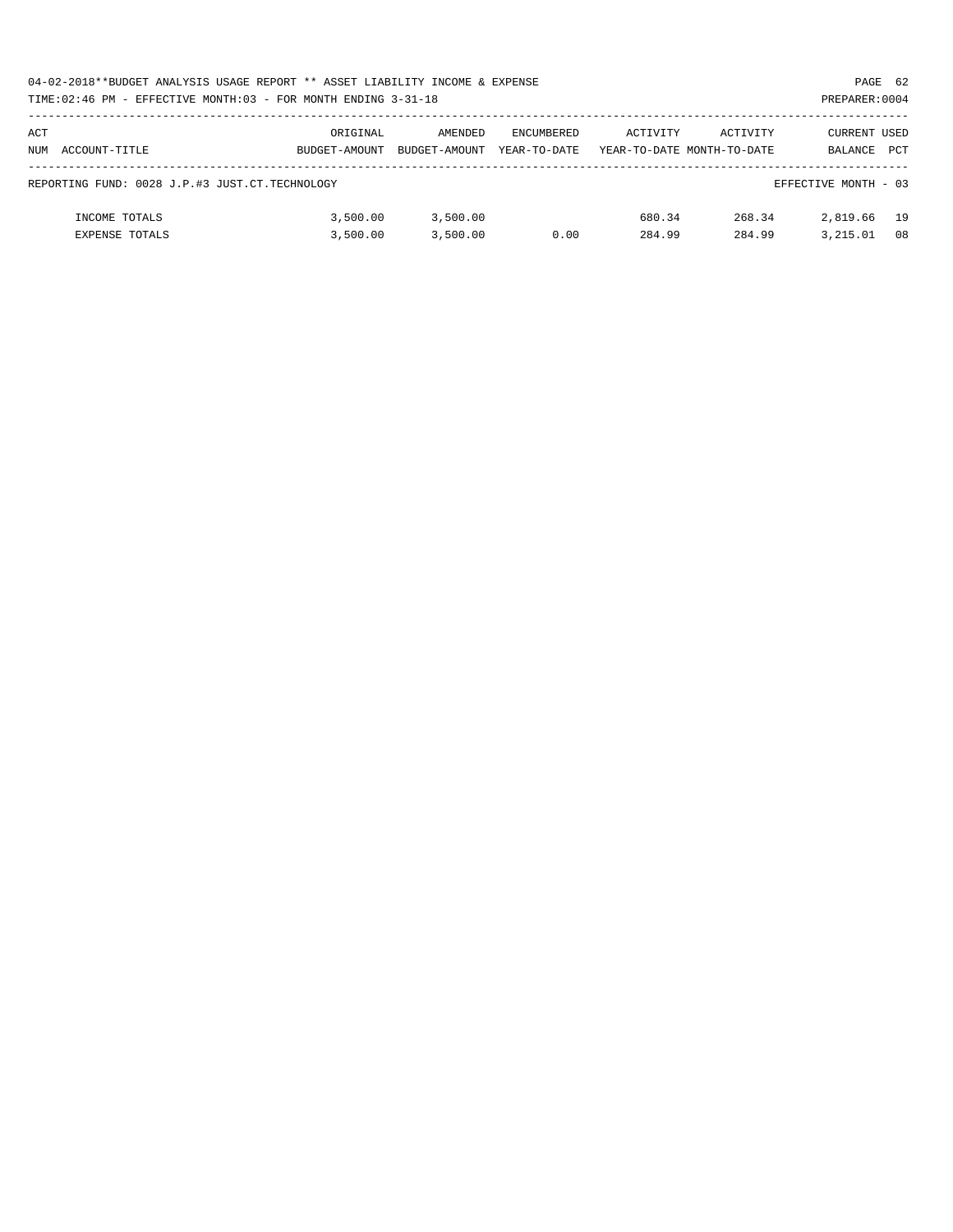04-02-2018**BUDGET ANALYSIS USAGE REPORT ** ASSET LIABILITY INCOME & EXPENSE

TIME:02:46 PM - EFFECTIVE MONTH:03 - FOR MONTH ENDING 3-31-18

PREPARER:0004

| ACT NUM ACCOUNT-TITLE | ORIGINAL BUDGET-AMOUNT | AMENDED BUDGET-AMOUNT | ENCUMBERED YEAR-TO-DATE | ACTIVITY YEAR-TO-DATE | ACTIVITY MONTH-TO-DATE | CURRENT BALANCE | USED PCT |
|---|---|---|---|---|---|---|---|
| REPORTING FUND: 0028 J.P.#3 JUST.CT.TECHNOLOGY | | | | | | EFFECTIVE MONTH - 03 | |
| INCOME TOTALS | 3,500.00 | 3,500.00 | | 680.34 | 268.34 | 2,819.66 | 19 |
| EXPENSE TOTALS | 3,500.00 | 3,500.00 | 0.00 | 284.99 | 284.99 | 3,215.01 | 08 |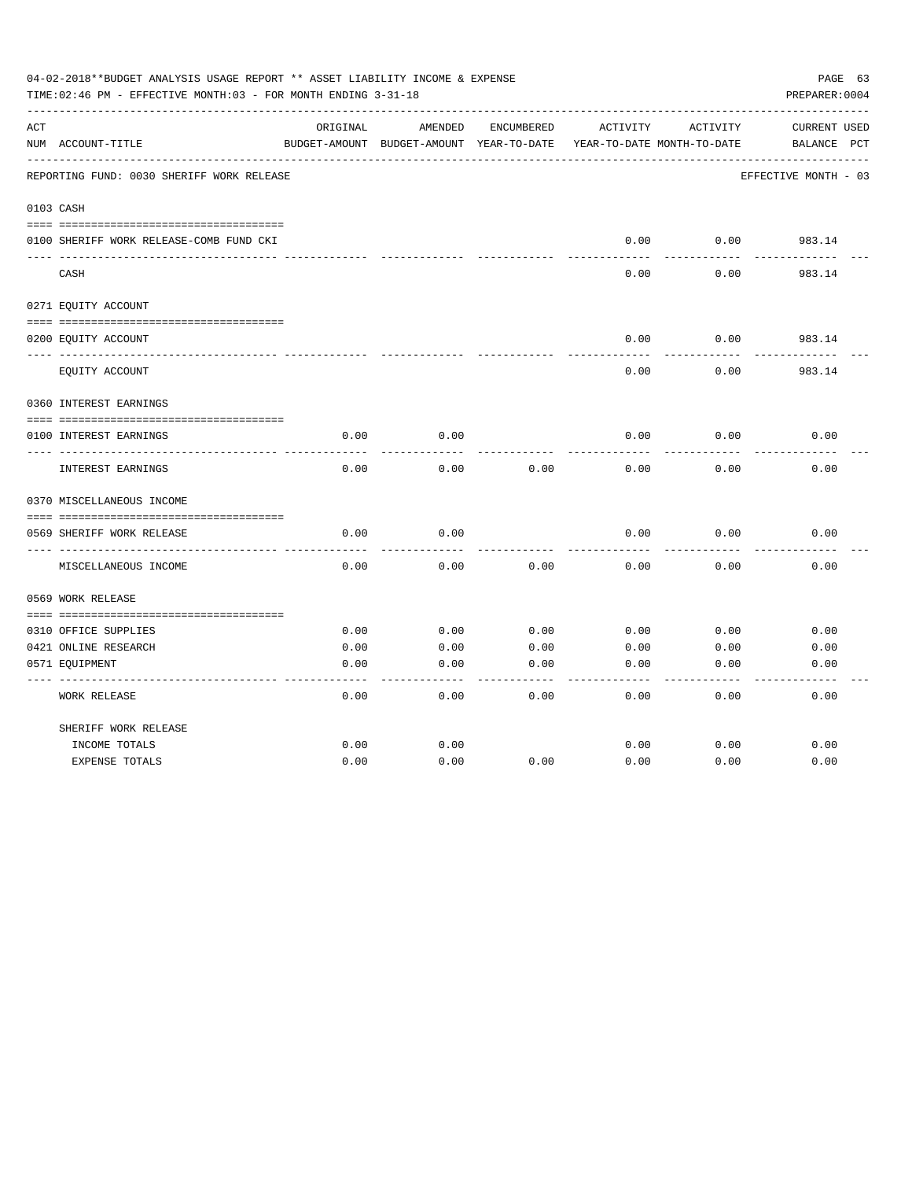04-02-2018**BUDGET ANALYSIS USAGE REPORT ** ASSET LIABILITY INCOME & EXPENSE

TIME:02:46 PM - EFFECTIVE MONTH:03 - FOR MONTH ENDING 3-31-18

PREPARER:0004

| ACT NUM | ACCOUNT-TITLE | ORIGINAL BUDGET-AMOUNT | AMENDED BUDGET-AMOUNT | ENCUMBERED YEAR-TO-DATE | ACTIVITY YEAR-TO-DATE | ACTIVITY MONTH-TO-DATE | CURRENT BALANCE | USED PCT |
|---|---|---|---|---|---|---|---|---|
| | **REPORTING FUND: 0030 SHERIFF WORK RELEASE** | | | | | | EFFECTIVE MONTH - 03 | |
| 0103 | CASH | | | | | | | |
| 0100 | SHERIFF WORK RELEASE-COMB FUND CKI | | | | 0.00 | 0.00 | 983.14 | |
| | CASH | | | | 0.00 | 0.00 | 983.14 | |
| 0271 | EQUITY ACCOUNT | | | | | | | |
| 0200 | EQUITY ACCOUNT | | | | 0.00 | 0.00 | 983.14 | |
| | EQUITY ACCOUNT | | | | 0.00 | 0.00 | 983.14 | |
| 0360 | INTEREST EARNINGS | | | | | | | |
| 0100 | INTEREST EARNINGS | 0.00 | 0.00 | | 0.00 | 0.00 | 0.00 | |
| | INTEREST EARNINGS | 0.00 | 0.00 | 0.00 | 0.00 | 0.00 | 0.00 | |
| 0370 | MISCELLANEOUS INCOME | | | | | | | |
| 0569 | SHERIFF WORK RELEASE | 0.00 | 0.00 | | 0.00 | 0.00 | 0.00 | |
| | MISCELLANEOUS INCOME | 0.00 | 0.00 | 0.00 | 0.00 | 0.00 | 0.00 | |
| 0569 | WORK RELEASE | | | | | | | |
| 0310 | OFFICE SUPPLIES | 0.00 | 0.00 | 0.00 | 0.00 | 0.00 | 0.00 | |
| 0421 | ONLINE RESEARCH | 0.00 | 0.00 | 0.00 | 0.00 | 0.00 | 0.00 | |
| 0571 | EQUIPMENT | 0.00 | 0.00 | 0.00 | 0.00 | 0.00 | 0.00 | |
| | WORK RELEASE | 0.00 | 0.00 | 0.00 | 0.00 | 0.00 | 0.00 | |
| | SHERIFF WORK RELEASE | | | | | | | |
| | INCOME TOTALS | 0.00 | 0.00 | | 0.00 | 0.00 | 0.00 | |
| | EXPENSE TOTALS | 0.00 | 0.00 | 0.00 | 0.00 | 0.00 | 0.00 | |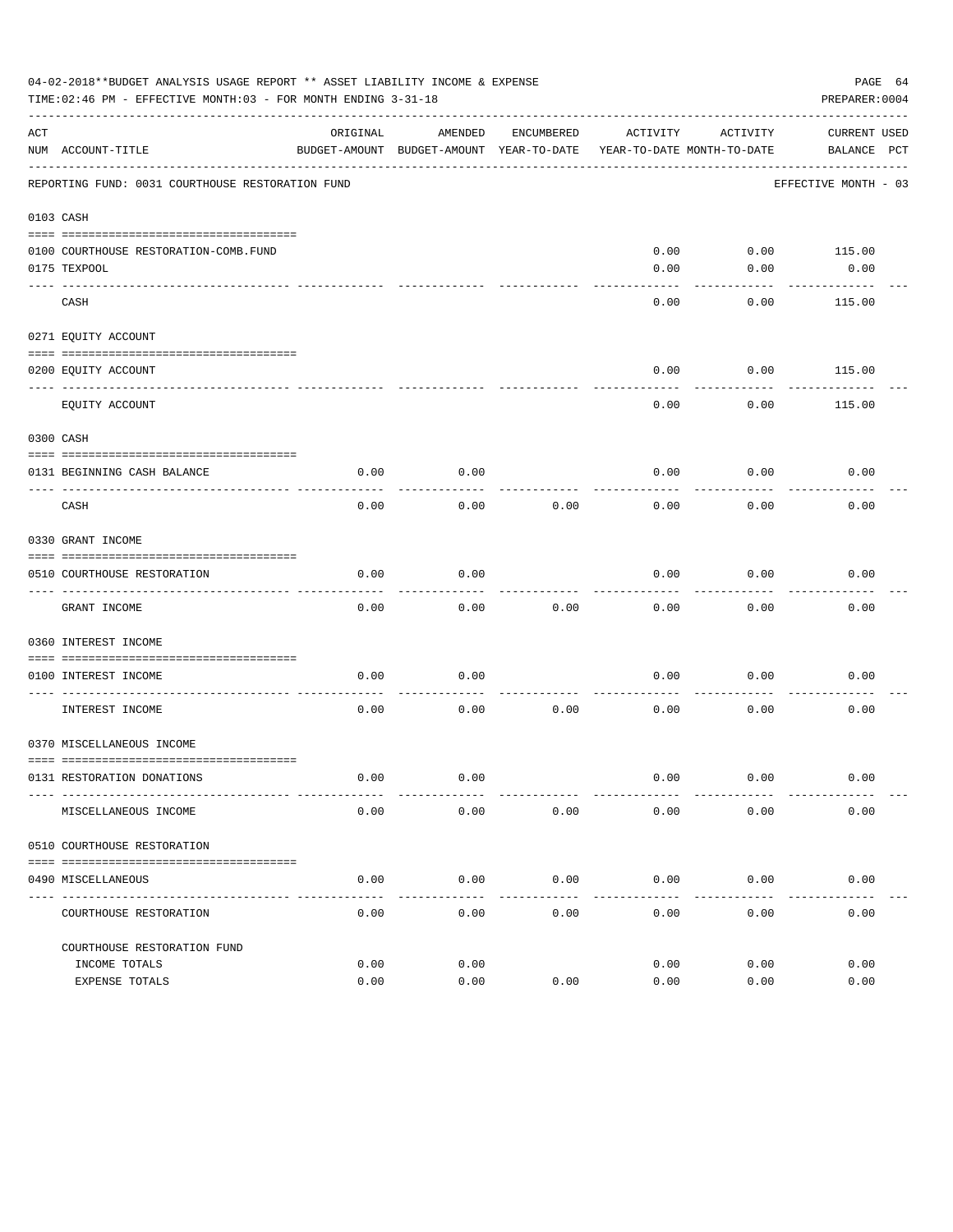04-02-2018**BUDGET ANALYSIS USAGE REPORT ** ASSET LIABILITY INCOME & EXPENSE

TIME:02:46 PM - EFFECTIVE MONTH:03 - FOR MONTH ENDING 3-31-18

PREPARER:0004

REPORTING FUND: 0031 COURTHOUSE RESTORATION FUND — EFFECTIVE MONTH - 03

| ACT NUM | ACCOUNT-TITLE | ORIGINAL BUDGET-AMOUNT | AMENDED BUDGET-AMOUNT | ENCUMBERED YEAR-TO-DATE | ACTIVITY YEAR-TO-DATE | ACTIVITY MONTH-TO-DATE | CURRENT BALANCE | USED PCT |
|---|---|---|---|---|---|---|---|---|
| **0103** | **CASH** | | | | | | | |
| 0100 | COURTHOUSE RESTORATION-COMB.FUND | | | | 0.00 | 0.00 | 115.00 | |
| 0175 | TEXPOOL | | | | 0.00 | 0.00 | 0.00 | |
| | CASH | | | | 0.00 | 0.00 | 115.00 | |
| **0271** | **EQUITY ACCOUNT** | | | | | | | |
| 0200 | EQUITY ACCOUNT | | | | 0.00 | 0.00 | 115.00 | |
| | EQUITY ACCOUNT | | | | 0.00 | 0.00 | 115.00 | |
| **0300** | **CASH** | | | | | | | |
| 0131 | BEGINNING CASH BALANCE | 0.00 | 0.00 | | 0.00 | 0.00 | 0.00 | |
| | CASH | 0.00 | 0.00 | 0.00 | 0.00 | 0.00 | 0.00 | |
| **0330** | **GRANT INCOME** | | | | | | | |
| 0510 | COURTHOUSE RESTORATION | 0.00 | 0.00 | | 0.00 | 0.00 | 0.00 | |
| | GRANT INCOME | 0.00 | 0.00 | 0.00 | 0.00 | 0.00 | 0.00 | |
| **0360** | **INTEREST INCOME** | | | | | | | |
| 0100 | INTEREST INCOME | 0.00 | 0.00 | | 0.00 | 0.00 | 0.00 | |
| | INTEREST INCOME | 0.00 | 0.00 | 0.00 | 0.00 | 0.00 | 0.00 | |
| **0370** | **MISCELLANEOUS INCOME** | | | | | | | |
| 0131 | RESTORATION DONATIONS | 0.00 | 0.00 | | 0.00 | 0.00 | 0.00 | |
| | MISCELLANEOUS INCOME | 0.00 | 0.00 | 0.00 | 0.00 | 0.00 | 0.00 | |
| **0510** | **COURTHOUSE RESTORATION** | | | | | | | |
| 0490 | MISCELLANEOUS | 0.00 | 0.00 | 0.00 | 0.00 | 0.00 | 0.00 | |
| | COURTHOUSE RESTORATION | 0.00 | 0.00 | 0.00 | 0.00 | 0.00 | 0.00 | |
| | COURTHOUSE RESTORATION FUND | | | | | | | |
| | INCOME TOTALS | 0.00 | 0.00 | | 0.00 | 0.00 | 0.00 | |
| | EXPENSE TOTALS | 0.00 | 0.00 | 0.00 | 0.00 | 0.00 | 0.00 | |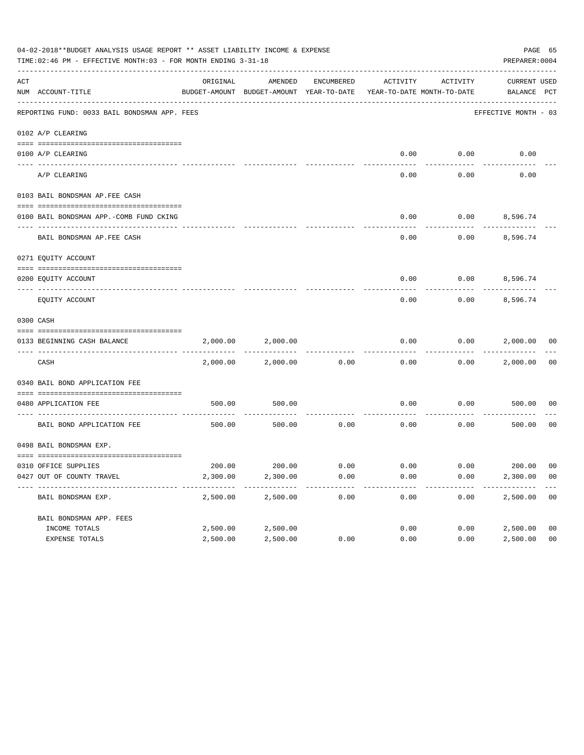04-02-2018**BUDGET ANALYSIS USAGE REPORT ** ASSET LIABILITY INCOME & EXPENSE

TIME:02:46 PM - EFFECTIVE MONTH:03 - FOR MONTH ENDING 3-31-18

PREPARER:0004

REPORTING FUND: 0033 BAIL BONDSMAN APP. FEES — EFFECTIVE MONTH - 03

| ACT NUM | ACCOUNT-TITLE | ORIGINAL BUDGET-AMOUNT | AMENDED BUDGET-AMOUNT | ENCUMBERED YEAR-TO-DATE | ACTIVITY YEAR-TO-DATE | ACTIVITY MONTH-TO-DATE | CURRENT BALANCE | USED PCT |
|---|---|---|---|---|---|---|---|---|
| | **0102 A/P CLEARING** | | | | | | | |
| 0100 | A/P CLEARING | | | | 0.00 | 0.00 | 0.00 | |
| | A/P CLEARING | | | | 0.00 | 0.00 | 0.00 | |
| | **0103 BAIL BONDSMAN AP.FEE CASH** | | | | | | | |
| 0100 | BAIL BONDSMAN APP.-COMB FUND CKING | | | | 0.00 | 0.00 | 8,596.74 | |
| | BAIL BONDSMAN AP.FEE CASH | | | | 0.00 | 0.00 | 8,596.74 | |
| | **0271 EQUITY ACCOUNT** | | | | | | | |
| 0200 | EQUITY ACCOUNT | | | | 0.00 | 0.00 | 8,596.74 | |
| | EQUITY ACCOUNT | | | | 0.00 | 0.00 | 8,596.74 | |
| | **0300 CASH** | | | | | | | |
| 0133 | BEGINNING CASH BALANCE | 2,000.00 | 2,000.00 | | 0.00 | 0.00 | 2,000.00 | 00 |
| | CASH | 2,000.00 | 2,000.00 | 0.00 | 0.00 | 0.00 | 2,000.00 | 00 |
| | **0340 BAIL BOND APPLICATION FEE** | | | | | | | |
| 0480 | APPLICATION FEE | 500.00 | 500.00 | | 0.00 | 0.00 | 500.00 | 00 |
| | BAIL BOND APPLICATION FEE | 500.00 | 500.00 | 0.00 | 0.00 | 0.00 | 500.00 | 00 |
| | **0498 BAIL BONDSMAN EXP.** | | | | | | | |
| 0310 | OFFICE SUPPLIES | 200.00 | 200.00 | 0.00 | 0.00 | 0.00 | 200.00 | 00 |
| 0427 | OUT OF COUNTY TRAVEL | 2,300.00 | 2,300.00 | 0.00 | 0.00 | 0.00 | 2,300.00 | 00 |
| | BAIL BONDSMAN EXP. | 2,500.00 | 2,500.00 | 0.00 | 0.00 | 0.00 | 2,500.00 | 00 |
| | **BAIL BONDSMAN APP. FEES** | | | | | | | |
| | INCOME TOTALS | 2,500.00 | 2,500.00 | | 0.00 | 0.00 | 2,500.00 | 00 |
| | EXPENSE TOTALS | 2,500.00 | 2,500.00 | 0.00 | 0.00 | 0.00 | 2,500.00 | 00 |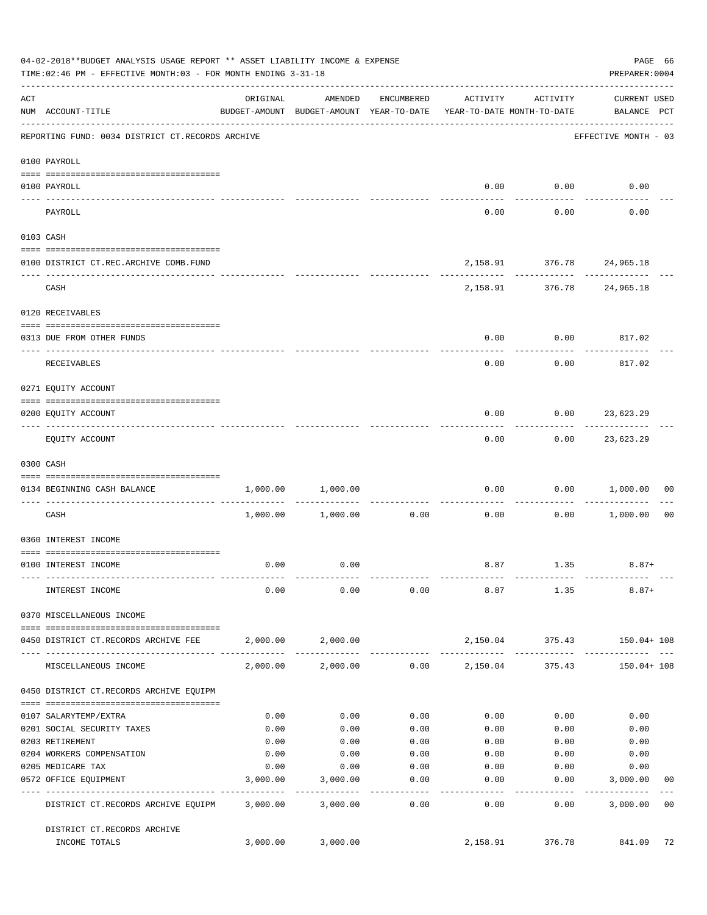04-02-2018**BUDGET ANALYSIS USAGE REPORT ** ASSET LIABILITY INCOME & EXPENSE

TIME:02:46 PM - EFFECTIVE MONTH:03 - FOR MONTH ENDING 3-31-18

PREPARER:0004

| ACT NUM | ACCOUNT-TITLE | ORIGINAL BUDGET-AMOUNT | AMENDED BUDGET-AMOUNT | ENCUMBERED YEAR-TO-DATE | ACTIVITY YEAR-TO-DATE | ACTIVITY MONTH-TO-DATE | CURRENT BALANCE | USED PCT |
|---|---|---|---|---|---|---|---|---|
| | REPORTING FUND: 0034 DISTRICT CT.RECORDS ARCHIVE | | | | | | EFFECTIVE MONTH - 03 | |
| | 0100 PAYROLL | | | | | | | |
| 0100 | PAYROLL | | | | 0.00 | 0.00 | 0.00 | |
| | PAYROLL | | | | 0.00 | 0.00 | 0.00 | |
| | 0103 CASH | | | | | | | |
| 0100 | DISTRICT CT.REC.ARCHIVE COMB.FUND | | | | 2,158.91 | 376.78 | 24,965.18 | |
| | CASH | | | | 2,158.91 | 376.78 | 24,965.18 | |
| | 0120 RECEIVABLES | | | | | | | |
| 0313 | DUE FROM OTHER FUNDS | | | | 0.00 | 0.00 | 817.02 | |
| | RECEIVABLES | | | | 0.00 | 0.00 | 817.02 | |
| | 0271 EQUITY ACCOUNT | | | | | | | |
| 0200 | EQUITY ACCOUNT | | | | 0.00 | 0.00 | 23,623.29 | |
| | EQUITY ACCOUNT | | | | 0.00 | 0.00 | 23,623.29 | |
| | 0300 CASH | | | | | | | |
| 0134 | BEGINNING CASH BALANCE | 1,000.00 | 1,000.00 | | 0.00 | 0.00 | 1,000.00 | 00 |
| | CASH | 1,000.00 | 1,000.00 | 0.00 | 0.00 | 0.00 | 1,000.00 | 00 |
| | 0360 INTEREST INCOME | | | | | | | |
| 0100 | INTEREST INCOME | 0.00 | 0.00 | | 8.87 | 1.35 | 8.87+ | |
| | INTEREST INCOME | 0.00 | 0.00 | 0.00 | 8.87 | 1.35 | 8.87+ | |
| | 0370 MISCELLANEOUS INCOME | | | | | | | |
| 0450 | DISTRICT CT.RECORDS ARCHIVE FEE | 2,000.00 | 2,000.00 | | 2,150.04 | 375.43 | 150.04+ | 108 |
| | MISCELLANEOUS INCOME | 2,000.00 | 2,000.00 | 0.00 | 2,150.04 | 375.43 | 150.04+ | 108 |
| | 0450 DISTRICT CT.RECORDS ARCHIVE EQUIPM | | | | | | | |
| 0107 | SALARYTEMP/EXTRA | 0.00 | 0.00 | 0.00 | 0.00 | 0.00 | 0.00 | |
| 0201 | SOCIAL SECURITY TAXES | 0.00 | 0.00 | 0.00 | 0.00 | 0.00 | 0.00 | |
| 0203 | RETIREMENT | 0.00 | 0.00 | 0.00 | 0.00 | 0.00 | 0.00 | |
| 0204 | WORKERS COMPENSATION | 0.00 | 0.00 | 0.00 | 0.00 | 0.00 | 0.00 | |
| 0205 | MEDICARE TAX | 0.00 | 0.00 | 0.00 | 0.00 | 0.00 | 0.00 | |
| 0572 | OFFICE EQUIPMENT | 3,000.00 | 3,000.00 | 0.00 | 0.00 | 0.00 | 3,000.00 | 00 |
| | DISTRICT CT.RECORDS ARCHIVE EQUIPM | 3,000.00 | 3,000.00 | 0.00 | 0.00 | 0.00 | 3,000.00 | 00 |
| | DISTRICT CT.RECORDS ARCHIVE INCOME TOTALS | 3,000.00 | 3,000.00 | | 2,158.91 | 376.78 | 841.09 | 72 |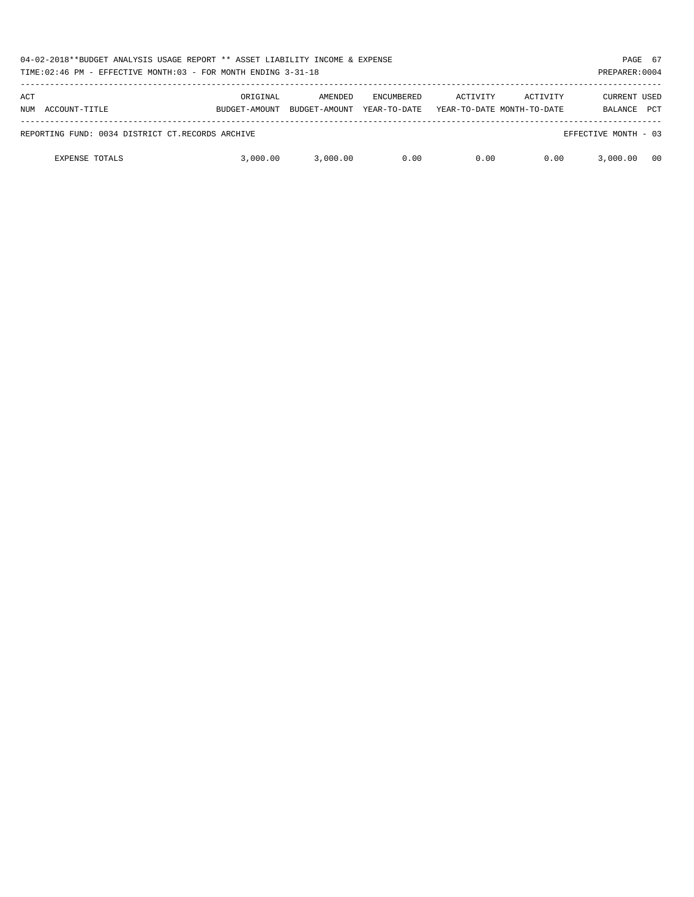| ACT NUM | ACCOUNT-TITLE | ORIGINAL BUDGET-AMOUNT | AMENDED BUDGET-AMOUNT | ENCUMBERED YEAR-TO-DATE | ACTIVITY YEAR-TO-DATE | ACTIVITY MONTH-TO-DATE | CURRENT BALANCE | USED PCT |
|---|---|---|---|---|---|---|---|---|
| REPORTING FUND: 0034 DISTRICT CT.RECORDS ARCHIVE | | | | | | | EFFECTIVE MONTH - 03 | |
| | EXPENSE TOTALS | 3,000.00 | 3,000.00 | 0.00 | 0.00 | 0.00 | 3,000.00 | 00 |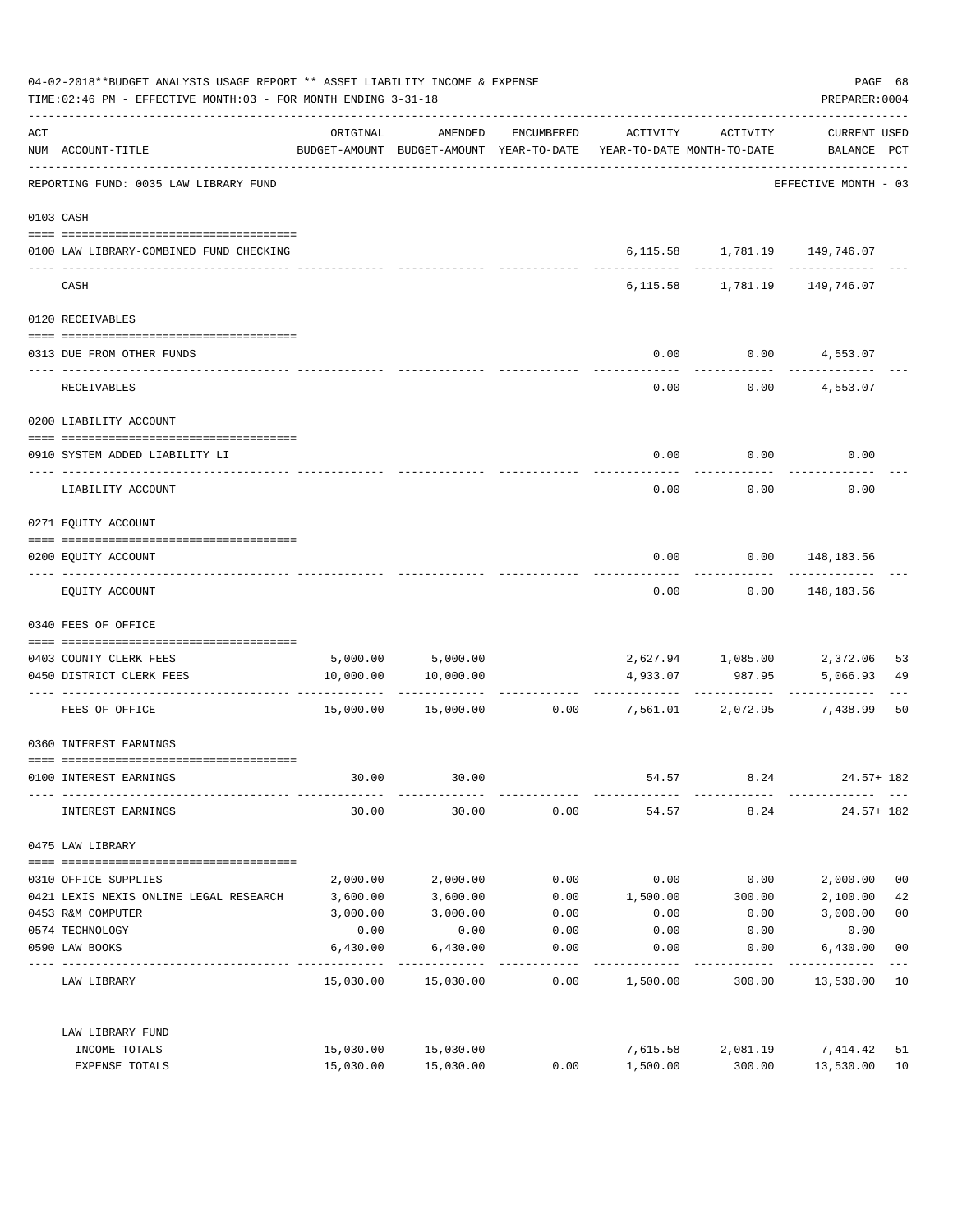04-02-2018**BUDGET ANALYSIS USAGE REPORT ** ASSET LIABILITY INCOME & EXPENSE

TIME:02:46 PM - EFFECTIVE MONTH:03 - FOR MONTH ENDING 3-31-18

PREPARER:0004

REPORTING FUND: 0035 LAW LIBRARY FUND — EFFECTIVE MONTH - 03

| ACT NUM | ACCOUNT-TITLE | ORIGINAL BUDGET-AMOUNT | AMENDED BUDGET-AMOUNT | ENCUMBERED YEAR-TO-DATE | ACTIVITY YEAR-TO-DATE | ACTIVITY MONTH-TO-DATE | CURRENT USED BALANCE | PCT |
|---|---|---|---|---|---|---|---|---|
| 0103 | CASH | | | | | | | |
| 0100 | LAW LIBRARY-COMBINED FUND CHECKING | | | | 6,115.58 | 1,781.19 | 149,746.07 | |
| | CASH | | | | 6,115.58 | 1,781.19 | 149,746.07 | |
| 0120 | RECEIVABLES | | | | | | | |
| 0313 | DUE FROM OTHER FUNDS | | | | 0.00 | 0.00 | 4,553.07 | |
| | RECEIVABLES | | | | 0.00 | 0.00 | 4,553.07 | |
| 0200 | LIABILITY ACCOUNT | | | | | | | |
| 0910 | SYSTEM ADDED LIABILITY LI | | | | 0.00 | 0.00 | 0.00 | |
| | LIABILITY ACCOUNT | | | | 0.00 | 0.00 | 0.00 | |
| 0271 | EQUITY ACCOUNT | | | | | | | |
| 0200 | EQUITY ACCOUNT | | | | 0.00 | 0.00 | 148,183.56 | |
| | EQUITY ACCOUNT | | | | 0.00 | 0.00 | 148,183.56 | |
| 0340 | FEES OF OFFICE | | | | | | | |
| 0403 | COUNTY CLERK FEES | 5,000.00 | 5,000.00 | | 2,627.94 | 1,085.00 | 2,372.06 | 53 |
| 0450 | DISTRICT CLERK FEES | 10,000.00 | 10,000.00 | | 4,933.07 | 987.95 | 5,066.93 | 49 |
| | FEES OF OFFICE | 15,000.00 | 15,000.00 | 0.00 | 7,561.01 | 2,072.95 | 7,438.99 | 50 |
| 0360 | INTEREST EARNINGS | | | | | | | |
| 0100 | INTEREST EARNINGS | 30.00 | 30.00 | | 54.57 | 8.24 | 24.57+ | 182 |
| | INTEREST EARNINGS | 30.00 | 30.00 | 0.00 | 54.57 | 8.24 | 24.57+ | 182 |
| 0475 | LAW LIBRARY | | | | | | | |
| 0310 | OFFICE SUPPLIES | 2,000.00 | 2,000.00 | 0.00 | 0.00 | 0.00 | 2,000.00 | 00 |
| 0421 | LEXIS NEXIS ONLINE LEGAL RESEARCH | 3,600.00 | 3,600.00 | 0.00 | 1,500.00 | 300.00 | 2,100.00 | 42 |
| 0453 | R&M COMPUTER | 3,000.00 | 3,000.00 | 0.00 | 0.00 | 0.00 | 3,000.00 | 00 |
| 0574 | TECHNOLOGY | 0.00 | 0.00 | 0.00 | 0.00 | 0.00 | 0.00 | |
| 0590 | LAW BOOKS | 6,430.00 | 6,430.00 | 0.00 | 0.00 | 0.00 | 6,430.00 | 00 |
| | LAW LIBRARY | 15,030.00 | 15,030.00 | 0.00 | 1,500.00 | 300.00 | 13,530.00 | 10 |
| | LAW LIBRARY FUND | | | | | | | |
| | INCOME TOTALS | 15,030.00 | 15,030.00 | | 7,615.58 | 2,081.19 | 7,414.42 | 51 |
| | EXPENSE TOTALS | 15,030.00 | 15,030.00 | 0.00 | 1,500.00 | 300.00 | 13,530.00 | 10 |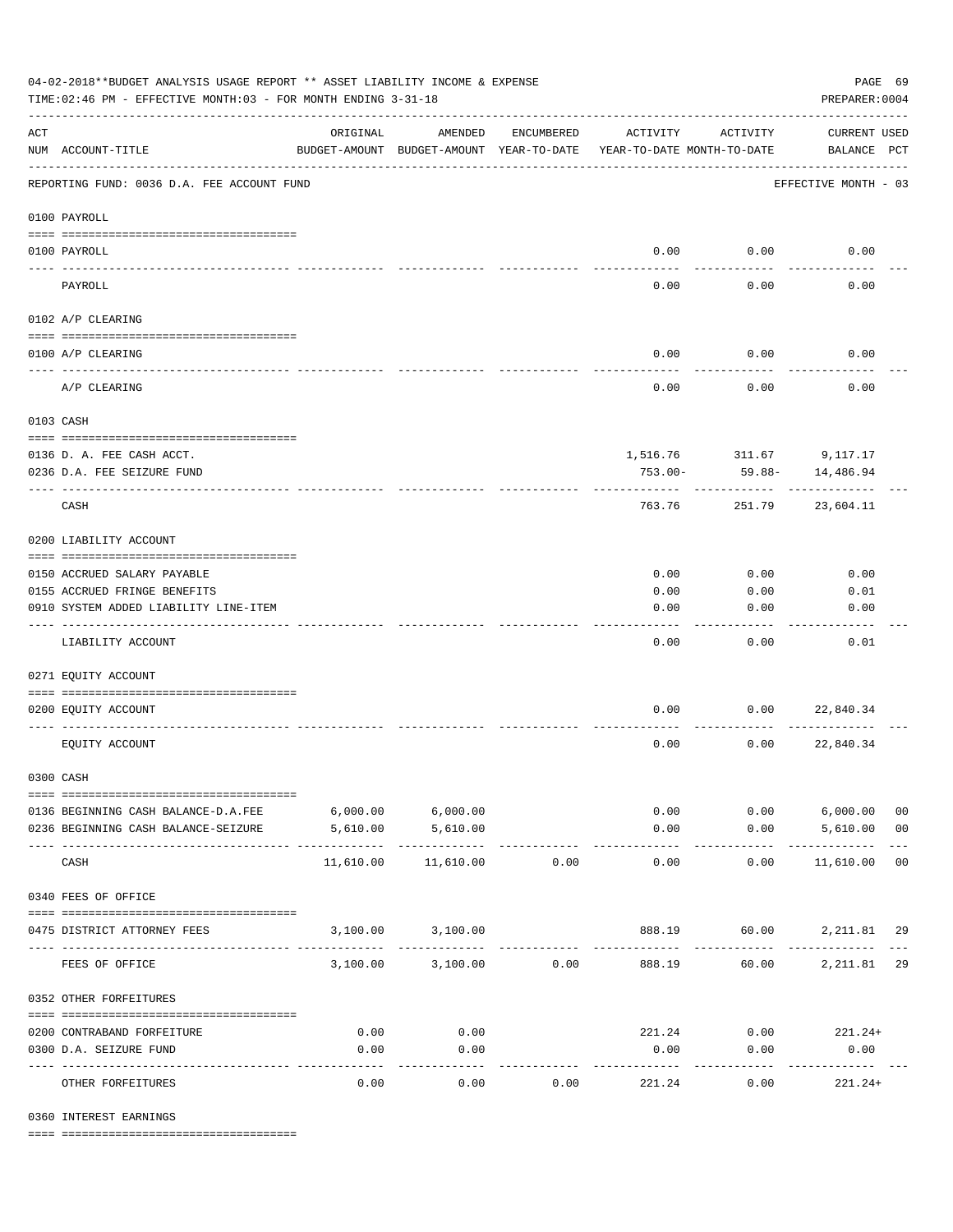04-02-2018**BUDGET ANALYSIS USAGE REPORT ** ASSET LIABILITY INCOME & EXPENSE

TIME:02:46 PM - EFFECTIVE MONTH:03 - FOR MONTH ENDING 3-31-18

PREPARER:0004

| ACT NUM | ACCOUNT-TITLE | ORIGINAL BUDGET-AMOUNT | AMENDED BUDGET-AMOUNT | ENCUMBERED YEAR-TO-DATE | ACTIVITY YEAR-TO-DATE | ACTIVITY MONTH-TO-DATE | CURRENT USED BALANCE | PCT |
|---|---|---|---|---|---|---|---|---|
| | REPORTING FUND: 0036 D.A. FEE ACCOUNT FUND | | | | | | EFFECTIVE MONTH - 03 | |
| | 0100 PAYROLL | | | | | | | |
| 0100 | PAYROLL | | | | 0.00 | 0.00 | 0.00 | |
| | PAYROLL | | | | 0.00 | 0.00 | 0.00 | |
| | 0102 A/P CLEARING | | | | | | | |
| 0100 | A/P CLEARING | | | | 0.00 | 0.00 | 0.00 | |
| | A/P CLEARING | | | | 0.00 | 0.00 | 0.00 | |
| | 0103 CASH | | | | | | | |
| 0136 | D. A. FEE CASH ACCT. | | | | 1,516.76 | 311.67 | 9,117.17 | |
| 0236 | D.A. FEE SEIZURE FUND | | | | 753.00- | 59.88- | 14,486.94 | |
| | CASH | | | | 763.76 | 251.79 | 23,604.11 | |
| | 0200 LIABILITY ACCOUNT | | | | | | | |
| 0150 | ACCRUED SALARY PAYABLE | | | | 0.00 | 0.00 | 0.00 | |
| 0155 | ACCRUED FRINGE BENEFITS | | | | 0.00 | 0.00 | 0.01 | |
| 0910 | SYSTEM ADDED LIABILITY LINE-ITEM | | | | 0.00 | 0.00 | 0.00 | |
| | LIABILITY ACCOUNT | | | | 0.00 | 0.00 | 0.01 | |
| | 0271 EQUITY ACCOUNT | | | | | | | |
| 0200 | EQUITY ACCOUNT | | | | 0.00 | 0.00 | 22,840.34 | |
| | EQUITY ACCOUNT | | | | 0.00 | 0.00 | 22,840.34 | |
| | 0300 CASH | | | | | | | |
| 0136 | BEGINNING CASH BALANCE-D.A.FEE | 6,000.00 | 6,000.00 | | 0.00 | 0.00 | 6,000.00 | 00 |
| 0236 | BEGINNING CASH BALANCE-SEIZURE | 5,610.00 | 5,610.00 | | 0.00 | 0.00 | 5,610.00 | 00 |
| | CASH | 11,610.00 | 11,610.00 | 0.00 | 0.00 | 0.00 | 11,610.00 | 00 |
| | 0340 FEES OF OFFICE | | | | | | | |
| 0475 | DISTRICT ATTORNEY FEES | 3,100.00 | 3,100.00 | | 888.19 | 60.00 | 2,211.81 | 29 |
| | FEES OF OFFICE | 3,100.00 | 3,100.00 | 0.00 | 888.19 | 60.00 | 2,211.81 | 29 |
| | 0352 OTHER FORFEITURES | | | | | | | |
| 0200 | CONTRABAND FORFEITURE | 0.00 | 0.00 | | 221.24 | 0.00 | 221.24+ | |
| 0300 | D.A. SEIZURE FUND | 0.00 | 0.00 | | 0.00 | 0.00 | 0.00 | |
| | OTHER FORFEITURES | 0.00 | 0.00 | 0.00 | 221.24 | 0.00 | 221.24+ | |
| | 0360 INTEREST EARNINGS | | | | | | | |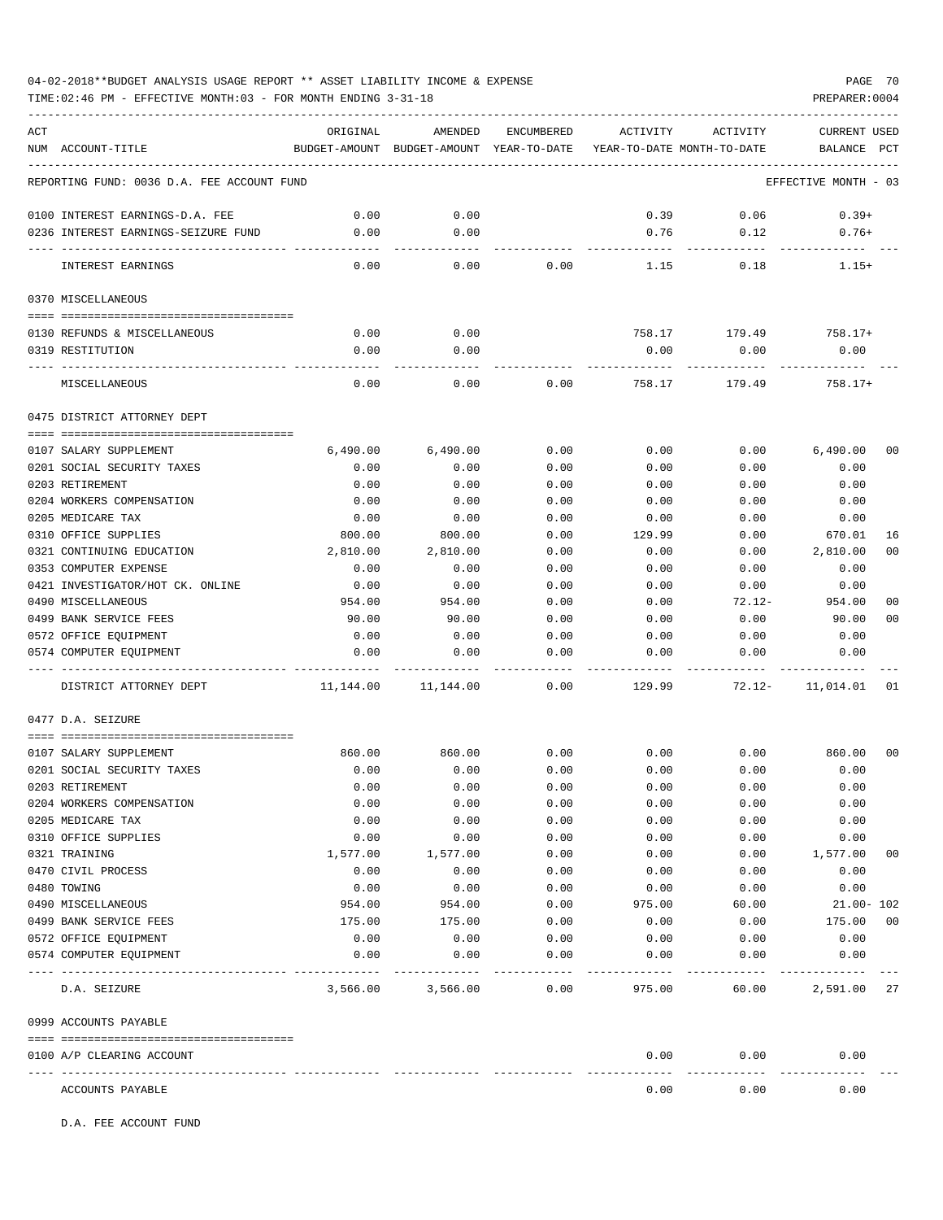04-02-2018**BUDGET ANALYSIS USAGE REPORT ** ASSET LIABILITY INCOME & EXPENSE

TIME:02:46 PM - EFFECTIVE MONTH:03 - FOR MONTH ENDING 3-31-18

PREPARER:0004

| ACT NUM | ACCOUNT-TITLE | ORIGINAL BUDGET-AMOUNT | AMENDED BUDGET-AMOUNT | ENCUMBERED YEAR-TO-DATE | ACTIVITY YEAR-TO-DATE | ACTIVITY MONTH-TO-DATE | CURRENT USED BALANCE | PCT |
|---|---|---|---|---|---|---|---|---|
| | REPORTING FUND: 0036 D.A. FEE ACCOUNT FUND | | | | | | EFFECTIVE MONTH - 03 | |
| 0100 | INTEREST EARNINGS-D.A. FEE | 0.00 | 0.00 | | 0.39 | 0.06 | 0.39+ | |
| 0236 | INTEREST EARNINGS-SEIZURE FUND | 0.00 | 0.00 | | 0.76 | 0.12 | 0.76+ | |
| | INTEREST EARNINGS | 0.00 | 0.00 | 0.00 | 1.15 | 0.18 | 1.15+ | |
| | 0370 MISCELLANEOUS | | | | | | | |
| 0130 | REFUNDS & MISCELLANEOUS | 0.00 | 0.00 | | 758.17 | 179.49 | 758.17+ | |
| 0319 | RESTITUTION | 0.00 | 0.00 | | 0.00 | 0.00 | 0.00 | |
| | MISCELLANEOUS | 0.00 | 0.00 | 0.00 | 758.17 | 179.49 | 758.17+ | |
| | 0475 DISTRICT ATTORNEY DEPT | | | | | | | |
| 0107 | SALARY SUPPLEMENT | 6,490.00 | 6,490.00 | 0.00 | 0.00 | 0.00 | 6,490.00 | 00 |
| 0201 | SOCIAL SECURITY TAXES | 0.00 | 0.00 | 0.00 | 0.00 | 0.00 | 0.00 | |
| 0203 | RETIREMENT | 0.00 | 0.00 | 0.00 | 0.00 | 0.00 | 0.00 | |
| 0204 | WORKERS COMPENSATION | 0.00 | 0.00 | 0.00 | 0.00 | 0.00 | 0.00 | |
| 0205 | MEDICARE TAX | 0.00 | 0.00 | 0.00 | 0.00 | 0.00 | 0.00 | |
| 0310 | OFFICE SUPPLIES | 800.00 | 800.00 | 0.00 | 129.99 | 0.00 | 670.01 | 16 |
| 0321 | CONTINUING EDUCATION | 2,810.00 | 2,810.00 | 0.00 | 0.00 | 0.00 | 2,810.00 | 00 |
| 0353 | COMPUTER EXPENSE | 0.00 | 0.00 | 0.00 | 0.00 | 0.00 | 0.00 | |
| 0421 | INVESTIGATOR/HOT CK. ONLINE | 0.00 | 0.00 | 0.00 | 0.00 | 0.00 | 0.00 | |
| 0490 | MISCELLANEOUS | 954.00 | 954.00 | 0.00 | 0.00 | 72.12- | 954.00 | 00 |
| 0499 | BANK SERVICE FEES | 90.00 | 90.00 | 0.00 | 0.00 | 0.00 | 90.00 | 00 |
| 0572 | OFFICE EQUIPMENT | 0.00 | 0.00 | 0.00 | 0.00 | 0.00 | 0.00 | |
| 0574 | COMPUTER EQUIPMENT | 0.00 | 0.00 | 0.00 | 0.00 | 0.00 | 0.00 | |
| | DISTRICT ATTORNEY DEPT | 11,144.00 | 11,144.00 | 0.00 | 129.99 | 72.12- | 11,014.01 | 01 |
| | 0477 D.A. SEIZURE | | | | | | | |
| 0107 | SALARY SUPPLEMENT | 860.00 | 860.00 | 0.00 | 0.00 | 0.00 | 860.00 | 00 |
| 0201 | SOCIAL SECURITY TAXES | 0.00 | 0.00 | 0.00 | 0.00 | 0.00 | 0.00 | |
| 0203 | RETIREMENT | 0.00 | 0.00 | 0.00 | 0.00 | 0.00 | 0.00 | |
| 0204 | WORKERS COMPENSATION | 0.00 | 0.00 | 0.00 | 0.00 | 0.00 | 0.00 | |
| 0205 | MEDICARE TAX | 0.00 | 0.00 | 0.00 | 0.00 | 0.00 | 0.00 | |
| 0310 | OFFICE SUPPLIES | 0.00 | 0.00 | 0.00 | 0.00 | 0.00 | 0.00 | |
| 0321 | TRAINING | 1,577.00 | 1,577.00 | 0.00 | 0.00 | 0.00 | 1,577.00 | 00 |
| 0470 | CIVIL PROCESS | 0.00 | 0.00 | 0.00 | 0.00 | 0.00 | 0.00 | |
| 0480 | TOWING | 0.00 | 0.00 | 0.00 | 0.00 | 0.00 | 0.00 | |
| 0490 | MISCELLANEOUS | 954.00 | 954.00 | 0.00 | 975.00 | 60.00 | 21.00- | 102 |
| 0499 | BANK SERVICE FEES | 175.00 | 175.00 | 0.00 | 0.00 | 0.00 | 175.00 | 00 |
| 0572 | OFFICE EQUIPMENT | 0.00 | 0.00 | 0.00 | 0.00 | 0.00 | 0.00 | |
| 0574 | COMPUTER EQUIPMENT | 0.00 | 0.00 | 0.00 | 0.00 | 0.00 | 0.00 | |
| | D.A. SEIZURE | 3,566.00 | 3,566.00 | 0.00 | 975.00 | 60.00 | 2,591.00 | 27 |
| | 0999 ACCOUNTS PAYABLE | | | | | | | |
| 0100 | A/P CLEARING ACCOUNT | | | | 0.00 | 0.00 | 0.00 | |
| | ACCOUNTS PAYABLE | | | | 0.00 | 0.00 | 0.00 | |

D.A. FEE ACCOUNT FUND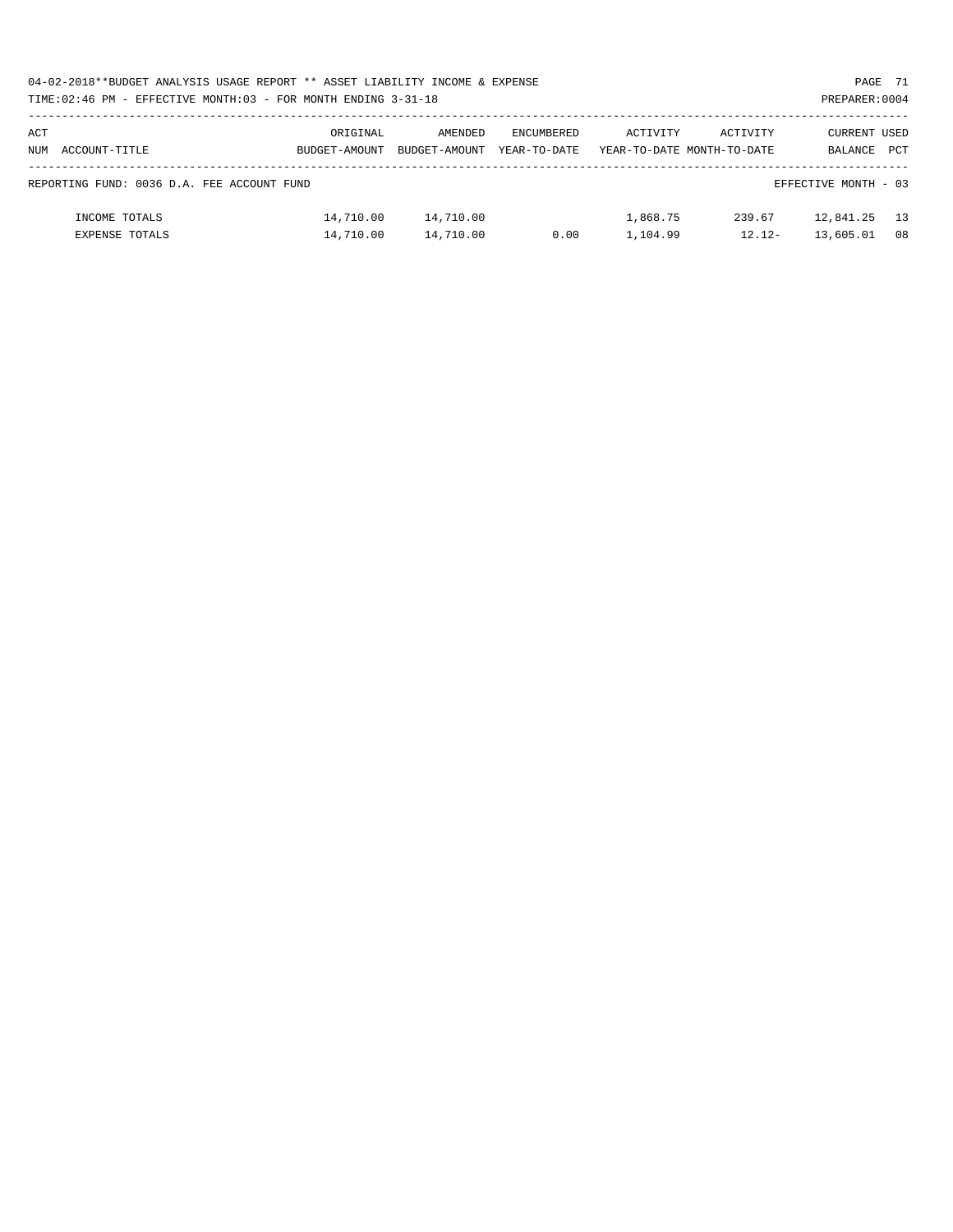REPORTING FUND: 0036 D.A. FEE ACCOUNT FUND — EFFECTIVE MONTH - 03

| ACT NUM | ACCOUNT-TITLE | ORIGINAL BUDGET-AMOUNT | AMENDED BUDGET-AMOUNT | ENCUMBERED YEAR-TO-DATE | ACTIVITY YEAR-TO-DATE | ACTIVITY MONTH-TO-DATE | CURRENT BALANCE | USED PCT |
|---|---|---|---|---|---|---|---|---|
| | INCOME TOTALS | 14,710.00 | 14,710.00 | | 1,868.75 | 239.67 | 12,841.25 | 13 |
| | EXPENSE TOTALS | 14,710.00 | 14,710.00 | 0.00 | 1,104.99 | 12.12- | 13,605.01 | 08 |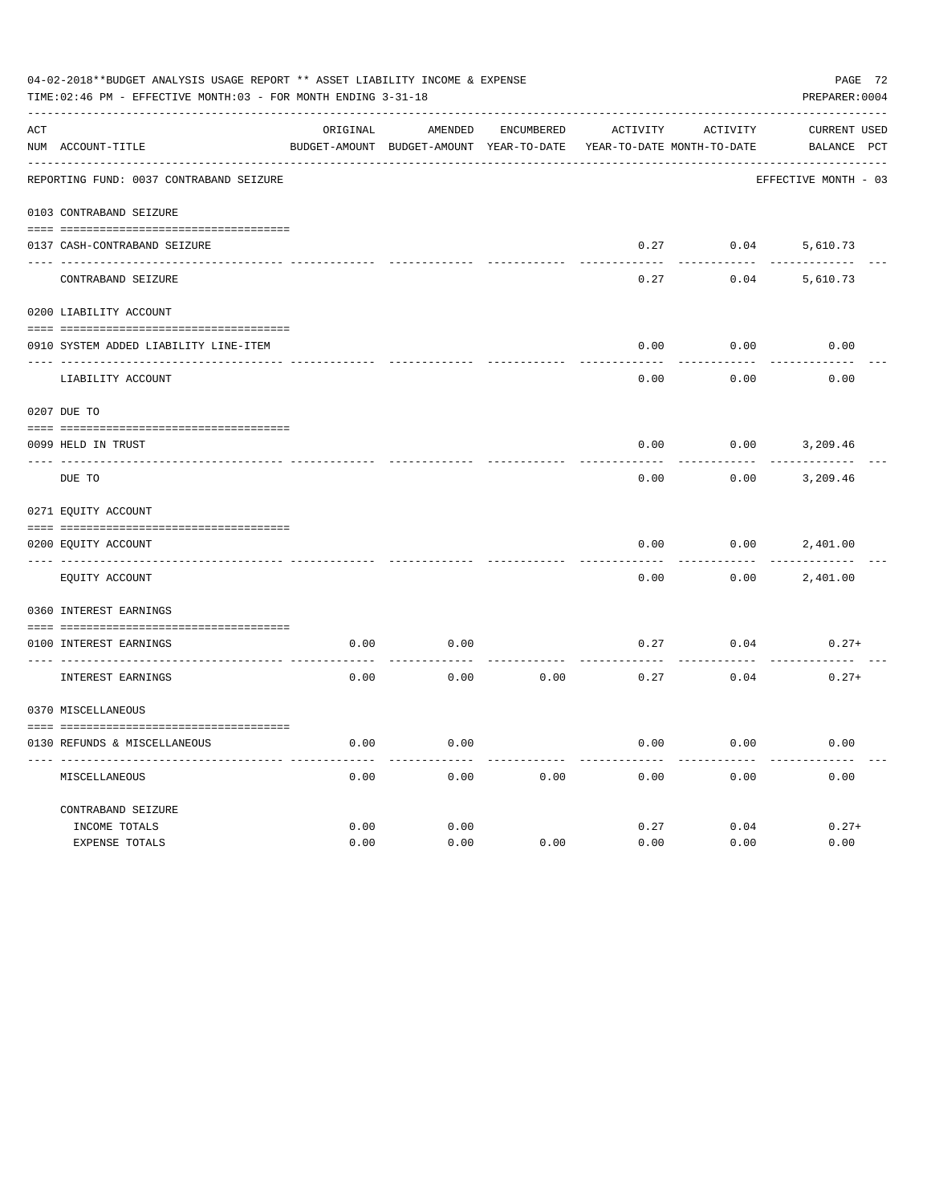04-02-2018**BUDGET ANALYSIS USAGE REPORT ** ASSET LIABILITY INCOME & EXPENSE

TIME:02:46 PM - EFFECTIVE MONTH:03 - FOR MONTH ENDING 3-31-18

PREPARER:0004

REPORTING FUND: 0037 CONTRABAND SEIZURE — EFFECTIVE MONTH - 03

| ACT NUM | ACCOUNT-TITLE | ORIGINAL BUDGET-AMOUNT | AMENDED BUDGET-AMOUNT | ENCUMBERED YEAR-TO-DATE | ACTIVITY YEAR-TO-DATE | ACTIVITY MONTH-TO-DATE | CURRENT BALANCE | USED PCT |
|---|---|---|---|---|---|---|---|---|
| | **0103 CONTRABAND SEIZURE** | | | | | | | |
| 0137 | CASH-CONTRABAND SEIZURE | | | | 0.27 | 0.04 | 5,610.73 | |
| | CONTRABAND SEIZURE | | | | 0.27 | 0.04 | 5,610.73 | |
| | **0200 LIABILITY ACCOUNT** | | | | | | | |
| 0910 | SYSTEM ADDED LIABILITY LINE-ITEM | | | | 0.00 | 0.00 | 0.00 | |
| | LIABILITY ACCOUNT | | | | 0.00 | 0.00 | 0.00 | |
| | **0207 DUE TO** | | | | | | | |
| 0099 | HELD IN TRUST | | | | 0.00 | 0.00 | 3,209.46 | |
| | DUE TO | | | | 0.00 | 0.00 | 3,209.46 | |
| | **0271 EQUITY ACCOUNT** | | | | | | | |
| 0200 | EQUITY ACCOUNT | | | | 0.00 | 0.00 | 2,401.00 | |
| | EQUITY ACCOUNT | | | | 0.00 | 0.00 | 2,401.00 | |
| | **0360 INTEREST EARNINGS** | | | | | | | |
| 0100 | INTEREST EARNINGS | 0.00 | 0.00 | | 0.27 | 0.04 | 0.27+ | |
| | INTEREST EARNINGS | 0.00 | 0.00 | 0.00 | 0.27 | 0.04 | 0.27+ | |
| | **0370 MISCELLANEOUS** | | | | | | | |
| 0130 | REFUNDS & MISCELLANEOUS | 0.00 | 0.00 | | 0.00 | 0.00 | 0.00 | |
| | MISCELLANEOUS | 0.00 | 0.00 | 0.00 | 0.00 | 0.00 | 0.00 | |
| | **CONTRABAND SEIZURE** | | | | | | | |
| | INCOME TOTALS | 0.00 | 0.00 | | 0.27 | 0.04 | 0.27+ | |
| | EXPENSE TOTALS | 0.00 | 0.00 | 0.00 | 0.00 | 0.00 | 0.00 | |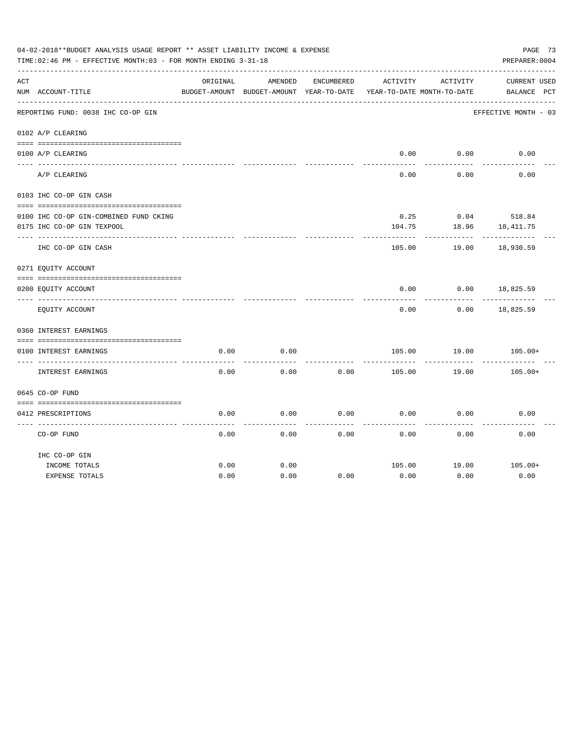04-02-2018**BUDGET ANALYSIS USAGE REPORT ** ASSET LIABILITY INCOME & EXPENSE

TIME:02:46 PM - EFFECTIVE MONTH:03 - FOR MONTH ENDING 3-31-18

PREPARER:0004

| ACT NUM | ACCOUNT-TITLE | ORIGINAL BUDGET-AMOUNT | AMENDED BUDGET-AMOUNT | ENCUMBERED YEAR-TO-DATE | ACTIVITY YEAR-TO-DATE | ACTIVITY MONTH-TO-DATE | CURRENT BALANCE | USED PCT |
|---|---|---|---|---|---|---|---|---|
| | REPORTING FUND: 0038 IHC CO-OP GIN | | | | | | EFFECTIVE MONTH - 03 | |
| 0102 | A/P CLEARING | | | | | | | |
| 0100 | A/P CLEARING | | | | 0.00 | 0.00 | 0.00 | |
| | A/P CLEARING | | | | 0.00 | 0.00 | 0.00 | |
| 0103 | IHC CO-OP GIN CASH | | | | | | | |
| 0100 | IHC CO-OP GIN-COMBINED FUND CKING | | | | 0.25 | 0.04 | 518.84 | |
| 0175 | IHC CO-OP GIN TEXPOOL | | | | 104.75 | 18.96 | 18,411.75 | |
| | IHC CO-OP GIN CASH | | | | 105.00 | 19.00 | 18,930.59 | |
| 0271 | EQUITY ACCOUNT | | | | | | | |
| 0200 | EQUITY ACCOUNT | | | | 0.00 | 0.00 | 18,825.59 | |
| | EQUITY ACCOUNT | | | | 0.00 | 0.00 | 18,825.59 | |
| 0360 | INTEREST EARNINGS | | | | | | | |
| 0100 | INTEREST EARNINGS | 0.00 | 0.00 | | 105.00 | 19.00 | 105.00+ | |
| | INTEREST EARNINGS | 0.00 | 0.00 | 0.00 | 105.00 | 19.00 | 105.00+ | |
| 0645 | CO-OP FUND | | | | | | | |
| 0412 | PRESCRIPTIONS | 0.00 | 0.00 | 0.00 | 0.00 | 0.00 | 0.00 | |
| | CO-OP FUND | 0.00 | 0.00 | 0.00 | 0.00 | 0.00 | 0.00 | |
| | IHC CO-OP GIN | | | | | | | |
| | INCOME TOTALS | 0.00 | 0.00 | | 105.00 | 19.00 | 105.00+ | |
| | EXPENSE TOTALS | 0.00 | 0.00 | 0.00 | 0.00 | 0.00 | 0.00 | |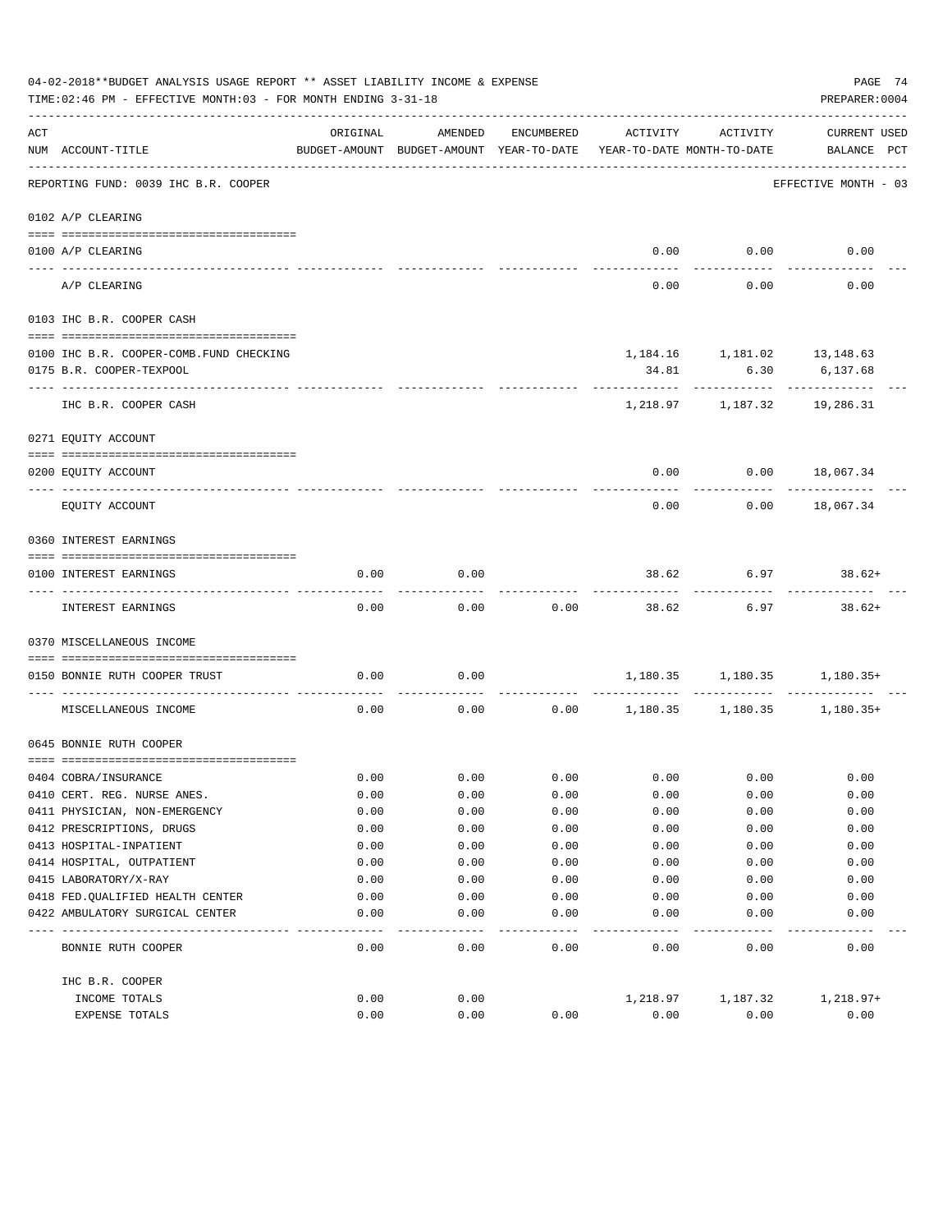04-02-2018**BUDGET ANALYSIS USAGE REPORT ** ASSET LIABILITY INCOME & EXPENSE

TIME:02:46 PM - EFFECTIVE MONTH:03 - FOR MONTH ENDING 3-31-18

PREPARER:0004

| ACT NUM | ACCOUNT-TITLE | ORIGINAL BUDGET-AMOUNT | AMENDED BUDGET-AMOUNT | ENCUMBERED YEAR-TO-DATE | ACTIVITY YEAR-TO-DATE | ACTIVITY MONTH-TO-DATE | CURRENT BALANCE | USED PCT |
|---|---|---|---|---|---|---|---|---|
| | REPORTING FUND: 0039 IHC B.R. COOPER | | | | | | EFFECTIVE MONTH - 03 | |
| | 0102 A/P CLEARING | | | | | | | |
| 0100 | A/P CLEARING | | | | 0.00 | 0.00 | 0.00 | |
| | A/P CLEARING | | | | 0.00 | 0.00 | 0.00 | |
| | 0103 IHC B.R. COOPER CASH | | | | | | | |
| 0100 | IHC B.R. COOPER-COMB.FUND CHECKING | | | | 1,184.16 | 1,181.02 | 13,148.63 | |
| 0175 | B.R. COOPER-TEXPOOL | | | | 34.81 | 6.30 | 6,137.68 | |
| | IHC B.R. COOPER CASH | | | | 1,218.97 | 1,187.32 | 19,286.31 | |
| | 0271 EQUITY ACCOUNT | | | | | | | |
| 0200 | EQUITY ACCOUNT | | | | 0.00 | 0.00 | 18,067.34 | |
| | EQUITY ACCOUNT | | | | 0.00 | 0.00 | 18,067.34 | |
| | 0360 INTEREST EARNINGS | | | | | | | |
| 0100 | INTEREST EARNINGS | 0.00 | 0.00 | | 38.62 | 6.97 | 38.62+ | |
| | INTEREST EARNINGS | 0.00 | 0.00 | 0.00 | 38.62 | 6.97 | 38.62+ | |
| | 0370 MISCELLANEOUS INCOME | | | | | | | |
| 0150 | BONNIE RUTH COOPER TRUST | 0.00 | 0.00 | | 1,180.35 | 1,180.35 | 1,180.35+ | |
| | MISCELLANEOUS INCOME | 0.00 | 0.00 | 0.00 | 1,180.35 | 1,180.35 | 1,180.35+ | |
| | 0645 BONNIE RUTH COOPER | | | | | | | |
| 0404 | COBRA/INSURANCE | 0.00 | 0.00 | 0.00 | 0.00 | 0.00 | 0.00 | |
| 0410 | CERT. REG. NURSE ANES. | 0.00 | 0.00 | 0.00 | 0.00 | 0.00 | 0.00 | |
| 0411 | PHYSICIAN, NON-EMERGENCY | 0.00 | 0.00 | 0.00 | 0.00 | 0.00 | 0.00 | |
| 0412 | PRESCRIPTIONS, DRUGS | 0.00 | 0.00 | 0.00 | 0.00 | 0.00 | 0.00 | |
| 0413 | HOSPITAL-INPATIENT | 0.00 | 0.00 | 0.00 | 0.00 | 0.00 | 0.00 | |
| 0414 | HOSPITAL, OUTPATIENT | 0.00 | 0.00 | 0.00 | 0.00 | 0.00 | 0.00 | |
| 0415 | LABORATORY/X-RAY | 0.00 | 0.00 | 0.00 | 0.00 | 0.00 | 0.00 | |
| 0418 | FED.QUALIFIED HEALTH CENTER | 0.00 | 0.00 | 0.00 | 0.00 | 0.00 | 0.00 | |
| 0422 | AMBULATORY SURGICAL CENTER | 0.00 | 0.00 | 0.00 | 0.00 | 0.00 | 0.00 | |
| | BONNIE RUTH COOPER | 0.00 | 0.00 | 0.00 | 0.00 | 0.00 | 0.00 | |
| | IHC B.R. COOPER | | | | | | | |
| | INCOME TOTALS | 0.00 | 0.00 | | 1,218.97 | 1,187.32 | 1,218.97+ | |
| | EXPENSE TOTALS | 0.00 | 0.00 | 0.00 | 0.00 | 0.00 | 0.00 | |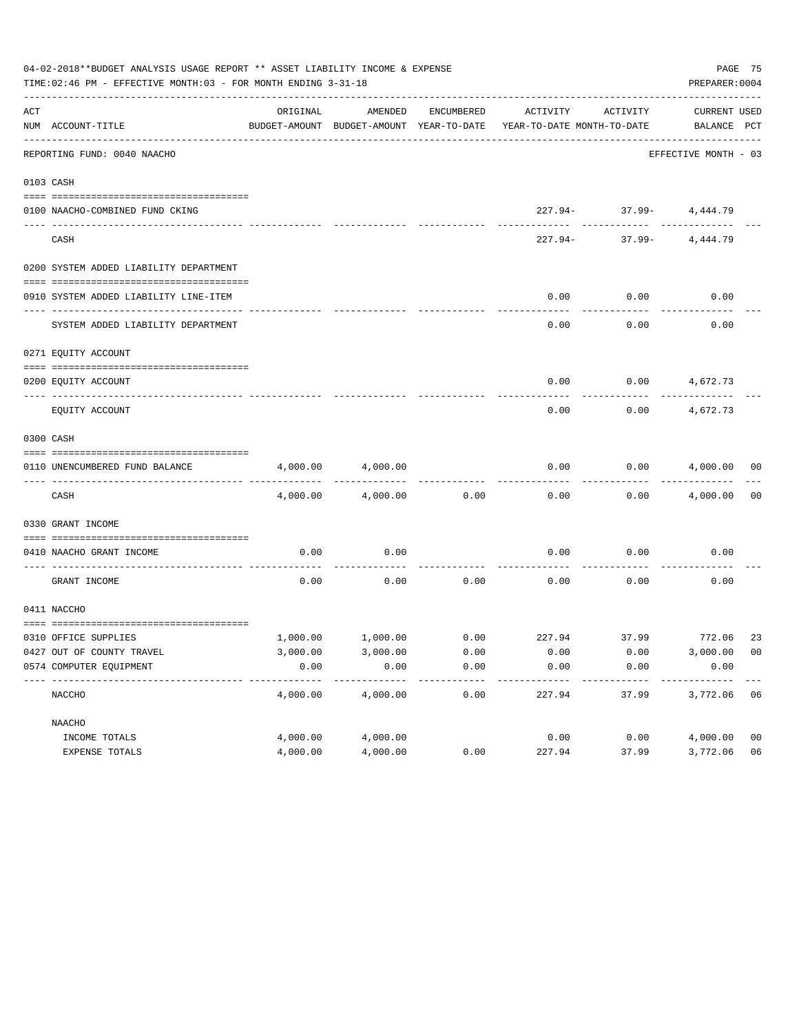04-02-2018**BUDGET ANALYSIS USAGE REPORT ** ASSET LIABILITY INCOME & EXPENSE

TIME:02:46 PM - EFFECTIVE MONTH:03 - FOR MONTH ENDING 3-31-18

PREPARER:0004

| ACT NUM | ACCOUNT-TITLE | ORIGINAL BUDGET-AMOUNT | AMENDED BUDGET-AMOUNT | ENCUMBERED YEAR-TO-DATE | ACTIVITY YEAR-TO-DATE | ACTIVITY MONTH-TO-DATE | CURRENT BALANCE | USED PCT |
|---|---|---|---|---|---|---|---|---|
| | REPORTING FUND: 0040 NAACHO | | | | | | EFFECTIVE MONTH - 03 | |
| 0103 | CASH | | | | | | | |
| 0100 | NAACHO-COMBINED FUND CKING | | | | 227.94- | 37.99- | 4,444.79 | |
| | CASH | | | | 227.94- | 37.99- | 4,444.79 | |
| 0200 | SYSTEM ADDED LIABILITY DEPARTMENT | | | | | | | |
| 0910 | SYSTEM ADDED LIABILITY LINE-ITEM | | | | 0.00 | 0.00 | 0.00 | |
| | SYSTEM ADDED LIABILITY DEPARTMENT | | | | 0.00 | 0.00 | 0.00 | |
| 0271 | EQUITY ACCOUNT | | | | | | | |
| 0200 | EQUITY ACCOUNT | | | | 0.00 | 0.00 | 4,672.73 | |
| | EQUITY ACCOUNT | | | | 0.00 | 0.00 | 4,672.73 | |
| 0300 | CASH | | | | | | | |
| 0110 | UNENCUMBERED FUND BALANCE | 4,000.00 | 4,000.00 | | 0.00 | 0.00 | 4,000.00 | 00 |
| | CASH | 4,000.00 | 4,000.00 | 0.00 | 0.00 | 0.00 | 4,000.00 | 00 |
| 0330 | GRANT INCOME | | | | | | | |
| 0410 | NAACHO GRANT INCOME | 0.00 | 0.00 | | 0.00 | 0.00 | 0.00 | |
| | GRANT INCOME | 0.00 | 0.00 | 0.00 | 0.00 | 0.00 | 0.00 | |
| 0411 | NACCHO | | | | | | | |
| 0310 | OFFICE SUPPLIES | 1,000.00 | 1,000.00 | 0.00 | 227.94 | 37.99 | 772.06 | 23 |
| 0427 | OUT OF COUNTY TRAVEL | 3,000.00 | 3,000.00 | 0.00 | 0.00 | 0.00 | 3,000.00 | 00 |
| 0574 | COMPUTER EQUIPMENT | 0.00 | 0.00 | 0.00 | 0.00 | 0.00 | 0.00 | |
| | NACCHO | 4,000.00 | 4,000.00 | 0.00 | 227.94 | 37.99 | 3,772.06 | 06 |
| | NAACHO | | | | | | | |
| | INCOME TOTALS | 4,000.00 | 4,000.00 | | 0.00 | 0.00 | 4,000.00 | 00 |
| | EXPENSE TOTALS | 4,000.00 | 4,000.00 | 0.00 | 227.94 | 37.99 | 3,772.06 | 06 |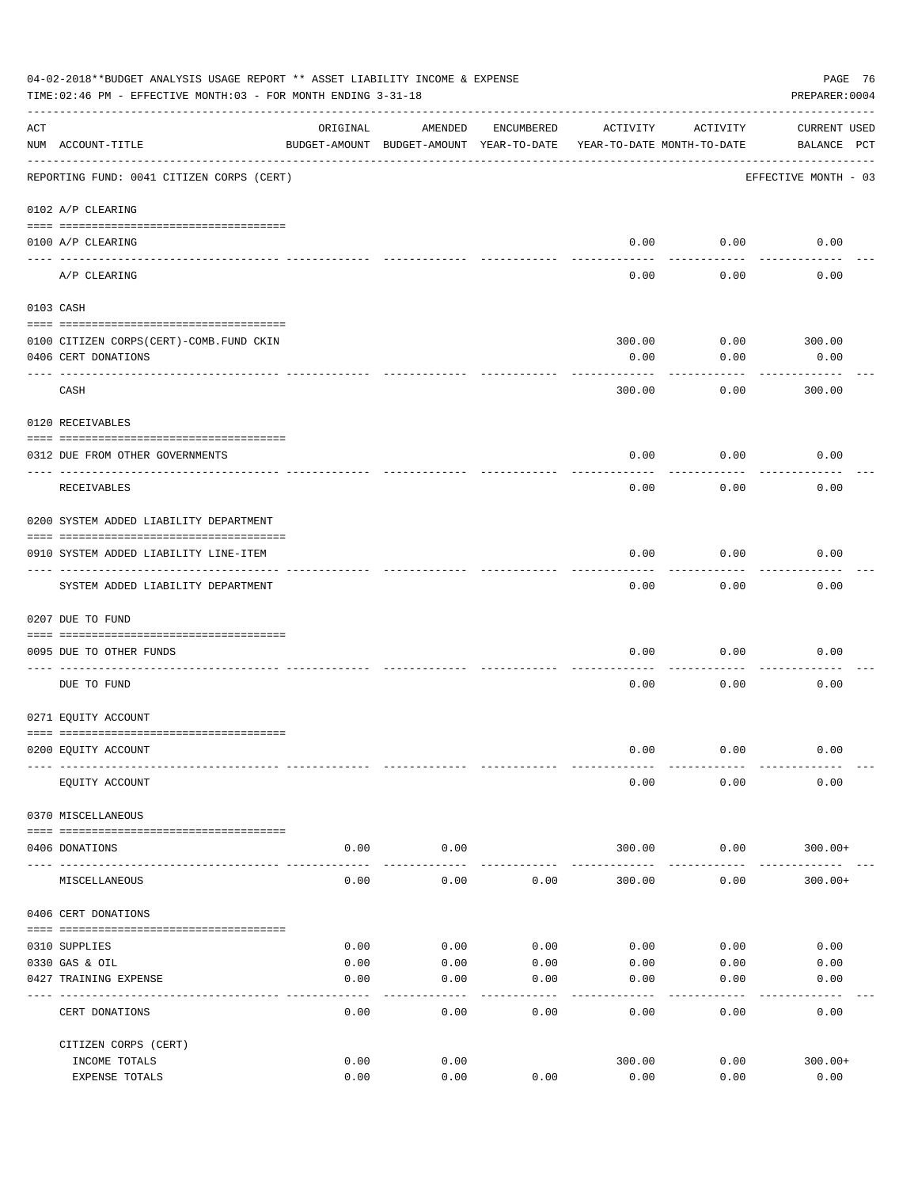04-02-2018**BUDGET ANALYSIS USAGE REPORT ** ASSET LIABILITY INCOME & EXPENSE

TIME:02:46 PM - EFFECTIVE MONTH:03 - FOR MONTH ENDING 3-31-18

PREPARER:0004

| ACT NUM | ACCOUNT-TITLE | ORIGINAL BUDGET-AMOUNT | AMENDED BUDGET-AMOUNT | ENCUMBERED YEAR-TO-DATE | ACTIVITY YEAR-TO-DATE | ACTIVITY MONTH-TO-DATE | CURRENT BALANCE | USED PCT |
|---|---|---|---|---|---|---|---|---|
| | REPORTING FUND: 0041 CITIZEN CORPS (CERT) | | | | | | EFFECTIVE MONTH - 03 | |
| | 0102 A/P CLEARING | | | | | | | |
| 0100 | A/P CLEARING | | | | 0.00 | 0.00 | 0.00 | |
| | A/P CLEARING | | | | 0.00 | 0.00 | 0.00 | |
| | 0103 CASH | | | | | | | |
| 0100 | CITIZEN CORPS(CERT)-COMB.FUND CKIN | | | | 300.00 | 0.00 | 300.00 | |
| 0406 | CERT DONATIONS | | | | 0.00 | 0.00 | 0.00 | |
| | CASH | | | | 300.00 | 0.00 | 300.00 | |
| | 0120 RECEIVABLES | | | | | | | |
| 0312 | DUE FROM OTHER GOVERNMENTS | | | | 0.00 | 0.00 | 0.00 | |
| | RECEIVABLES | | | | 0.00 | 0.00 | 0.00 | |
| | 0200 SYSTEM ADDED LIABILITY DEPARTMENT | | | | | | | |
| 0910 | SYSTEM ADDED LIABILITY LINE-ITEM | | | | 0.00 | 0.00 | 0.00 | |
| | SYSTEM ADDED LIABILITY DEPARTMENT | | | | 0.00 | 0.00 | 0.00 | |
| | 0207 DUE TO FUND | | | | | | | |
| 0095 | DUE TO OTHER FUNDS | | | | 0.00 | 0.00 | 0.00 | |
| | DUE TO FUND | | | | 0.00 | 0.00 | 0.00 | |
| | 0271 EQUITY ACCOUNT | | | | | | | |
| 0200 | EQUITY ACCOUNT | | | | 0.00 | 0.00 | 0.00 | |
| | EQUITY ACCOUNT | | | | 0.00 | 0.00 | 0.00 | |
| | 0370 MISCELLANEOUS | | | | | | | |
| 0406 | DONATIONS | 0.00 | 0.00 | | 300.00 | 0.00 | 300.00+ | |
| | MISCELLANEOUS | 0.00 | 0.00 | 0.00 | 300.00 | 0.00 | 300.00+ | |
| | 0406 CERT DONATIONS | | | | | | | |
| 0310 | SUPPLIES | 0.00 | 0.00 | 0.00 | 0.00 | 0.00 | 0.00 | |
| 0330 | GAS & OIL | 0.00 | 0.00 | 0.00 | 0.00 | 0.00 | 0.00 | |
| 0427 | TRAINING EXPENSE | 0.00 | 0.00 | 0.00 | 0.00 | 0.00 | 0.00 | |
| | CERT DONATIONS | 0.00 | 0.00 | 0.00 | 0.00 | 0.00 | 0.00 | |
| | CITIZEN CORPS (CERT) | | | | | | | |
| | INCOME TOTALS | 0.00 | 0.00 | | 300.00 | 0.00 | 300.00+ | |
| | EXPENSE TOTALS | 0.00 | 0.00 | 0.00 | 0.00 | 0.00 | 0.00 | |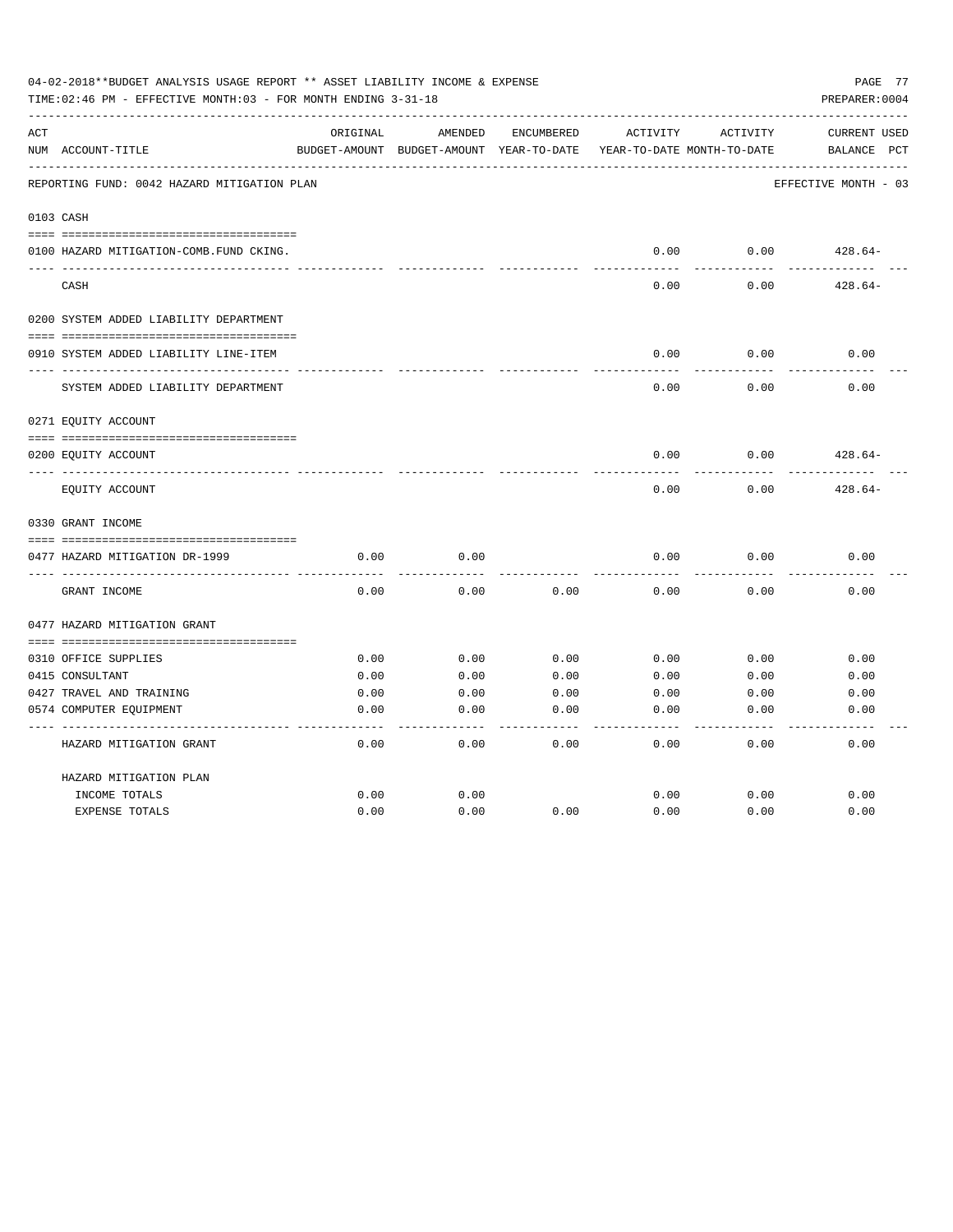04-02-2018**BUDGET ANALYSIS USAGE REPORT ** ASSET LIABILITY INCOME & EXPENSE

TIME:02:46 PM - EFFECTIVE MONTH:03 - FOR MONTH ENDING 3-31-18

PREPARER:0004

| ACT NUM | ACCOUNT-TITLE | ORIGINAL BUDGET-AMOUNT | AMENDED BUDGET-AMOUNT | ENCUMBERED YEAR-TO-DATE | ACTIVITY YEAR-TO-DATE | ACTIVITY MONTH-TO-DATE | CURRENT BALANCE | USED PCT |
|---|---|---|---|---|---|---|---|---|
| | REPORTING FUND: 0042 HAZARD MITIGATION PLAN | | | | | | EFFECTIVE MONTH - 03 | |
| 0103 | CASH | | | | | | | |
| 0100 | HAZARD MITIGATION-COMB.FUND CKING. | | | | 0.00 | 0.00 | 428.64- | |
| | CASH | | | | 0.00 | 0.00 | 428.64- | |
| 0200 | SYSTEM ADDED LIABILITY DEPARTMENT | | | | | | | |
| 0910 | SYSTEM ADDED LIABILITY LINE-ITEM | | | | 0.00 | 0.00 | 0.00 | |
| | SYSTEM ADDED LIABILITY DEPARTMENT | | | | 0.00 | 0.00 | 0.00 | |
| 0271 | EQUITY ACCOUNT | | | | | | | |
| 0200 | EQUITY ACCOUNT | | | | 0.00 | 0.00 | 428.64- | |
| | EQUITY ACCOUNT | | | | 0.00 | 0.00 | 428.64- | |
| 0330 | GRANT INCOME | | | | | | | |
| 0477 | HAZARD MITIGATION DR-1999 | 0.00 | 0.00 | | 0.00 | 0.00 | 0.00 | |
| | GRANT INCOME | 0.00 | 0.00 | 0.00 | 0.00 | 0.00 | 0.00 | |
| 0477 | HAZARD MITIGATION GRANT | | | | | | | |
| 0310 | OFFICE SUPPLIES | 0.00 | 0.00 | 0.00 | 0.00 | 0.00 | 0.00 | |
| 0415 | CONSULTANT | 0.00 | 0.00 | 0.00 | 0.00 | 0.00 | 0.00 | |
| 0427 | TRAVEL AND TRAINING | 0.00 | 0.00 | 0.00 | 0.00 | 0.00 | 0.00 | |
| 0574 | COMPUTER EQUIPMENT | 0.00 | 0.00 | 0.00 | 0.00 | 0.00 | 0.00 | |
| | HAZARD MITIGATION GRANT | 0.00 | 0.00 | 0.00 | 0.00 | 0.00 | 0.00 | |
| | HAZARD MITIGATION PLAN | | | | | | | |
| | INCOME TOTALS | 0.00 | 0.00 | | 0.00 | 0.00 | 0.00 | |
| | EXPENSE TOTALS | 0.00 | 0.00 | 0.00 | 0.00 | 0.00 | 0.00 | |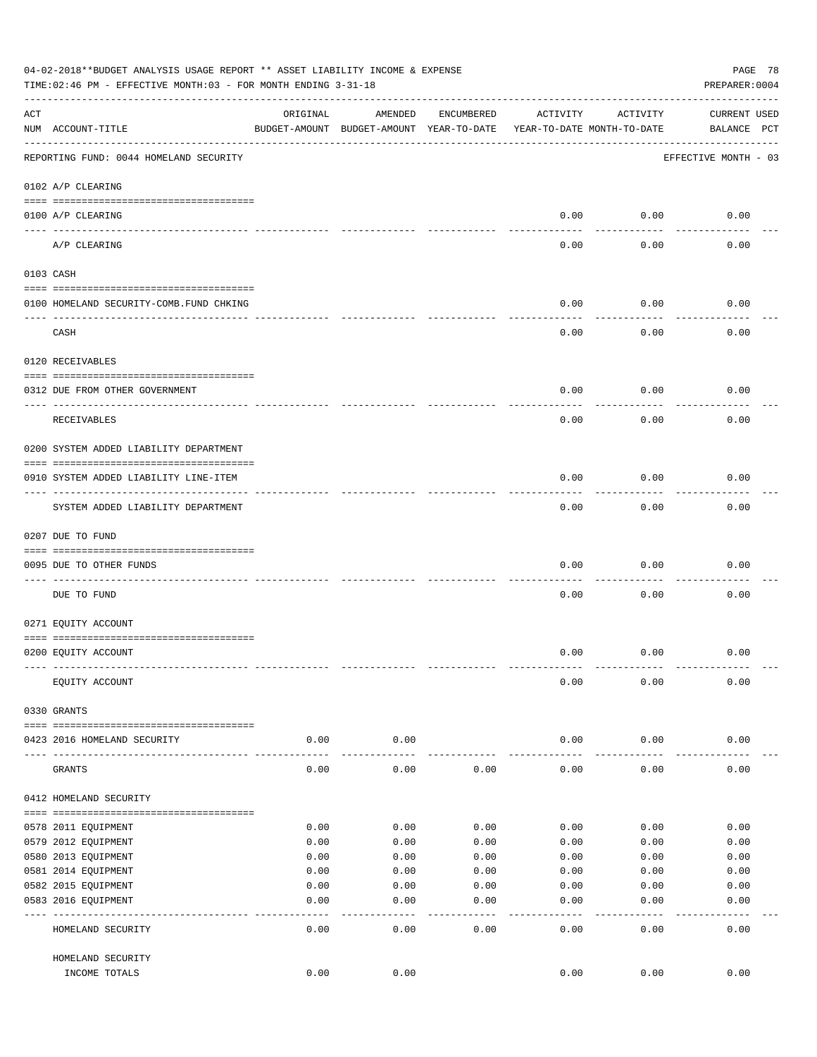04-02-2018**BUDGET ANALYSIS USAGE REPORT ** ASSET LIABILITY INCOME & EXPENSE

TIME:02:46 PM - EFFECTIVE MONTH:03 - FOR MONTH ENDING 3-31-18

PREPARER:0004

| ACT NUM | ACCOUNT-TITLE | ORIGINAL BUDGET-AMOUNT | AMENDED BUDGET-AMOUNT | ENCUMBERED YEAR-TO-DATE | ACTIVITY YEAR-TO-DATE | ACTIVITY MONTH-TO-DATE | CURRENT BALANCE | USED PCT |
|---|---|---|---|---|---|---|---|---|
| | REPORTING FUND: 0044 HOMELAND SECURITY | | | | | | EFFECTIVE MONTH - 03 | |
| | 0102 A/P CLEARING | | | | | | | |
| 0100 | A/P CLEARING | | | | 0.00 | 0.00 | 0.00 | |
| | A/P CLEARING | | | | 0.00 | 0.00 | 0.00 | |
| | 0103 CASH | | | | | | | |
| 0100 | HOMELAND SECURITY-COMB.FUND CHKING | | | | 0.00 | 0.00 | 0.00 | |
| | CASH | | | | 0.00 | 0.00 | 0.00 | |
| | 0120 RECEIVABLES | | | | | | | |
| 0312 | DUE FROM OTHER GOVERNMENT | | | | 0.00 | 0.00 | 0.00 | |
| | RECEIVABLES | | | | 0.00 | 0.00 | 0.00 | |
| | 0200 SYSTEM ADDED LIABILITY DEPARTMENT | | | | | | | |
| 0910 | SYSTEM ADDED LIABILITY LINE-ITEM | | | | 0.00 | 0.00 | 0.00 | |
| | SYSTEM ADDED LIABILITY DEPARTMENT | | | | 0.00 | 0.00 | 0.00 | |
| | 0207 DUE TO FUND | | | | | | | |
| 0095 | DUE TO OTHER FUNDS | | | | 0.00 | 0.00 | 0.00 | |
| | DUE TO FUND | | | | 0.00 | 0.00 | 0.00 | |
| | 0271 EQUITY ACCOUNT | | | | | | | |
| 0200 | EQUITY ACCOUNT | | | | 0.00 | 0.00 | 0.00 | |
| | EQUITY ACCOUNT | | | | 0.00 | 0.00 | 0.00 | |
| | 0330 GRANTS | | | | | | | |
| 0423 | 2016 HOMELAND SECURITY | 0.00 | 0.00 | | 0.00 | 0.00 | 0.00 | |
| | GRANTS | 0.00 | 0.00 | 0.00 | 0.00 | 0.00 | 0.00 | |
| | 0412 HOMELAND SECURITY | | | | | | | |
| 0578 | 2011 EQUIPMENT | 0.00 | 0.00 | 0.00 | 0.00 | 0.00 | 0.00 | |
| 0579 | 2012 EQUIPMENT | 0.00 | 0.00 | 0.00 | 0.00 | 0.00 | 0.00 | |
| 0580 | 2013 EQUIPMENT | 0.00 | 0.00 | 0.00 | 0.00 | 0.00 | 0.00 | |
| 0581 | 2014 EQUIPMENT | 0.00 | 0.00 | 0.00 | 0.00 | 0.00 | 0.00 | |
| 0582 | 2015 EQUIPMENT | 0.00 | 0.00 | 0.00 | 0.00 | 0.00 | 0.00 | |
| 0583 | 2016 EQUIPMENT | 0.00 | 0.00 | 0.00 | 0.00 | 0.00 | 0.00 | |
| | HOMELAND SECURITY | 0.00 | 0.00 | 0.00 | 0.00 | 0.00 | 0.00 | |
| | HOMELAND SECURITY INCOME TOTALS | 0.00 | 0.00 | | 0.00 | 0.00 | 0.00 | |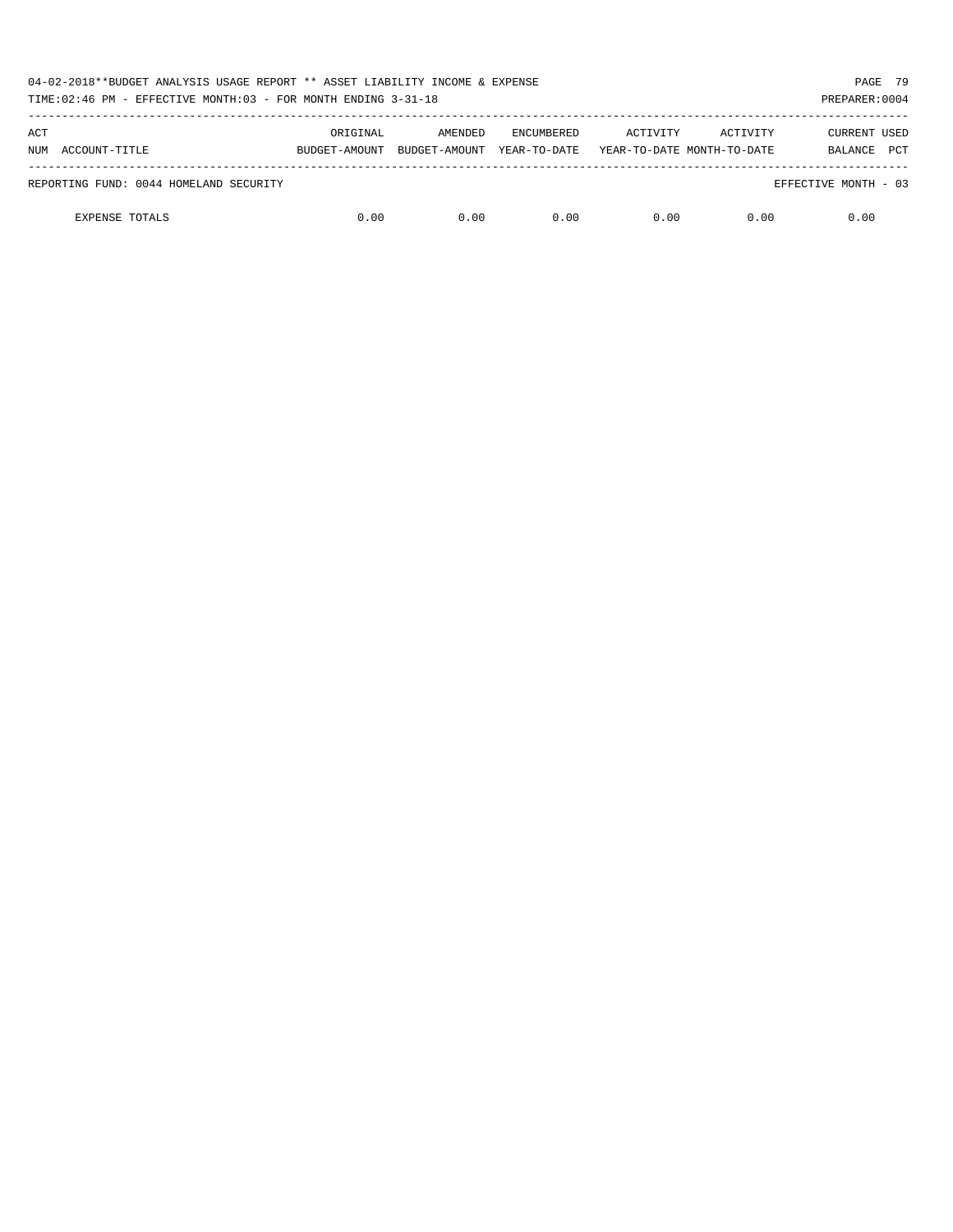| ACT NUM | ACCOUNT-TITLE | ORIGINAL BUDGET-AMOUNT | AMENDED BUDGET-AMOUNT | ENCUMBERED YEAR-TO-DATE | ACTIVITY YEAR-TO-DATE | ACTIVITY MONTH-TO-DATE | CURRENT BALANCE | USED PCT |
|---|---|---|---|---|---|---|---|---|
| | REPORTING FUND: 0044 HOMELAND SECURITY | | | | | | EFFECTIVE MONTH - 03 | |
| | EXPENSE TOTALS | 0.00 | 0.00 | 0.00 | 0.00 | 0.00 | 0.00 | |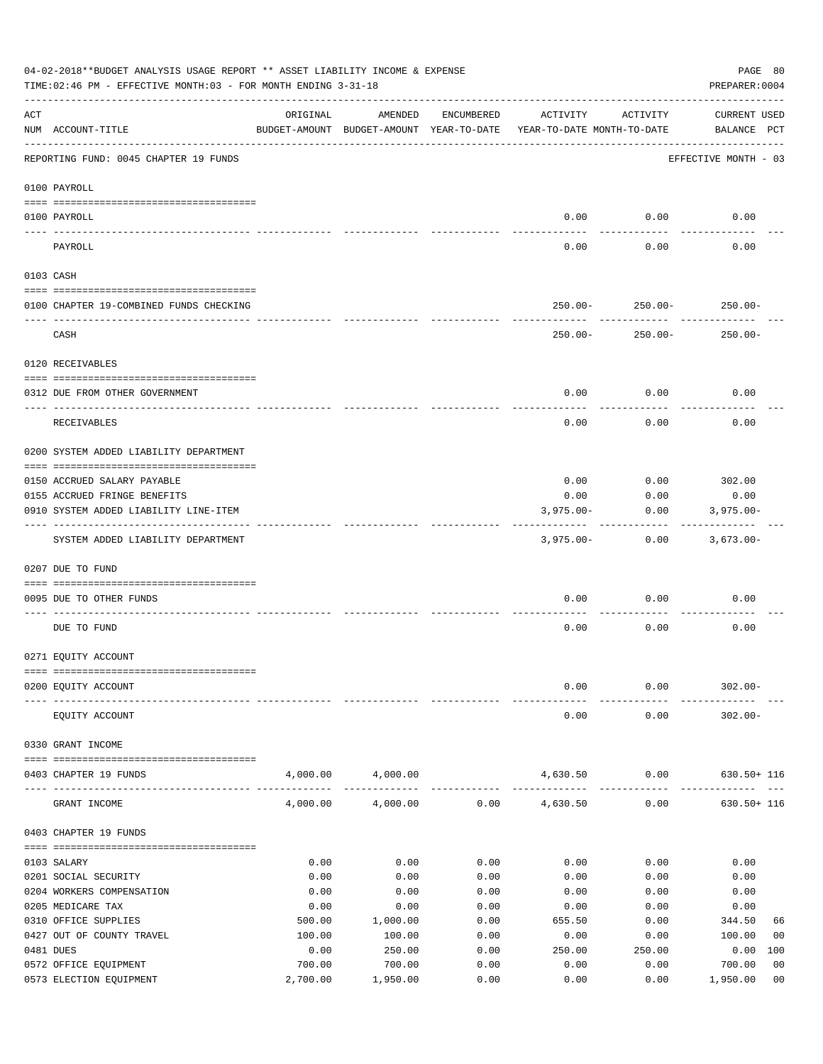04-02-2018**BUDGET ANALYSIS USAGE REPORT ** ASSET LIABILITY INCOME & EXPENSE

TIME:02:46 PM - EFFECTIVE MONTH:03 - FOR MONTH ENDING 3-31-18

PREPARER:0004

| ACT NUM | ACCOUNT-TITLE | ORIGINAL BUDGET-AMOUNT | AMENDED BUDGET-AMOUNT | ENCUMBERED YEAR-TO-DATE | ACTIVITY YEAR-TO-DATE | ACTIVITY MONTH-TO-DATE | CURRENT BALANCE | USED PCT |
|---|---|---|---|---|---|---|---|---|
| | REPORTING FUND: 0045 CHAPTER 19 FUNDS | | | | | | EFFECTIVE MONTH - 03 | |
| | **0100 PAYROLL** | | | | | | | |
| 0100 | PAYROLL | | | | 0.00 | 0.00 | 0.00 | |
| | PAYROLL | | | | 0.00 | 0.00 | 0.00 | |
| | **0103 CASH** | | | | | | | |
| 0100 | CHAPTER 19-COMBINED FUNDS CHECKING | | | | 250.00- | 250.00- | 250.00- | |
| | CASH | | | | 250.00- | 250.00- | 250.00- | |
| | **0120 RECEIVABLES** | | | | | | | |
| 0312 | DUE FROM OTHER GOVERNMENT | | | | 0.00 | 0.00 | 0.00 | |
| | RECEIVABLES | | | | 0.00 | 0.00 | 0.00 | |
| | **0200 SYSTEM ADDED LIABILITY DEPARTMENT** | | | | | | | |
| 0150 | ACCRUED SALARY PAYABLE | | | | 0.00 | 0.00 | 302.00 | |
| 0155 | ACCRUED FRINGE BENEFITS | | | | 0.00 | 0.00 | 0.00 | |
| 0910 | SYSTEM ADDED LIABILITY LINE-ITEM | | | | 3,975.00- | 0.00 | 3,975.00- | |
| | SYSTEM ADDED LIABILITY DEPARTMENT | | | | 3,975.00- | 0.00 | 3,673.00- | |
| | **0207 DUE TO FUND** | | | | | | | |
| 0095 | DUE TO OTHER FUNDS | | | | 0.00 | 0.00 | 0.00 | |
| | DUE TO FUND | | | | 0.00 | 0.00 | 0.00 | |
| | **0271 EQUITY ACCOUNT** | | | | | | | |
| 0200 | EQUITY ACCOUNT | | | | 0.00 | 0.00 | 302.00- | |
| | EQUITY ACCOUNT | | | | 0.00 | 0.00 | 302.00- | |
| | **0330 GRANT INCOME** | | | | | | | |
| 0403 | CHAPTER 19 FUNDS | 4,000.00 | 4,000.00 | | 4,630.50 | 0.00 | 630.50+ | 116 |
| | GRANT INCOME | 4,000.00 | 4,000.00 | 0.00 | 4,630.50 | 0.00 | 630.50+ | 116 |
| | **0403 CHAPTER 19 FUNDS** | | | | | | | |
| 0103 | SALARY | 0.00 | 0.00 | 0.00 | 0.00 | 0.00 | 0.00 | |
| 0201 | SOCIAL SECURITY | 0.00 | 0.00 | 0.00 | 0.00 | 0.00 | 0.00 | |
| 0204 | WORKERS COMPENSATION | 0.00 | 0.00 | 0.00 | 0.00 | 0.00 | 0.00 | |
| 0205 | MEDICARE TAX | 0.00 | 0.00 | 0.00 | 0.00 | 0.00 | 0.00 | |
| 0310 | OFFICE SUPPLIES | 500.00 | 1,000.00 | 0.00 | 655.50 | 0.00 | 344.50 | 66 |
| 0427 | OUT OF COUNTY TRAVEL | 100.00 | 100.00 | 0.00 | 0.00 | 0.00 | 100.00 | 00 |
| 0481 | DUES | 0.00 | 250.00 | 0.00 | 250.00 | 250.00 | 0.00 | 100 |
| 0572 | OFFICE EQUIPMENT | 700.00 | 700.00 | 0.00 | 0.00 | 0.00 | 700.00 | 00 |
| 0573 | ELECTION EQUIPMENT | 2,700.00 | 1,950.00 | 0.00 | 0.00 | 0.00 | 1,950.00 | 00 |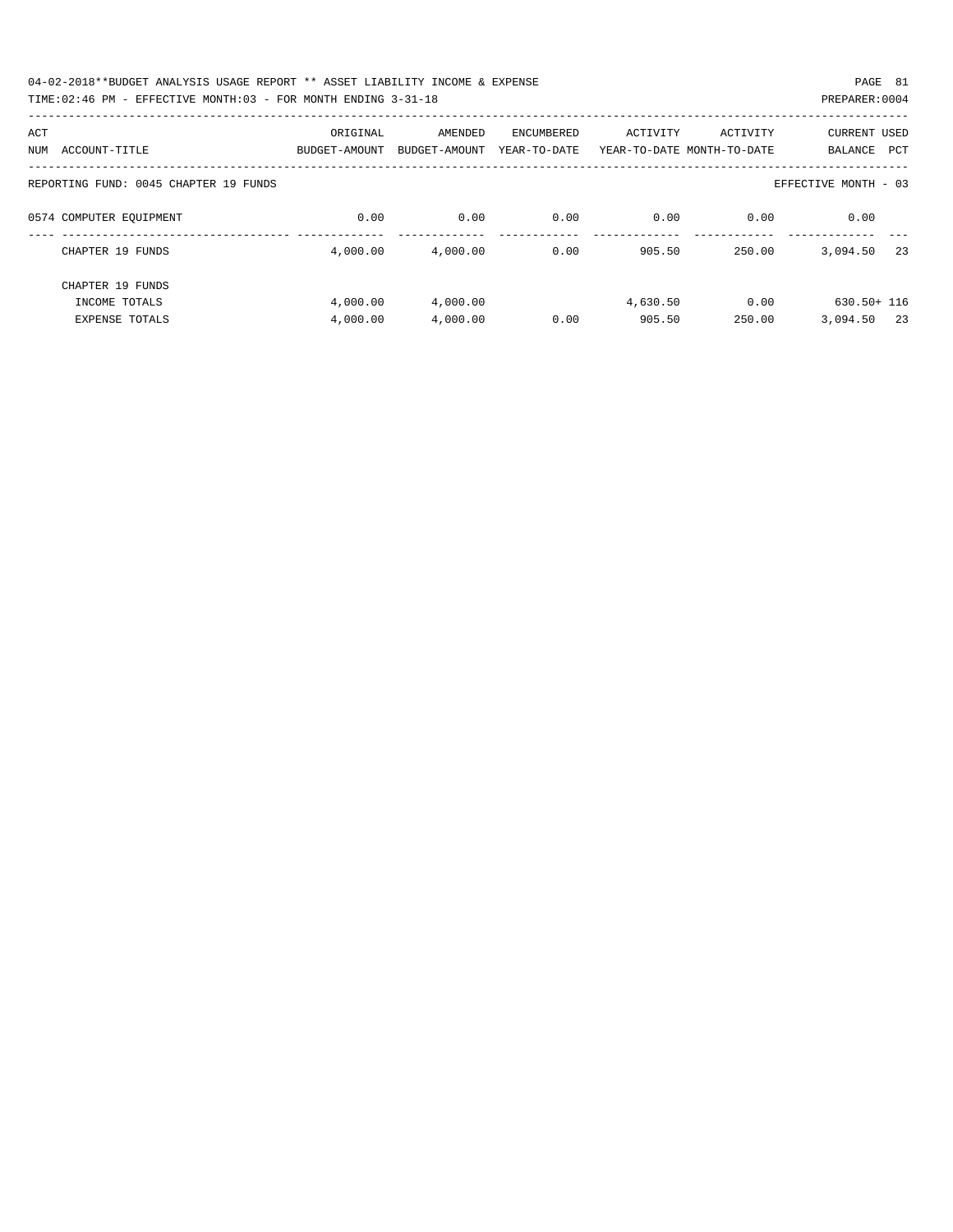04-02-2018**BUDGET ANALYSIS USAGE REPORT ** ASSET LIABILITY INCOME & EXPENSE

TIME:02:46 PM - EFFECTIVE MONTH:03 - FOR MONTH ENDING 3-31-18

PREPARER:0004

| ACT NUM | ACCOUNT-TITLE | ORIGINAL BUDGET-AMOUNT | AMENDED BUDGET-AMOUNT | ENCUMBERED YEAR-TO-DATE | ACTIVITY YEAR-TO-DATE | ACTIVITY MONTH-TO-DATE | CURRENT BALANCE | USED PCT |
|---|---|---|---|---|---|---|---|---|
| REPORTING FUND: 0045 CHAPTER 19 FUNDS | | | | | | | EFFECTIVE MONTH - 03 | |
| 0574 | COMPUTER EQUIPMENT | 0.00 | 0.00 | 0.00 | 0.00 | 0.00 | 0.00 | |
| | CHAPTER 19 FUNDS | 4,000.00 | 4,000.00 | 0.00 | 905.50 | 250.00 | 3,094.50 | 23 |
| | CHAPTER 19 FUNDS | | | | | | | |
| | INCOME TOTALS | 4,000.00 | 4,000.00 | | 4,630.50 | 0.00 | 630.50+ | 116 |
| | EXPENSE TOTALS | 4,000.00 | 4,000.00 | 0.00 | 905.50 | 250.00 | 3,094.50 | 23 |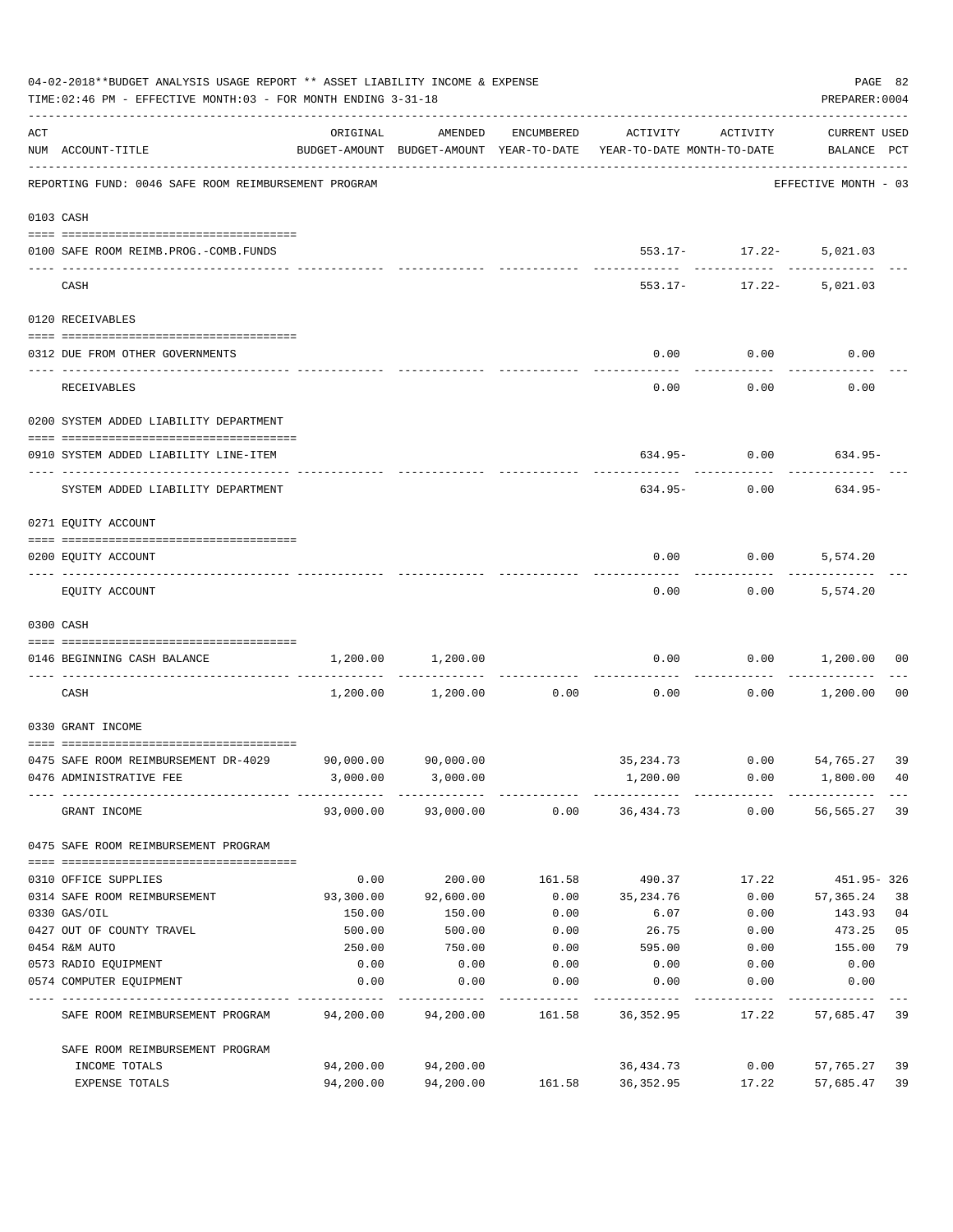04-02-2018**BUDGET ANALYSIS USAGE REPORT ** ASSET LIABILITY INCOME & EXPENSE

TIME:02:46 PM - EFFECTIVE MONTH:03 - FOR MONTH ENDING 3-31-18

PREPARER:0004

| ACT NUM | ACCOUNT-TITLE | ORIGINAL BUDGET-AMOUNT | AMENDED BUDGET-AMOUNT | ENCUMBERED YEAR-TO-DATE | ACTIVITY YEAR-TO-DATE | ACTIVITY MONTH-TO-DATE | CURRENT USED BALANCE | PCT |
|---|---|---|---|---|---|---|---|---|
| | REPORTING FUND: 0046 SAFE ROOM REIMBURSEMENT PROGRAM | | | | | | EFFECTIVE MONTH - 03 | |
| | 0103 CASH | | | | | | | |
| 0100 | SAFE ROOM REIMB.PROG.-COMB.FUNDS | | | | 553.17- | 17.22- | 5,021.03 | |
| | CASH | | | | 553.17- | 17.22- | 5,021.03 | |
| | 0120 RECEIVABLES | | | | | | | |
| 0312 | DUE FROM OTHER GOVERNMENTS | | | | 0.00 | 0.00 | 0.00 | |
| | RECEIVABLES | | | | 0.00 | 0.00 | 0.00 | |
| | 0200 SYSTEM ADDED LIABILITY DEPARTMENT | | | | | | | |
| 0910 | SYSTEM ADDED LIABILITY LINE-ITEM | | | | 634.95- | 0.00 | 634.95- | |
| | SYSTEM ADDED LIABILITY DEPARTMENT | | | | 634.95- | 0.00 | 634.95- | |
| | 0271 EQUITY ACCOUNT | | | | | | | |
| 0200 | EQUITY ACCOUNT | | | | 0.00 | 0.00 | 5,574.20 | |
| | EQUITY ACCOUNT | | | | 0.00 | 0.00 | 5,574.20 | |
| | 0300 CASH | | | | | | | |
| 0146 | BEGINNING CASH BALANCE | 1,200.00 | 1,200.00 | | 0.00 | 0.00 | 1,200.00 | 00 |
| | CASH | 1,200.00 | 1,200.00 | 0.00 | 0.00 | 0.00 | 1,200.00 | 00 |
| | 0330 GRANT INCOME | | | | | | | |
| 0475 | SAFE ROOM REIMBURSEMENT DR-4029 | 90,000.00 | 90,000.00 | | 35,234.73 | 0.00 | 54,765.27 | 39 |
| 0476 | ADMINISTRATIVE FEE | 3,000.00 | 3,000.00 | | 1,200.00 | 0.00 | 1,800.00 | 40 |
| | GRANT INCOME | 93,000.00 | 93,000.00 | 0.00 | 36,434.73 | 0.00 | 56,565.27 | 39 |
| | 0475 SAFE ROOM REIMBURSEMENT PROGRAM | | | | | | | |
| 0310 | OFFICE SUPPLIES | 0.00 | 200.00 | 161.58 | 490.37 | 17.22 | 451.95- | 326 |
| 0314 | SAFE ROOM REIMBURSEMENT | 93,300.00 | 92,600.00 | 0.00 | 35,234.76 | 0.00 | 57,365.24 | 38 |
| 0330 | GAS/OIL | 150.00 | 150.00 | 0.00 | 6.07 | 0.00 | 143.93 | 04 |
| 0427 | OUT OF COUNTY TRAVEL | 500.00 | 500.00 | 0.00 | 26.75 | 0.00 | 473.25 | 05 |
| 0454 | R&M AUTO | 250.00 | 750.00 | 0.00 | 595.00 | 0.00 | 155.00 | 79 |
| 0573 | RADIO EQUIPMENT | 0.00 | 0.00 | 0.00 | 0.00 | 0.00 | 0.00 | |
| 0574 | COMPUTER EQUIPMENT | 0.00 | 0.00 | 0.00 | 0.00 | 0.00 | 0.00 | |
| | SAFE ROOM REIMBURSEMENT PROGRAM | 94,200.00 | 94,200.00 | 161.58 | 36,352.95 | 17.22 | 57,685.47 | 39 |
| | SAFE ROOM REIMBURSEMENT PROGRAM | | | | | | | |
| | INCOME TOTALS | 94,200.00 | 94,200.00 | | 36,434.73 | 0.00 | 57,765.27 | 39 |
| | EXPENSE TOTALS | 94,200.00 | 94,200.00 | 161.58 | 36,352.95 | 17.22 | 57,685.47 | 39 |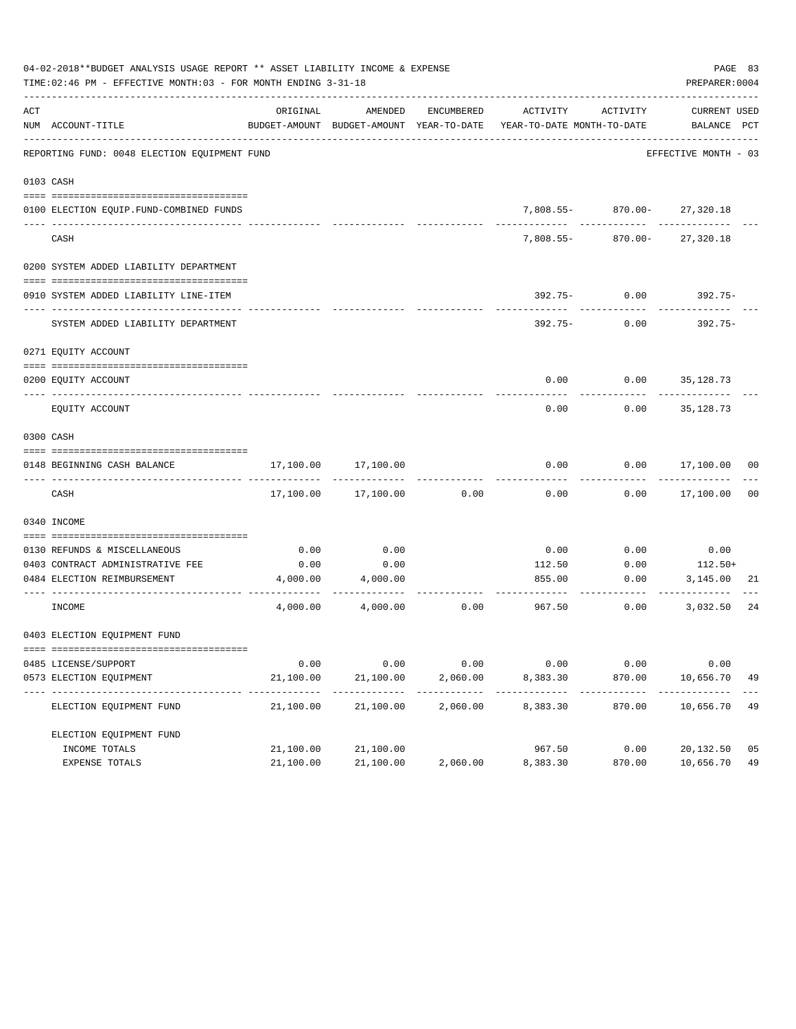04-02-2018**BUDGET ANALYSIS USAGE REPORT ** ASSET LIABILITY INCOME & EXPENSE

TIME:02:46 PM - EFFECTIVE MONTH:03 - FOR MONTH ENDING 3-31-18

PREPARER:0004

REPORTING FUND: 0048 ELECTION EQUIPMENT FUND — EFFECTIVE MONTH - 03

| ACT NUM | ACCOUNT-TITLE | ORIGINAL BUDGET-AMOUNT | AMENDED BUDGET-AMOUNT | ENCUMBERED YEAR-TO-DATE | ACTIVITY YEAR-TO-DATE | ACTIVITY MONTH-TO-DATE | CURRENT BALANCE | USED PCT |
|---|---|---|---|---|---|---|---|---|
| **0103** | **CASH** | | | | | | | |
| 0100 | ELECTION EQUIP.FUND-COMBINED FUNDS | | | | 7,808.55- | 870.00- | 27,320.18 | |
| | CASH | | | | 7,808.55- | 870.00- | 27,320.18 | |
| **0200** | **SYSTEM ADDED LIABILITY DEPARTMENT** | | | | | | | |
| 0910 | SYSTEM ADDED LIABILITY LINE-ITEM | | | | 392.75- | 0.00 | 392.75- | |
| | SYSTEM ADDED LIABILITY DEPARTMENT | | | | 392.75- | 0.00 | 392.75- | |
| **0271** | **EQUITY ACCOUNT** | | | | | | | |
| 0200 | EQUITY ACCOUNT | | | | 0.00 | 0.00 | 35,128.73 | |
| | EQUITY ACCOUNT | | | | 0.00 | 0.00 | 35,128.73 | |
| **0300** | **CASH** | | | | | | | |
| 0148 | BEGINNING CASH BALANCE | 17,100.00 | 17,100.00 | | 0.00 | 0.00 | 17,100.00 | 00 |
| | CASH | 17,100.00 | 17,100.00 | 0.00 | 0.00 | 0.00 | 17,100.00 | 00 |
| **0340** | **INCOME** | | | | | | | |
| 0130 | REFUNDS & MISCELLANEOUS | 0.00 | 0.00 | | 0.00 | 0.00 | 0.00 | |
| 0403 | CONTRACT ADMINISTRATIVE FEE | 0.00 | 0.00 | | 112.50 | 0.00 | 112.50+ | |
| 0484 | ELECTION REIMBURSEMENT | 4,000.00 | 4,000.00 | | 855.00 | 0.00 | 3,145.00 | 21 |
| | INCOME | 4,000.00 | 4,000.00 | 0.00 | 967.50 | 0.00 | 3,032.50 | 24 |
| **0403** | **ELECTION EQUIPMENT FUND** | | | | | | | |
| 0485 | LICENSE/SUPPORT | 0.00 | 0.00 | 0.00 | 0.00 | 0.00 | 0.00 | |
| 0573 | ELECTION EQUIPMENT | 21,100.00 | 21,100.00 | 2,060.00 | 8,383.30 | 870.00 | 10,656.70 | 49 |
| | ELECTION EQUIPMENT FUND | 21,100.00 | 21,100.00 | 2,060.00 | 8,383.30 | 870.00 | 10,656.70 | 49 |
| | **ELECTION EQUIPMENT FUND** | | | | | | | |
| | INCOME TOTALS | 21,100.00 | 21,100.00 | | 967.50 | 0.00 | 20,132.50 | 05 |
| | EXPENSE TOTALS | 21,100.00 | 21,100.00 | 2,060.00 | 8,383.30 | 870.00 | 10,656.70 | 49 |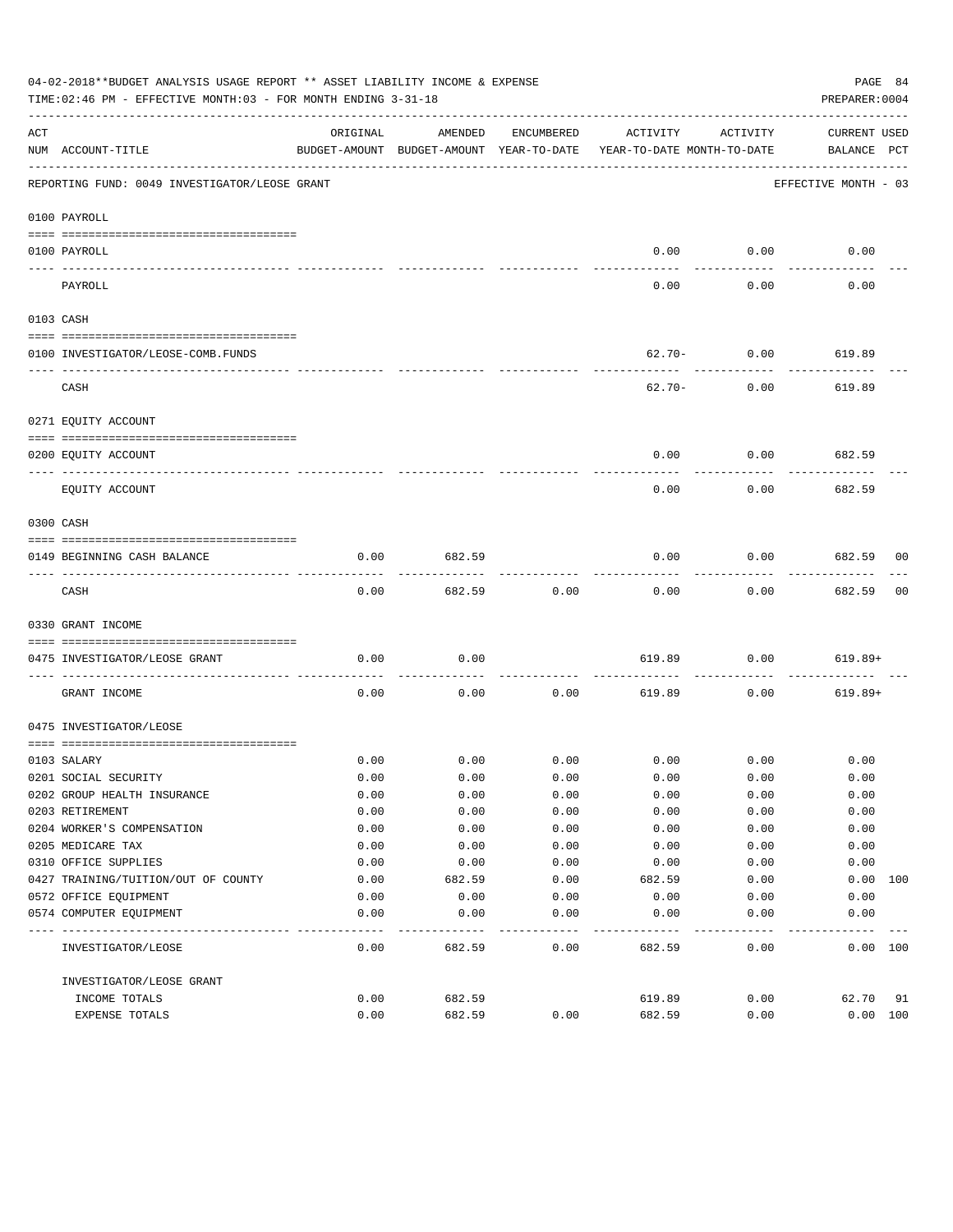04-02-2018**BUDGET ANALYSIS USAGE REPORT ** ASSET LIABILITY INCOME & EXPENSE

TIME:02:46 PM - EFFECTIVE MONTH:03 - FOR MONTH ENDING 3-31-18

PREPARER:0004

| ACT NUM | ACCOUNT-TITLE | ORIGINAL BUDGET-AMOUNT | AMENDED BUDGET-AMOUNT | ENCUMBERED YEAR-TO-DATE | ACTIVITY YEAR-TO-DATE | ACTIVITY MONTH-TO-DATE | CURRENT BALANCE | USED PCT |
|---|---|---|---|---|---|---|---|---|
| | REPORTING FUND: 0049 INVESTIGATOR/LEOSE GRANT | | | | | | EFFECTIVE MONTH - 03 | |
| | 0100 PAYROLL | | | | | | | |
| 0100 | PAYROLL | | | | 0.00 | 0.00 | 0.00 | |
| | PAYROLL | | | | 0.00 | 0.00 | 0.00 | |
| | 0103 CASH | | | | | | | |
| 0100 | INVESTIGATOR/LEOSE-COMB.FUNDS | | | | 62.70- | 0.00 | 619.89 | |
| | CASH | | | | 62.70- | 0.00 | 619.89 | |
| | 0271 EQUITY ACCOUNT | | | | | | | |
| 0200 | EQUITY ACCOUNT | | | | 0.00 | 0.00 | 682.59 | |
| | EQUITY ACCOUNT | | | | 0.00 | 0.00 | 682.59 | |
| | 0300 CASH | | | | | | | |
| 0149 | BEGINNING CASH BALANCE | 0.00 | 682.59 | | 0.00 | 0.00 | 682.59 | 00 |
| | CASH | 0.00 | 682.59 | 0.00 | 0.00 | 0.00 | 682.59 | 00 |
| | 0330 GRANT INCOME | | | | | | | |
| 0475 | INVESTIGATOR/LEOSE GRANT | 0.00 | 0.00 | | 619.89 | 0.00 | 619.89+ | |
| | GRANT INCOME | 0.00 | 0.00 | 0.00 | 619.89 | 0.00 | 619.89+ | |
| | 0475 INVESTIGATOR/LEOSE | | | | | | | |
| 0103 | SALARY | 0.00 | 0.00 | 0.00 | 0.00 | 0.00 | 0.00 | |
| 0201 | SOCIAL SECURITY | 0.00 | 0.00 | 0.00 | 0.00 | 0.00 | 0.00 | |
| 0202 | GROUP HEALTH INSURANCE | 0.00 | 0.00 | 0.00 | 0.00 | 0.00 | 0.00 | |
| 0203 | RETIREMENT | 0.00 | 0.00 | 0.00 | 0.00 | 0.00 | 0.00 | |
| 0204 | WORKER'S COMPENSATION | 0.00 | 0.00 | 0.00 | 0.00 | 0.00 | 0.00 | |
| 0205 | MEDICARE TAX | 0.00 | 0.00 | 0.00 | 0.00 | 0.00 | 0.00 | |
| 0310 | OFFICE SUPPLIES | 0.00 | 0.00 | 0.00 | 0.00 | 0.00 | 0.00 | |
| 0427 | TRAINING/TUITION/OUT OF COUNTY | 0.00 | 682.59 | 0.00 | 682.59 | 0.00 | 0.00 | 100 |
| 0572 | OFFICE EQUIPMENT | 0.00 | 0.00 | 0.00 | 0.00 | 0.00 | 0.00 | |
| 0574 | COMPUTER EQUIPMENT | 0.00 | 0.00 | 0.00 | 0.00 | 0.00 | 0.00 | |
| | INVESTIGATOR/LEOSE | 0.00 | 682.59 | 0.00 | 682.59 | 0.00 | 0.00 | 100 |
| | INVESTIGATOR/LEOSE GRANT | | | | | | | |
| | INCOME TOTALS | 0.00 | 682.59 | | 619.89 | 0.00 | 62.70 | 91 |
| | EXPENSE TOTALS | 0.00 | 682.59 | 0.00 | 682.59 | 0.00 | 0.00 | 100 |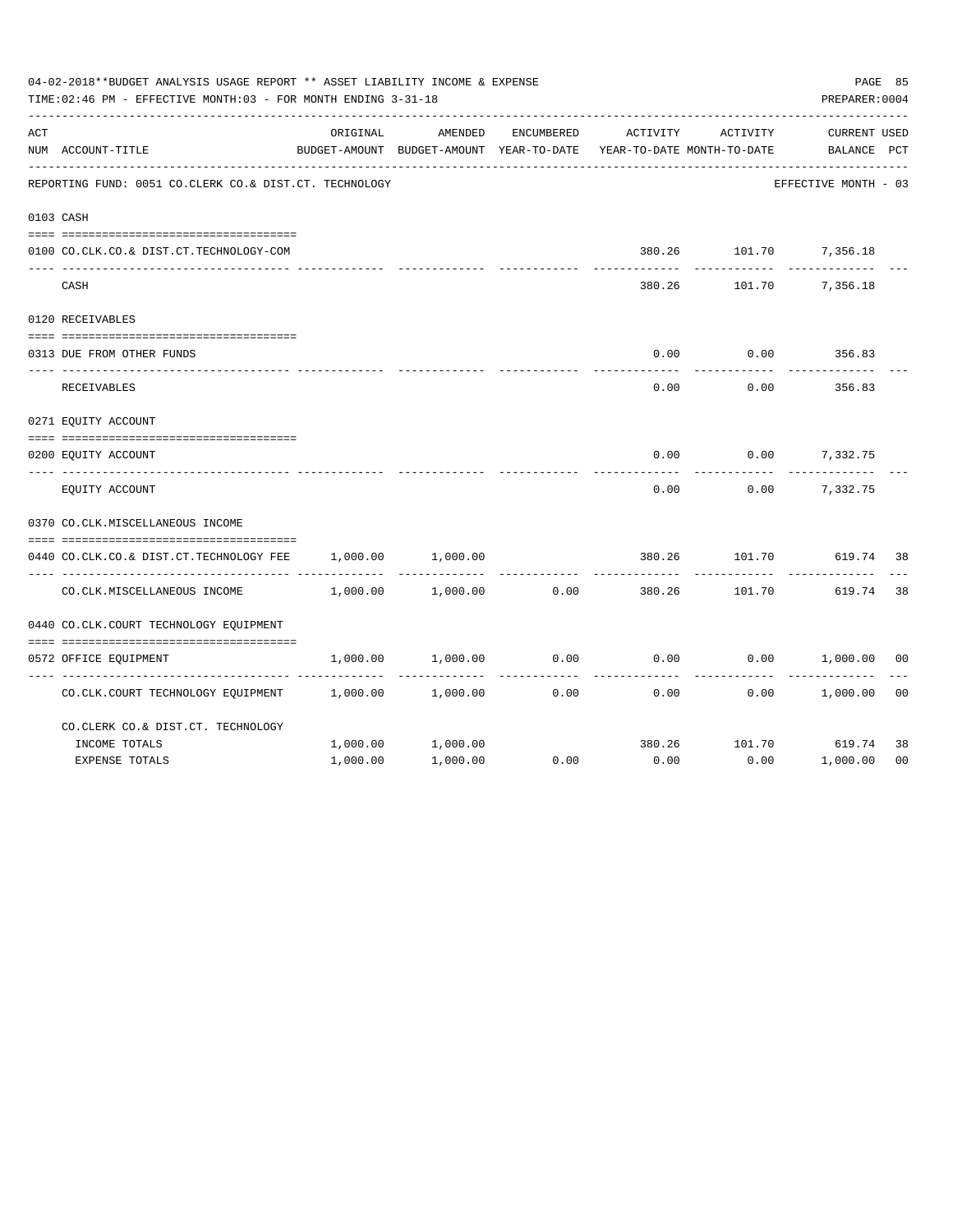04-02-2018**BUDGET ANALYSIS USAGE REPORT ** ASSET LIABILITY INCOME & EXPENSE

TIME:02:46 PM - EFFECTIVE MONTH:03 - FOR MONTH ENDING 3-31-18

PREPARER:0004

| ACT NUM | ACCOUNT-TITLE | ORIGINAL BUDGET-AMOUNT | AMENDED BUDGET-AMOUNT | ENCUMBERED YEAR-TO-DATE | ACTIVITY YEAR-TO-DATE | ACTIVITY MONTH-TO-DATE | CURRENT BALANCE | USED PCT |
|---|---|---|---|---|---|---|---|---|
| | REPORTING FUND: 0051 CO.CLERK CO.& DIST.CT. TECHNOLOGY | | | | | | EFFECTIVE MONTH - 03 | |
| 0103 | CASH | | | | | | | |
| 0100 | CO.CLK.CO.& DIST.CT.TECHNOLOGY-COM | | | | 380.26 | 101.70 | 7,356.18 | |
| | CASH | | | | 380.26 | 101.70 | 7,356.18 | |
| 0120 | RECEIVABLES | | | | | | | |
| 0313 | DUE FROM OTHER FUNDS | | | | 0.00 | 0.00 | 356.83 | |
| | RECEIVABLES | | | | 0.00 | 0.00 | 356.83 | |
| 0271 | EQUITY ACCOUNT | | | | | | | |
| 0200 | EQUITY ACCOUNT | | | | 0.00 | 0.00 | 7,332.75 | |
| | EQUITY ACCOUNT | | | | 0.00 | 0.00 | 7,332.75 | |
| 0370 | CO.CLK.MISCELLANEOUS INCOME | | | | | | | |
| 0440 | CO.CLK.CO.& DIST.CT.TECHNOLOGY FEE | 1,000.00 | 1,000.00 | | 380.26 | 101.70 | 619.74 | 38 |
| | CO.CLK.MISCELLANEOUS INCOME | 1,000.00 | 1,000.00 | 0.00 | 380.26 | 101.70 | 619.74 | 38 |
| 0440 | CO.CLK.COURT TECHNOLOGY EQUIPMENT | | | | | | | |
| 0572 | OFFICE EQUIPMENT | 1,000.00 | 1,000.00 | 0.00 | 0.00 | 0.00 | 1,000.00 | 00 |
| | CO.CLK.COURT TECHNOLOGY EQUIPMENT | 1,000.00 | 1,000.00 | 0.00 | 0.00 | 0.00 | 1,000.00 | 00 |
| | CO.CLERK CO.& DIST.CT. TECHNOLOGY | | | | | | | |
| | INCOME TOTALS | 1,000.00 | 1,000.00 | | 380.26 | 101.70 | 619.74 | 38 |
| | EXPENSE TOTALS | 1,000.00 | 1,000.00 | 0.00 | 0.00 | 0.00 | 1,000.00 | 00 |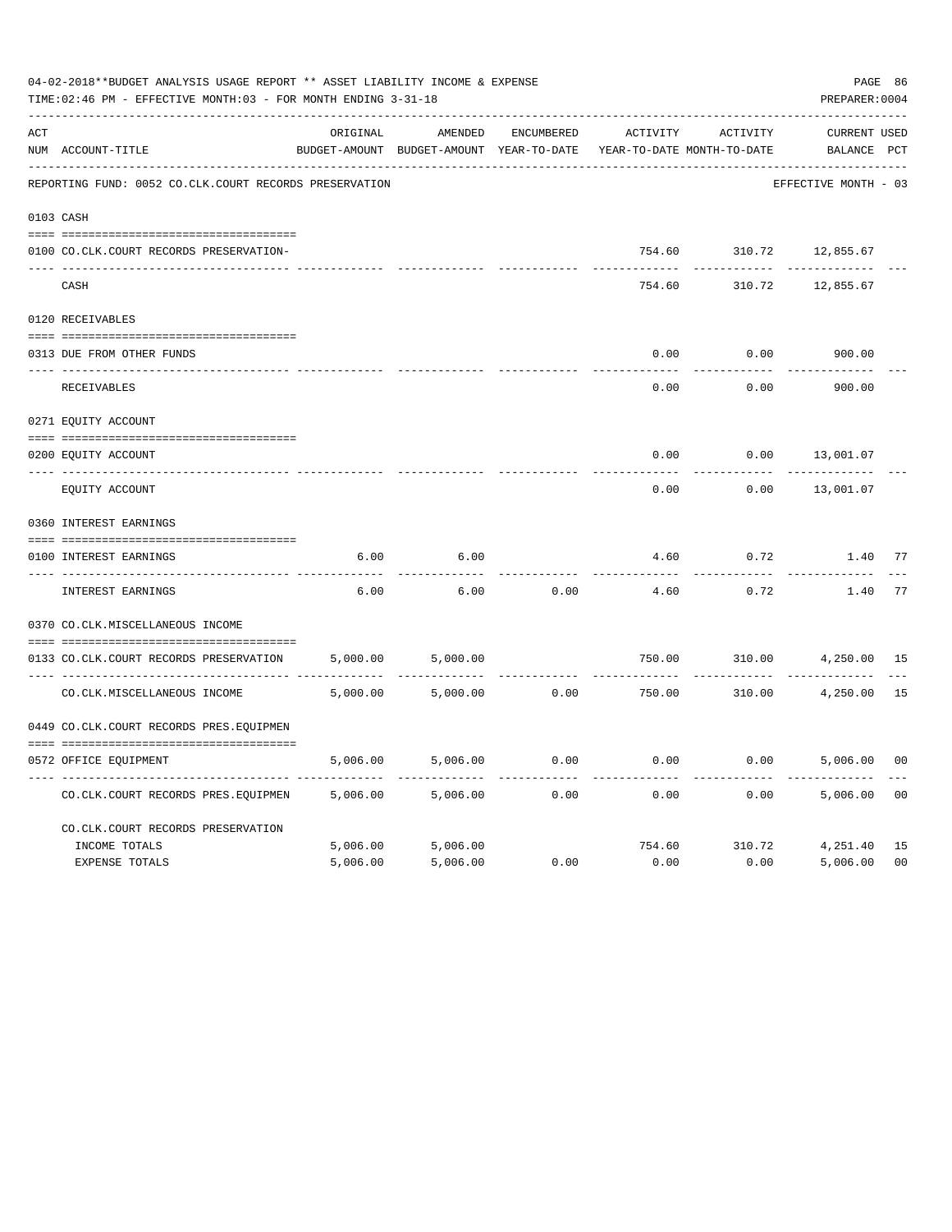04-02-2018**BUDGET ANALYSIS USAGE REPORT ** ASSET LIABILITY INCOME & EXPENSE

TIME:02:46 PM - EFFECTIVE MONTH:03 - FOR MONTH ENDING 3-31-18

PREPARER:0004

REPORTING FUND: 0052 CO.CLK.COURT RECORDS PRESERVATION — EFFECTIVE MONTH - 03

| ACT NUM | ACCOUNT-TITLE | ORIGINAL BUDGET-AMOUNT | AMENDED BUDGET-AMOUNT | ENCUMBERED YEAR-TO-DATE | ACTIVITY YEAR-TO-DATE | ACTIVITY MONTH-TO-DATE | CURRENT BALANCE | USED PCT |
|---|---|---|---|---|---|---|---|---|
| 0103 | CASH | | | | | | | |
| 0100 | CO.CLK.COURT RECORDS PRESERVATION- | | | | 754.60 | 310.72 | 12,855.67 | |
| | CASH | | | | 754.60 | 310.72 | 12,855.67 | |
| 0120 | RECEIVABLES | | | | | | | |
| 0313 | DUE FROM OTHER FUNDS | | | | 0.00 | 0.00 | 900.00 | |
| | RECEIVABLES | | | | 0.00 | 0.00 | 900.00 | |
| 0271 | EQUITY ACCOUNT | | | | | | | |
| 0200 | EQUITY ACCOUNT | | | | 0.00 | 0.00 | 13,001.07 | |
| | EQUITY ACCOUNT | | | | 0.00 | 0.00 | 13,001.07 | |
| 0360 | INTEREST EARNINGS | | | | | | | |
| 0100 | INTEREST EARNINGS | 6.00 | 6.00 | | 4.60 | 0.72 | 1.40 | 77 |
| | INTEREST EARNINGS | 6.00 | 6.00 | 0.00 | 4.60 | 0.72 | 1.40 | 77 |
| 0370 | CO.CLK.MISCELLANEOUS INCOME | | | | | | | |
| 0133 | CO.CLK.COURT RECORDS PRESERVATION | 5,000.00 | 5,000.00 | | 750.00 | 310.00 | 4,250.00 | 15 |
| | CO.CLK.MISCELLANEOUS INCOME | 5,000.00 | 5,000.00 | 0.00 | 750.00 | 310.00 | 4,250.00 | 15 |
| 0449 | CO.CLK.COURT RECORDS PRES.EQUIPMEN | | | | | | | |
| 0572 | OFFICE EQUIPMENT | 5,006.00 | 5,006.00 | 0.00 | 0.00 | 0.00 | 5,006.00 | 00 |
| | CO.CLK.COURT RECORDS PRES.EQUIPMEN | 5,006.00 | 5,006.00 | 0.00 | 0.00 | 0.00 | 5,006.00 | 00 |
| | CO.CLK.COURT RECORDS PRESERVATION | | | | | | | |
| | INCOME TOTALS | 5,006.00 | 5,006.00 | | 754.60 | 310.72 | 4,251.40 | 15 |
| | EXPENSE TOTALS | 5,006.00 | 5,006.00 | 0.00 | 0.00 | 0.00 | 5,006.00 | 00 |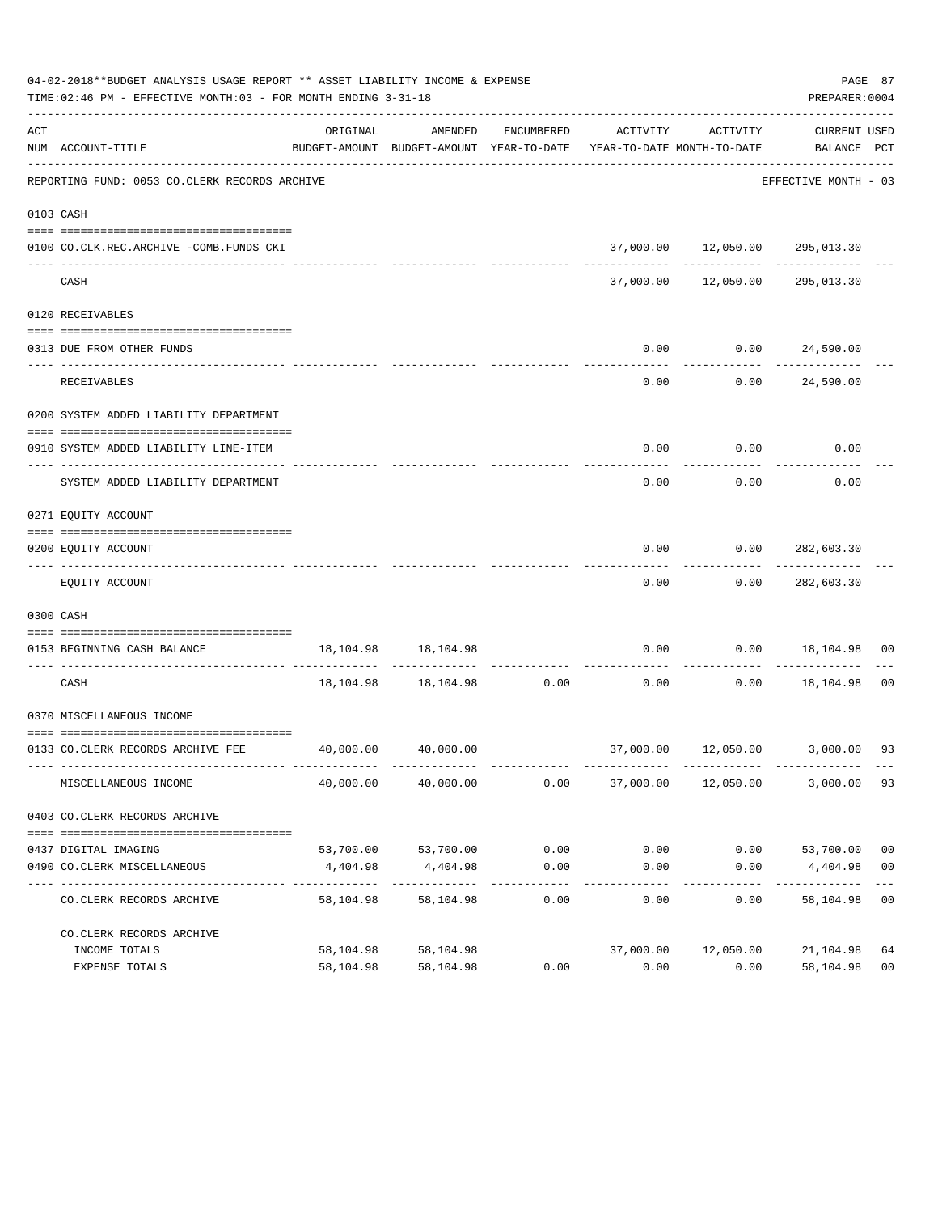04-02-2018**BUDGET ANALYSIS USAGE REPORT ** ASSET LIABILITY INCOME & EXPENSE

TIME:02:46 PM - EFFECTIVE MONTH:03 - FOR MONTH ENDING 3-31-18

PREPARER:0004

REPORTING FUND: 0053 CO.CLERK RECORDS ARCHIVE — EFFECTIVE MONTH - 03

| ACT NUM | ACCOUNT-TITLE | ORIGINAL BUDGET-AMOUNT | AMENDED BUDGET-AMOUNT | ENCUMBERED YEAR-TO-DATE | ACTIVITY YEAR-TO-DATE | ACTIVITY MONTH-TO-DATE | CURRENT BALANCE | USED PCT |
|---|---|---|---|---|---|---|---|---|
| 0103 | CASH | | | | | | | |
| 0100 | CO.CLK.REC.ARCHIVE -COMB.FUNDS CKI | | | | 37,000.00 | 12,050.00 | 295,013.30 | |
| | CASH | | | | 37,000.00 | 12,050.00 | 295,013.30 | |
| 0120 | RECEIVABLES | | | | | | | |
| 0313 | DUE FROM OTHER FUNDS | | | | 0.00 | 0.00 | 24,590.00 | |
| | RECEIVABLES | | | | 0.00 | 0.00 | 24,590.00 | |
| 0200 | SYSTEM ADDED LIABILITY DEPARTMENT | | | | | | | |
| 0910 | SYSTEM ADDED LIABILITY LINE-ITEM | | | | 0.00 | 0.00 | 0.00 | |
| | SYSTEM ADDED LIABILITY DEPARTMENT | | | | 0.00 | 0.00 | 0.00 | |
| 0271 | EQUITY ACCOUNT | | | | | | | |
| 0200 | EQUITY ACCOUNT | | | | 0.00 | 0.00 | 282,603.30 | |
| | EQUITY ACCOUNT | | | | 0.00 | 0.00 | 282,603.30 | |
| 0300 | CASH | | | | | | | |
| 0153 | BEGINNING CASH BALANCE | 18,104.98 | 18,104.98 | | 0.00 | 0.00 | 18,104.98 | 00 |
| | CASH | 18,104.98 | 18,104.98 | 0.00 | 0.00 | 0.00 | 18,104.98 | 00 |
| 0370 | MISCELLANEOUS INCOME | | | | | | | |
| 0133 | CO.CLERK RECORDS ARCHIVE FEE | 40,000.00 | 40,000.00 | | 37,000.00 | 12,050.00 | 3,000.00 | 93 |
| | MISCELLANEOUS INCOME | 40,000.00 | 40,000.00 | 0.00 | 37,000.00 | 12,050.00 | 3,000.00 | 93 |
| 0403 | CO.CLERK RECORDS ARCHIVE | | | | | | | |
| 0437 | DIGITAL IMAGING | 53,700.00 | 53,700.00 | 0.00 | 0.00 | 0.00 | 53,700.00 | 00 |
| 0490 | CO.CLERK MISCELLANEOUS | 4,404.98 | 4,404.98 | 0.00 | 0.00 | 0.00 | 4,404.98 | 00 |
| | CO.CLERK RECORDS ARCHIVE | 58,104.98 | 58,104.98 | 0.00 | 0.00 | 0.00 | 58,104.98 | 00 |
| | CO.CLERK RECORDS ARCHIVE | | | | | | | |
| | INCOME TOTALS | 58,104.98 | 58,104.98 | | 37,000.00 | 12,050.00 | 21,104.98 | 64 |
| | EXPENSE TOTALS | 58,104.98 | 58,104.98 | 0.00 | 0.00 | 0.00 | 58,104.98 | 00 |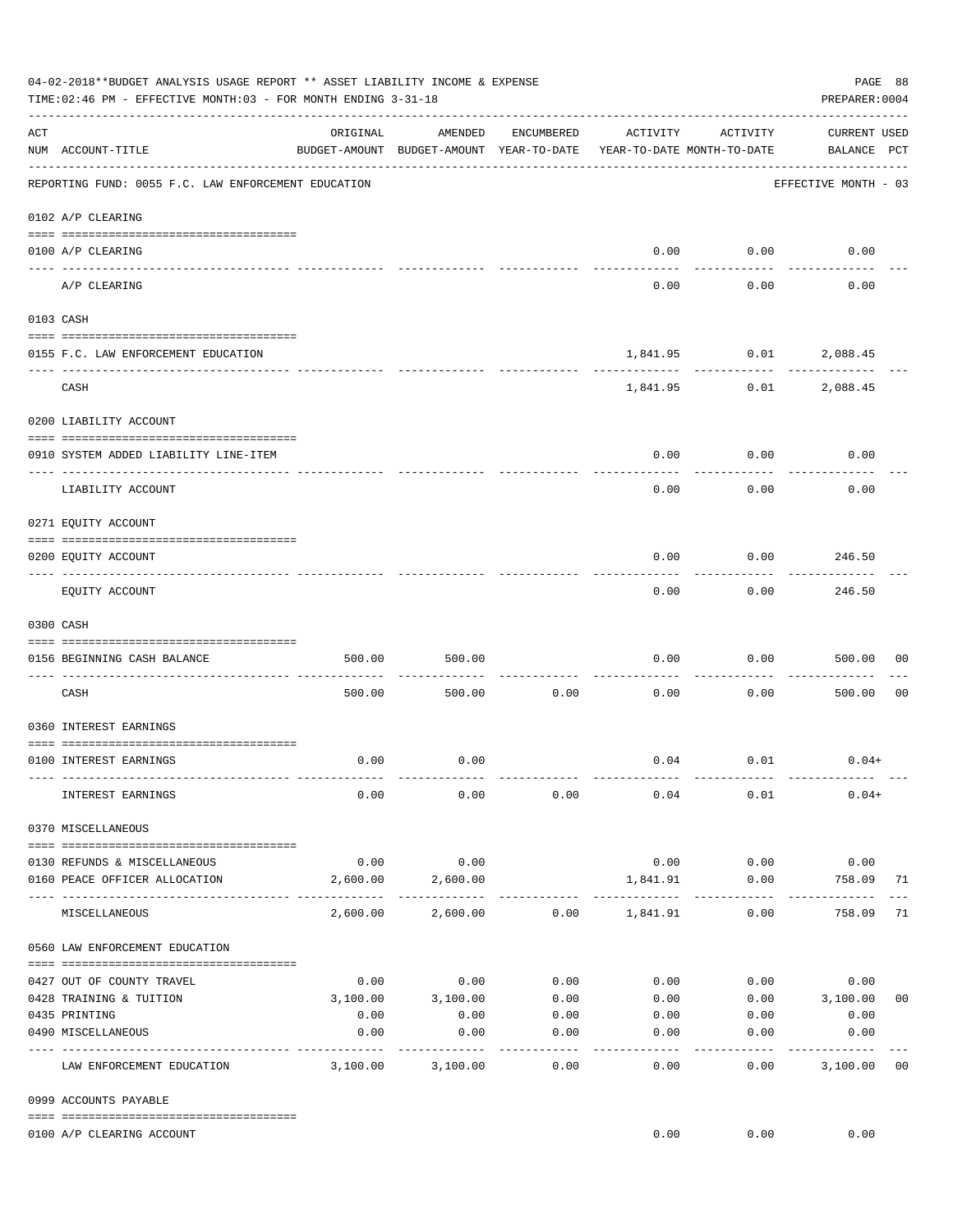04-02-2018**BUDGET ANALYSIS USAGE REPORT ** ASSET LIABILITY INCOME & EXPENSE

TIME:02:46 PM - EFFECTIVE MONTH:03 - FOR MONTH ENDING 3-31-18

PREPARER:0004

REPORTING FUND: 0055 F.C. LAW ENFORCEMENT EDUCATION — EFFECTIVE MONTH - 03

| ACT NUM | ACCOUNT-TITLE | ORIGINAL BUDGET-AMOUNT | AMENDED BUDGET-AMOUNT | ENCUMBERED YEAR-TO-DATE | ACTIVITY YEAR-TO-DATE | ACTIVITY MONTH-TO-DATE | CURRENT BALANCE | USED PCT |
|---|---|---|---|---|---|---|---|---|
| 0102 | A/P CLEARING | | | | | | | |
| 0100 | A/P CLEARING | | | | 0.00 | 0.00 | 0.00 | |
| | A/P CLEARING | | | | 0.00 | 0.00 | 0.00 | |
| 0103 | CASH | | | | | | | |
| 0155 | F.C. LAW ENFORCEMENT EDUCATION | | | | 1,841.95 | 0.01 | 2,088.45 | |
| | CASH | | | | 1,841.95 | 0.01 | 2,088.45 | |
| 0200 | LIABILITY ACCOUNT | | | | | | | |
| 0910 | SYSTEM ADDED LIABILITY LINE-ITEM | | | | 0.00 | 0.00 | 0.00 | |
| | LIABILITY ACCOUNT | | | | 0.00 | 0.00 | 0.00 | |
| 0271 | EQUITY ACCOUNT | | | | | | | |
| 0200 | EQUITY ACCOUNT | | | | 0.00 | 0.00 | 246.50 | |
| | EQUITY ACCOUNT | | | | 0.00 | 0.00 | 246.50 | |
| 0300 | CASH | | | | | | | |
| 0156 | BEGINNING CASH BALANCE | 500.00 | 500.00 | | 0.00 | 0.00 | 500.00 | 00 |
| | CASH | 500.00 | 500.00 | 0.00 | 0.00 | 0.00 | 500.00 | 00 |
| 0360 | INTEREST EARNINGS | | | | | | | |
| 0100 | INTEREST EARNINGS | 0.00 | 0.00 | | 0.04 | 0.01 | 0.04+ | |
| | INTEREST EARNINGS | 0.00 | 0.00 | 0.00 | 0.04 | 0.01 | 0.04+ | |
| 0370 | MISCELLANEOUS | | | | | | | |
| 0130 | REFUNDS & MISCELLANEOUS | 0.00 | 0.00 | | 0.00 | 0.00 | 0.00 | |
| 0160 | PEACE OFFICER ALLOCATION | 2,600.00 | 2,600.00 | | 1,841.91 | 0.00 | 758.09 | 71 |
| | MISCELLANEOUS | 2,600.00 | 2,600.00 | 0.00 | 1,841.91 | 0.00 | 758.09 | 71 |
| 0560 | LAW ENFORCEMENT EDUCATION | | | | | | | |
| 0427 | OUT OF COUNTY TRAVEL | 0.00 | 0.00 | 0.00 | 0.00 | 0.00 | 0.00 | |
| 0428 | TRAINING & TUITION | 3,100.00 | 3,100.00 | 0.00 | 0.00 | 0.00 | 3,100.00 | 00 |
| 0435 | PRINTING | 0.00 | 0.00 | 0.00 | 0.00 | 0.00 | 0.00 | |
| 0490 | MISCELLANEOUS | 0.00 | 0.00 | 0.00 | 0.00 | 0.00 | 0.00 | |
| | LAW ENFORCEMENT EDUCATION | 3,100.00 | 3,100.00 | 0.00 | 0.00 | 0.00 | 3,100.00 | 00 |
| 0999 | ACCOUNTS PAYABLE | | | | | | | |
| 0100 | A/P CLEARING ACCOUNT | | | | 0.00 | 0.00 | 0.00 | |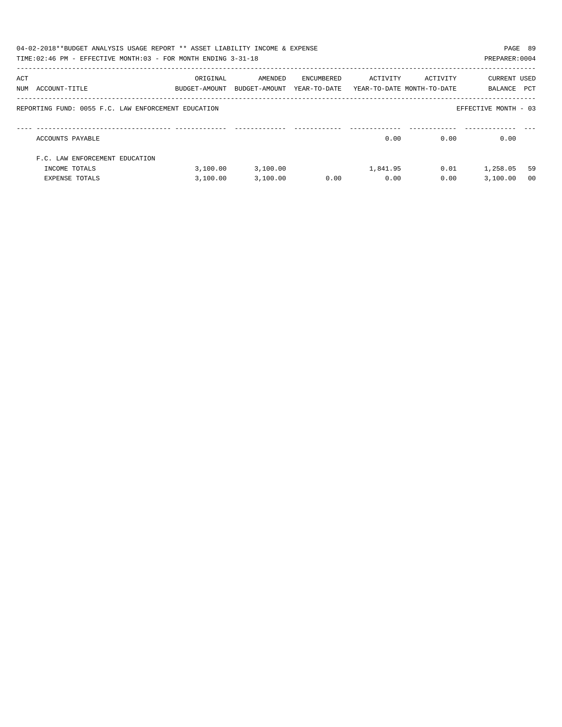04-02-2018**BUDGET ANALYSIS USAGE REPORT ** ASSET LIABILITY INCOME & EXPENSE

TIME:02:46 PM - EFFECTIVE MONTH:03 - FOR MONTH ENDING 3-31-18

PREPARER:0004

REPORTING FUND: 0055 F.C. LAW ENFORCEMENT EDUCATION

EFFECTIVE MONTH - 03

| ACT NUM | ACCOUNT-TITLE | ORIGINAL BUDGET-AMOUNT | AMENDED BUDGET-AMOUNT | ENCUMBERED YEAR-TO-DATE | ACTIVITY YEAR-TO-DATE | ACTIVITY MONTH-TO-DATE | CURRENT BALANCE | USED PCT |
|---|---|---|---|---|---|---|---|---|
| | ACCOUNTS PAYABLE | | | | 0.00 | 0.00 | 0.00 | |
| | F.C. LAW ENFORCEMENT EDUCATION | | | | | | | |
| | INCOME TOTALS | 3,100.00 | 3,100.00 | | 1,841.95 | 0.01 | 1,258.05 | 59 |
| | EXPENSE TOTALS | 3,100.00 | 3,100.00 | 0.00 | 0.00 | 0.00 | 3,100.00 | 00 |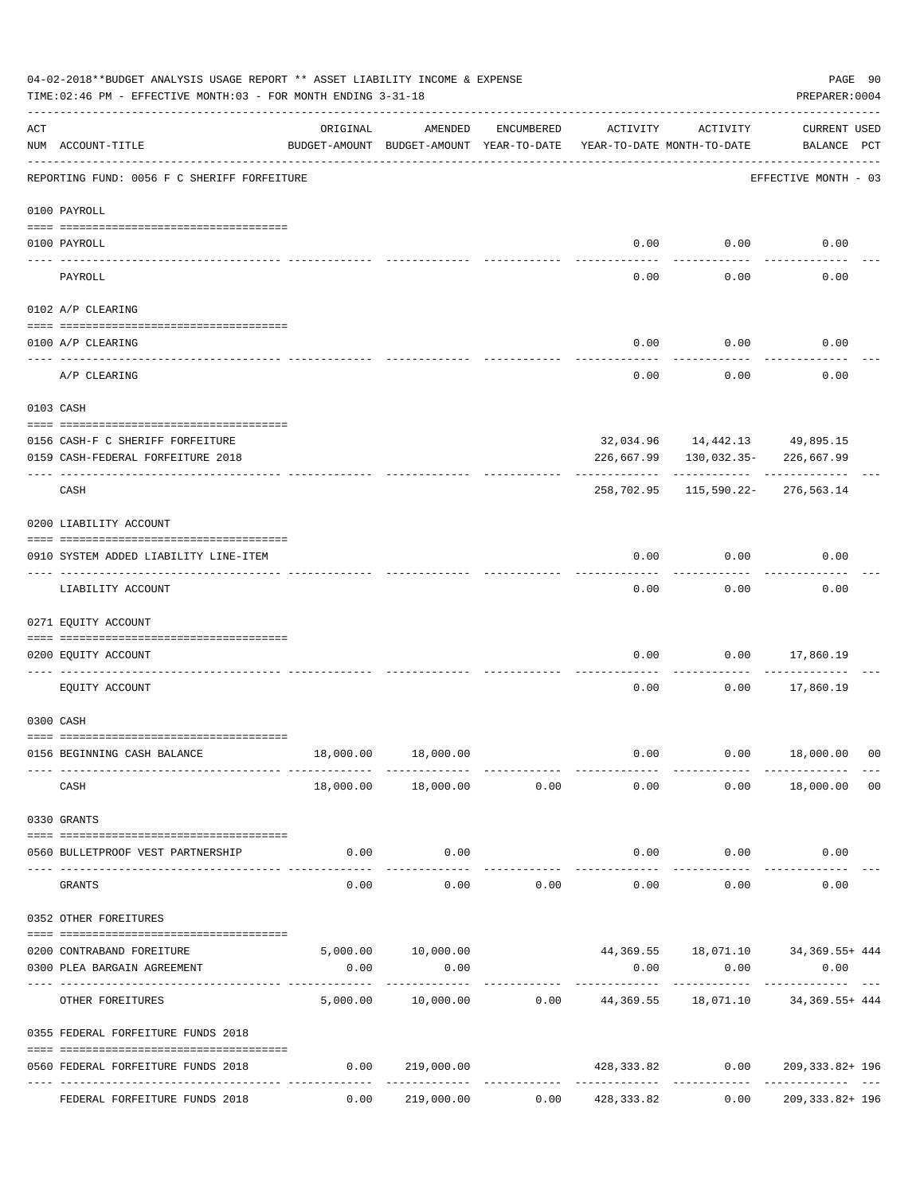04-02-2018**BUDGET ANALYSIS USAGE REPORT ** ASSET LIABILITY INCOME & EXPENSE

TIME:02:46 PM - EFFECTIVE MONTH:03 - FOR MONTH ENDING 3-31-18

PREPARER:0004

REPORTING FUND: 0056 F C SHERIFF FORFEITURE — EFFECTIVE MONTH - 03

| ACT NUM | ACCOUNT-TITLE | ORIGINAL BUDGET-AMOUNT | AMENDED BUDGET-AMOUNT | ENCUMBERED YEAR-TO-DATE | ACTIVITY YEAR-TO-DATE | ACTIVITY MONTH-TO-DATE | CURRENT BALANCE | USED PCT |
|---|---|---|---|---|---|---|---|---|
| **0100 PAYROLL** | | | | | | | | |
| 0100 | PAYROLL | | | | 0.00 | 0.00 | 0.00 | |
| | PAYROLL | | | | 0.00 | 0.00 | 0.00 | |
| **0102 A/P CLEARING** | | | | | | | | |
| 0100 | A/P CLEARING | | | | 0.00 | 0.00 | 0.00 | |
| | A/P CLEARING | | | | 0.00 | 0.00 | 0.00 | |
| **0103 CASH** | | | | | | | | |
| 0156 | CASH-F C SHERIFF FORFEITURE | | | | 32,034.96 | 14,442.13 | 49,895.15 | |
| 0159 | CASH-FEDERAL FORFEITURE 2018 | | | | 226,667.99 | 130,032.35- | 226,667.99 | |
| | CASH | | | | 258,702.95 | 115,590.22- | 276,563.14 | |
| **0200 LIABILITY ACCOUNT** | | | | | | | | |
| 0910 | SYSTEM ADDED LIABILITY LINE-ITEM | | | | 0.00 | 0.00 | 0.00 | |
| | LIABILITY ACCOUNT | | | | 0.00 | 0.00 | 0.00 | |
| **0271 EQUITY ACCOUNT** | | | | | | | | |
| 0200 | EQUITY ACCOUNT | | | | 0.00 | 0.00 | 17,860.19 | |
| | EQUITY ACCOUNT | | | | 0.00 | 0.00 | 17,860.19 | |
| **0300 CASH** | | | | | | | | |
| 0156 | BEGINNING CASH BALANCE | 18,000.00 | 18,000.00 | | 0.00 | 0.00 | 18,000.00 | 00 |
| | CASH | 18,000.00 | 18,000.00 | 0.00 | 0.00 | 0.00 | 18,000.00 | 00 |
| **0330 GRANTS** | | | | | | | | |
| 0560 | BULLETPROOF VEST PARTNERSHIP | 0.00 | 0.00 | | 0.00 | 0.00 | 0.00 | |
| | GRANTS | 0.00 | 0.00 | 0.00 | 0.00 | 0.00 | 0.00 | |
| **0352 OTHER FOREITURES** | | | | | | | | |
| 0200 | CONTRABAND FOREITURE | 5,000.00 | 10,000.00 | | 44,369.55 | 18,071.10 | 34,369.55+ | 444 |
| 0300 | PLEA BARGAIN AGREEMENT | 0.00 | 0.00 | | 0.00 | 0.00 | 0.00 | |
| | OTHER FOREITURES | 5,000.00 | 10,000.00 | 0.00 | 44,369.55 | 18,071.10 | 34,369.55+ | 444 |
| **0355 FEDERAL FORFEITURE FUNDS 2018** | | | | | | | | |
| 0560 | FEDERAL FORFEITURE FUNDS 2018 | 0.00 | 219,000.00 | | 428,333.82 | 0.00 | 209,333.82+ | 196 |
| | FEDERAL FORFEITURE FUNDS 2018 | 0.00 | 219,000.00 | 0.00 | 428,333.82 | 0.00 | 209,333.82+ | 196 |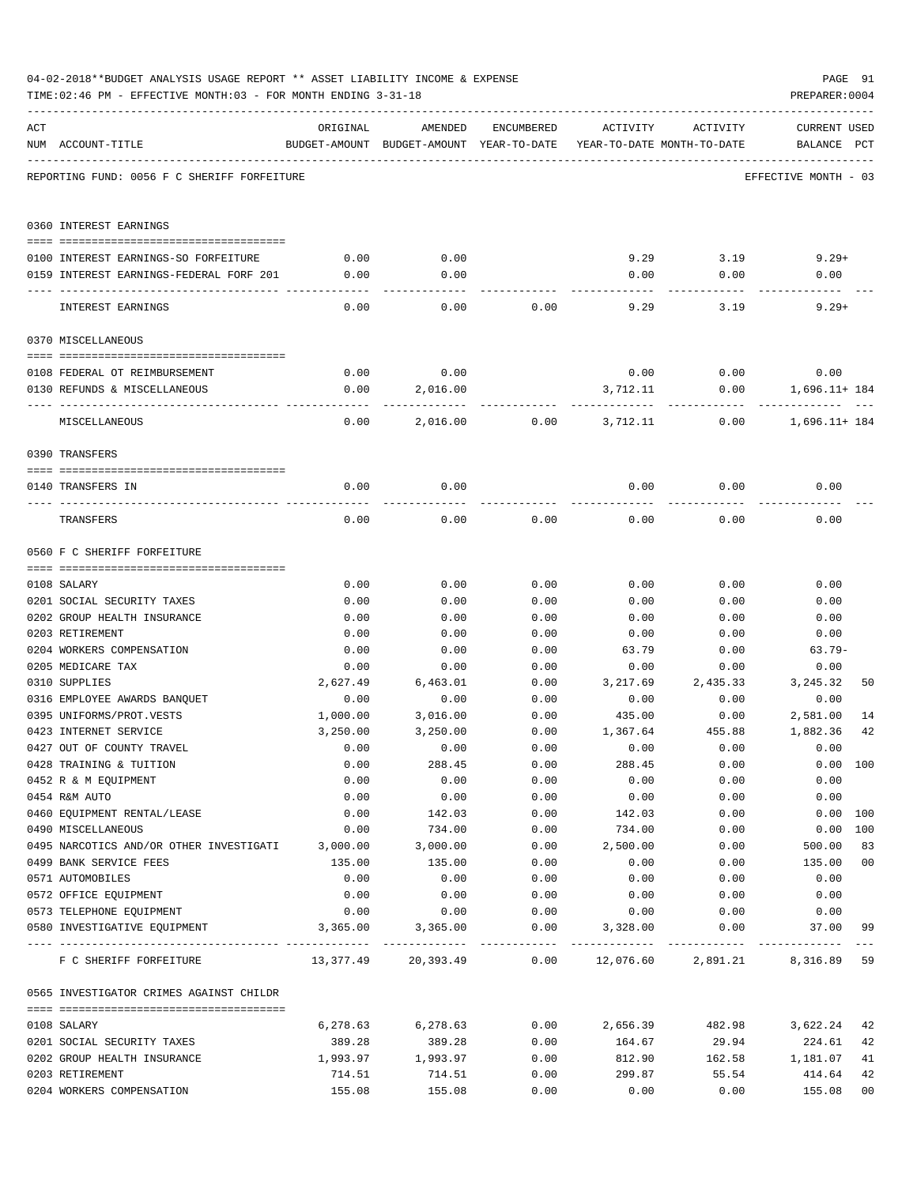04-02-2018**BUDGET ANALYSIS USAGE REPORT ** ASSET LIABILITY INCOME & EXPENSE

TIME:02:46 PM - EFFECTIVE MONTH:03 - FOR MONTH ENDING 3-31-18

PREPARER:0004

REPORTING FUND: 0056 F C SHERIFF FORFEITURE — EFFECTIVE MONTH - 03

| ACT NUM | ACCOUNT-TITLE | ORIGINAL BUDGET-AMOUNT | AMENDED BUDGET-AMOUNT | ENCUMBERED YEAR-TO-DATE | ACTIVITY YEAR-TO-DATE | ACTIVITY MONTH-TO-DATE | CURRENT BALANCE | USED PCT |
|---|---|---|---|---|---|---|---|---|
| **0360** | **INTEREST EARNINGS** | | | | | | | |
| 0100 | INTEREST EARNINGS-SO FORFEITURE | 0.00 | 0.00 | | 9.29 | 3.19 | 9.29+ | |
| 0159 | INTEREST EARNINGS-FEDERAL FORF 201 | 0.00 | 0.00 | | 0.00 | 0.00 | 0.00 | |
| | INTEREST EARNINGS | 0.00 | 0.00 | 0.00 | 9.29 | 3.19 | 9.29+ | |
| **0370** | **MISCELLANEOUS** | | | | | | | |
| 0108 | FEDERAL OT REIMBURSEMENT | 0.00 | 0.00 | | 0.00 | 0.00 | 0.00 | |
| 0130 | REFUNDS & MISCELLANEOUS | 0.00 | 2,016.00 | | 3,712.11 | 0.00 | 1,696.11+ | 184 |
| | MISCELLANEOUS | 0.00 | 2,016.00 | 0.00 | 3,712.11 | 0.00 | 1,696.11+ | 184 |
| **0390** | **TRANSFERS** | | | | | | | |
| 0140 | TRANSFERS IN | 0.00 | 0.00 | | 0.00 | 0.00 | 0.00 | |
| | TRANSFERS | 0.00 | 0.00 | 0.00 | 0.00 | 0.00 | 0.00 | |
| **0560** | **F C SHERIFF FORFEITURE** | | | | | | | |
| 0108 | SALARY | 0.00 | 0.00 | 0.00 | 0.00 | 0.00 | 0.00 | |
| 0201 | SOCIAL SECURITY TAXES | 0.00 | 0.00 | 0.00 | 0.00 | 0.00 | 0.00 | |
| 0202 | GROUP HEALTH INSURANCE | 0.00 | 0.00 | 0.00 | 0.00 | 0.00 | 0.00 | |
| 0203 | RETIREMENT | 0.00 | 0.00 | 0.00 | 0.00 | 0.00 | 0.00 | |
| 0204 | WORKERS COMPENSATION | 0.00 | 0.00 | 0.00 | 63.79 | 0.00 | 63.79- | |
| 0205 | MEDICARE TAX | 0.00 | 0.00 | 0.00 | 0.00 | 0.00 | 0.00 | |
| 0310 | SUPPLIES | 2,627.49 | 6,463.01 | 0.00 | 3,217.69 | 2,435.33 | 3,245.32 | 50 |
| 0316 | EMPLOYEE AWARDS BANQUET | 0.00 | 0.00 | 0.00 | 0.00 | 0.00 | 0.00 | |
| 0395 | UNIFORMS/PROT.VESTS | 1,000.00 | 3,016.00 | 0.00 | 435.00 | 0.00 | 2,581.00 | 14 |
| 0423 | INTERNET SERVICE | 3,250.00 | 3,250.00 | 0.00 | 1,367.64 | 455.88 | 1,882.36 | 42 |
| 0427 | OUT OF COUNTY TRAVEL | 0.00 | 0.00 | 0.00 | 0.00 | 0.00 | 0.00 | |
| 0428 | TRAINING & TUITION | 0.00 | 288.45 | 0.00 | 288.45 | 0.00 | 0.00 | 100 |
| 0452 | R & M EQUIPMENT | 0.00 | 0.00 | 0.00 | 0.00 | 0.00 | 0.00 | |
| 0454 | R&M AUTO | 0.00 | 0.00 | 0.00 | 0.00 | 0.00 | 0.00 | |
| 0460 | EQUIPMENT RENTAL/LEASE | 0.00 | 142.03 | 0.00 | 142.03 | 0.00 | 0.00 | 100 |
| 0490 | MISCELLANEOUS | 0.00 | 734.00 | 0.00 | 734.00 | 0.00 | 0.00 | 100 |
| 0495 | NARCOTICS AND/OR OTHER INVESTIGATI | 3,000.00 | 3,000.00 | 0.00 | 2,500.00 | 0.00 | 500.00 | 83 |
| 0499 | BANK SERVICE FEES | 135.00 | 135.00 | 0.00 | 0.00 | 0.00 | 135.00 | 00 |
| 0571 | AUTOMOBILES | 0.00 | 0.00 | 0.00 | 0.00 | 0.00 | 0.00 | |
| 0572 | OFFICE EQUIPMENT | 0.00 | 0.00 | 0.00 | 0.00 | 0.00 | 0.00 | |
| 0573 | TELEPHONE EQUIPMENT | 0.00 | 0.00 | 0.00 | 0.00 | 0.00 | 0.00 | |
| 0580 | INVESTIGATIVE EQUIPMENT | 3,365.00 | 3,365.00 | 0.00 | 3,328.00 | 0.00 | 37.00 | 99 |
| | F C SHERIFF FORFEITURE | 13,377.49 | 20,393.49 | 0.00 | 12,076.60 | 2,891.21 | 8,316.89 | 59 |
| **0565** | **INVESTIGATOR CRIMES AGAINST CHILDR** | | | | | | | |
| 0108 | SALARY | 6,278.63 | 6,278.63 | 0.00 | 2,656.39 | 482.98 | 3,622.24 | 42 |
| 0201 | SOCIAL SECURITY TAXES | 389.28 | 389.28 | 0.00 | 164.67 | 29.94 | 224.61 | 42 |
| 0202 | GROUP HEALTH INSURANCE | 1,993.97 | 1,993.97 | 0.00 | 812.90 | 162.58 | 1,181.07 | 41 |
| 0203 | RETIREMENT | 714.51 | 714.51 | 0.00 | 299.87 | 55.54 | 414.64 | 42 |
| 0204 | WORKERS COMPENSATION | 155.08 | 155.08 | 0.00 | 0.00 | 0.00 | 155.08 | 00 |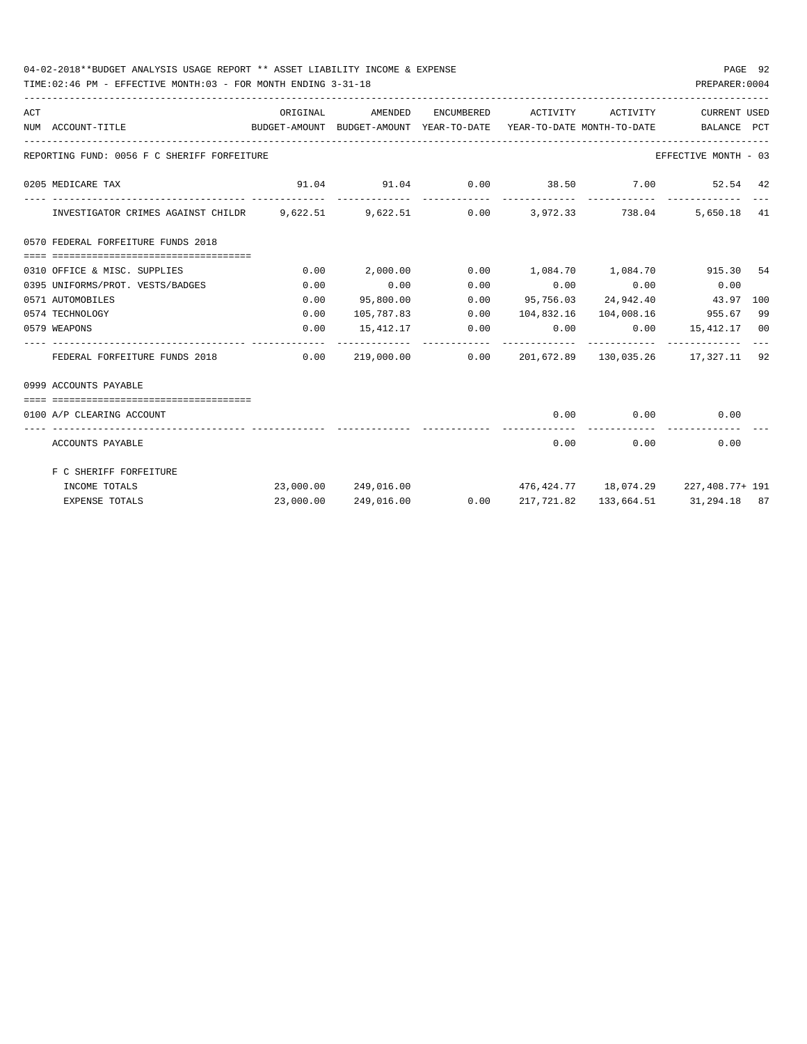04-02-2018**BUDGET ANALYSIS USAGE REPORT ** ASSET LIABILITY INCOME & EXPENSE

TIME:02:46 PM - EFFECTIVE MONTH:03 - FOR MONTH ENDING 3-31-18

PREPARER:0004

| ACT NUM | ACCOUNT-TITLE | ORIGINAL BUDGET-AMOUNT | AMENDED BUDGET-AMOUNT | ENCUMBERED YEAR-TO-DATE | ACTIVITY YEAR-TO-DATE | ACTIVITY MONTH-TO-DATE | CURRENT BALANCE | USED PCT |
|---|---|---|---|---|---|---|---|---|
| | REPORTING FUND: 0056 F C SHERIFF FORFEITURE | | | | | | EFFECTIVE MONTH - 03 | |
| 0205 | MEDICARE TAX | 91.04 | 91.04 | 0.00 | 38.50 | 7.00 | 52.54 | 42 |
| | INVESTIGATOR CRIMES AGAINST CHILDR | 9,622.51 | 9,622.51 | 0.00 | 3,972.33 | 738.04 | 5,650.18 | 41 |
| | 0570 FEDERAL FORFEITURE FUNDS 2018 | | | | | | | |
| 0310 | OFFICE & MISC. SUPPLIES | 0.00 | 2,000.00 | 0.00 | 1,084.70 | 1,084.70 | 915.30 | 54 |
| 0395 | UNIFORMS/PROT. VESTS/BADGES | 0.00 | 0.00 | 0.00 | 0.00 | 0.00 | 0.00 | |
| 0571 | AUTOMOBILES | 0.00 | 95,800.00 | 0.00 | 95,756.03 | 24,942.40 | 43.97 | 100 |
| 0574 | TECHNOLOGY | 0.00 | 105,787.83 | 0.00 | 104,832.16 | 104,008.16 | 955.67 | 99 |
| 0579 | WEAPONS | 0.00 | 15,412.17 | 0.00 | 0.00 | 0.00 | 15,412.17 | 00 |
| | FEDERAL FORFEITURE FUNDS 2018 | 0.00 | 219,000.00 | 0.00 | 201,672.89 | 130,035.26 | 17,327.11 | 92 |
| | 0999 ACCOUNTS PAYABLE | | | | | | | |
| 0100 | A/P CLEARING ACCOUNT | | | | 0.00 | 0.00 | 0.00 | |
| | ACCOUNTS PAYABLE | | | | 0.00 | 0.00 | 0.00 | |
| | F C SHERIFF FORFEITURE | | | | | | | |
| | INCOME TOTALS | 23,000.00 | 249,016.00 | | 476,424.77 | 18,074.29 | 227,408.77+ | 191 |
| | EXPENSE TOTALS | 23,000.00 | 249,016.00 | 0.00 | 217,721.82 | 133,664.51 | 31,294.18 | 87 |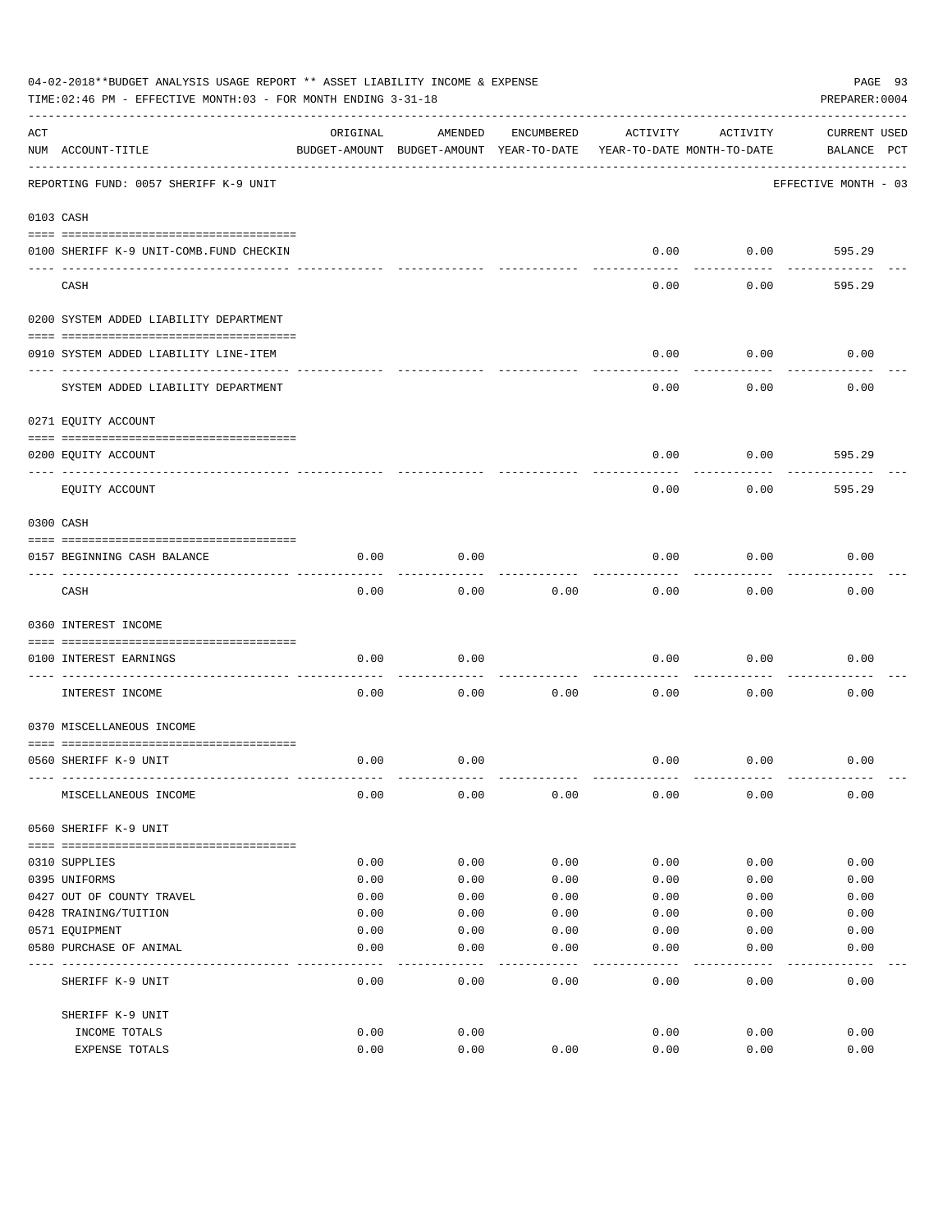04-02-2018**BUDGET ANALYSIS USAGE REPORT ** ASSET LIABILITY INCOME & EXPENSE

TIME:02:46 PM - EFFECTIVE MONTH:03 - FOR MONTH ENDING 3-31-18

PREPARER:0004

| ACT NUM | ACCOUNT-TITLE | ORIGINAL BUDGET-AMOUNT | AMENDED BUDGET-AMOUNT | ENCUMBERED YEAR-TO-DATE | ACTIVITY YEAR-TO-DATE | ACTIVITY MONTH-TO-DATE | CURRENT BALANCE | USED PCT |
|---|---|---|---|---|---|---|---|---|
| | REPORTING FUND: 0057 SHERIFF K-9 UNIT | | | | | | EFFECTIVE MONTH - 03 | |
| | **0103 CASH** | | | | | | | |
| 0100 | SHERIFF K-9 UNIT-COMB.FUND CHECKIN | | | | 0.00 | 0.00 | 595.29 | |
| | CASH | | | | 0.00 | 0.00 | 595.29 | |
| | **0200 SYSTEM ADDED LIABILITY DEPARTMENT** | | | | | | | |
| 0910 | SYSTEM ADDED LIABILITY LINE-ITEM | | | | 0.00 | 0.00 | 0.00 | |
| | SYSTEM ADDED LIABILITY DEPARTMENT | | | | 0.00 | 0.00 | 0.00 | |
| | **0271 EQUITY ACCOUNT** | | | | | | | |
| 0200 | EQUITY ACCOUNT | | | | 0.00 | 0.00 | 595.29 | |
| | EQUITY ACCOUNT | | | | 0.00 | 0.00 | 595.29 | |
| | **0300 CASH** | | | | | | | |
| 0157 | BEGINNING CASH BALANCE | 0.00 | 0.00 | | 0.00 | 0.00 | 0.00 | |
| | CASH | 0.00 | 0.00 | 0.00 | 0.00 | 0.00 | 0.00 | |
| | **0360 INTEREST INCOME** | | | | | | | |
| 0100 | INTEREST EARNINGS | 0.00 | 0.00 | | 0.00 | 0.00 | 0.00 | |
| | INTEREST INCOME | 0.00 | 0.00 | 0.00 | 0.00 | 0.00 | 0.00 | |
| | **0370 MISCELLANEOUS INCOME** | | | | | | | |
| 0560 | SHERIFF K-9 UNIT | 0.00 | 0.00 | | 0.00 | 0.00 | 0.00 | |
| | MISCELLANEOUS INCOME | 0.00 | 0.00 | 0.00 | 0.00 | 0.00 | 0.00 | |
| | **0560 SHERIFF K-9 UNIT** | | | | | | | |
| 0310 | SUPPLIES | 0.00 | 0.00 | 0.00 | 0.00 | 0.00 | 0.00 | |
| 0395 | UNIFORMS | 0.00 | 0.00 | 0.00 | 0.00 | 0.00 | 0.00 | |
| 0427 | OUT OF COUNTY TRAVEL | 0.00 | 0.00 | 0.00 | 0.00 | 0.00 | 0.00 | |
| 0428 | TRAINING/TUITION | 0.00 | 0.00 | 0.00 | 0.00 | 0.00 | 0.00 | |
| 0571 | EQUIPMENT | 0.00 | 0.00 | 0.00 | 0.00 | 0.00 | 0.00 | |
| 0580 | PURCHASE OF ANIMAL | 0.00 | 0.00 | 0.00 | 0.00 | 0.00 | 0.00 | |
| | SHERIFF K-9 UNIT | 0.00 | 0.00 | 0.00 | 0.00 | 0.00 | 0.00 | |
| | SHERIFF K-9 UNIT | | | | | | | |
| | INCOME TOTALS | 0.00 | 0.00 | | 0.00 | 0.00 | 0.00 | |
| | EXPENSE TOTALS | 0.00 | 0.00 | 0.00 | 0.00 | 0.00 | 0.00 | |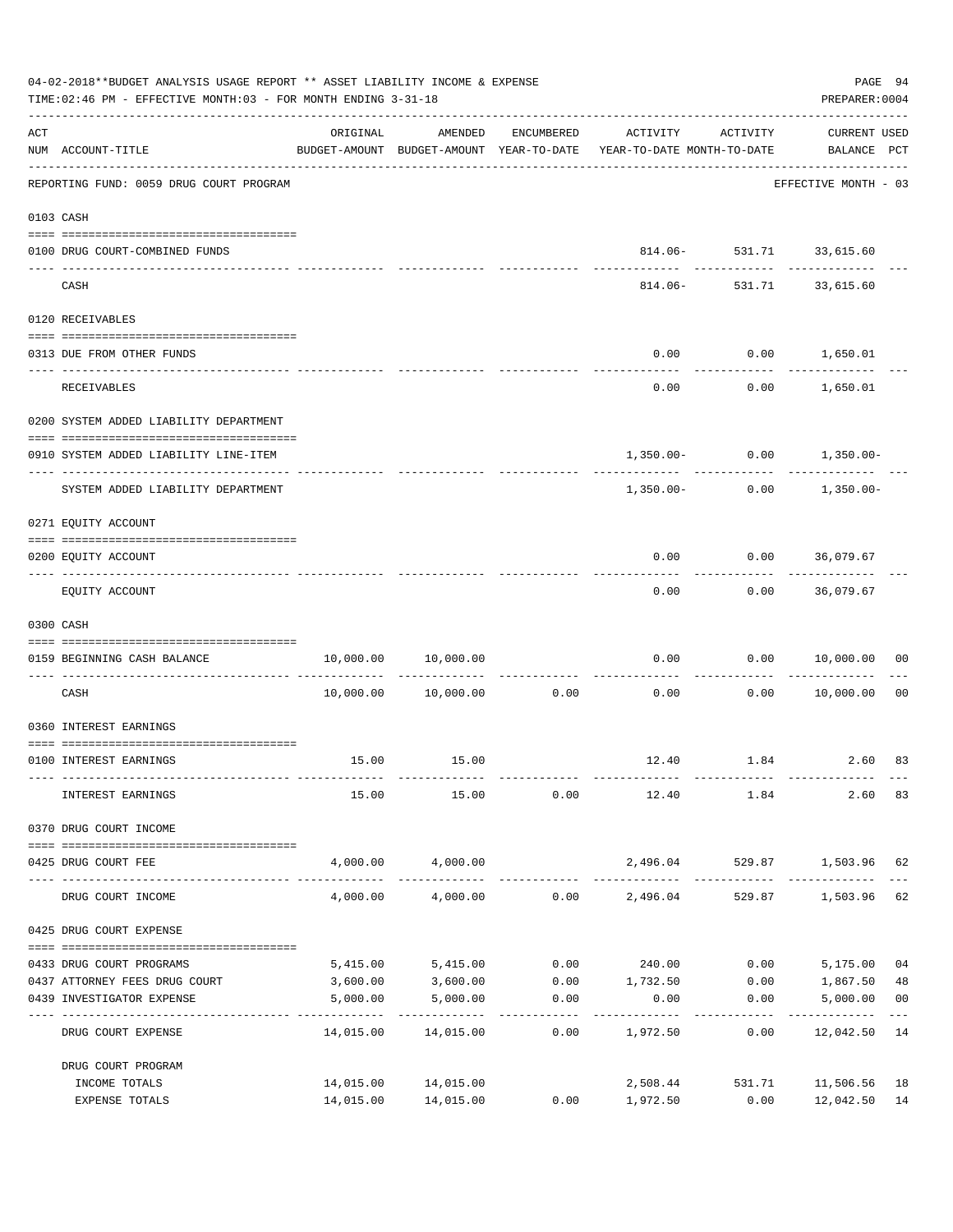04-02-2018**BUDGET ANALYSIS USAGE REPORT ** ASSET LIABILITY INCOME & EXPENSE

TIME:02:46 PM - EFFECTIVE MONTH:03 - FOR MONTH ENDING 3-31-18

PREPARER:0004

| ACT NUM | ACCOUNT-TITLE | ORIGINAL BUDGET-AMOUNT | AMENDED BUDGET-AMOUNT | ENCUMBERED YEAR-TO-DATE | ACTIVITY YEAR-TO-DATE | ACTIVITY MONTH-TO-DATE | CURRENT USED BALANCE | PCT |
|---|---|---|---|---|---|---|---|---|
| | REPORTING FUND: 0059 DRUG COURT PROGRAM | | | | | | EFFECTIVE MONTH - 03 | |
| 0103 | CASH | | | | | | | |
| 0100 | DRUG COURT-COMBINED FUNDS | | | | 814.06- | 531.71 | 33,615.60 | |
| | CASH | | | | 814.06- | 531.71 | 33,615.60 | |
| 0120 | RECEIVABLES | | | | | | | |
| 0313 | DUE FROM OTHER FUNDS | | | | 0.00 | 0.00 | 1,650.01 | |
| | RECEIVABLES | | | | 0.00 | 0.00 | 1,650.01 | |
| 0200 | SYSTEM ADDED LIABILITY DEPARTMENT | | | | | | | |
| 0910 | SYSTEM ADDED LIABILITY LINE-ITEM | | | | 1,350.00- | 0.00 | 1,350.00- | |
| | SYSTEM ADDED LIABILITY DEPARTMENT | | | | 1,350.00- | 0.00 | 1,350.00- | |
| 0271 | EQUITY ACCOUNT | | | | | | | |
| 0200 | EQUITY ACCOUNT | | | | 0.00 | 0.00 | 36,079.67 | |
| | EQUITY ACCOUNT | | | | 0.00 | 0.00 | 36,079.67 | |
| 0300 | CASH | | | | | | | |
| 0159 | BEGINNING CASH BALANCE | 10,000.00 | 10,000.00 | | 0.00 | 0.00 | 10,000.00 | 00 |
| | CASH | 10,000.00 | 10,000.00 | 0.00 | 0.00 | 0.00 | 10,000.00 | 00 |
| 0360 | INTEREST EARNINGS | | | | | | | |
| 0100 | INTEREST EARNINGS | 15.00 | 15.00 | | 12.40 | 1.84 | 2.60 | 83 |
| | INTEREST EARNINGS | 15.00 | 15.00 | 0.00 | 12.40 | 1.84 | 2.60 | 83 |
| 0370 | DRUG COURT INCOME | | | | | | | |
| 0425 | DRUG COURT FEE | 4,000.00 | 4,000.00 | | 2,496.04 | 529.87 | 1,503.96 | 62 |
| | DRUG COURT INCOME | 4,000.00 | 4,000.00 | 0.00 | 2,496.04 | 529.87 | 1,503.96 | 62 |
| 0425 | DRUG COURT EXPENSE | | | | | | | |
| 0433 | DRUG COURT PROGRAMS | 5,415.00 | 5,415.00 | 0.00 | 240.00 | 0.00 | 5,175.00 | 04 |
| 0437 | ATTORNEY FEES DRUG COURT | 3,600.00 | 3,600.00 | 0.00 | 1,732.50 | 0.00 | 1,867.50 | 48 |
| 0439 | INVESTIGATOR EXPENSE | 5,000.00 | 5,000.00 | 0.00 | 0.00 | 0.00 | 5,000.00 | 00 |
| | DRUG COURT EXPENSE | 14,015.00 | 14,015.00 | 0.00 | 1,972.50 | 0.00 | 12,042.50 | 14 |
| | DRUG COURT PROGRAM | | | | | | | |
| | INCOME TOTALS | 14,015.00 | 14,015.00 | | 2,508.44 | 531.71 | 11,506.56 | 18 |
| | EXPENSE TOTALS | 14,015.00 | 14,015.00 | 0.00 | 1,972.50 | 0.00 | 12,042.50 | 14 |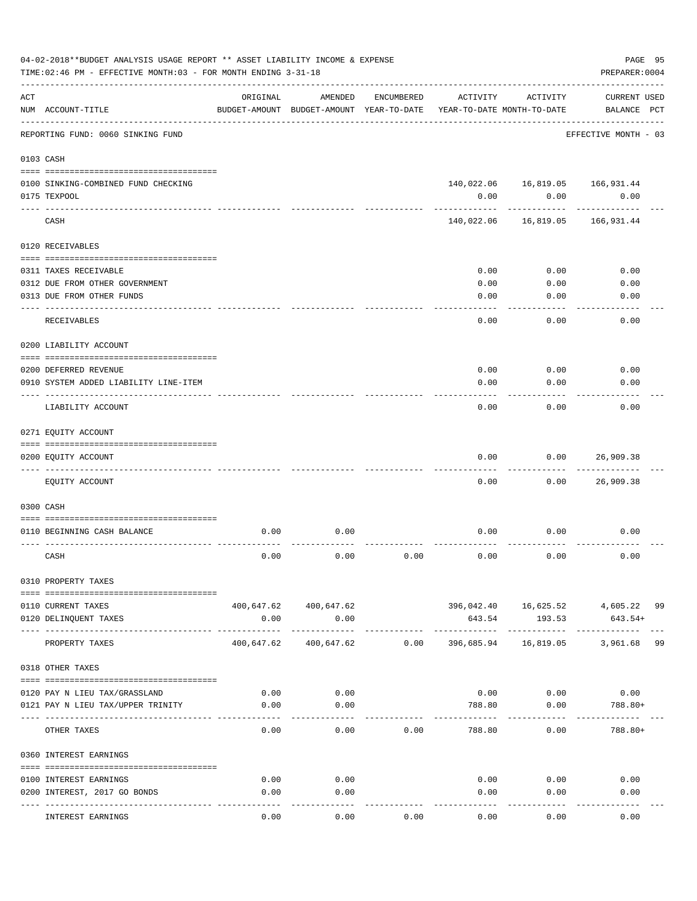04-02-2018**BUDGET ANALYSIS USAGE REPORT ** ASSET LIABILITY INCOME & EXPENSE

TIME:02:46 PM - EFFECTIVE MONTH:03 - FOR MONTH ENDING 3-31-18

PREPARER:0004

REPORTING FUND: 0060 SINKING FUND — EFFECTIVE MONTH - 03

| ACT NUM | ACCOUNT-TITLE | ORIGINAL BUDGET-AMOUNT | AMENDED BUDGET-AMOUNT | ENCUMBERED YEAR-TO-DATE | ACTIVITY YEAR-TO-DATE | ACTIVITY MONTH-TO-DATE | CURRENT USED BALANCE | PCT |
|---|---|---|---|---|---|---|---|---|
| **0103 CASH** | | | | | | | | |
| 0100 | SINKING-COMBINED FUND CHECKING | | | | 140,022.06 | 16,819.05 | 166,931.44 | |
| 0175 | TEXPOOL | | | | 0.00 | 0.00 | 0.00 | |
| | CASH | | | | 140,022.06 | 16,819.05 | 166,931.44 | |
| **0120 RECEIVABLES** | | | | | | | | |
| 0311 | TAXES RECEIVABLE | | | | 0.00 | 0.00 | 0.00 | |
| 0312 | DUE FROM OTHER GOVERNMENT | | | | 0.00 | 0.00 | 0.00 | |
| 0313 | DUE FROM OTHER FUNDS | | | | 0.00 | 0.00 | 0.00 | |
| | RECEIVABLES | | | | 0.00 | 0.00 | 0.00 | |
| **0200 LIABILITY ACCOUNT** | | | | | | | | |
| 0200 | DEFERRED REVENUE | | | | 0.00 | 0.00 | 0.00 | |
| 0910 | SYSTEM ADDED LIABILITY LINE-ITEM | | | | 0.00 | 0.00 | 0.00 | |
| | LIABILITY ACCOUNT | | | | 0.00 | 0.00 | 0.00 | |
| **0271 EQUITY ACCOUNT** | | | | | | | | |
| 0200 | EQUITY ACCOUNT | | | | 0.00 | 0.00 | 26,909.38 | |
| | EQUITY ACCOUNT | | | | 0.00 | 0.00 | 26,909.38 | |
| **0300 CASH** | | | | | | | | |
| 0110 | BEGINNING CASH BALANCE | 0.00 | 0.00 | | 0.00 | 0.00 | 0.00 | |
| | CASH | 0.00 | 0.00 | 0.00 | 0.00 | 0.00 | 0.00 | |
| **0310 PROPERTY TAXES** | | | | | | | | |
| 0110 | CURRENT TAXES | 400,647.62 | 400,647.62 | | 396,042.40 | 16,625.52 | 4,605.22 | 99 |
| 0120 | DELINQUENT TAXES | 0.00 | 0.00 | | 643.54 | 193.53 | 643.54+ | |
| | PROPERTY TAXES | 400,647.62 | 400,647.62 | 0.00 | 396,685.94 | 16,819.05 | 3,961.68 | 99 |
| **0318 OTHER TAXES** | | | | | | | | |
| 0120 | PAY N LIEU TAX/GRASSLAND | 0.00 | 0.00 | | 0.00 | 0.00 | 0.00 | |
| 0121 | PAY N LIEU TAX/UPPER TRINITY | 0.00 | 0.00 | | 788.80 | 0.00 | 788.80+ | |
| | OTHER TAXES | 0.00 | 0.00 | 0.00 | 788.80 | 0.00 | 788.80+ | |
| **0360 INTEREST EARNINGS** | | | | | | | | |
| 0100 | INTEREST EARNINGS | 0.00 | 0.00 | | 0.00 | 0.00 | 0.00 | |
| 0200 | INTEREST, 2017 GO BONDS | 0.00 | 0.00 | | 0.00 | 0.00 | 0.00 | |
| | INTEREST EARNINGS | 0.00 | 0.00 | 0.00 | 0.00 | 0.00 | 0.00 | |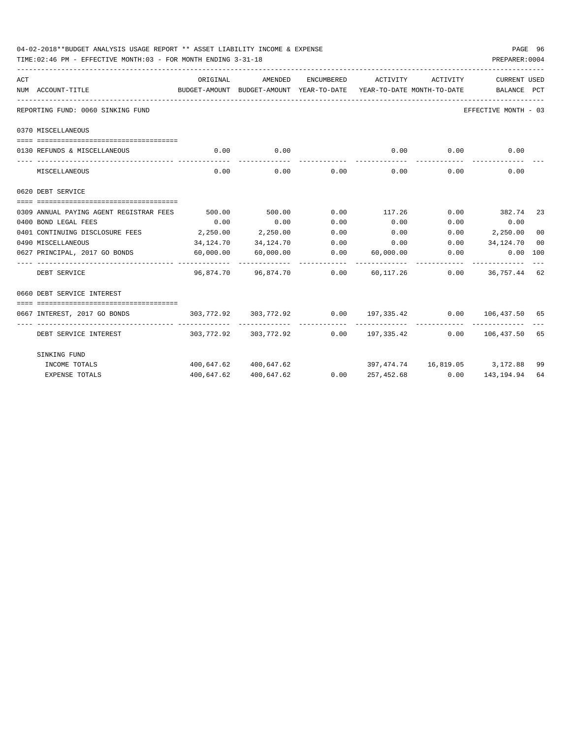04-02-2018**BUDGET ANALYSIS USAGE REPORT ** ASSET LIABILITY INCOME & EXPENSE

TIME:02:46 PM - EFFECTIVE MONTH:03 - FOR MONTH ENDING 3-31-18

PREPARER:0004

REPORTING FUND: 0060 SINKING FUND — EFFECTIVE MONTH - 03

| ACT NUM | ACCOUNT-TITLE | ORIGINAL BUDGET-AMOUNT | AMENDED BUDGET-AMOUNT | ENCUMBERED YEAR-TO-DATE | ACTIVITY YEAR-TO-DATE | ACTIVITY MONTH-TO-DATE | CURRENT BALANCE | USED PCT |
|---|---|---|---|---|---|---|---|---|
| | **0370 MISCELLANEOUS** | | | | | | | |
| 0130 | REFUNDS & MISCELLANEOUS | 0.00 | 0.00 | | 0.00 | 0.00 | 0.00 | |
| | MISCELLANEOUS | 0.00 | 0.00 | 0.00 | 0.00 | 0.00 | 0.00 | |
| | **0620 DEBT SERVICE** | | | | | | | |
| 0309 | ANNUAL PAYING AGENT REGISTRAR FEES | 500.00 | 500.00 | 0.00 | 117.26 | 0.00 | 382.74 | 23 |
| 0400 | BOND LEGAL FEES | 0.00 | 0.00 | 0.00 | 0.00 | 0.00 | 0.00 | |
| 0401 | CONTINUING DISCLOSURE FEES | 2,250.00 | 2,250.00 | 0.00 | 0.00 | 0.00 | 2,250.00 | 00 |
| 0490 | MISCELLANEOUS | 34,124.70 | 34,124.70 | 0.00 | 0.00 | 0.00 | 34,124.70 | 00 |
| 0627 | PRINCIPAL, 2017 GO BONDS | 60,000.00 | 60,000.00 | 0.00 | 60,000.00 | 0.00 | 0.00 | 100 |
| | DEBT SERVICE | 96,874.70 | 96,874.70 | 0.00 | 60,117.26 | 0.00 | 36,757.44 | 62 |
| | **0660 DEBT SERVICE INTEREST** | | | | | | | |
| 0667 | INTEREST, 2017 GO BONDS | 303,772.92 | 303,772.92 | 0.00 | 197,335.42 | 0.00 | 106,437.50 | 65 |
| | DEBT SERVICE INTEREST | 303,772.92 | 303,772.92 | 0.00 | 197,335.42 | 0.00 | 106,437.50 | 65 |
| | **SINKING FUND** | | | | | | | |
| | INCOME TOTALS | 400,647.62 | 400,647.62 | | 397,474.74 | 16,819.05 | 3,172.88 | 99 |
| | EXPENSE TOTALS | 400,647.62 | 400,647.62 | 0.00 | 257,452.68 | 0.00 | 143,194.94 | 64 |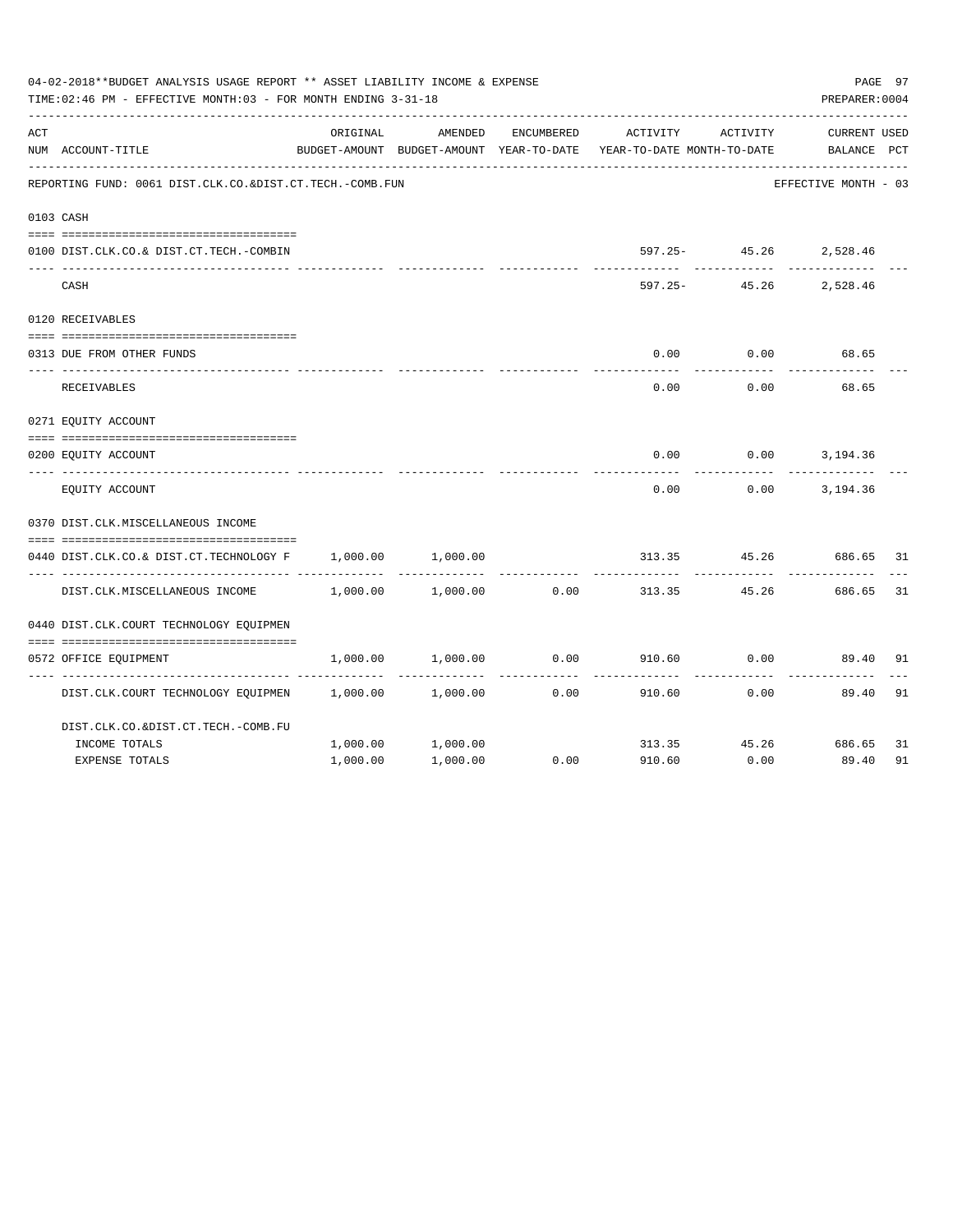04-02-2018**BUDGET ANALYSIS USAGE REPORT ** ASSET LIABILITY INCOME & EXPENSE

TIME:02:46 PM - EFFECTIVE MONTH:03 - FOR MONTH ENDING 3-31-18

PREPARER:0004

| ACT NUM | ACCOUNT-TITLE | ORIGINAL BUDGET-AMOUNT | AMENDED BUDGET-AMOUNT | ENCUMBERED YEAR-TO-DATE | ACTIVITY YEAR-TO-DATE | ACTIVITY MONTH-TO-DATE | CURRENT BALANCE | USED PCT |
|---|---|---|---|---|---|---|---|---|
| | REPORTING FUND: 0061 DIST.CLK.CO.&DIST.CT.TECH.-COMB.FUN | | | | | | EFFECTIVE MONTH - 03 | |
| 0103 | CASH | | | | | | | |
| 0100 | DIST.CLK.CO.& DIST.CT.TECH.-COMBIN | | | | 597.25- | 45.26 | 2,528.46 | |
| | CASH | | | | 597.25- | 45.26 | 2,528.46 | |
| 0120 | RECEIVABLES | | | | | | | |
| 0313 | DUE FROM OTHER FUNDS | | | | 0.00 | 0.00 | 68.65 | |
| | RECEIVABLES | | | | 0.00 | 0.00 | 68.65 | |
| 0271 | EQUITY ACCOUNT | | | | | | | |
| 0200 | EQUITY ACCOUNT | | | | 0.00 | 0.00 | 3,194.36 | |
| | EQUITY ACCOUNT | | | | 0.00 | 0.00 | 3,194.36 | |
| 0370 | DIST.CLK.MISCELLANEOUS INCOME | | | | | | | |
| 0440 | DIST.CLK.CO.& DIST.CT.TECHNOLOGY F | 1,000.00 | 1,000.00 | | 313.35 | 45.26 | 686.65 | 31 |
| | DIST.CLK.MISCELLANEOUS INCOME | 1,000.00 | 1,000.00 | 0.00 | 313.35 | 45.26 | 686.65 | 31 |
| 0440 | DIST.CLK.COURT TECHNOLOGY EQUIPMEN | | | | | | | |
| 0572 | OFFICE EQUIPMENT | 1,000.00 | 1,000.00 | 0.00 | 910.60 | 0.00 | 89.40 | 91 |
| | DIST.CLK.COURT TECHNOLOGY EQUIPMEN | 1,000.00 | 1,000.00 | 0.00 | 910.60 | 0.00 | 89.40 | 91 |
| | DIST.CLK.CO.&DIST.CT.TECH.-COMB.FU | | | | | | | |
| | INCOME TOTALS | 1,000.00 | 1,000.00 | | 313.35 | 45.26 | 686.65 | 31 |
| | EXPENSE TOTALS | 1,000.00 | 1,000.00 | 0.00 | 910.60 | 0.00 | 89.40 | 91 |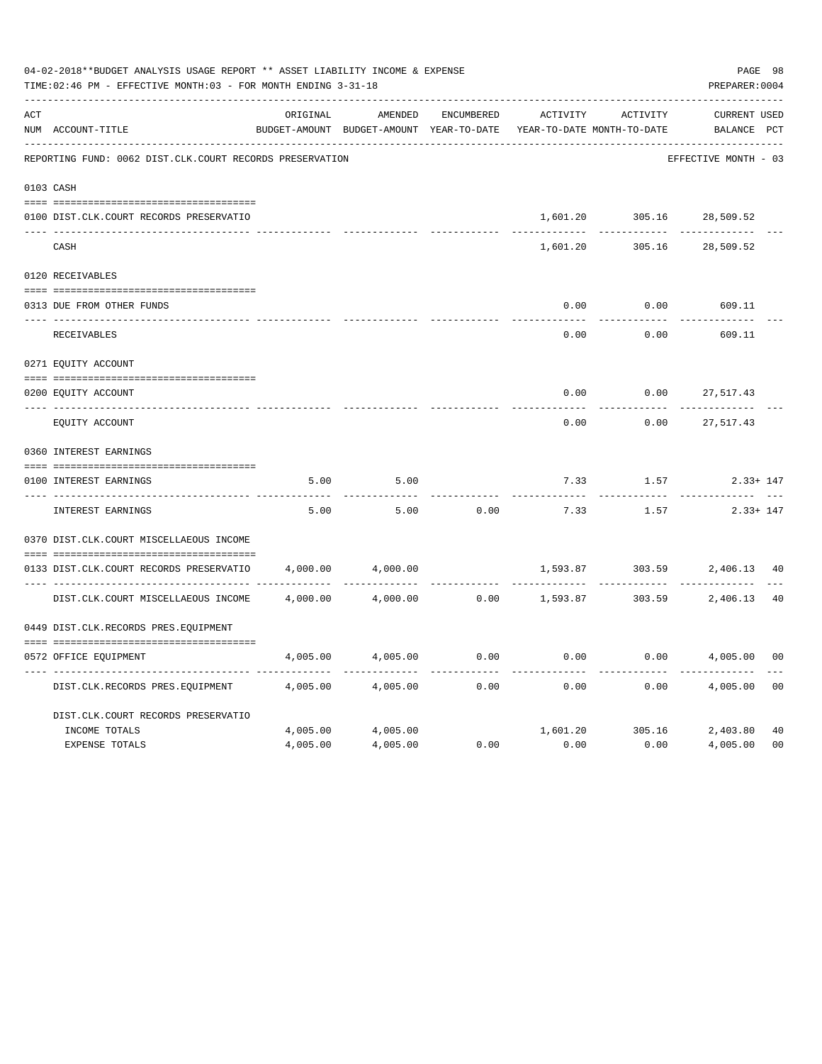04-02-2018**BUDGET ANALYSIS USAGE REPORT ** ASSET LIABILITY INCOME & EXPENSE

TIME:02:46 PM - EFFECTIVE MONTH:03 - FOR MONTH ENDING 3-31-18

PREPARER:0004

| ACT NUM | ACCOUNT-TITLE | ORIGINAL BUDGET-AMOUNT | AMENDED BUDGET-AMOUNT | ENCUMBERED YEAR-TO-DATE | ACTIVITY YEAR-TO-DATE | ACTIVITY MONTH-TO-DATE | CURRENT BALANCE | USED PCT |
|---|---|---|---|---|---|---|---|---|
| | REPORTING FUND: 0062 DIST.CLK.COURT RECORDS PRESERVATION | | | | | | EFFECTIVE MONTH - 03 | |
| 0103 | CASH | | | | | | | |
| 0100 | DIST.CLK.COURT RECORDS PRESERVATIO | | | | 1,601.20 | 305.16 | 28,509.52 | |
| | CASH | | | | 1,601.20 | 305.16 | 28,509.52 | |
| 0120 | RECEIVABLES | | | | | | | |
| 0313 | DUE FROM OTHER FUNDS | | | | 0.00 | 0.00 | 609.11 | |
| | RECEIVABLES | | | | 0.00 | 0.00 | 609.11 | |
| 0271 | EQUITY ACCOUNT | | | | | | | |
| 0200 | EQUITY ACCOUNT | | | | 0.00 | 0.00 | 27,517.43 | |
| | EQUITY ACCOUNT | | | | 0.00 | 0.00 | 27,517.43 | |
| 0360 | INTEREST EARNINGS | | | | | | | |
| 0100 | INTEREST EARNINGS | 5.00 | 5.00 | | 7.33 | 1.57 | 2.33+ | 147 |
| | INTEREST EARNINGS | 5.00 | 5.00 | 0.00 | 7.33 | 1.57 | 2.33+ | 147 |
| 0370 | DIST.CLK.COURT MISCELLAEOUS INCOME | | | | | | | |
| 0133 | DIST.CLK.COURT RECORDS PRESERVATIO | 4,000.00 | 4,000.00 | | 1,593.87 | 303.59 | 2,406.13 | 40 |
| | DIST.CLK.COURT MISCELLAEOUS INCOME | 4,000.00 | 4,000.00 | 0.00 | 1,593.87 | 303.59 | 2,406.13 | 40 |
| 0449 | DIST.CLK.RECORDS PRES.EQUIPMENT | | | | | | | |
| 0572 | OFFICE EQUIPMENT | 4,005.00 | 4,005.00 | 0.00 | 0.00 | 0.00 | 4,005.00 | 00 |
| | DIST.CLK.RECORDS PRES.EQUIPMENT | 4,005.00 | 4,005.00 | 0.00 | 0.00 | 0.00 | 4,005.00 | 00 |
| | DIST.CLK.COURT RECORDS PRESERVATIO | | | | | | | |
| | INCOME TOTALS | 4,005.00 | 4,005.00 | | 1,601.20 | 305.16 | 2,403.80 | 40 |
| | EXPENSE TOTALS | 4,005.00 | 4,005.00 | 0.00 | 0.00 | 0.00 | 4,005.00 | 00 |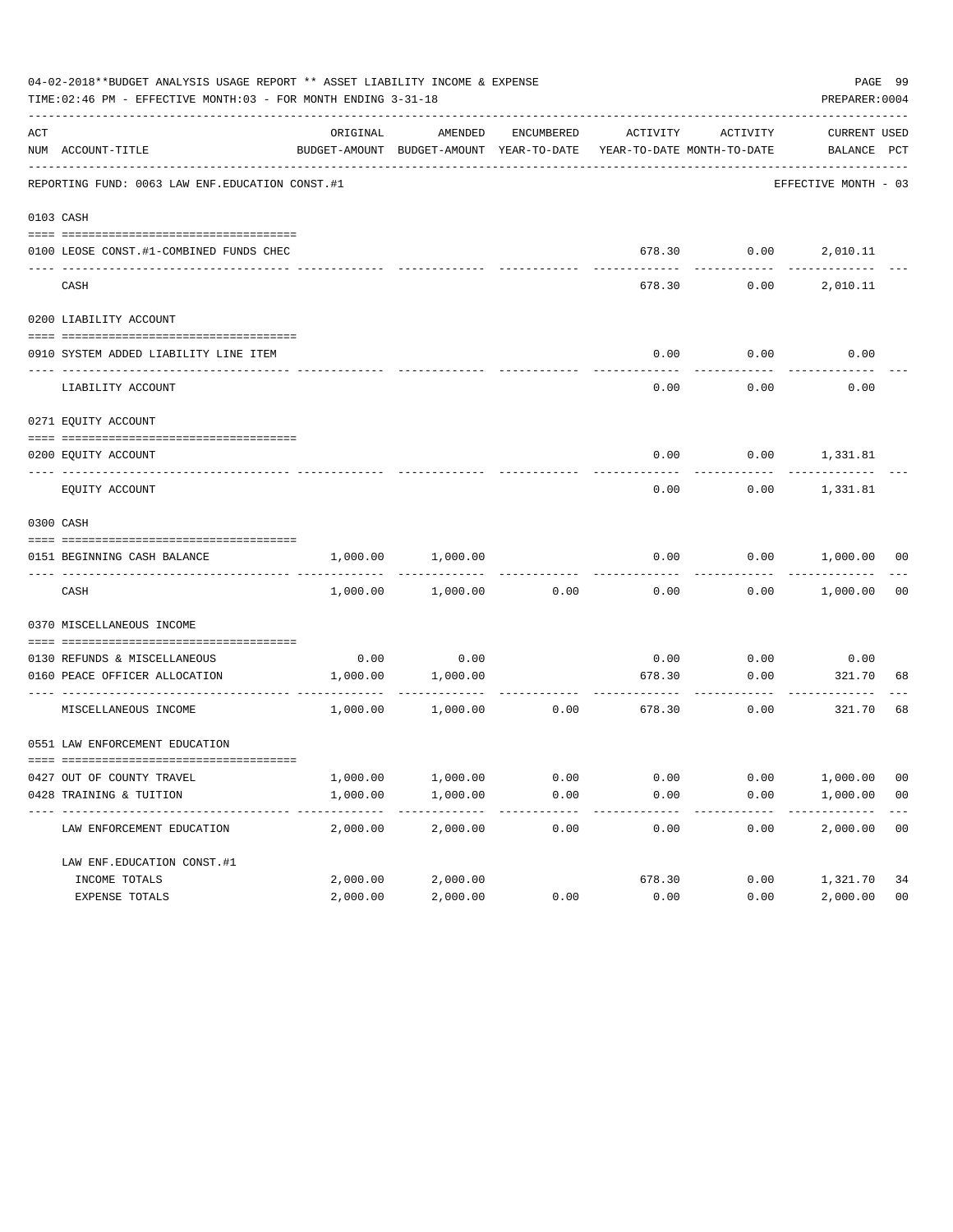04-02-2018**BUDGET ANALYSIS USAGE REPORT ** ASSET LIABILITY INCOME & EXPENSE

TIME:02:46 PM - EFFECTIVE MONTH:03 - FOR MONTH ENDING 3-31-18

PREPARER:0004

REPORTING FUND: 0063 LAW ENF.EDUCATION CONST.#1 — EFFECTIVE MONTH - 03

| ACT NUM | ACCOUNT-TITLE | ORIGINAL BUDGET-AMOUNT | AMENDED BUDGET-AMOUNT | ENCUMBERED YEAR-TO-DATE | ACTIVITY YEAR-TO-DATE | ACTIVITY MONTH-TO-DATE | CURRENT BALANCE | USED PCT |
|---|---|---|---|---|---|---|---|---|
| 0103 | CASH | | | | | | | |
| 0100 | LEOSE CONST.#1-COMBINED FUNDS CHEC | | | | 678.30 | 0.00 | 2,010.11 | |
| | CASH | | | | 678.30 | 0.00 | 2,010.11 | |
| 0200 | LIABILITY ACCOUNT | | | | | | | |
| 0910 | SYSTEM ADDED LIABILITY LINE ITEM | | | | 0.00 | 0.00 | 0.00 | |
| | LIABILITY ACCOUNT | | | | 0.00 | 0.00 | 0.00 | |
| 0271 | EQUITY ACCOUNT | | | | | | | |
| 0200 | EQUITY ACCOUNT | | | | 0.00 | 0.00 | 1,331.81 | |
| | EQUITY ACCOUNT | | | | 0.00 | 0.00 | 1,331.81 | |
| 0300 | CASH | | | | | | | |
| 0151 | BEGINNING CASH BALANCE | 1,000.00 | 1,000.00 | | 0.00 | 0.00 | 1,000.00 | 00 |
| | CASH | 1,000.00 | 1,000.00 | 0.00 | 0.00 | 0.00 | 1,000.00 | 00 |
| 0370 | MISCELLANEOUS INCOME | | | | | | | |
| 0130 | REFUNDS & MISCELLANEOUS | 0.00 | 0.00 | | 0.00 | 0.00 | 0.00 | |
| 0160 | PEACE OFFICER ALLOCATION | 1,000.00 | 1,000.00 | | 678.30 | 0.00 | 321.70 | 68 |
| | MISCELLANEOUS INCOME | 1,000.00 | 1,000.00 | 0.00 | 678.30 | 0.00 | 321.70 | 68 |
| 0551 | LAW ENFORCEMENT EDUCATION | | | | | | | |
| 0427 | OUT OF COUNTY TRAVEL | 1,000.00 | 1,000.00 | 0.00 | 0.00 | 0.00 | 1,000.00 | 00 |
| 0428 | TRAINING & TUITION | 1,000.00 | 1,000.00 | 0.00 | 0.00 | 0.00 | 1,000.00 | 00 |
| | LAW ENFORCEMENT EDUCATION | 2,000.00 | 2,000.00 | 0.00 | 0.00 | 0.00 | 2,000.00 | 00 |
| | LAW ENF.EDUCATION CONST.#1 | | | | | | | |
| | INCOME TOTALS | 2,000.00 | 2,000.00 | | 678.30 | 0.00 | 1,321.70 | 34 |
| | EXPENSE TOTALS | 2,000.00 | 2,000.00 | 0.00 | 0.00 | 0.00 | 2,000.00 | 00 |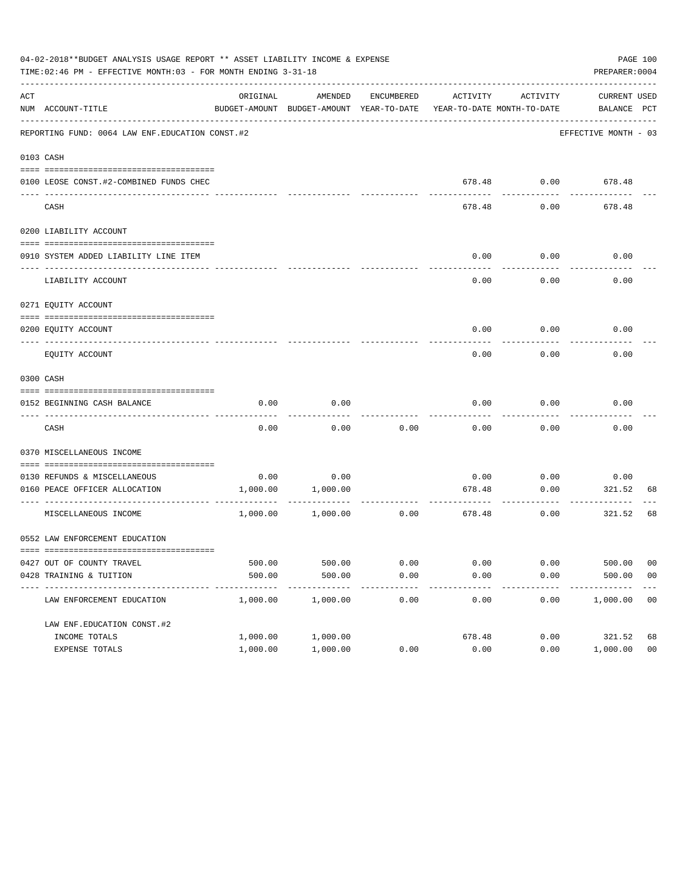04-02-2018**BUDGET ANALYSIS USAGE REPORT ** ASSET LIABILITY INCOME & EXPENSE

TIME:02:46 PM - EFFECTIVE MONTH:03 - FOR MONTH ENDING 3-31-18

PREPARER:0004

| ACT NUM | ACCOUNT-TITLE | ORIGINAL BUDGET-AMOUNT | AMENDED BUDGET-AMOUNT | ENCUMBERED YEAR-TO-DATE | ACTIVITY YEAR-TO-DATE | ACTIVITY MONTH-TO-DATE | CURRENT BALANCE | USED PCT |
|---|---|---|---|---|---|---|---|---|
| | REPORTING FUND: 0064 LAW ENF.EDUCATION CONST.#2 | | | | | | EFFECTIVE MONTH - 03 | |
| 0103 | CASH | | | | | | | |
| 0100 | LEOSE CONST.#2-COMBINED FUNDS CHEC | | | | 678.48 | 0.00 | 678.48 | |
| | CASH | | | | 678.48 | 0.00 | 678.48 | |
| 0200 | LIABILITY ACCOUNT | | | | | | | |
| 0910 | SYSTEM ADDED LIABILITY LINE ITEM | | | | 0.00 | 0.00 | 0.00 | |
| | LIABILITY ACCOUNT | | | | 0.00 | 0.00 | 0.00 | |
| 0271 | EQUITY ACCOUNT | | | | | | | |
| 0200 | EQUITY ACCOUNT | | | | 0.00 | 0.00 | 0.00 | |
| | EQUITY ACCOUNT | | | | 0.00 | 0.00 | 0.00 | |
| 0300 | CASH | | | | | | | |
| 0152 | BEGINNING CASH BALANCE | 0.00 | 0.00 | | 0.00 | 0.00 | 0.00 | |
| | CASH | 0.00 | 0.00 | 0.00 | 0.00 | 0.00 | 0.00 | |
| 0370 | MISCELLANEOUS INCOME | | | | | | | |
| 0130 | REFUNDS & MISCELLANEOUS | 0.00 | 0.00 | | 0.00 | 0.00 | 0.00 | |
| 0160 | PEACE OFFICER ALLOCATION | 1,000.00 | 1,000.00 | | 678.48 | 0.00 | 321.52 | 68 |
| | MISCELLANEOUS INCOME | 1,000.00 | 1,000.00 | 0.00 | 678.48 | 0.00 | 321.52 | 68 |
| 0552 | LAW ENFORCEMENT EDUCATION | | | | | | | |
| 0427 | OUT OF COUNTY TRAVEL | 500.00 | 500.00 | 0.00 | 0.00 | 0.00 | 500.00 | 00 |
| 0428 | TRAINING & TUITION | 500.00 | 500.00 | 0.00 | 0.00 | 0.00 | 500.00 | 00 |
| | LAW ENFORCEMENT EDUCATION | 1,000.00 | 1,000.00 | 0.00 | 0.00 | 0.00 | 1,000.00 | 00 |
| | LAW ENF.EDUCATION CONST.#2 | | | | | | | |
| | INCOME TOTALS | 1,000.00 | 1,000.00 | | 678.48 | 0.00 | 321.52 | 68 |
| | EXPENSE TOTALS | 1,000.00 | 1,000.00 | 0.00 | 0.00 | 0.00 | 1,000.00 | 00 |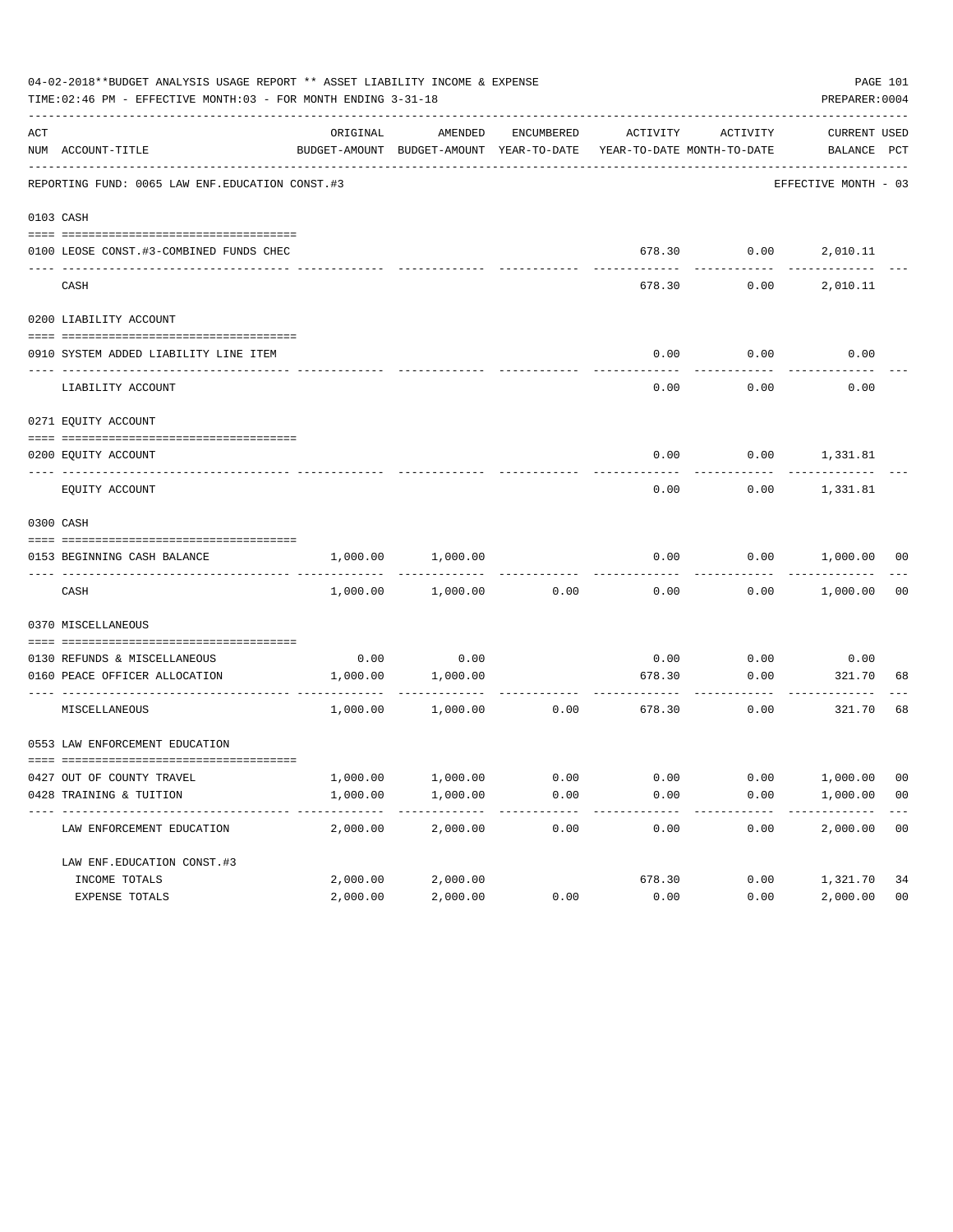04-02-2018**BUDGET ANALYSIS USAGE REPORT ** ASSET LIABILITY INCOME & EXPENSE

TIME:02:46 PM - EFFECTIVE MONTH:03 - FOR MONTH ENDING 3-31-18

PREPARER:0004

REPORTING FUND: 0065 LAW ENF.EDUCATION CONST.#3 — EFFECTIVE MONTH - 03

| ACT NUM | ACCOUNT-TITLE | ORIGINAL BUDGET-AMOUNT | AMENDED BUDGET-AMOUNT | ENCUMBERED YEAR-TO-DATE | ACTIVITY YEAR-TO-DATE | ACTIVITY MONTH-TO-DATE | CURRENT BALANCE | USED PCT |
|---|---|---|---|---|---|---|---|---|
| 0103 | CASH | | | | | | | |
| 0100 | LEOSE CONST.#3-COMBINED FUNDS CHEC | | | | 678.30 | 0.00 | 2,010.11 | |
| | CASH | | | | 678.30 | 0.00 | 2,010.11 | |
| 0200 | LIABILITY ACCOUNT | | | | | | | |
| 0910 | SYSTEM ADDED LIABILITY LINE ITEM | | | | 0.00 | 0.00 | 0.00 | |
| | LIABILITY ACCOUNT | | | | 0.00 | 0.00 | 0.00 | |
| 0271 | EQUITY ACCOUNT | | | | | | | |
| 0200 | EQUITY ACCOUNT | | | | 0.00 | 0.00 | 1,331.81 | |
| | EQUITY ACCOUNT | | | | 0.00 | 0.00 | 1,331.81 | |
| 0300 | CASH | | | | | | | |
| 0153 | BEGINNING CASH BALANCE | 1,000.00 | 1,000.00 | | 0.00 | 0.00 | 1,000.00 | 00 |
| | CASH | 1,000.00 | 1,000.00 | 0.00 | 0.00 | 0.00 | 1,000.00 | 00 |
| 0370 | MISCELLANEOUS | | | | | | | |
| 0130 | REFUNDS & MISCELLANEOUS | 0.00 | 0.00 | | 0.00 | 0.00 | 0.00 | |
| 0160 | PEACE OFFICER ALLOCATION | 1,000.00 | 1,000.00 | | 678.30 | 0.00 | 321.70 | 68 |
| | MISCELLANEOUS | 1,000.00 | 1,000.00 | 0.00 | 678.30 | 0.00 | 321.70 | 68 |
| 0553 | LAW ENFORCEMENT EDUCATION | | | | | | | |
| 0427 | OUT OF COUNTY TRAVEL | 1,000.00 | 1,000.00 | 0.00 | 0.00 | 0.00 | 1,000.00 | 00 |
| 0428 | TRAINING & TUITION | 1,000.00 | 1,000.00 | 0.00 | 0.00 | 0.00 | 1,000.00 | 00 |
| | LAW ENFORCEMENT EDUCATION | 2,000.00 | 2,000.00 | 0.00 | 0.00 | 0.00 | 2,000.00 | 00 |
| | LAW ENF.EDUCATION CONST.#3 | | | | | | | |
| | INCOME TOTALS | 2,000.00 | 2,000.00 | | 678.30 | 0.00 | 1,321.70 | 34 |
| | EXPENSE TOTALS | 2,000.00 | 2,000.00 | 0.00 | 0.00 | 0.00 | 2,000.00 | 00 |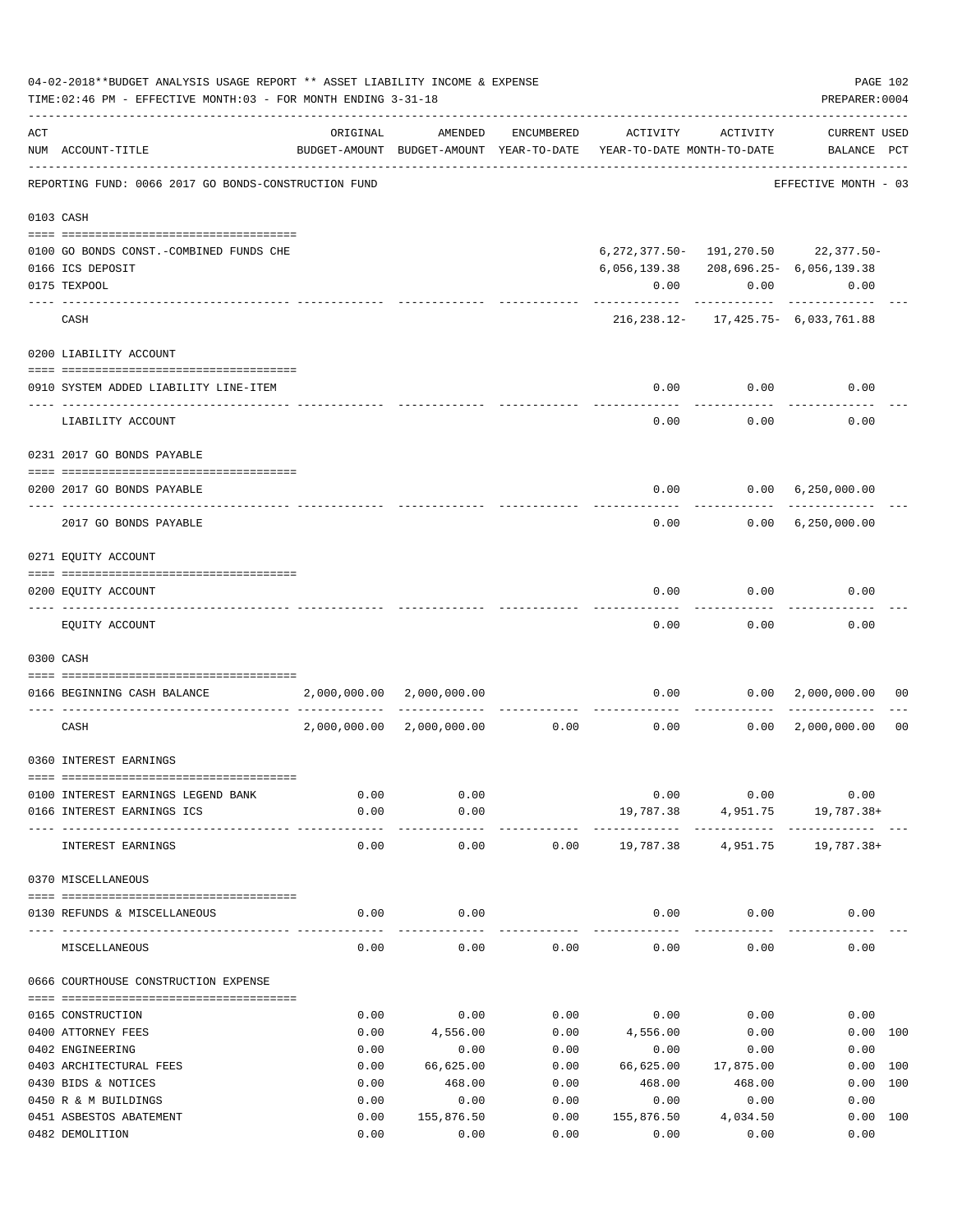04-02-2018**BUDGET ANALYSIS USAGE REPORT ** ASSET LIABILITY INCOME & EXPENSE

TIME:02:46 PM - EFFECTIVE MONTH:03 - FOR MONTH ENDING 3-31-18

PREPARER:0004

REPORTING FUND: 0066 2017 GO BONDS-CONSTRUCTION FUND — EFFECTIVE MONTH - 03

| ACT NUM | ACCOUNT-TITLE | ORIGINAL BUDGET-AMOUNT | AMENDED BUDGET-AMOUNT | ENCUMBERED YEAR-TO-DATE | ACTIVITY YEAR-TO-DATE | ACTIVITY MONTH-TO-DATE | CURRENT BALANCE | USED PCT |
|---|---|---|---|---|---|---|---|---|
| **0103** | **CASH** | | | | | | | |
| 0100 | GO BONDS CONST.-COMBINED FUNDS CHE | | | | 6,272,377.50- | 191,270.50 | 22,377.50- | |
| 0166 | ICS DEPOSIT | | | | 6,056,139.38 | 208,696.25- | 6,056,139.38 | |
| 0175 | TEXPOOL | | | | 0.00 | 0.00 | 0.00 | |
| | CASH | | | | 216,238.12- | 17,425.75- | 6,033,761.88 | |
| **0200** | **LIABILITY ACCOUNT** | | | | | | | |
| 0910 | SYSTEM ADDED LIABILITY LINE-ITEM | | | | 0.00 | 0.00 | 0.00 | |
| | LIABILITY ACCOUNT | | | | 0.00 | 0.00 | 0.00 | |
| **0231** | **2017 GO BONDS PAYABLE** | | | | | | | |
| 0200 | 2017 GO BONDS PAYABLE | | | | 0.00 | 0.00 | 6,250,000.00 | |
| | 2017 GO BONDS PAYABLE | | | | 0.00 | 0.00 | 6,250,000.00 | |
| **0271** | **EQUITY ACCOUNT** | | | | | | | |
| 0200 | EQUITY ACCOUNT | | | | 0.00 | 0.00 | 0.00 | |
| | EQUITY ACCOUNT | | | | 0.00 | 0.00 | 0.00 | |
| **0300** | **CASH** | | | | | | | |
| 0166 | BEGINNING CASH BALANCE | 2,000,000.00 | 2,000,000.00 | | 0.00 | 0.00 | 2,000,000.00 | 00 |
| | CASH | 2,000,000.00 | 2,000,000.00 | 0.00 | 0.00 | 0.00 | 2,000,000.00 | 00 |
| **0360** | **INTEREST EARNINGS** | | | | | | | |
| 0100 | INTEREST EARNINGS LEGEND BANK | 0.00 | 0.00 | | 0.00 | 0.00 | 0.00 | |
| 0166 | INTEREST EARNINGS ICS | 0.00 | 0.00 | | 19,787.38 | 4,951.75 | 19,787.38+ | |
| | INTEREST EARNINGS | 0.00 | 0.00 | 0.00 | 19,787.38 | 4,951.75 | 19,787.38+ | |
| **0370** | **MISCELLANEOUS** | | | | | | | |
| 0130 | REFUNDS & MISCELLANEOUS | 0.00 | 0.00 | | 0.00 | 0.00 | 0.00 | |
| | MISCELLANEOUS | 0.00 | 0.00 | 0.00 | 0.00 | 0.00 | 0.00 | |
| **0666** | **COURTHOUSE CONSTRUCTION EXPENSE** | | | | | | | |
| 0165 | CONSTRUCTION | 0.00 | 0.00 | 0.00 | 0.00 | 0.00 | 0.00 | |
| 0400 | ATTORNEY FEES | 0.00 | 4,556.00 | 0.00 | 4,556.00 | 0.00 | 0.00 | 100 |
| 0402 | ENGINEERING | 0.00 | 0.00 | 0.00 | 0.00 | 0.00 | 0.00 | |
| 0403 | ARCHITECTURAL FEES | 0.00 | 66,625.00 | 0.00 | 66,625.00 | 17,875.00 | 0.00 | 100 |
| 0430 | BIDS & NOTICES | 0.00 | 468.00 | 0.00 | 468.00 | 468.00 | 0.00 | 100 |
| 0450 | R & M BUILDINGS | 0.00 | 0.00 | 0.00 | 0.00 | 0.00 | 0.00 | |
| 0451 | ASBESTOS ABATEMENT | 0.00 | 155,876.50 | 0.00 | 155,876.50 | 4,034.50 | 0.00 | 100 |
| 0482 | DEMOLITION | 0.00 | 0.00 | 0.00 | 0.00 | 0.00 | 0.00 | |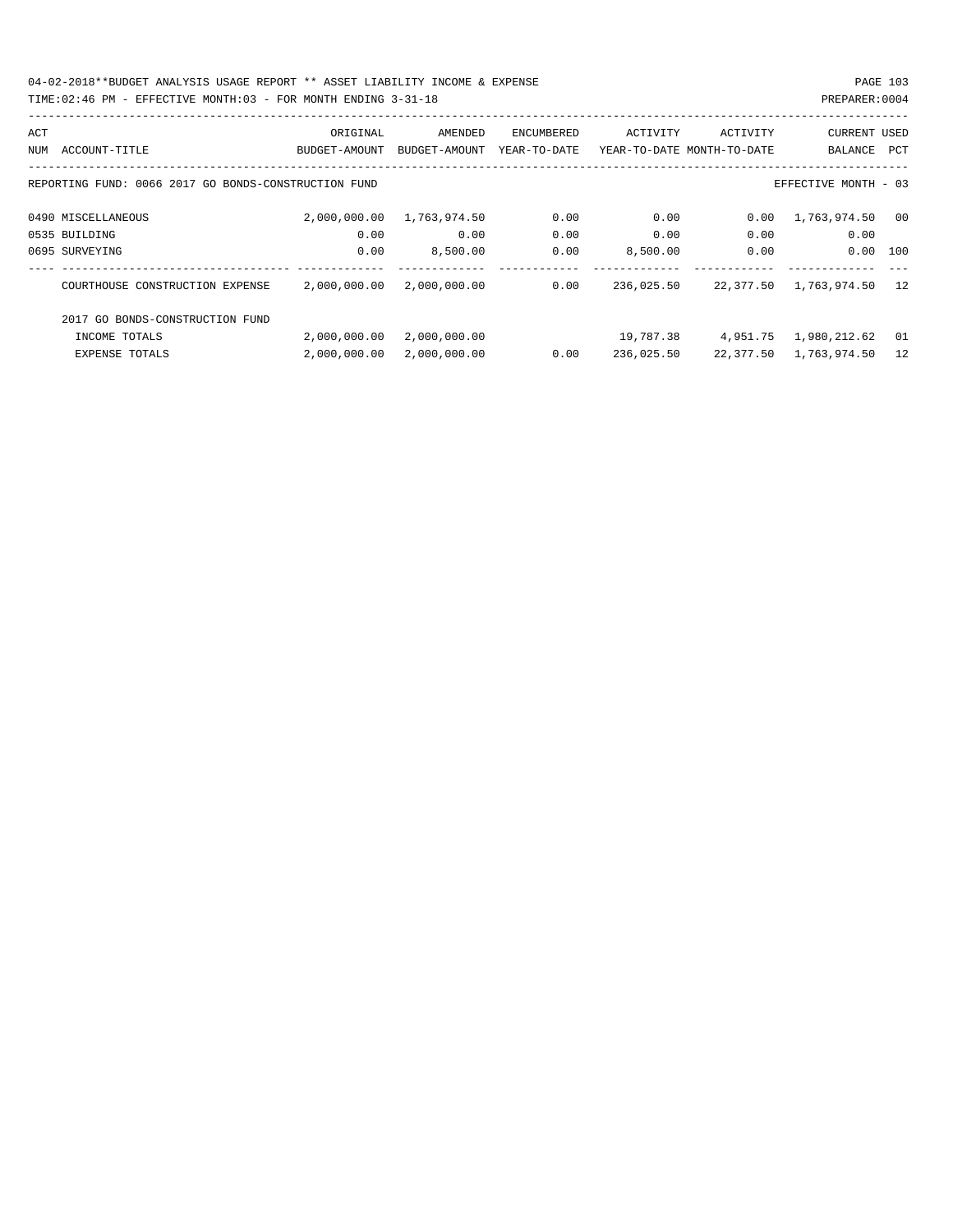04-02-2018**BUDGET ANALYSIS USAGE REPORT ** ASSET LIABILITY INCOME & EXPENSE

TIME:02:46 PM - EFFECTIVE MONTH:03 - FOR MONTH ENDING 3-31-18

PREPARER:0004

| ACT NUM | ACCOUNT-TITLE | ORIGINAL BUDGET-AMOUNT | AMENDED BUDGET-AMOUNT | ENCUMBERED YEAR-TO-DATE | ACTIVITY YEAR-TO-DATE | ACTIVITY MONTH-TO-DATE | CURRENT BALANCE | USED PCT |
|---|---|---|---|---|---|---|---|---|
| | REPORTING FUND: 0066 2017 GO BONDS-CONSTRUCTION FUND | | | | | | EFFECTIVE MONTH - 03 | |
| 0490 | MISCELLANEOUS | 2,000,000.00 | 1,763,974.50 | 0.00 | 0.00 | 0.00 | 1,763,974.50 | 00 |
| 0535 | BUILDING | 0.00 | 0.00 | 0.00 | 0.00 | 0.00 | 0.00 | |
| 0695 | SURVEYING | 0.00 | 8,500.00 | 0.00 | 8,500.00 | 0.00 | 0.00 | 100 |
| | COURTHOUSE CONSTRUCTION EXPENSE | 2,000,000.00 | 2,000,000.00 | 0.00 | 236,025.50 | 22,377.50 | 1,763,974.50 | 12 |
| | 2017 GO BONDS-CONSTRUCTION FUND | | | | | | | |
| | INCOME TOTALS | 2,000,000.00 | 2,000,000.00 | | 19,787.38 | 4,951.75 | 1,980,212.62 | 01 |
| | EXPENSE TOTALS | 2,000,000.00 | 2,000,000.00 | 0.00 | 236,025.50 | 22,377.50 | 1,763,974.50 | 12 |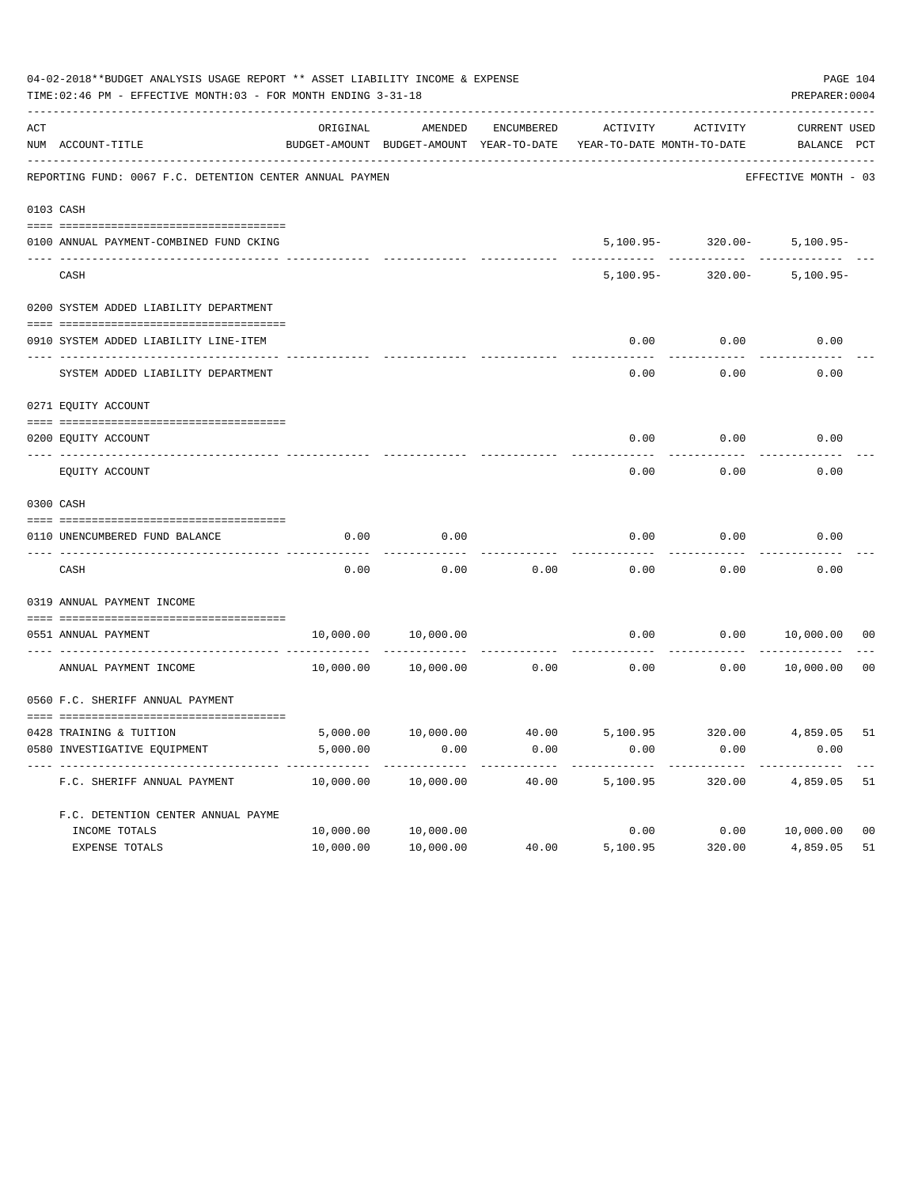04-02-2018**BUDGET ANALYSIS USAGE REPORT ** ASSET LIABILITY INCOME & EXPENSE

TIME:02:46 PM - EFFECTIVE MONTH:03 - FOR MONTH ENDING 3-31-18

PREPARER:0004

REPORTING FUND: 0067 F.C. DETENTION CENTER ANNUAL PAYMEN — EFFECTIVE MONTH - 03

| ACT NUM | ACCOUNT-TITLE | ORIGINAL BUDGET-AMOUNT | AMENDED BUDGET-AMOUNT | ENCUMBERED YEAR-TO-DATE | ACTIVITY YEAR-TO-DATE | ACTIVITY MONTH-TO-DATE | CURRENT BALANCE | USED PCT |
|---|---|---|---|---|---|---|---|---|
| 0103 | CASH | | | | | | | |
| 0100 | ANNUAL PAYMENT-COMBINED FUND CKING | | | | 5,100.95- | 320.00- | 5,100.95- | |
| | CASH | | | | 5,100.95- | 320.00- | 5,100.95- | |
| 0200 | SYSTEM ADDED LIABILITY DEPARTMENT | | | | | | | |
| 0910 | SYSTEM ADDED LIABILITY LINE-ITEM | | | | 0.00 | 0.00 | 0.00 | |
| | SYSTEM ADDED LIABILITY DEPARTMENT | | | | 0.00 | 0.00 | 0.00 | |
| 0271 | EQUITY ACCOUNT | | | | | | | |
| 0200 | EQUITY ACCOUNT | | | | 0.00 | 0.00 | 0.00 | |
| | EQUITY ACCOUNT | | | | 0.00 | 0.00 | 0.00 | |
| 0300 | CASH | | | | | | | |
| 0110 | UNENCUMBERED FUND BALANCE | 0.00 | 0.00 | | 0.00 | 0.00 | 0.00 | |
| | CASH | 0.00 | 0.00 | 0.00 | 0.00 | 0.00 | 0.00 | |
| 0319 | ANNUAL PAYMENT INCOME | | | | | | | |
| 0551 | ANNUAL PAYMENT | 10,000.00 | 10,000.00 | | 0.00 | 0.00 | 10,000.00 | 00 |
| | ANNUAL PAYMENT INCOME | 10,000.00 | 10,000.00 | 0.00 | 0.00 | 0.00 | 10,000.00 | 00 |
| 0560 | F.C. SHERIFF ANNUAL PAYMENT | | | | | | | |
| 0428 | TRAINING & TUITION | 5,000.00 | 10,000.00 | 40.00 | 5,100.95 | 320.00 | 4,859.05 | 51 |
| 0580 | INVESTIGATIVE EQUIPMENT | 5,000.00 | 0.00 | 0.00 | 0.00 | 0.00 | 0.00 | |
| | F.C. SHERIFF ANNUAL PAYMENT | 10,000.00 | 10,000.00 | 40.00 | 5,100.95 | 320.00 | 4,859.05 | 51 |
| | F.C. DETENTION CENTER ANNUAL PAYME | | | | | | | |
| | INCOME TOTALS | 10,000.00 | 10,000.00 | | 0.00 | 0.00 | 10,000.00 | 00 |
| | EXPENSE TOTALS | 10,000.00 | 10,000.00 | 40.00 | 5,100.95 | 320.00 | 4,859.05 | 51 |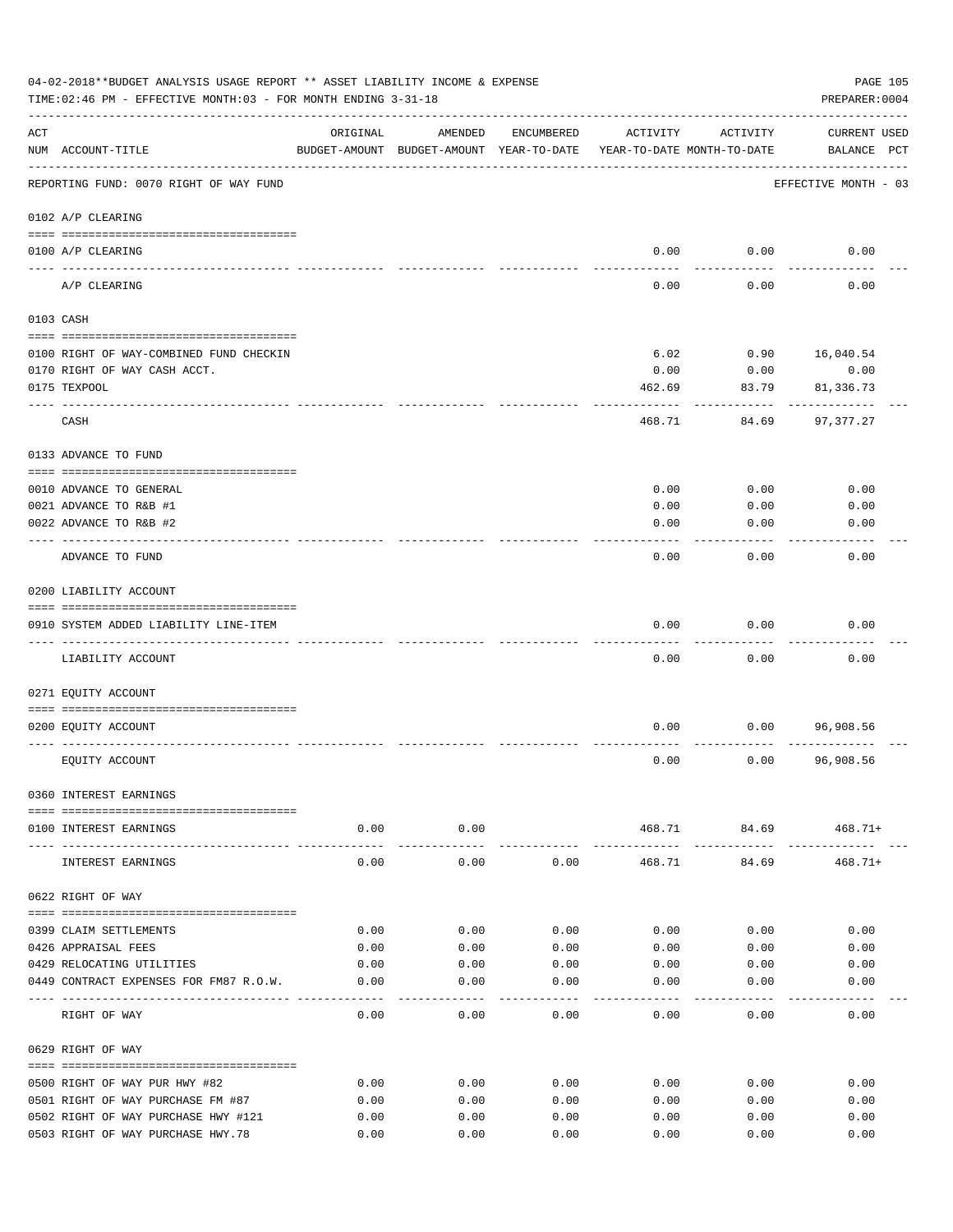04-02-2018**BUDGET ANALYSIS USAGE REPORT ** ASSET LIABILITY INCOME & EXPENSE

TIME:02:46 PM - EFFECTIVE MONTH:03 - FOR MONTH ENDING 3-31-18

PREPARER:0004

| ACT NUM | ACCOUNT-TITLE | ORIGINAL BUDGET-AMOUNT | AMENDED BUDGET-AMOUNT | ENCUMBERED YEAR-TO-DATE | ACTIVITY YEAR-TO-DATE | ACTIVITY MONTH-TO-DATE | CURRENT USED BALANCE | PCT |
|---|---|---|---|---|---|---|---|---|
| | REPORTING FUND: 0070 RIGHT OF WAY FUND | | | | | | EFFECTIVE MONTH - 03 | |
| | 0102 A/P CLEARING | | | | | | | |
| 0100 | A/P CLEARING | | | | 0.00 | 0.00 | 0.00 | |
| | A/P CLEARING | | | | 0.00 | 0.00 | 0.00 | |
| | 0103 CASH | | | | | | | |
| 0100 | RIGHT OF WAY-COMBINED FUND CHECKIN | | | | 6.02 | 0.90 | 16,040.54 | |
| 0170 | RIGHT OF WAY CASH ACCT. | | | | 0.00 | 0.00 | 0.00 | |
| 0175 | TEXPOOL | | | | 462.69 | 83.79 | 81,336.73 | |
| | CASH | | | | 468.71 | 84.69 | 97,377.27 | |
| | 0133 ADVANCE TO FUND | | | | | | | |
| 0010 | ADVANCE TO GENERAL | | | | 0.00 | 0.00 | 0.00 | |
| 0021 | ADVANCE TO R&B #1 | | | | 0.00 | 0.00 | 0.00 | |
| 0022 | ADVANCE TO R&B #2 | | | | 0.00 | 0.00 | 0.00 | |
| | ADVANCE TO FUND | | | | 0.00 | 0.00 | 0.00 | |
| | 0200 LIABILITY ACCOUNT | | | | | | | |
| 0910 | SYSTEM ADDED LIABILITY LINE-ITEM | | | | 0.00 | 0.00 | 0.00 | |
| | LIABILITY ACCOUNT | | | | 0.00 | 0.00 | 0.00 | |
| | 0271 EQUITY ACCOUNT | | | | | | | |
| 0200 | EQUITY ACCOUNT | | | | 0.00 | 0.00 | 96,908.56 | |
| | EQUITY ACCOUNT | | | | 0.00 | 0.00 | 96,908.56 | |
| | 0360 INTEREST EARNINGS | | | | | | | |
| 0100 | INTEREST EARNINGS | 0.00 | 0.00 | | 468.71 | 84.69 | 468.71+ | |
| | INTEREST EARNINGS | 0.00 | 0.00 | 0.00 | 468.71 | 84.69 | 468.71+ | |
| | 0622 RIGHT OF WAY | | | | | | | |
| 0399 | CLAIM SETTLEMENTS | 0.00 | 0.00 | 0.00 | 0.00 | 0.00 | 0.00 | |
| 0426 | APPRAISAL FEES | 0.00 | 0.00 | 0.00 | 0.00 | 0.00 | 0.00 | |
| 0429 | RELOCATING UTILITIES | 0.00 | 0.00 | 0.00 | 0.00 | 0.00 | 0.00 | |
| 0449 | CONTRACT EXPENSES FOR FM87 R.O.W. | 0.00 | 0.00 | 0.00 | 0.00 | 0.00 | 0.00 | |
| | RIGHT OF WAY | 0.00 | 0.00 | 0.00 | 0.00 | 0.00 | 0.00 | |
| | 0629 RIGHT OF WAY | | | | | | | |
| 0500 | RIGHT OF WAY PUR HWY #82 | 0.00 | 0.00 | 0.00 | 0.00 | 0.00 | 0.00 | |
| 0501 | RIGHT OF WAY PURCHASE FM #87 | 0.00 | 0.00 | 0.00 | 0.00 | 0.00 | 0.00 | |
| 0502 | RIGHT OF WAY PURCHASE HWY #121 | 0.00 | 0.00 | 0.00 | 0.00 | 0.00 | 0.00 | |
| 0503 | RIGHT OF WAY PURCHASE HWY.78 | 0.00 | 0.00 | 0.00 | 0.00 | 0.00 | 0.00 | |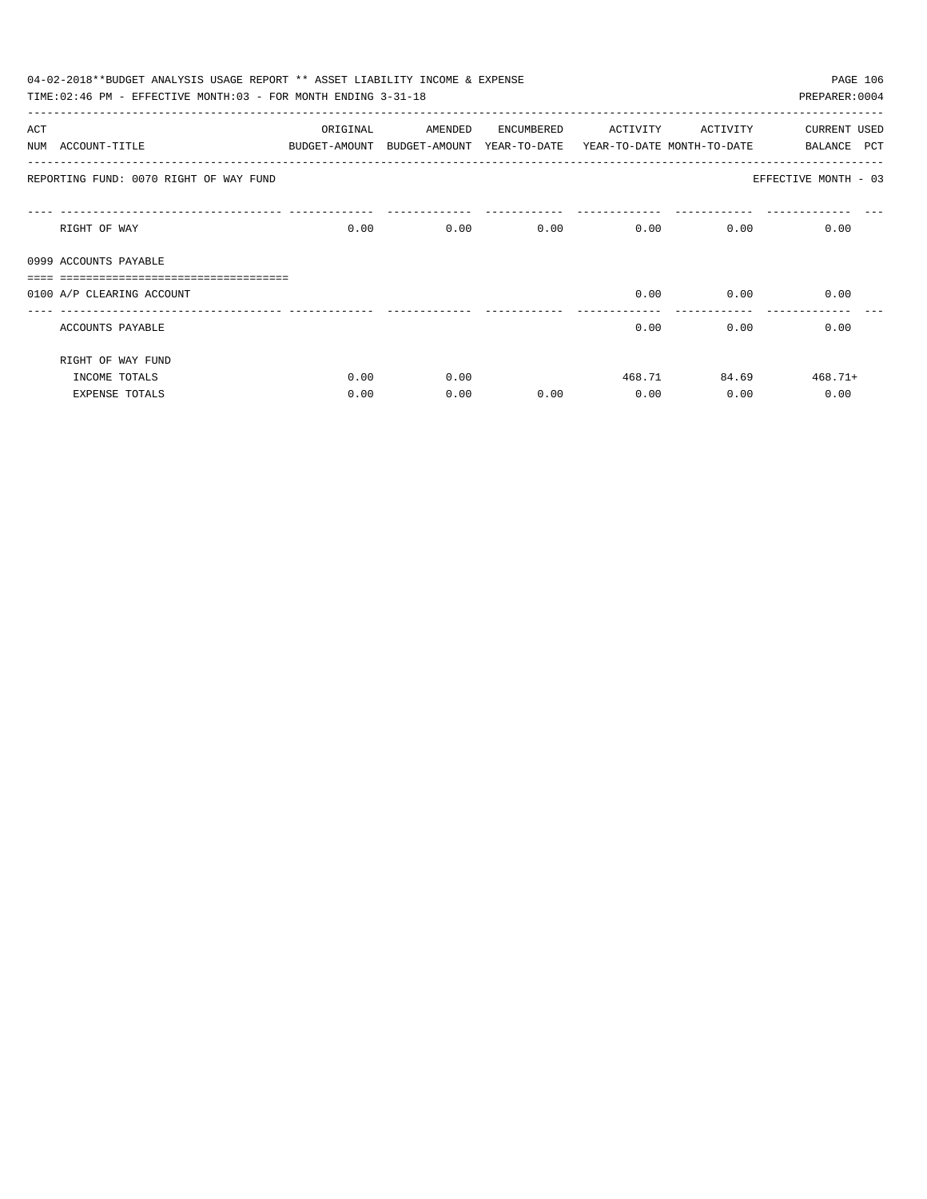04-02-2018**BUDGET ANALYSIS USAGE REPORT ** ASSET LIABILITY INCOME & EXPENSE

TIME:02:46 PM - EFFECTIVE MONTH:03 - FOR MONTH ENDING 3-31-18

PREPARER:0004

| ACT NUM | ACCOUNT-TITLE | ORIGINAL BUDGET-AMOUNT | AMENDED BUDGET-AMOUNT | ENCUMBERED YEAR-TO-DATE | ACTIVITY YEAR-TO-DATE | ACTIVITY MONTH-TO-DATE | CURRENT BALANCE | USED PCT |
|---|---|---|---|---|---|---|---|---|
| | REPORTING FUND: 0070 RIGHT OF WAY FUND | | | | | | EFFECTIVE MONTH - 03 | |
| | RIGHT OF WAY | 0.00 | 0.00 | 0.00 | 0.00 | 0.00 | 0.00 | |
| 0999 | ACCOUNTS PAYABLE | | | | | | | |
| 0100 | A/P CLEARING ACCOUNT | | | | 0.00 | 0.00 | 0.00 | |
| | ACCOUNTS PAYABLE | | | | 0.00 | 0.00 | 0.00 | |
| | RIGHT OF WAY FUND | | | | | | | |
| | INCOME TOTALS | 0.00 | 0.00 | | 468.71 | 84.69 | 468.71+ | |
| | EXPENSE TOTALS | 0.00 | 0.00 | 0.00 | 0.00 | 0.00 | 0.00 | |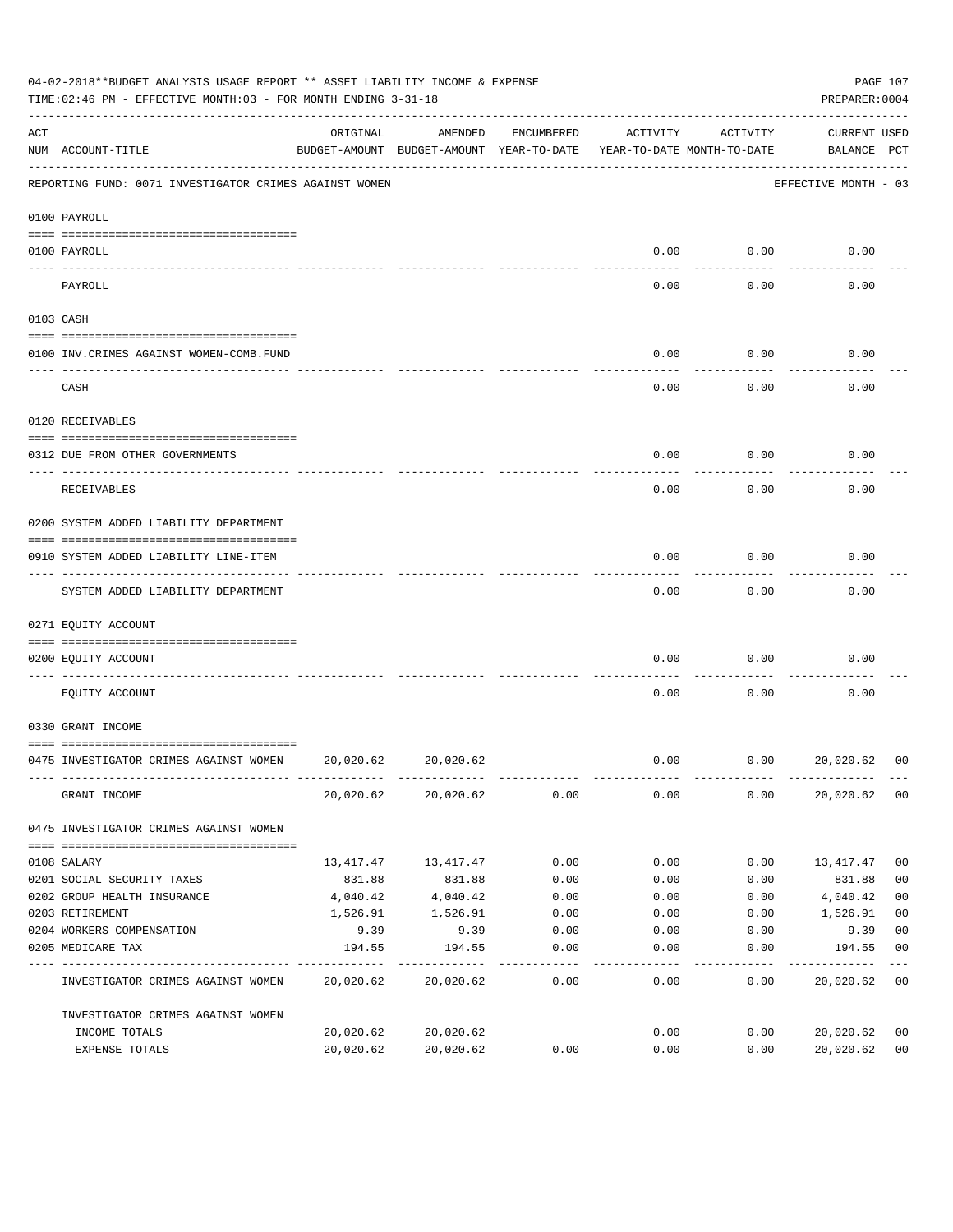04-02-2018**BUDGET ANALYSIS USAGE REPORT ** ASSET LIABILITY INCOME & EXPENSE

TIME:02:46 PM - EFFECTIVE MONTH:03 - FOR MONTH ENDING 3-31-18

PREPARER:0004

| ACT NUM | ACCOUNT-TITLE | ORIGINAL BUDGET-AMOUNT | AMENDED BUDGET-AMOUNT | ENCUMBERED YEAR-TO-DATE | ACTIVITY YEAR-TO-DATE | ACTIVITY MONTH-TO-DATE | CURRENT BALANCE | USED PCT |
|---|---|---|---|---|---|---|---|---|
| | REPORTING FUND: 0071 INVESTIGATOR CRIMES AGAINST WOMEN | | | | | | EFFECTIVE MONTH - 03 | |
| | 0100 PAYROLL | | | | | | | |
| 0100 | PAYROLL | | | | 0.00 | 0.00 | 0.00 | |
| | PAYROLL | | | | 0.00 | 0.00 | 0.00 | |
| | 0103 CASH | | | | | | | |
| 0100 | INV.CRIMES AGAINST WOMEN-COMB.FUND | | | | 0.00 | 0.00 | 0.00 | |
| | CASH | | | | 0.00 | 0.00 | 0.00 | |
| | 0120 RECEIVABLES | | | | | | | |
| 0312 | DUE FROM OTHER GOVERNMENTS | | | | 0.00 | 0.00 | 0.00 | |
| | RECEIVABLES | | | | 0.00 | 0.00 | 0.00 | |
| | 0200 SYSTEM ADDED LIABILITY DEPARTMENT | | | | | | | |
| 0910 | SYSTEM ADDED LIABILITY LINE-ITEM | | | | 0.00 | 0.00 | 0.00 | |
| | SYSTEM ADDED LIABILITY DEPARTMENT | | | | 0.00 | 0.00 | 0.00 | |
| | 0271 EQUITY ACCOUNT | | | | | | | |
| 0200 | EQUITY ACCOUNT | | | | 0.00 | 0.00 | 0.00 | |
| | EQUITY ACCOUNT | | | | 0.00 | 0.00 | 0.00 | |
| | 0330 GRANT INCOME | | | | | | | |
| 0475 | INVESTIGATOR CRIMES AGAINST WOMEN | 20,020.62 | 20,020.62 | | 0.00 | 0.00 | 20,020.62 | 00 |
| | GRANT INCOME | 20,020.62 | 20,020.62 | 0.00 | 0.00 | 0.00 | 20,020.62 | 00 |
| | 0475 INVESTIGATOR CRIMES AGAINST WOMEN | | | | | | | |
| 0108 | SALARY | 13,417.47 | 13,417.47 | 0.00 | 0.00 | 0.00 | 13,417.47 | 00 |
| 0201 | SOCIAL SECURITY TAXES | 831.88 | 831.88 | 0.00 | 0.00 | 0.00 | 831.88 | 00 |
| 0202 | GROUP HEALTH INSURANCE | 4,040.42 | 4,040.42 | 0.00 | 0.00 | 0.00 | 4,040.42 | 00 |
| 0203 | RETIREMENT | 1,526.91 | 1,526.91 | 0.00 | 0.00 | 0.00 | 1,526.91 | 00 |
| 0204 | WORKERS COMPENSATION | 9.39 | 9.39 | 0.00 | 0.00 | 0.00 | 9.39 | 00 |
| 0205 | MEDICARE TAX | 194.55 | 194.55 | 0.00 | 0.00 | 0.00 | 194.55 | 00 |
| | INVESTIGATOR CRIMES AGAINST WOMEN | 20,020.62 | 20,020.62 | 0.00 | 0.00 | 0.00 | 20,020.62 | 00 |
| | INVESTIGATOR CRIMES AGAINST WOMEN | | | | | | | |
| | INCOME TOTALS | 20,020.62 | 20,020.62 | | 0.00 | 0.00 | 20,020.62 | 00 |
| | EXPENSE TOTALS | 20,020.62 | 20,020.62 | 0.00 | 0.00 | 0.00 | 20,020.62 | 00 |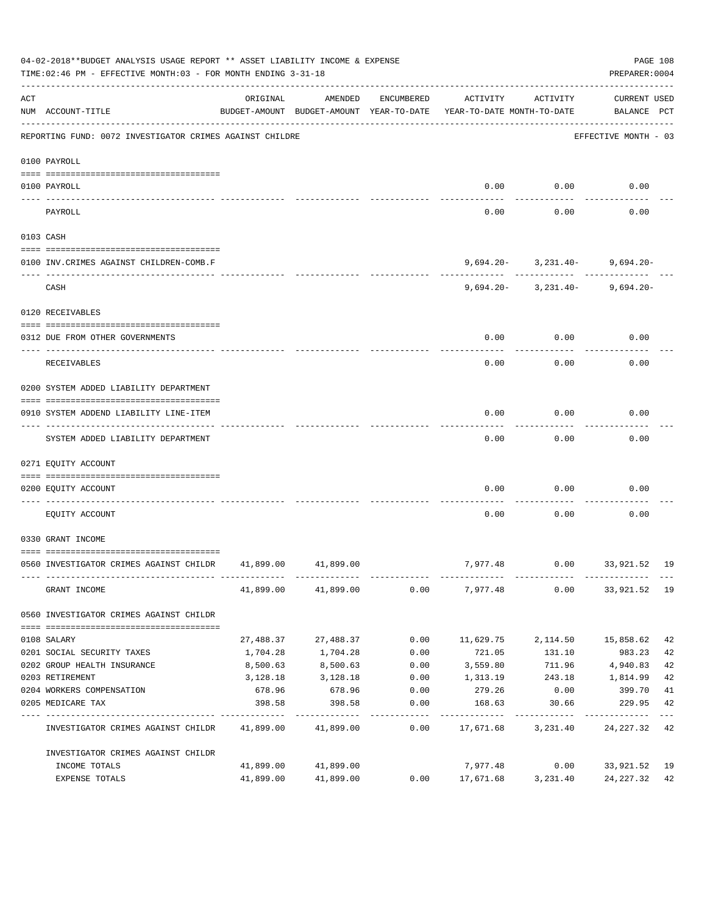04-02-2018**BUDGET ANALYSIS USAGE REPORT ** ASSET LIABILITY INCOME & EXPENSE

TIME:02:46 PM - EFFECTIVE MONTH:03 - FOR MONTH ENDING 3-31-18

PREPARER:0004

REPORTING FUND: 0072 INVESTIGATOR CRIMES AGAINST CHILDRE — EFFECTIVE MONTH - 03

| ACT NUM | ACCOUNT-TITLE | ORIGINAL BUDGET-AMOUNT | AMENDED BUDGET-AMOUNT | ENCUMBERED YEAR-TO-DATE | ACTIVITY YEAR-TO-DATE | ACTIVITY MONTH-TO-DATE | CURRENT BALANCE | USED PCT |
|---|---|---|---|---|---|---|---|---|
| | **0100 PAYROLL** | | | | | | | |
| 0100 | PAYROLL | | | | 0.00 | 0.00 | 0.00 | |
| | PAYROLL | | | | 0.00 | 0.00 | 0.00 | |
| | **0103 CASH** | | | | | | | |
| 0100 | INV.CRIMES AGAINST CHILDREN-COMB.F | | | | 9,694.20- | 3,231.40- | 9,694.20- | |
| | CASH | | | | 9,694.20- | 3,231.40- | 9,694.20- | |
| | **0120 RECEIVABLES** | | | | | | | |
| 0312 | DUE FROM OTHER GOVERNMENTS | | | | 0.00 | 0.00 | 0.00 | |
| | RECEIVABLES | | | | 0.00 | 0.00 | 0.00 | |
| | **0200 SYSTEM ADDED LIABILITY DEPARTMENT** | | | | | | | |
| 0910 | SYSTEM ADDEND LIABILITY LINE-ITEM | | | | 0.00 | 0.00 | 0.00 | |
| | SYSTEM ADDED LIABILITY DEPARTMENT | | | | 0.00 | 0.00 | 0.00 | |
| | **0271 EQUITY ACCOUNT** | | | | | | | |
| 0200 | EQUITY ACCOUNT | | | | 0.00 | 0.00 | 0.00 | |
| | EQUITY ACCOUNT | | | | 0.00 | 0.00 | 0.00 | |
| | **0330 GRANT INCOME** | | | | | | | |
| 0560 | INVESTIGATOR CRIMES AGAINST CHILDR | 41,899.00 | 41,899.00 | | 7,977.48 | 0.00 | 33,921.52 | 19 |
| | GRANT INCOME | 41,899.00 | 41,899.00 | 0.00 | 7,977.48 | 0.00 | 33,921.52 | 19 |
| | **0560 INVESTIGATOR CRIMES AGAINST CHILDR** | | | | | | | |
| 0108 | SALARY | 27,488.37 | 27,488.37 | 0.00 | 11,629.75 | 2,114.50 | 15,858.62 | 42 |
| 0201 | SOCIAL SECURITY TAXES | 1,704.28 | 1,704.28 | 0.00 | 721.05 | 131.10 | 983.23 | 42 |
| 0202 | GROUP HEALTH INSURANCE | 8,500.63 | 8,500.63 | 0.00 | 3,559.80 | 711.96 | 4,940.83 | 42 |
| 0203 | RETIREMENT | 3,128.18 | 3,128.18 | 0.00 | 1,313.19 | 243.18 | 1,814.99 | 42 |
| 0204 | WORKERS COMPENSATION | 678.96 | 678.96 | 0.00 | 279.26 | 0.00 | 399.70 | 41 |
| 0205 | MEDICARE TAX | 398.58 | 398.58 | 0.00 | 168.63 | 30.66 | 229.95 | 42 |
| | INVESTIGATOR CRIMES AGAINST CHILDR | 41,899.00 | 41,899.00 | 0.00 | 17,671.68 | 3,231.40 | 24,227.32 | 42 |
| | INVESTIGATOR CRIMES AGAINST CHILDR | | | | | | | |
| | INCOME TOTALS | 41,899.00 | 41,899.00 | | 7,977.48 | 0.00 | 33,921.52 | 19 |
| | EXPENSE TOTALS | 41,899.00 | 41,899.00 | 0.00 | 17,671.68 | 3,231.40 | 24,227.32 | 42 |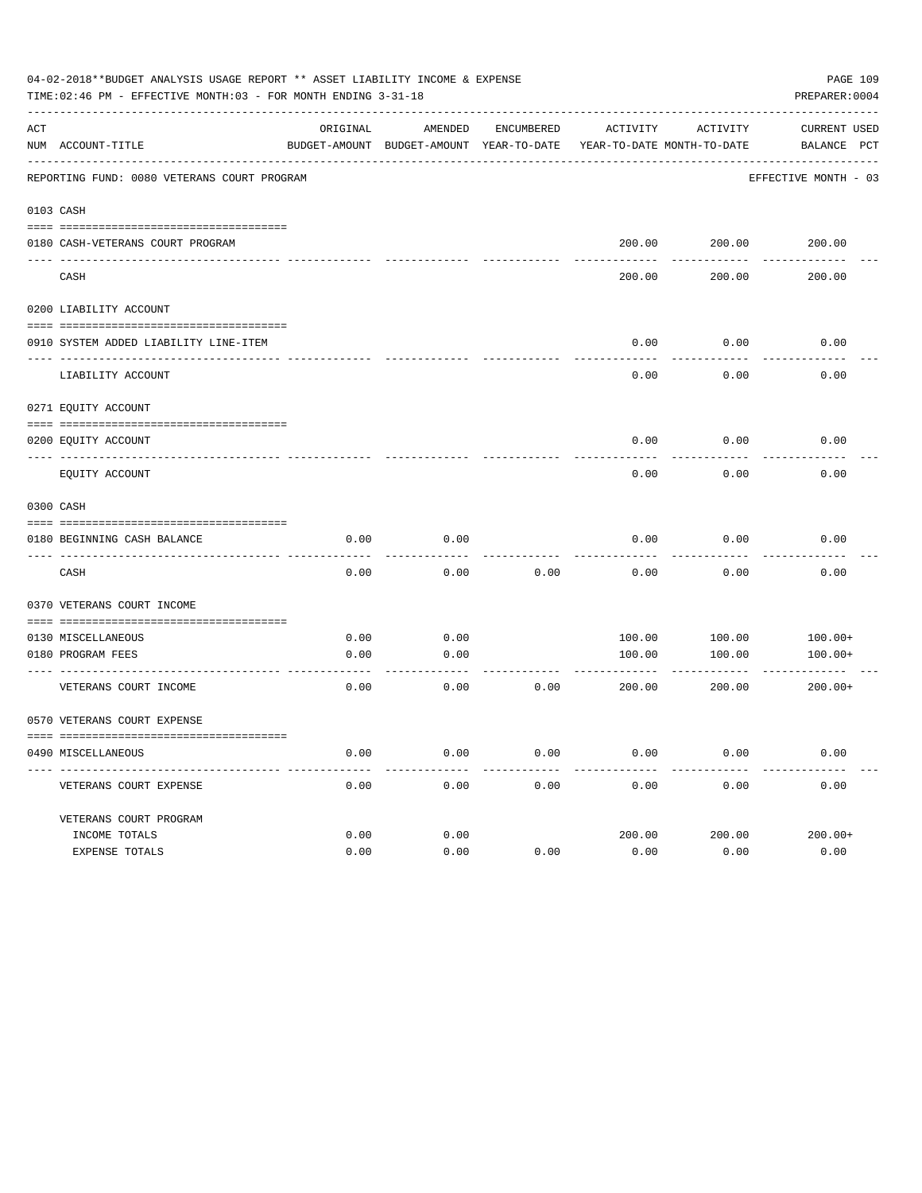04-02-2018**BUDGET ANALYSIS USAGE REPORT ** ASSET LIABILITY INCOME & EXPENSE

TIME:02:46 PM - EFFECTIVE MONTH:03 - FOR MONTH ENDING 3-31-18

PREPARER:0004

| ACT NUM | ACCOUNT-TITLE | ORIGINAL BUDGET-AMOUNT | AMENDED BUDGET-AMOUNT | ENCUMBERED YEAR-TO-DATE | ACTIVITY YEAR-TO-DATE | ACTIVITY MONTH-TO-DATE | CURRENT BALANCE | USED PCT |
|---|---|---|---|---|---|---|---|---|
| | REPORTING FUND: 0080 VETERANS COURT PROGRAM | | | | | | EFFECTIVE MONTH - 03 | |
| 0103 | CASH | | | | | | | |
| 0180 | CASH-VETERANS COURT PROGRAM | | | | 200.00 | 200.00 | 200.00 | |
| | CASH | | | | 200.00 | 200.00 | 200.00 | |
| 0200 | LIABILITY ACCOUNT | | | | | | | |
| 0910 | SYSTEM ADDED LIABILITY LINE-ITEM | | | | 0.00 | 0.00 | 0.00 | |
| | LIABILITY ACCOUNT | | | | 0.00 | 0.00 | 0.00 | |
| 0271 | EQUITY ACCOUNT | | | | | | | |
| 0200 | EQUITY ACCOUNT | | | | 0.00 | 0.00 | 0.00 | |
| | EQUITY ACCOUNT | | | | 0.00 | 0.00 | 0.00 | |
| 0300 | CASH | | | | | | | |
| 0180 | BEGINNING CASH BALANCE | 0.00 | 0.00 | | 0.00 | 0.00 | 0.00 | |
| | CASH | 0.00 | 0.00 | 0.00 | 0.00 | 0.00 | 0.00 | |
| 0370 | VETERANS COURT INCOME | | | | | | | |
| 0130 | MISCELLANEOUS | 0.00 | 0.00 | | 100.00 | 100.00 | 100.00+ | |
| 0180 | PROGRAM FEES | 0.00 | 0.00 | | 100.00 | 100.00 | 100.00+ | |
| | VETERANS COURT INCOME | 0.00 | 0.00 | 0.00 | 200.00 | 200.00 | 200.00+ | |
| 0570 | VETERANS COURT EXPENSE | | | | | | | |
| 0490 | MISCELLANEOUS | 0.00 | 0.00 | 0.00 | 0.00 | 0.00 | 0.00 | |
| | VETERANS COURT EXPENSE | 0.00 | 0.00 | 0.00 | 0.00 | 0.00 | 0.00 | |
| | VETERANS COURT PROGRAM | | | | | | | |
| | INCOME TOTALS | 0.00 | 0.00 | | 200.00 | 200.00 | 200.00+ | |
| | EXPENSE TOTALS | 0.00 | 0.00 | 0.00 | 0.00 | 0.00 | 0.00 | |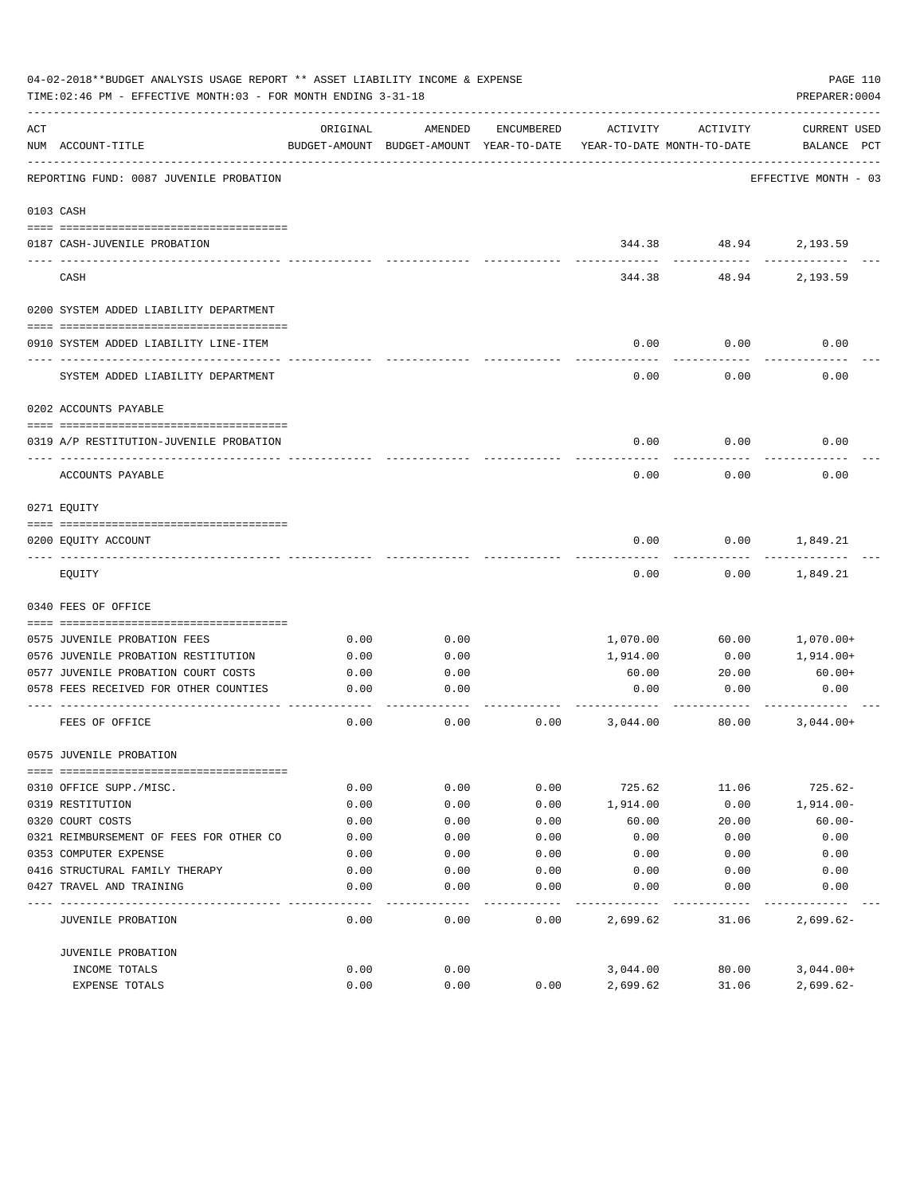04-02-2018**BUDGET ANALYSIS USAGE REPORT ** ASSET LIABILITY INCOME & EXPENSE

TIME:02:46 PM - EFFECTIVE MONTH:03 - FOR MONTH ENDING 3-31-18

PREPARER:0004

| ACT NUM | ACCOUNT-TITLE | ORIGINAL BUDGET-AMOUNT | AMENDED BUDGET-AMOUNT | ENCUMBERED YEAR-TO-DATE | ACTIVITY YEAR-TO-DATE | ACTIVITY MONTH-TO-DATE | CURRENT BALANCE | USED PCT |
|---|---|---|---|---|---|---|---|---|
| | REPORTING FUND: 0087 JUVENILE PROBATION | | | | | | EFFECTIVE MONTH - 03 | |
| | 0103 CASH | | | | | | | |
| 0187 | CASH-JUVENILE PROBATION | | | | 344.38 | 48.94 | 2,193.59 | |
| | CASH | | | | 344.38 | 48.94 | 2,193.59 | |
| | 0200 SYSTEM ADDED LIABILITY DEPARTMENT | | | | | | | |
| 0910 | SYSTEM ADDED LIABILITY LINE-ITEM | | | | 0.00 | 0.00 | 0.00 | |
| | SYSTEM ADDED LIABILITY DEPARTMENT | | | | 0.00 | 0.00 | 0.00 | |
| | 0202 ACCOUNTS PAYABLE | | | | | | | |
| 0319 | A/P RESTITUTION-JUVENILE PROBATION | | | | 0.00 | 0.00 | 0.00 | |
| | ACCOUNTS PAYABLE | | | | 0.00 | 0.00 | 0.00 | |
| | 0271 EQUITY | | | | | | | |
| 0200 | EQUITY ACCOUNT | | | | 0.00 | 0.00 | 1,849.21 | |
| | EQUITY | | | | 0.00 | 0.00 | 1,849.21 | |
| | 0340 FEES OF OFFICE | | | | | | | |
| 0575 | JUVENILE PROBATION FEES | 0.00 | 0.00 | | 1,070.00 | 60.00 | 1,070.00+ | |
| 0576 | JUVENILE PROBATION RESTITUTION | 0.00 | 0.00 | | 1,914.00 | 0.00 | 1,914.00+ | |
| 0577 | JUVENILE PROBATION COURT COSTS | 0.00 | 0.00 | | 60.00 | 20.00 | 60.00+ | |
| 0578 | FEES RECEIVED FOR OTHER COUNTIES | 0.00 | 0.00 | | 0.00 | 0.00 | 0.00 | |
| | FEES OF OFFICE | 0.00 | 0.00 | 0.00 | 3,044.00 | 80.00 | 3,044.00+ | |
| | 0575 JUVENILE PROBATION | | | | | | | |
| 0310 | OFFICE SUPP./MISC. | 0.00 | 0.00 | 0.00 | 725.62 | 11.06 | 725.62- | |
| 0319 | RESTITUTION | 0.00 | 0.00 | 0.00 | 1,914.00 | 0.00 | 1,914.00- | |
| 0320 | COURT COSTS | 0.00 | 0.00 | 0.00 | 60.00 | 20.00 | 60.00- | |
| 0321 | REIMBURSEMENT OF FEES FOR OTHER CO | 0.00 | 0.00 | 0.00 | 0.00 | 0.00 | 0.00 | |
| 0353 | COMPUTER EXPENSE | 0.00 | 0.00 | 0.00 | 0.00 | 0.00 | 0.00 | |
| 0416 | STRUCTURAL FAMILY THERAPY | 0.00 | 0.00 | 0.00 | 0.00 | 0.00 | 0.00 | |
| 0427 | TRAVEL AND TRAINING | 0.00 | 0.00 | 0.00 | 0.00 | 0.00 | 0.00 | |
| | JUVENILE PROBATION | 0.00 | 0.00 | 0.00 | 2,699.62 | 31.06 | 2,699.62- | |
| | JUVENILE PROBATION | | | | | | | |
| | INCOME TOTALS | 0.00 | 0.00 | | 3,044.00 | 80.00 | 3,044.00+ | |
| | EXPENSE TOTALS | 0.00 | 0.00 | 0.00 | 2,699.62 | 31.06 | 2,699.62- | |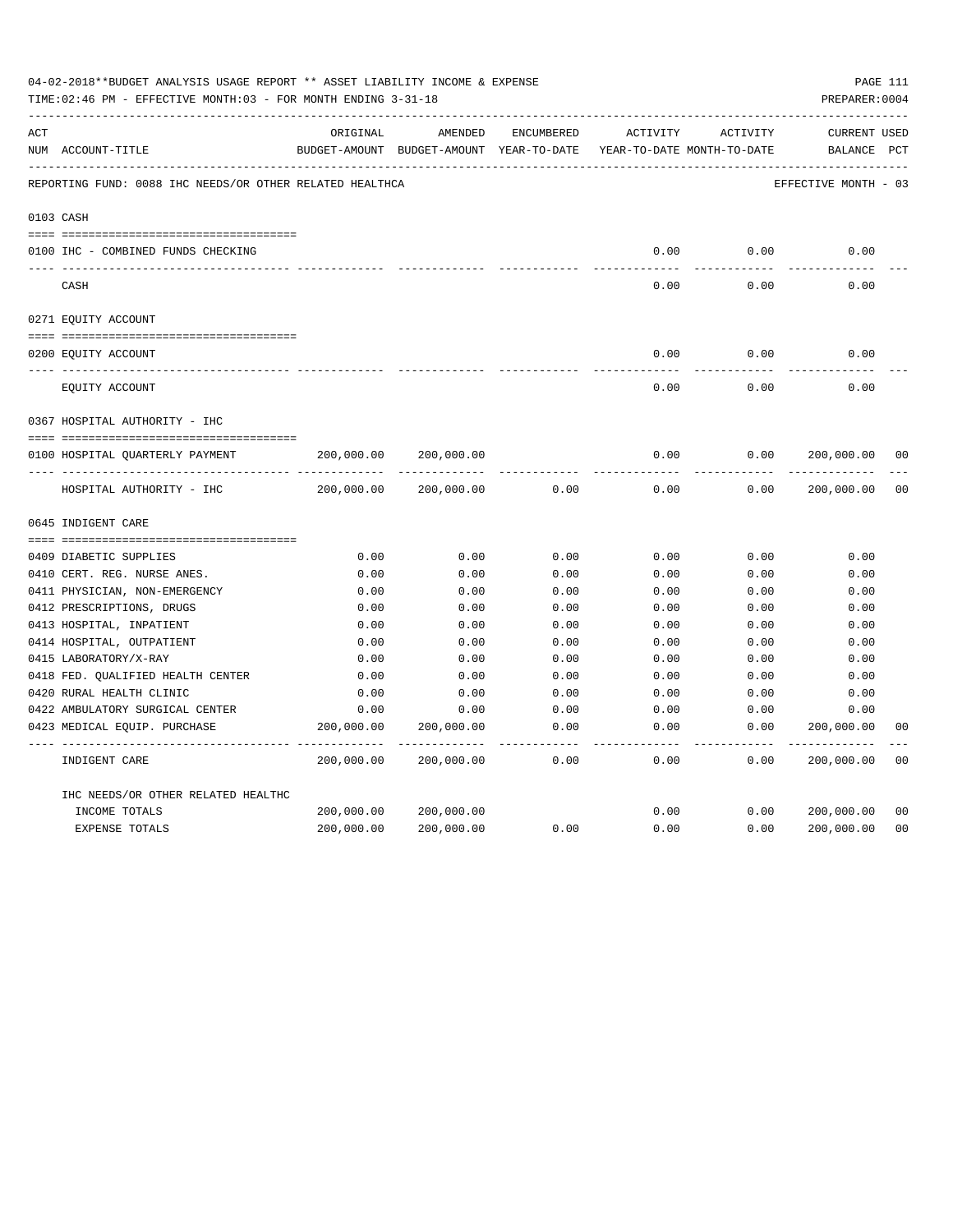04-02-2018**BUDGET ANALYSIS USAGE REPORT ** ASSET LIABILITY INCOME & EXPENSE

TIME:02:46 PM - EFFECTIVE MONTH:03 - FOR MONTH ENDING 3-31-18

PREPARER:0004

| ACT NUM | ACCOUNT-TITLE | ORIGINAL BUDGET-AMOUNT | AMENDED BUDGET-AMOUNT | ENCUMBERED YEAR-TO-DATE | ACTIVITY YEAR-TO-DATE | ACTIVITY MONTH-TO-DATE | CURRENT BALANCE | USED PCT |
|---|---|---|---|---|---|---|---|---|
| | REPORTING FUND: 0088 IHC NEEDS/OR OTHER RELATED HEALTHCA | | | | | | EFFECTIVE MONTH - 03 | |
| 0103 | CASH | | | | | | | |
| 0100 | IHC - COMBINED FUNDS CHECKING | | | | 0.00 | 0.00 | 0.00 | |
| | CASH | | | | 0.00 | 0.00 | 0.00 | |
| 0271 | EQUITY ACCOUNT | | | | | | | |
| 0200 | EQUITY ACCOUNT | | | | 0.00 | 0.00 | 0.00 | |
| | EQUITY ACCOUNT | | | | 0.00 | 0.00 | 0.00 | |
| 0367 | HOSPITAL AUTHORITY - IHC | | | | | | | |
| 0100 | HOSPITAL QUARTERLY PAYMENT | 200,000.00 | 200,000.00 | | 0.00 | 0.00 | 200,000.00 | 00 |
| | HOSPITAL AUTHORITY - IHC | 200,000.00 | 200,000.00 | 0.00 | 0.00 | 0.00 | 200,000.00 | 00 |
| 0645 | INDIGENT CARE | | | | | | | |
| 0409 | DIABETIC SUPPLIES | 0.00 | 0.00 | 0.00 | 0.00 | 0.00 | 0.00 | |
| 0410 | CERT. REG. NURSE ANES. | 0.00 | 0.00 | 0.00 | 0.00 | 0.00 | 0.00 | |
| 0411 | PHYSICIAN, NON-EMERGENCY | 0.00 | 0.00 | 0.00 | 0.00 | 0.00 | 0.00 | |
| 0412 | PRESCRIPTIONS, DRUGS | 0.00 | 0.00 | 0.00 | 0.00 | 0.00 | 0.00 | |
| 0413 | HOSPITAL, INPATIENT | 0.00 | 0.00 | 0.00 | 0.00 | 0.00 | 0.00 | |
| 0414 | HOSPITAL, OUTPATIENT | 0.00 | 0.00 | 0.00 | 0.00 | 0.00 | 0.00 | |
| 0415 | LABORATORY/X-RAY | 0.00 | 0.00 | 0.00 | 0.00 | 0.00 | 0.00 | |
| 0418 | FED. QUALIFIED HEALTH CENTER | 0.00 | 0.00 | 0.00 | 0.00 | 0.00 | 0.00 | |
| 0420 | RURAL HEALTH CLINIC | 0.00 | 0.00 | 0.00 | 0.00 | 0.00 | 0.00 | |
| 0422 | AMBULATORY SURGICAL CENTER | 0.00 | 0.00 | 0.00 | 0.00 | 0.00 | 0.00 | |
| 0423 | MEDICAL EQUIP. PURCHASE | 200,000.00 | 200,000.00 | 0.00 | 0.00 | 0.00 | 200,000.00 | 00 |
| | INDIGENT CARE | 200,000.00 | 200,000.00 | 0.00 | 0.00 | 0.00 | 200,000.00 | 00 |
| | IHC NEEDS/OR OTHER RELATED HEALTHC | | | | | | | |
| | INCOME TOTALS | 200,000.00 | 200,000.00 | | 0.00 | 0.00 | 200,000.00 | 00 |
| | EXPENSE TOTALS | 200,000.00 | 200,000.00 | 0.00 | 0.00 | 0.00 | 200,000.00 | 00 |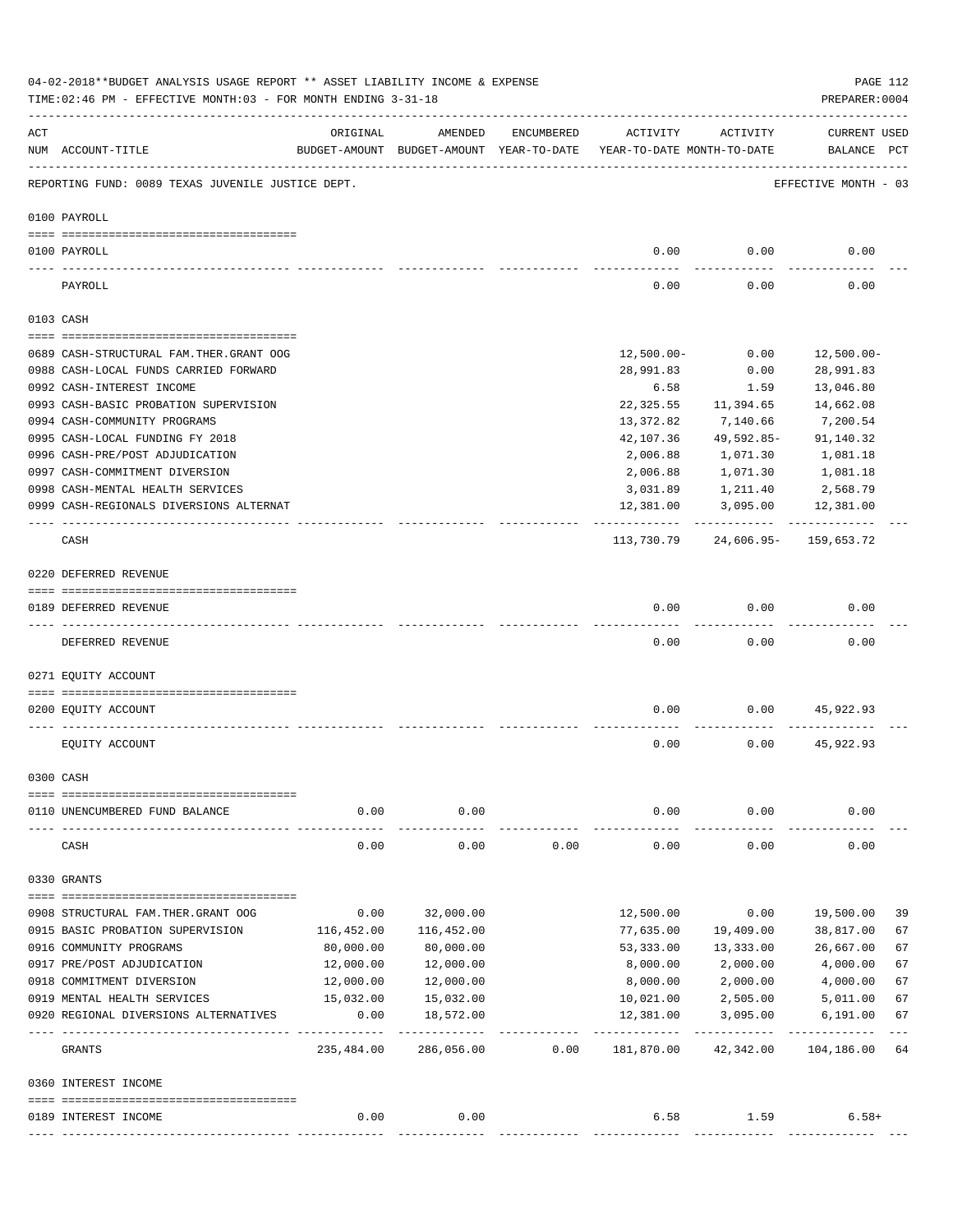04-02-2018**BUDGET ANALYSIS USAGE REPORT ** ASSET LIABILITY INCOME & EXPENSE

TIME:02:46 PM - EFFECTIVE MONTH:03 - FOR MONTH ENDING 3-31-18

PREPARER:0004

| ACT NUM | ACCOUNT-TITLE | ORIGINAL BUDGET-AMOUNT | AMENDED BUDGET-AMOUNT | ENCUMBERED YEAR-TO-DATE | ACTIVITY YEAR-TO-DATE | ACTIVITY MONTH-TO-DATE | CURRENT BALANCE | USED PCT |
|---|---|---|---|---|---|---|---|---|
| | REPORTING FUND: 0089 TEXAS JUVENILE JUSTICE DEPT. | | | | | | EFFECTIVE MONTH - 03 | |
| | **0100 PAYROLL** | | | | | | | |
| 0100 | PAYROLL | | | | 0.00 | 0.00 | 0.00 | |
| | PAYROLL | | | | 0.00 | 0.00 | 0.00 | |
| | **0103 CASH** | | | | | | | |
| 0689 | CASH-STRUCTURAL FAM.THER.GRANT OOG | | | | 12,500.00- | 0.00 | 12,500.00- | |
| 0988 | CASH-LOCAL FUNDS CARRIED FORWARD | | | | 28,991.83 | 0.00 | 28,991.83 | |
| 0992 | CASH-INTEREST INCOME | | | | 6.58 | 1.59 | 13,046.80 | |
| 0993 | CASH-BASIC PROBATION SUPERVISION | | | | 22,325.55 | 11,394.65 | 14,662.08 | |
| 0994 | CASH-COMMUNITY PROGRAMS | | | | 13,372.82 | 7,140.66 | 7,200.54 | |
| 0995 | CASH-LOCAL FUNDING FY 2018 | | | | 42,107.36 | 49,592.85- | 91,140.32 | |
| 0996 | CASH-PRE/POST ADJUDICATION | | | | 2,006.88 | 1,071.30 | 1,081.18 | |
| 0997 | CASH-COMMITMENT DIVERSION | | | | 2,006.88 | 1,071.30 | 1,081.18 | |
| 0998 | CASH-MENTAL HEALTH SERVICES | | | | 3,031.89 | 1,211.40 | 2,568.79 | |
| 0999 | CASH-REGIONALS DIVERSIONS ALTERNAT | | | | 12,381.00 | 3,095.00 | 12,381.00 | |
| | CASH | | | | 113,730.79 | 24,606.95- | 159,653.72 | |
| | **0220 DEFERRED REVENUE** | | | | | | | |
| 0189 | DEFERRED REVENUE | | | | 0.00 | 0.00 | 0.00 | |
| | DEFERRED REVENUE | | | | 0.00 | 0.00 | 0.00 | |
| | **0271 EQUITY ACCOUNT** | | | | | | | |
| 0200 | EQUITY ACCOUNT | | | | 0.00 | 0.00 | 45,922.93 | |
| | EQUITY ACCOUNT | | | | 0.00 | 0.00 | 45,922.93 | |
| | **0300 CASH** | | | | | | | |
| 0110 | UNENCUMBERED FUND BALANCE | 0.00 | 0.00 | | 0.00 | 0.00 | 0.00 | |
| | CASH | 0.00 | 0.00 | 0.00 | 0.00 | 0.00 | 0.00 | |
| | **0330 GRANTS** | | | | | | | |
| 0908 | STRUCTURAL FAM.THER.GRANT OOG | 0.00 | 32,000.00 | | 12,500.00 | 0.00 | 19,500.00 | 39 |
| 0915 | BASIC PROBATION SUPERVISION | 116,452.00 | 116,452.00 | | 77,635.00 | 19,409.00 | 38,817.00 | 67 |
| 0916 | COMMUNITY PROGRAMS | 80,000.00 | 80,000.00 | | 53,333.00 | 13,333.00 | 26,667.00 | 67 |
| 0917 | PRE/POST ADJUDICATION | 12,000.00 | 12,000.00 | | 8,000.00 | 2,000.00 | 4,000.00 | 67 |
| 0918 | COMMITMENT DIVERSION | 12,000.00 | 12,000.00 | | 8,000.00 | 2,000.00 | 4,000.00 | 67 |
| 0919 | MENTAL HEALTH SERVICES | 15,032.00 | 15,032.00 | | 10,021.00 | 2,505.00 | 5,011.00 | 67 |
| 0920 | REGIONAL DIVERSIONS ALTERNATIVES | 0.00 | 18,572.00 | | 12,381.00 | 3,095.00 | 6,191.00 | 67 |
| | GRANTS | 235,484.00 | 286,056.00 | 0.00 | 181,870.00 | 42,342.00 | 104,186.00 | 64 |
| | **0360 INTEREST INCOME** | | | | | | | |
| 0189 | INTEREST INCOME | 0.00 | 0.00 | | 6.58 | 1.59 | 6.58+ | |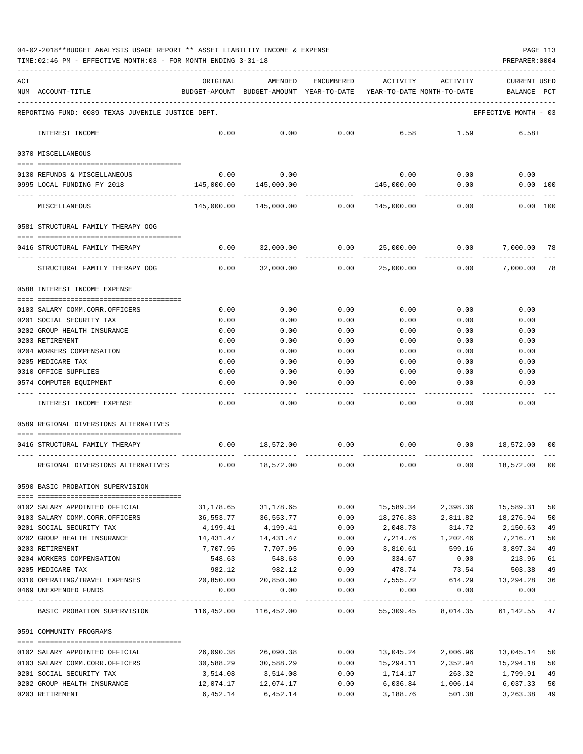04-02-2018**BUDGET ANALYSIS USAGE REPORT ** ASSET LIABILITY INCOME & EXPENSE

TIME:02:46 PM - EFFECTIVE MONTH:03 - FOR MONTH ENDING 3-31-18

REPORTING FUND: 0089 TEXAS JUVENILE JUSTICE DEPT. — EFFECTIVE MONTH - 03

| ACT NUM | ACCOUNT-TITLE | ORIGINAL BUDGET-AMOUNT | AMENDED BUDGET-AMOUNT | ENCUMBERED YEAR-TO-DATE | ACTIVITY YEAR-TO-DATE | ACTIVITY MONTH-TO-DATE | CURRENT USED BALANCE | PCT |
|---|---|---|---|---|---|---|---|---|
| | INTEREST INCOME | 0.00 | 0.00 | 0.00 | 6.58 | 1.59 | 6.58+ | |
| | **0370 MISCELLANEOUS** | | | | | | | |
| 0130 | REFUNDS & MISCELLANEOUS | 0.00 | 0.00 | | 0.00 | 0.00 | 0.00 | |
| 0995 | LOCAL FUNDING FY 2018 | 145,000.00 | 145,000.00 | | 145,000.00 | 0.00 | 0.00 | 100 |
| | MISCELLANEOUS | 145,000.00 | 145,000.00 | 0.00 | 145,000.00 | 0.00 | 0.00 | 100 |
| | **0581 STRUCTURAL FAMILY THERAPY OOG** | | | | | | | |
| 0416 | STRUCTURAL FAMILY THERAPY | 0.00 | 32,000.00 | 0.00 | 25,000.00 | 0.00 | 7,000.00 | 78 |
| | STRUCTURAL FAMILY THERAPY OOG | 0.00 | 32,000.00 | 0.00 | 25,000.00 | 0.00 | 7,000.00 | 78 |
| | **0588 INTEREST INCOME EXPENSE** | | | | | | | |
| 0103 | SALARY COMM.CORR.OFFICERS | 0.00 | 0.00 | 0.00 | 0.00 | 0.00 | 0.00 | |
| 0201 | SOCIAL SECURITY TAX | 0.00 | 0.00 | 0.00 | 0.00 | 0.00 | 0.00 | |
| 0202 | GROUP HEALTH INSURANCE | 0.00 | 0.00 | 0.00 | 0.00 | 0.00 | 0.00 | |
| 0203 | RETIREMENT | 0.00 | 0.00 | 0.00 | 0.00 | 0.00 | 0.00 | |
| 0204 | WORKERS COMPENSATION | 0.00 | 0.00 | 0.00 | 0.00 | 0.00 | 0.00 | |
| 0205 | MEDICARE TAX | 0.00 | 0.00 | 0.00 | 0.00 | 0.00 | 0.00 | |
| 0310 | OFFICE SUPPLIES | 0.00 | 0.00 | 0.00 | 0.00 | 0.00 | 0.00 | |
| 0574 | COMPUTER EQUIPMENT | 0.00 | 0.00 | 0.00 | 0.00 | 0.00 | 0.00 | |
| | INTEREST INCOME EXPENSE | 0.00 | 0.00 | 0.00 | 0.00 | 0.00 | 0.00 | |
| | **0589 REGIONAL DIVERSIONS ALTERNATIVES** | | | | | | | |
| 0416 | STRUCTURAL FAMILY THERAPY | 0.00 | 18,572.00 | 0.00 | 0.00 | 0.00 | 18,572.00 | 00 |
| | REGIONAL DIVERSIONS ALTERNATIVES | 0.00 | 18,572.00 | 0.00 | 0.00 | 0.00 | 18,572.00 | 00 |
| | **0590 BASIC PROBATION SUPERVISION** | | | | | | | |
| 0102 | SALARY APPOINTED OFFICIAL | 31,178.65 | 31,178.65 | 0.00 | 15,589.34 | 2,398.36 | 15,589.31 | 50 |
| 0103 | SALARY COMM.CORR.OFFICERS | 36,553.77 | 36,553.77 | 0.00 | 18,276.83 | 2,811.82 | 18,276.94 | 50 |
| 0201 | SOCIAL SECURITY TAX | 4,199.41 | 4,199.41 | 0.00 | 2,048.78 | 314.72 | 2,150.63 | 49 |
| 0202 | GROUP HEALTH INSURANCE | 14,431.47 | 14,431.47 | 0.00 | 7,214.76 | 1,202.46 | 7,216.71 | 50 |
| 0203 | RETIREMENT | 7,707.95 | 7,707.95 | 0.00 | 3,810.61 | 599.16 | 3,897.34 | 49 |
| 0204 | WORKERS COMPENSATION | 548.63 | 548.63 | 0.00 | 334.67 | 0.00 | 213.96 | 61 |
| 0205 | MEDICARE TAX | 982.12 | 982.12 | 0.00 | 478.74 | 73.54 | 503.38 | 49 |
| 0310 | OPERATING/TRAVEL EXPENSES | 20,850.00 | 20,850.00 | 0.00 | 7,555.72 | 614.29 | 13,294.28 | 36 |
| 0469 | UNEXPENDED FUNDS | 0.00 | 0.00 | 0.00 | 0.00 | 0.00 | 0.00 | |
| | BASIC PROBATION SUPERVISION | 116,452.00 | 116,452.00 | 0.00 | 55,309.45 | 8,014.35 | 61,142.55 | 47 |
| | **0591 COMMUNITY PROGRAMS** | | | | | | | |
| 0102 | SALARY APPOINTED OFFICIAL | 26,090.38 | 26,090.38 | 0.00 | 13,045.24 | 2,006.96 | 13,045.14 | 50 |
| 0103 | SALARY COMM.CORR.OFFICERS | 30,588.29 | 30,588.29 | 0.00 | 15,294.11 | 2,352.94 | 15,294.18 | 50 |
| 0201 | SOCIAL SECURITY TAX | 3,514.08 | 3,514.08 | 0.00 | 1,714.17 | 263.32 | 1,799.91 | 49 |
| 0202 | GROUP HEALTH INSURANCE | 12,074.17 | 12,074.17 | 0.00 | 6,036.84 | 1,006.14 | 6,037.33 | 50 |
| 0203 | RETIREMENT | 6,452.14 | 6,452.14 | 0.00 | 3,188.76 | 501.38 | 3,263.38 | 49 |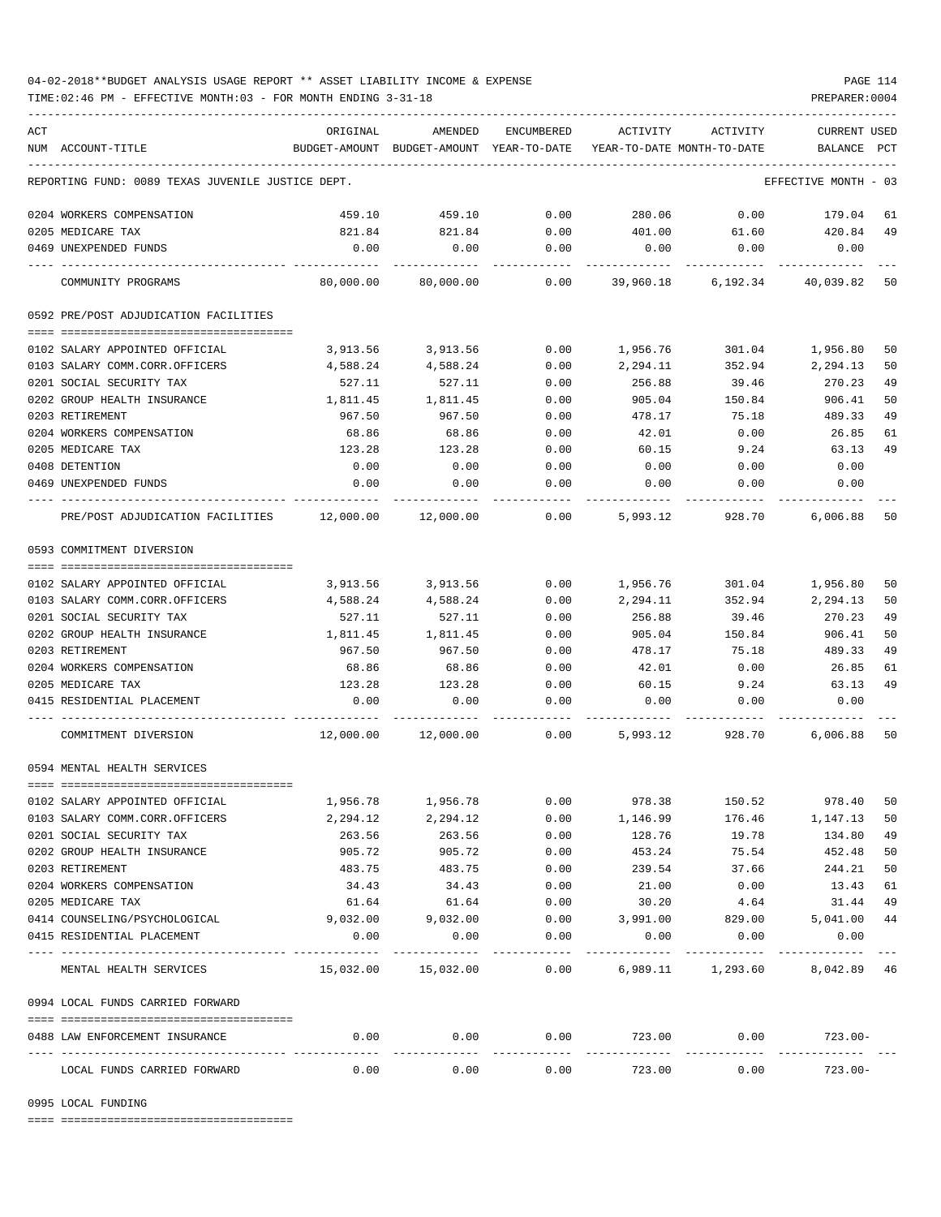04-02-2018**BUDGET ANALYSIS USAGE REPORT ** ASSET LIABILITY INCOME & EXPENSE

TIME:02:46 PM - EFFECTIVE MONTH:03 - FOR MONTH ENDING 3-31-18

PREPARER:0004

| ACT NUM | ACCOUNT-TITLE | ORIGINAL BUDGET-AMOUNT | AMENDED BUDGET-AMOUNT | ENCUMBERED YEAR-TO-DATE | ACTIVITY YEAR-TO-DATE | ACTIVITY MONTH-TO-DATE | CURRENT BALANCE | USED PCT |
|---|---|---|---|---|---|---|---|---|
| | REPORTING FUND: 0089 TEXAS JUVENILE JUSTICE DEPT. | | | | | | EFFECTIVE MONTH - 03 | |
| 0204 | WORKERS COMPENSATION | 459.10 | 459.10 | 0.00 | 280.06 | 0.00 | 179.04 | 61 |
| 0205 | MEDICARE TAX | 821.84 | 821.84 | 0.00 | 401.00 | 61.60 | 420.84 | 49 |
| 0469 | UNEXPENDED FUNDS | 0.00 | 0.00 | 0.00 | 0.00 | 0.00 | 0.00 | |
| | COMMUNITY PROGRAMS | 80,000.00 | 80,000.00 | 0.00 | 39,960.18 | 6,192.34 | 40,039.82 | 50 |
| | **0592 PRE/POST ADJUDICATION FACILITIES** | | | | | | | |
| 0102 | SALARY APPOINTED OFFICIAL | 3,913.56 | 3,913.56 | 0.00 | 1,956.76 | 301.04 | 1,956.80 | 50 |
| 0103 | SALARY COMM.CORR.OFFICERS | 4,588.24 | 4,588.24 | 0.00 | 2,294.11 | 352.94 | 2,294.13 | 50 |
| 0201 | SOCIAL SECURITY TAX | 527.11 | 527.11 | 0.00 | 256.88 | 39.46 | 270.23 | 49 |
| 0202 | GROUP HEALTH INSURANCE | 1,811.45 | 1,811.45 | 0.00 | 905.04 | 150.84 | 906.41 | 50 |
| 0203 | RETIREMENT | 967.50 | 967.50 | 0.00 | 478.17 | 75.18 | 489.33 | 49 |
| 0204 | WORKERS COMPENSATION | 68.86 | 68.86 | 0.00 | 42.01 | 0.00 | 26.85 | 61 |
| 0205 | MEDICARE TAX | 123.28 | 123.28 | 0.00 | 60.15 | 9.24 | 63.13 | 49 |
| 0408 | DETENTION | 0.00 | 0.00 | 0.00 | 0.00 | 0.00 | 0.00 | |
| 0469 | UNEXPENDED FUNDS | 0.00 | 0.00 | 0.00 | 0.00 | 0.00 | 0.00 | |
| | PRE/POST ADJUDICATION FACILITIES | 12,000.00 | 12,000.00 | 0.00 | 5,993.12 | 928.70 | 6,006.88 | 50 |
| | **0593 COMMITMENT DIVERSION** | | | | | | | |
| 0102 | SALARY APPOINTED OFFICIAL | 3,913.56 | 3,913.56 | 0.00 | 1,956.76 | 301.04 | 1,956.80 | 50 |
| 0103 | SALARY COMM.CORR.OFFICERS | 4,588.24 | 4,588.24 | 0.00 | 2,294.11 | 352.94 | 2,294.13 | 50 |
| 0201 | SOCIAL SECURITY TAX | 527.11 | 527.11 | 0.00 | 256.88 | 39.46 | 270.23 | 49 |
| 0202 | GROUP HEALTH INSURANCE | 1,811.45 | 1,811.45 | 0.00 | 905.04 | 150.84 | 906.41 | 50 |
| 0203 | RETIREMENT | 967.50 | 967.50 | 0.00 | 478.17 | 75.18 | 489.33 | 49 |
| 0204 | WORKERS COMPENSATION | 68.86 | 68.86 | 0.00 | 42.01 | 0.00 | 26.85 | 61 |
| 0205 | MEDICARE TAX | 123.28 | 123.28 | 0.00 | 60.15 | 9.24 | 63.13 | 49 |
| 0415 | RESIDENTIAL PLACEMENT | 0.00 | 0.00 | 0.00 | 0.00 | 0.00 | 0.00 | |
| | COMMITMENT DIVERSION | 12,000.00 | 12,000.00 | 0.00 | 5,993.12 | 928.70 | 6,006.88 | 50 |
| | **0594 MENTAL HEALTH SERVICES** | | | | | | | |
| 0102 | SALARY APPOINTED OFFICIAL | 1,956.78 | 1,956.78 | 0.00 | 978.38 | 150.52 | 978.40 | 50 |
| 0103 | SALARY COMM.CORR.OFFICERS | 2,294.12 | 2,294.12 | 0.00 | 1,146.99 | 176.46 | 1,147.13 | 50 |
| 0201 | SOCIAL SECURITY TAX | 263.56 | 263.56 | 0.00 | 128.76 | 19.78 | 134.80 | 49 |
| 0202 | GROUP HEALTH INSURANCE | 905.72 | 905.72 | 0.00 | 453.24 | 75.54 | 452.48 | 50 |
| 0203 | RETIREMENT | 483.75 | 483.75 | 0.00 | 239.54 | 37.66 | 244.21 | 50 |
| 0204 | WORKERS COMPENSATION | 34.43 | 34.43 | 0.00 | 21.00 | 0.00 | 13.43 | 61 |
| 0205 | MEDICARE TAX | 61.64 | 61.64 | 0.00 | 30.20 | 4.64 | 31.44 | 49 |
| 0414 | COUNSELING/PSYCHOLOGICAL | 9,032.00 | 9,032.00 | 0.00 | 3,991.00 | 829.00 | 5,041.00 | 44 |
| 0415 | RESIDENTIAL PLACEMENT | 0.00 | 0.00 | 0.00 | 0.00 | 0.00 | 0.00 | |
| | MENTAL HEALTH SERVICES | 15,032.00 | 15,032.00 | 0.00 | 6,989.11 | 1,293.60 | 8,042.89 | 46 |
| | **0994 LOCAL FUNDS CARRIED FORWARD** | | | | | | | |
| 0488 | LAW ENFORCEMENT INSURANCE | 0.00 | 0.00 | 0.00 | 723.00 | 0.00 | 723.00- | |
| | LOCAL FUNDS CARRIED FORWARD | 0.00 | 0.00 | 0.00 | 723.00 | 0.00 | 723.00- | |
| | **0995 LOCAL FUNDING** | | | | | | | |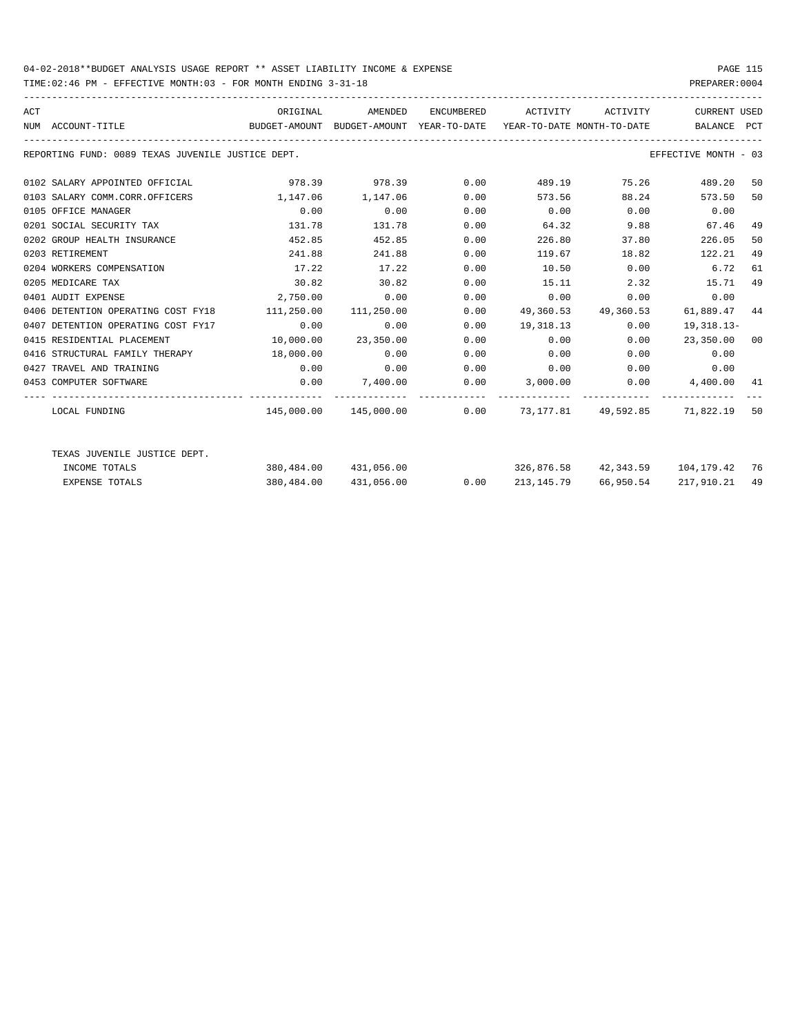04-02-2018**BUDGET ANALYSIS USAGE REPORT ** ASSET LIABILITY INCOME & EXPENSE

TIME:02:46 PM - EFFECTIVE MONTH:03 - FOR MONTH ENDING 3-31-18

PREPARER:0004

| ACT NUM | ACCOUNT-TITLE | ORIGINAL BUDGET-AMOUNT | AMENDED BUDGET-AMOUNT | ENCUMBERED YEAR-TO-DATE | ACTIVITY YEAR-TO-DATE | ACTIVITY MONTH-TO-DATE | CURRENT BALANCE | USED PCT |
|---|---|---|---|---|---|---|---|---|
| REPORTING FUND: 0089 TEXAS JUVENILE JUSTICE DEPT. | | | | | | | EFFECTIVE MONTH - 03 | |
| 0102 | SALARY APPOINTED OFFICIAL | 978.39 | 978.39 | 0.00 | 489.19 | 75.26 | 489.20 | 50 |
| 0103 | SALARY COMM.CORR.OFFICERS | 1,147.06 | 1,147.06 | 0.00 | 573.56 | 88.24 | 573.50 | 50 |
| 0105 | OFFICE MANAGER | 0.00 | 0.00 | 0.00 | 0.00 | 0.00 | 0.00 | |
| 0201 | SOCIAL SECURITY TAX | 131.78 | 131.78 | 0.00 | 64.32 | 9.88 | 67.46 | 49 |
| 0202 | GROUP HEALTH INSURANCE | 452.85 | 452.85 | 0.00 | 226.80 | 37.80 | 226.05 | 50 |
| 0203 | RETIREMENT | 241.88 | 241.88 | 0.00 | 119.67 | 18.82 | 122.21 | 49 |
| 0204 | WORKERS COMPENSATION | 17.22 | 17.22 | 0.00 | 10.50 | 0.00 | 6.72 | 61 |
| 0205 | MEDICARE TAX | 30.82 | 30.82 | 0.00 | 15.11 | 2.32 | 15.71 | 49 |
| 0401 | AUDIT EXPENSE | 2,750.00 | 0.00 | 0.00 | 0.00 | 0.00 | 0.00 | |
| 0406 | DETENTION OPERATING COST FY18 | 111,250.00 | 111,250.00 | 0.00 | 49,360.53 | 49,360.53 | 61,889.47 | 44 |
| 0407 | DETENTION OPERATING COST FY17 | 0.00 | 0.00 | 0.00 | 19,318.13 | 0.00 | 19,318.13- | |
| 0415 | RESIDENTIAL PLACEMENT | 10,000.00 | 23,350.00 | 0.00 | 0.00 | 0.00 | 23,350.00 | 00 |
| 0416 | STRUCTURAL FAMILY THERAPY | 18,000.00 | 0.00 | 0.00 | 0.00 | 0.00 | 0.00 | |
| 0427 | TRAVEL AND TRAINING | 0.00 | 0.00 | 0.00 | 0.00 | 0.00 | 0.00 | |
| 0453 | COMPUTER SOFTWARE | 0.00 | 7,400.00 | 0.00 | 3,000.00 | 0.00 | 4,400.00 | 41 |
| | LOCAL FUNDING | 145,000.00 | 145,000.00 | 0.00 | 73,177.81 | 49,592.85 | 71,822.19 | 50 |
| | TEXAS JUVENILE JUSTICE DEPT. | | | | | | | |
| | INCOME TOTALS | 380,484.00 | 431,056.00 | | 326,876.58 | 42,343.59 | 104,179.42 | 76 |
| | EXPENSE TOTALS | 380,484.00 | 431,056.00 | 0.00 | 213,145.79 | 66,950.54 | 217,910.21 | 49 |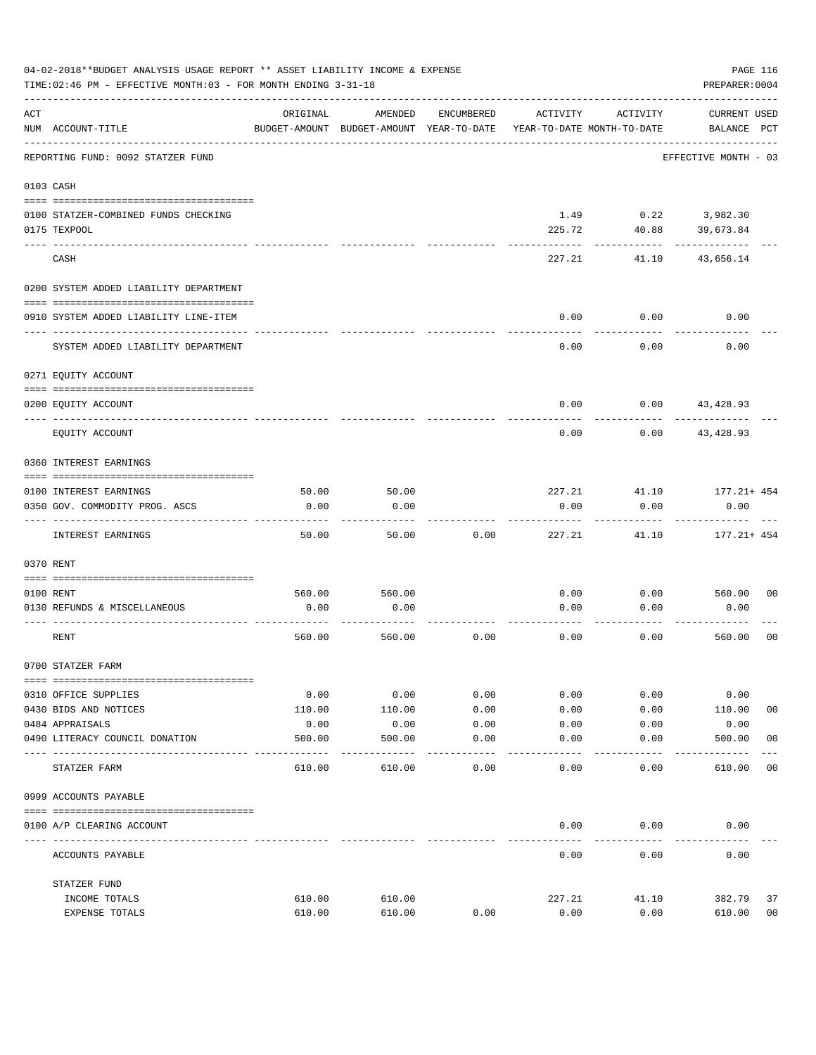04-02-2018**BUDGET ANALYSIS USAGE REPORT ** ASSET LIABILITY INCOME & EXPENSE

TIME:02:46 PM - EFFECTIVE MONTH:03 - FOR MONTH ENDING 3-31-18

PREPARER:0004

| ACT NUM | ACCOUNT-TITLE | ORIGINAL BUDGET-AMOUNT | AMENDED BUDGET-AMOUNT | ENCUMBERED YEAR-TO-DATE | ACTIVITY YEAR-TO-DATE | ACTIVITY MONTH-TO-DATE | CURRENT USED BALANCE | PCT |
|---|---|---|---|---|---|---|---|---|
| | REPORTING FUND: 0092 STATZER FUND | | | | | | EFFECTIVE MONTH - 03 | |
| 0103 | CASH | | | | | | | |
| 0100 | STATZER-COMBINED FUNDS CHECKING | | | | 1.49 | 0.22 | 3,982.30 | |
| 0175 | TEXPOOL | | | | 225.72 | 40.88 | 39,673.84 | |
| | CASH | | | | 227.21 | 41.10 | 43,656.14 | |
| 0200 | SYSTEM ADDED LIABILITY DEPARTMENT | | | | | | | |
| 0910 | SYSTEM ADDED LIABILITY LINE-ITEM | | | | 0.00 | 0.00 | 0.00 | |
| | SYSTEM ADDED LIABILITY DEPARTMENT | | | | 0.00 | 0.00 | 0.00 | |
| 0271 | EQUITY ACCOUNT | | | | | | | |
| 0200 | EQUITY ACCOUNT | | | | 0.00 | 0.00 | 43,428.93 | |
| | EQUITY ACCOUNT | | | | 0.00 | 0.00 | 43,428.93 | |
| 0360 | INTEREST EARNINGS | | | | | | | |
| 0100 | INTEREST EARNINGS | 50.00 | 50.00 | | 227.21 | 41.10 | 177.21+ | 454 |
| 0350 | GOV. COMMODITY PROG. ASCS | 0.00 | 0.00 | | 0.00 | 0.00 | 0.00 | |
| | INTEREST EARNINGS | 50.00 | 50.00 | 0.00 | 227.21 | 41.10 | 177.21+ | 454 |
| 0370 | RENT | | | | | | | |
| 0100 | RENT | 560.00 | 560.00 | | 0.00 | 0.00 | 560.00 | 00 |
| 0130 | REFUNDS & MISCELLANEOUS | 0.00 | 0.00 | | 0.00 | 0.00 | 0.00 | |
| | RENT | 560.00 | 560.00 | 0.00 | 0.00 | 0.00 | 560.00 | 00 |
| 0700 | STATZER FARM | | | | | | | |
| 0310 | OFFICE SUPPLIES | 0.00 | 0.00 | 0.00 | 0.00 | 0.00 | 0.00 | |
| 0430 | BIDS AND NOTICES | 110.00 | 110.00 | 0.00 | 0.00 | 0.00 | 110.00 | 00 |
| 0484 | APPRAISALS | 0.00 | 0.00 | 0.00 | 0.00 | 0.00 | 0.00 | |
| 0490 | LITERACY COUNCIL DONATION | 500.00 | 500.00 | 0.00 | 0.00 | 0.00 | 500.00 | 00 |
| | STATZER FARM | 610.00 | 610.00 | 0.00 | 0.00 | 0.00 | 610.00 | 00 |
| 0999 | ACCOUNTS PAYABLE | | | | | | | |
| 0100 | A/P CLEARING ACCOUNT | | | | 0.00 | 0.00 | 0.00 | |
| | ACCOUNTS PAYABLE | | | | 0.00 | 0.00 | 0.00 | |
| | STATZER FUND | | | | | | | |
| | INCOME TOTALS | 610.00 | 610.00 | | 227.21 | 41.10 | 382.79 | 37 |
| | EXPENSE TOTALS | 610.00 | 610.00 | 0.00 | 0.00 | 0.00 | 610.00 | 00 |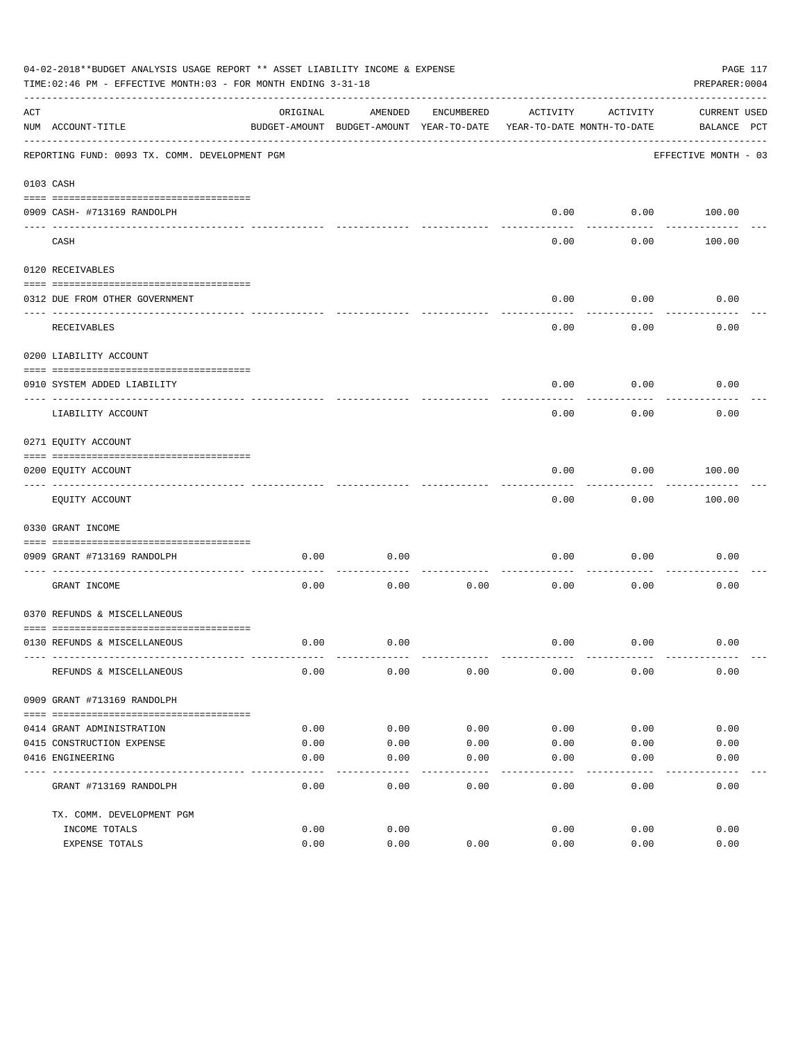04-02-2018**BUDGET ANALYSIS USAGE REPORT ** ASSET LIABILITY INCOME & EXPENSE

TIME:02:46 PM - EFFECTIVE MONTH:03 - FOR MONTH ENDING 3-31-18

PREPARER:0004

| ACT NUM | ACCOUNT-TITLE | ORIGINAL BUDGET-AMOUNT | AMENDED BUDGET-AMOUNT | ENCUMBERED YEAR-TO-DATE | ACTIVITY YEAR-TO-DATE | ACTIVITY MONTH-TO-DATE | CURRENT BALANCE | USED PCT |
|---|---|---|---|---|---|---|---|---|
| | REPORTING FUND: 0093 TX. COMM. DEVELOPMENT PGM | | | | | | EFFECTIVE MONTH - 03 | |
| 0103 | CASH | | | | | | | |
| 0909 | CASH- #713169 RANDOLPH | | | | 0.00 | 0.00 | 100.00 | |
| | CASH | | | | 0.00 | 0.00 | 100.00 | |
| 0120 | RECEIVABLES | | | | | | | |
| 0312 | DUE FROM OTHER GOVERNMENT | | | | 0.00 | 0.00 | 0.00 | |
| | RECEIVABLES | | | | 0.00 | 0.00 | 0.00 | |
| 0200 | LIABILITY ACCOUNT | | | | | | | |
| 0910 | SYSTEM ADDED LIABILITY | | | | 0.00 | 0.00 | 0.00 | |
| | LIABILITY ACCOUNT | | | | 0.00 | 0.00 | 0.00 | |
| 0271 | EQUITY ACCOUNT | | | | | | | |
| 0200 | EQUITY ACCOUNT | | | | 0.00 | 0.00 | 100.00 | |
| | EQUITY ACCOUNT | | | | 0.00 | 0.00 | 100.00 | |
| 0330 | GRANT INCOME | | | | | | | |
| 0909 | GRANT #713169 RANDOLPH | 0.00 | 0.00 | | 0.00 | 0.00 | 0.00 | |
| | GRANT INCOME | 0.00 | 0.00 | 0.00 | 0.00 | 0.00 | 0.00 | |
| 0370 | REFUNDS & MISCELLANEOUS | | | | | | | |
| 0130 | REFUNDS & MISCELLANEOUS | 0.00 | 0.00 | | 0.00 | 0.00 | 0.00 | |
| | REFUNDS & MISCELLANEOUS | 0.00 | 0.00 | 0.00 | 0.00 | 0.00 | 0.00 | |
| 0909 | GRANT #713169 RANDOLPH | | | | | | | |
| 0414 | GRANT ADMINISTRATION | 0.00 | 0.00 | 0.00 | 0.00 | 0.00 | 0.00 | |
| 0415 | CONSTRUCTION EXPENSE | 0.00 | 0.00 | 0.00 | 0.00 | 0.00 | 0.00 | |
| 0416 | ENGINEERING | 0.00 | 0.00 | 0.00 | 0.00 | 0.00 | 0.00 | |
| | GRANT #713169 RANDOLPH | 0.00 | 0.00 | 0.00 | 0.00 | 0.00 | 0.00 | |
| | TX. COMM. DEVELOPMENT PGM | | | | | | | |
| | INCOME TOTALS | 0.00 | 0.00 | | 0.00 | 0.00 | 0.00 | |
| | EXPENSE TOTALS | 0.00 | 0.00 | 0.00 | 0.00 | 0.00 | 0.00 | |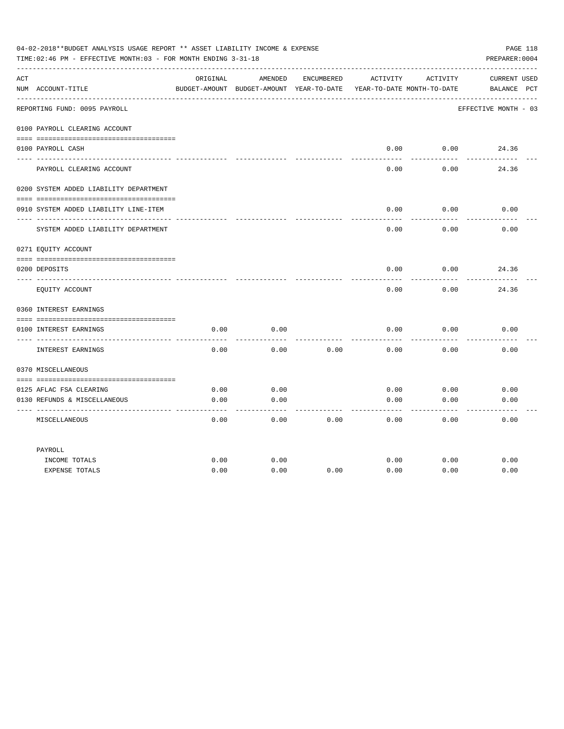04-02-2018**BUDGET ANALYSIS USAGE REPORT ** ASSET LIABILITY INCOME & EXPENSE

TIME:02:46 PM - EFFECTIVE MONTH:03 - FOR MONTH ENDING 3-31-18

PREPARER:0004

| ACT NUM | ACCOUNT-TITLE | ORIGINAL BUDGET-AMOUNT | AMENDED BUDGET-AMOUNT | ENCUMBERED YEAR-TO-DATE | ACTIVITY YEAR-TO-DATE | ACTIVITY MONTH-TO-DATE | CURRENT BALANCE | USED PCT |
|---|---|---|---|---|---|---|---|---|
| | REPORTING FUND: 0095 PAYROLL | | | | | | EFFECTIVE MONTH - 03 | |
| | 0100 PAYROLL CLEARING ACCOUNT | | | | | | | |
| 0100 | PAYROLL CASH | | | | 0.00 | 0.00 | 24.36 | |
| | PAYROLL CLEARING ACCOUNT | | | | 0.00 | 0.00 | 24.36 | |
| | 0200 SYSTEM ADDED LIABILITY DEPARTMENT | | | | | | | |
| 0910 | SYSTEM ADDED LIABILITY LINE-ITEM | | | | 0.00 | 0.00 | 0.00 | |
| | SYSTEM ADDED LIABILITY DEPARTMENT | | | | 0.00 | 0.00 | 0.00 | |
| | 0271 EQUITY ACCOUNT | | | | | | | |
| 0200 | DEPOSITS | | | | 0.00 | 0.00 | 24.36 | |
| | EQUITY ACCOUNT | | | | 0.00 | 0.00 | 24.36 | |
| | 0360 INTEREST EARNINGS | | | | | | | |
| 0100 | INTEREST EARNINGS | 0.00 | 0.00 | | 0.00 | 0.00 | 0.00 | |
| | INTEREST EARNINGS | 0.00 | 0.00 | 0.00 | 0.00 | 0.00 | 0.00 | |
| | 0370 MISCELLANEOUS | | | | | | | |
| 0125 | AFLAC FSA CLEARING | 0.00 | 0.00 | | 0.00 | 0.00 | 0.00 | |
| 0130 | REFUNDS & MISCELLANEOUS | 0.00 | 0.00 | | 0.00 | 0.00 | 0.00 | |
| | MISCELLANEOUS | 0.00 | 0.00 | 0.00 | 0.00 | 0.00 | 0.00 | |
| | PAYROLL | | | | | | | |
| | INCOME TOTALS | 0.00 | 0.00 | | 0.00 | 0.00 | 0.00 | |
| | EXPENSE TOTALS | 0.00 | 0.00 | 0.00 | 0.00 | 0.00 | 0.00 | |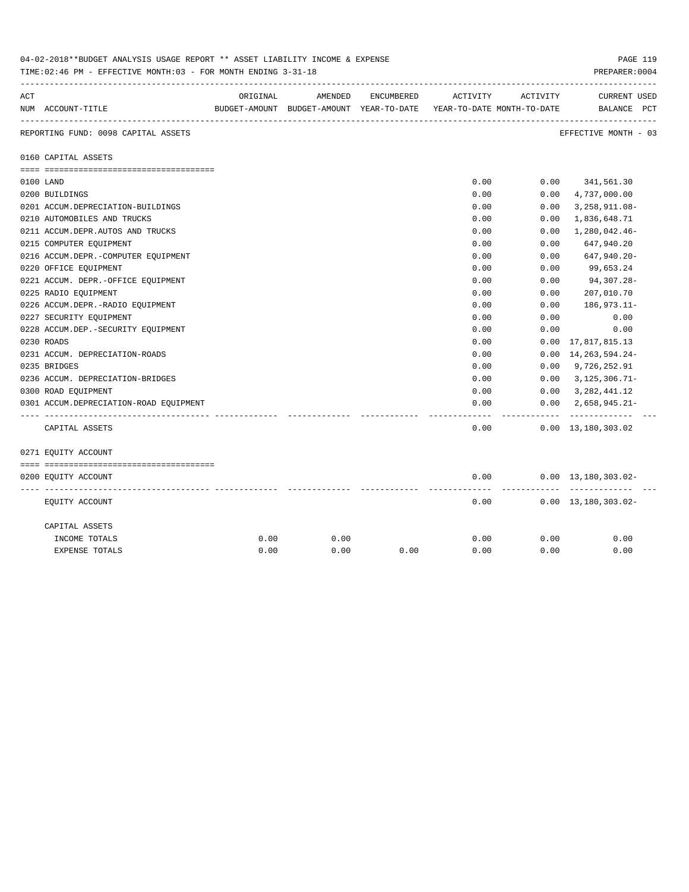04-02-2018**BUDGET ANALYSIS USAGE REPORT ** ASSET LIABILITY INCOME & EXPENSE

TIME:02:46 PM - EFFECTIVE MONTH:03 - FOR MONTH ENDING 3-31-18

PREPARER:0004

REPORTING FUND: 0098 CAPITAL ASSETS — EFFECTIVE MONTH - 03

| ACT NUM | ACCOUNT-TITLE | ORIGINAL BUDGET-AMOUNT | AMENDED BUDGET-AMOUNT | ENCUMBERED YEAR-TO-DATE | ACTIVITY YEAR-TO-DATE | ACTIVITY MONTH-TO-DATE | CURRENT BALANCE | USED PCT |
|---|---|---|---|---|---|---|---|---|
| | **0160 CAPITAL ASSETS** | | | | | | | |
| 0100 | LAND | | | | 0.00 | 0.00 | 341,561.30 | |
| 0200 | BUILDINGS | | | | 0.00 | 0.00 | 4,737,000.00 | |
| 0201 | ACCUM.DEPRECIATION-BUILDINGS | | | | 0.00 | 0.00 | 3,258,911.08- | |
| 0210 | AUTOMOBILES AND TRUCKS | | | | 0.00 | 0.00 | 1,836,648.71 | |
| 0211 | ACCUM.DEPR.AUTOS AND TRUCKS | | | | 0.00 | 0.00 | 1,280,042.46- | |
| 0215 | COMPUTER EQUIPMENT | | | | 0.00 | 0.00 | 647,940.20 | |
| 0216 | ACCUM.DEPR.-COMPUTER EQUIPMENT | | | | 0.00 | 0.00 | 647,940.20- | |
| 0220 | OFFICE EQUIPMENT | | | | 0.00 | 0.00 | 99,653.24 | |
| 0221 | ACCUM. DEPR.-OFFICE EQUIPMENT | | | | 0.00 | 0.00 | 94,307.28- | |
| 0225 | RADIO EQUIPMENT | | | | 0.00 | 0.00 | 207,010.70 | |
| 0226 | ACCUM.DEPR.-RADIO EQUIPMENT | | | | 0.00 | 0.00 | 186,973.11- | |
| 0227 | SECURITY EQUIPMENT | | | | 0.00 | 0.00 | 0.00 | |
| 0228 | ACCUM.DEP.-SECURITY EQUIPMENT | | | | 0.00 | 0.00 | 0.00 | |
| 0230 | ROADS | | | | 0.00 | 0.00 | 17,817,815.13 | |
| 0231 | ACCUM. DEPRECIATION-ROADS | | | | 0.00 | 0.00 | 14,263,594.24- | |
| 0235 | BRIDGES | | | | 0.00 | 0.00 | 9,726,252.91 | |
| 0236 | ACCUM. DEPRECIATION-BRIDGES | | | | 0.00 | 0.00 | 3,125,306.71- | |
| 0300 | ROAD EQUIPMENT | | | | 0.00 | 0.00 | 3,282,441.12 | |
| 0301 | ACCUM.DEPRECIATION-ROAD EQUIPMENT | | | | 0.00 | 0.00 | 2,658,945.21- | |
| | CAPITAL ASSETS | | | | 0.00 | 0.00 | 13,180,303.02 | |
| | **0271 EQUITY ACCOUNT** | | | | | | | |
| 0200 | EQUITY ACCOUNT | | | | 0.00 | 0.00 | 13,180,303.02- | |
| | EQUITY ACCOUNT | | | | 0.00 | 0.00 | 13,180,303.02- | |
| | CAPITAL ASSETS | | | | | | | |
| | INCOME TOTALS | 0.00 | 0.00 | | 0.00 | 0.00 | 0.00 | |
| | EXPENSE TOTALS | 0.00 | 0.00 | 0.00 | 0.00 | 0.00 | 0.00 | |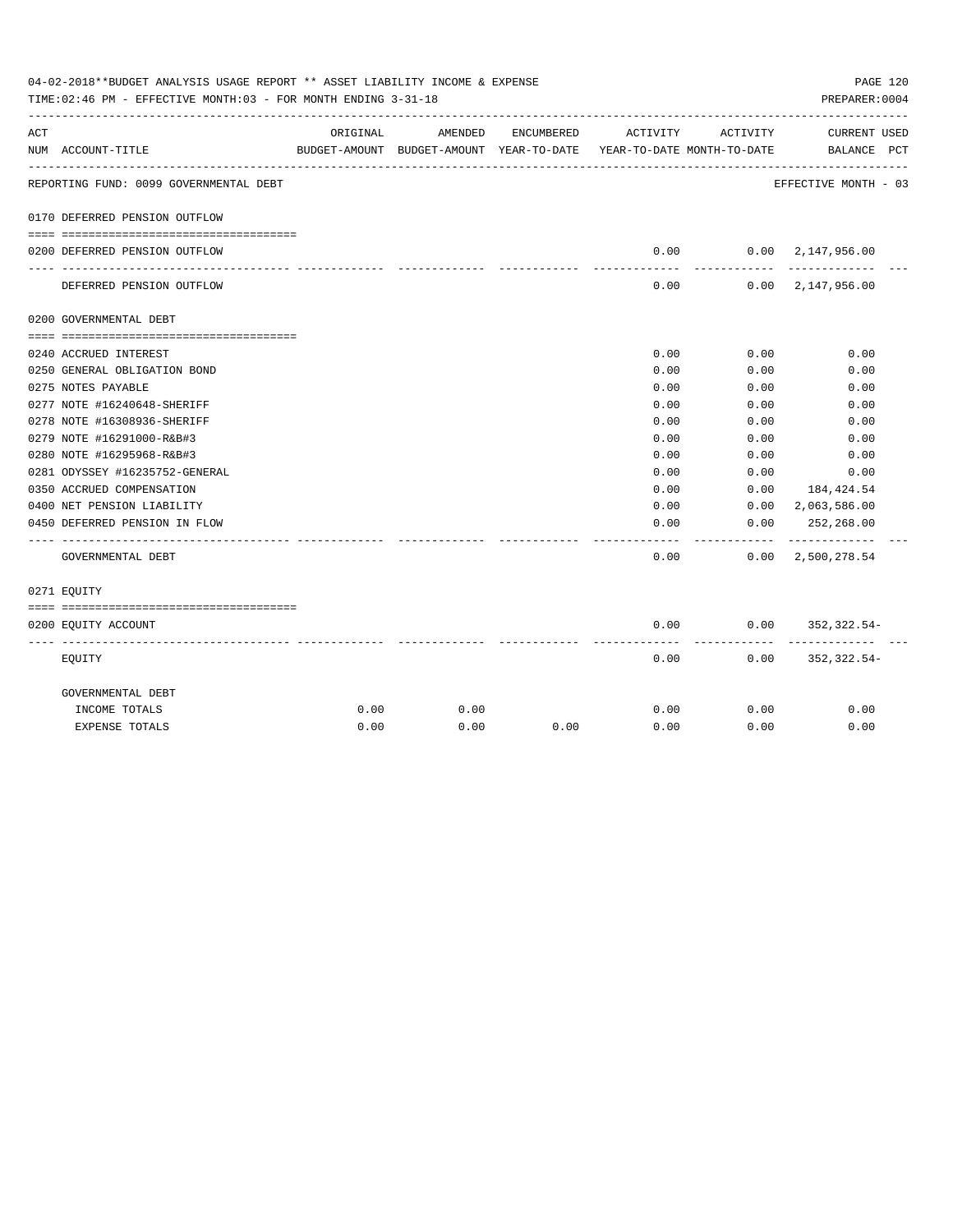04-02-2018**BUDGET ANALYSIS USAGE REPORT ** ASSET LIABILITY INCOME & EXPENSE

TIME:02:46 PM - EFFECTIVE MONTH:03 - FOR MONTH ENDING 3-31-18

PREPARER:0004

| ACT NUM | ACCOUNT-TITLE | ORIGINAL BUDGET-AMOUNT | AMENDED BUDGET-AMOUNT | ENCUMBERED YEAR-TO-DATE | ACTIVITY YEAR-TO-DATE | ACTIVITY MONTH-TO-DATE | CURRENT BALANCE | USED PCT |
|---|---|---|---|---|---|---|---|---|
| | REPORTING FUND: 0099 GOVERNMENTAL DEBT | | | | | | EFFECTIVE MONTH - 03 | |
| 0170 | DEFERRED PENSION OUTFLOW | | | | | | | |
| 0200 | DEFERRED PENSION OUTFLOW | | | | 0.00 | 0.00 | 2,147,956.00 | |
| | DEFERRED PENSION OUTFLOW | | | | 0.00 | 0.00 | 2,147,956.00 | |
| 0200 | GOVERNMENTAL DEBT | | | | | | | |
| 0240 | ACCRUED INTEREST | | | | 0.00 | 0.00 | 0.00 | |
| 0250 | GENERAL OBLIGATION BOND | | | | 0.00 | 0.00 | 0.00 | |
| 0275 | NOTES PAYABLE | | | | 0.00 | 0.00 | 0.00 | |
| 0277 | NOTE #16240648-SHERIFF | | | | 0.00 | 0.00 | 0.00 | |
| 0278 | NOTE #16308936-SHERIFF | | | | 0.00 | 0.00 | 0.00 | |
| 0279 | NOTE #16291000-R&B#3 | | | | 0.00 | 0.00 | 0.00 | |
| 0280 | NOTE #16295968-R&B#3 | | | | 0.00 | 0.00 | 0.00 | |
| 0281 | ODYSSEY #16235752-GENERAL | | | | 0.00 | 0.00 | 0.00 | |
| 0350 | ACCRUED COMPENSATION | | | | 0.00 | 0.00 | 184,424.54 | |
| 0400 | NET PENSION LIABILITY | | | | 0.00 | 0.00 | 2,063,586.00 | |
| 0450 | DEFERRED PENSION IN FLOW | | | | 0.00 | 0.00 | 252,268.00 | |
| | GOVERNMENTAL DEBT | | | | 0.00 | 0.00 | 2,500,278.54 | |
| 0271 | EQUITY | | | | | | | |
| 0200 | EQUITY ACCOUNT | | | | 0.00 | 0.00 | 352,322.54- | |
| | EQUITY | | | | 0.00 | 0.00 | 352,322.54- | |
| | GOVERNMENTAL DEBT | | | | | | | |
| | INCOME TOTALS | 0.00 | 0.00 | | 0.00 | 0.00 | 0.00 | |
| | EXPENSE TOTALS | 0.00 | 0.00 | 0.00 | 0.00 | 0.00 | 0.00 | |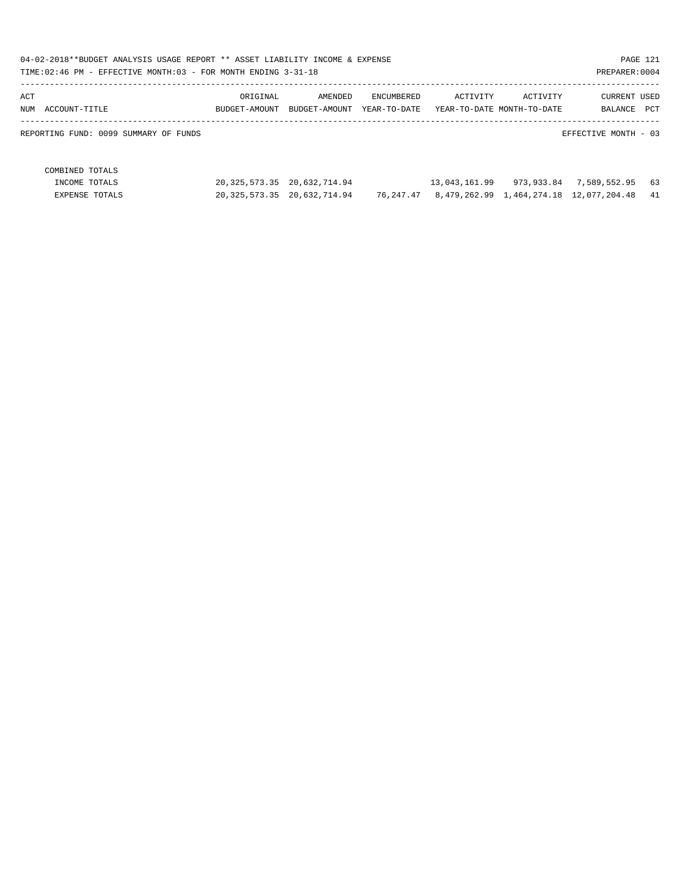| ACT NUM | ACCOUNT-TITLE | ORIGINAL BUDGET-AMOUNT | AMENDED BUDGET-AMOUNT | ENCUMBERED YEAR-TO-DATE | ACTIVITY YEAR-TO-DATE | ACTIVITY MONTH-TO-DATE | CURRENT BALANCE | USED PCT |
|---|---|---|---|---|---|---|---|---|

REPORTING FUND: 0099 SUMMARY OF FUNDS

EFFECTIVE MONTH - 03

| | | | | | | | |
|---|---|---|---|---|---|---|---|
| COMBINED TOTALS | | | | | | | |
| INCOME TOTALS | 20,325,573.35 | 20,632,714.94 | | 13,043,161.99 | 973,933.84 | 7,589,552.95 | 63 |
| EXPENSE TOTALS | 20,325,573.35 | 20,632,714.94 | 76,247.47 | 8,479,262.99 | 1,464,274.18 | 12,077,204.48 | 41 |